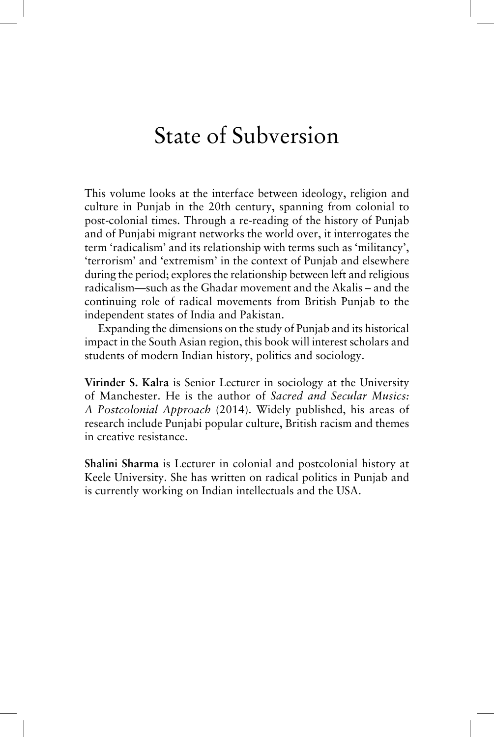# State of Subversion

This volume looks at the interface between ideology, religion and culture in Punjab in the 20th century, spanning from colonial to post-colonial times. Through a re-reading of the history of Punjab and of Punjabi migrant networks the world over, it interrogates the term 'radicalism' and its relationship with terms such as 'militancy', 'terrorism' and 'extremism' in the context of Punjab and elsewhere during the period; explores the relationship between left and religious radicalism—such as the Ghadar movement and the Akalis – and the continuing role of radical movements from British Punjab to the independent states of India and Pakistan.

Expanding the dimensions on the study of Punjab and its historical impact in the South Asian region, this book will interest scholars and students of modern Indian history, politics and sociology.

**Virinder S. Kalra** is Senior Lecturer in sociology at the University of Manchester. He is the author of *Sacred and Secular Musics: A Postcolonial Approach* (2014). Widely published, his areas of research include Punjabi popular culture, British racism and themes in creative resistance.

**Shalini Sharma** is Lecturer in colonial and postcolonial history at Keele University. She has written on radical politics in Punjab and is currently working on Indian intellectuals and the USA.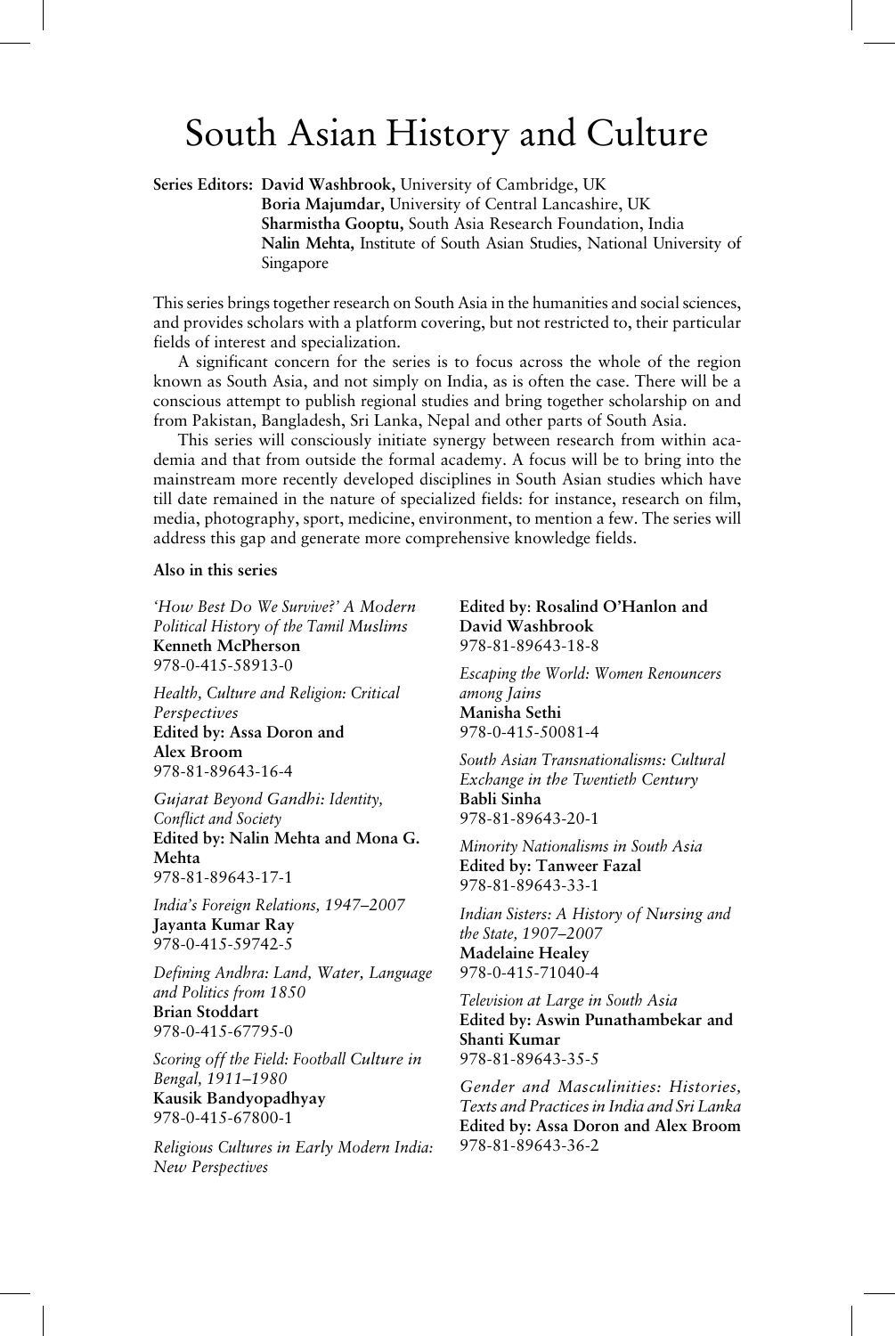# South Asian History and Culture

**Series Editors: David Washbrook,** University of Cambridge, UK
**Boria Majumdar,** University of Central Lancashire, UK
**Sharmistha Gooptu,** South Asia Research Foundation, India
**Nalin Mehta,** Institute of South Asian Studies, National University of Singapore

This series brings together research on South Asia in the humanities and social sciences, and provides scholars with a platform covering, but not restricted to, their particular fields of interest and specialization.

A significant concern for the series is to focus across the whole of the region known as South Asia, and not simply on India, as is often the case. There will be a conscious attempt to publish regional studies and bring together scholarship on and from Pakistan, Bangladesh, Sri Lanka, Nepal and other parts of South Asia.

This series will consciously initiate synergy between research from within academia and that from outside the formal academy. A focus will be to bring into the mainstream more recently developed disciplines in South Asian studies which have till date remained in the nature of specialized fields: for instance, research on film, media, photography, sport, medicine, environment, to mention a few. The series will address this gap and generate more comprehensive knowledge fields.

**Also in this series**

*'How Best Do We Survive?' A Modern Political History of the Tamil Muslims*
**Kenneth McPherson**
978-0-415-58913-0

*Health, Culture and Religion: Critical Perspectives*
**Edited by: Assa Doron and Alex Broom**
978-81-89643-16-4

*Gujarat Beyond Gandhi: Identity, Conflict and Society*
**Edited by: Nalin Mehta and Mona G. Mehta**
978-81-89643-17-1

*India's Foreign Relations, 1947–2007*
**Jayanta Kumar Ray**
978-0-415-59742-5

*Defining Andhra: Land, Water, Language and Politics from 1850*
**Brian Stoddart**
978-0-415-67795-0

*Scoring off the Field: Football Culture in Bengal, 1911–1980*
**Kausik Bandyopadhyay**
978-0-415-67800-1

*Religious Cultures in Early Modern India: New Perspectives*
**Edited by: Rosalind O'Hanlon and David Washbrook**
978-81-89643-18-8

*Escaping the World: Women Renouncers among Jains*
**Manisha Sethi**
978-0-415-50081-4

*South Asian Transnationalisms: Cultural Exchange in the Twentieth Century*
**Babli Sinha**
978-81-89643-20-1

*Minority Nationalisms in South Asia*
**Edited by: Tanweer Fazal**
978-81-89643-33-1

*Indian Sisters: A History of Nursing and the State, 1907–2007*
**Madelaine Healey**
978-0-415-71040-4

*Television at Large in South Asia*
**Edited by: Aswin Punathambekar and Shanti Kumar**
978-81-89643-35-5

*Gender and Masculinities: Histories, Texts and Practices in India and Sri Lanka*
**Edited by: Assa Doron and Alex Broom**
978-81-89643-36-2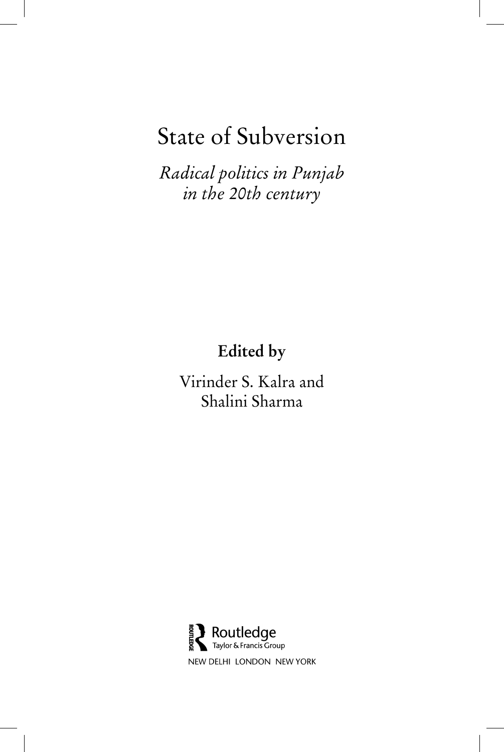# State of Subversion

*Radical politics in Punjab in the 20th century*

**Edited by**

Virinder S. Kalra and Shalini Sharma

Routledge
Taylor & Francis Group

NEW DELHI LONDON NEW YORK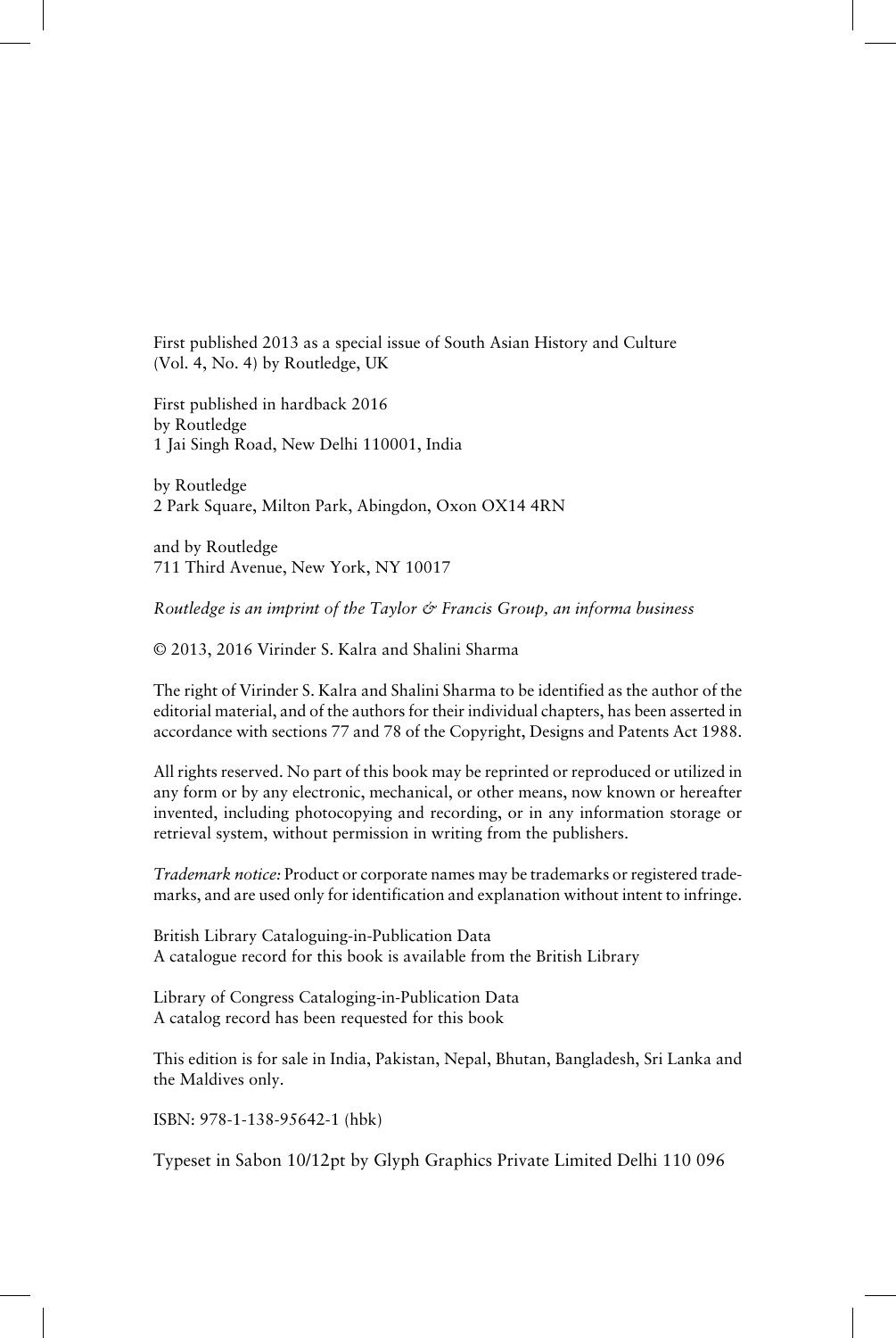First published 2013 as a special issue of South Asian History and Culture (Vol. 4, No. 4) by Routledge, UK

First published in hardback 2016
by Routledge
1 Jai Singh Road, New Delhi 110001, India

by Routledge
2 Park Square, Milton Park, Abingdon, Oxon OX14 4RN

and by Routledge
711 Third Avenue, New York, NY 10017

*Routledge is an imprint of the Taylor & Francis Group, an informa business*

© 2013, 2016 Virinder S. Kalra and Shalini Sharma

The right of Virinder S. Kalra and Shalini Sharma to be identified as the author of the editorial material, and of the authors for their individual chapters, has been asserted in accordance with sections 77 and 78 of the Copyright, Designs and Patents Act 1988.

All rights reserved. No part of this book may be reprinted or reproduced or utilized in any form or by any electronic, mechanical, or other means, now known or hereafter invented, including photocopying and recording, or in any information storage or retrieval system, without permission in writing from the publishers.

*Trademark notice:* Product or corporate names may be trademarks or registered trademarks, and are used only for identification and explanation without intent to infringe.

British Library Cataloguing-in-Publication Data
A catalogue record for this book is available from the British Library

Library of Congress Cataloging-in-Publication Data
A catalog record has been requested for this book

This edition is for sale in India, Pakistan, Nepal, Bhutan, Bangladesh, Sri Lanka and the Maldives only.

ISBN: 978-1-138-95642-1 (hbk)

Typeset in Sabon 10/12pt by Glyph Graphics Private Limited Delhi 110 096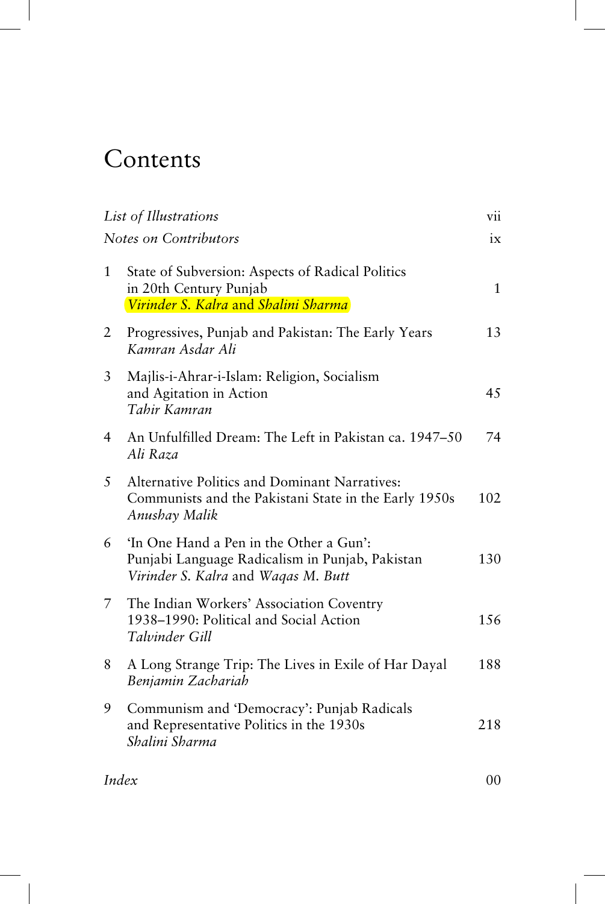# Contents

| | | |
|---|---|---|
| *List of Illustrations* | | vii |
| *Notes on Contributors* | | ix |
| 1 | State of Subversion: Aspects of Radical Politics in 20th Century Punjab<br>*Virinder S. Kalra* and *Shalini Sharma* | 1 |
| 2 | Progressives, Punjab and Pakistan: The Early Years<br>*Kamran Asdar Ali* | 13 |
| 3 | Majlis-i-Ahrar-i-Islam: Religion, Socialism and Agitation in Action<br>*Tahir Kamran* | 45 |
| 4 | An Unfulfilled Dream: The Left in Pakistan ca. 1947–50<br>*Ali Raza* | 74 |
| 5 | Alternative Politics and Dominant Narratives: Communists and the Pakistani State in the Early 1950s<br>*Anushay Malik* | 102 |
| 6 | 'In One Hand a Pen in the Other a Gun': Punjabi Language Radicalism in Punjab, Pakistan<br>*Virinder S. Kalra* and *Waqas M. Butt* | 130 |
| 7 | The Indian Workers' Association Coventry 1938–1990: Political and Social Action<br>*Talvinder Gill* | 156 |
| 8 | A Long Strange Trip: The Lives in Exile of Har Dayal<br>*Benjamin Zachariah* | 188 |
| 9 | Communism and 'Democracy': Punjab Radicals and Representative Politics in the 1930s<br>*Shalini Sharma* | 218 |
| *Index* | | 00 |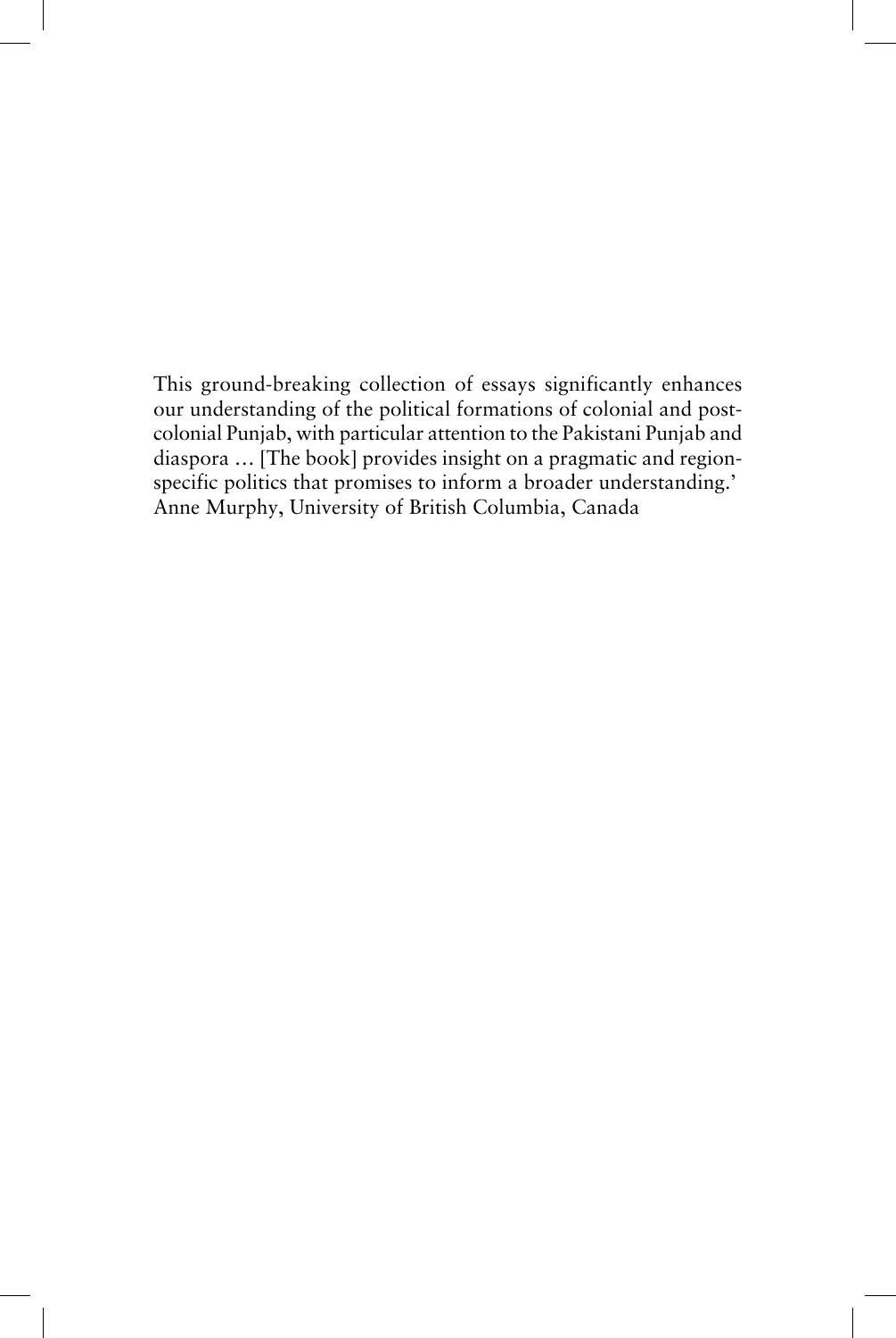This ground-breaking collection of essays significantly enhances our understanding of the political formations of colonial and post-colonial Punjab, with particular attention to the Pakistani Punjab and diaspora … [The book] provides insight on a pragmatic and region-specific politics that promises to inform a broader understanding.'
Anne Murphy, University of British Columbia, Canada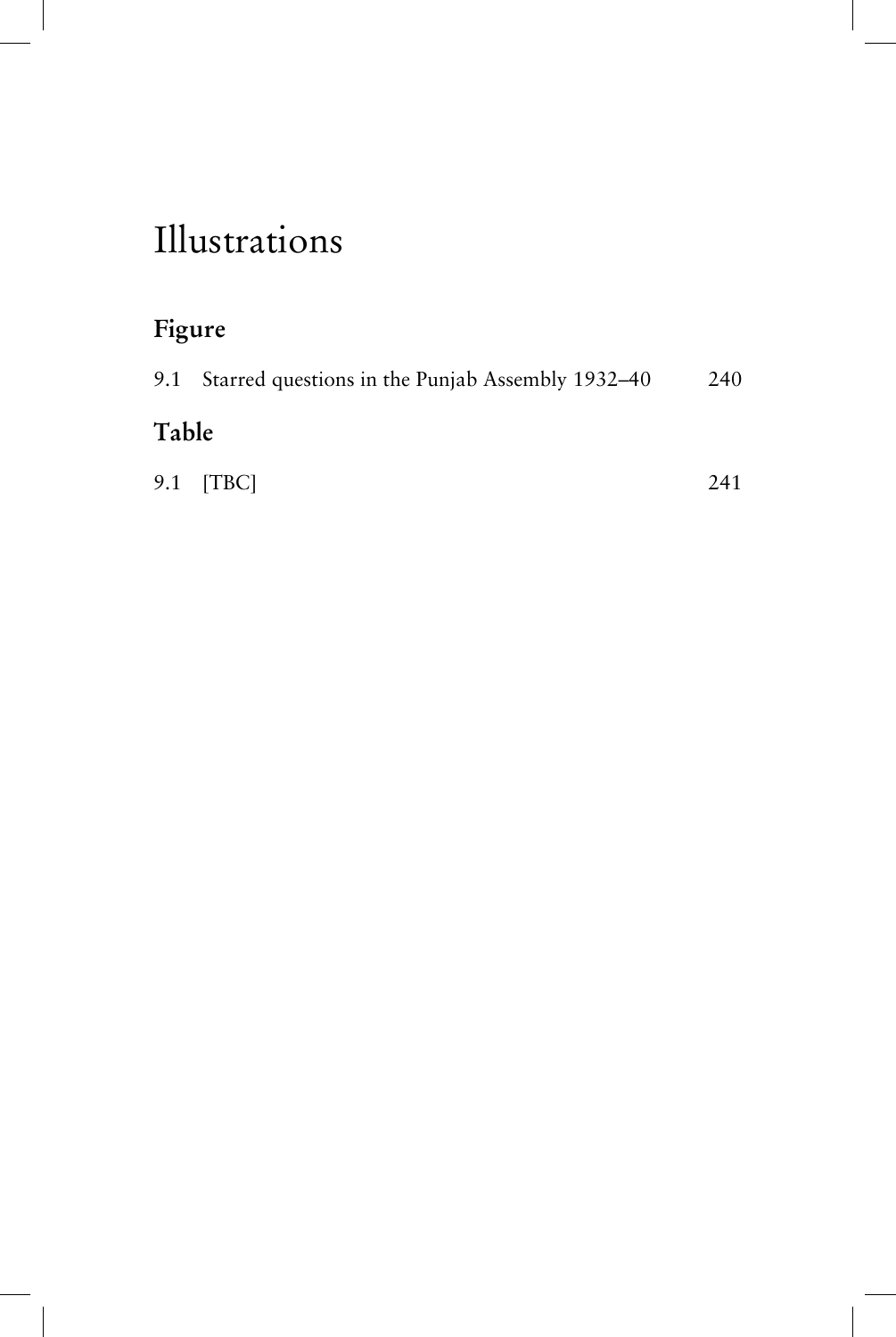# Illustrations

## Figure

9.1 Starred questions in the Punjab Assembly 1932–40 240

## Table

9.1 [TBC] 241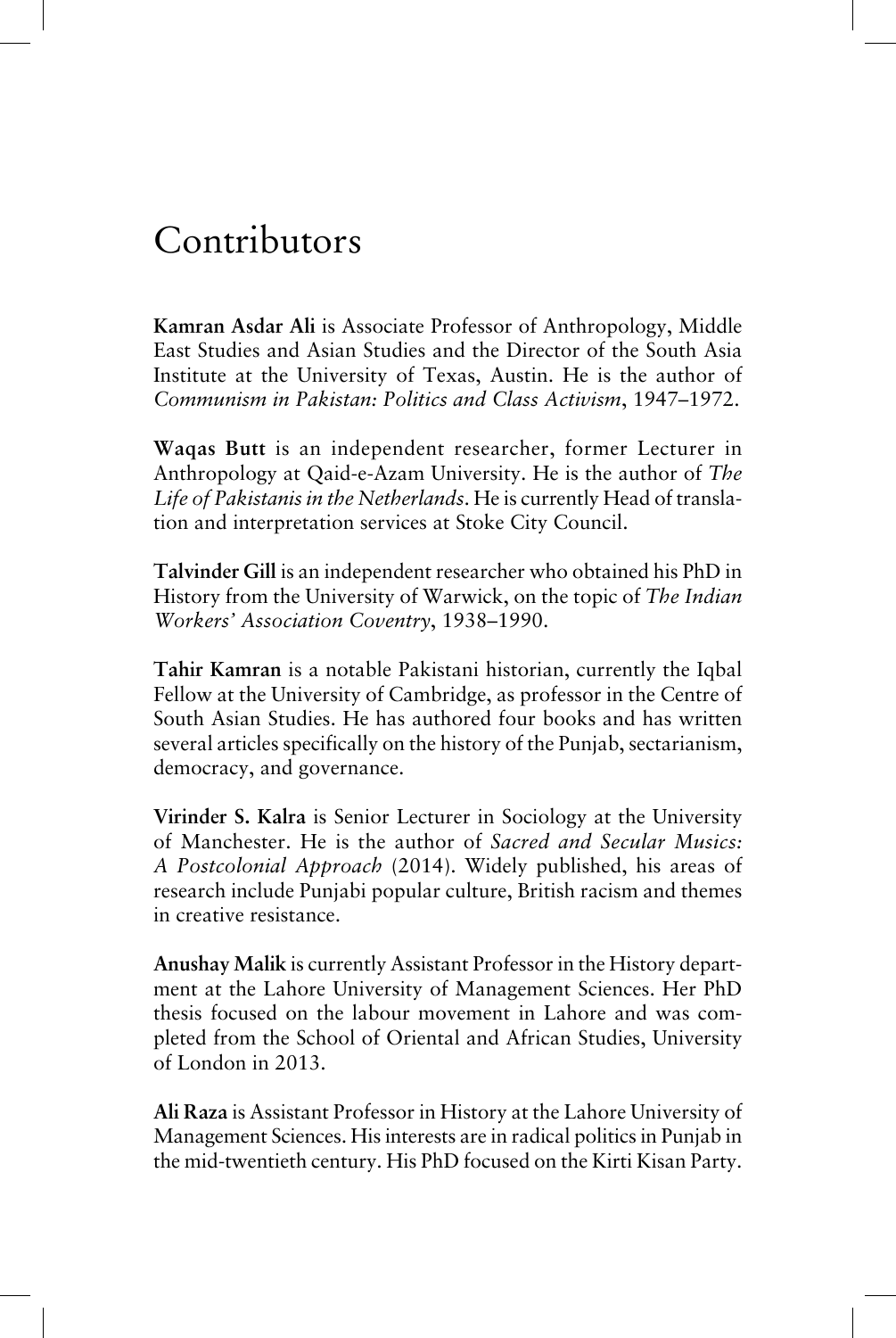# Contributors

**Kamran Asdar Ali** is Associate Professor of Anthropology, Middle East Studies and Asian Studies and the Director of the South Asia Institute at the University of Texas, Austin. He is the author of *Communism in Pakistan: Politics and Class Activism*, 1947–1972.

**Waqas Butt** is an independent researcher, former Lecturer in Anthropology at Qaid-e-Azam University. He is the author of *The Life of Pakistanis in the Netherlands*. He is currently Head of translation and interpretation services at Stoke City Council.

**Talvinder Gill** is an independent researcher who obtained his PhD in History from the University of Warwick, on the topic of *The Indian Workers' Association Coventry*, 1938–1990.

**Tahir Kamran** is a notable Pakistani historian, currently the Iqbal Fellow at the University of Cambridge, as professor in the Centre of South Asian Studies. He has authored four books and has written several articles specifically on the history of the Punjab, sectarianism, democracy, and governance.

**Virinder S. Kalra** is Senior Lecturer in Sociology at the University of Manchester. He is the author of *Sacred and Secular Musics: A Postcolonial Approach* (2014). Widely published, his areas of research include Punjabi popular culture, British racism and themes in creative resistance.

**Anushay Malik** is currently Assistant Professor in the History department at the Lahore University of Management Sciences. Her PhD thesis focused on the labour movement in Lahore and was completed from the School of Oriental and African Studies, University of London in 2013.

**Ali Raza** is Assistant Professor in History at the Lahore University of Management Sciences. His interests are in radical politics in Punjab in the mid-twentieth century. His PhD focused on the Kirti Kisan Party.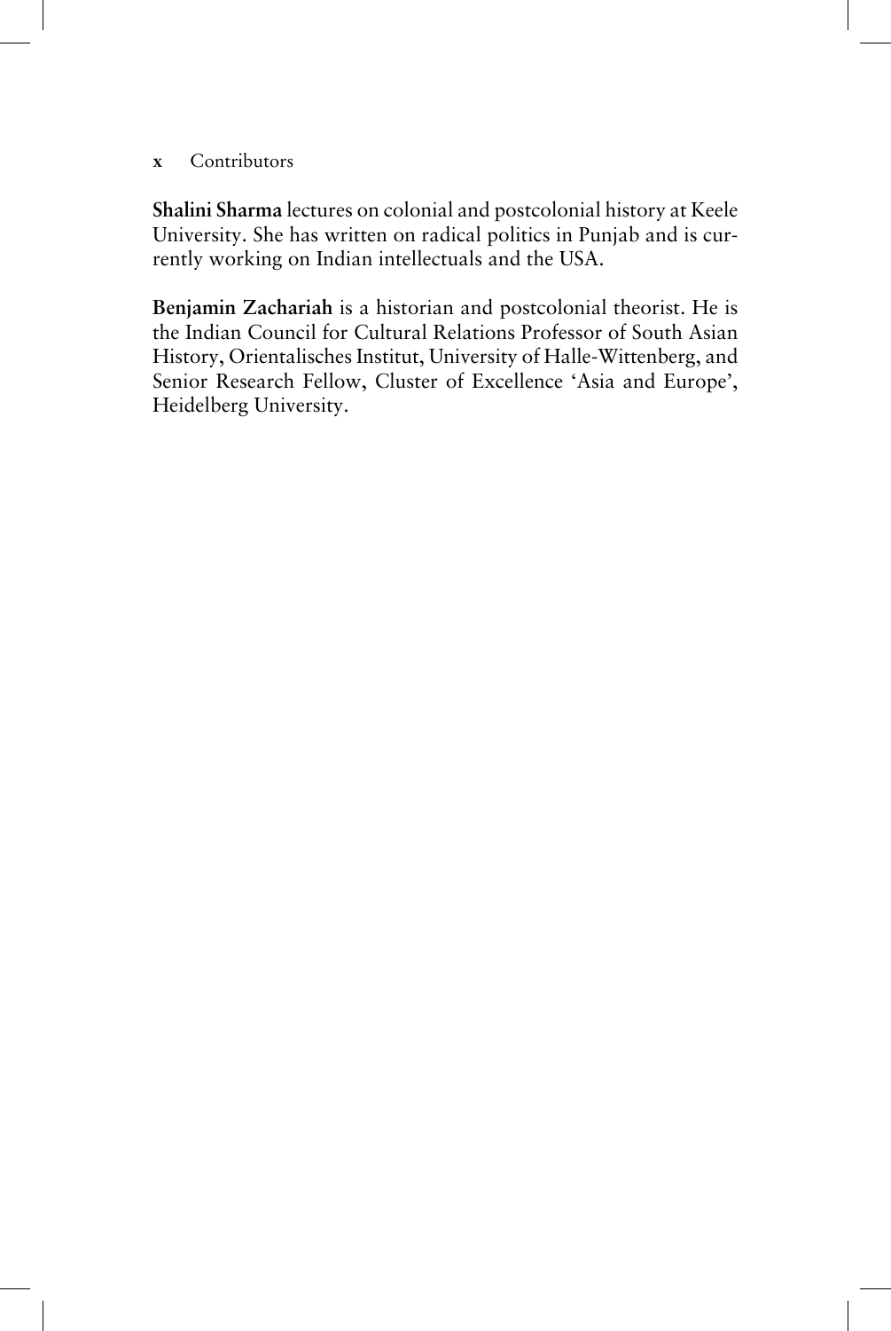**Shalini Sharma** lectures on colonial and postcolonial history at Keele University. She has written on radical politics in Punjab and is currently working on Indian intellectuals and the USA.

**Benjamin Zachariah** is a historian and postcolonial theorist. He is the Indian Council for Cultural Relations Professor of South Asian History, Orientalisches Institut, University of Halle-Wittenberg, and Senior Research Fellow, Cluster of Excellence 'Asia and Europe', Heidelberg University.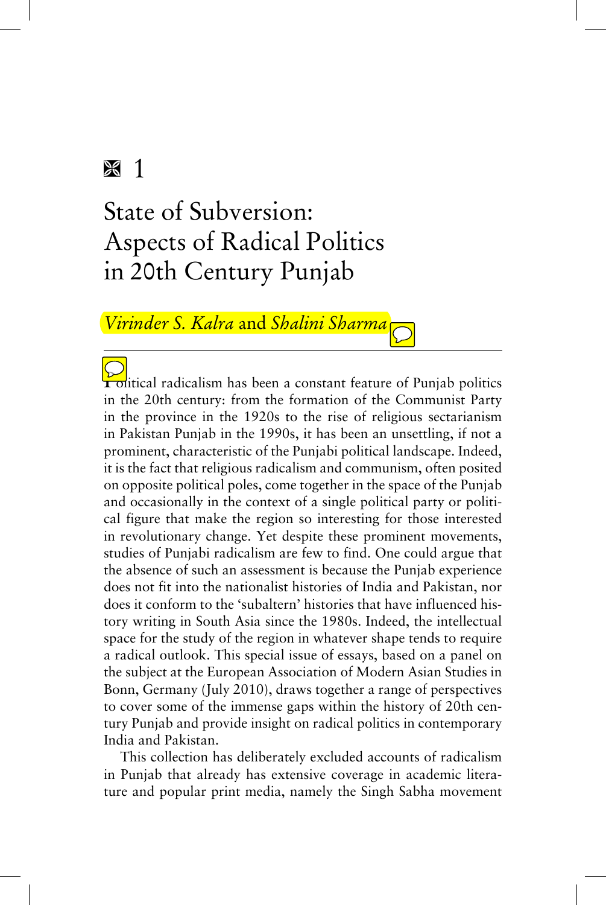# 1

# State of Subversion: Aspects of Radical Politics in 20th Century Punjab

*Virinder S. Kalra* and *Shalini Sharma*

Political radicalism has been a constant feature of Punjab politics in the 20th century: from the formation of the Communist Party in the province in the 1920s to the rise of religious sectarianism in Pakistan Punjab in the 1990s, it has been an unsettling, if not a prominent, characteristic of the Punjabi political landscape. Indeed, it is the fact that religious radicalism and communism, often posited on opposite political poles, come together in the space of the Punjab and occasionally in the context of a single political party or political figure that make the region so interesting for those interested in revolutionary change. Yet despite these prominent movements, studies of Punjabi radicalism are few to find. One could argue that the absence of such an assessment is because the Punjab experience does not fit into the nationalist histories of India and Pakistan, nor does it conform to the 'subaltern' histories that have influenced history writing in South Asia since the 1980s. Indeed, the intellectual space for the study of the region in whatever shape tends to require a radical outlook. This special issue of essays, based on a panel on the subject at the European Association of Modern Asian Studies in Bonn, Germany (July 2010), draws together a range of perspectives to cover some of the immense gaps within the history of 20th century Punjab and provide insight on radical politics in contemporary India and Pakistan.

This collection has deliberately excluded accounts of radicalism in Punjab that already has extensive coverage in academic literature and popular print media, namely the Singh Sabha movement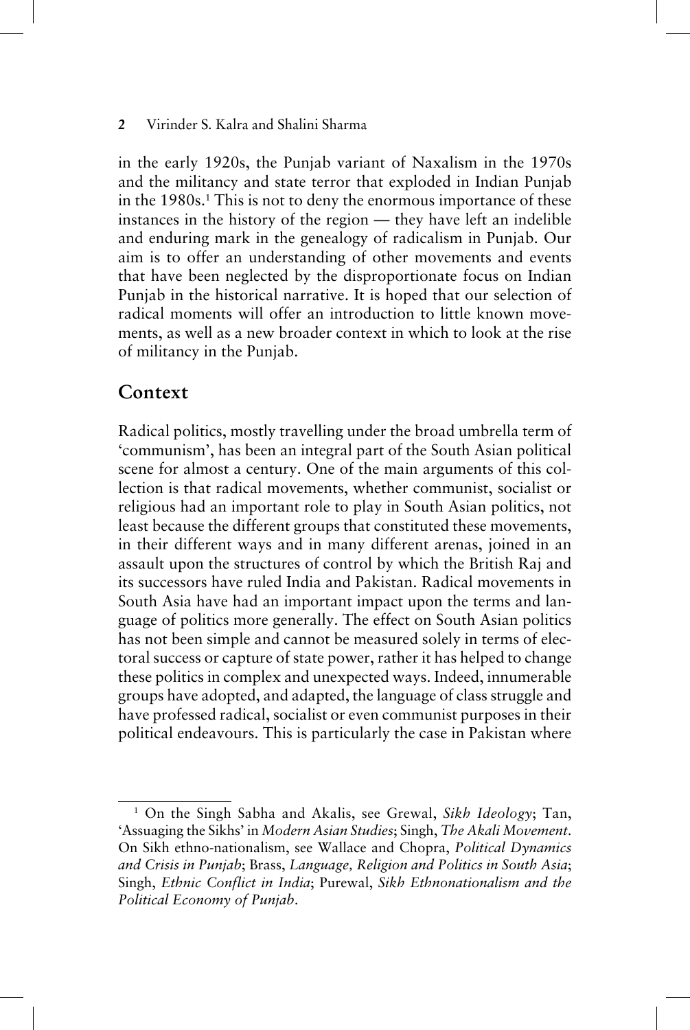in the early 1920s, the Punjab variant of Naxalism in the 1970s and the militancy and state terror that exploded in Indian Punjab in the 1980s.[1] This is not to deny the enormous importance of these instances in the history of the region — they have left an indelible and enduring mark in the genealogy of radicalism in Punjab. Our aim is to offer an understanding of other movements and events that have been neglected by the disproportionate focus on Indian Punjab in the historical narrative. It is hoped that our selection of radical moments will offer an introduction to little known movements, as well as a new broader context in which to look at the rise of militancy in the Punjab.

## Context

Radical politics, mostly travelling under the broad umbrella term of 'communism', has been an integral part of the South Asian political scene for almost a century. One of the main arguments of this collection is that radical movements, whether communist, socialist or religious had an important role to play in South Asian politics, not least because the different groups that constituted these movements, in their different ways and in many different arenas, joined in an assault upon the structures of control by which the British Raj and its successors have ruled India and Pakistan. Radical movements in South Asia have had an important impact upon the terms and language of politics more generally. The effect on South Asian politics has not been simple and cannot be measured solely in terms of electoral success or capture of state power, rather it has helped to change these politics in complex and unexpected ways. Indeed, innumerable groups have adopted, and adapted, the language of class struggle and have professed radical, socialist or even communist purposes in their political endeavours. This is particularly the case in Pakistan where

---

[1] On the Singh Sabha and Akalis, see Grewal, *Sikh Ideology*; Tan, 'Assuaging the Sikhs' in *Modern Asian Studies*; Singh, *The Akali Movement*. On Sikh ethno-nationalism, see Wallace and Chopra, *Political Dynamics and Crisis in Punjab*; Brass, *Language, Religion and Politics in South Asia*; Singh, *Ethnic Conflict in India*; Purewal, *Sikh Ethnonationalism and the Political Economy of Punjab*.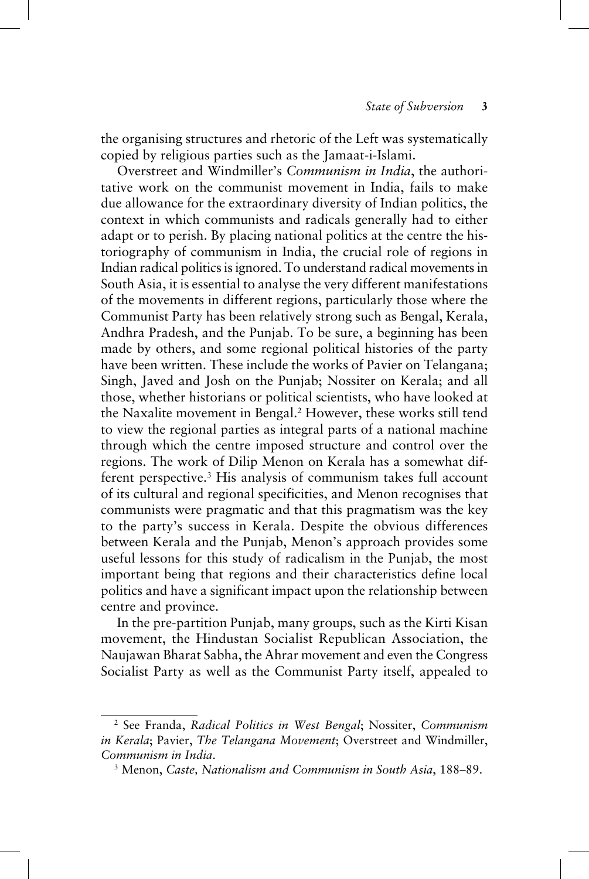the organising structures and rhetoric of the Left was systematically copied by religious parties such as the Jamaat-i-Islami.

Overstreet and Windmiller's *Communism in India*, the authoritative work on the communist movement in India, fails to make due allowance for the extraordinary diversity of Indian politics, the context in which communists and radicals generally had to either adapt or to perish. By placing national politics at the centre the historiography of communism in India, the crucial role of regions in Indian radical politics is ignored. To understand radical movements in South Asia, it is essential to analyse the very different manifestations of the movements in different regions, particularly those where the Communist Party has been relatively strong such as Bengal, Kerala, Andhra Pradesh, and the Punjab. To be sure, a beginning has been made by others, and some regional political histories of the party have been written. These include the works of Pavier on Telangana; Singh, Javed and Josh on the Punjab; Nossiter on Kerala; and all those, whether historians or political scientists, who have looked at the Naxalite movement in Bengal.[2] However, these works still tend to view the regional parties as integral parts of a national machine through which the centre imposed structure and control over the regions. The work of Dilip Menon on Kerala has a somewhat different perspective.[3] His analysis of communism takes full account of its cultural and regional specificities, and Menon recognises that communists were pragmatic and that this pragmatism was the key to the party's success in Kerala. Despite the obvious differences between Kerala and the Punjab, Menon's approach provides some useful lessons for this study of radicalism in the Punjab, the most important being that regions and their characteristics define local politics and have a significant impact upon the relationship between centre and province.

In the pre-partition Punjab, many groups, such as the Kirti Kisan movement, the Hindustan Socialist Republican Association, the Naujawan Bharat Sabha, the Ahrar movement and even the Congress Socialist Party as well as the Communist Party itself, appealed to

---

[2] See Franda, *Radical Politics in West Bengal*; Nossiter, *Communism in Kerala*; Pavier, *The Telangana Movement*; Overstreet and Windmiller, *Communism in India*.

[3] Menon, *Caste, Nationalism and Communism in South Asia*, 188–89.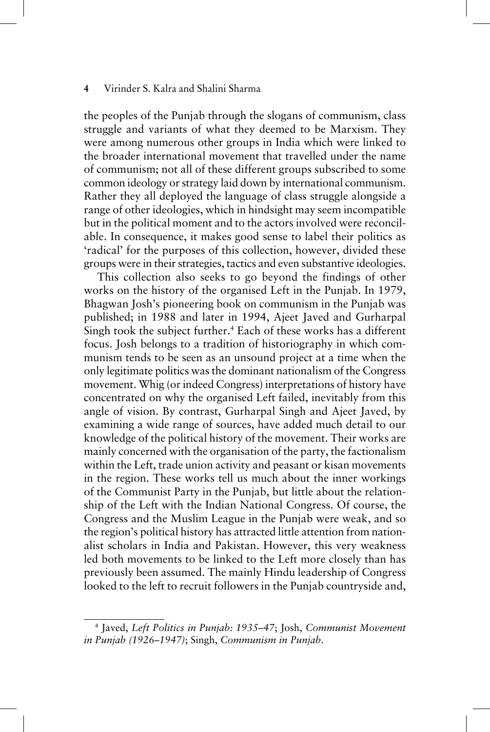the peoples of the Punjab through the slogans of communism, class struggle and variants of what they deemed to be Marxism. They were among numerous other groups in India which were linked to the broader international movement that travelled under the name of communism; not all of these different groups subscribed to some common ideology or strategy laid down by international communism. Rather they all deployed the language of class struggle alongside a range of other ideologies, which in hindsight may seem incompatible but in the political moment and to the actors involved were reconcilable. In consequence, it makes good sense to label their politics as 'radical' for the purposes of this collection, however, divided these groups were in their strategies, tactics and even substantive ideologies.

This collection also seeks to go beyond the findings of other works on the history of the organised Left in the Punjab. In 1979, Bhagwan Josh's pioneering book on communism in the Punjab was published; in 1988 and later in 1994, Ajeet Javed and Gurharpal Singh took the subject further.[4] Each of these works has a different focus. Josh belongs to a tradition of historiography in which communism tends to be seen as an unsound project at a time when the only legitimate politics was the dominant nationalism of the Congress movement. Whig (or indeed Congress) interpretations of history have concentrated on why the organised Left failed, inevitably from this angle of vision. By contrast, Gurharpal Singh and Ajeet Javed, by examining a wide range of sources, have added much detail to our knowledge of the political history of the movement. Their works are mainly concerned with the organisation of the party, the factionalism within the Left, trade union activity and peasant or kisan movements in the region. These works tell us much about the inner workings of the Communist Party in the Punjab, but little about the relationship of the Left with the Indian National Congress. Of course, the Congress and the Muslim League in the Punjab were weak, and so the region's political history has attracted little attention from nationalist scholars in India and Pakistan. However, this very weakness led both movements to be linked to the Left more closely than has previously been assumed. The mainly Hindu leadership of Congress looked to the left to recruit followers in the Punjab countryside and,

---

[4] Javed, *Left Politics in Punjab: 1935–47*; Josh, *Communist Movement in Punjab (1926–1947)*; Singh, *Communism in Punjab*.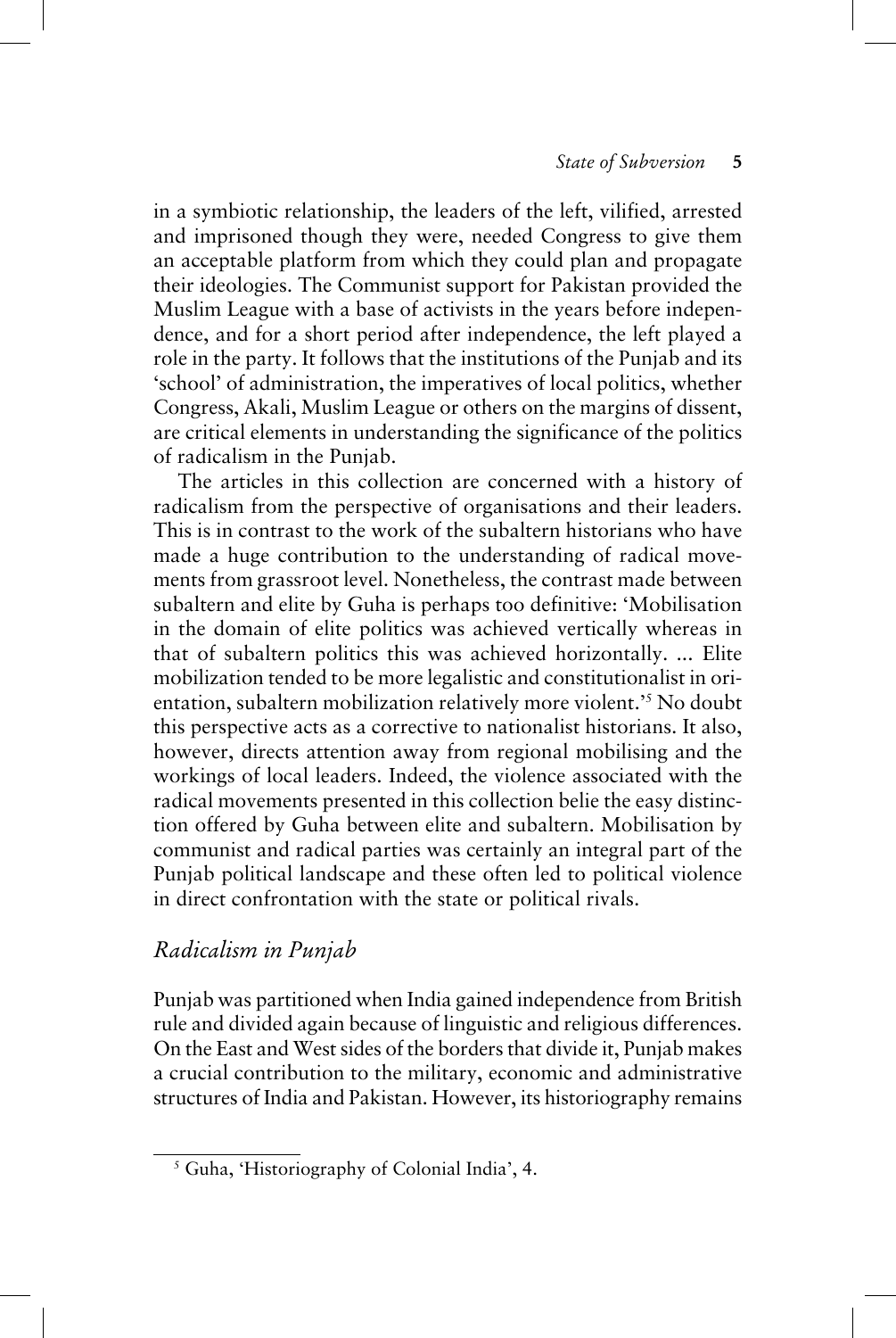in a symbiotic relationship, the leaders of the left, vilified, arrested and imprisoned though they were, needed Congress to give them an acceptable platform from which they could plan and propagate their ideologies. The Communist support for Pakistan provided the Muslim League with a base of activists in the years before independence, and for a short period after independence, the left played a role in the party. It follows that the institutions of the Punjab and its 'school' of administration, the imperatives of local politics, whether Congress, Akali, Muslim League or others on the margins of dissent, are critical elements in understanding the significance of the politics of radicalism in the Punjab.

The articles in this collection are concerned with a history of radicalism from the perspective of organisations and their leaders. This is in contrast to the work of the subaltern historians who have made a huge contribution to the understanding of radical movements from grassroot level. Nonetheless, the contrast made between subaltern and elite by Guha is perhaps too definitive: 'Mobilisation in the domain of elite politics was achieved vertically whereas in that of subaltern politics this was achieved horizontally. ... Elite mobilization tended to be more legalistic and constitutionalist in orientation, subaltern mobilization relatively more violent.'[5] No doubt this perspective acts as a corrective to nationalist historians. It also, however, directs attention away from regional mobilising and the workings of local leaders. Indeed, the violence associated with the radical movements presented in this collection belie the easy distinction offered by Guha between elite and subaltern. Mobilisation by communist and radical parties was certainly an integral part of the Punjab political landscape and these often led to political violence in direct confrontation with the state or political rivals.

## *Radicalism in Punjab*

Punjab was partitioned when India gained independence from British rule and divided again because of linguistic and religious differences. On the East and West sides of the borders that divide it, Punjab makes a crucial contribution to the military, economic and administrative structures of India and Pakistan. However, its historiography remains

[5] Guha, 'Historiography of Colonial India', 4.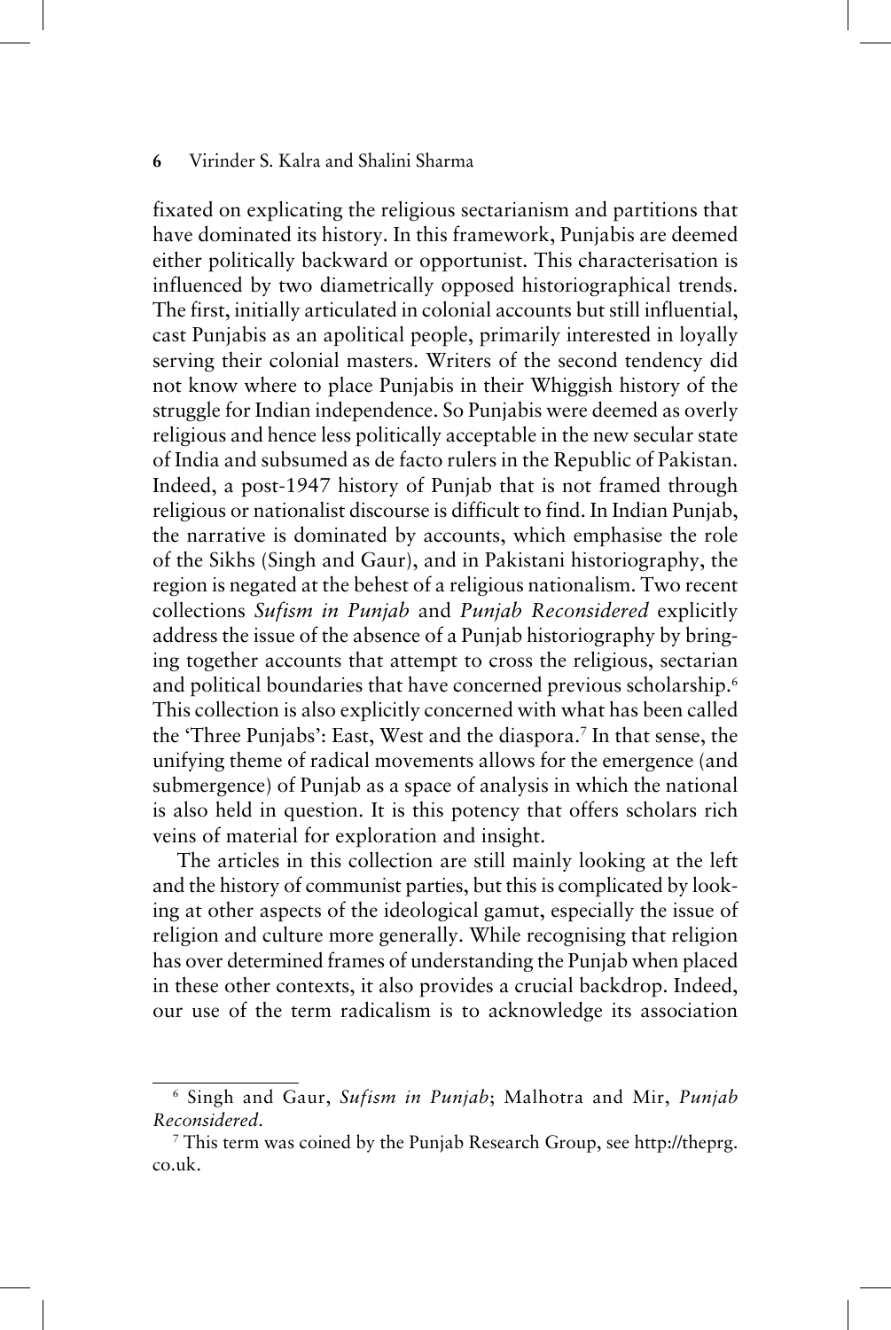fixated on explicating the religious sectarianism and partitions that have dominated its history. In this framework, Punjabis are deemed either politically backward or opportunist. This characterisation is influenced by two diametrically opposed historiographical trends. The first, initially articulated in colonial accounts but still influential, cast Punjabis as an apolitical people, primarily interested in loyally serving their colonial masters. Writers of the second tendency did not know where to place Punjabis in their Whiggish history of the struggle for Indian independence. So Punjabis were deemed as overly religious and hence less politically acceptable in the new secular state of India and subsumed as de facto rulers in the Republic of Pakistan. Indeed, a post-1947 history of Punjab that is not framed through religious or nationalist discourse is difficult to find. In Indian Punjab, the narrative is dominated by accounts, which emphasise the role of the Sikhs (Singh and Gaur), and in Pakistani historiography, the region is negated at the behest of a religious nationalism. Two recent collections *Sufism in Punjab* and *Punjab Reconsidered* explicitly address the issue of the absence of a Punjab historiography by bringing together accounts that attempt to cross the religious, sectarian and political boundaries that have concerned previous scholarship.[6] This collection is also explicitly concerned with what has been called the 'Three Punjabs': East, West and the diaspora.[7] In that sense, the unifying theme of radical movements allows for the emergence (and submergence) of Punjab as a space of analysis in which the national is also held in question. It is this potency that offers scholars rich veins of material for exploration and insight.

The articles in this collection are still mainly looking at the left and the history of communist parties, but this is complicated by looking at other aspects of the ideological gamut, especially the issue of religion and culture more generally. While recognising that religion has over determined frames of understanding the Punjab when placed in these other contexts, it also provides a crucial backdrop. Indeed, our use of the term radicalism is to acknowledge its association

---

[6] Singh and Gaur, *Sufism in Punjab*; Malhotra and Mir, *Punjab Reconsidered*.

[7] This term was coined by the Punjab Research Group, see http://theprg.co.uk.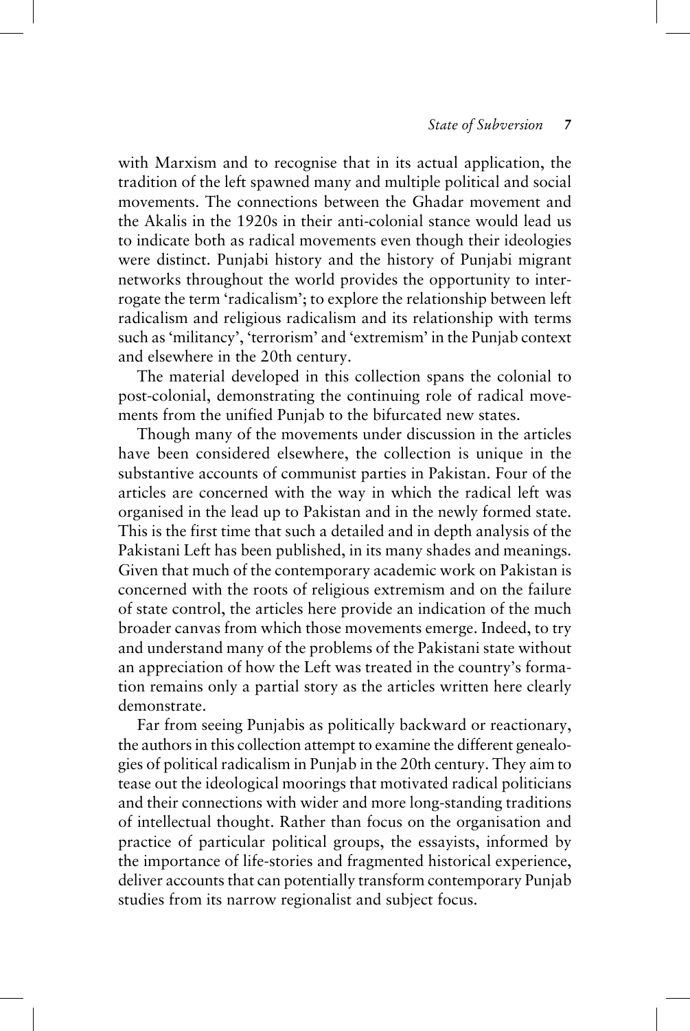with Marxism and to recognise that in its actual application, the tradition of the left spawned many and multiple political and social movements. The connections between the Ghadar movement and the Akalis in the 1920s in their anti-colonial stance would lead us to indicate both as radical movements even though their ideologies were distinct. Punjabi history and the history of Punjabi migrant networks throughout the world provides the opportunity to interrogate the term 'radicalism'; to explore the relationship between left radicalism and religious radicalism and its relationship with terms such as 'militancy', 'terrorism' and 'extremism' in the Punjab context and elsewhere in the 20th century.

The material developed in this collection spans the colonial to post-colonial, demonstrating the continuing role of radical movements from the unified Punjab to the bifurcated new states.

Though many of the movements under discussion in the articles have been considered elsewhere, the collection is unique in the substantive accounts of communist parties in Pakistan. Four of the articles are concerned with the way in which the radical left was organised in the lead up to Pakistan and in the newly formed state. This is the first time that such a detailed and in depth analysis of the Pakistani Left has been published, in its many shades and meanings. Given that much of the contemporary academic work on Pakistan is concerned with the roots of religious extremism and on the failure of state control, the articles here provide an indication of the much broader canvas from which those movements emerge. Indeed, to try and understand many of the problems of the Pakistani state without an appreciation of how the Left was treated in the country's formation remains only a partial story as the articles written here clearly demonstrate.

Far from seeing Punjabis as politically backward or reactionary, the authors in this collection attempt to examine the different genealogies of political radicalism in Punjab in the 20th century. They aim to tease out the ideological moorings that motivated radical politicians and their connections with wider and more long-standing traditions of intellectual thought. Rather than focus on the organisation and practice of particular political groups, the essayists, informed by the importance of life-stories and fragmented historical experience, deliver accounts that can potentially transform contemporary Punjab studies from its narrow regionalist and subject focus.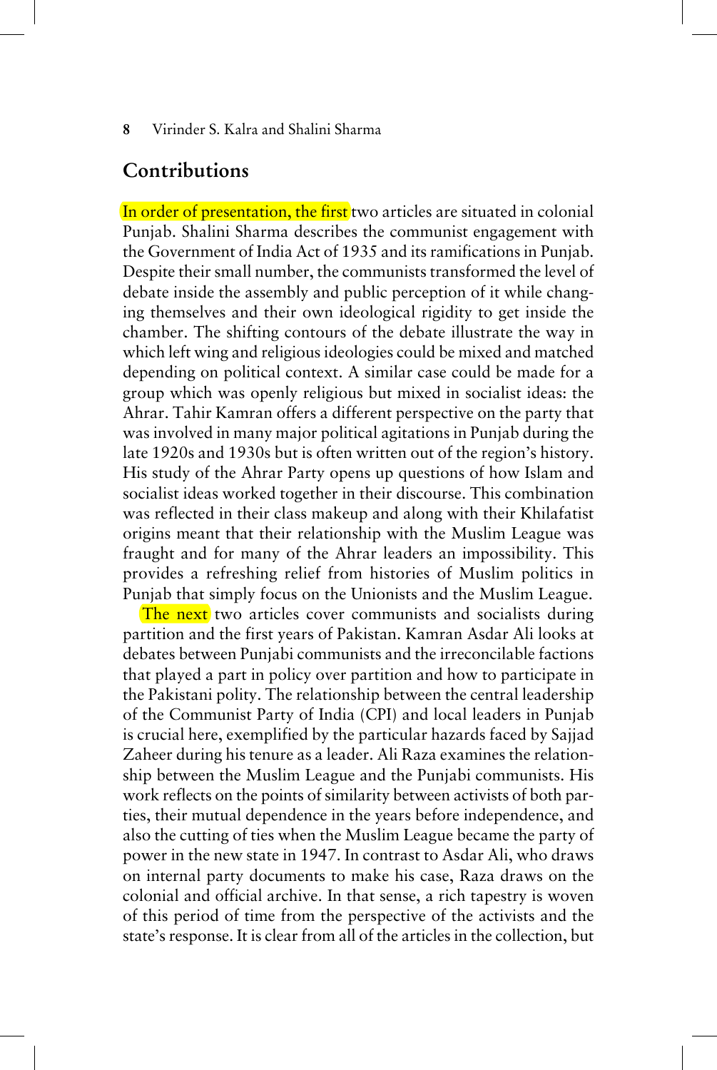## Contributions

In order of presentation, the first two articles are situated in colonial Punjab. Shalini Sharma describes the communist engagement with the Government of India Act of 1935 and its ramifications in Punjab. Despite their small number, the communists transformed the level of debate inside the assembly and public perception of it while changing themselves and their own ideological rigidity to get inside the chamber. The shifting contours of the debate illustrate the way in which left wing and religious ideologies could be mixed and matched depending on political context. A similar case could be made for a group which was openly religious but mixed in socialist ideas: the Ahrar. Tahir Kamran offers a different perspective on the party that was involved in many major political agitations in Punjab during the late 1920s and 1930s but is often written out of the region's history. His study of the Ahrar Party opens up questions of how Islam and socialist ideas worked together in their discourse. This combination was reflected in their class makeup and along with their Khilafatist origins meant that their relationship with the Muslim League was fraught and for many of the Ahrar leaders an impossibility. This provides a refreshing relief from histories of Muslim politics in Punjab that simply focus on the Unionists and the Muslim League.

The next two articles cover communists and socialists during partition and the first years of Pakistan. Kamran Asdar Ali looks at debates between Punjabi communists and the irreconcilable factions that played a part in policy over partition and how to participate in the Pakistani polity. The relationship between the central leadership of the Communist Party of India (CPI) and local leaders in Punjab is crucial here, exemplified by the particular hazards faced by Sajjad Zaheer during his tenure as a leader. Ali Raza examines the relationship between the Muslim League and the Punjabi communists. His work reflects on the points of similarity between activists of both parties, their mutual dependence in the years before independence, and also the cutting of ties when the Muslim League became the party of power in the new state in 1947. In contrast to Asdar Ali, who draws on internal party documents to make his case, Raza draws on the colonial and official archive. In that sense, a rich tapestry is woven of this period of time from the perspective of the activists and the state's response. It is clear from all of the articles in the collection, but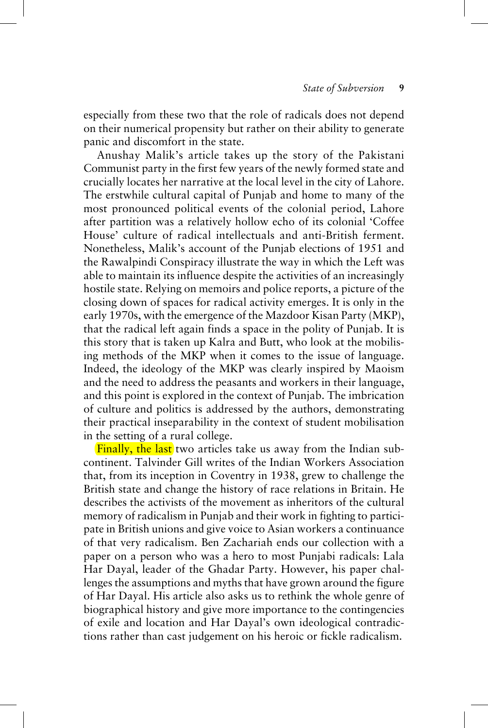especially from these two that the role of radicals does not depend on their numerical propensity but rather on their ability to generate panic and discomfort in the state.

Anushay Malik's article takes up the story of the Pakistani Communist party in the first few years of the newly formed state and crucially locates her narrative at the local level in the city of Lahore. The erstwhile cultural capital of Punjab and home to many of the most pronounced political events of the colonial period, Lahore after partition was a relatively hollow echo of its colonial 'Coffee House' culture of radical intellectuals and anti-British ferment. Nonetheless, Malik's account of the Punjab elections of 1951 and the Rawalpindi Conspiracy illustrate the way in which the Left was able to maintain its influence despite the activities of an increasingly hostile state. Relying on memoirs and police reports, a picture of the closing down of spaces for radical activity emerges. It is only in the early 1970s, with the emergence of the Mazdoor Kisan Party (MKP), that the radical left again finds a space in the polity of Punjab. It is this story that is taken up Kalra and Butt, who look at the mobilising methods of the MKP when it comes to the issue of language. Indeed, the ideology of the MKP was clearly inspired by Maoism and the need to address the peasants and workers in their language, and this point is explored in the context of Punjab. The imbrication of culture and politics is addressed by the authors, demonstrating their practical inseparability in the context of student mobilisation in the setting of a rural college.

Finally, the last two articles take us away from the Indian subcontinent. Talvinder Gill writes of the Indian Workers Association that, from its inception in Coventry in 1938, grew to challenge the British state and change the history of race relations in Britain. He describes the activists of the movement as inheritors of the cultural memory of radicalism in Punjab and their work in fighting to participate in British unions and give voice to Asian workers a continuance of that very radicalism. Ben Zachariah ends our collection with a paper on a person who was a hero to most Punjabi radicals: Lala Har Dayal, leader of the Ghadar Party. However, his paper challenges the assumptions and myths that have grown around the figure of Har Dayal. His article also asks us to rethink the whole genre of biographical history and give more importance to the contingencies of exile and location and Har Dayal's own ideological contradictions rather than cast judgement on his heroic or fickle radicalism.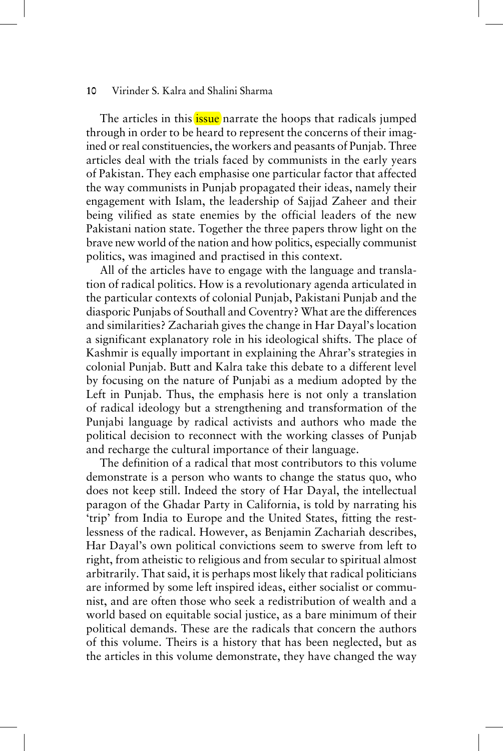The articles in this issue narrate the hoops that radicals jumped through in order to be heard to represent the concerns of their imagined or real constituencies, the workers and peasants of Punjab. Three articles deal with the trials faced by communists in the early years of Pakistan. They each emphasise one particular factor that affected the way communists in Punjab propagated their ideas, namely their engagement with Islam, the leadership of Sajjad Zaheer and their being vilified as state enemies by the official leaders of the new Pakistani nation state. Together the three papers throw light on the brave new world of the nation and how politics, especially communist politics, was imagined and practised in this context.

All of the articles have to engage with the language and translation of radical politics. How is a revolutionary agenda articulated in the particular contexts of colonial Punjab, Pakistani Punjab and the diasporic Punjabs of Southall and Coventry? What are the differences and similarities? Zachariah gives the change in Har Dayal's location a significant explanatory role in his ideological shifts. The place of Kashmir is equally important in explaining the Ahrar's strategies in colonial Punjab. Butt and Kalra take this debate to a different level by focusing on the nature of Punjabi as a medium adopted by the Left in Punjab. Thus, the emphasis here is not only a translation of radical ideology but a strengthening and transformation of the Punjabi language by radical activists and authors who made the political decision to reconnect with the working classes of Punjab and recharge the cultural importance of their language.

The definition of a radical that most contributors to this volume demonstrate is a person who wants to change the status quo, who does not keep still. Indeed the story of Har Dayal, the intellectual paragon of the Ghadar Party in California, is told by narrating his 'trip' from India to Europe and the United States, fitting the restlessness of the radical. However, as Benjamin Zachariah describes, Har Dayal's own political convictions seem to swerve from left to right, from atheistic to religious and from secular to spiritual almost arbitrarily. That said, it is perhaps most likely that radical politicians are informed by some left inspired ideas, either socialist or communist, and are often those who seek a redistribution of wealth and a world based on equitable social justice, as a bare minimum of their political demands. These are the radicals that concern the authors of this volume. Theirs is a history that has been neglected, but as the articles in this volume demonstrate, they have changed the way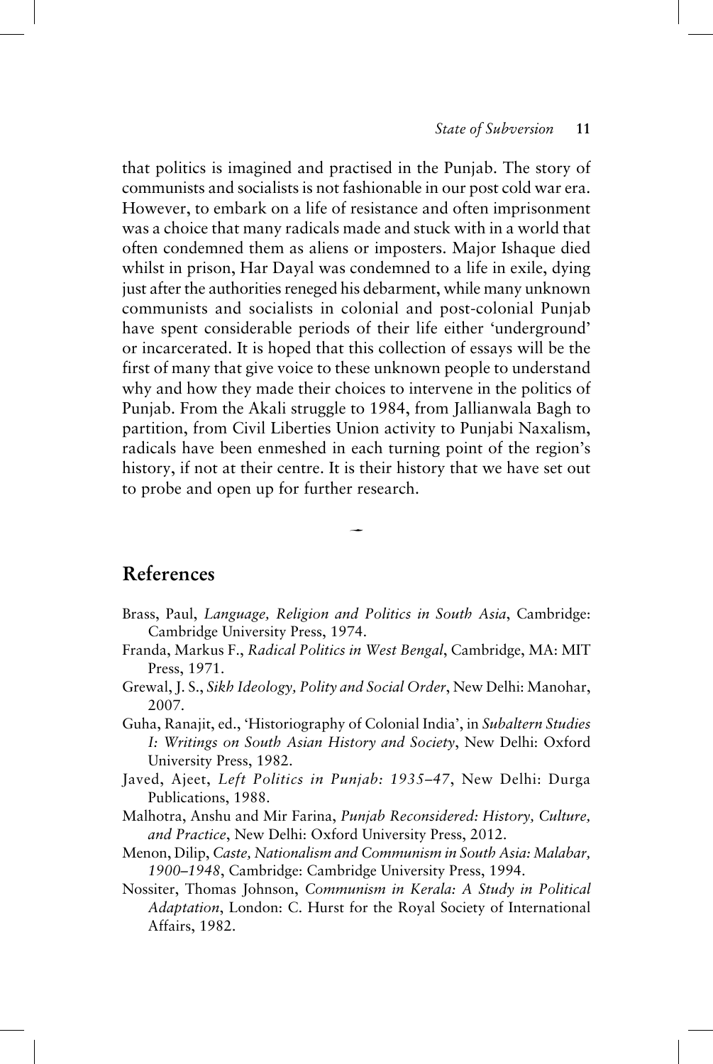that politics is imagined and practised in the Punjab. The story of communists and socialists is not fashionable in our post cold war era. However, to embark on a life of resistance and often imprisonment was a choice that many radicals made and stuck with in a world that often condemned them as aliens or imposters. Major Ishaque died whilst in prison, Har Dayal was condemned to a life in exile, dying just after the authorities reneged his debarment, while many unknown communists and socialists in colonial and post-colonial Punjab have spent considerable periods of their life either 'underground' or incarcerated. It is hoped that this collection of essays will be the first of many that give voice to these unknown people to understand why and how they made their choices to intervene in the politics of Punjab. From the Akali struggle to 1984, from Jallianwala Bagh to partition, from Civil Liberties Union activity to Punjabi Naxalism, radicals have been enmeshed in each turning point of the region's history, if not at their centre. It is their history that we have set out to probe and open up for further research.

## References

Brass, Paul, *Language, Religion and Politics in South Asia*, Cambridge: Cambridge University Press, 1974.

Franda, Markus F., *Radical Politics in West Bengal*, Cambridge, MA: MIT Press, 1971.

Grewal, J. S., *Sikh Ideology, Polity and Social Order*, New Delhi: Manohar, 2007.

Guha, Ranajit, ed., 'Historiography of Colonial India', in *Subaltern Studies I: Writings on South Asian History and Society*, New Delhi: Oxford University Press, 1982.

Javed, Ajeet, *Left Politics in Punjab: 1935–47*, New Delhi: Durga Publications, 1988.

Malhotra, Anshu and Mir Farina, *Punjab Reconsidered: History, Culture, and Practice*, New Delhi: Oxford University Press, 2012.

Menon, Dilip, *Caste, Nationalism and Communism in South Asia: Malabar, 1900–1948*, Cambridge: Cambridge University Press, 1994.

Nossiter, Thomas Johnson, *Communism in Kerala: A Study in Political Adaptation*, London: C. Hurst for the Royal Society of International Affairs, 1982.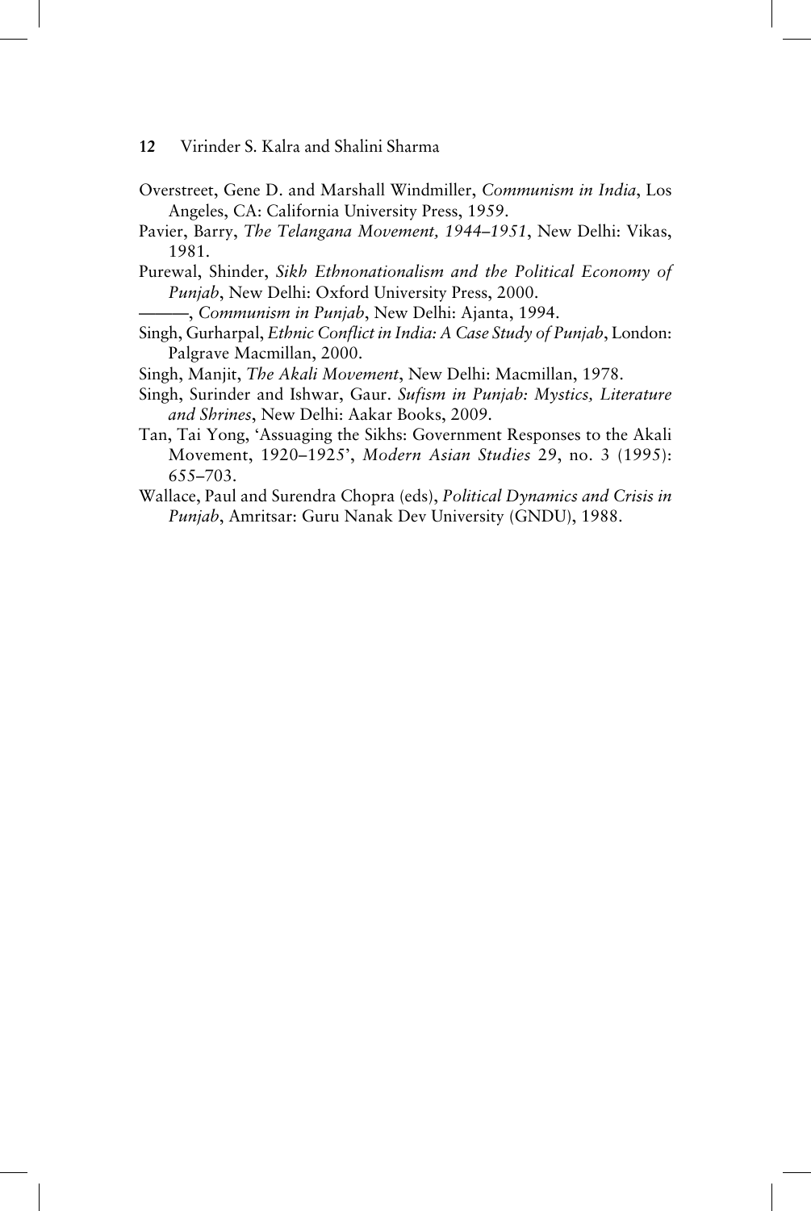Overstreet, Gene D. and Marshall Windmiller, *Communism in India*, Los Angeles, CA: California University Press, 1959.

Pavier, Barry, *The Telangana Movement, 1944–1951*, New Delhi: Vikas, 1981.

Purewal, Shinder, *Sikh Ethnonationalism and the Political Economy of Punjab*, New Delhi: Oxford University Press, 2000.

———, *Communism in Punjab*, New Delhi: Ajanta, 1994.

Singh, Gurharpal, *Ethnic Conflict in India: A Case Study of Punjab*, London: Palgrave Macmillan, 2000.

Singh, Manjit, *The Akali Movement*, New Delhi: Macmillan, 1978.

Singh, Surinder and Ishwar, Gaur. *Sufism in Punjab: Mystics, Literature and Shrines*, New Delhi: Aakar Books, 2009.

Tan, Tai Yong, 'Assuaging the Sikhs: Government Responses to the Akali Movement, 1920–1925', *Modern Asian Studies* 29, no. 3 (1995): 655–703.

Wallace, Paul and Surendra Chopra (eds), *Political Dynamics and Crisis in Punjab*, Amritsar: Guru Nanak Dev University (GNDU), 1988.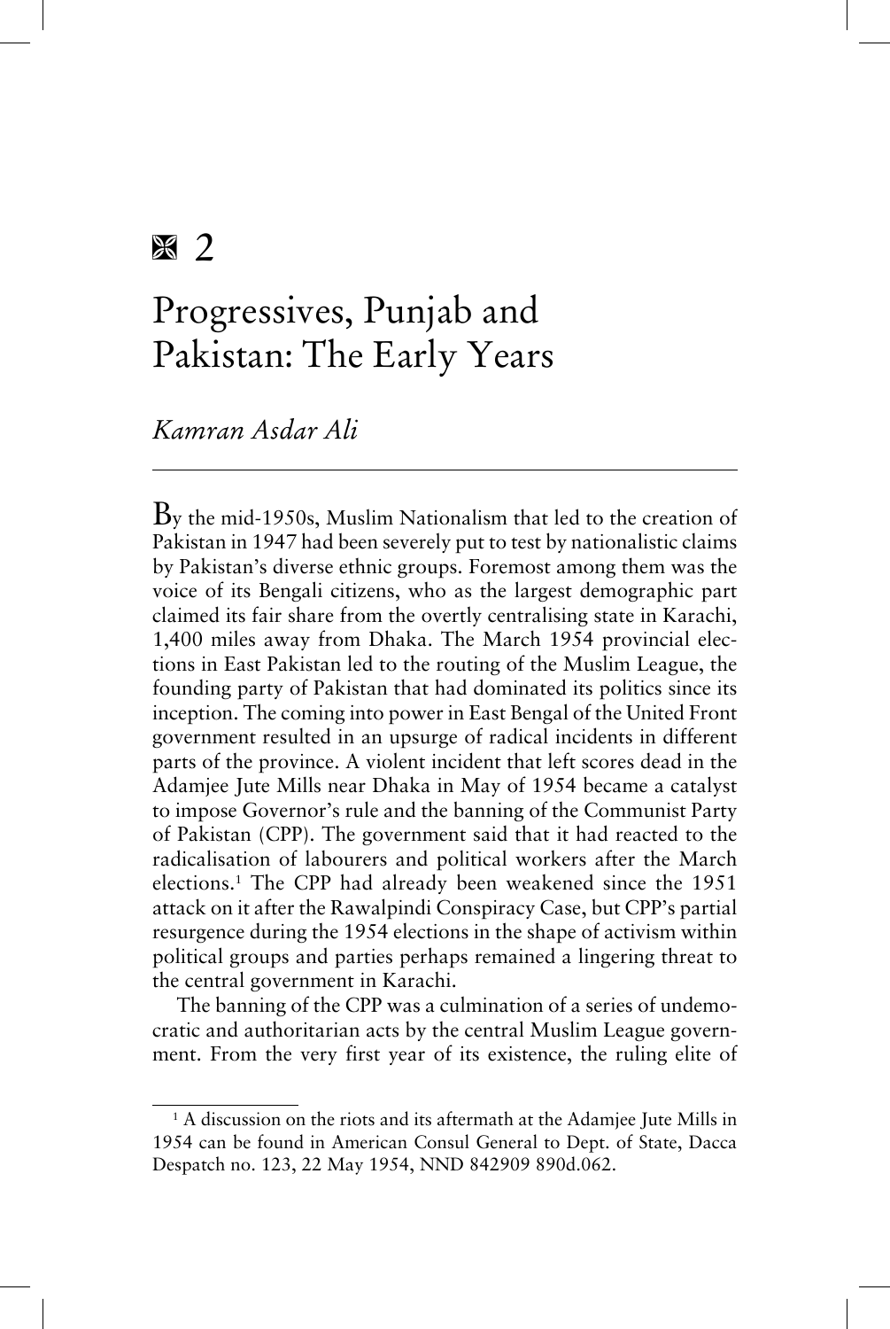# 2

# Progressives, Punjab and Pakistan: The Early Years

*Kamran Asdar Ali*

---

By the mid-1950s, Muslim Nationalism that led to the creation of Pakistan in 1947 had been severely put to test by nationalistic claims by Pakistan's diverse ethnic groups. Foremost among them was the voice of its Bengali citizens, who as the largest demographic part claimed its fair share from the overtly centralising state in Karachi, 1,400 miles away from Dhaka. The March 1954 provincial elections in East Pakistan led to the routing of the Muslim League, the founding party of Pakistan that had dominated its politics since its inception. The coming into power in East Bengal of the United Front government resulted in an upsurge of radical incidents in different parts of the province. A violent incident that left scores dead in the Adamjee Jute Mills near Dhaka in May of 1954 became a catalyst to impose Governor's rule and the banning of the Communist Party of Pakistan (CPP). The government said that it had reacted to the radicalisation of labourers and political workers after the March elections.[1] The CPP had already been weakened since the 1951 attack on it after the Rawalpindi Conspiracy Case, but CPP's partial resurgence during the 1954 elections in the shape of activism within political groups and parties perhaps remained a lingering threat to the central government in Karachi.

The banning of the CPP was a culmination of a series of undemocratic and authoritarian acts by the central Muslim League government. From the very first year of its existence, the ruling elite of

---

[1] A discussion on the riots and its aftermath at the Adamjee Jute Mills in 1954 can be found in American Consul General to Dept. of State, Dacca Despatch no. 123, 22 May 1954, NND 842909 890d.062.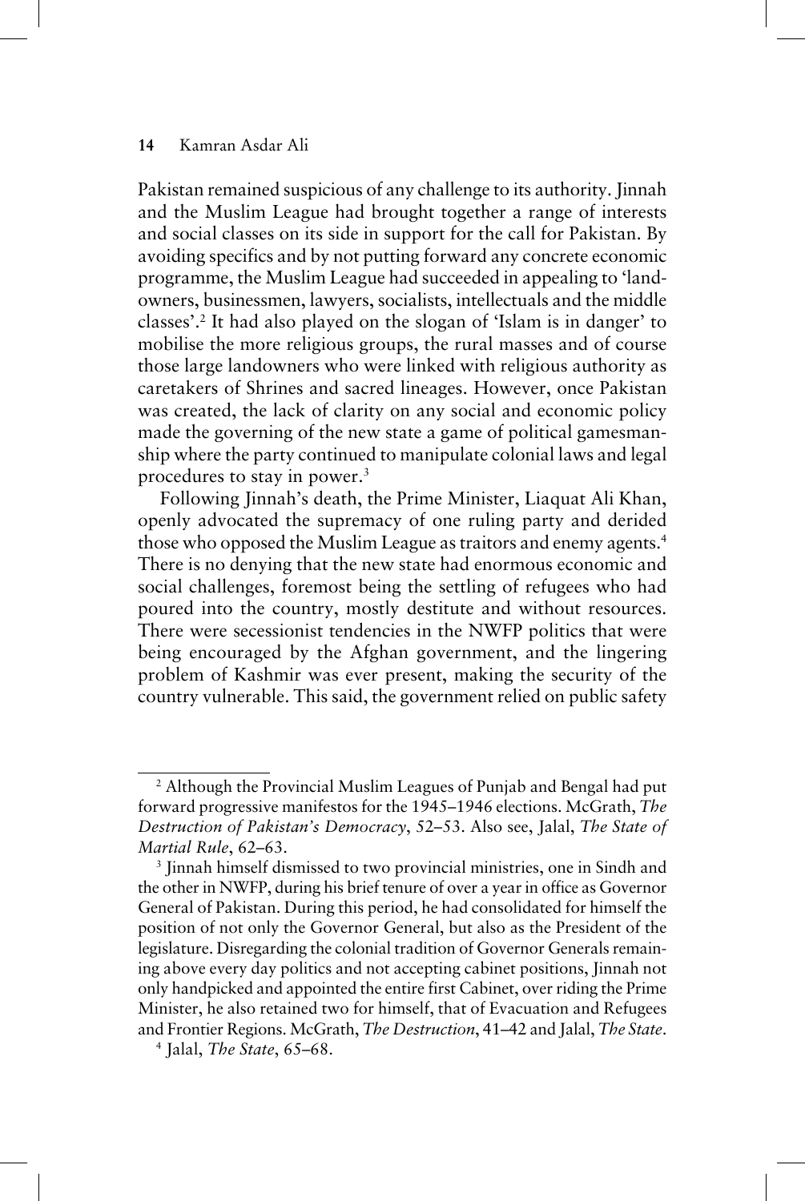Pakistan remained suspicious of any challenge to its authority. Jinnah and the Muslim League had brought together a range of interests and social classes on its side in support for the call for Pakistan. By avoiding specifics and by not putting forward any concrete economic programme, the Muslim League had succeeded in appealing to 'landowners, businessmen, lawyers, socialists, intellectuals and the middle classes'.[2] It had also played on the slogan of 'Islam is in danger' to mobilise the more religious groups, the rural masses and of course those large landowners who were linked with religious authority as caretakers of Shrines and sacred lineages. However, once Pakistan was created, the lack of clarity on any social and economic policy made the governing of the new state a game of political gamesmanship where the party continued to manipulate colonial laws and legal procedures to stay in power.[3]

Following Jinnah's death, the Prime Minister, Liaquat Ali Khan, openly advocated the supremacy of one ruling party and derided those who opposed the Muslim League as traitors and enemy agents.[4] There is no denying that the new state had enormous economic and social challenges, foremost being the settling of refugees who had poured into the country, mostly destitute and without resources. There were secessionist tendencies in the NWFP politics that were being encouraged by the Afghan government, and the lingering problem of Kashmir was ever present, making the security of the country vulnerable. This said, the government relied on public safety

---

[2] Although the Provincial Muslim Leagues of Punjab and Bengal had put forward progressive manifestos for the 1945–1946 elections. McGrath, *The Destruction of Pakistan's Democracy*, 52–53. Also see, Jalal, *The State of Martial Rule*, 62–63.

[3] Jinnah himself dismissed to two provincial ministries, one in Sindh and the other in NWFP, during his brief tenure of over a year in office as Governor General of Pakistan. During this period, he had consolidated for himself the position of not only the Governor General, but also as the President of the legislature. Disregarding the colonial tradition of Governor Generals remaining above every day politics and not accepting cabinet positions, Jinnah not only handpicked and appointed the entire first Cabinet, over riding the Prime Minister, he also retained two for himself, that of Evacuation and Refugees and Frontier Regions. McGrath, *The Destruction*, 41–42 and Jalal, *The State*.

[4] Jalal, *The State*, 65–68.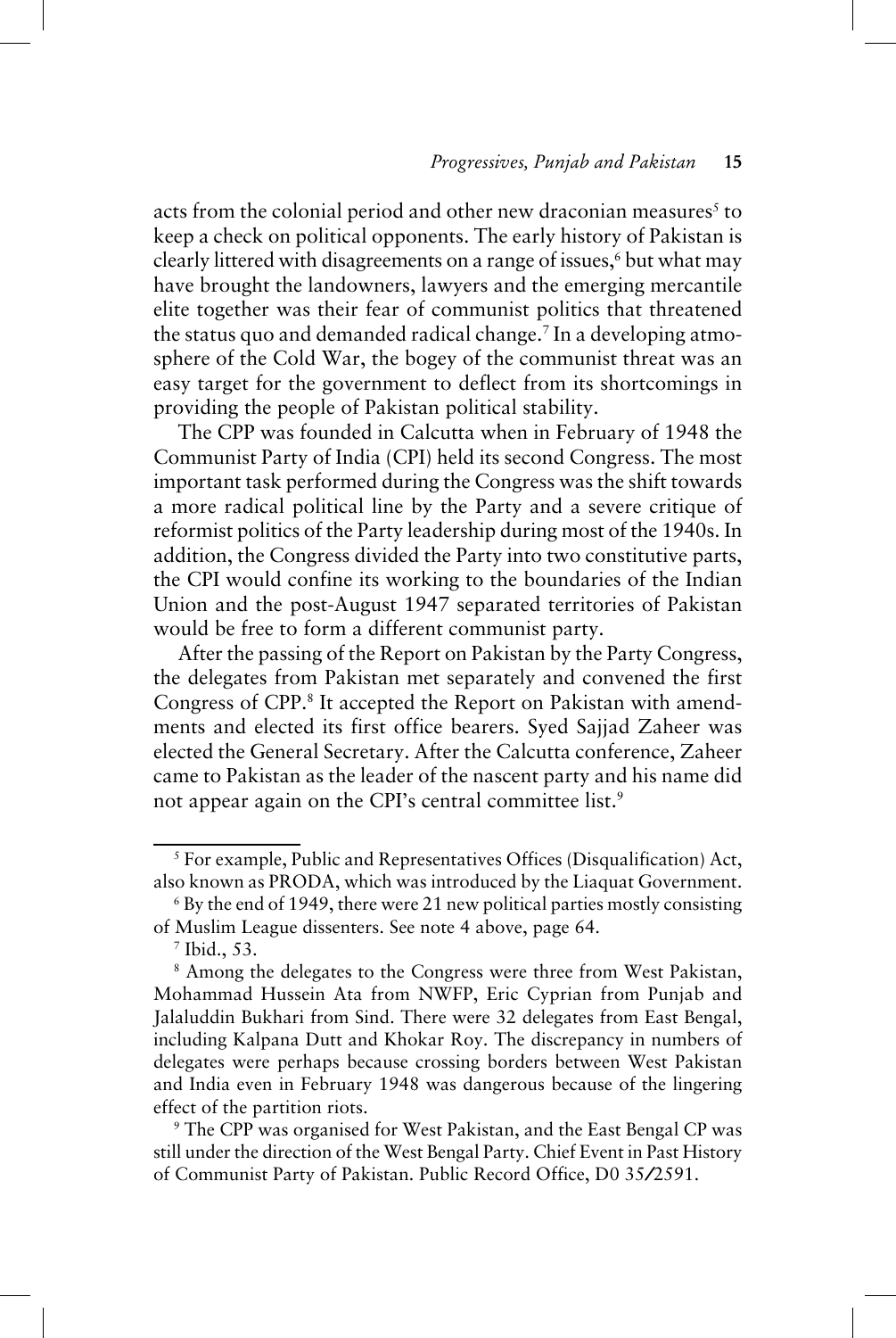acts from the colonial period and other new draconian measures[5] to keep a check on political opponents. The early history of Pakistan is clearly littered with disagreements on a range of issues,[6] but what may have brought the landowners, lawyers and the emerging mercantile elite together was their fear of communist politics that threatened the status quo and demanded radical change.[7] In a developing atmosphere of the Cold War, the bogey of the communist threat was an easy target for the government to deflect from its shortcomings in providing the people of Pakistan political stability.

The CPP was founded in Calcutta when in February of 1948 the Communist Party of India (CPI) held its second Congress. The most important task performed during the Congress was the shift towards a more radical political line by the Party and a severe critique of reformist politics of the Party leadership during most of the 1940s. In addition, the Congress divided the Party into two constitutive parts, the CPI would confine its working to the boundaries of the Indian Union and the post-August 1947 separated territories of Pakistan would be free to form a different communist party.

After the passing of the Report on Pakistan by the Party Congress, the delegates from Pakistan met separately and convened the first Congress of CPP.[8] It accepted the Report on Pakistan with amendments and elected its first office bearers. Syed Sajjad Zaheer was elected the General Secretary. After the Calcutta conference, Zaheer came to Pakistan as the leader of the nascent party and his name did not appear again on the CPI's central committee list.[9]

---

[5] For example, Public and Representatives Offices (Disqualification) Act, also known as PRODA, which was introduced by the Liaquat Government.

[6] By the end of 1949, there were 21 new political parties mostly consisting of Muslim League dissenters. See note 4 above, page 64.

[7] Ibid., 53.

[8] Among the delegates to the Congress were three from West Pakistan, Mohammad Hussein Ata from NWFP, Eric Cyprian from Punjab and Jalaluddin Bukhari from Sind. There were 32 delegates from East Bengal, including Kalpana Dutt and Khokar Roy. The discrepancy in numbers of delegates were perhaps because crossing borders between West Pakistan and India even in February 1948 was dangerous because of the lingering effect of the partition riots.

[9] The CPP was organised for West Pakistan, and the East Bengal CP was still under the direction of the West Bengal Party. Chief Event in Past History of Communist Party of Pakistan. Public Record Office, D0 35/2591.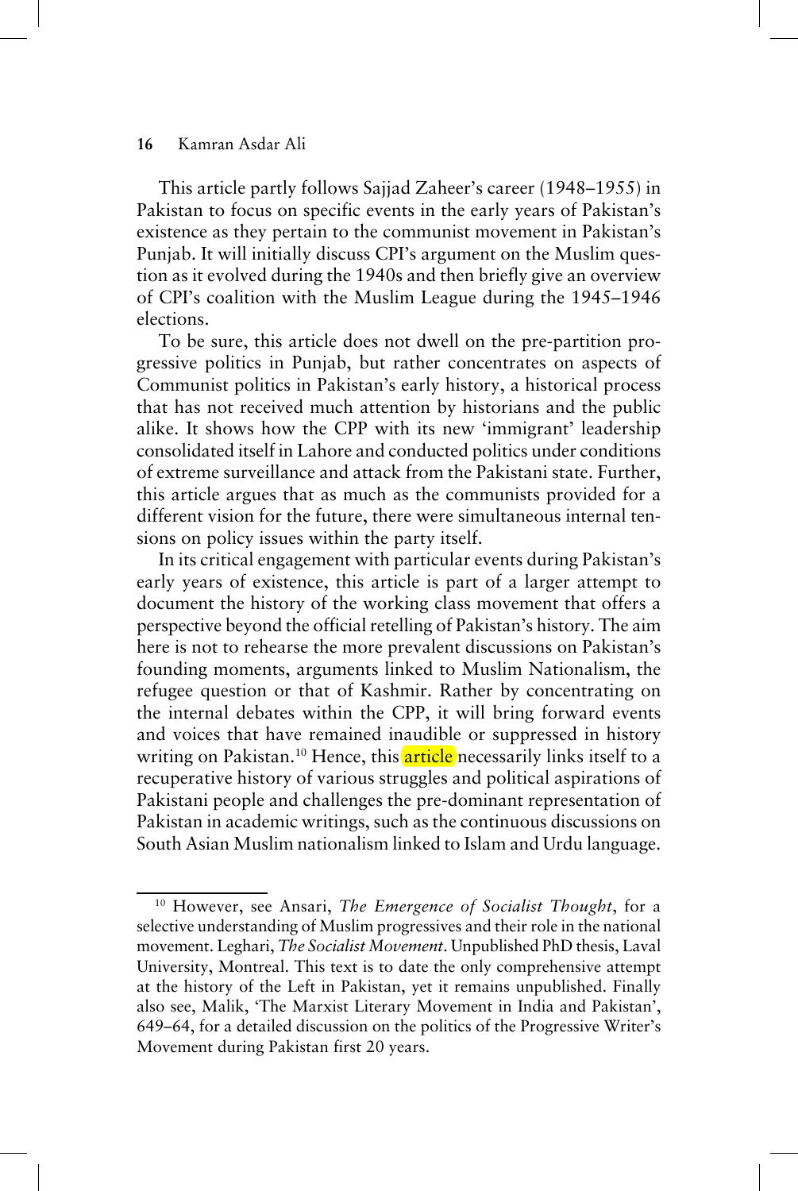This article partly follows Sajjad Zaheer's career (1948–1955) in Pakistan to focus on specific events in the early years of Pakistan's existence as they pertain to the communist movement in Pakistan's Punjab. It will initially discuss CPI's argument on the Muslim question as it evolved during the 1940s and then briefly give an overview of CPI's coalition with the Muslim League during the 1945–1946 elections.

To be sure, this article does not dwell on the pre-partition progressive politics in Punjab, but rather concentrates on aspects of Communist politics in Pakistan's early history, a historical process that has not received much attention by historians and the public alike. It shows how the CPP with its new 'immigrant' leadership consolidated itself in Lahore and conducted politics under conditions of extreme surveillance and attack from the Pakistani state. Further, this article argues that as much as the communists provided for a different vision for the future, there were simultaneous internal tensions on policy issues within the party itself.

In its critical engagement with particular events during Pakistan's early years of existence, this article is part of a larger attempt to document the history of the working class movement that offers a perspective beyond the official retelling of Pakistan's history. The aim here is not to rehearse the more prevalent discussions on Pakistan's founding moments, arguments linked to Muslim Nationalism, the refugee question or that of Kashmir. Rather by concentrating on the internal debates within the CPP, it will bring forward events and voices that have remained inaudible or suppressed in history writing on Pakistan.[10] Hence, this article necessarily links itself to a recuperative history of various struggles and political aspirations of Pakistani people and challenges the pre-dominant representation of Pakistan in academic writings, such as the continuous discussions on South Asian Muslim nationalism linked to Islam and Urdu language.

---

[10] However, see Ansari, *The Emergence of Socialist Thought*, for a selective understanding of Muslim progressives and their role in the national movement. Leghari, *The Socialist Movement*. Unpublished PhD thesis, Laval University, Montreal. This text is to date the only comprehensive attempt at the history of the Left in Pakistan, yet it remains unpublished. Finally also see, Malik, 'The Marxist Literary Movement in India and Pakistan', 649–64, for a detailed discussion on the politics of the Progressive Writer's Movement during Pakistan first 20 years.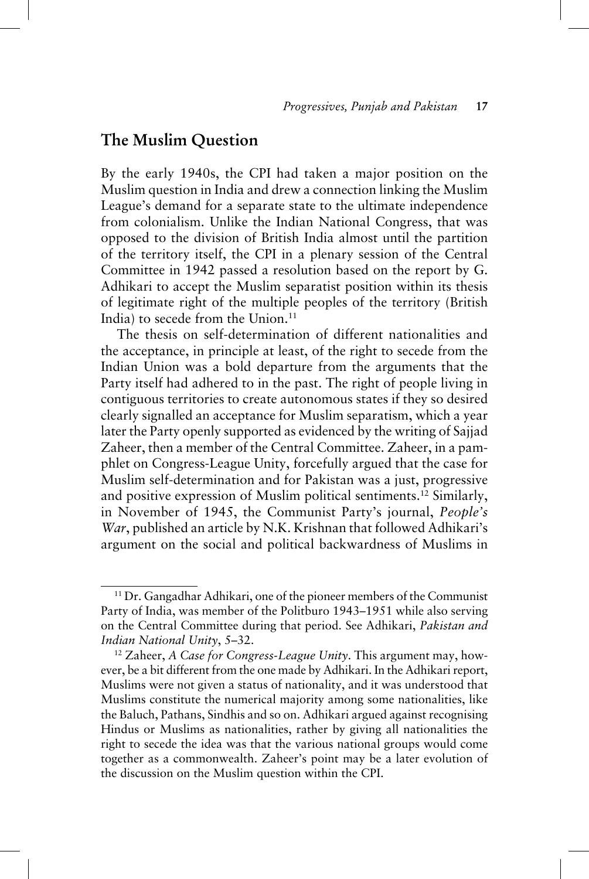## The Muslim Question

By the early 1940s, the CPI had taken a major position on the Muslim question in India and drew a connection linking the Muslim League's demand for a separate state to the ultimate independence from colonialism. Unlike the Indian National Congress, that was opposed to the division of British India almost until the partition of the territory itself, the CPI in a plenary session of the Central Committee in 1942 passed a resolution based on the report by G. Adhikari to accept the Muslim separatist position within its thesis of legitimate right of the multiple peoples of the territory (British India) to secede from the Union.[11]

The thesis on self-determination of different nationalities and the acceptance, in principle at least, of the right to secede from the Indian Union was a bold departure from the arguments that the Party itself had adhered to in the past. The right of people living in contiguous territories to create autonomous states if they so desired clearly signalled an acceptance for Muslim separatism, which a year later the Party openly supported as evidenced by the writing of Sajjad Zaheer, then a member of the Central Committee. Zaheer, in a pamphlet on Congress-League Unity, forcefully argued that the case for Muslim self-determination and for Pakistan was a just, progressive and positive expression of Muslim political sentiments.[12] Similarly, in November of 1945, the Communist Party's journal, *People's War*, published an article by N.K. Krishnan that followed Adhikari's argument on the social and political backwardness of Muslims in

---

[11] Dr. Gangadhar Adhikari, one of the pioneer members of the Communist Party of India, was member of the Politburo 1943–1951 while also serving on the Central Committee during that period. See Adhikari, *Pakistan and Indian National Unity*, 5–32.

[12] Zaheer, *A Case for Congress-League Unity*. This argument may, however, be a bit different from the one made by Adhikari. In the Adhikari report, Muslims were not given a status of nationality, and it was understood that Muslims constitute the numerical majority among some nationalities, like the Baluch, Pathans, Sindhis and so on. Adhikari argued against recognising Hindus or Muslims as nationalities, rather by giving all nationalities the right to secede the idea was that the various national groups would come together as a commonwealth. Zaheer's point may be a later evolution of the discussion on the Muslim question within the CPI.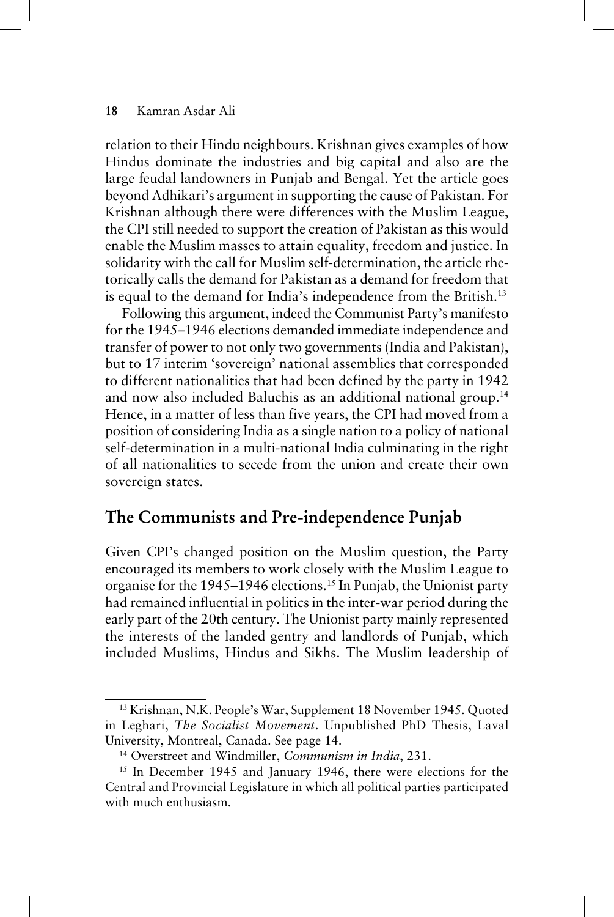relation to their Hindu neighbours. Krishnan gives examples of how Hindus dominate the industries and big capital and also are the large feudal landowners in Punjab and Bengal. Yet the article goes beyond Adhikari's argument in supporting the cause of Pakistan. For Krishnan although there were differences with the Muslim League, the CPI still needed to support the creation of Pakistan as this would enable the Muslim masses to attain equality, freedom and justice. In solidarity with the call for Muslim self-determination, the article rhetorically calls the demand for Pakistan as a demand for freedom that is equal to the demand for India's independence from the British.[13]

Following this argument, indeed the Communist Party's manifesto for the 1945–1946 elections demanded immediate independence and transfer of power to not only two governments (India and Pakistan), but to 17 interim 'sovereign' national assemblies that corresponded to different nationalities that had been defined by the party in 1942 and now also included Baluchis as an additional national group.[14] Hence, in a matter of less than five years, the CPI had moved from a position of considering India as a single nation to a policy of national self-determination in a multi-national India culminating in the right of all nationalities to secede from the union and create their own sovereign states.

## The Communists and Pre-independence Punjab

Given CPI's changed position on the Muslim question, the Party encouraged its members to work closely with the Muslim League to organise for the 1945–1946 elections.[15] In Punjab, the Unionist party had remained influential in politics in the inter-war period during the early part of the 20th century. The Unionist party mainly represented the interests of the landed gentry and landlords of Punjab, which included Muslims, Hindus and Sikhs. The Muslim leadership of

---

[13] Krishnan, N.K. People's War, Supplement 18 November 1945. Quoted in Leghari, *The Socialist Movement*. Unpublished PhD Thesis, Laval University, Montreal, Canada. See page 14.

[14] Overstreet and Windmiller, *Communism in India*, 231.

[15] In December 1945 and January 1946, there were elections for the Central and Provincial Legislature in which all political parties participated with much enthusiasm.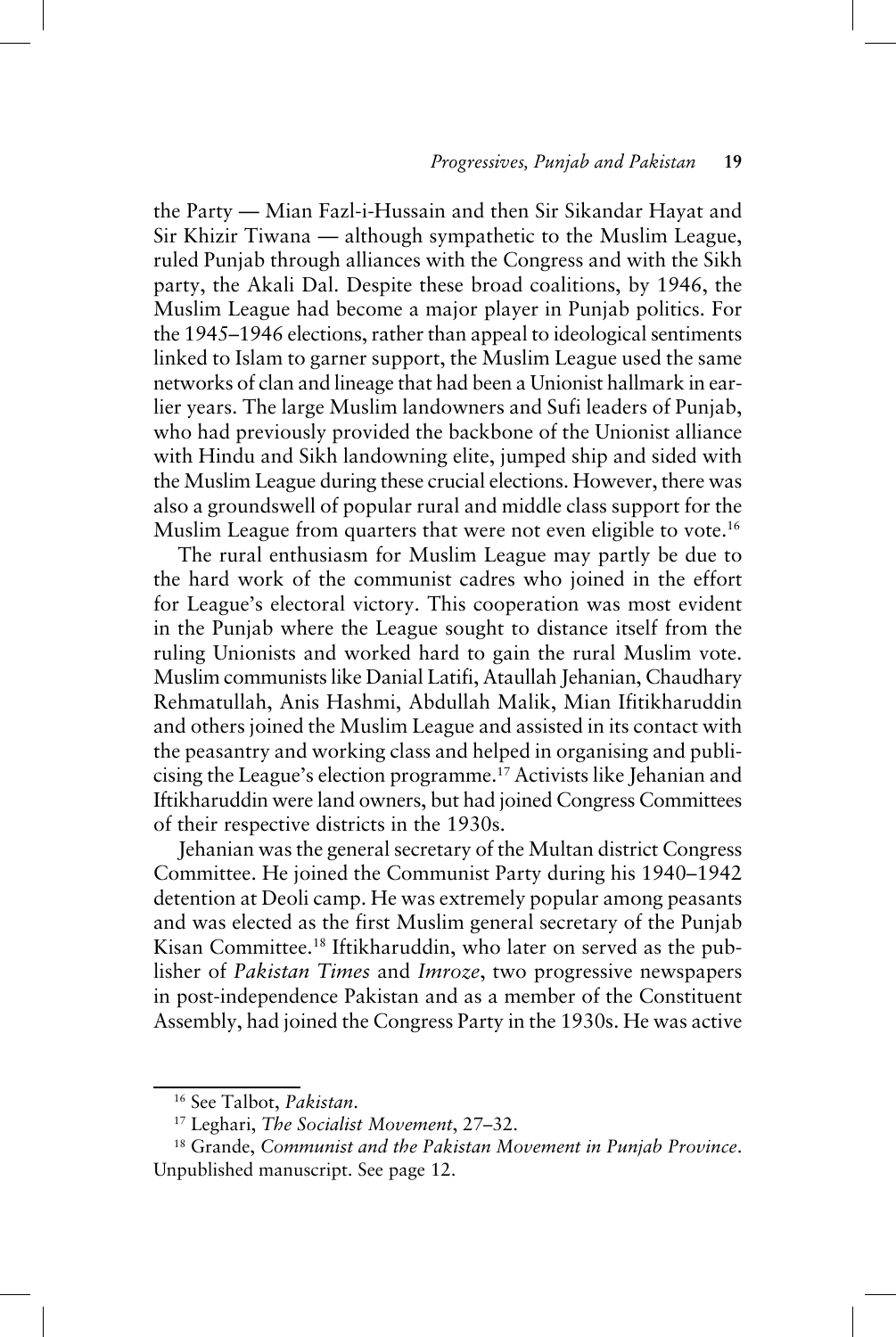the Party — Mian Fazl-i-Hussain and then Sir Sikandar Hayat and Sir Khizir Tiwana — although sympathetic to the Muslim League, ruled Punjab through alliances with the Congress and with the Sikh party, the Akali Dal. Despite these broad coalitions, by 1946, the Muslim League had become a major player in Punjab politics. For the 1945–1946 elections, rather than appeal to ideological sentiments linked to Islam to garner support, the Muslim League used the same networks of clan and lineage that had been a Unionist hallmark in earlier years. The large Muslim landowners and Sufi leaders of Punjab, who had previously provided the backbone of the Unionist alliance with Hindu and Sikh landowning elite, jumped ship and sided with the Muslim League during these crucial elections. However, there was also a groundswell of popular rural and middle class support for the Muslim League from quarters that were not even eligible to vote.[16]

The rural enthusiasm for Muslim League may partly be due to the hard work of the communist cadres who joined in the effort for League's electoral victory. This cooperation was most evident in the Punjab where the League sought to distance itself from the ruling Unionists and worked hard to gain the rural Muslim vote. Muslim communists like Danial Latifi, Ataullah Jehanian, Chaudhary Rehmatullah, Anis Hashmi, Abdullah Malik, Mian Ifitikharuddin and others joined the Muslim League and assisted in its contact with the peasantry and working class and helped in organising and publicising the League's election programme.[17] Activists like Jehanian and Iftikharuddin were land owners, but had joined Congress Committees of their respective districts in the 1930s.

Jehanian was the general secretary of the Multan district Congress Committee. He joined the Communist Party during his 1940–1942 detention at Deoli camp. He was extremely popular among peasants and was elected as the first Muslim general secretary of the Punjab Kisan Committee.[18] Iftikharuddin, who later on served as the publisher of *Pakistan Times* and *Imroze*, two progressive newspapers in post-independence Pakistan and as a member of the Constituent Assembly, had joined the Congress Party in the 1930s. He was active

---

[16] See Talbot, *Pakistan*.

[17] Leghari, *The Socialist Movement*, 27–32.

[18] Grande, *Communist and the Pakistan Movement in Punjab Province*. Unpublished manuscript. See page 12.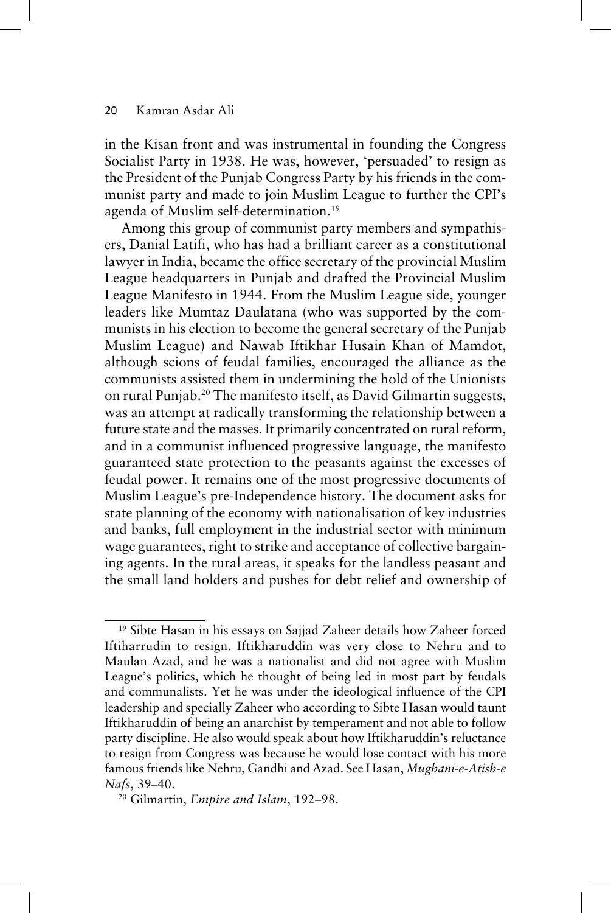in the Kisan front and was instrumental in founding the Congress Socialist Party in 1938. He was, however, 'persuaded' to resign as the President of the Punjab Congress Party by his friends in the communist party and made to join Muslim League to further the CPI's agenda of Muslim self-determination.[19]

Among this group of communist party members and sympathisers, Danial Latifi, who has had a brilliant career as a constitutional lawyer in India, became the office secretary of the provincial Muslim League headquarters in Punjab and drafted the Provincial Muslim League Manifesto in 1944. From the Muslim League side, younger leaders like Mumtaz Daulatana (who was supported by the communists in his election to become the general secretary of the Punjab Muslim League) and Nawab Iftikhar Husain Khan of Mamdot, although scions of feudal families, encouraged the alliance as the communists assisted them in undermining the hold of the Unionists on rural Punjab.[20] The manifesto itself, as David Gilmartin suggests, was an attempt at radically transforming the relationship between a future state and the masses. It primarily concentrated on rural reform, and in a communist influenced progressive language, the manifesto guaranteed state protection to the peasants against the excesses of feudal power. It remains one of the most progressive documents of Muslim League's pre-Independence history. The document asks for state planning of the economy with nationalisation of key industries and banks, full employment in the industrial sector with minimum wage guarantees, right to strike and acceptance of collective bargaining agents. In the rural areas, it speaks for the landless peasant and the small land holders and pushes for debt relief and ownership of

---

[19] Sibte Hasan in his essays on Sajjad Zaheer details how Zaheer forced Iftiharrudin to resign. Iftikharuddin was very close to Nehru and to Maulan Azad, and he was a nationalist and did not agree with Muslim League's politics, which he thought of being led in most part by feudals and communalists. Yet he was under the ideological influence of the CPI leadership and specially Zaheer who according to Sibte Hasan would taunt Iftikharuddin of being an anarchist by temperament and not able to follow party discipline. He also would speak about how Iftikharuddin's reluctance to resign from Congress was because he would lose contact with his more famous friends like Nehru, Gandhi and Azad. See Hasan, *Mughani-e-Atish-e Nafs*, 39–40.

[20] Gilmartin, *Empire and Islam*, 192–98.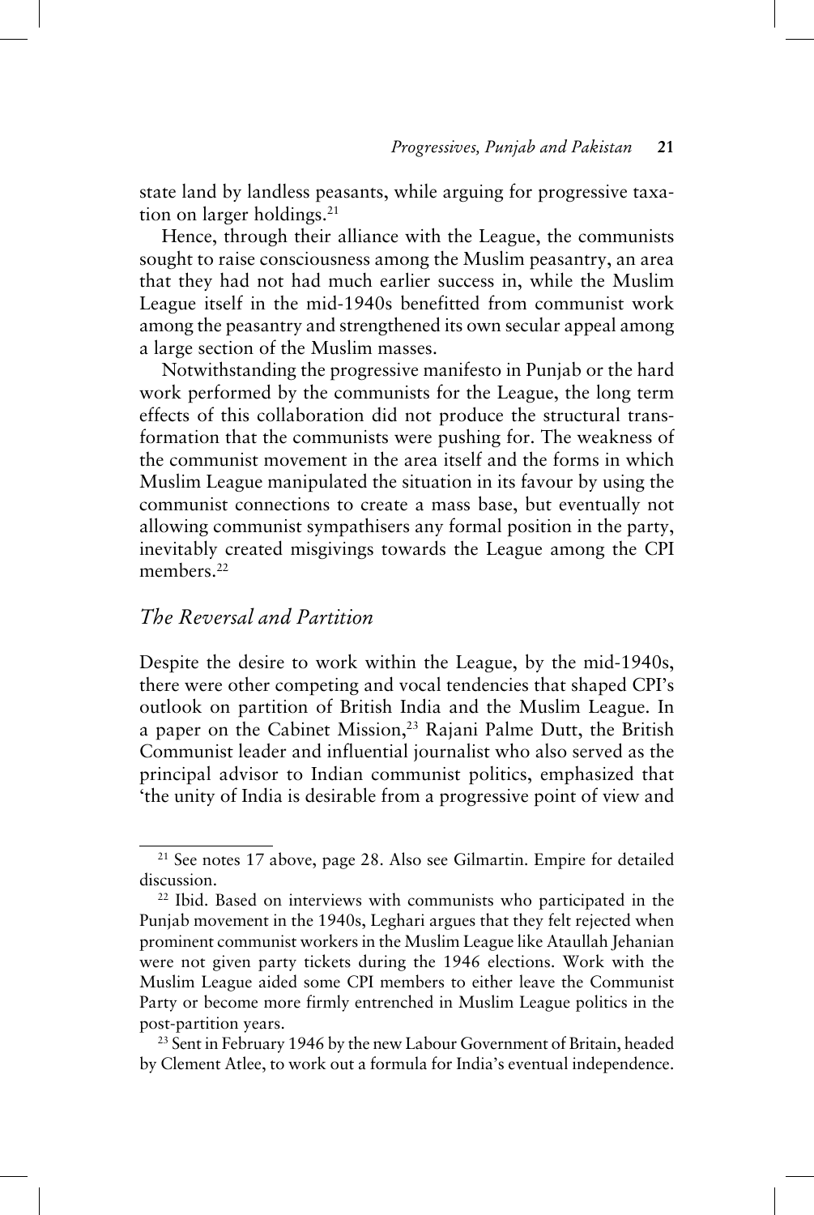state land by landless peasants, while arguing for progressive taxation on larger holdings.[21]

Hence, through their alliance with the League, the communists sought to raise consciousness among the Muslim peasantry, an area that they had not had much earlier success in, while the Muslim League itself in the mid-1940s benefitted from communist work among the peasantry and strengthened its own secular appeal among a large section of the Muslim masses.

Notwithstanding the progressive manifesto in Punjab or the hard work performed by the communists for the League, the long term effects of this collaboration did not produce the structural transformation that the communists were pushing for. The weakness of the communist movement in the area itself and the forms in which Muslim League manipulated the situation in its favour by using the communist connections to create a mass base, but eventually not allowing communist sympathisers any formal position in the party, inevitably created misgivings towards the League among the CPI members.[22]

## *The Reversal and Partition*

Despite the desire to work within the League, by the mid-1940s, there were other competing and vocal tendencies that shaped CPI's outlook on partition of British India and the Muslim League. In a paper on the Cabinet Mission,[23] Rajani Palme Dutt, the British Communist leader and influential journalist who also served as the principal advisor to Indian communist politics, emphasized that 'the unity of India is desirable from a progressive point of view and

---

[21] See notes 17 above, page 28. Also see Gilmartin. Empire for detailed discussion.

[22] Ibid. Based on interviews with communists who participated in the Punjab movement in the 1940s, Leghari argues that they felt rejected when prominent communist workers in the Muslim League like Ataullah Jehanian were not given party tickets during the 1946 elections. Work with the Muslim League aided some CPI members to either leave the Communist Party or become more firmly entrenched in Muslim League politics in the post-partition years.

[23] Sent in February 1946 by the new Labour Government of Britain, headed by Clement Atlee, to work out a formula for India's eventual independence.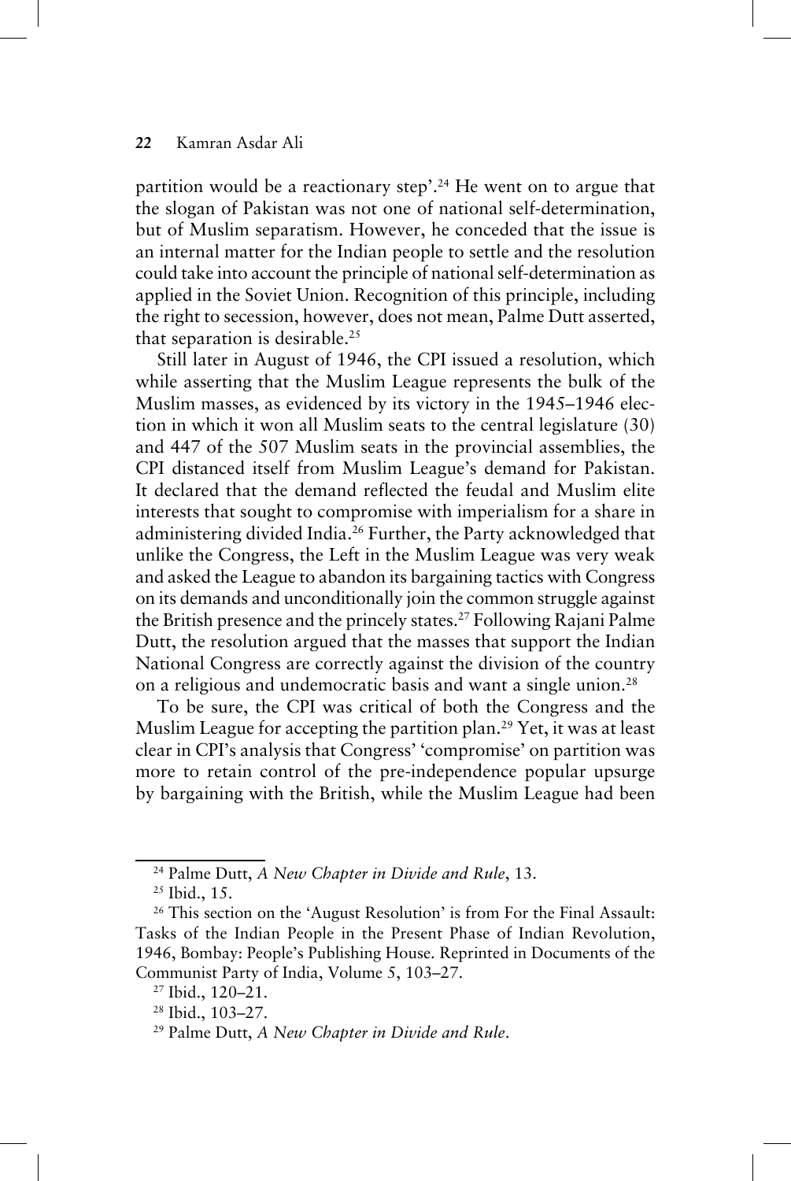partition would be a reactionary step'.[24] He went on to argue that the slogan of Pakistan was not one of national self-determination, but of Muslim separatism. However, he conceded that the issue is an internal matter for the Indian people to settle and the resolution could take into account the principle of national self-determination as applied in the Soviet Union. Recognition of this principle, including the right to secession, however, does not mean, Palme Dutt asserted, that separation is desirable.[25]

Still later in August of 1946, the CPI issued a resolution, which while asserting that the Muslim League represents the bulk of the Muslim masses, as evidenced by its victory in the 1945–1946 election in which it won all Muslim seats to the central legislature (30) and 447 of the 507 Muslim seats in the provincial assemblies, the CPI distanced itself from Muslim League's demand for Pakistan. It declared that the demand reflected the feudal and Muslim elite interests that sought to compromise with imperialism for a share in administering divided India.[26] Further, the Party acknowledged that unlike the Congress, the Left in the Muslim League was very weak and asked the League to abandon its bargaining tactics with Congress on its demands and unconditionally join the common struggle against the British presence and the princely states.[27] Following Rajani Palme Dutt, the resolution argued that the masses that support the Indian National Congress are correctly against the division of the country on a religious and undemocratic basis and want a single union.[28]

To be sure, the CPI was critical of both the Congress and the Muslim League for accepting the partition plan.[29] Yet, it was at least clear in CPI's analysis that Congress' 'compromise' on partition was more to retain control of the pre-independence popular upsurge by bargaining with the British, while the Muslim League had been

---

[24] Palme Dutt, *A New Chapter in Divide and Rule*, 13.

[25] Ibid., 15.

[26] This section on the 'August Resolution' is from For the Final Assault: Tasks of the Indian People in the Present Phase of Indian Revolution, 1946, Bombay: People's Publishing House. Reprinted in Documents of the Communist Party of India, Volume 5, 103–27.

[27] Ibid., 120–21.

[28] Ibid., 103–27.

[29] Palme Dutt, *A New Chapter in Divide and Rule*.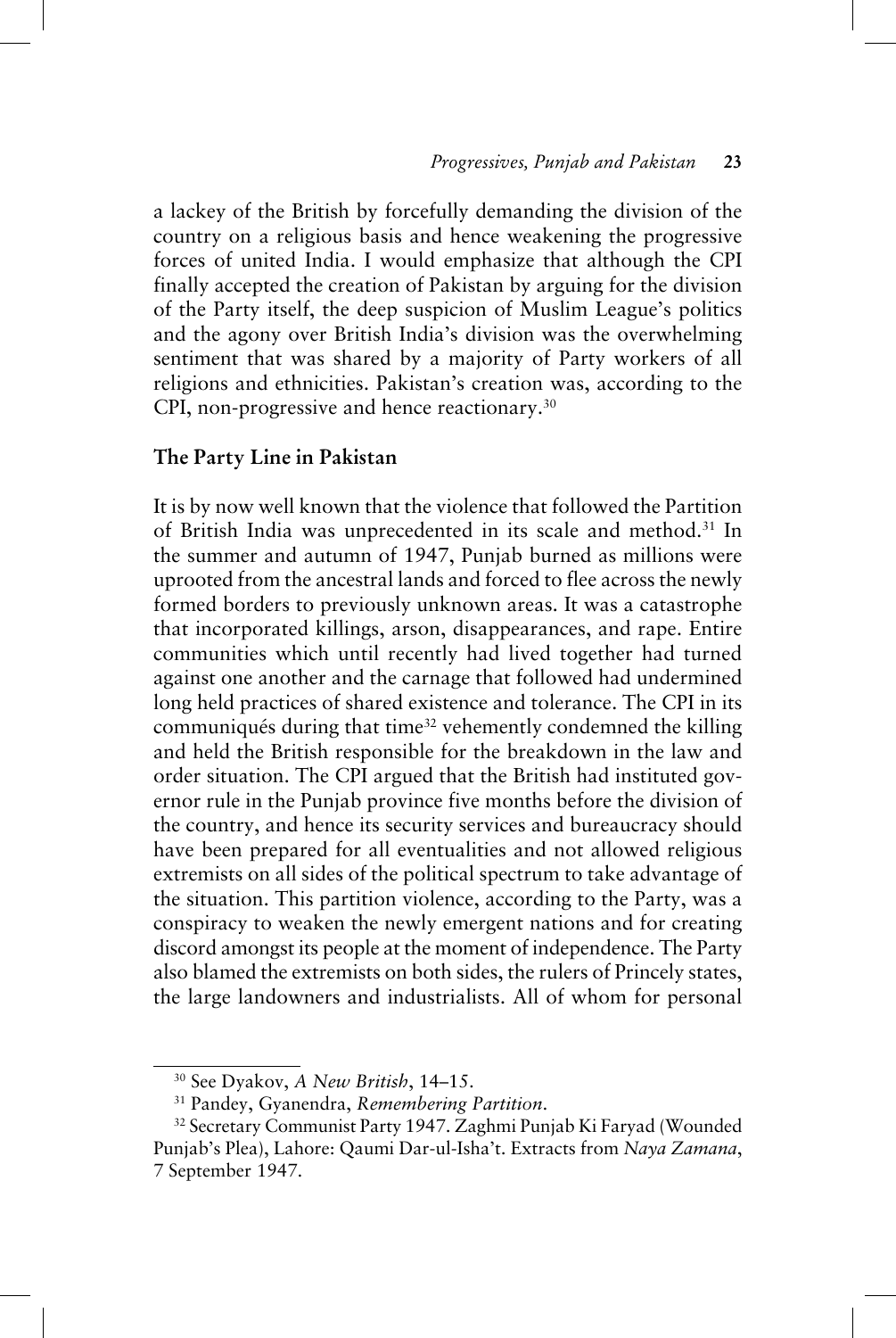a lackey of the British by forcefully demanding the division of the country on a religious basis and hence weakening the progressive forces of united India. I would emphasize that although the CPI finally accepted the creation of Pakistan by arguing for the division of the Party itself, the deep suspicion of Muslim League's politics and the agony over British India's division was the overwhelming sentiment that was shared by a majority of Party workers of all religions and ethnicities. Pakistan's creation was, according to the CPI, non-progressive and hence reactionary.[30]

## The Party Line in Pakistan

It is by now well known that the violence that followed the Partition of British India was unprecedented in its scale and method.[31] In the summer and autumn of 1947, Punjab burned as millions were uprooted from the ancestral lands and forced to flee across the newly formed borders to previously unknown areas. It was a catastrophe that incorporated killings, arson, disappearances, and rape. Entire communities which until recently had lived together had turned against one another and the carnage that followed had undermined long held practices of shared existence and tolerance. The CPI in its communiqués during that time[32] vehemently condemned the killing and held the British responsible for the breakdown in the law and order situation. The CPI argued that the British had instituted governor rule in the Punjab province five months before the division of the country, and hence its security services and bureaucracy should have been prepared for all eventualities and not allowed religious extremists on all sides of the political spectrum to take advantage of the situation. This partition violence, according to the Party, was a conspiracy to weaken the newly emergent nations and for creating discord amongst its people at the moment of independence. The Party also blamed the extremists on both sides, the rulers of Princely states, the large landowners and industrialists. All of whom for personal

---

[30] See Dyakov, *A New British*, 14–15.

[31] Pandey, Gyanendra, *Remembering Partition*.

[32] Secretary Communist Party 1947. Zaghmi Punjab Ki Faryad (Wounded Punjab's Plea), Lahore: Qaumi Dar-ul-Isha't. Extracts from *Naya Zamana*, 7 September 1947.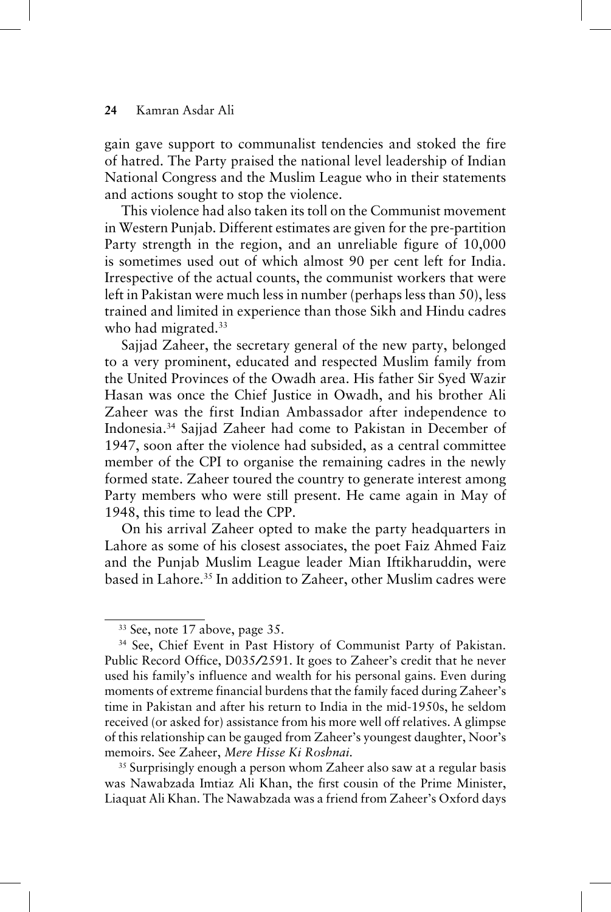gain gave support to communalist tendencies and stoked the fire of hatred. The Party praised the national level leadership of Indian National Congress and the Muslim League who in their statements and actions sought to stop the violence.

This violence had also taken its toll on the Communist movement in Western Punjab. Different estimates are given for the pre-partition Party strength in the region, and an unreliable figure of 10,000 is sometimes used out of which almost 90 per cent left for India. Irrespective of the actual counts, the communist workers that were left in Pakistan were much less in number (perhaps less than 50), less trained and limited in experience than those Sikh and Hindu cadres who had migrated.[33]

Sajjad Zaheer, the secretary general of the new party, belonged to a very prominent, educated and respected Muslim family from the United Provinces of the Owadh area. His father Sir Syed Wazir Hasan was once the Chief Justice in Owadh, and his brother Ali Zaheer was the first Indian Ambassador after independence to Indonesia.[34] Sajjad Zaheer had come to Pakistan in December of 1947, soon after the violence had subsided, as a central committee member of the CPI to organise the remaining cadres in the newly formed state. Zaheer toured the country to generate interest among Party members who were still present. He came again in May of 1948, this time to lead the CPP.

On his arrival Zaheer opted to make the party headquarters in Lahore as some of his closest associates, the poet Faiz Ahmed Faiz and the Punjab Muslim League leader Mian Iftikharuddin, were based in Lahore.[35] In addition to Zaheer, other Muslim cadres were

---

[33] See, note 17 above, page 35.

[34] See, Chief Event in Past History of Communist Party of Pakistan. Public Record Office, D035/2591. It goes to Zaheer's credit that he never used his family's influence and wealth for his personal gains. Even during moments of extreme financial burdens that the family faced during Zaheer's time in Pakistan and after his return to India in the mid-1950s, he seldom received (or asked for) assistance from his more well off relatives. A glimpse of this relationship can be gauged from Zaheer's youngest daughter, Noor's memoirs. See Zaheer, *Mere Hisse Ki Roshnai*.

[35] Surprisingly enough a person whom Zaheer also saw at a regular basis was Nawabzada Imtiaz Ali Khan, the first cousin of the Prime Minister, Liaquat Ali Khan. The Nawabzada was a friend from Zaheer's Oxford days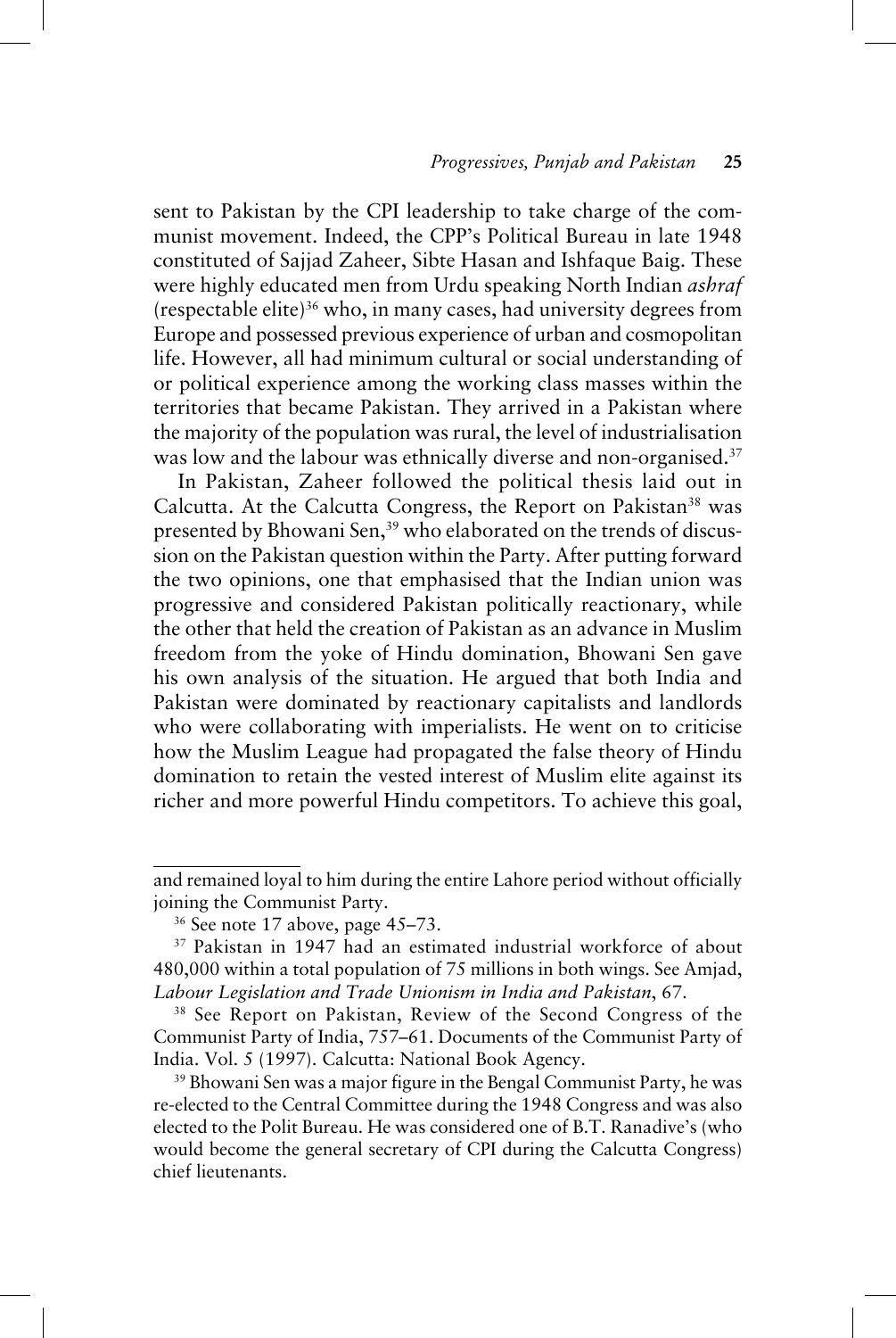sent to Pakistan by the CPI leadership to take charge of the communist movement. Indeed, the CPP's Political Bureau in late 1948 constituted of Sajjad Zaheer, Sibte Hasan and Ishfaque Baig. These were highly educated men from Urdu speaking North Indian *ashraf* (respectable elite)[36] who, in many cases, had university degrees from Europe and possessed previous experience of urban and cosmopolitan life. However, all had minimum cultural or social understanding of or political experience among the working class masses within the territories that became Pakistan. They arrived in a Pakistan where the majority of the population was rural, the level of industrialisation was low and the labour was ethnically diverse and non-organised.[37]

In Pakistan, Zaheer followed the political thesis laid out in Calcutta. At the Calcutta Congress, the Report on Pakistan[38] was presented by Bhowani Sen,[39] who elaborated on the trends of discussion on the Pakistan question within the Party. After putting forward the two opinions, one that emphasised that the Indian union was progressive and considered Pakistan politically reactionary, while the other that held the creation of Pakistan as an advance in Muslim freedom from the yoke of Hindu domination, Bhowani Sen gave his own analysis of the situation. He argued that both India and Pakistan were dominated by reactionary capitalists and landlords who were collaborating with imperialists. He went on to criticise how the Muslim League had propagated the false theory of Hindu domination to retain the vested interest of Muslim elite against its richer and more powerful Hindu competitors. To achieve this goal,

---

and remained loyal to him during the entire Lahore period without officially joining the Communist Party.

[36] See note 17 above, page 45–73.

[37] Pakistan in 1947 had an estimated industrial workforce of about 480,000 within a total population of 75 millions in both wings. See Amjad, *Labour Legislation and Trade Unionism in India and Pakistan*, 67.

[38] See Report on Pakistan, Review of the Second Congress of the Communist Party of India, 757–61. Documents of the Communist Party of India. Vol. 5 (1997). Calcutta: National Book Agency.

[39] Bhowani Sen was a major figure in the Bengal Communist Party, he was re-elected to the Central Committee during the 1948 Congress and was also elected to the Polit Bureau. He was considered one of B.T. Ranadive's (who would become the general secretary of CPI during the Calcutta Congress) chief lieutenants.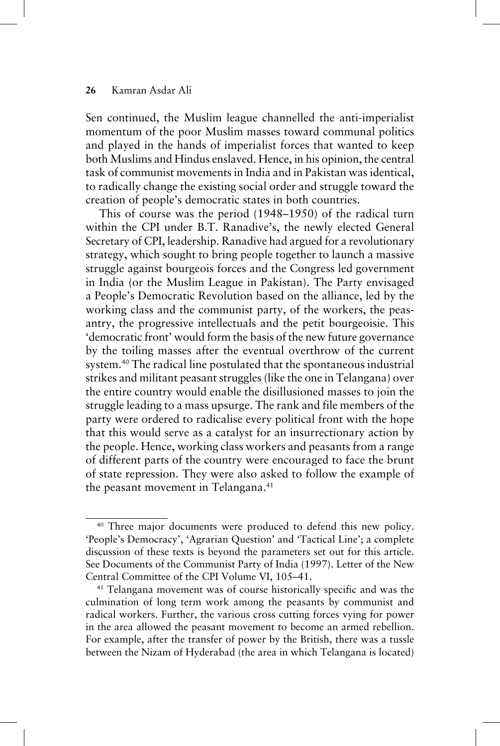Sen continued, the Muslim league channelled the anti-imperialist momentum of the poor Muslim masses toward communal politics and played in the hands of imperialist forces that wanted to keep both Muslims and Hindus enslaved. Hence, in his opinion, the central task of communist movements in India and in Pakistan was identical, to radically change the existing social order and struggle toward the creation of people's democratic states in both countries.

This of course was the period (1948–1950) of the radical turn within the CPI under B.T. Ranadive's, the newly elected General Secretary of CPI, leadership. Ranadive had argued for a revolutionary strategy, which sought to bring people together to launch a massive struggle against bourgeois forces and the Congress led government in India (or the Muslim League in Pakistan). The Party envisaged a People's Democratic Revolution based on the alliance, led by the working class and the communist party, of the workers, the peasantry, the progressive intellectuals and the petit bourgeoisie. This 'democratic front' would form the basis of the new future governance by the toiling masses after the eventual overthrow of the current system.[40] The radical line postulated that the spontaneous industrial strikes and militant peasant struggles (like the one in Telangana) over the entire country would enable the disillusioned masses to join the struggle leading to a mass upsurge. The rank and file members of the party were ordered to radicalise every political front with the hope that this would serve as a catalyst for an insurrectionary action by the people. Hence, working class workers and peasants from a range of different parts of the country were encouraged to face the brunt of state repression. They were also asked to follow the example of the peasant movement in Telangana.[41]

---

[40] Three major documents were produced to defend this new policy. 'People's Democracy', 'Agrarian Question' and 'Tactical Line'; a complete discussion of these texts is beyond the parameters set out for this article. See Documents of the Communist Party of India (1997). Letter of the New Central Committee of the CPI Volume VI, 105–41.

[41] Telangana movement was of course historically specific and was the culmination of long term work among the peasants by communist and radical workers. Further, the various cross cutting forces vying for power in the area allowed the peasant movement to become an armed rebellion. For example, after the transfer of power by the British, there was a tussle between the Nizam of Hyderabad (the area in which Telangana is located)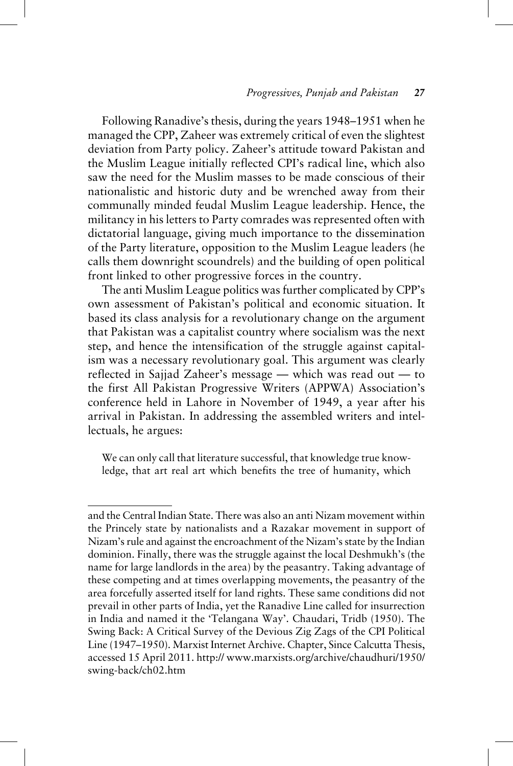Following Ranadive's thesis, during the years 1948–1951 when he managed the CPP, Zaheer was extremely critical of even the slightest deviation from Party policy. Zaheer's attitude toward Pakistan and the Muslim League initially reflected CPI's radical line, which also saw the need for the Muslim masses to be made conscious of their nationalistic and historic duty and be wrenched away from their communally minded feudal Muslim League leadership. Hence, the militancy in his letters to Party comrades was represented often with dictatorial language, giving much importance to the dissemination of the Party literature, opposition to the Muslim League leaders (he calls them downright scoundrels) and the building of open political front linked to other progressive forces in the country.

The anti Muslim League politics was further complicated by CPP's own assessment of Pakistan's political and economic situation. It based its class analysis for a revolutionary change on the argument that Pakistan was a capitalist country where socialism was the next step, and hence the intensification of the struggle against capitalism was a necessary revolutionary goal. This argument was clearly reflected in Sajjad Zaheer's message — which was read out — to the first All Pakistan Progressive Writers (APPWA) Association's conference held in Lahore in November of 1949, a year after his arrival in Pakistan. In addressing the assembled writers and intellectuals, he argues:

> We can only call that literature successful, that knowledge true knowledge, that art real art which benefits the tree of humanity, which

---

and the Central Indian State. There was also an anti Nizam movement within the Princely state by nationalists and a Razakar movement in support of Nizam's rule and against the encroachment of the Nizam's state by the Indian dominion. Finally, there was the struggle against the local Deshmukh's (the name for large landlords in the area) by the peasantry. Taking advantage of these competing and at times overlapping movements, the peasantry of the area forcefully asserted itself for land rights. These same conditions did not prevail in other parts of India, yet the Ranadive Line called for insurrection in India and named it the 'Telangana Way'. Chaudari, Tridb (1950). The Swing Back: A Critical Survey of the Devious Zig Zags of the CPI Political Line (1947–1950). Marxist Internet Archive. Chapter, Since Calcutta Thesis, accessed 15 April 2011. http:// www.marxists.org/archive/chaudhuri/1950/swing-back/ch02.htm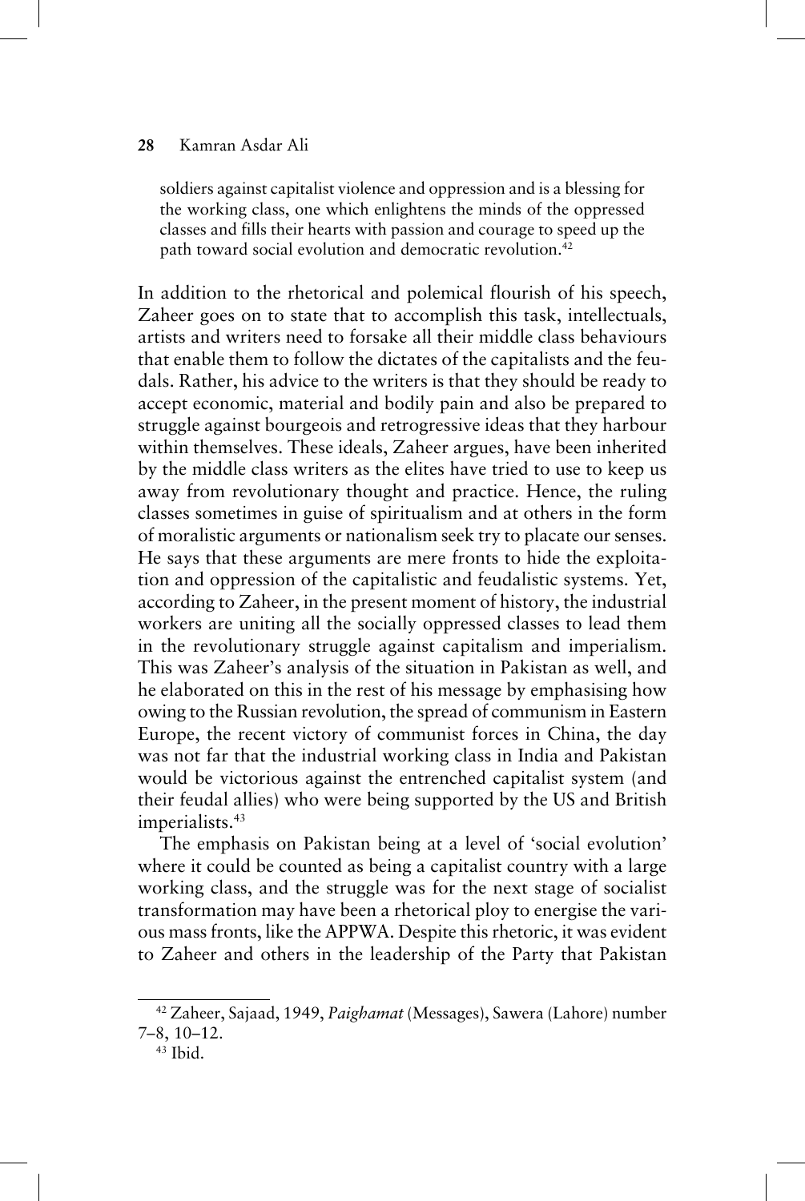> soldiers against capitalist violence and oppression and is a blessing for the working class, one which enlightens the minds of the oppressed classes and fills their hearts with passion and courage to speed up the path toward social evolution and democratic revolution.[42]

In addition to the rhetorical and polemical flourish of his speech, Zaheer goes on to state that to accomplish this task, intellectuals, artists and writers need to forsake all their middle class behaviours that enable them to follow the dictates of the capitalists and the feudals. Rather, his advice to the writers is that they should be ready to accept economic, material and bodily pain and also be prepared to struggle against bourgeois and retrogressive ideas that they harbour within themselves. These ideals, Zaheer argues, have been inherited by the middle class writers as the elites have tried to use to keep us away from revolutionary thought and practice. Hence, the ruling classes sometimes in guise of spiritualism and at others in the form of moralistic arguments or nationalism seek try to placate our senses. He says that these arguments are mere fronts to hide the exploitation and oppression of the capitalistic and feudalistic systems. Yet, according to Zaheer, in the present moment of history, the industrial workers are uniting all the socially oppressed classes to lead them in the revolutionary struggle against capitalism and imperialism. This was Zaheer's analysis of the situation in Pakistan as well, and he elaborated on this in the rest of his message by emphasising how owing to the Russian revolution, the spread of communism in Eastern Europe, the recent victory of communist forces in China, the day was not far that the industrial working class in India and Pakistan would be victorious against the entrenched capitalist system (and their feudal allies) who were being supported by the US and British imperialists.[43]

The emphasis on Pakistan being at a level of 'social evolution' where it could be counted as being a capitalist country with a large working class, and the struggle was for the next stage of socialist transformation may have been a rhetorical ploy to energise the various mass fronts, like the APPWA. Despite this rhetoric, it was evident to Zaheer and others in the leadership of the Party that Pakistan

---

[42] Zaheer, Sajaad, 1949, *Paighamat* (Messages), Sawera (Lahore) number 7–8, 10–12.

[43] Ibid.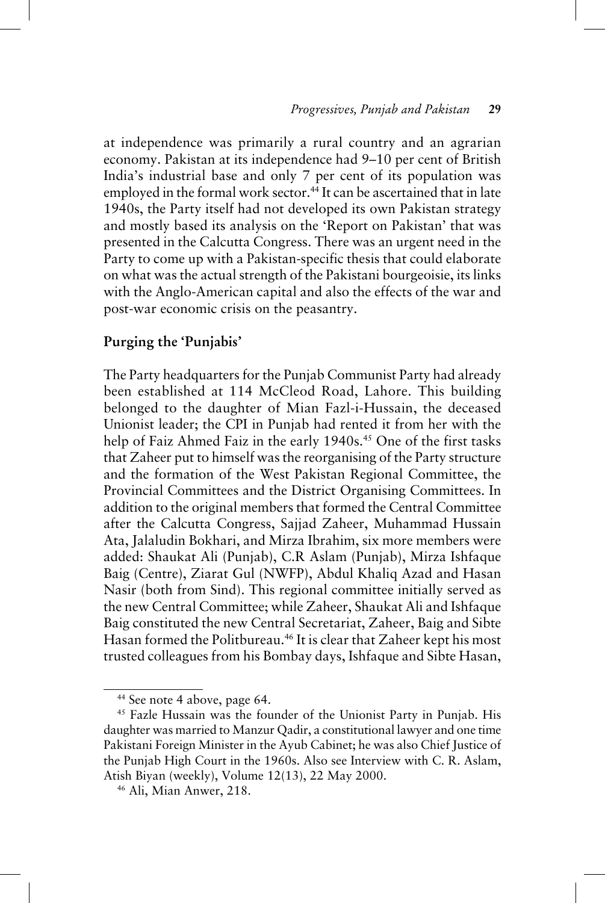at independence was primarily a rural country and an agrarian economy. Pakistan at its independence had 9–10 per cent of British India's industrial base and only 7 per cent of its population was employed in the formal work sector.[44] It can be ascertained that in late 1940s, the Party itself had not developed its own Pakistan strategy and mostly based its analysis on the 'Report on Pakistan' that was presented in the Calcutta Congress. There was an urgent need in the Party to come up with a Pakistan-specific thesis that could elaborate on what was the actual strength of the Pakistani bourgeoisie, its links with the Anglo-American capital and also the effects of the war and post-war economic crisis on the peasantry.

## Purging the 'Punjabis'

The Party headquarters for the Punjab Communist Party had already been established at 114 McCleod Road, Lahore. This building belonged to the daughter of Mian Fazl-i-Hussain, the deceased Unionist leader; the CPI in Punjab had rented it from her with the help of Faiz Ahmed Faiz in the early 1940s.[45] One of the first tasks that Zaheer put to himself was the reorganising of the Party structure and the formation of the West Pakistan Regional Committee, the Provincial Committees and the District Organising Committees. In addition to the original members that formed the Central Committee after the Calcutta Congress, Sajjad Zaheer, Muhammad Hussain Ata, Jalaludin Bokhari, and Mirza Ibrahim, six more members were added: Shaukat Ali (Punjab), C.R Aslam (Punjab), Mirza Ishfaque Baig (Centre), Ziarat Gul (NWFP), Abdul Khaliq Azad and Hasan Nasir (both from Sind). This regional committee initially served as the new Central Committee; while Zaheer, Shaukat Ali and Ishfaque Baig constituted the new Central Secretariat, Zaheer, Baig and Sibte Hasan formed the Politbureau.[46] It is clear that Zaheer kept his most trusted colleagues from his Bombay days, Ishfaque and Sibte Hasan,

---

[44] See note 4 above, page 64.

[45] Fazle Hussain was the founder of the Unionist Party in Punjab. His daughter was married to Manzur Qadir, a constitutional lawyer and one time Pakistani Foreign Minister in the Ayub Cabinet; he was also Chief Justice of the Punjab High Court in the 1960s. Also see Interview with C. R. Aslam, Atish Biyan (weekly), Volume 12(13), 22 May 2000.

[46] Ali, Mian Anwer, 218.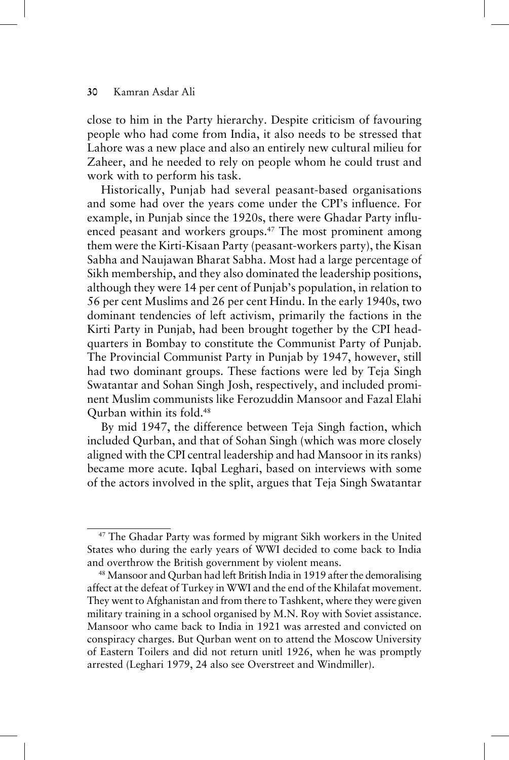close to him in the Party hierarchy. Despite criticism of favouring people who had come from India, it also needs to be stressed that Lahore was a new place and also an entirely new cultural milieu for Zaheer, and he needed to rely on people whom he could trust and work with to perform his task.

Historically, Punjab had several peasant-based organisations and some had over the years come under the CPI's influence. For example, in Punjab since the 1920s, there were Ghadar Party influenced peasant and workers groups.[47] The most prominent among them were the Kirti-Kisaan Party (peasant-workers party), the Kisan Sabha and Naujawan Bharat Sabha. Most had a large percentage of Sikh membership, and they also dominated the leadership positions, although they were 14 per cent of Punjab's population, in relation to 56 per cent Muslims and 26 per cent Hindu. In the early 1940s, two dominant tendencies of left activism, primarily the factions in the Kirti Party in Punjab, had been brought together by the CPI headquarters in Bombay to constitute the Communist Party of Punjab. The Provincial Communist Party in Punjab by 1947, however, still had two dominant groups. These factions were led by Teja Singh Swatantar and Sohan Singh Josh, respectively, and included prominent Muslim communists like Ferozuddin Mansoor and Fazal Elahi Qurban within its fold.[48]

By mid 1947, the difference between Teja Singh faction, which included Qurban, and that of Sohan Singh (which was more closely aligned with the CPI central leadership and had Mansoor in its ranks) became more acute. Iqbal Leghari, based on interviews with some of the actors involved in the split, argues that Teja Singh Swatantar

---

[47] The Ghadar Party was formed by migrant Sikh workers in the United States who during the early years of WWI decided to come back to India and overthrow the British government by violent means.

[48] Mansoor and Qurban had left British India in 1919 after the demoralising affect at the defeat of Turkey in WWI and the end of the Khilafat movement. They went to Afghanistan and from there to Tashkent, where they were given military training in a school organised by M.N. Roy with Soviet assistance. Mansoor who came back to India in 1921 was arrested and convicted on conspiracy charges. But Qurban went on to attend the Moscow University of Eastern Toilers and did not return unitl 1926, when he was promptly arrested (Leghari 1979, 24 also see Overstreet and Windmiller).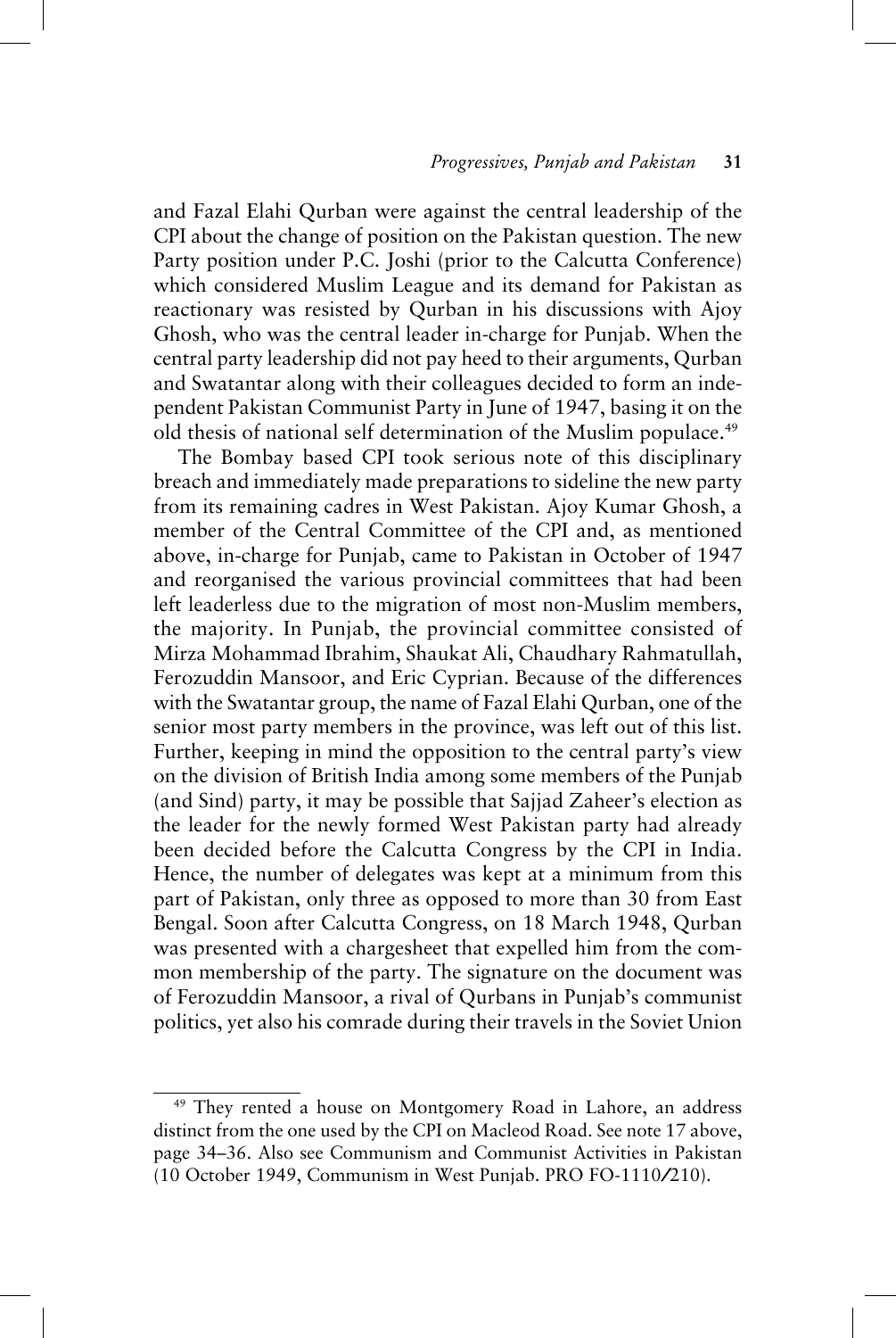and Fazal Elahi Qurban were against the central leadership of the CPI about the change of position on the Pakistan question. The new Party position under P.C. Joshi (prior to the Calcutta Conference) which considered Muslim League and its demand for Pakistan as reactionary was resisted by Qurban in his discussions with Ajoy Ghosh, who was the central leader in-charge for Punjab. When the central party leadership did not pay heed to their arguments, Qurban and Swatantar along with their colleagues decided to form an independent Pakistan Communist Party in June of 1947, basing it on the old thesis of national self determination of the Muslim populace.[49]

The Bombay based CPI took serious note of this disciplinary breach and immediately made preparations to sideline the new party from its remaining cadres in West Pakistan. Ajoy Kumar Ghosh, a member of the Central Committee of the CPI and, as mentioned above, in-charge for Punjab, came to Pakistan in October of 1947 and reorganised the various provincial committees that had been left leaderless due to the migration of most non-Muslim members, the majority. In Punjab, the provincial committee consisted of Mirza Mohammad Ibrahim, Shaukat Ali, Chaudhary Rahmatullah, Ferozuddin Mansoor, and Eric Cyprian. Because of the differences with the Swatantar group, the name of Fazal Elahi Qurban, one of the senior most party members in the province, was left out of this list. Further, keeping in mind the opposition to the central party's view on the division of British India among some members of the Punjab (and Sind) party, it may be possible that Sajjad Zaheer's election as the leader for the newly formed West Pakistan party had already been decided before the Calcutta Congress by the CPI in India. Hence, the number of delegates was kept at a minimum from this part of Pakistan, only three as opposed to more than 30 from East Bengal. Soon after Calcutta Congress, on 18 March 1948, Qurban was presented with a chargesheet that expelled him from the common membership of the party. The signature on the document was of Ferozuddin Mansoor, a rival of Qurbans in Punjab's communist politics, yet also his comrade during their travels in the Soviet Union

---

[49] They rented a house on Montgomery Road in Lahore, an address distinct from the one used by the CPI on Macleod Road. See note 17 above, page 34–36. Also see Communism and Communist Activities in Pakistan (10 October 1949, Communism in West Punjab. PRO FO-1110/210).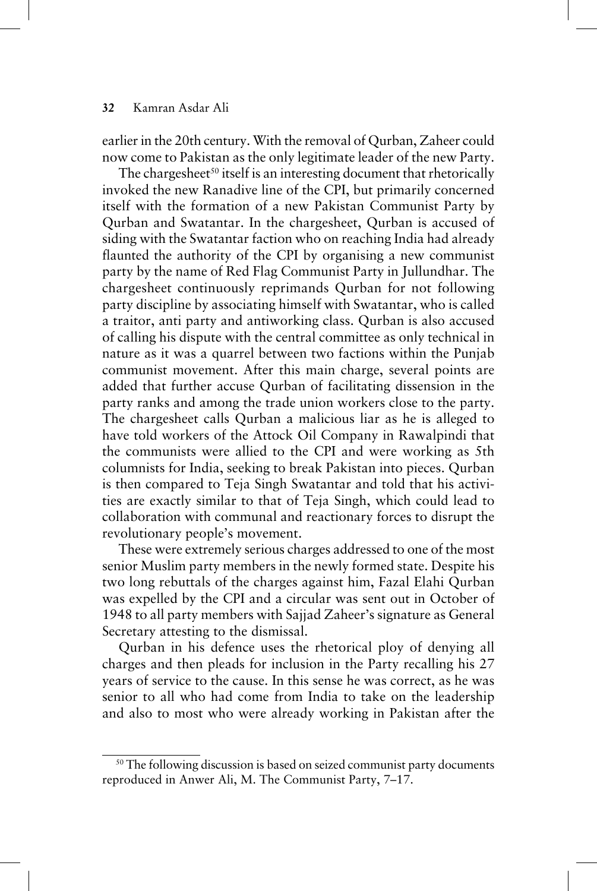earlier in the 20th century. With the removal of Qurban, Zaheer could now come to Pakistan as the only legitimate leader of the new Party.

The chargesheet[50] itself is an interesting document that rhetorically invoked the new Ranadive line of the CPI, but primarily concerned itself with the formation of a new Pakistan Communist Party by Qurban and Swatantar. In the chargesheet, Qurban is accused of siding with the Swatantar faction who on reaching India had already flaunted the authority of the CPI by organising a new communist party by the name of Red Flag Communist Party in Jullundhar. The chargesheet continuously reprimands Qurban for not following party discipline by associating himself with Swatantar, who is called a traitor, anti party and antiworking class. Qurban is also accused of calling his dispute with the central committee as only technical in nature as it was a quarrel between two factions within the Punjab communist movement. After this main charge, several points are added that further accuse Qurban of facilitating dissension in the party ranks and among the trade union workers close to the party. The chargesheet calls Qurban a malicious liar as he is alleged to have told workers of the Attock Oil Company in Rawalpindi that the communists were allied to the CPI and were working as 5th columnists for India, seeking to break Pakistan into pieces. Qurban is then compared to Teja Singh Swatantar and told that his activities are exactly similar to that of Teja Singh, which could lead to collaboration with communal and reactionary forces to disrupt the revolutionary people's movement.

These were extremely serious charges addressed to one of the most senior Muslim party members in the newly formed state. Despite his two long rebuttals of the charges against him, Fazal Elahi Qurban was expelled by the CPI and a circular was sent out in October of 1948 to all party members with Sajjad Zaheer's signature as General Secretary attesting to the dismissal.

Qurban in his defence uses the rhetorical ploy of denying all charges and then pleads for inclusion in the Party recalling his 27 years of service to the cause. In this sense he was correct, as he was senior to all who had come from India to take on the leadership and also to most who were already working in Pakistan after the

---

[50] The following discussion is based on seized communist party documents reproduced in Anwer Ali, M. The Communist Party, 7–17.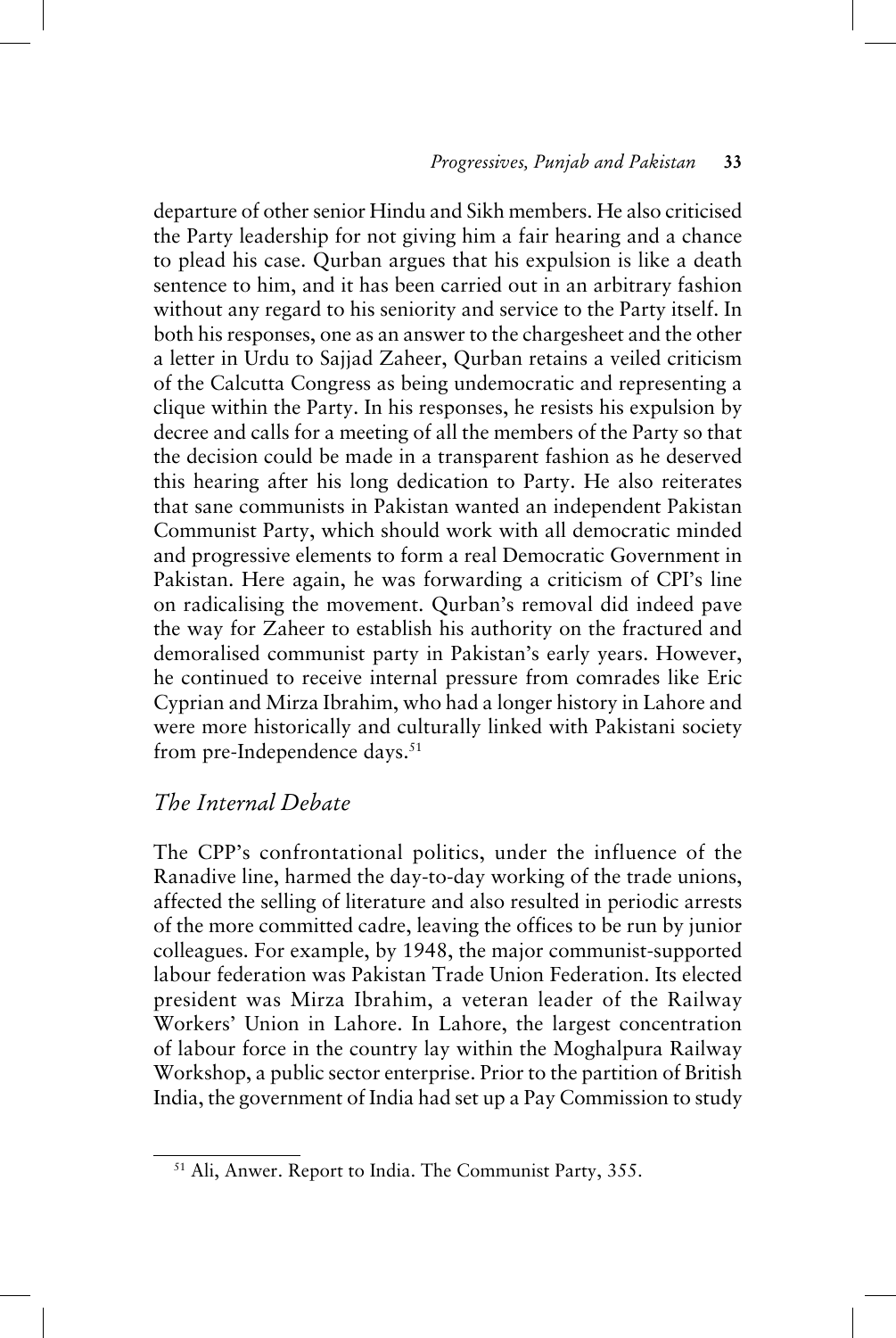departure of other senior Hindu and Sikh members. He also criticised the Party leadership for not giving him a fair hearing and a chance to plead his case. Qurban argues that his expulsion is like a death sentence to him, and it has been carried out in an arbitrary fashion without any regard to his seniority and service to the Party itself. In both his responses, one as an answer to the chargesheet and the other a letter in Urdu to Sajjad Zaheer, Qurban retains a veiled criticism of the Calcutta Congress as being undemocratic and representing a clique within the Party. In his responses, he resists his expulsion by decree and calls for a meeting of all the members of the Party so that the decision could be made in a transparent fashion as he deserved this hearing after his long dedication to Party. He also reiterates that sane communists in Pakistan wanted an independent Pakistan Communist Party, which should work with all democratic minded and progressive elements to form a real Democratic Government in Pakistan. Here again, he was forwarding a criticism of CPI's line on radicalising the movement. Qurban's removal did indeed pave the way for Zaheer to establish his authority on the fractured and demoralised communist party in Pakistan's early years. However, he continued to receive internal pressure from comrades like Eric Cyprian and Mirza Ibrahim, who had a longer history in Lahore and were more historically and culturally linked with Pakistani society from pre-Independence days.[51]

## *The Internal Debate*

The CPP's confrontational politics, under the influence of the Ranadive line, harmed the day-to-day working of the trade unions, affected the selling of literature and also resulted in periodic arrests of the more committed cadre, leaving the offices to be run by junior colleagues. For example, by 1948, the major communist-supported labour federation was Pakistan Trade Union Federation. Its elected president was Mirza Ibrahim, a veteran leader of the Railway Workers' Union in Lahore. In Lahore, the largest concentration of labour force in the country lay within the Moghalpura Railway Workshop, a public sector enterprise. Prior to the partition of British India, the government of India had set up a Pay Commission to study

[51] Ali, Anwer. Report to India. The Communist Party, 355.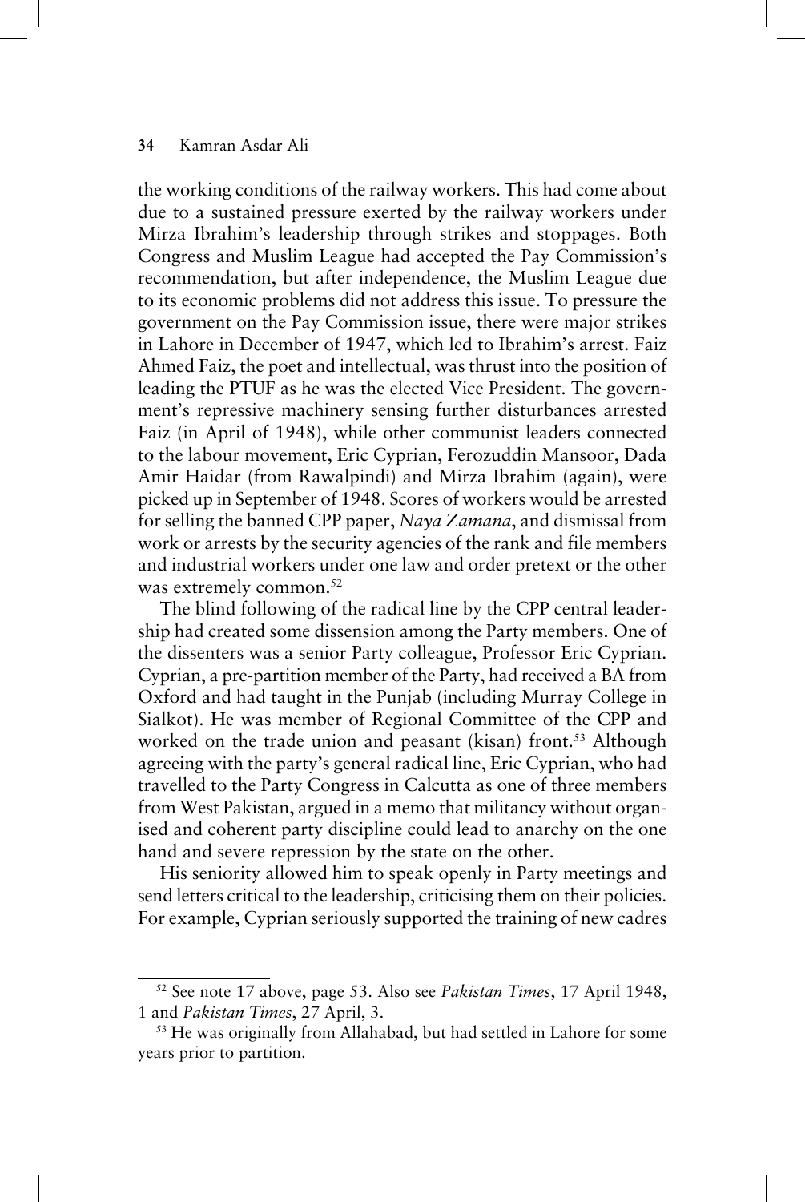the working conditions of the railway workers. This had come about due to a sustained pressure exerted by the railway workers under Mirza Ibrahim's leadership through strikes and stoppages. Both Congress and Muslim League had accepted the Pay Commission's recommendation, but after independence, the Muslim League due to its economic problems did not address this issue. To pressure the government on the Pay Commission issue, there were major strikes in Lahore in December of 1947, which led to Ibrahim's arrest. Faiz Ahmed Faiz, the poet and intellectual, was thrust into the position of leading the PTUF as he was the elected Vice President. The government's repressive machinery sensing further disturbances arrested Faiz (in April of 1948), while other communist leaders connected to the labour movement, Eric Cyprian, Ferozuddin Mansoor, Dada Amir Haidar (from Rawalpindi) and Mirza Ibrahim (again), were picked up in September of 1948. Scores of workers would be arrested for selling the banned CPP paper, *Naya Zamana*, and dismissal from work or arrests by the security agencies of the rank and file members and industrial workers under one law and order pretext or the other was extremely common.[52]

The blind following of the radical line by the CPP central leadership had created some dissension among the Party members. One of the dissenters was a senior Party colleague, Professor Eric Cyprian. Cyprian, a pre-partition member of the Party, had received a BA from Oxford and had taught in the Punjab (including Murray College in Sialkot). He was member of Regional Committee of the CPP and worked on the trade union and peasant (kisan) front.[53] Although agreeing with the party's general radical line, Eric Cyprian, who had travelled to the Party Congress in Calcutta as one of three members from West Pakistan, argued in a memo that militancy without organised and coherent party discipline could lead to anarchy on the one hand and severe repression by the state on the other.

His seniority allowed him to speak openly in Party meetings and send letters critical to the leadership, criticising them on their policies. For example, Cyprian seriously supported the training of new cadres

---

[52] See note 17 above, page 53. Also see *Pakistan Times*, 17 April 1948, 1 and *Pakistan Times*, 27 April, 3.

[53] He was originally from Allahabad, but had settled in Lahore for some years prior to partition.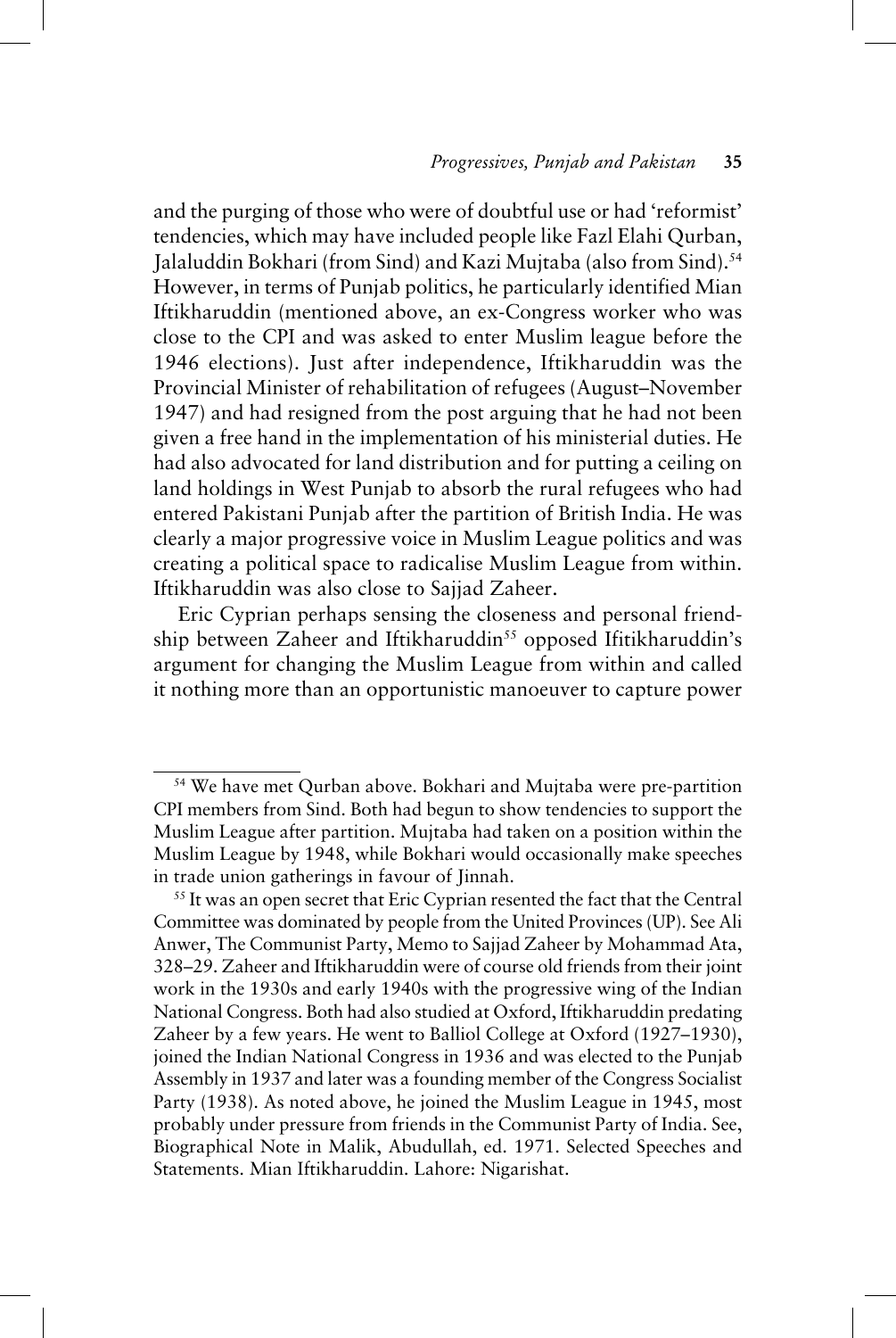and the purging of those who were of doubtful use or had 'reformist' tendencies, which may have included people like Fazl Elahi Qurban, Jalaluddin Bokhari (from Sind) and Kazi Mujtaba (also from Sind).[54] However, in terms of Punjab politics, he particularly identified Mian Iftikharuddin (mentioned above, an ex-Congress worker who was close to the CPI and was asked to enter Muslim league before the 1946 elections). Just after independence, Iftikharuddin was the Provincial Minister of rehabilitation of refugees (August–November 1947) and had resigned from the post arguing that he had not been given a free hand in the implementation of his ministerial duties. He had also advocated for land distribution and for putting a ceiling on land holdings in West Punjab to absorb the rural refugees who had entered Pakistani Punjab after the partition of British India. He was clearly a major progressive voice in Muslim League politics and was creating a political space to radicalise Muslim League from within. Iftikharuddin was also close to Sajjad Zaheer.

Eric Cyprian perhaps sensing the closeness and personal friendship between Zaheer and Iftikharuddin[55] opposed Ifitikharuddin's argument for changing the Muslim League from within and called it nothing more than an opportunistic manoeuver to capture power

---

[54] We have met Qurban above. Bokhari and Mujtaba were pre-partition CPI members from Sind. Both had begun to show tendencies to support the Muslim League after partition. Mujtaba had taken on a position within the Muslim League by 1948, while Bokhari would occasionally make speeches in trade union gatherings in favour of Jinnah.

[55] It was an open secret that Eric Cyprian resented the fact that the Central Committee was dominated by people from the United Provinces (UP). See Ali Anwer, The Communist Party, Memo to Sajjad Zaheer by Mohammad Ata, 328–29. Zaheer and Iftikharuddin were of course old friends from their joint work in the 1930s and early 1940s with the progressive wing of the Indian National Congress. Both had also studied at Oxford, Iftikharuddin predating Zaheer by a few years. He went to Balliol College at Oxford (1927–1930), joined the Indian National Congress in 1936 and was elected to the Punjab Assembly in 1937 and later was a founding member of the Congress Socialist Party (1938). As noted above, he joined the Muslim League in 1945, most probably under pressure from friends in the Communist Party of India. See, Biographical Note in Malik, Abudullah, ed. 1971. Selected Speeches and Statements. Mian Iftikharuddin. Lahore: Nigarishat.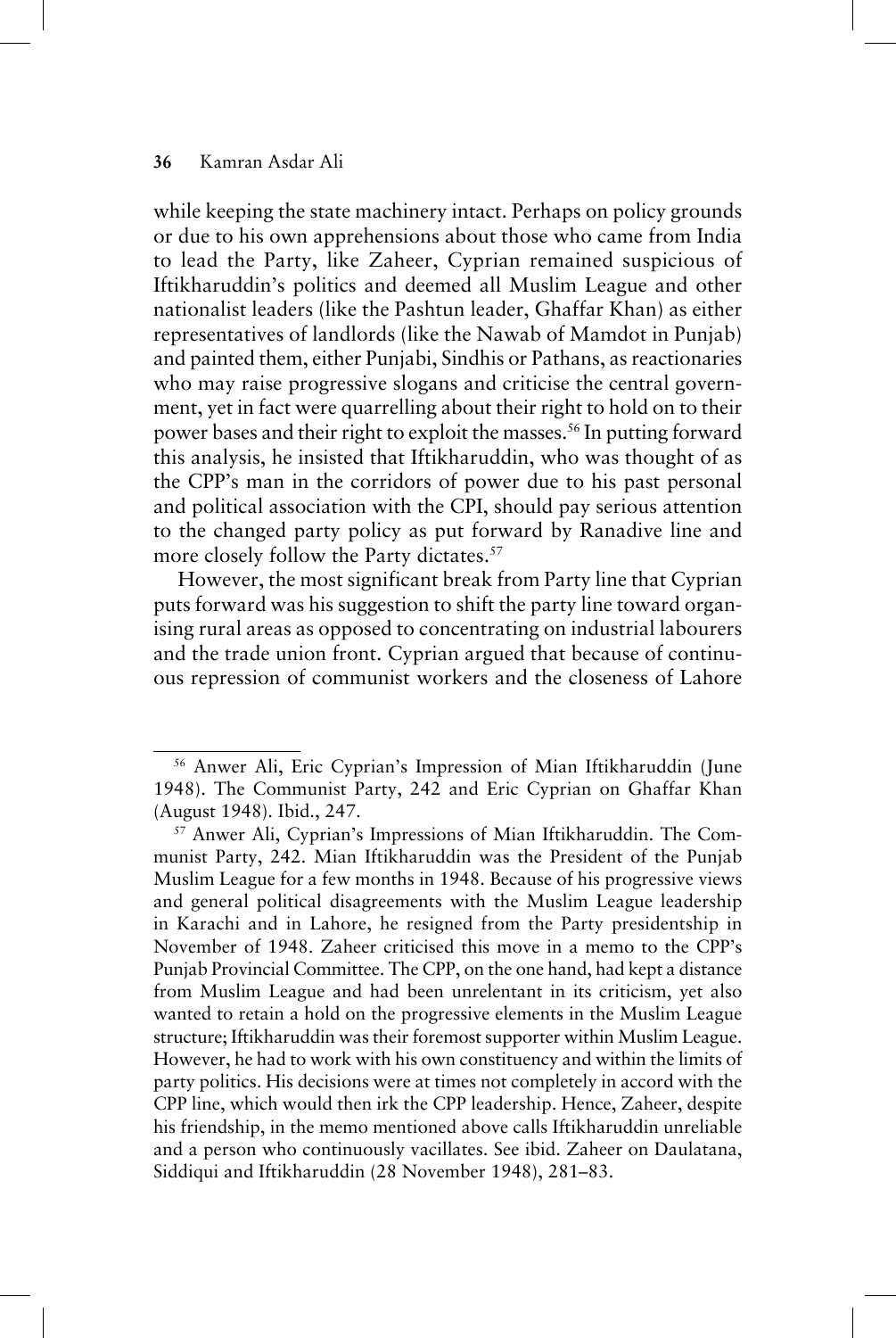while keeping the state machinery intact. Perhaps on policy grounds or due to his own apprehensions about those who came from India to lead the Party, like Zaheer, Cyprian remained suspicious of Iftikharuddin's politics and deemed all Muslim League and other nationalist leaders (like the Pashtun leader, Ghaffar Khan) as either representatives of landlords (like the Nawab of Mamdot in Punjab) and painted them, either Punjabi, Sindhis or Pathans, as reactionaries who may raise progressive slogans and criticise the central government, yet in fact were quarrelling about their right to hold on to their power bases and their right to exploit the masses.[56] In putting forward this analysis, he insisted that Iftikharuddin, who was thought of as the CPP's man in the corridors of power due to his past personal and political association with the CPI, should pay serious attention to the changed party policy as put forward by Ranadive line and more closely follow the Party dictates.[57]

However, the most significant break from Party line that Cyprian puts forward was his suggestion to shift the party line toward organising rural areas as opposed to concentrating on industrial labourers and the trade union front. Cyprian argued that because of continuous repression of communist workers and the closeness of Lahore

---

[56] Anwer Ali, Eric Cyprian's Impression of Mian Iftikharuddin (June 1948). The Communist Party, 242 and Eric Cyprian on Ghaffar Khan (August 1948). Ibid., 247.

[57] Anwer Ali, Cyprian's Impressions of Mian Iftikharuddin. The Communist Party, 242. Mian Iftikharuddin was the President of the Punjab Muslim League for a few months in 1948. Because of his progressive views and general political disagreements with the Muslim League leadership in Karachi and in Lahore, he resigned from the Party presidentship in November of 1948. Zaheer criticised this move in a memo to the CPP's Punjab Provincial Committee. The CPP, on the one hand, had kept a distance from Muslim League and had been unrelentant in its criticism, yet also wanted to retain a hold on the progressive elements in the Muslim League structure; Iftikharuddin was their foremost supporter within Muslim League. However, he had to work with his own constituency and within the limits of party politics. His decisions were at times not completely in accord with the CPP line, which would then irk the CPP leadership. Hence, Zaheer, despite his friendship, in the memo mentioned above calls Iftikharuddin unreliable and a person who continuously vacillates. See ibid. Zaheer on Daulatana, Siddiqui and Iftikharuddin (28 November 1948), 281–83.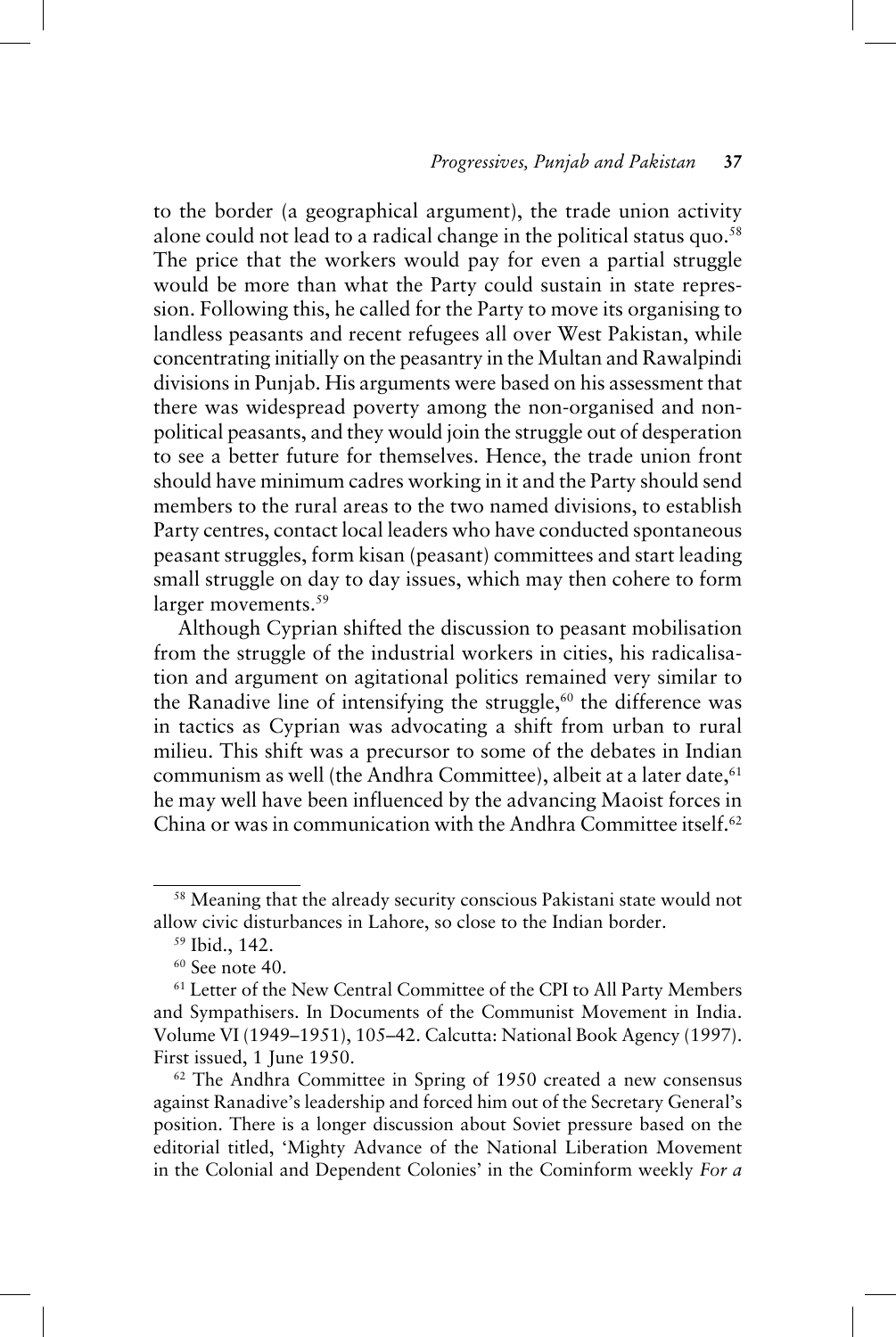to the border (a geographical argument), the trade union activity alone could not lead to a radical change in the political status quo.[58] The price that the workers would pay for even a partial struggle would be more than what the Party could sustain in state repression. Following this, he called for the Party to move its organising to landless peasants and recent refugees all over West Pakistan, while concentrating initially on the peasantry in the Multan and Rawalpindi divisions in Punjab. His arguments were based on his assessment that there was widespread poverty among the non-organised and non-political peasants, and they would join the struggle out of desperation to see a better future for themselves. Hence, the trade union front should have minimum cadres working in it and the Party should send members to the rural areas to the two named divisions, to establish Party centres, contact local leaders who have conducted spontaneous peasant struggles, form kisan (peasant) committees and start leading small struggle on day to day issues, which may then cohere to form larger movements.[59]

Although Cyprian shifted the discussion to peasant mobilisation from the struggle of the industrial workers in cities, his radicalisation and argument on agitational politics remained very similar to the Ranadive line of intensifying the struggle,[60] the difference was in tactics as Cyprian was advocating a shift from urban to rural milieu. This shift was a precursor to some of the debates in Indian communism as well (the Andhra Committee), albeit at a later date,[61] he may well have been influenced by the advancing Maoist forces in China or was in communication with the Andhra Committee itself.[62]

---

[58] Meaning that the already security conscious Pakistani state would not allow civic disturbances in Lahore, so close to the Indian border.

[59] Ibid., 142.

[60] See note 40.

[61] Letter of the New Central Committee of the CPI to All Party Members and Sympathisers. In Documents of the Communist Movement in India. Volume VI (1949–1951), 105–42. Calcutta: National Book Agency (1997). First issued, 1 June 1950.

[62] The Andhra Committee in Spring of 1950 created a new consensus against Ranadive's leadership and forced him out of the Secretary General's position. There is a longer discussion about Soviet pressure based on the editorial titled, 'Mighty Advance of the National Liberation Movement in the Colonial and Dependent Colonies' in the Cominform weekly *For a*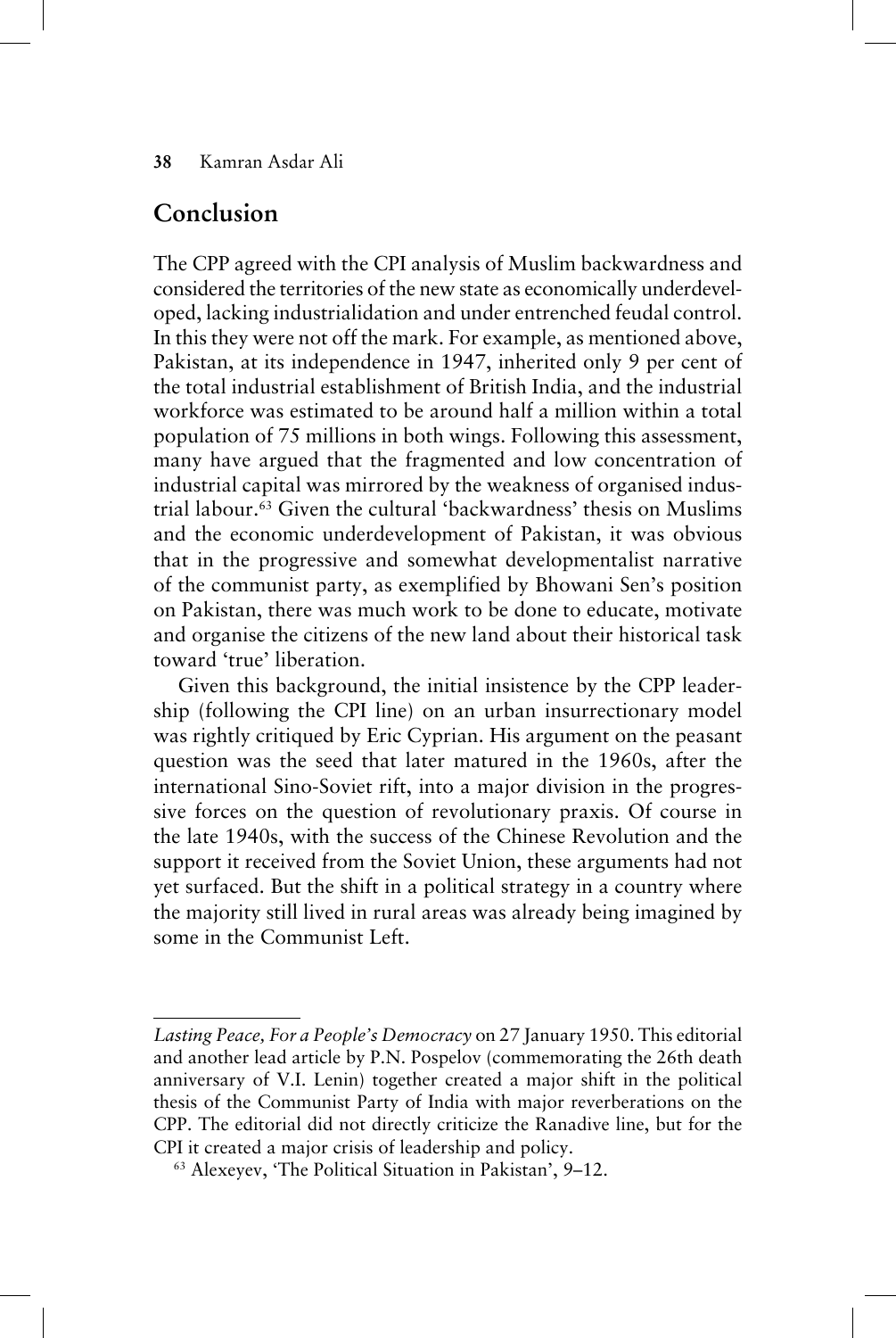## Conclusion

The CPP agreed with the CPI analysis of Muslim backwardness and considered the territories of the new state as economically underdeveloped, lacking industrialidation and under entrenched feudal control. In this they were not off the mark. For example, as mentioned above, Pakistan, at its independence in 1947, inherited only 9 per cent of the total industrial establishment of British India, and the industrial workforce was estimated to be around half a million within a total population of 75 millions in both wings. Following this assessment, many have argued that the fragmented and low concentration of industrial capital was mirrored by the weakness of organised industrial labour.[63] Given the cultural 'backwardness' thesis on Muslims and the economic underdevelopment of Pakistan, it was obvious that in the progressive and somewhat developmentalist narrative of the communist party, as exemplified by Bhowani Sen's position on Pakistan, there was much work to be done to educate, motivate and organise the citizens of the new land about their historical task toward 'true' liberation.

Given this background, the initial insistence by the CPP leadership (following the CPI line) on an urban insurrectionary model was rightly critiqued by Eric Cyprian. His argument on the peasant question was the seed that later matured in the 1960s, after the international Sino-Soviet rift, into a major division in the progressive forces on the question of revolutionary praxis. Of course in the late 1940s, with the success of the Chinese Revolution and the support it received from the Soviet Union, these arguments had not yet surfaced. But the shift in a political strategy in a country where the majority still lived in rural areas was already being imagined by some in the Communist Left.

---

*Lasting Peace, For a People's Democracy* on 27 January 1950. This editorial and another lead article by P.N. Pospelov (commemorating the 26th death anniversary of V.I. Lenin) together created a major shift in the political thesis of the Communist Party of India with major reverberations on the CPP. The editorial did not directly criticize the Ranadive line, but for the CPI it created a major crisis of leadership and policy.

[63] Alexeyev, 'The Political Situation in Pakistan', 9–12.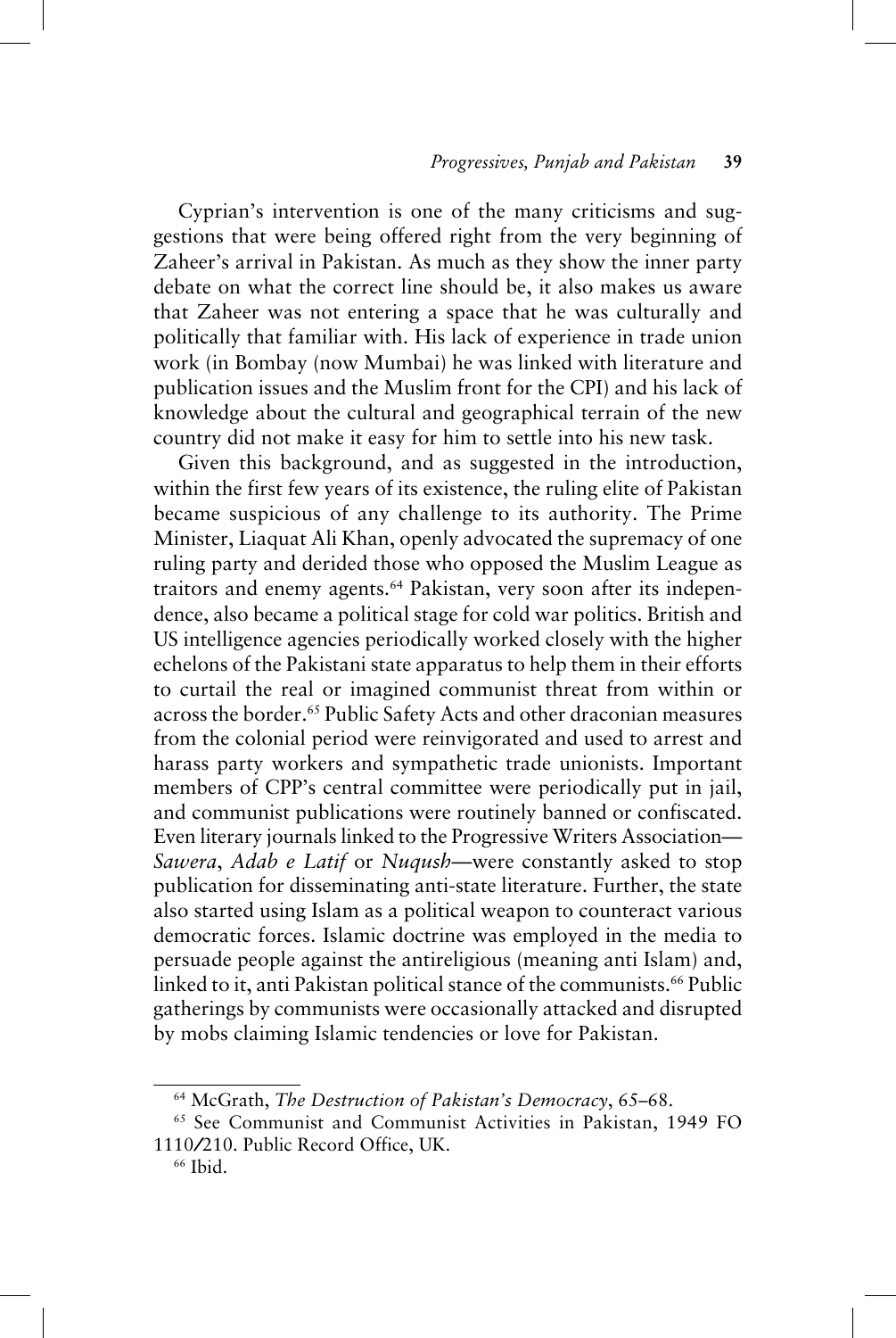Cyprian's intervention is one of the many criticisms and suggestions that were being offered right from the very beginning of Zaheer's arrival in Pakistan. As much as they show the inner party debate on what the correct line should be, it also makes us aware that Zaheer was not entering a space that he was culturally and politically that familiar with. His lack of experience in trade union work (in Bombay (now Mumbai) he was linked with literature and publication issues and the Muslim front for the CPI) and his lack of knowledge about the cultural and geographical terrain of the new country did not make it easy for him to settle into his new task.

Given this background, and as suggested in the introduction, within the first few years of its existence, the ruling elite of Pakistan became suspicious of any challenge to its authority. The Prime Minister, Liaquat Ali Khan, openly advocated the supremacy of one ruling party and derided those who opposed the Muslim League as traitors and enemy agents.[64] Pakistan, very soon after its independence, also became a political stage for cold war politics. British and US intelligence agencies periodically worked closely with the higher echelons of the Pakistani state apparatus to help them in their efforts to curtail the real or imagined communist threat from within or across the border.[65] Public Safety Acts and other draconian measures from the colonial period were reinvigorated and used to arrest and harass party workers and sympathetic trade unionists. Important members of CPP's central committee were periodically put in jail, and communist publications were routinely banned or confiscated. Even literary journals linked to the Progressive Writers Association—*Sawera*, *Adab e Latif* or *Nuqush*—were constantly asked to stop publication for disseminating anti-state literature. Further, the state also started using Islam as a political weapon to counteract various democratic forces. Islamic doctrine was employed in the media to persuade people against the antireligious (meaning anti Islam) and, linked to it, anti Pakistan political stance of the communists.[66] Public gatherings by communists were occasionally attacked and disrupted by mobs claiming Islamic tendencies or love for Pakistan.

---

[64] McGrath, *The Destruction of Pakistan's Democracy*, 65–68.

[65] See Communist and Communist Activities in Pakistan, 1949 FO 1110/210. Public Record Office, UK.

[66] Ibid.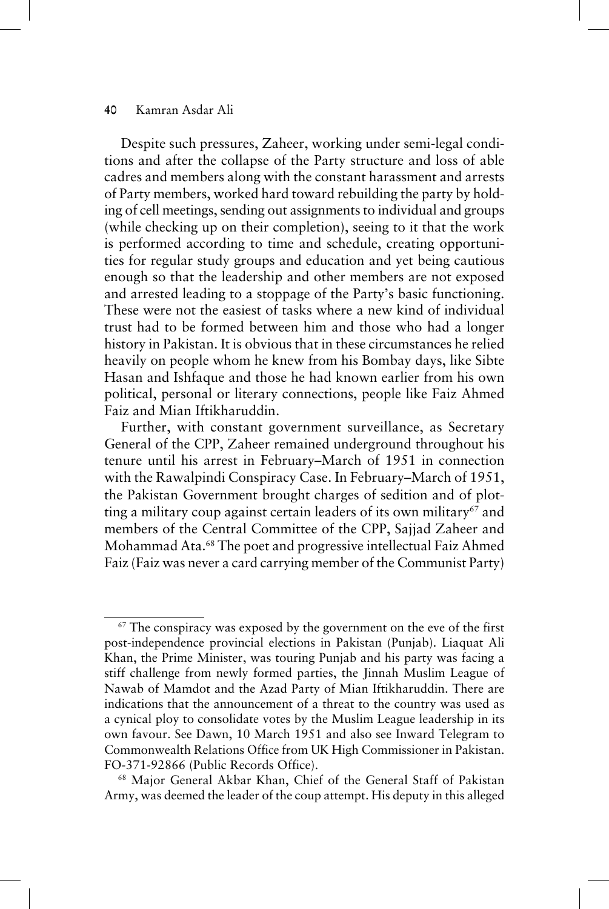Despite such pressures, Zaheer, working under semi-legal conditions and after the collapse of the Party structure and loss of able cadres and members along with the constant harassment and arrests of Party members, worked hard toward rebuilding the party by holding of cell meetings, sending out assignments to individual and groups (while checking up on their completion), seeing to it that the work is performed according to time and schedule, creating opportunities for regular study groups and education and yet being cautious enough so that the leadership and other members are not exposed and arrested leading to a stoppage of the Party's basic functioning. These were not the easiest of tasks where a new kind of individual trust had to be formed between him and those who had a longer history in Pakistan. It is obvious that in these circumstances he relied heavily on people whom he knew from his Bombay days, like Sibte Hasan and Ishfaque and those he had known earlier from his own political, personal or literary connections, people like Faiz Ahmed Faiz and Mian Iftikharuddin.

Further, with constant government surveillance, as Secretary General of the CPP, Zaheer remained underground throughout his tenure until his arrest in February–March of 1951 in connection with the Rawalpindi Conspiracy Case. In February–March of 1951, the Pakistan Government brought charges of sedition and of plotting a military coup against certain leaders of its own military[67] and members of the Central Committee of the CPP, Sajjad Zaheer and Mohammad Ata.[68] The poet and progressive intellectual Faiz Ahmed Faiz (Faiz was never a card carrying member of the Communist Party)

---

[67] The conspiracy was exposed by the government on the eve of the first post-independence provincial elections in Pakistan (Punjab). Liaquat Ali Khan, the Prime Minister, was touring Punjab and his party was facing a stiff challenge from newly formed parties, the Jinnah Muslim League of Nawab of Mamdot and the Azad Party of Mian Iftikharuddin. There are indications that the announcement of a threat to the country was used as a cynical ploy to consolidate votes by the Muslim League leadership in its own favour. See Dawn, 10 March 1951 and also see Inward Telegram to Commonwealth Relations Office from UK High Commissioner in Pakistan. FO-371-92866 (Public Records Office).

[68] Major General Akbar Khan, Chief of the General Staff of Pakistan Army, was deemed the leader of the coup attempt. His deputy in this alleged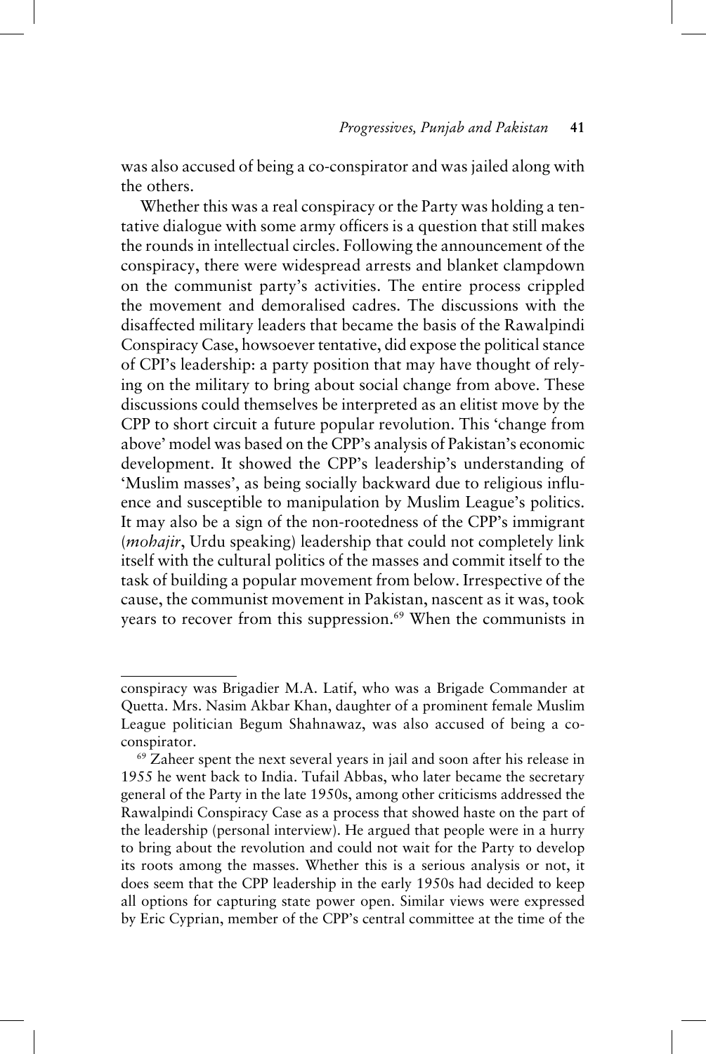was also accused of being a co-conspirator and was jailed along with the others.

Whether this was a real conspiracy or the Party was holding a tentative dialogue with some army officers is a question that still makes the rounds in intellectual circles. Following the announcement of the conspiracy, there were widespread arrests and blanket clampdown on the communist party's activities. The entire process crippled the movement and demoralised cadres. The discussions with the disaffected military leaders that became the basis of the Rawalpindi Conspiracy Case, howsoever tentative, did expose the political stance of CPI's leadership: a party position that may have thought of relying on the military to bring about social change from above. These discussions could themselves be interpreted as an elitist move by the CPP to short circuit a future popular revolution. This 'change from above' model was based on the CPP's analysis of Pakistan's economic development. It showed the CPP's leadership's understanding of 'Muslim masses', as being socially backward due to religious influence and susceptible to manipulation by Muslim League's politics. It may also be a sign of the non-rootedness of the CPP's immigrant (*mohajir*, Urdu speaking) leadership that could not completely link itself with the cultural politics of the masses and commit itself to the task of building a popular movement from below. Irrespective of the cause, the communist movement in Pakistan, nascent as it was, took years to recover from this suppression.[69] When the communists in

---

conspiracy was Brigadier M.A. Latif, who was a Brigade Commander at Quetta. Mrs. Nasim Akbar Khan, daughter of a prominent female Muslim League politician Begum Shahnawaz, was also accused of being a co-conspirator.

[69] Zaheer spent the next several years in jail and soon after his release in 1955 he went back to India. Tufail Abbas, who later became the secretary general of the Party in the late 1950s, among other criticisms addressed the Rawalpindi Conspiracy Case as a process that showed haste on the part of the leadership (personal interview). He argued that people were in a hurry to bring about the revolution and could not wait for the Party to develop its roots among the masses. Whether this is a serious analysis or not, it does seem that the CPP leadership in the early 1950s had decided to keep all options for capturing state power open. Similar views were expressed by Eric Cyprian, member of the CPP's central committee at the time of the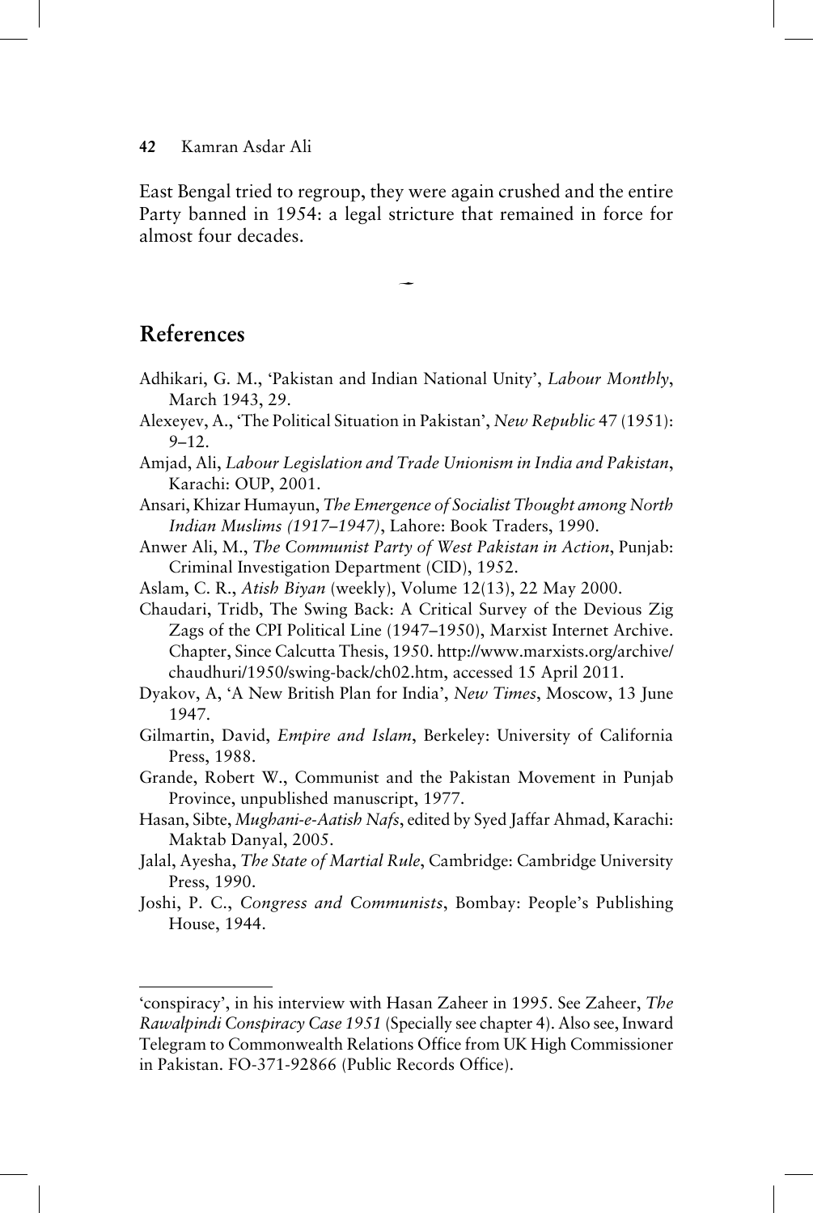East Bengal tried to regroup, they were again crushed and the entire Party banned in 1954: a legal stricture that remained in force for almost four decades.

## References

Adhikari, G. M., 'Pakistan and Indian National Unity', *Labour Monthly*, March 1943, 29.

Alexeyev, A., 'The Political Situation in Pakistan', *New Republic* 47 (1951): 9–12.

Amjad, Ali, *Labour Legislation and Trade Unionism in India and Pakistan*, Karachi: OUP, 2001.

Ansari, Khizar Humayun, *The Emergence of Socialist Thought among North Indian Muslims (1917–1947)*, Lahore: Book Traders, 1990.

Anwer Ali, M., *The Communist Party of West Pakistan in Action*, Punjab: Criminal Investigation Department (CID), 1952.

Aslam, C. R., *Atish Biyan* (weekly), Volume 12(13), 22 May 2000.

Chaudari, Tridb, The Swing Back: A Critical Survey of the Devious Zig Zags of the CPI Political Line (1947–1950), Marxist Internet Archive. Chapter, Since Calcutta Thesis, 1950. http://www.marxists.org/archive/chaudhuri/1950/swing-back/ch02.htm, accessed 15 April 2011.

Dyakov, A, 'A New British Plan for India', *New Times*, Moscow, 13 June 1947.

Gilmartin, David, *Empire and Islam*, Berkeley: University of California Press, 1988.

Grande, Robert W., Communist and the Pakistan Movement in Punjab Province, unpublished manuscript, 1977.

Hasan, Sibte, *Mughani-e-Aatish Nafs*, edited by Syed Jaffar Ahmad, Karachi: Maktab Danyal, 2005.

Jalal, Ayesha, *The State of Martial Rule*, Cambridge: Cambridge University Press, 1990.

Joshi, P. C., *Congress and Communists*, Bombay: People's Publishing House, 1944.

---

'conspiracy', in his interview with Hasan Zaheer in 1995. See Zaheer, *The Rawalpindi Conspiracy Case 1951* (Specially see chapter 4). Also see, Inward Telegram to Commonwealth Relations Office from UK High Commissioner in Pakistan. FO-371-92866 (Public Records Office).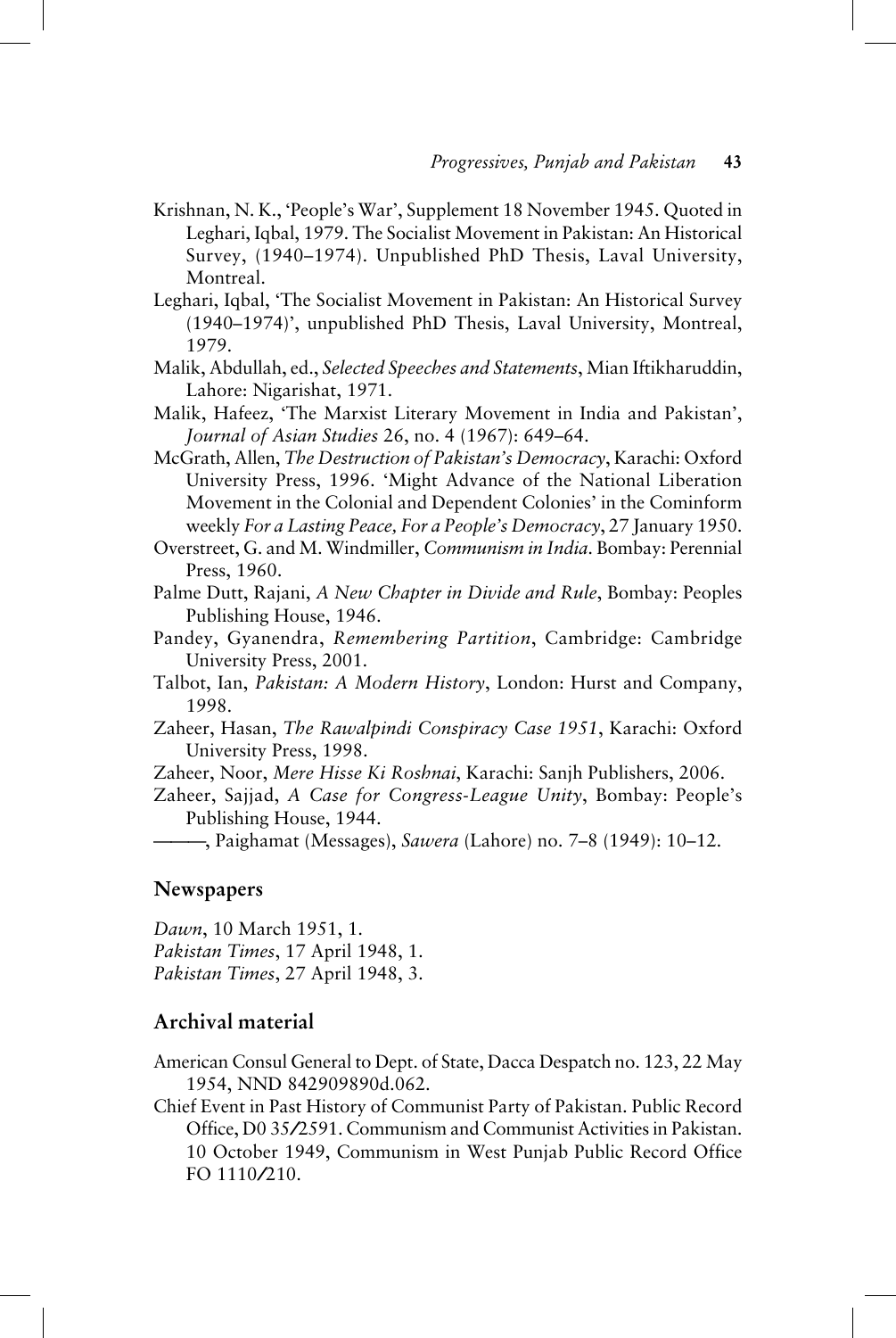Krishnan, N. K., 'People's War', Supplement 18 November 1945. Quoted in Leghari, Iqbal, 1979. The Socialist Movement in Pakistan: An Historical Survey, (1940–1974). Unpublished PhD Thesis, Laval University, Montreal.

Leghari, Iqbal, 'The Socialist Movement in Pakistan: An Historical Survey (1940–1974)', unpublished PhD Thesis, Laval University, Montreal, 1979.

Malik, Abdullah, ed., *Selected Speeches and Statements*, Mian Iftikharuddin, Lahore: Nigarishat, 1971.

Malik, Hafeez, 'The Marxist Literary Movement in India and Pakistan', *Journal of Asian Studies* 26, no. 4 (1967): 649–64.

McGrath, Allen, *The Destruction of Pakistan's Democracy*, Karachi: Oxford University Press, 1996. 'Might Advance of the National Liberation Movement in the Colonial and Dependent Colonies' in the Cominform weekly *For a Lasting Peace, For a People's Democracy*, 27 January 1950.

Overstreet, G. and M. Windmiller, *Communism in India*. Bombay: Perennial Press, 1960.

Palme Dutt, Rajani, *A New Chapter in Divide and Rule*, Bombay: Peoples Publishing House, 1946.

Pandey, Gyanendra, *Remembering Partition*, Cambridge: Cambridge University Press, 2001.

Talbot, Ian, *Pakistan: A Modern History*, London: Hurst and Company, 1998.

Zaheer, Hasan, *The Rawalpindi Conspiracy Case 1951*, Karachi: Oxford University Press, 1998.

Zaheer, Noor, *Mere Hisse Ki Roshnai*, Karachi: Sanjh Publishers, 2006.

Zaheer, Sajjad, *A Case for Congress-League Unity*, Bombay: People's Publishing House, 1944.

———, Paighamat (Messages), *Sawera* (Lahore) no. 7–8 (1949): 10–12.

## Newspapers

*Dawn*, 10 March 1951, 1.
*Pakistan Times*, 17 April 1948, 1.
*Pakistan Times*, 27 April 1948, 3.

## Archival material

American Consul General to Dept. of State, Dacca Despatch no. 123, 22 May 1954, NND 842909890d.062.

Chief Event in Past History of Communist Party of Pakistan. Public Record Office, D0 35/2591. Communism and Communist Activities in Pakistan. 10 October 1949, Communism in West Punjab Public Record Office FO 1110/210.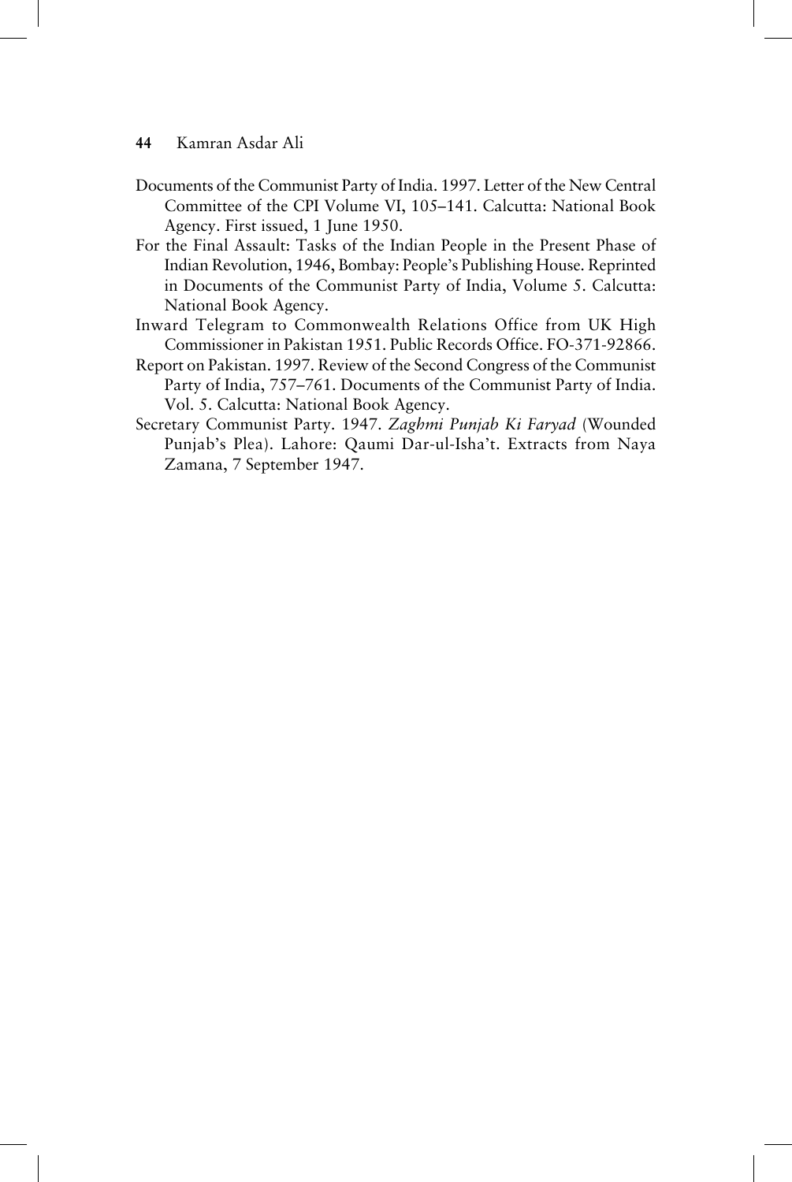Documents of the Communist Party of India. 1997. Letter of the New Central Committee of the CPI Volume VI, 105–141. Calcutta: National Book Agency. First issued, 1 June 1950.

For the Final Assault: Tasks of the Indian People in the Present Phase of Indian Revolution, 1946, Bombay: People's Publishing House. Reprinted in Documents of the Communist Party of India, Volume 5. Calcutta: National Book Agency.

Inward Telegram to Commonwealth Relations Office from UK High Commissioner in Pakistan 1951. Public Records Office. FO-371-92866.

Report on Pakistan. 1997. Review of the Second Congress of the Communist Party of India, 757–761. Documents of the Communist Party of India. Vol. 5. Calcutta: National Book Agency.

Secretary Communist Party. 1947. *Zaghmi Punjab Ki Faryad* (Wounded Punjab's Plea). Lahore: Qaumi Dar-ul-Isha't. Extracts from Naya Zamana, 7 September 1947.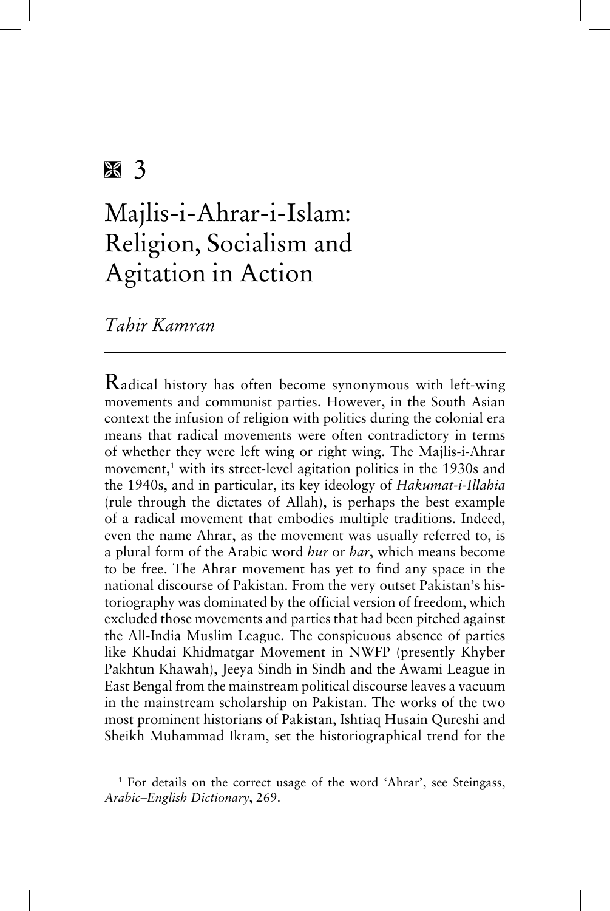# 3

# Majlis-i-Ahrar-i-Islam: Religion, Socialism and Agitation in Action

*Tahir Kamran*

Radical history has often become synonymous with left-wing movements and communist parties. However, in the South Asian context the infusion of religion with politics during the colonial era means that radical movements were often contradictory in terms of whether they were left wing or right wing. The Majlis-i-Ahrar movement,[1] with its street-level agitation politics in the 1930s and the 1940s, and in particular, its key ideology of *Hakumat-i-Illahia* (rule through the dictates of Allah), is perhaps the best example of a radical movement that embodies multiple traditions. Indeed, even the name Ahrar, as the movement was usually referred to, is a plural form of the Arabic word *hur* or *har*, which means become to be free. The Ahrar movement has yet to find any space in the national discourse of Pakistan. From the very outset Pakistan's historiography was dominated by the official version of freedom, which excluded those movements and parties that had been pitched against the All-India Muslim League. The conspicuous absence of parties like Khudai Khidmatgar Movement in NWFP (presently Khyber Pakhtun Khawah), Jeeya Sindh in Sindh and the Awami League in East Bengal from the mainstream political discourse leaves a vacuum in the mainstream scholarship on Pakistan. The works of the two most prominent historians of Pakistan, Ishtiaq Husain Qureshi and Sheikh Muhammad Ikram, set the historiographical trend for the

---

[1] For details on the correct usage of the word 'Ahrar', see Steingass, *Arabic–English Dictionary*, 269.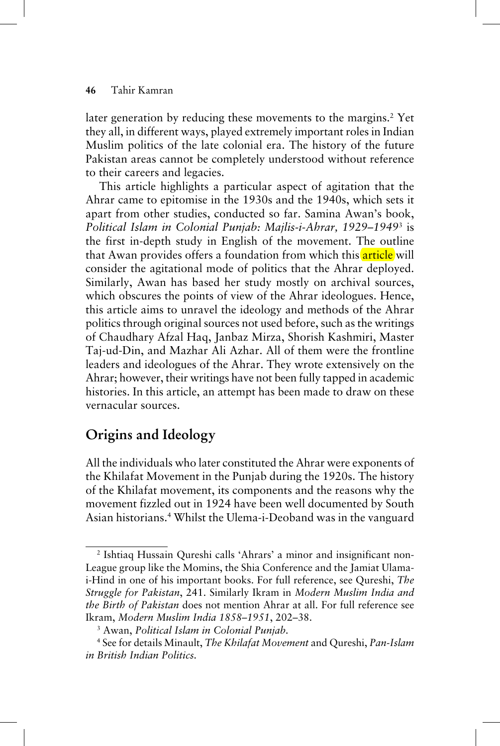later generation by reducing these movements to the margins.[2] Yet they all, in different ways, played extremely important roles in Indian Muslim politics of the late colonial era. The history of the future Pakistan areas cannot be completely understood without reference to their careers and legacies.

This article highlights a particular aspect of agitation that the Ahrar came to epitomise in the 1930s and the 1940s, which sets it apart from other studies, conducted so far. Samina Awan's book, *Political Islam in Colonial Punjab: Majlis-i-Ahrar, 1929–1949*[3] is the first in-depth study in English of the movement. The outline that Awan provides offers a foundation from which this article will consider the agitational mode of politics that the Ahrar deployed. Similarly, Awan has based her study mostly on archival sources, which obscures the points of view of the Ahrar ideologues. Hence, this article aims to unravel the ideology and methods of the Ahrar politics through original sources not used before, such as the writings of Chaudhary Afzal Haq, Janbaz Mirza, Shorish Kashmiri, Master Taj-ud-Din, and Mazhar Ali Azhar. All of them were the frontline leaders and ideologues of the Ahrar. They wrote extensively on the Ahrar; however, their writings have not been fully tapped in academic histories. In this article, an attempt has been made to draw on these vernacular sources.

## Origins and Ideology

All the individuals who later constituted the Ahrar were exponents of the Khilafat Movement in the Punjab during the 1920s. The history of the Khilafat movement, its components and the reasons why the movement fizzled out in 1924 have been well documented by South Asian historians.[4] Whilst the Ulema-i-Deoband was in the vanguard

---

[2] Ishtiaq Hussain Qureshi calls 'Ahrars' a minor and insignificant non-League group like the Momins, the Shia Conference and the Jamiat Ulama-i-Hind in one of his important books. For full reference, see Qureshi, *The Struggle for Pakistan*, 241. Similarly Ikram in *Modern Muslim India and the Birth of Pakistan* does not mention Ahrar at all. For full reference see Ikram, *Modern Muslim India 1858–1951*, 202–38.

[3] Awan, *Political Islam in Colonial Punjab*.

[4] See for details Minault, *The Khilafat Movement* and Qureshi, *Pan-Islam in British Indian Politics*.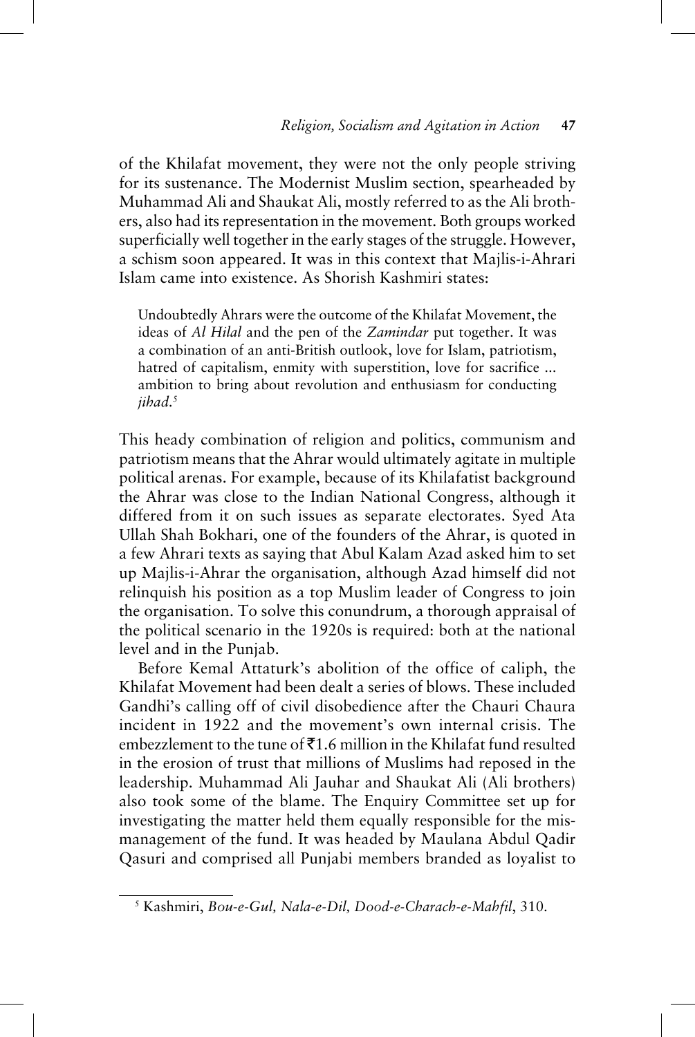of the Khilafat movement, they were not the only people striving for its sustenance. The Modernist Muslim section, spearheaded by Muhammad Ali and Shaukat Ali, mostly referred to as the Ali brothers, also had its representation in the movement. Both groups worked superficially well together in the early stages of the struggle. However, a schism soon appeared. It was in this context that Majlis-i-Ahrari Islam came into existence. As Shorish Kashmiri states:

> Undoubtedly Ahrars were the outcome of the Khilafat Movement, the ideas of *Al Hilal* and the pen of the *Zamindar* put together. It was a combination of an anti-British outlook, love for Islam, patriotism, hatred of capitalism, enmity with superstition, love for sacrifice ... ambition to bring about revolution and enthusiasm for conducting *jihad*.[5]

This heady combination of religion and politics, communism and patriotism means that the Ahrar would ultimately agitate in multiple political arenas. For example, because of its Khilafatist background the Ahrar was close to the Indian National Congress, although it differed from it on such issues as separate electorates. Syed Ata Ullah Shah Bokhari, one of the founders of the Ahrar, is quoted in a few Ahrari texts as saying that Abul Kalam Azad asked him to set up Majlis-i-Ahrar the organisation, although Azad himself did not relinquish his position as a top Muslim leader of Congress to join the organisation. To solve this conundrum, a thorough appraisal of the political scenario in the 1920s is required: both at the national level and in the Punjab.

Before Kemal Attaturk's abolition of the office of caliph, the Khilafat Movement had been dealt a series of blows. These included Gandhi's calling off of civil disobedience after the Chauri Chaura incident in 1922 and the movement's own internal crisis. The embezzlement to the tune of ₹1.6 million in the Khilafat fund resulted in the erosion of trust that millions of Muslims had reposed in the leadership. Muhammad Ali Jauhar and Shaukat Ali (Ali brothers) also took some of the blame. The Enquiry Committee set up for investigating the matter held them equally responsible for the mismanagement of the fund. It was headed by Maulana Abdul Qadir Qasuri and comprised all Punjabi members branded as loyalist to

---

[5] Kashmiri, *Bou-e-Gul, Nala-e-Dil, Dood-e-Charach-e-Mahfil*, 310.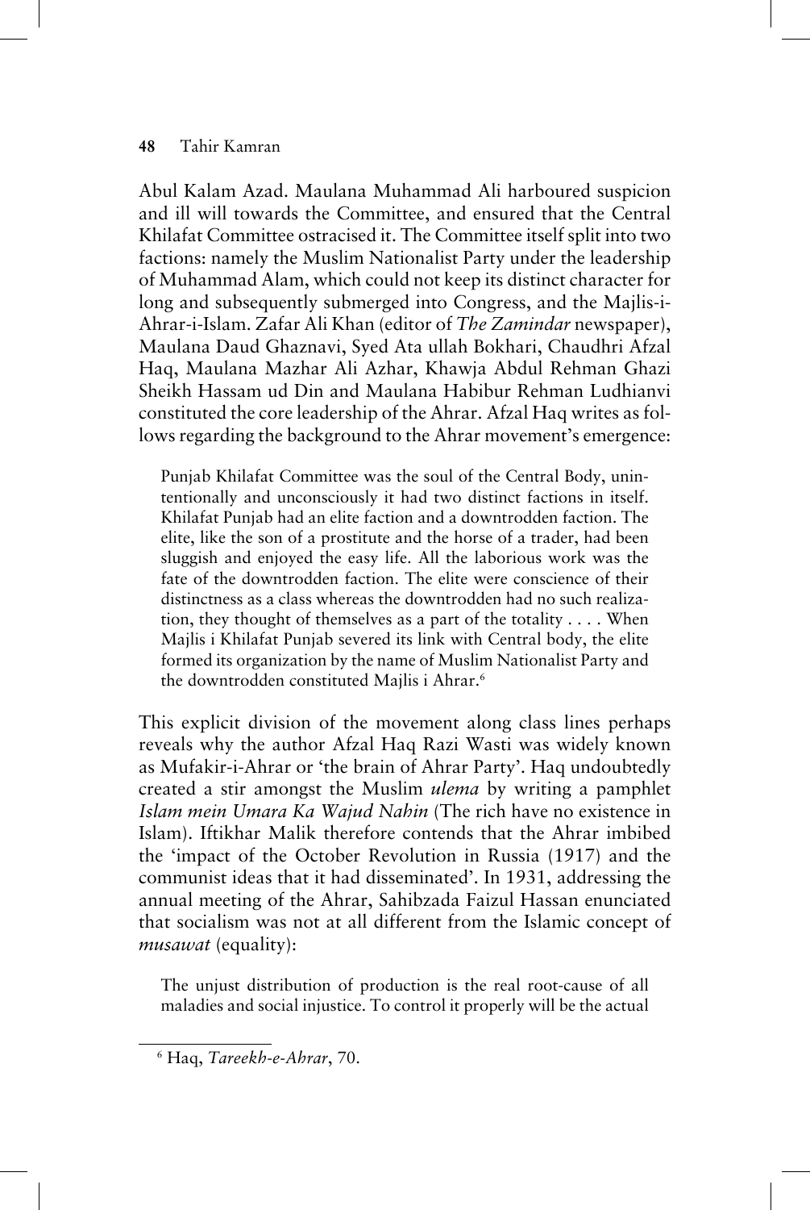Abul Kalam Azad. Maulana Muhammad Ali harboured suspicion and ill will towards the Committee, and ensured that the Central Khilafat Committee ostracised it. The Committee itself split into two factions: namely the Muslim Nationalist Party under the leadership of Muhammad Alam, which could not keep its distinct character for long and subsequently submerged into Congress, and the Majlis-i-Ahrar-i-Islam. Zafar Ali Khan (editor of *The Zamindar* newspaper), Maulana Daud Ghaznavi, Syed Ata ullah Bokhari, Chaudhri Afzal Haq, Maulana Mazhar Ali Azhar, Khawja Abdul Rehman Ghazi Sheikh Hassam ud Din and Maulana Habibur Rehman Ludhianvi constituted the core leadership of the Ahrar. Afzal Haq writes as follows regarding the background to the Ahrar movement's emergence:

> Punjab Khilafat Committee was the soul of the Central Body, unintentionally and unconsciously it had two distinct factions in itself. Khilafat Punjab had an elite faction and a downtrodden faction. The elite, like the son of a prostitute and the horse of a trader, had been sluggish and enjoyed the easy life. All the laborious work was the fate of the downtrodden faction. The elite were conscience of their distinctness as a class whereas the downtrodden had no such realization, they thought of themselves as a part of the totality . . . . When Majlis i Khilafat Punjab severed its link with Central body, the elite formed its organization by the name of Muslim Nationalist Party and the downtrodden constituted Majlis i Ahrar.[6]

This explicit division of the movement along class lines perhaps reveals why the author Afzal Haq Razi Wasti was widely known as Mufakir-i-Ahrar or 'the brain of Ahrar Party'. Haq undoubtedly created a stir amongst the Muslim *ulema* by writing a pamphlet *Islam mein Umara Ka Wajud Nahin* (The rich have no existence in Islam). Iftikhar Malik therefore contends that the Ahrar imbibed the 'impact of the October Revolution in Russia (1917) and the communist ideas that it had disseminated'. In 1931, addressing the annual meeting of the Ahrar, Sahibzada Faizul Hassan enunciated that socialism was not at all different from the Islamic concept of *musawat* (equality):

> The unjust distribution of production is the real root-cause of all maladies and social injustice. To control it properly will be the actual

[6] Haq, *Tareekh-e-Ahrar*, 70.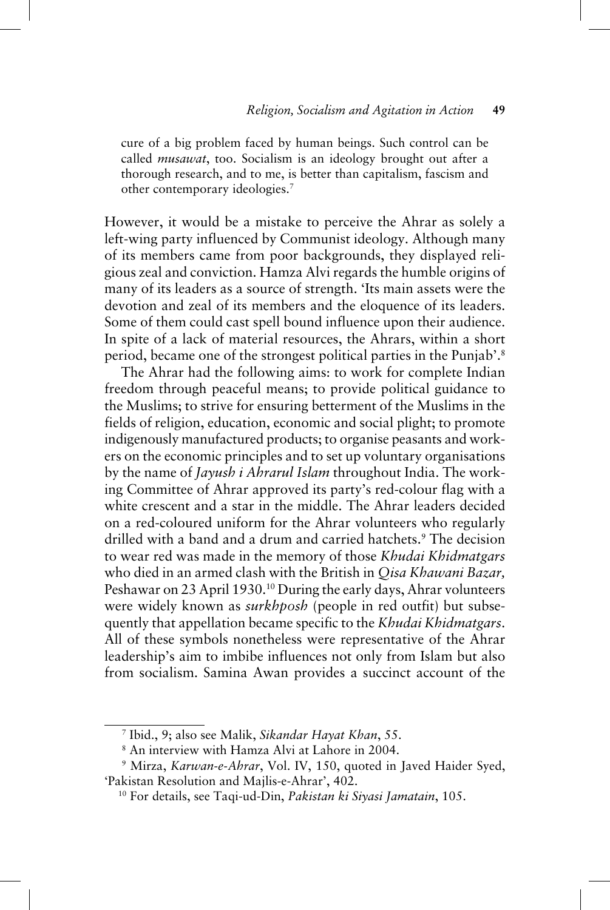cure of a big problem faced by human beings. Such control can be called *musawat*, too. Socialism is an ideology brought out after a thorough research, and to me, is better than capitalism, fascism and other contemporary ideologies.[7]

However, it would be a mistake to perceive the Ahrar as solely a left-wing party influenced by Communist ideology. Although many of its members came from poor backgrounds, they displayed religious zeal and conviction. Hamza Alvi regards the humble origins of many of its leaders as a source of strength. 'Its main assets were the devotion and zeal of its members and the eloquence of its leaders. Some of them could cast spell bound influence upon their audience. In spite of a lack of material resources, the Ahrars, within a short period, became one of the strongest political parties in the Punjab'.[8]

The Ahrar had the following aims: to work for complete Indian freedom through peaceful means; to provide political guidance to the Muslims; to strive for ensuring betterment of the Muslims in the fields of religion, education, economic and social plight; to promote indigenously manufactured products; to organise peasants and workers on the economic principles and to set up voluntary organisations by the name of *Jayush i Ahrarul Islam* throughout India. The working Committee of Ahrar approved its party's red-colour flag with a white crescent and a star in the middle. The Ahrar leaders decided on a red-coloured uniform for the Ahrar volunteers who regularly drilled with a band and a drum and carried hatchets.[9] The decision to wear red was made in the memory of those *Khudai Khidmatgars* who died in an armed clash with the British in *Qisa Khawani Bazar,* Peshawar on 23 April 1930.[10] During the early days, Ahrar volunteers were widely known as *surkhposh* (people in red outfit) but subsequently that appellation became specific to the *Khudai Khidmatgars*. All of these symbols nonetheless were representative of the Ahrar leadership's aim to imbibe influences not only from Islam but also from socialism. Samina Awan provides a succinct account of the

---

[7] Ibid., 9; also see Malik, *Sikandar Hayat Khan*, 55.

[8] An interview with Hamza Alvi at Lahore in 2004.

[9] Mirza, *Karwan-e-Ahrar*, Vol. IV, 150, quoted in Javed Haider Syed, 'Pakistan Resolution and Majlis-e-Ahrar', 402.

[10] For details, see Taqi-ud-Din, *Pakistan ki Siyasi Jamatain*, 105.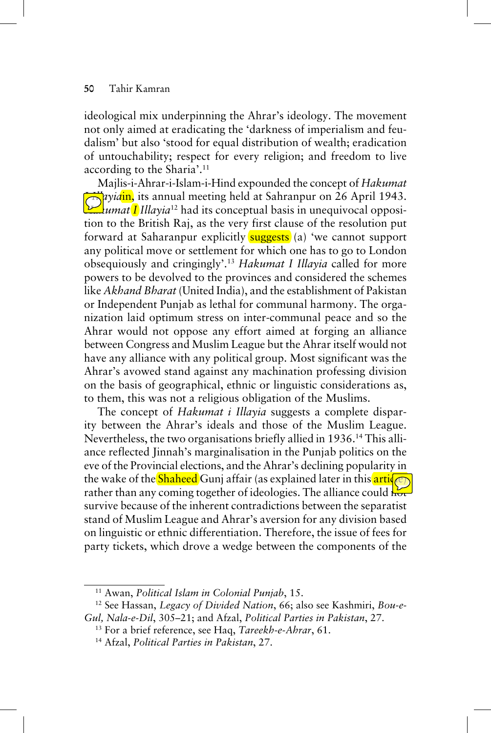ideological mix underpinning the Ahrar's ideology. The movement not only aimed at eradicating the 'darkness of imperialism and feudalism' but also 'stood for equal distribution of wealth; eradication of untouchability; respect for every religion; and freedom to live according to the Sharia'.[11]

Majlis-i-Ahrar-i-Islam-i-Hind expounded the concept of *Hakumat I Illayia*in, its annual meeting held at Sahranpur on 26 April 1943. *Hakumat I Illayia*[12] had its conceptual basis in unequivocal opposition to the British Raj, as the very first clause of the resolution put forward at Saharanpur explicitly suggests (a) 'we cannot support any political move or settlement for which one has to go to London obsequiously and cringingly'.[13] *Hakumat I Illayia* called for more powers to be devolved to the provinces and considered the schemes like *Akhand Bharat* (United India), and the establishment of Pakistan or Independent Punjab as lethal for communal harmony. The organization laid optimum stress on inter-communal peace and so the Ahrar would not oppose any effort aimed at forging an alliance between Congress and Muslim League but the Ahrar itself would not have any alliance with any political group. Most significant was the Ahrar's avowed stand against any machination professing division on the basis of geographical, ethnic or linguistic considerations as, to them, this was not a religious obligation of the Muslims.

The concept of *Hakumat i Illayia* suggests a complete disparity between the Ahrar's ideals and those of the Muslim League. Nevertheless, the two organisations briefly allied in 1936.[14] This alliance reflected Jinnah's marginalisation in the Punjab politics on the eve of the Provincial elections, and the Ahrar's declining popularity in the wake of the Shaheed Gunj affair (as explained later in this article) rather than any coming together of ideologies. The alliance could not survive because of the inherent contradictions between the separatist stand of Muslim League and Ahrar's aversion for any division based on linguistic or ethnic differentiation. Therefore, the issue of fees for party tickets, which drove a wedge between the components of the

[11] Awan, *Political Islam in Colonial Punjab*, 15.

[12] See Hassan, *Legacy of Divided Nation*, 66; also see Kashmiri, *Bou-e-Gul, Nala-e-Dil*, 305–21; and Afzal, *Political Parties in Pakistan*, 27.

[13] For a brief reference, see Haq, *Tareekh-e-Ahrar*, 61.

[14] Afzal, *Political Parties in Pakistan*, 27.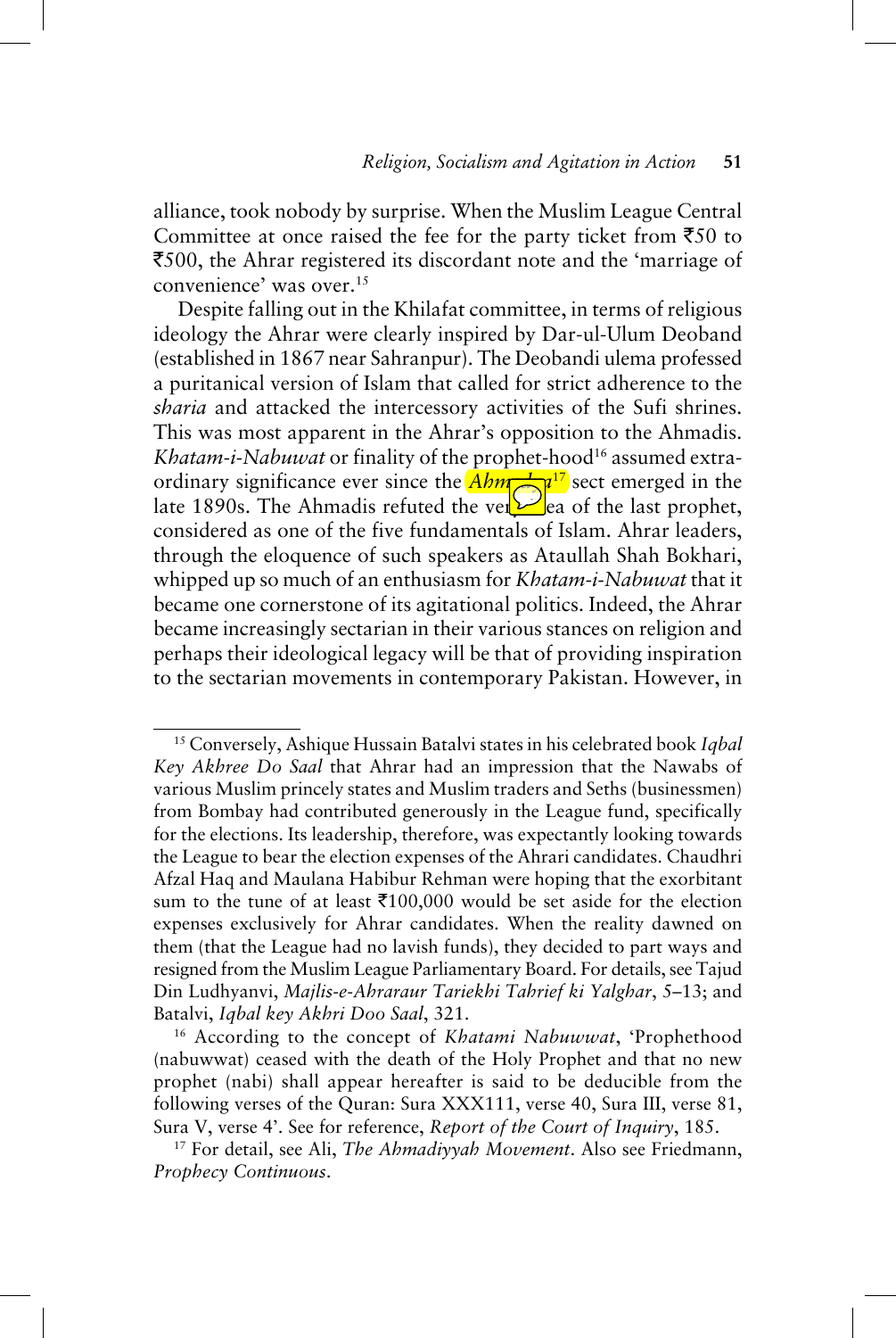alliance, took nobody by surprise. When the Muslim League Central Committee at once raised the fee for the party ticket from ₹50 to ₹500, the Ahrar registered its discordant note and the 'marriage of convenience' was over.[15]

Despite falling out in the Khilafat committee, in terms of religious ideology the Ahrar were clearly inspired by Dar-ul-Ulum Deoband (established in 1867 near Sahranpur). The Deobandi ulema professed a puritanical version of Islam that called for strict adherence to the *sharia* and attacked the intercessory activities of the Sufi shrines. This was most apparent in the Ahrar's opposition to the Ahmadis. *Khatam-i-Nabuwat* or finality of the prophet-hood[16] assumed extraordinary significance ever since the *Ahmadiya*[17] sect emerged in the late 1890s. The Ahmadis refuted the very idea of the last prophet, considered as one of the five fundamentals of Islam. Ahrar leaders, through the eloquence of such speakers as Ataullah Shah Bokhari, whipped up so much of an enthusiasm for *Khatam-i-Nabuwat* that it became one cornerstone of its agitational politics. Indeed, the Ahrar became increasingly sectarian in their various stances on religion and perhaps their ideological legacy will be that of providing inspiration to the sectarian movements in contemporary Pakistan. However, in

---

[15] Conversely, Ashique Hussain Batalvi states in his celebrated book *Iqbal Key Akhree Do Saal* that Ahrar had an impression that the Nawabs of various Muslim princely states and Muslim traders and Seths (businessmen) from Bombay had contributed generously in the League fund, specifically for the elections. Its leadership, therefore, was expectantly looking towards the League to bear the election expenses of the Ahrari candidates. Chaudhri Afzal Haq and Maulana Habibur Rehman were hoping that the exorbitant sum to the tune of at least ₹100,000 would be set aside for the election expenses exclusively for Ahrar candidates. When the reality dawned on them (that the League had no lavish funds), they decided to part ways and resigned from the Muslim League Parliamentary Board. For details, see Tajud Din Ludhyanvi, *Majlis-e-Ahraraur Tariekhi Tahrief ki Yalghar*, 5–13; and Batalvi, *Iqbal key Akhri Doo Saal*, 321.

[16] According to the concept of *Khatami Nabuwwat*, 'Prophethood (nabuwwat) ceased with the death of the Holy Prophet and that no new prophet (nabi) shall appear hereafter is said to be deducible from the following verses of the Quran: Sura XXX111, verse 40, Sura III, verse 81, Sura V, verse 4'. See for reference, *Report of the Court of Inquiry*, 185.

[17] For detail, see Ali, *The Ahmadiyyah Movement*. Also see Friedmann, *Prophecy Continuous*.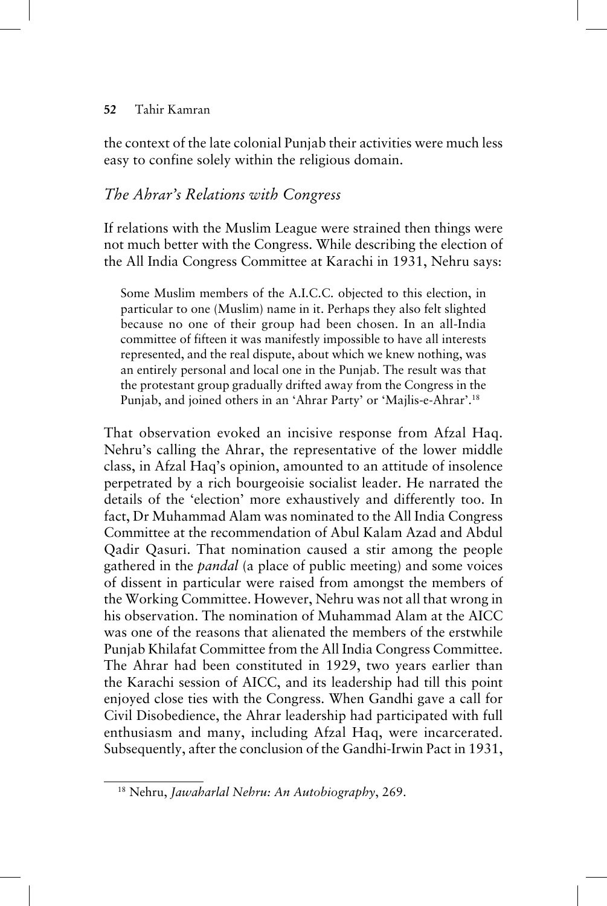the context of the late colonial Punjab their activities were much less easy to confine solely within the religious domain.

## *The Ahrar's Relations with Congress*

If relations with the Muslim League were strained then things were not much better with the Congress. While describing the election of the All India Congress Committee at Karachi in 1931, Nehru says:

> Some Muslim members of the A.I.C.C. objected to this election, in particular to one (Muslim) name in it. Perhaps they also felt slighted because no one of their group had been chosen. In an all-India committee of fifteen it was manifestly impossible to have all interests represented, and the real dispute, about which we knew nothing, was an entirely personal and local one in the Punjab. The result was that the protestant group gradually drifted away from the Congress in the Punjab, and joined others in an 'Ahrar Party' or 'Majlis-e-Ahrar'.[18]

That observation evoked an incisive response from Afzal Haq. Nehru's calling the Ahrar, the representative of the lower middle class, in Afzal Haq's opinion, amounted to an attitude of insolence perpetrated by a rich bourgeoisie socialist leader. He narrated the details of the 'election' more exhaustively and differently too. In fact, Dr Muhammad Alam was nominated to the All India Congress Committee at the recommendation of Abul Kalam Azad and Abdul Qadir Qasuri. That nomination caused a stir among the people gathered in the *pandal* (a place of public meeting) and some voices of dissent in particular were raised from amongst the members of the Working Committee. However, Nehru was not all that wrong in his observation. The nomination of Muhammad Alam at the AICC was one of the reasons that alienated the members of the erstwhile Punjab Khilafat Committee from the All India Congress Committee. The Ahrar had been constituted in 1929, two years earlier than the Karachi session of AICC, and its leadership had till this point enjoyed close ties with the Congress. When Gandhi gave a call for Civil Disobedience, the Ahrar leadership had participated with full enthusiasm and many, including Afzal Haq, were incarcerated. Subsequently, after the conclusion of the Gandhi-Irwin Pact in 1931,

[18] Nehru, *Jawaharlal Nehru: An Autobiography*, 269.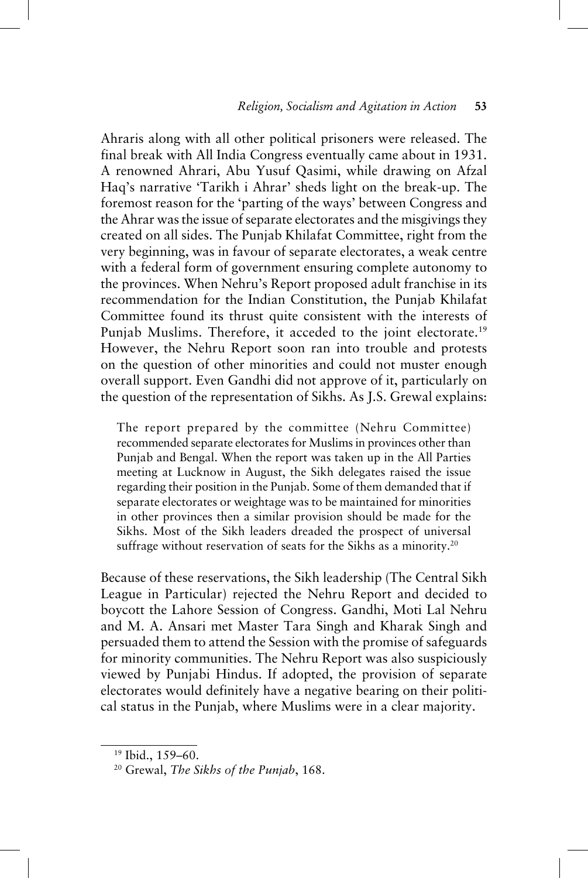Ahraris along with all other political prisoners were released. The final break with All India Congress eventually came about in 1931. A renowned Ahrari, Abu Yusuf Qasimi, while drawing on Afzal Haq's narrative 'Tarikh i Ahrar' sheds light on the break-up. The foremost reason for the 'parting of the ways' between Congress and the Ahrar was the issue of separate electorates and the misgivings they created on all sides. The Punjab Khilafat Committee, right from the very beginning, was in favour of separate electorates, a weak centre with a federal form of government ensuring complete autonomy to the provinces. When Nehru's Report proposed adult franchise in its recommendation for the Indian Constitution, the Punjab Khilafat Committee found its thrust quite consistent with the interests of Punjab Muslims. Therefore, it acceded to the joint electorate.[19] However, the Nehru Report soon ran into trouble and protests on the question of other minorities and could not muster enough overall support. Even Gandhi did not approve of it, particularly on the question of the representation of Sikhs. As J.S. Grewal explains:

> The report prepared by the committee (Nehru Committee) recommended separate electorates for Muslims in provinces other than Punjab and Bengal. When the report was taken up in the All Parties meeting at Lucknow in August, the Sikh delegates raised the issue regarding their position in the Punjab. Some of them demanded that if separate electorates or weightage was to be maintained for minorities in other provinces then a similar provision should be made for the Sikhs. Most of the Sikh leaders dreaded the prospect of universal suffrage without reservation of seats for the Sikhs as a minority.[20]

Because of these reservations, the Sikh leadership (The Central Sikh League in Particular) rejected the Nehru Report and decided to boycott the Lahore Session of Congress. Gandhi, Moti Lal Nehru and M. A. Ansari met Master Tara Singh and Kharak Singh and persuaded them to attend the Session with the promise of safeguards for minority communities. The Nehru Report was also suspiciously viewed by Punjabi Hindus. If adopted, the provision of separate electorates would definitely have a negative bearing on their political status in the Punjab, where Muslims were in a clear majority.

---

[19] Ibid., 159–60.

[20] Grewal, *The Sikhs of the Punjab*, 168.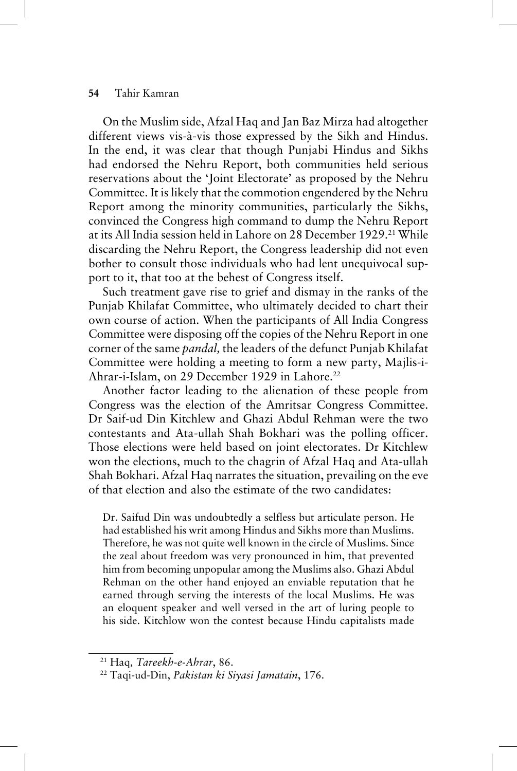On the Muslim side, Afzal Haq and Jan Baz Mirza had altogether different views vis-à-vis those expressed by the Sikh and Hindus. In the end, it was clear that though Punjabi Hindus and Sikhs had endorsed the Nehru Report, both communities held serious reservations about the 'Joint Electorate' as proposed by the Nehru Committee. It is likely that the commotion engendered by the Nehru Report among the minority communities, particularly the Sikhs, convinced the Congress high command to dump the Nehru Report at its All India session held in Lahore on 28 December 1929.[21] While discarding the Nehru Report, the Congress leadership did not even bother to consult those individuals who had lent unequivocal support to it, that too at the behest of Congress itself.

Such treatment gave rise to grief and dismay in the ranks of the Punjab Khilafat Committee, who ultimately decided to chart their own course of action. When the participants of All India Congress Committee were disposing off the copies of the Nehru Report in one corner of the same *pandal,* the leaders of the defunct Punjab Khilafat Committee were holding a meeting to form a new party, Majlis-i-Ahrar-i-Islam, on 29 December 1929 in Lahore.[22]

Another factor leading to the alienation of these people from Congress was the election of the Amritsar Congress Committee. Dr Saif-ud Din Kitchlew and Ghazi Abdul Rehman were the two contestants and Ata-ullah Shah Bokhari was the polling officer. Those elections were held based on joint electorates. Dr Kitchlew won the elections, much to the chagrin of Afzal Haq and Ata-ullah Shah Bokhari. Afzal Haq narrates the situation, prevailing on the eve of that election and also the estimate of the two candidates:

> Dr. Saifud Din was undoubtedly a selfless but articulate person. He had established his writ among Hindus and Sikhs more than Muslims. Therefore, he was not quite well known in the circle of Muslims. Since the zeal about freedom was very pronounced in him, that prevented him from becoming unpopular among the Muslims also. Ghazi Abdul Rehman on the other hand enjoyed an enviable reputation that he earned through serving the interests of the local Muslims. He was an eloquent speaker and well versed in the art of luring people to his side. Kitchlow won the contest because Hindu capitalists made

---

[21] Haq, *Tareekh-e-Ahrar*, 86.

[22] Taqi-ud-Din, *Pakistan ki Siyasi Jamatain*, 176.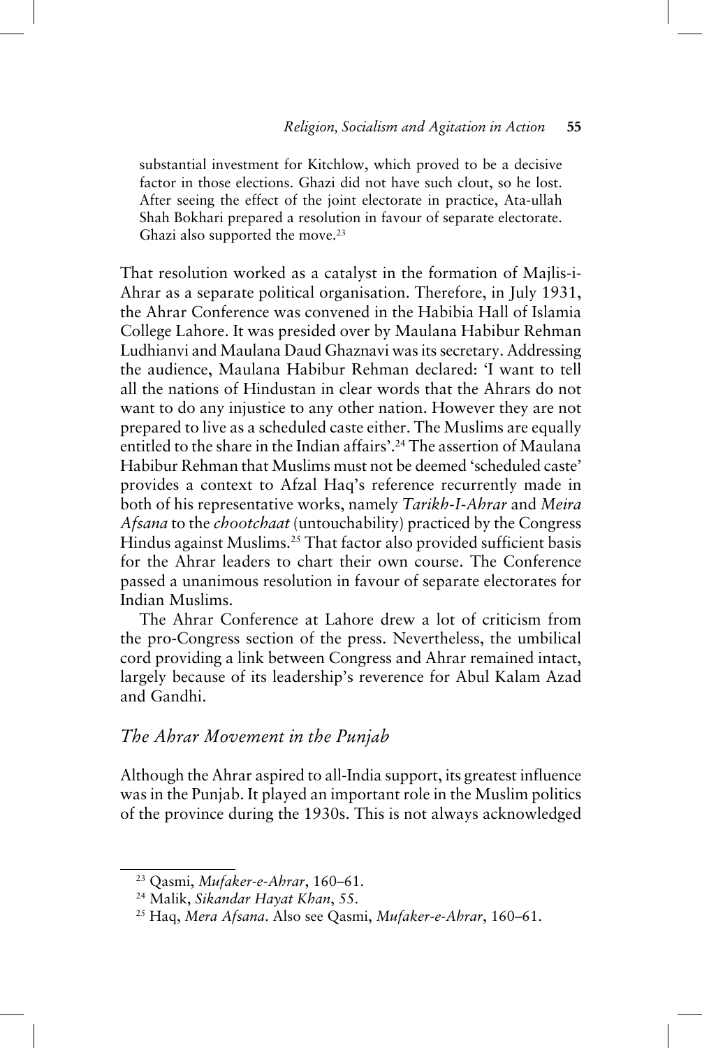> substantial investment for Kitchlow, which proved to be a decisive factor in those elections. Ghazi did not have such clout, so he lost. After seeing the effect of the joint electorate in practice, Ata-ullah Shah Bokhari prepared a resolution in favour of separate electorate. Ghazi also supported the move.[23]

That resolution worked as a catalyst in the formation of Majlis-i-Ahrar as a separate political organisation. Therefore, in July 1931, the Ahrar Conference was convened in the Habibia Hall of Islamia College Lahore. It was presided over by Maulana Habibur Rehman Ludhianvi and Maulana Daud Ghaznavi was its secretary. Addressing the audience, Maulana Habibur Rehman declared: 'I want to tell all the nations of Hindustan in clear words that the Ahrars do not want to do any injustice to any other nation. However they are not prepared to live as a scheduled caste either. The Muslims are equally entitled to the share in the Indian affairs'.[24] The assertion of Maulana Habibur Rehman that Muslims must not be deemed 'scheduled caste' provides a context to Afzal Haq's reference recurrently made in both of his representative works, namely *Tarikh-I-Ahrar* and *Meira Afsana* to the *chootchaat* (untouchability) practiced by the Congress Hindus against Muslims.[25] That factor also provided sufficient basis for the Ahrar leaders to chart their own course. The Conference passed a unanimous resolution in favour of separate electorates for Indian Muslims.

The Ahrar Conference at Lahore drew a lot of criticism from the pro-Congress section of the press. Nevertheless, the umbilical cord providing a link between Congress and Ahrar remained intact, largely because of its leadership's reverence for Abul Kalam Azad and Gandhi.

## *The Ahrar Movement in the Punjab*

Although the Ahrar aspired to all-India support, its greatest influence was in the Punjab. It played an important role in the Muslim politics of the province during the 1930s. This is not always acknowledged

---

[23] Qasmi, *Mufaker-e-Ahrar*, 160–61.

[24] Malik, *Sikandar Hayat Khan*, 55.

[25] Haq, *Mera Afsana*. Also see Qasmi, *Mufaker-e-Ahrar*, 160–61.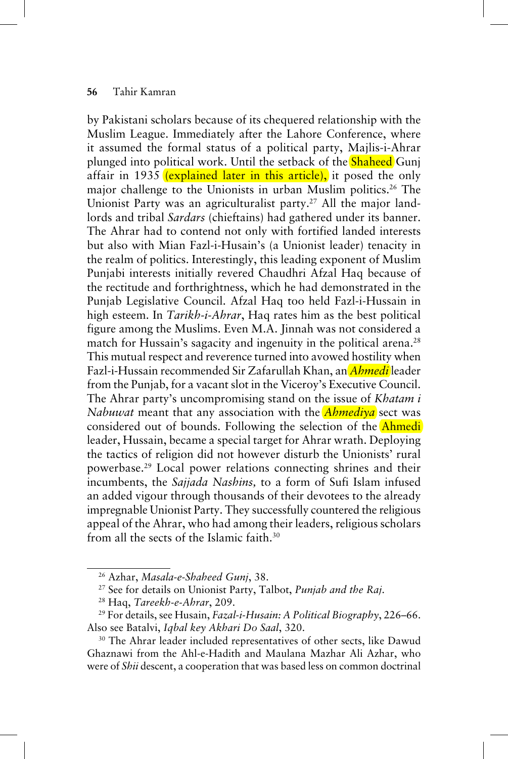by Pakistani scholars because of its chequered relationship with the Muslim League. Immediately after the Lahore Conference, where it assumed the formal status of a political party, Majlis-i-Ahrar plunged into political work. Until the setback of the Shaheed Gunj affair in 1935 (explained later in this article), it posed the only major challenge to the Unionists in urban Muslim politics.[26] The Unionist Party was an agriculturalist party.[27] All the major landlords and tribal *Sardars* (chieftains) had gathered under its banner. The Ahrar had to contend not only with fortified landed interests but also with Mian Fazl-i-Husain's (a Unionist leader) tenacity in the realm of politics. Interestingly, this leading exponent of Muslim Punjabi interests initially revered Chaudhri Afzal Haq because of the rectitude and forthrightness, which he had demonstrated in the Punjab Legislative Council. Afzal Haq too held Fazl-i-Hussain in high esteem. In *Tarikh-i-Ahrar*, Haq rates him as the best political figure among the Muslims. Even M.A. Jinnah was not considered a match for Hussain's sagacity and ingenuity in the political arena.[28] This mutual respect and reverence turned into avowed hostility when Fazl-i-Hussain recommended Sir Zafarullah Khan, an *Ahmedi* leader from the Punjab, for a vacant slot in the Viceroy's Executive Council. The Ahrar party's uncompromising stand on the issue of *Khatam i Nabuwat* meant that any association with the *Ahmediya* sect was considered out of bounds. Following the selection of the Ahmedi leader, Hussain, became a special target for Ahrar wrath. Deploying the tactics of religion did not however disturb the Unionists' rural powerbase.[29] Local power relations connecting shrines and their incumbents, the *Sajjada Nashins,* to a form of Sufi Islam infused an added vigour through thousands of their devotees to the already impregnable Unionist Party. They successfully countered the religious appeal of the Ahrar, who had among their leaders, religious scholars from all the sects of the Islamic faith.[30]

---

[26] Azhar, *Masala-e-Shaheed Gunj*, 38.

[27] See for details on Unionist Party, Talbot, *Punjab and the Raj*.

[28] Haq, *Tareekh-e-Ahrar*, 209.

[29] For details, see Husain, *Fazal-i-Husain: A Political Biography*, 226–66. Also see Batalvi, *Iqbal key Akhari Do Saal*, 320.

[30] The Ahrar leader included representatives of other sects, like Dawud Ghaznawi from the Ahl-e-Hadith and Maulana Mazhar Ali Azhar, who were of *Shii* descent, a cooperation that was based less on common doctrinal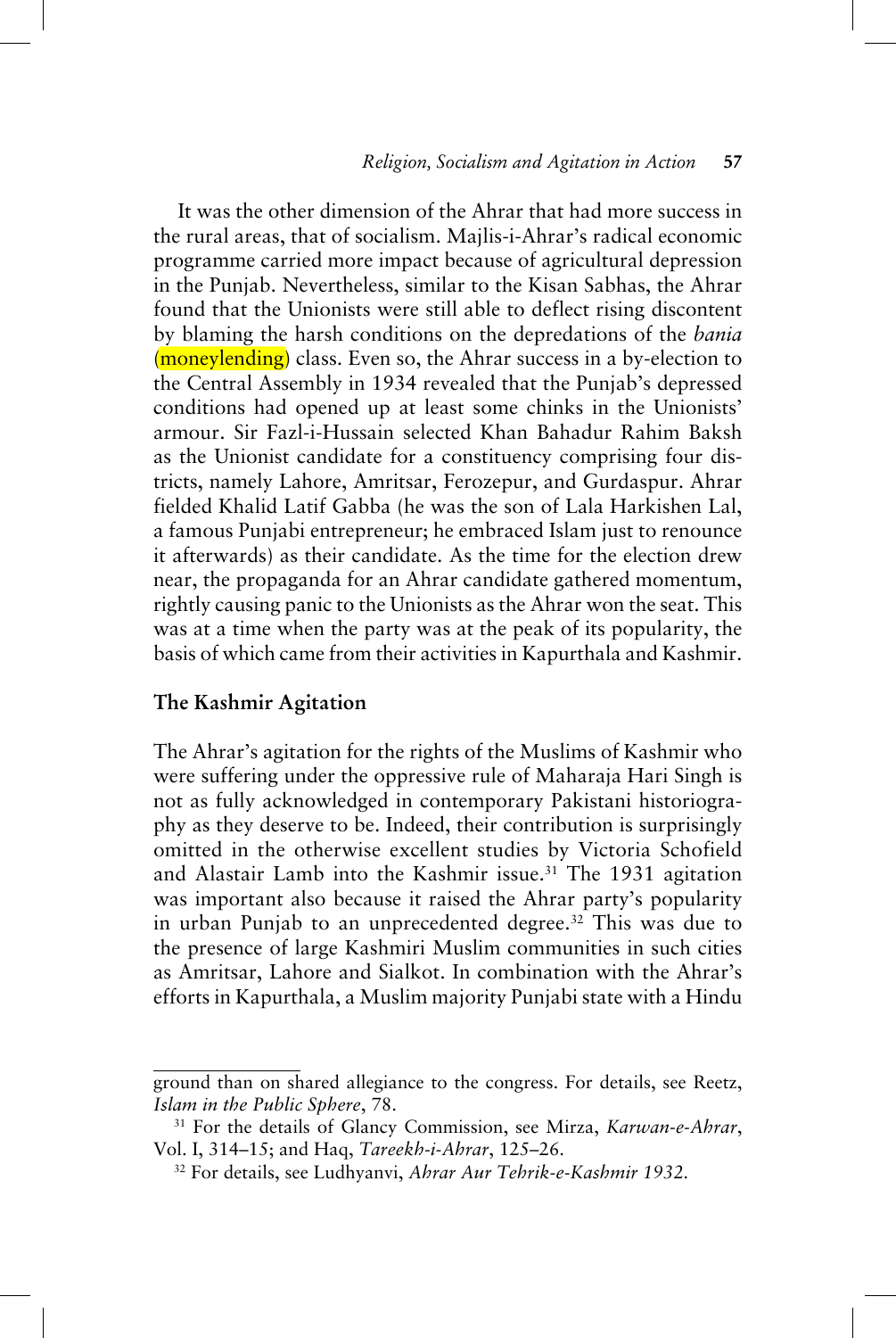It was the other dimension of the Ahrar that had more success in the rural areas, that of socialism. Majlis-i-Ahrar's radical economic programme carried more impact because of agricultural depression in the Punjab. Nevertheless, similar to the Kisan Sabhas, the Ahrar found that the Unionists were still able to deflect rising discontent by blaming the harsh conditions on the depredations of the *bania* (moneylending) class. Even so, the Ahrar success in a by-election to the Central Assembly in 1934 revealed that the Punjab's depressed conditions had opened up at least some chinks in the Unionists' armour. Sir Fazl-i-Hussain selected Khan Bahadur Rahim Baksh as the Unionist candidate for a constituency comprising four districts, namely Lahore, Amritsar, Ferozepur, and Gurdaspur. Ahrar fielded Khalid Latif Gabba (he was the son of Lala Harkishen Lal, a famous Punjabi entrepreneur; he embraced Islam just to renounce it afterwards) as their candidate. As the time for the election drew near, the propaganda for an Ahrar candidate gathered momentum, rightly causing panic to the Unionists as the Ahrar won the seat. This was at a time when the party was at the peak of its popularity, the basis of which came from their activities in Kapurthala and Kashmir.

## The Kashmir Agitation

The Ahrar's agitation for the rights of the Muslims of Kashmir who were suffering under the oppressive rule of Maharaja Hari Singh is not as fully acknowledged in contemporary Pakistani historiography as they deserve to be. Indeed, their contribution is surprisingly omitted in the otherwise excellent studies by Victoria Schofield and Alastair Lamb into the Kashmir issue.[31] The 1931 agitation was important also because it raised the Ahrar party's popularity in urban Punjab to an unprecedented degree.[32] This was due to the presence of large Kashmiri Muslim communities in such cities as Amritsar, Lahore and Sialkot. In combination with the Ahrar's efforts in Kapurthala, a Muslim majority Punjabi state with a Hindu

---

ground than on shared allegiance to the congress. For details, see Reetz, *Islam in the Public Sphere*, 78.

[31] For the details of Glancy Commission, see Mirza, *Karwan-e-Ahrar*, Vol. I, 314–15; and Haq, *Tareekh-i-Ahrar*, 125–26.

[32] For details, see Ludhyanvi, *Ahrar Aur Tehrik-e-Kashmir 1932*.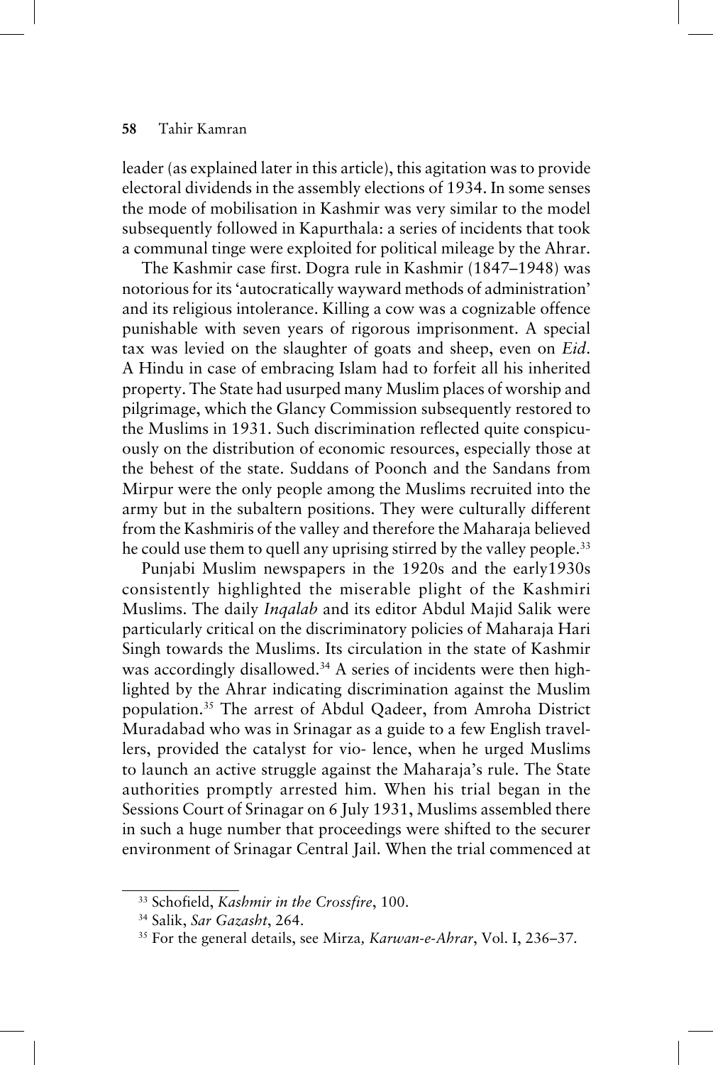leader (as explained later in this article), this agitation was to provide electoral dividends in the assembly elections of 1934. In some senses the mode of mobilisation in Kashmir was very similar to the model subsequently followed in Kapurthala: a series of incidents that took a communal tinge were exploited for political mileage by the Ahrar.

The Kashmir case first. Dogra rule in Kashmir (1847–1948) was notorious for its 'autocratically wayward methods of administration' and its religious intolerance. Killing a cow was a cognizable offence punishable with seven years of rigorous imprisonment. A special tax was levied on the slaughter of goats and sheep, even on *Eid*. A Hindu in case of embracing Islam had to forfeit all his inherited property. The State had usurped many Muslim places of worship and pilgrimage, which the Glancy Commission subsequently restored to the Muslims in 1931. Such discrimination reflected quite conspicuously on the distribution of economic resources, especially those at the behest of the state. Suddans of Poonch and the Sandans from Mirpur were the only people among the Muslims recruited into the army but in the subaltern positions. They were culturally different from the Kashmiris of the valley and therefore the Maharaja believed he could use them to quell any uprising stirred by the valley people.[33]

Punjabi Muslim newspapers in the 1920s and the early1930s consistently highlighted the miserable plight of the Kashmiri Muslims. The daily *Inqalab* and its editor Abdul Majid Salik were particularly critical on the discriminatory policies of Maharaja Hari Singh towards the Muslims. Its circulation in the state of Kashmir was accordingly disallowed.[34] A series of incidents were then highlighted by the Ahrar indicating discrimination against the Muslim population.[35] The arrest of Abdul Qadeer, from Amroha District Muradabad who was in Srinagar as a guide to a few English travellers, provided the catalyst for vio- lence, when he urged Muslims to launch an active struggle against the Maharaja's rule. The State authorities promptly arrested him. When his trial began in the Sessions Court of Srinagar on 6 July 1931, Muslims assembled there in such a huge number that proceedings were shifted to the securer environment of Srinagar Central Jail. When the trial commenced at

[33] Schofield, *Kashmir in the Crossfire*, 100.

[34] Salik, *Sar Gazasht*, 264.

[35] For the general details, see Mirza*, Karwan-e-Ahrar*, Vol. I, 236–37.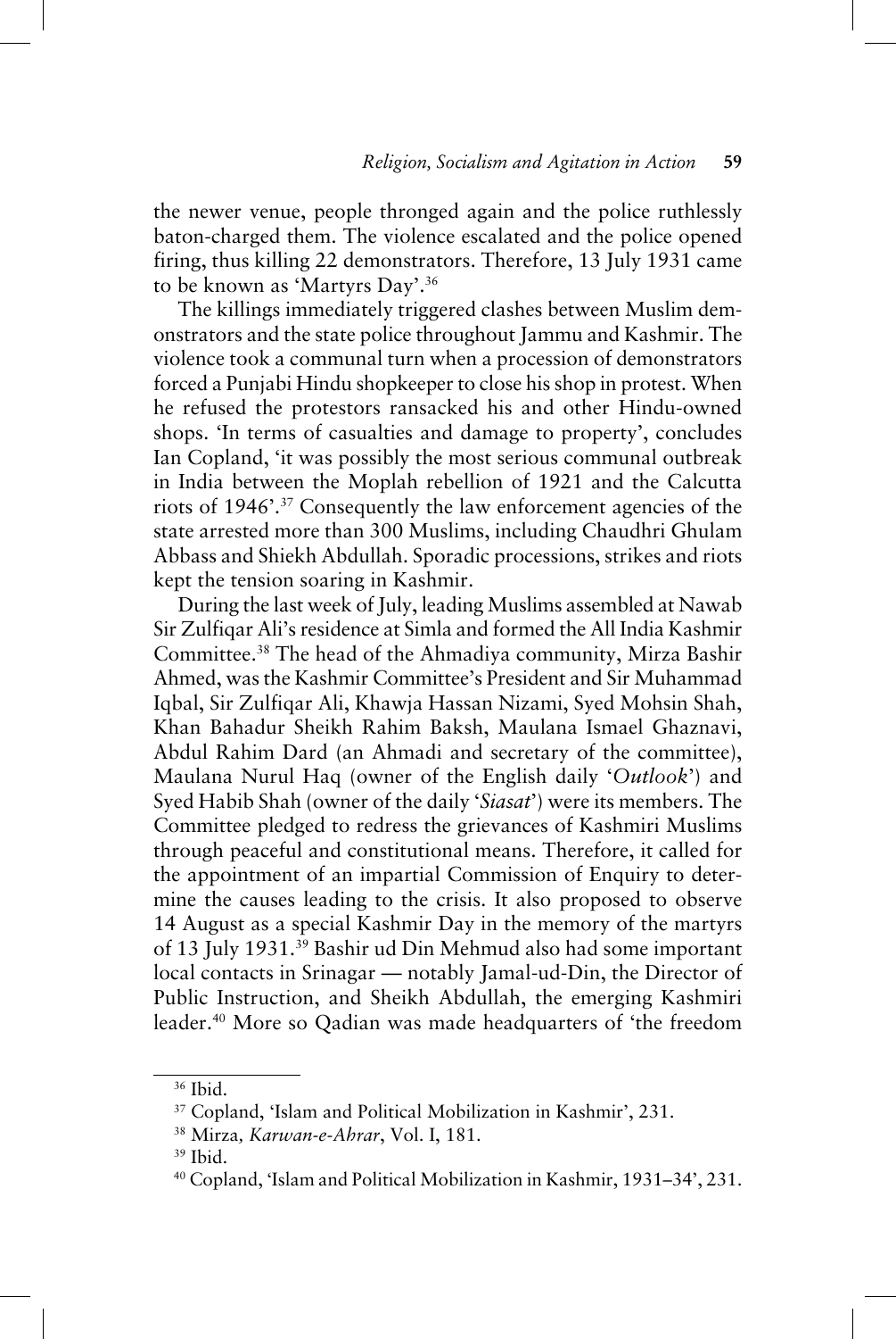the newer venue, people thronged again and the police ruthlessly baton-charged them. The violence escalated and the police opened firing, thus killing 22 demonstrators. Therefore, 13 July 1931 came to be known as 'Martyrs Day'.[36]

The killings immediately triggered clashes between Muslim demonstrators and the state police throughout Jammu and Kashmir. The violence took a communal turn when a procession of demonstrators forced a Punjabi Hindu shopkeeper to close his shop in protest. When he refused the protestors ransacked his and other Hindu-owned shops. 'In terms of casualties and damage to property', concludes Ian Copland, 'it was possibly the most serious communal outbreak in India between the Moplah rebellion of 1921 and the Calcutta riots of 1946'.[37] Consequently the law enforcement agencies of the state arrested more than 300 Muslims, including Chaudhri Ghulam Abbass and Shiekh Abdullah. Sporadic processions, strikes and riots kept the tension soaring in Kashmir.

During the last week of July, leading Muslims assembled at Nawab Sir Zulfiqar Ali's residence at Simla and formed the All India Kashmir Committee.[38] The head of the Ahmadiya community, Mirza Bashir Ahmed, was the Kashmir Committee's President and Sir Muhammad Iqbal, Sir Zulfiqar Ali, Khawja Hassan Nizami, Syed Mohsin Shah, Khan Bahadur Sheikh Rahim Baksh, Maulana Ismael Ghaznavi, Abdul Rahim Dard (an Ahmadi and secretary of the committee), Maulana Nurul Haq (owner of the English daily '*Outlook*') and Syed Habib Shah (owner of the daily '*Siasat*') were its members. The Committee pledged to redress the grievances of Kashmiri Muslims through peaceful and constitutional means. Therefore, it called for the appointment of an impartial Commission of Enquiry to determine the causes leading to the crisis. It also proposed to observe 14 August as a special Kashmir Day in the memory of the martyrs of 13 July 1931.[39] Bashir ud Din Mehmud also had some important local contacts in Srinagar — notably Jamal-ud-Din, the Director of Public Instruction, and Sheikh Abdullah, the emerging Kashmiri leader.[40] More so Qadian was made headquarters of 'the freedom

---

[36] Ibid.

[37] Copland, 'Islam and Political Mobilization in Kashmir', 231.

[38] Mirza, *Karwan-e-Ahrar*, Vol. I, 181.

[39] Ibid.

[40] Copland, 'Islam and Political Mobilization in Kashmir, 1931–34', 231.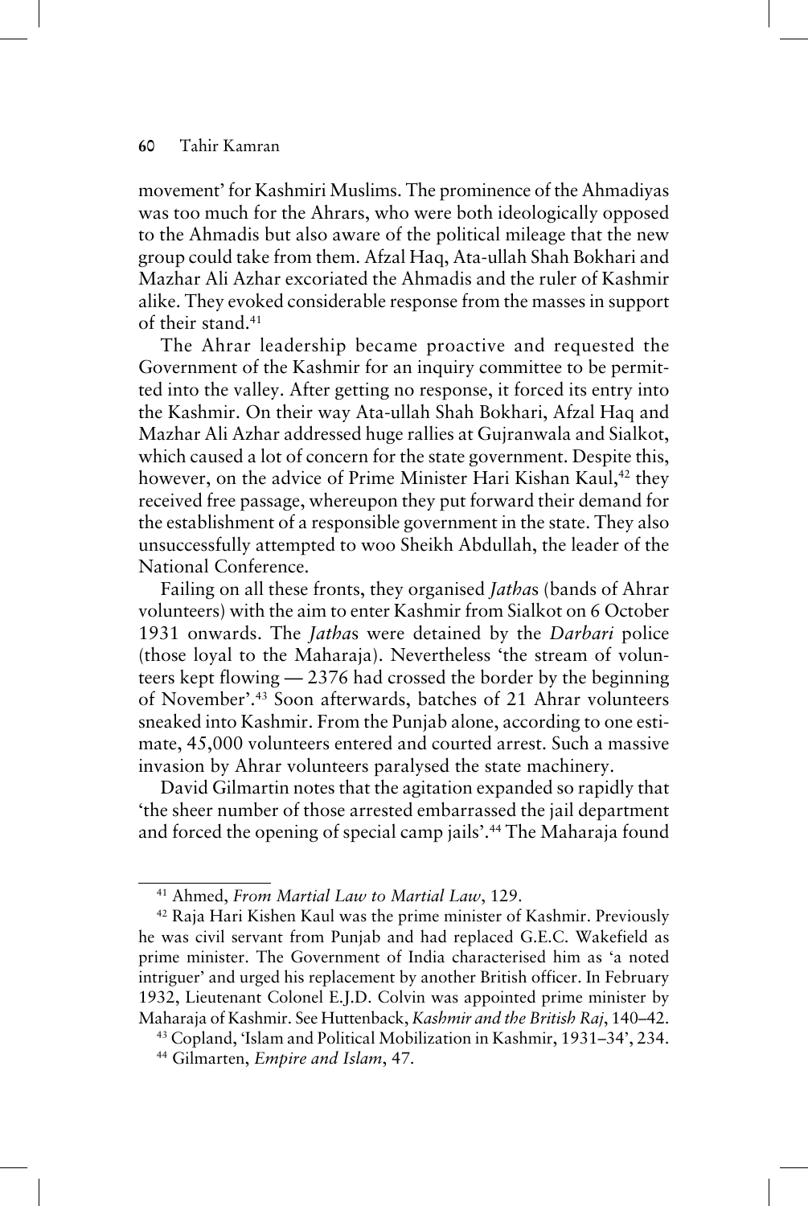movement' for Kashmiri Muslims. The prominence of the Ahmadiyas was too much for the Ahrars, who were both ideologically opposed to the Ahmadis but also aware of the political mileage that the new group could take from them. Afzal Haq, Ata-ullah Shah Bokhari and Mazhar Ali Azhar excoriated the Ahmadis and the ruler of Kashmir alike. They evoked considerable response from the masses in support of their stand.[41]

The Ahrar leadership became proactive and requested the Government of the Kashmir for an inquiry committee to be permitted into the valley. After getting no response, it forced its entry into the Kashmir. On their way Ata-ullah Shah Bokhari, Afzal Haq and Mazhar Ali Azhar addressed huge rallies at Gujranwala and Sialkot, which caused a lot of concern for the state government. Despite this, however, on the advice of Prime Minister Hari Kishan Kaul,[42] they received free passage, whereupon they put forward their demand for the establishment of a responsible government in the state. They also unsuccessfully attempted to woo Sheikh Abdullah, the leader of the National Conference.

Failing on all these fronts, they organised *Jatha*s (bands of Ahrar volunteers) with the aim to enter Kashmir from Sialkot on 6 October 1931 onwards. The *Jatha*s were detained by the *Darbari* police (those loyal to the Maharaja). Nevertheless 'the stream of volunteers kept flowing — 2376 had crossed the border by the beginning of November'.[43] Soon afterwards, batches of 21 Ahrar volunteers sneaked into Kashmir. From the Punjab alone, according to one estimate, 45,000 volunteers entered and courted arrest. Such a massive invasion by Ahrar volunteers paralysed the state machinery.

David Gilmartin notes that the agitation expanded so rapidly that 'the sheer number of those arrested embarrassed the jail department and forced the opening of special camp jails'.[44] The Maharaja found

---

[41] Ahmed, *From Martial Law to Martial Law*, 129.

[42] Raja Hari Kishen Kaul was the prime minister of Kashmir. Previously he was civil servant from Punjab and had replaced G.E.C. Wakefield as prime minister. The Government of India characterised him as 'a noted intriguer' and urged his replacement by another British officer. In February 1932, Lieutenant Colonel E.J.D. Colvin was appointed prime minister by Maharaja of Kashmir. See Huttenback, *Kashmir and the British Raj*, 140–42.

[43] Copland, 'Islam and Political Mobilization in Kashmir, 1931–34', 234.

[44] Gilmarten, *Empire and Islam*, 47.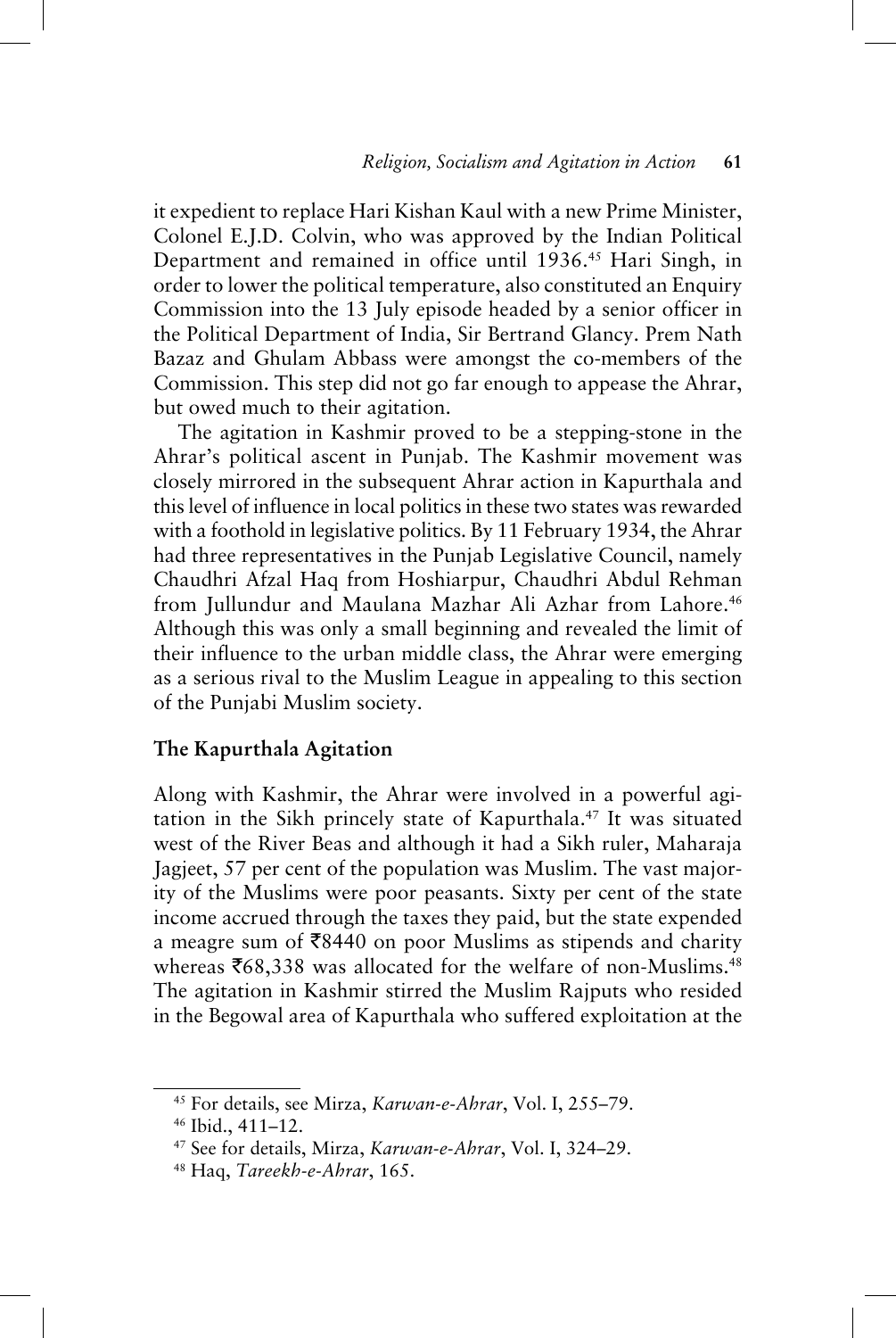it expedient to replace Hari Kishan Kaul with a new Prime Minister, Colonel E.J.D. Colvin, who was approved by the Indian Political Department and remained in office until 1936.[45] Hari Singh, in order to lower the political temperature, also constituted an Enquiry Commission into the 13 July episode headed by a senior officer in the Political Department of India, Sir Bertrand Glancy. Prem Nath Bazaz and Ghulam Abbass were amongst the co-members of the Commission. This step did not go far enough to appease the Ahrar, but owed much to their agitation.

The agitation in Kashmir proved to be a stepping-stone in the Ahrar's political ascent in Punjab. The Kashmir movement was closely mirrored in the subsequent Ahrar action in Kapurthala and this level of influence in local politics in these two states was rewarded with a foothold in legislative politics. By 11 February 1934, the Ahrar had three representatives in the Punjab Legislative Council, namely Chaudhri Afzal Haq from Hoshiarpur, Chaudhri Abdul Rehman from Jullundur and Maulana Mazhar Ali Azhar from Lahore.[46] Although this was only a small beginning and revealed the limit of their influence to the urban middle class, the Ahrar were emerging as a serious rival to the Muslim League in appealing to this section of the Punjabi Muslim society.

## The Kapurthala Agitation

Along with Kashmir, the Ahrar were involved in a powerful agitation in the Sikh princely state of Kapurthala.[47] It was situated west of the River Beas and although it had a Sikh ruler, Maharaja Jagjeet, 57 per cent of the population was Muslim. The vast majority of the Muslims were poor peasants. Sixty per cent of the state income accrued through the taxes they paid, but the state expended a meagre sum of ₹8440 on poor Muslims as stipends and charity whereas ₹68,338 was allocated for the welfare of non-Muslims.[48] The agitation in Kashmir stirred the Muslim Rajputs who resided in the Begowal area of Kapurthala who suffered exploitation at the

[45] For details, see Mirza, *Karwan-e-Ahrar*, Vol. I, 255–79.

[46] Ibid., 411–12.

[47] See for details, Mirza, *Karwan-e-Ahrar*, Vol. I, 324–29.

[48] Haq, *Tareekh-e-Ahrar*, 165.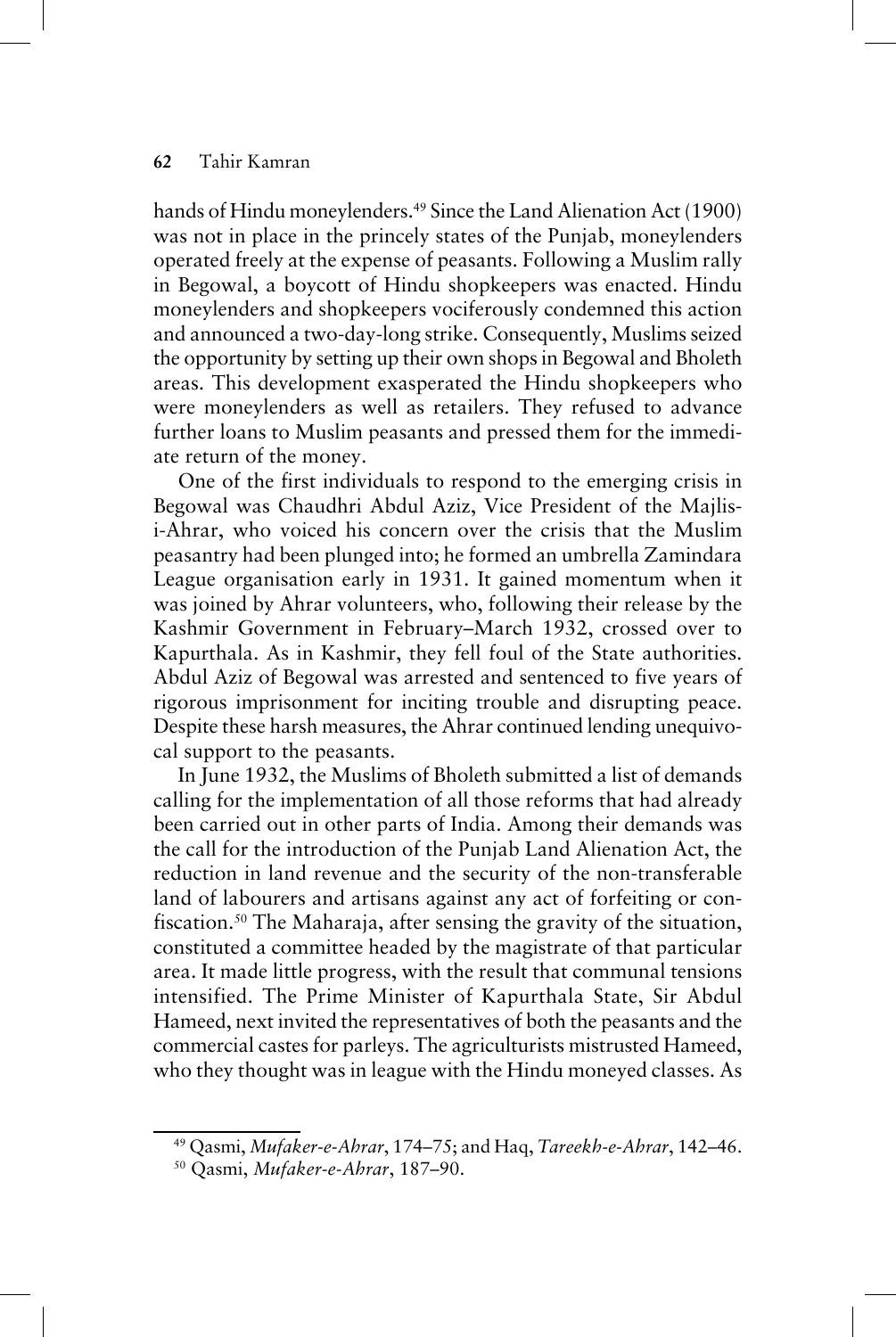hands of Hindu moneylenders.[49] Since the Land Alienation Act (1900) was not in place in the princely states of the Punjab, moneylenders operated freely at the expense of peasants. Following a Muslim rally in Begowal, a boycott of Hindu shopkeepers was enacted. Hindu moneylenders and shopkeepers vociferously condemned this action and announced a two-day-long strike. Consequently, Muslims seized the opportunity by setting up their own shops in Begowal and Bholeth areas. This development exasperated the Hindu shopkeepers who were moneylenders as well as retailers. They refused to advance further loans to Muslim peasants and pressed them for the immediate return of the money.

One of the first individuals to respond to the emerging crisis in Begowal was Chaudhri Abdul Aziz, Vice President of the Majlis-i-Ahrar, who voiced his concern over the crisis that the Muslim peasantry had been plunged into; he formed an umbrella Zamindara League organisation early in 1931. It gained momentum when it was joined by Ahrar volunteers, who, following their release by the Kashmir Government in February–March 1932, crossed over to Kapurthala. As in Kashmir, they fell foul of the State authorities. Abdul Aziz of Begowal was arrested and sentenced to five years of rigorous imprisonment for inciting trouble and disrupting peace. Despite these harsh measures, the Ahrar continued lending unequivocal support to the peasants.

In June 1932, the Muslims of Bholeth submitted a list of demands calling for the implementation of all those reforms that had already been carried out in other parts of India. Among their demands was the call for the introduction of the Punjab Land Alienation Act, the reduction in land revenue and the security of the non-transferable land of labourers and artisans against any act of forfeiting or confiscation.[50] The Maharaja, after sensing the gravity of the situation, constituted a committee headed by the magistrate of that particular area. It made little progress, with the result that communal tensions intensified. The Prime Minister of Kapurthala State, Sir Abdul Hameed, next invited the representatives of both the peasants and the commercial castes for parleys. The agriculturists mistrusted Hameed, who they thought was in league with the Hindu moneyed classes. As

---

[49] Qasmi, *Mufaker-e-Ahrar*, 174–75; and Haq, *Tareekh-e-Ahrar*, 142–46.

[50] Qasmi, *Mufaker-e-Ahrar*, 187–90.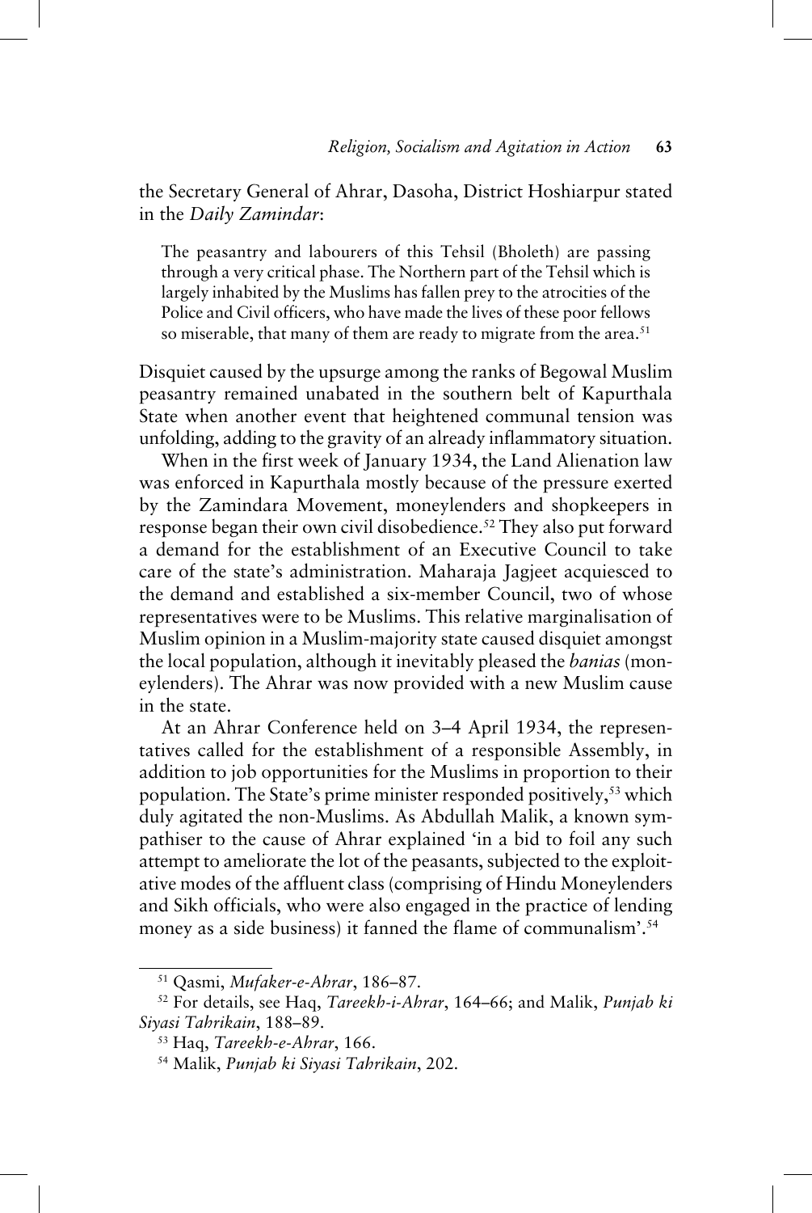the Secretary General of Ahrar, Dasoha, District Hoshiarpur stated in the *Daily Zamindar*:

> The peasantry and labourers of this Tehsil (Bholeth) are passing through a very critical phase. The Northern part of the Tehsil which is largely inhabited by the Muslims has fallen prey to the atrocities of the Police and Civil officers, who have made the lives of these poor fellows so miserable, that many of them are ready to migrate from the area.[51]

Disquiet caused by the upsurge among the ranks of Begowal Muslim peasantry remained unabated in the southern belt of Kapurthala State when another event that heightened communal tension was unfolding, adding to the gravity of an already inflammatory situation.

When in the first week of January 1934, the Land Alienation law was enforced in Kapurthala mostly because of the pressure exerted by the Zamindara Movement, moneylenders and shopkeepers in response began their own civil disobedience.[52] They also put forward a demand for the establishment of an Executive Council to take care of the state's administration. Maharaja Jagjeet acquiesced to the demand and established a six-member Council, two of whose representatives were to be Muslims. This relative marginalisation of Muslim opinion in a Muslim-majority state caused disquiet amongst the local population, although it inevitably pleased the *banias* (moneylenders). The Ahrar was now provided with a new Muslim cause in the state.

At an Ahrar Conference held on 3–4 April 1934, the representatives called for the establishment of a responsible Assembly, in addition to job opportunities for the Muslims in proportion to their population. The State's prime minister responded positively,[53] which duly agitated the non-Muslims. As Abdullah Malik, a known sympathiser to the cause of Ahrar explained 'in a bid to foil any such attempt to ameliorate the lot of the peasants, subjected to the exploitative modes of the affluent class (comprising of Hindu Moneylenders and Sikh officials, who were also engaged in the practice of lending money as a side business) it fanned the flame of communalism'.[54]

---

[51] Qasmi, *Mufaker-e-Ahrar*, 186–87.

[52] For details, see Haq, *Tareekh-i-Ahrar*, 164–66; and Malik, *Punjab ki Siyasi Tahrikain*, 188–89.

[53] Haq, *Tareekh-e-Ahrar*, 166.

[54] Malik, *Punjab ki Siyasi Tahrikain*, 202.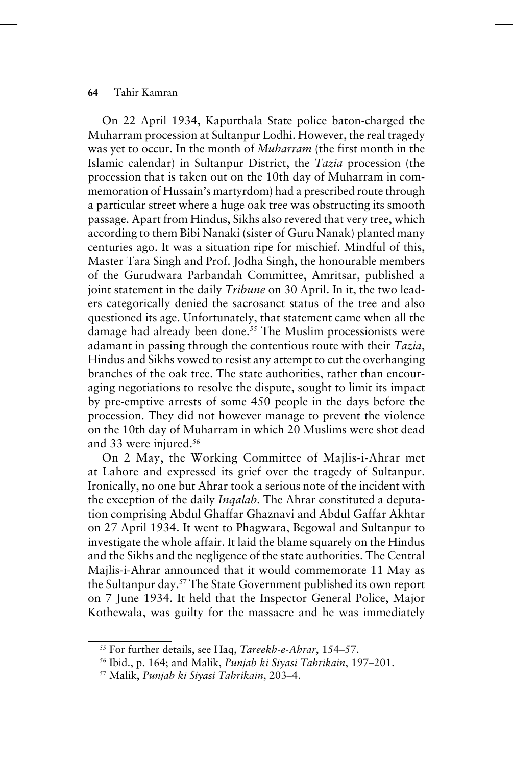On 22 April 1934, Kapurthala State police baton-charged the Muharram procession at Sultanpur Lodhi. However, the real tragedy was yet to occur. In the month of *Muharram* (the first month in the Islamic calendar) in Sultanpur District, the *Tazia* procession (the procession that is taken out on the 10th day of Muharram in commemoration of Hussain's martyrdom) had a prescribed route through a particular street where a huge oak tree was obstructing its smooth passage. Apart from Hindus, Sikhs also revered that very tree, which according to them Bibi Nanaki (sister of Guru Nanak) planted many centuries ago. It was a situation ripe for mischief. Mindful of this, Master Tara Singh and Prof. Jodha Singh, the honourable members of the Gurudwara Parbandah Committee, Amritsar, published a joint statement in the daily *Tribune* on 30 April. In it, the two leaders categorically denied the sacrosanct status of the tree and also questioned its age. Unfortunately, that statement came when all the damage had already been done.[55] The Muslim processionists were adamant in passing through the contentious route with their *Tazia*, Hindus and Sikhs vowed to resist any attempt to cut the overhanging branches of the oak tree. The state authorities, rather than encouraging negotiations to resolve the dispute, sought to limit its impact by pre-emptive arrests of some 450 people in the days before the procession. They did not however manage to prevent the violence on the 10th day of Muharram in which 20 Muslims were shot dead and 33 were injured.[56]

On 2 May, the Working Committee of Majlis-i-Ahrar met at Lahore and expressed its grief over the tragedy of Sultanpur. Ironically, no one but Ahrar took a serious note of the incident with the exception of the daily *Inqalab*. The Ahrar constituted a deputation comprising Abdul Ghaffar Ghaznavi and Abdul Gaffar Akhtar on 27 April 1934. It went to Phagwara, Begowal and Sultanpur to investigate the whole affair. It laid the blame squarely on the Hindus and the Sikhs and the negligence of the state authorities. The Central Majlis-i-Ahrar announced that it would commemorate 11 May as the Sultanpur day.[57] The State Government published its own report on 7 June 1934. It held that the Inspector General Police, Major Kothewala, was guilty for the massacre and he was immediately

[55] For further details, see Haq, *Tareekh-e-Ahrar*, 154–57.

[56] Ibid., p. 164; and Malik, *Punjab ki Siyasi Tahrikain*, 197–201.

[57] Malik, *Punjab ki Siyasi Tahrikain*, 203–4.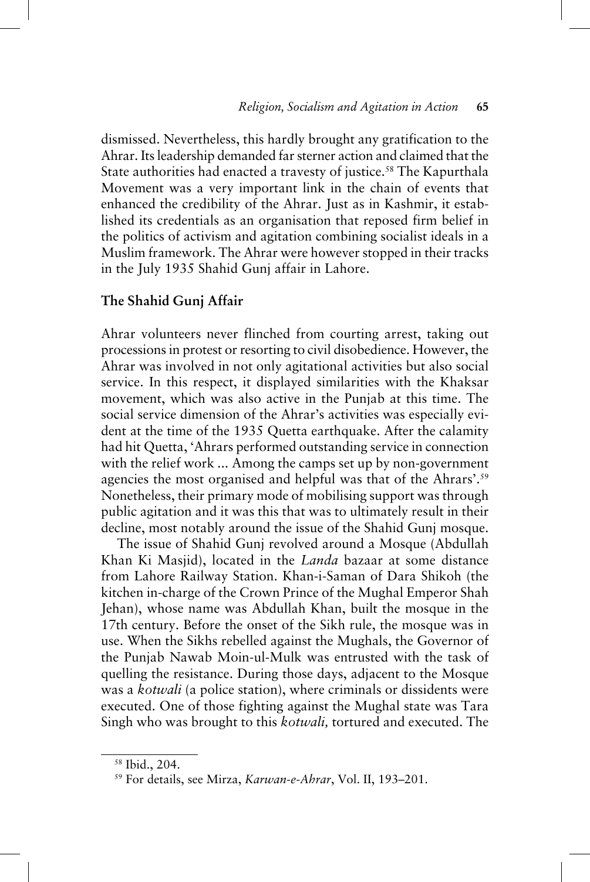dismissed. Nevertheless, this hardly brought any gratification to the Ahrar. Its leadership demanded far sterner action and claimed that the State authorities had enacted a travesty of justice.[58] The Kapurthala Movement was a very important link in the chain of events that enhanced the credibility of the Ahrar. Just as in Kashmir, it established its credentials as an organisation that reposed firm belief in the politics of activism and agitation combining socialist ideals in a Muslim framework. The Ahrar were however stopped in their tracks in the July 1935 Shahid Gunj affair in Lahore.

## The Shahid Gunj Affair

Ahrar volunteers never flinched from courting arrest, taking out processions in protest or resorting to civil disobedience. However, the Ahrar was involved in not only agitational activities but also social service. In this respect, it displayed similarities with the Khaksar movement, which was also active in the Punjab at this time. The social service dimension of the Ahrar's activities was especially evident at the time of the 1935 Quetta earthquake. After the calamity had hit Quetta, 'Ahrars performed outstanding service in connection with the relief work ... Among the camps set up by non-government agencies the most organised and helpful was that of the Ahrars'.[59] Nonetheless, their primary mode of mobilising support was through public agitation and it was this that was to ultimately result in their decline, most notably around the issue of the Shahid Gunj mosque.

The issue of Shahid Gunj revolved around a Mosque (Abdullah Khan Ki Masjid), located in the *Landa* bazaar at some distance from Lahore Railway Station. Khan-i-Saman of Dara Shikoh (the kitchen in-charge of the Crown Prince of the Mughal Emperor Shah Jehan), whose name was Abdullah Khan, built the mosque in the 17th century. Before the onset of the Sikh rule, the mosque was in use. When the Sikhs rebelled against the Mughals, the Governor of the Punjab Nawab Moin-ul-Mulk was entrusted with the task of quelling the resistance. During those days, adjacent to the Mosque was a *kotwali* (a police station), where criminals or dissidents were executed. One of those fighting against the Mughal state was Tara Singh who was brought to this *kotwali,* tortured and executed. The

[58] Ibid., 204.

[59] For details, see Mirza, *Karwan-e-Ahrar*, Vol. II, 193–201.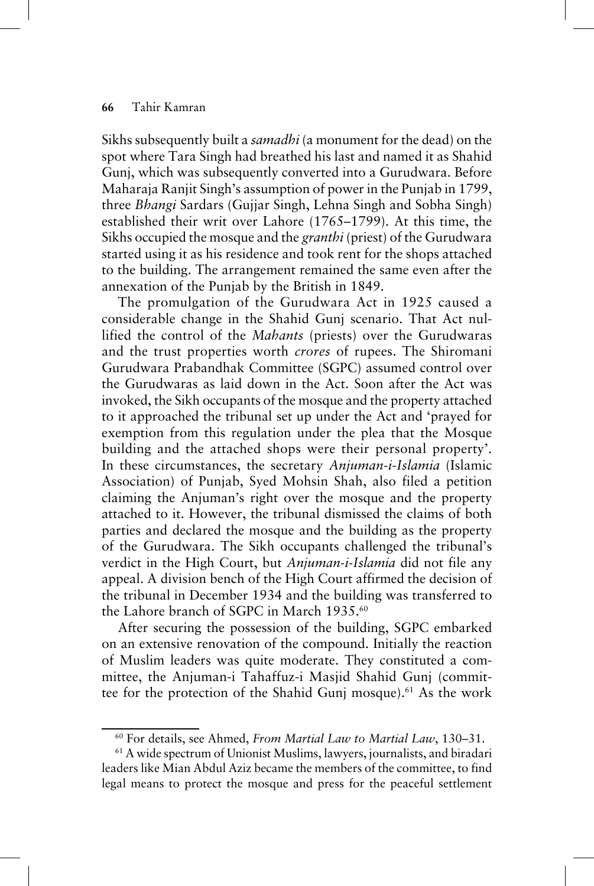Sikhs subsequently built a *samadhi* (a monument for the dead) on the spot where Tara Singh had breathed his last and named it as Shahid Gunj, which was subsequently converted into a Gurudwara. Before Maharaja Ranjit Singh's assumption of power in the Punjab in 1799, three *Bhangi* Sardars (Gujjar Singh, Lehna Singh and Sobha Singh) established their writ over Lahore (1765–1799). At this time, the Sikhs occupied the mosque and the *granthi* (priest) of the Gurudwara started using it as his residence and took rent for the shops attached to the building. The arrangement remained the same even after the annexation of the Punjab by the British in 1849.

The promulgation of the Gurudwara Act in 1925 caused a considerable change in the Shahid Gunj scenario. That Act nullified the control of the *Mahants* (priests) over the Gurudwaras and the trust properties worth *crores* of rupees. The Shiromani Gurudwara Prabandhak Committee (SGPC) assumed control over the Gurudwaras as laid down in the Act. Soon after the Act was invoked, the Sikh occupants of the mosque and the property attached to it approached the tribunal set up under the Act and 'prayed for exemption from this regulation under the plea that the Mosque building and the attached shops were their personal property'. In these circumstances, the secretary *Anjuman-i-Islamia* (Islamic Association) of Punjab, Syed Mohsin Shah, also filed a petition claiming the Anjuman's right over the mosque and the property attached to it. However, the tribunal dismissed the claims of both parties and declared the mosque and the building as the property of the Gurudwara. The Sikh occupants challenged the tribunal's verdict in the High Court, but *Anjuman-i-Islamia* did not file any appeal. A division bench of the High Court affirmed the decision of the tribunal in December 1934 and the building was transferred to the Lahore branch of SGPC in March 1935.[60]

After securing the possession of the building, SGPC embarked on an extensive renovation of the compound. Initially the reaction of Muslim leaders was quite moderate. They constituted a committee, the Anjuman-i Tahaffuz-i Masjid Shahid Gunj (committee for the protection of the Shahid Gunj mosque).[61] As the work

[60] For details, see Ahmed, *From Martial Law to Martial Law*, 130–31.

[61] A wide spectrum of Unionist Muslims, lawyers, journalists, and biradari leaders like Mian Abdul Aziz became the members of the committee, to find legal means to protect the mosque and press for the peaceful settlement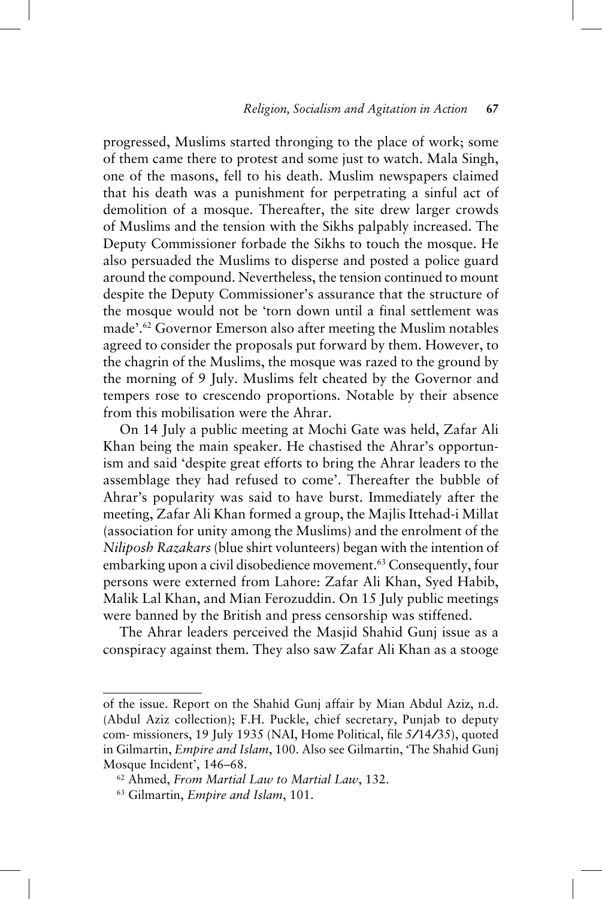progressed, Muslims started thronging to the place of work; some of them came there to protest and some just to watch. Mala Singh, one of the masons, fell to his death. Muslim newspapers claimed that his death was a punishment for perpetrating a sinful act of demolition of a mosque. Thereafter, the site drew larger crowds of Muslims and the tension with the Sikhs palpably increased. The Deputy Commissioner forbade the Sikhs to touch the mosque. He also persuaded the Muslims to disperse and posted a police guard around the compound. Nevertheless, the tension continued to mount despite the Deputy Commissioner's assurance that the structure of the mosque would not be 'torn down until a final settlement was made'.[62] Governor Emerson also after meeting the Muslim notables agreed to consider the proposals put forward by them. However, to the chagrin of the Muslims, the mosque was razed to the ground by the morning of 9 July. Muslims felt cheated by the Governor and tempers rose to crescendo proportions. Notable by their absence from this mobilisation were the Ahrar.

On 14 July a public meeting at Mochi Gate was held, Zafar Ali Khan being the main speaker. He chastised the Ahrar's opportunism and said 'despite great efforts to bring the Ahrar leaders to the assemblage they had refused to come'. Thereafter the bubble of Ahrar's popularity was said to have burst. Immediately after the meeting, Zafar Ali Khan formed a group, the Majlis Ittehad-i Millat (association for unity among the Muslims) and the enrolment of the *Niliposh Razakars* (blue shirt volunteers) began with the intention of embarking upon a civil disobedience movement.[63] Consequently, four persons were externed from Lahore: Zafar Ali Khan, Syed Habib, Malik Lal Khan, and Mian Ferozuddin. On 15 July public meetings were banned by the British and press censorship was stiffened.

The Ahrar leaders perceived the Masjid Shahid Gunj issue as a conspiracy against them. They also saw Zafar Ali Khan as a stooge

---

of the issue. Report on the Shahid Gunj affair by Mian Abdul Aziz, n.d. (Abdul Aziz collection); F.H. Puckle, chief secretary, Punjab to deputy com- missioners, 19 July 1935 (NAI, Home Political, file 5/14/35), quoted in Gilmartin, *Empire and Islam*, 100. Also see Gilmartin, 'The Shahid Gunj Mosque Incident', 146–68.

[62] Ahmed, *From Martial Law to Martial Law*, 132.

[63] Gilmartin, *Empire and Islam*, 101.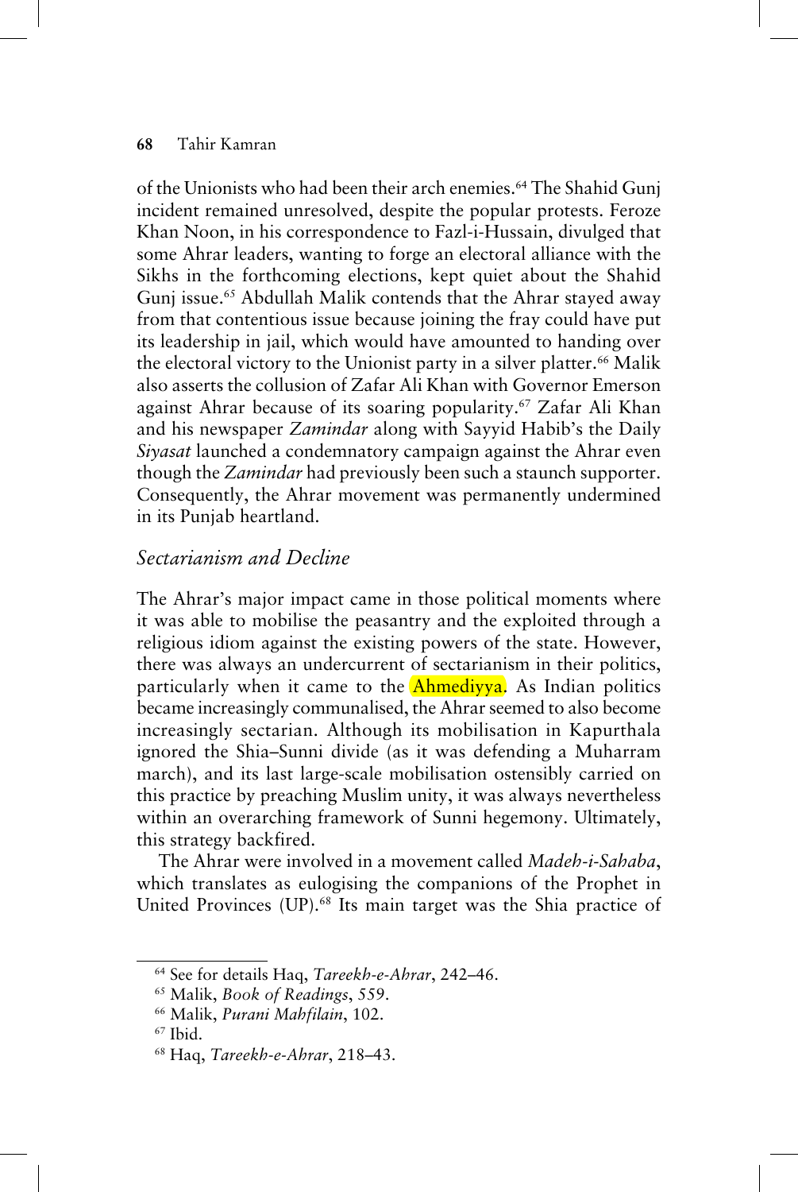of the Unionists who had been their arch enemies.[64] The Shahid Gunj incident remained unresolved, despite the popular protests. Feroze Khan Noon, in his correspondence to Fazl-i-Hussain, divulged that some Ahrar leaders, wanting to forge an electoral alliance with the Sikhs in the forthcoming elections, kept quiet about the Shahid Gunj issue.[65] Abdullah Malik contends that the Ahrar stayed away from that contentious issue because joining the fray could have put its leadership in jail, which would have amounted to handing over the electoral victory to the Unionist party in a silver platter.[66] Malik also asserts the collusion of Zafar Ali Khan with Governor Emerson against Ahrar because of its soaring popularity.[67] Zafar Ali Khan and his newspaper *Zamindar* along with Sayyid Habib's the Daily *Siyasat* launched a condemnatory campaign against the Ahrar even though the *Zamindar* had previously been such a staunch supporter. Consequently, the Ahrar movement was permanently undermined in its Punjab heartland.

## *Sectarianism and Decline*

The Ahrar's major impact came in those political moments where it was able to mobilise the peasantry and the exploited through a religious idiom against the existing powers of the state. However, there was always an undercurrent of sectarianism in their politics, particularly when it came to the Ahmediyya. As Indian politics became increasingly communalised, the Ahrar seemed to also become increasingly sectarian. Although its mobilisation in Kapurthala ignored the Shia–Sunni divide (as it was defending a Muharram march), and its last large-scale mobilisation ostensibly carried on this practice by preaching Muslim unity, it was always nevertheless within an overarching framework of Sunni hegemony. Ultimately, this strategy backfired.

The Ahrar were involved in a movement called *Madeh-i-Sahaba*, which translates as eulogising the companions of the Prophet in United Provinces (UP).[68] Its main target was the Shia practice of

[64] See for details Haq, *Tareekh-e-Ahrar*, 242–46.

[65] Malik, *Book of Readings*, 559.

[66] Malik, *Purani Mahfilain*, 102.

[67] Ibid.

[68] Haq, *Tareekh-e-Ahrar*, 218–43.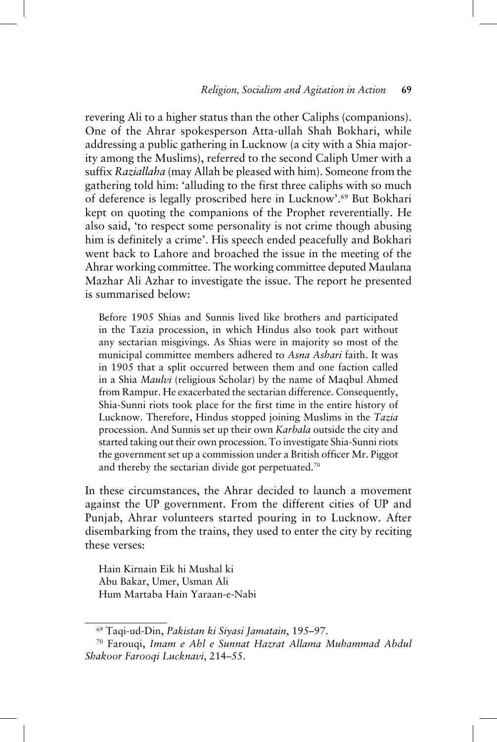revering Ali to a higher status than the other Caliphs (companions). One of the Ahrar spokesperson Atta-ullah Shah Bokhari, while addressing a public gathering in Lucknow (a city with a Shia majority among the Muslims), referred to the second Caliph Umer with a suffix *Raziallaha* (may Allah be pleased with him). Someone from the gathering told him: 'alluding to the first three caliphs with so much of deference is legally proscribed here in Lucknow'.[69] But Bokhari kept on quoting the companions of the Prophet reverentially. He also said, 'to respect some personality is not crime though abusing him is definitely a crime'. His speech ended peacefully and Bokhari went back to Lahore and broached the issue in the meeting of the Ahrar working committee. The working committee deputed Maulana Mazhar Ali Azhar to investigate the issue. The report he presented is summarised below:

> Before 1905 Shias and Sunnis lived like brothers and participated in the Tazia procession, in which Hindus also took part without any sectarian misgivings. As Shias were in majority so most of the municipal committee members adhered to *Asna Ashari* faith. It was in 1905 that a split occurred between them and one faction called in a Shia *Maulvi* (religious Scholar) by the name of Maqbul Ahmed from Rampur. He exacerbated the sectarian difference. Consequently, Shia-Sunni riots took place for the first time in the entire history of Lucknow. Therefore, Hindus stopped joining Muslims in the *Tazia* procession. And Sunnis set up their own *Karbala* outside the city and started taking out their own procession. To investigate Shia-Sunni riots the government set up a commission under a British officer Mr. Piggot and thereby the sectarian divide got perpetuated.[70]

In these circumstances, the Ahrar decided to launch a movement against the UP government. From the different cities of UP and Punjab, Ahrar volunteers started pouring in to Lucknow. After disembarking from the trains, they used to enter the city by reciting these verses:

> Hain Kirnain Eik hi Mushal ki
> Abu Bakar, Umer, Usman Ali
> Hum Martaba Hain Yaraan-e-Nabi

---

[69] Taqi-ud-Din, *Pakistan ki Siyasi Jamatain*, 195–97.

[70] Farouqi, *Imam e Ahl e Sunnat Hazrat Allama Muhammad Abdul Shakoor Farooqi Lucknavi*, 214–55.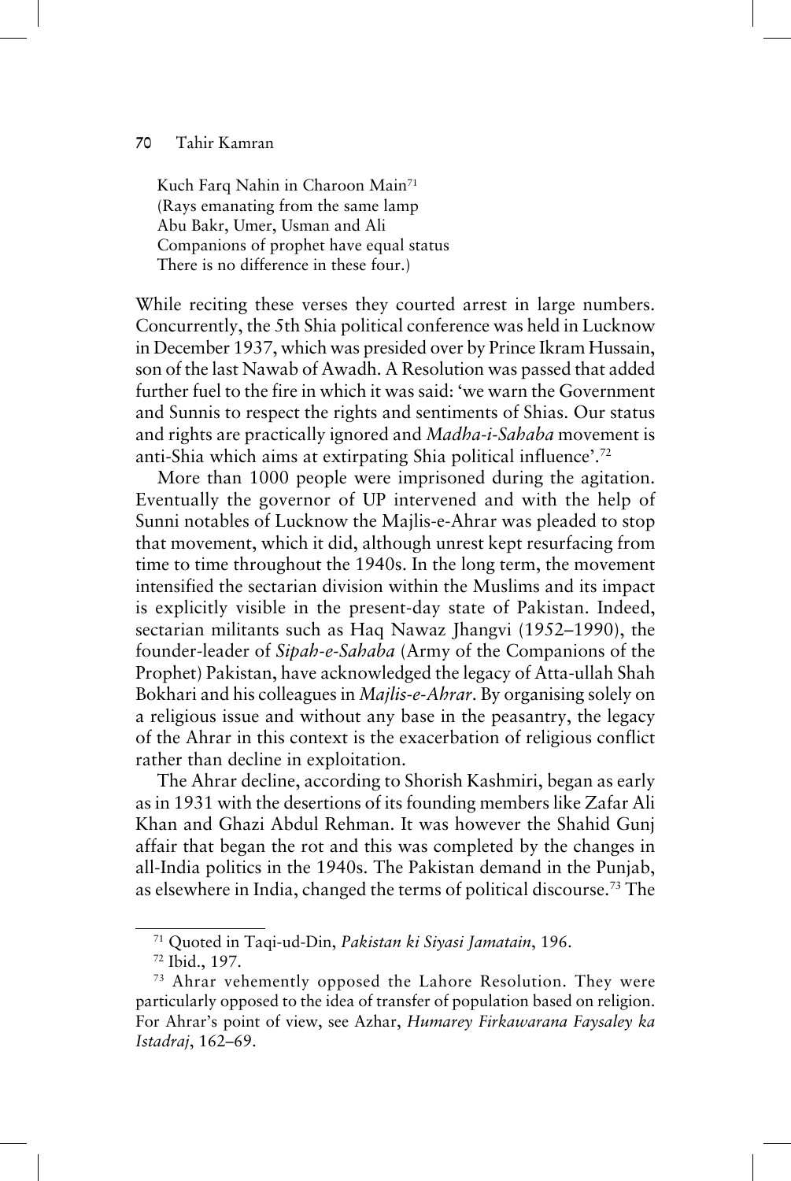Kuch Farq Nahin in Charoon Main[71]
(Rays emanating from the same lamp
Abu Bakr, Umer, Usman and Ali
Companions of prophet have equal status
There is no difference in these four.)

While reciting these verses they courted arrest in large numbers. Concurrently, the 5th Shia political conference was held in Lucknow in December 1937, which was presided over by Prince Ikram Hussain, son of the last Nawab of Awadh. A Resolution was passed that added further fuel to the fire in which it was said: 'we warn the Government and Sunnis to respect the rights and sentiments of Shias. Our status and rights are practically ignored and *Madha-i-Sahaba* movement is anti-Shia which aims at extirpating Shia political influence'.[72]

More than 1000 people were imprisoned during the agitation. Eventually the governor of UP intervened and with the help of Sunni notables of Lucknow the Majlis-e-Ahrar was pleaded to stop that movement, which it did, although unrest kept resurfacing from time to time throughout the 1940s. In the long term, the movement intensified the sectarian division within the Muslims and its impact is explicitly visible in the present-day state of Pakistan. Indeed, sectarian militants such as Haq Nawaz Jhangvi (1952–1990), the founder-leader of *Sipah-e-Sahaba* (Army of the Companions of the Prophet) Pakistan, have acknowledged the legacy of Atta-ullah Shah Bokhari and his colleagues in *Majlis-e-Ahrar*. By organising solely on a religious issue and without any base in the peasantry, the legacy of the Ahrar in this context is the exacerbation of religious conflict rather than decline in exploitation.

The Ahrar decline, according to Shorish Kashmiri, began as early as in 1931 with the desertions of its founding members like Zafar Ali Khan and Ghazi Abdul Rehman. It was however the Shahid Gunj affair that began the rot and this was completed by the changes in all-India politics in the 1940s. The Pakistan demand in the Punjab, as elsewhere in India, changed the terms of political discourse.[73] The

---

[71] Quoted in Taqi-ud-Din, *Pakistan ki Siyasi Jamatain*, 196.

[72] Ibid., 197.

[73] Ahrar vehemently opposed the Lahore Resolution. They were particularly opposed to the idea of transfer of population based on religion. For Ahrar's point of view, see Azhar, *Humarey Firkawarana Faysaley ka Istadraj*, 162–69.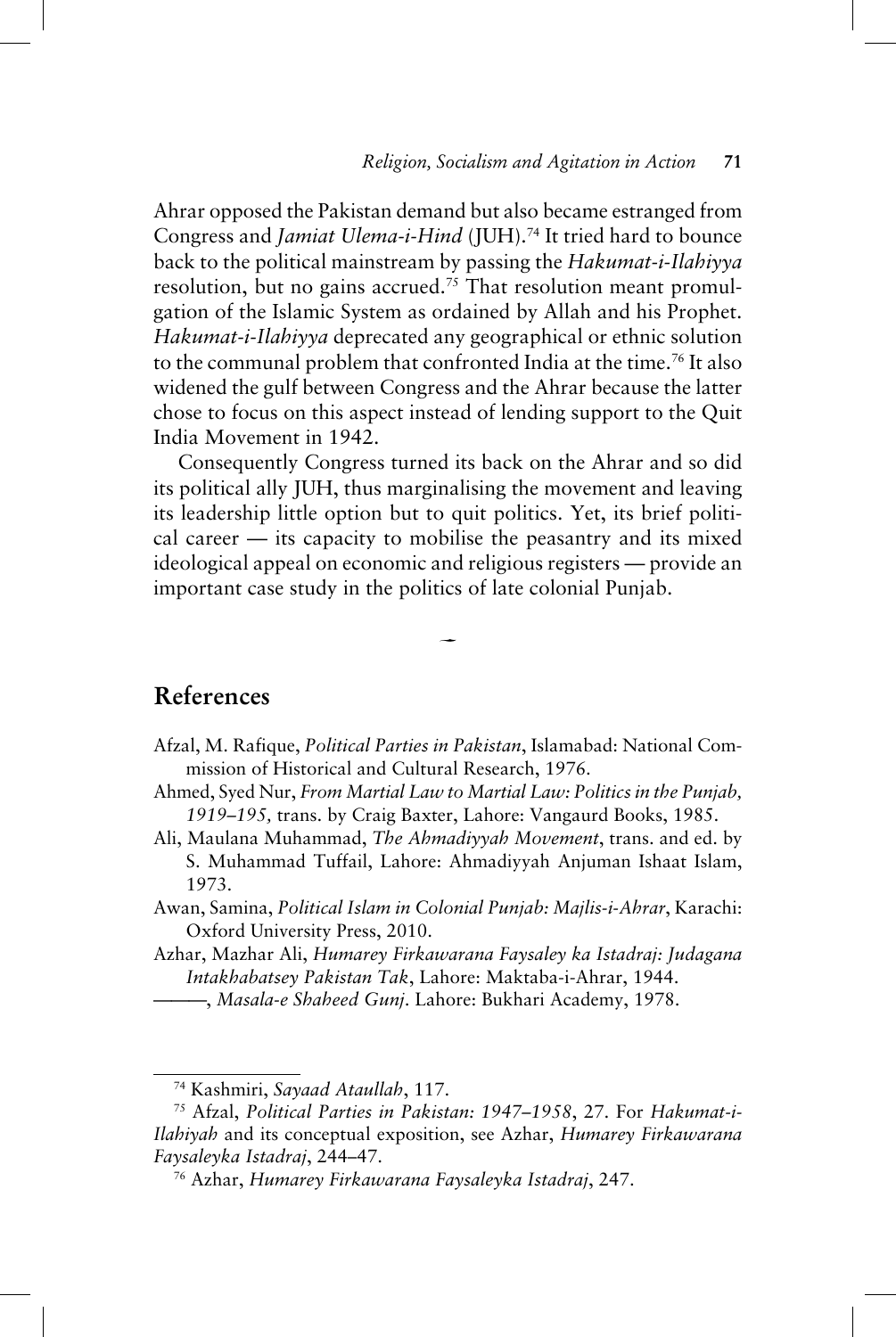Ahrar opposed the Pakistan demand but also became estranged from Congress and *Jamiat Ulema-i-Hind* (JUH).[74] It tried hard to bounce back to the political mainstream by passing the *Hakumat-i-Ilahiyya* resolution, but no gains accrued.[75] That resolution meant promulgation of the Islamic System as ordained by Allah and his Prophet. *Hakumat-i-Ilahiyya* deprecated any geographical or ethnic solution to the communal problem that confronted India at the time.[76] It also widened the gulf between Congress and the Ahrar because the latter chose to focus on this aspect instead of lending support to the Quit India Movement in 1942.

Consequently Congress turned its back on the Ahrar and so did its political ally JUH, thus marginalising the movement and leaving its leadership little option but to quit politics. Yet, its brief political career — its capacity to mobilise the peasantry and its mixed ideological appeal on economic and religious registers — provide an important case study in the politics of late colonial Punjab.

## References

Afzal, M. Rafique, *Political Parties in Pakistan*, Islamabad: National Commission of Historical and Cultural Research, 1976.

Ahmed, Syed Nur, *From Martial Law to Martial Law: Politics in the Punjab, 1919–195,* trans. by Craig Baxter, Lahore: Vangaurd Books, 1985.

Ali, Maulana Muhammad, *The Ahmadiyyah Movement*, trans. and ed. by S. Muhammad Tuffail, Lahore: Ahmadiyyah Anjuman Ishaat Islam, 1973.

Awan, Samina, *Political Islam in Colonial Punjab: Majlis-i-Ahrar*, Karachi: Oxford University Press, 2010.

Azhar, Mazhar Ali, *Humarey Firkawarana Faysaley ka Istadraj: Judagana Intakhabatsey Pakistan Tak*, Lahore: Maktaba-i-Ahrar, 1944.

———, *Masala-e Shaheed Gunj*. Lahore: Bukhari Academy, 1978.

---

[74] Kashmiri, *Sayaad Ataullah*, 117.

[75] Afzal, *Political Parties in Pakistan: 1947–1958*, 27. For *Hakumat-i-Ilahiyah* and its conceptual exposition, see Azhar, *Humarey Firkawarana Faysaleyka Istadraj*, 244–47.

[76] Azhar, *Humarey Firkawarana Faysaleyka Istadraj*, 247.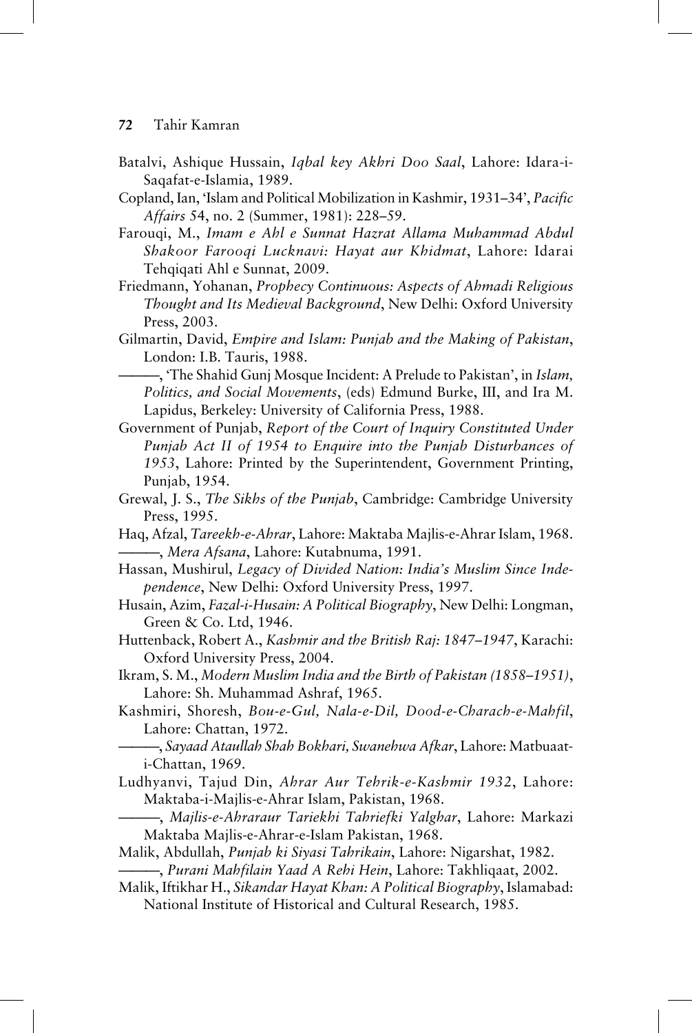Batalvi, Ashique Hussain, *Iqbal key Akhri Doo Saal*, Lahore: Idara-i-Saqafat-e-Islamia, 1989.

Copland, Ian, 'Islam and Political Mobilization in Kashmir, 1931–34', *Pacific Affairs* 54, no. 2 (Summer, 1981): 228–59.

Farouqi, M., *Imam e Ahl e Sunnat Hazrat Allama Muhammad Abdul Shakoor Farooqi Lucknavi: Hayat aur Khidmat*, Lahore: Idarai Tehqiqati Ahl e Sunnat, 2009.

Friedmann, Yohanan, *Prophecy Continuous: Aspects of Ahmadi Religious Thought and Its Medieval Background*, New Delhi: Oxford University Press, 2003.

Gilmartin, David, *Empire and Islam: Punjab and the Making of Pakistan*, London: I.B. Tauris, 1988.

———, 'The Shahid Gunj Mosque Incident: A Prelude to Pakistan', in *Islam, Politics, and Social Movements*, (eds) Edmund Burke, III, and Ira M. Lapidus, Berkeley: University of California Press, 1988.

Government of Punjab, *Report of the Court of Inquiry Constituted Under Punjab Act II of 1954 to Enquire into the Punjab Disturbances of 1953*, Lahore: Printed by the Superintendent, Government Printing, Punjab, 1954.

Grewal, J. S., *The Sikhs of the Punjab*, Cambridge: Cambridge University Press, 1995.

Haq, Afzal, *Tareekh-e-Ahrar*, Lahore: Maktaba Majlis-e-Ahrar Islam, 1968.

———, *Mera Afsana*, Lahore: Kutabnuma, 1991.

Hassan, Mushirul, *Legacy of Divided Nation: India's Muslim Since Independence*, New Delhi: Oxford University Press, 1997.

Husain, Azim, *Fazal-i-Husain: A Political Biography*, New Delhi: Longman, Green & Co. Ltd, 1946.

Huttenback, Robert A., *Kashmir and the British Raj: 1847–1947*, Karachi: Oxford University Press, 2004.

Ikram, S. M., *Modern Muslim India and the Birth of Pakistan (1858–1951)*, Lahore: Sh. Muhammad Ashraf, 1965.

Kashmiri, Shoresh, *Bou-e-Gul, Nala-e-Dil, Dood-e-Charach-e-Mahfil*, Lahore: Chattan, 1972.

———, *Sayaad Ataullah Shah Bokhari, Swanehwa Afkar*, Lahore: Matbuaat-i-Chattan, 1969.

Ludhyanvi, Tajud Din, *Ahrar Aur Tehrik-e-Kashmir 1932*, Lahore: Maktaba-i-Majlis-e-Ahrar Islam, Pakistan, 1968.

———, *Majlis-e-Ahraraur Tariekhi Tahriefki Yalghar*, Lahore: Markazi Maktaba Majlis-e-Ahrar-e-Islam Pakistan, 1968.

Malik, Abdullah, *Punjab ki Siyasi Tahrikain*, Lahore: Nigarshat, 1982.

———, *Purani Mahfilain Yaad A Rehi Hein*, Lahore: Takhliqaat, 2002.

Malik, Iftikhar H., *Sikandar Hayat Khan: A Political Biography*, Islamabad: National Institute of Historical and Cultural Research, 1985.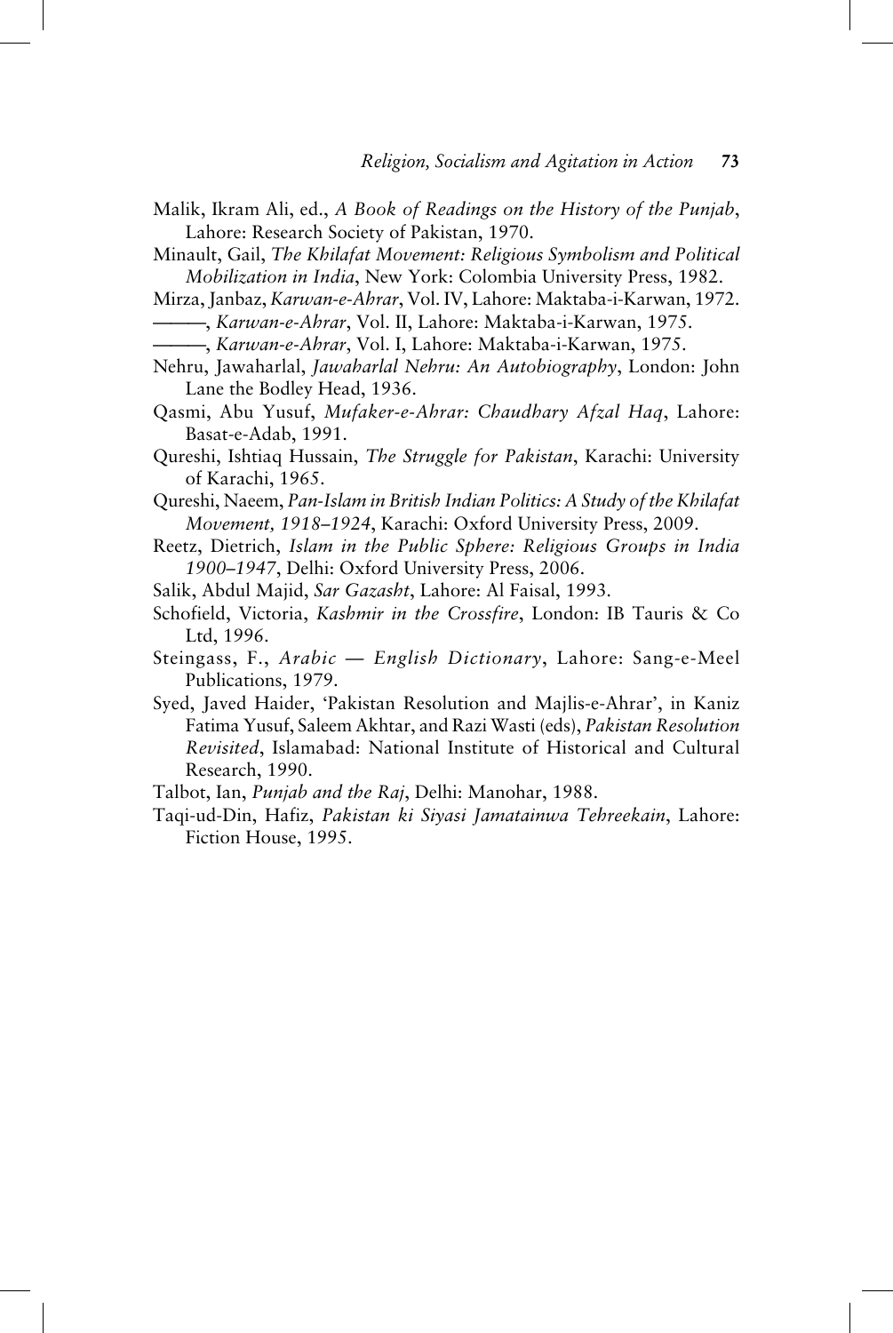Malik, Ikram Ali, ed., *A Book of Readings on the History of the Punjab*, Lahore: Research Society of Pakistan, 1970.

Minault, Gail, *The Khilafat Movement: Religious Symbolism and Political Mobilization in India*, New York: Colombia University Press, 1982.

Mirza, Janbaz, *Karwan-e-Ahrar*, Vol. IV, Lahore: Maktaba-i-Karwan, 1972.

———, *Karwan-e-Ahrar*, Vol. II, Lahore: Maktaba-i-Karwan, 1975.

———, *Karwan-e-Ahrar*, Vol. I, Lahore: Maktaba-i-Karwan, 1975.

Nehru, Jawaharlal, *Jawaharlal Nehru: An Autobiography*, London: John Lane the Bodley Head, 1936.

Qasmi, Abu Yusuf, *Mufaker-e-Ahrar: Chaudhary Afzal Haq*, Lahore: Basat-e-Adab, 1991.

Qureshi, Ishtiaq Hussain, *The Struggle for Pakistan*, Karachi: University of Karachi, 1965.

Qureshi, Naeem, *Pan-Islam in British Indian Politics: A Study of the Khilafat Movement, 1918–1924*, Karachi: Oxford University Press, 2009.

Reetz, Dietrich, *Islam in the Public Sphere: Religious Groups in India 1900–1947*, Delhi: Oxford University Press, 2006.

Salik, Abdul Majid, *Sar Gazasht*, Lahore: Al Faisal, 1993.

Schofield, Victoria, *Kashmir in the Crossfire*, London: IB Tauris & Co Ltd, 1996.

Steingass, F., *Arabic — English Dictionary*, Lahore: Sang-e-Meel Publications, 1979.

Syed, Javed Haider, 'Pakistan Resolution and Majlis-e-Ahrar', in Kaniz Fatima Yusuf, Saleem Akhtar, and Razi Wasti (eds), *Pakistan Resolution Revisited*, Islamabad: National Institute of Historical and Cultural Research, 1990.

Talbot, Ian, *Punjab and the Raj*, Delhi: Manohar, 1988.

Taqi-ud-Din, Hafiz, *Pakistan ki Siyasi Jamatainwa Tehreekain*, Lahore: Fiction House, 1995.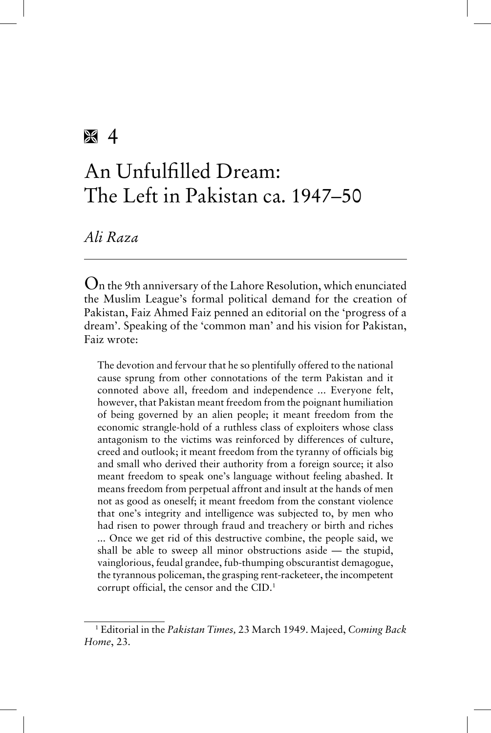# 4

# An Unfulfilled Dream: The Left in Pakistan ca. 1947–50

*Ali Raza*

On the 9th anniversary of the Lahore Resolution, which enunciated the Muslim League's formal political demand for the creation of Pakistan, Faiz Ahmed Faiz penned an editorial on the 'progress of a dream'. Speaking of the 'common man' and his vision for Pakistan, Faiz wrote:

> The devotion and fervour that he so plentifully offered to the national cause sprung from other connotations of the term Pakistan and it connoted above all, freedom and independence ... Everyone felt, however, that Pakistan meant freedom from the poignant humiliation of being governed by an alien people; it meant freedom from the economic strangle-hold of a ruthless class of exploiters whose class antagonism to the victims was reinforced by differences of culture, creed and outlook; it meant freedom from the tyranny of officials big and small who derived their authority from a foreign source; it also meant freedom to speak one's language without feeling abashed. It means freedom from perpetual affront and insult at the hands of men not as good as oneself; it meant freedom from the constant violence that one's integrity and intelligence was subjected to, by men who had risen to power through fraud and treachery or birth and riches ... Once we get rid of this destructive combine, the people said, we shall be able to sweep all minor obstructions aside — the stupid, vainglorious, feudal grandee, fub-thumping obscurantist demagogue, the tyrannous policeman, the grasping rent-racketeer, the incompetent corrupt official, the censor and the CID.[1]

[1] Editorial in the *Pakistan Times,* 23 March 1949. Majeed, *Coming Back Home*, 23.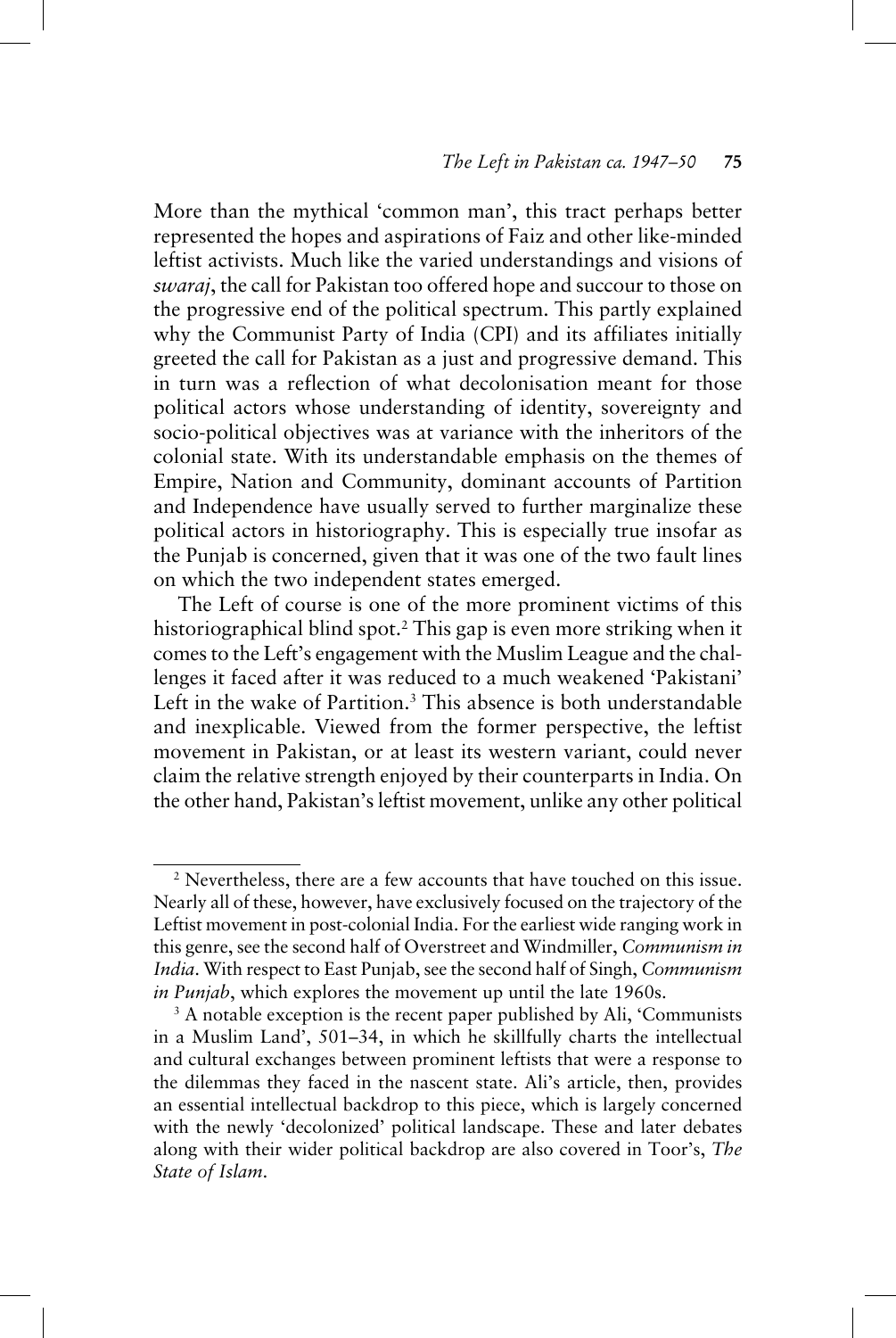More than the mythical 'common man', this tract perhaps better represented the hopes and aspirations of Faiz and other like-minded leftist activists. Much like the varied understandings and visions of *swaraj*, the call for Pakistan too offered hope and succour to those on the progressive end of the political spectrum. This partly explained why the Communist Party of India (CPI) and its affiliates initially greeted the call for Pakistan as a just and progressive demand. This in turn was a reflection of what decolonisation meant for those political actors whose understanding of identity, sovereignty and socio-political objectives was at variance with the inheritors of the colonial state. With its understandable emphasis on the themes of Empire, Nation and Community, dominant accounts of Partition and Independence have usually served to further marginalize these political actors in historiography. This is especially true insofar as the Punjab is concerned, given that it was one of the two fault lines on which the two independent states emerged.

The Left of course is one of the more prominent victims of this historiographical blind spot.[2] This gap is even more striking when it comes to the Left's engagement with the Muslim League and the challenges it faced after it was reduced to a much weakened 'Pakistani' Left in the wake of Partition.[3] This absence is both understandable and inexplicable. Viewed from the former perspective, the leftist movement in Pakistan, or at least its western variant, could never claim the relative strength enjoyed by their counterparts in India. On the other hand, Pakistan's leftist movement, unlike any other political

---

[2] Nevertheless, there are a few accounts that have touched on this issue. Nearly all of these, however, have exclusively focused on the trajectory of the Leftist movement in post-colonial India. For the earliest wide ranging work in this genre, see the second half of Overstreet and Windmiller, *Communism in India*. With respect to East Punjab, see the second half of Singh, *Communism in Punjab*, which explores the movement up until the late 1960s.

[3] A notable exception is the recent paper published by Ali, 'Communists in a Muslim Land', 501–34, in which he skillfully charts the intellectual and cultural exchanges between prominent leftists that were a response to the dilemmas they faced in the nascent state. Ali's article, then, provides an essential intellectual backdrop to this piece, which is largely concerned with the newly 'decolonized' political landscape. These and later debates along with their wider political backdrop are also covered in Toor's, *The State of Islam*.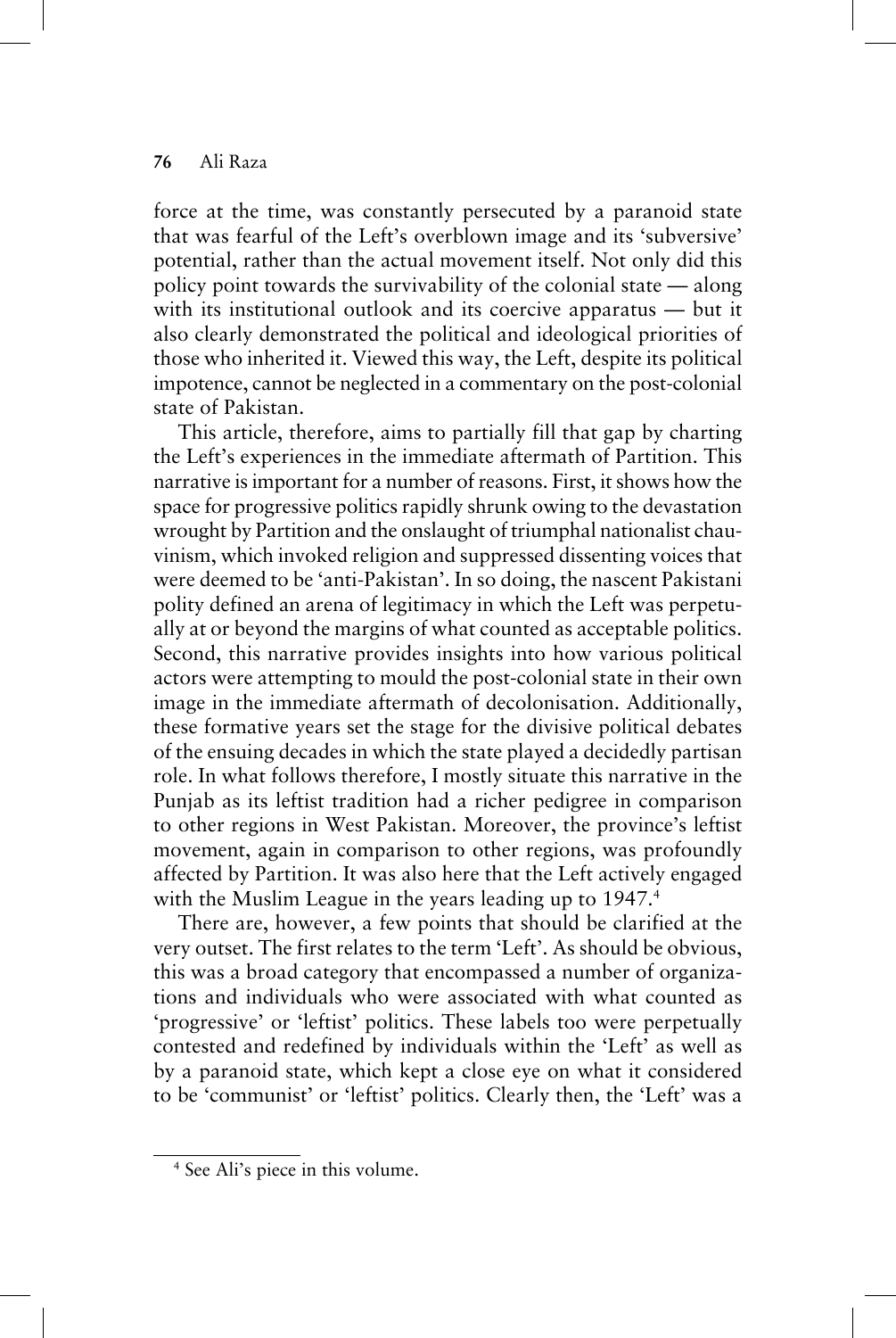force at the time, was constantly persecuted by a paranoid state that was fearful of the Left's overblown image and its 'subversive' potential, rather than the actual movement itself. Not only did this policy point towards the survivability of the colonial state — along with its institutional outlook and its coercive apparatus — but it also clearly demonstrated the political and ideological priorities of those who inherited it. Viewed this way, the Left, despite its political impotence, cannot be neglected in a commentary on the post-colonial state of Pakistan.

This article, therefore, aims to partially fill that gap by charting the Left's experiences in the immediate aftermath of Partition. This narrative is important for a number of reasons. First, it shows how the space for progressive politics rapidly shrunk owing to the devastation wrought by Partition and the onslaught of triumphal nationalist chauvinism, which invoked religion and suppressed dissenting voices that were deemed to be 'anti-Pakistan'. In so doing, the nascent Pakistani polity defined an arena of legitimacy in which the Left was perpetually at or beyond the margins of what counted as acceptable politics. Second, this narrative provides insights into how various political actors were attempting to mould the post-colonial state in their own image in the immediate aftermath of decolonisation. Additionally, these formative years set the stage for the divisive political debates of the ensuing decades in which the state played a decidedly partisan role. In what follows therefore, I mostly situate this narrative in the Punjab as its leftist tradition had a richer pedigree in comparison to other regions in West Pakistan. Moreover, the province's leftist movement, again in comparison to other regions, was profoundly affected by Partition. It was also here that the Left actively engaged with the Muslim League in the years leading up to 1947.[4]

There are, however, a few points that should be clarified at the very outset. The first relates to the term 'Left'. As should be obvious, this was a broad category that encompassed a number of organizations and individuals who were associated with what counted as 'progressive' or 'leftist' politics. These labels too were perpetually contested and redefined by individuals within the 'Left' as well as by a paranoid state, which kept a close eye on what it considered to be 'communist' or 'leftist' politics. Clearly then, the 'Left' was a

[4] See Ali's piece in this volume.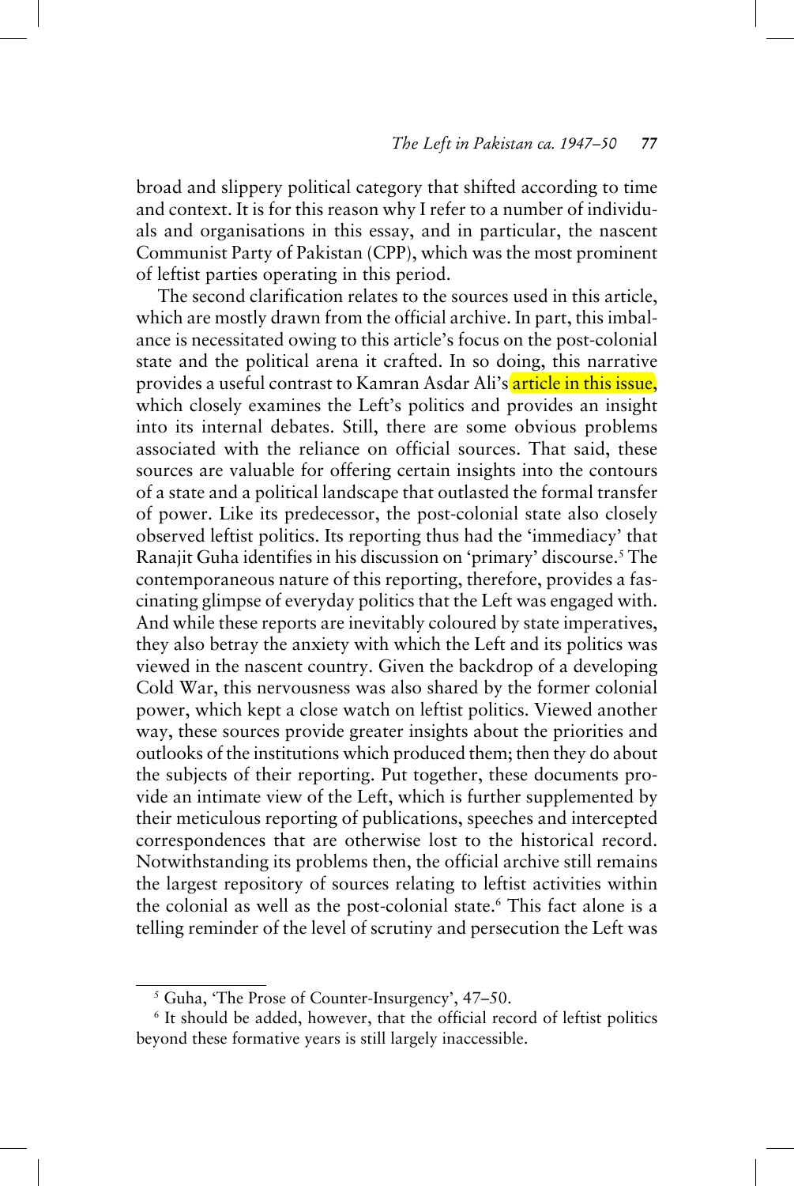broad and slippery political category that shifted according to time and context. It is for this reason why I refer to a number of individuals and organisations in this essay, and in particular, the nascent Communist Party of Pakistan (CPP), which was the most prominent of leftist parties operating in this period.

The second clarification relates to the sources used in this article, which are mostly drawn from the official archive. In part, this imbalance is necessitated owing to this article's focus on the post-colonial state and the political arena it crafted. In so doing, this narrative provides a useful contrast to Kamran Asdar Ali's article in this issue, which closely examines the Left's politics and provides an insight into its internal debates. Still, there are some obvious problems associated with the reliance on official sources. That said, these sources are valuable for offering certain insights into the contours of a state and a political landscape that outlasted the formal transfer of power. Like its predecessor, the post-colonial state also closely observed leftist politics. Its reporting thus had the 'immediacy' that Ranajit Guha identifies in his discussion on 'primary' discourse.[5] The contemporaneous nature of this reporting, therefore, provides a fascinating glimpse of everyday politics that the Left was engaged with. And while these reports are inevitably coloured by state imperatives, they also betray the anxiety with which the Left and its politics was viewed in the nascent country. Given the backdrop of a developing Cold War, this nervousness was also shared by the former colonial power, which kept a close watch on leftist politics. Viewed another way, these sources provide greater insights about the priorities and outlooks of the institutions which produced them; then they do about the subjects of their reporting. Put together, these documents provide an intimate view of the Left, which is further supplemented by their meticulous reporting of publications, speeches and intercepted correspondences that are otherwise lost to the historical record. Notwithstanding its problems then, the official archive still remains the largest repository of sources relating to leftist activities within the colonial as well as the post-colonial state.[6] This fact alone is a telling reminder of the level of scrutiny and persecution the Left was

[5] Guha, 'The Prose of Counter-Insurgency', 47–50.

[6] It should be added, however, that the official record of leftist politics beyond these formative years is still largely inaccessible.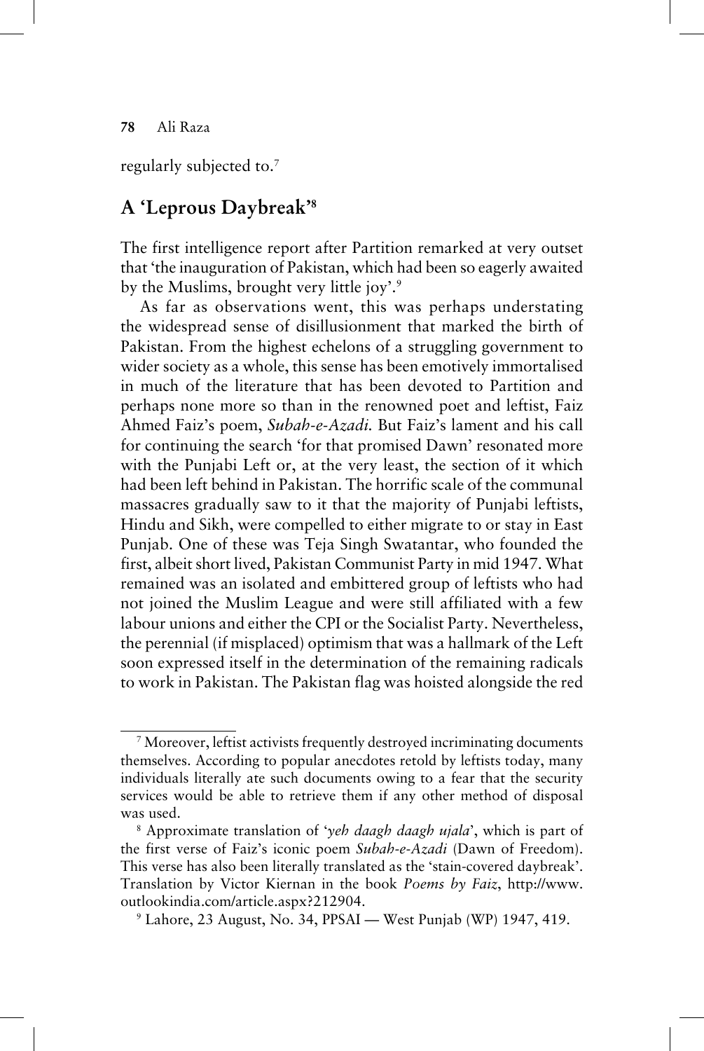regularly subjected to.[7]

## A 'Leprous Daybreak'[8]

The first intelligence report after Partition remarked at very outset that 'the inauguration of Pakistan, which had been so eagerly awaited by the Muslims, brought very little joy'.[9]

As far as observations went, this was perhaps understating the widespread sense of disillusionment that marked the birth of Pakistan. From the highest echelons of a struggling government to wider society as a whole, this sense has been emotively immortalised in much of the literature that has been devoted to Partition and perhaps none more so than in the renowned poet and leftist, Faiz Ahmed Faiz's poem, *Subah-e-Azadi.* But Faiz's lament and his call for continuing the search 'for that promised Dawn' resonated more with the Punjabi Left or, at the very least, the section of it which had been left behind in Pakistan. The horrific scale of the communal massacres gradually saw to it that the majority of Punjabi leftists, Hindu and Sikh, were compelled to either migrate to or stay in East Punjab. One of these was Teja Singh Swatantar, who founded the first, albeit short lived, Pakistan Communist Party in mid 1947. What remained was an isolated and embittered group of leftists who had not joined the Muslim League and were still affiliated with a few labour unions and either the CPI or the Socialist Party. Nevertheless, the perennial (if misplaced) optimism that was a hallmark of the Left soon expressed itself in the determination of the remaining radicals to work in Pakistan. The Pakistan flag was hoisted alongside the red

---

[7] Moreover, leftist activists frequently destroyed incriminating documents themselves. According to popular anecdotes retold by leftists today, many individuals literally ate such documents owing to a fear that the security services would be able to retrieve them if any other method of disposal was used.

[8] Approximate translation of '*yeh daagh daagh ujala*', which is part of the first verse of Faiz's iconic poem *Subah-e-Azadi* (Dawn of Freedom). This verse has also been literally translated as the 'stain-covered daybreak'. Translation by Victor Kiernan in the book *Poems by Faiz*, http://www.outlookindia.com/article.aspx?212904.

[9] Lahore, 23 August, No. 34, PPSAI — West Punjab (WP) 1947, 419.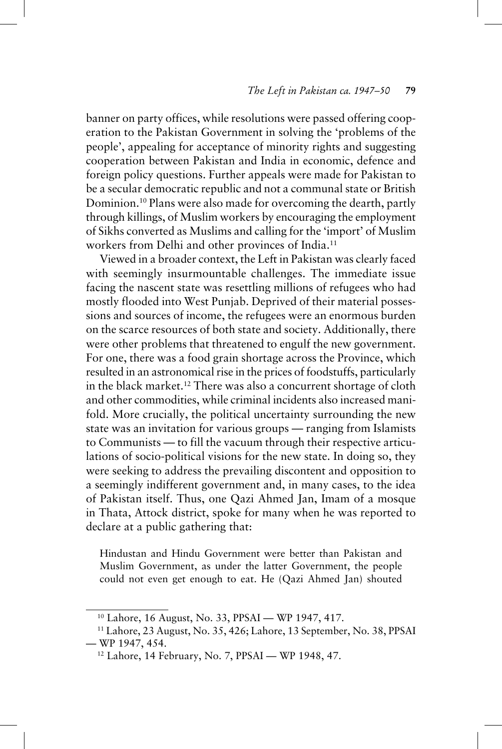banner on party offices, while resolutions were passed offering cooperation to the Pakistan Government in solving the 'problems of the people', appealing for acceptance of minority rights and suggesting cooperation between Pakistan and India in economic, defence and foreign policy questions. Further appeals were made for Pakistan to be a secular democratic republic and not a communal state or British Dominion.[10] Plans were also made for overcoming the dearth, partly through killings, of Muslim workers by encouraging the employment of Sikhs converted as Muslims and calling for the 'import' of Muslim workers from Delhi and other provinces of India.[11]

Viewed in a broader context, the Left in Pakistan was clearly faced with seemingly insurmountable challenges. The immediate issue facing the nascent state was resettling millions of refugees who had mostly flooded into West Punjab. Deprived of their material possessions and sources of income, the refugees were an enormous burden on the scarce resources of both state and society. Additionally, there were other problems that threatened to engulf the new government. For one, there was a food grain shortage across the Province, which resulted in an astronomical rise in the prices of foodstuffs, particularly in the black market.[12] There was also a concurrent shortage of cloth and other commodities, while criminal incidents also increased manifold. More crucially, the political uncertainty surrounding the new state was an invitation for various groups — ranging from Islamists to Communists — to fill the vacuum through their respective articulations of socio-political visions for the new state. In doing so, they were seeking to address the prevailing discontent and opposition to a seemingly indifferent government and, in many cases, to the idea of Pakistan itself. Thus, one Qazi Ahmed Jan, Imam of a mosque in Thata, Attock district, spoke for many when he was reported to declare at a public gathering that:

> Hindustan and Hindu Government were better than Pakistan and Muslim Government, as under the latter Government, the people could not even get enough to eat. He (Qazi Ahmed Jan) shouted

---

[10] Lahore, 16 August, No. 33, PPSAI — WP 1947, 417.

[11] Lahore, 23 August, No. 35, 426; Lahore, 13 September, No. 38, PPSAI — WP 1947, 454.

[12] Lahore, 14 February, No. 7, PPSAI — WP 1948, 47.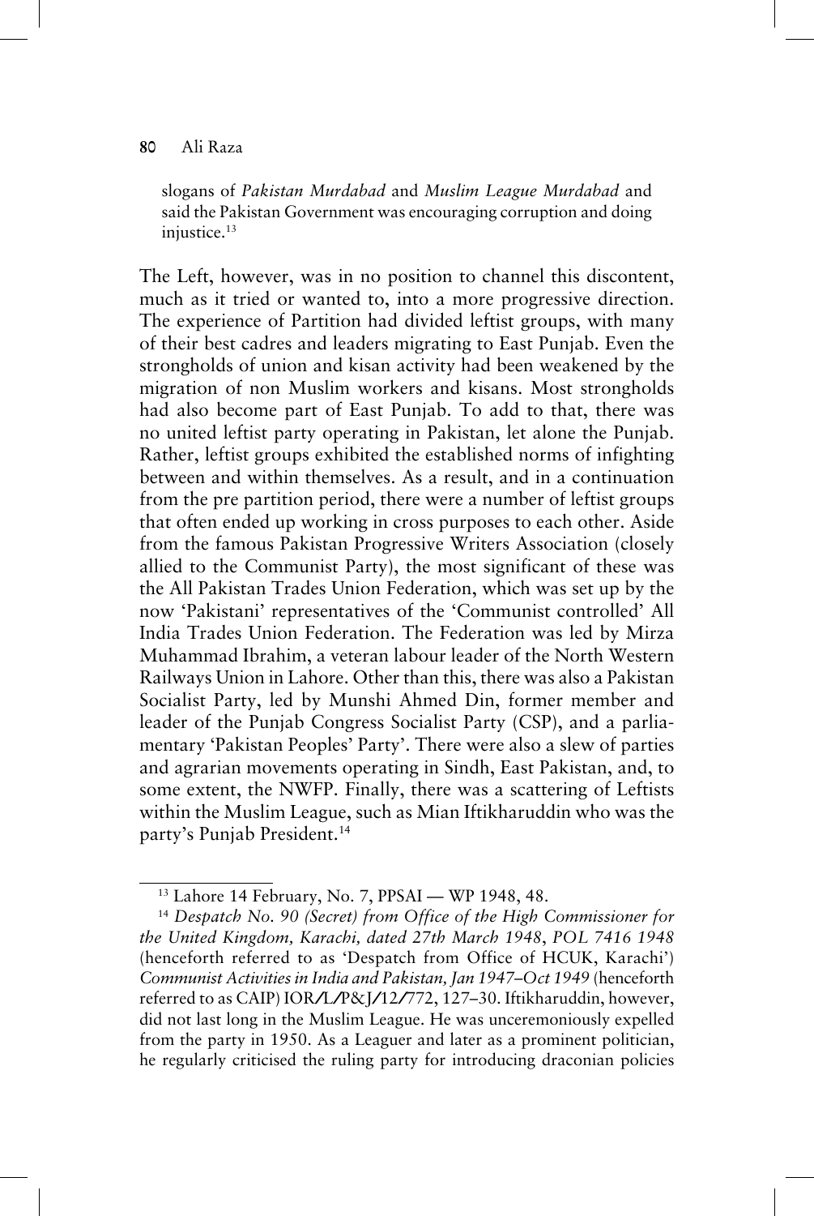slogans of *Pakistan Murdabad* and *Muslim League Murdabad* and said the Pakistan Government was encouraging corruption and doing injustice.[13]

The Left, however, was in no position to channel this discontent, much as it tried or wanted to, into a more progressive direction. The experience of Partition had divided leftist groups, with many of their best cadres and leaders migrating to East Punjab. Even the strongholds of union and kisan activity had been weakened by the migration of non Muslim workers and kisans. Most strongholds had also become part of East Punjab. To add to that, there was no united leftist party operating in Pakistan, let alone the Punjab. Rather, leftist groups exhibited the established norms of infighting between and within themselves. As a result, and in a continuation from the pre partition period, there were a number of leftist groups that often ended up working in cross purposes to each other. Aside from the famous Pakistan Progressive Writers Association (closely allied to the Communist Party), the most significant of these was the All Pakistan Trades Union Federation, which was set up by the now 'Pakistani' representatives of the 'Communist controlled' All India Trades Union Federation. The Federation was led by Mirza Muhammad Ibrahim, a veteran labour leader of the North Western Railways Union in Lahore. Other than this, there was also a Pakistan Socialist Party, led by Munshi Ahmed Din, former member and leader of the Punjab Congress Socialist Party (CSP), and a parliamentary 'Pakistan Peoples' Party'. There were also a slew of parties and agrarian movements operating in Sindh, East Pakistan, and, to some extent, the NWFP. Finally, there was a scattering of Leftists within the Muslim League, such as Mian Iftikharuddin who was the party's Punjab President.[14]

---

[13] Lahore 14 February, No. 7, PPSAI — WP 1948, 48.

[14] *Despatch No. 90 (Secret) from Office of the High Commissioner for the United Kingdom, Karachi, dated 27th March 1948*, *POL 7416 1948* (henceforth referred to as 'Despatch from Office of HCUK, Karachi') *Communist Activities in India and Pakistan, Jan 1947–Oct 1949* (henceforth referred to as CAIP) IOR/L/P&J/12/772, 127–30. Iftikharuddin, however, did not last long in the Muslim League. He was unceremoniously expelled from the party in 1950. As a Leaguer and later as a prominent politician, he regularly criticised the ruling party for introducing draconian policies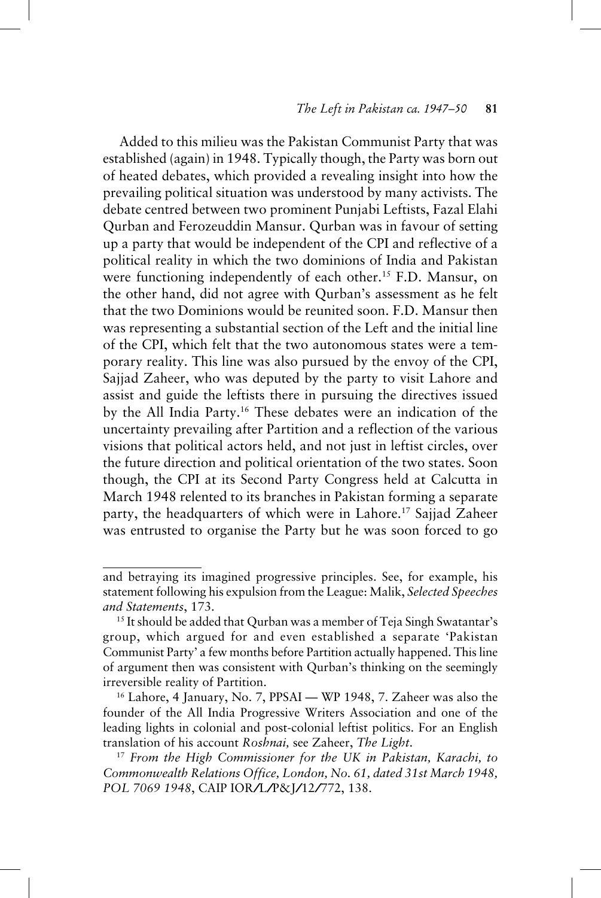Added to this milieu was the Pakistan Communist Party that was established (again) in 1948. Typically though, the Party was born out of heated debates, which provided a revealing insight into how the prevailing political situation was understood by many activists. The debate centred between two prominent Punjabi Leftists, Fazal Elahi Qurban and Ferozeuddin Mansur. Qurban was in favour of setting up a party that would be independent of the CPI and reflective of a political reality in which the two dominions of India and Pakistan were functioning independently of each other.[15] F.D. Mansur, on the other hand, did not agree with Qurban's assessment as he felt that the two Dominions would be reunited soon. F.D. Mansur then was representing a substantial section of the Left and the initial line of the CPI, which felt that the two autonomous states were a temporary reality. This line was also pursued by the envoy of the CPI, Sajjad Zaheer, who was deputed by the party to visit Lahore and assist and guide the leftists there in pursuing the directives issued by the All India Party.[16] These debates were an indication of the uncertainty prevailing after Partition and a reflection of the various visions that political actors held, and not just in leftist circles, over the future direction and political orientation of the two states. Soon though, the CPI at its Second Party Congress held at Calcutta in March 1948 relented to its branches in Pakistan forming a separate party, the headquarters of which were in Lahore.[17] Sajjad Zaheer was entrusted to organise the Party but he was soon forced to go

---

and betraying its imagined progressive principles. See, for example, his statement following his expulsion from the League: Malik, *Selected Speeches and Statements*, 173.

[15] It should be added that Qurban was a member of Teja Singh Swatantar's group, which argued for and even established a separate 'Pakistan Communist Party' a few months before Partition actually happened. This line of argument then was consistent with Qurban's thinking on the seemingly irreversible reality of Partition.

[16] Lahore, 4 January, No. 7, PPSAI — WP 1948, 7. Zaheer was also the founder of the All India Progressive Writers Association and one of the leading lights in colonial and post-colonial leftist politics. For an English translation of his account *Roshnai,* see Zaheer, *The Light*.

[17] *From the High Commissioner for the UK in Pakistan, Karachi, to Commonwealth Relations Office, London, No. 61, dated 31st March 1948, POL 7069 1948*, CAIP IOR/L/P&J/12/772, 138.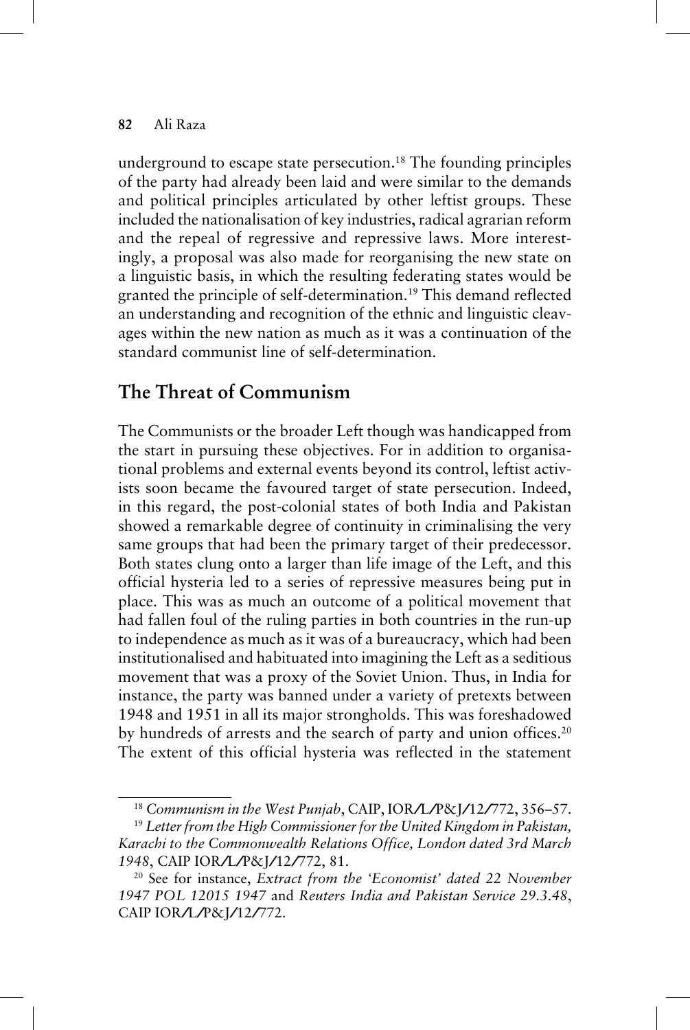underground to escape state persecution.[18] The founding principles of the party had already been laid and were similar to the demands and political principles articulated by other leftist groups. These included the nationalisation of key industries, radical agrarian reform and the repeal of regressive and repressive laws. More interestingly, a proposal was also made for reorganising the new state on a linguistic basis, in which the resulting federating states would be granted the principle of self-determination.[19] This demand reflected an understanding and recognition of the ethnic and linguistic cleavages within the new nation as much as it was a continuation of the standard communist line of self-determination.

## The Threat of Communism

The Communists or the broader Left though was handicapped from the start in pursuing these objectives. For in addition to organisational problems and external events beyond its control, leftist activists soon became the favoured target of state persecution. Indeed, in this regard, the post-colonial states of both India and Pakistan showed a remarkable degree of continuity in criminalising the very same groups that had been the primary target of their predecessor. Both states clung onto a larger than life image of the Left, and this official hysteria led to a series of repressive measures being put in place. This was as much an outcome of a political movement that had fallen foul of the ruling parties in both countries in the run-up to independence as much as it was of a bureaucracy, which had been institutionalised and habituated into imagining the Left as a seditious movement that was a proxy of the Soviet Union. Thus, in India for instance, the party was banned under a variety of pretexts between 1948 and 1951 in all its major strongholds. This was foreshadowed by hundreds of arrests and the search of party and union offices.[20] The extent of this official hysteria was reflected in the statement

---

[18] *Communism in the West Punjab*, CAIP, IOR/L/P&J/12/772, 356–57.

[19] *Letter from the High Commissioner for the United Kingdom in Pakistan, Karachi to the Commonwealth Relations Office, London dated 3rd March 1948*, CAIP IOR/L/P&J/12/772, 81.

[20] See for instance, *Extract from the 'Economist' dated 22 November 1947 POL 12015 1947* and *Reuters India and Pakistan Service 29.3.48*, CAIP IOR/L/P&J/12/772.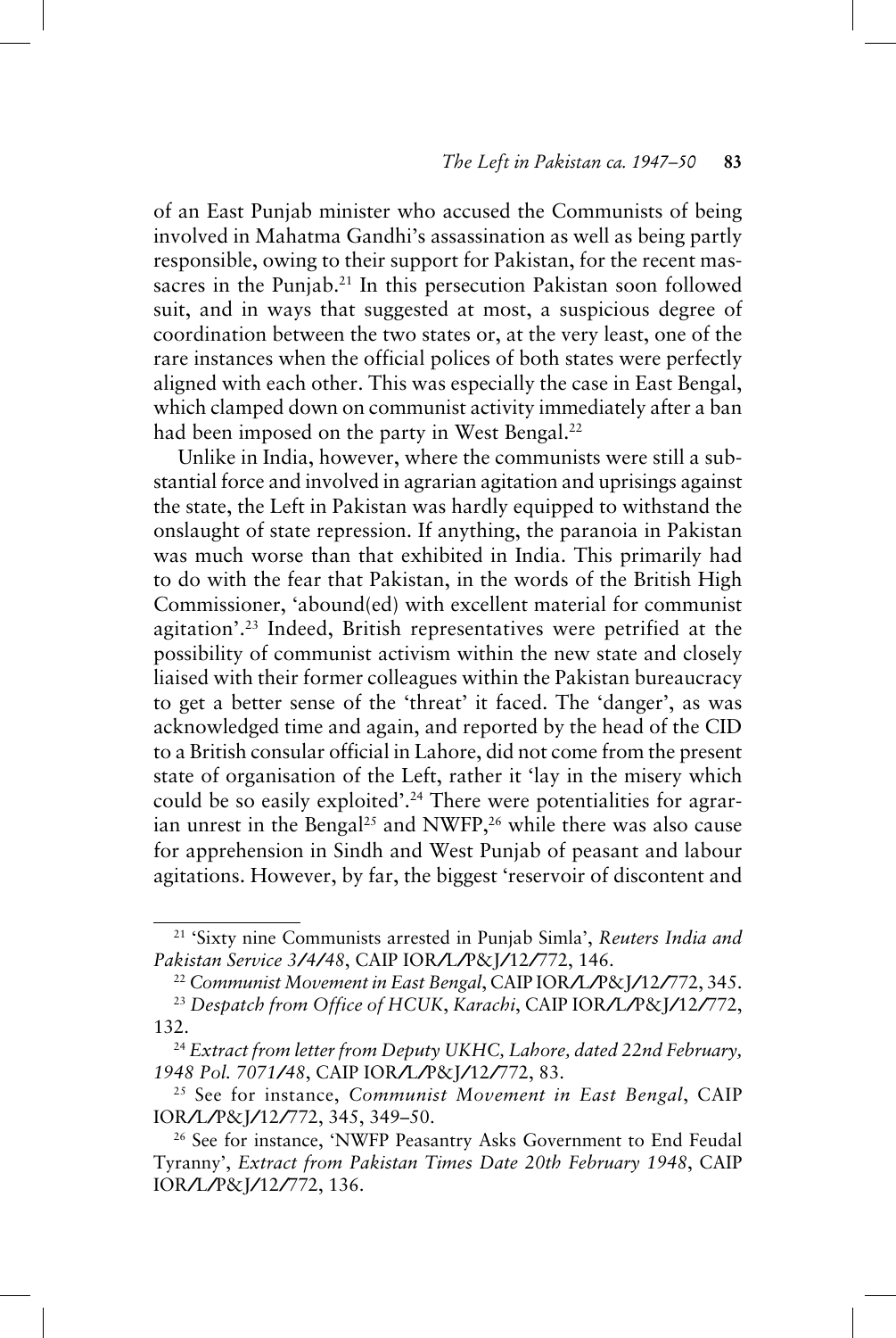of an East Punjab minister who accused the Communists of being involved in Mahatma Gandhi's assassination as well as being partly responsible, owing to their support for Pakistan, for the recent massacres in the Punjab.[21] In this persecution Pakistan soon followed suit, and in ways that suggested at most, a suspicious degree of coordination between the two states or, at the very least, one of the rare instances when the official polices of both states were perfectly aligned with each other. This was especially the case in East Bengal, which clamped down on communist activity immediately after a ban had been imposed on the party in West Bengal.[22]

Unlike in India, however, where the communists were still a substantial force and involved in agrarian agitation and uprisings against the state, the Left in Pakistan was hardly equipped to withstand the onslaught of state repression. If anything, the paranoia in Pakistan was much worse than that exhibited in India. This primarily had to do with the fear that Pakistan, in the words of the British High Commissioner, 'abound(ed) with excellent material for communist agitation'.[23] Indeed, British representatives were petrified at the possibility of communist activism within the new state and closely liaised with their former colleagues within the Pakistan bureaucracy to get a better sense of the 'threat' it faced. The 'danger', as was acknowledged time and again, and reported by the head of the CID to a British consular official in Lahore, did not come from the present state of organisation of the Left, rather it 'lay in the misery which could be so easily exploited'.[24] There were potentialities for agrarian unrest in the Bengal[25] and NWFP,[26] while there was also cause for apprehension in Sindh and West Punjab of peasant and labour agitations. However, by far, the biggest 'reservoir of discontent and

---

[21] 'Sixty nine Communists arrested in Punjab Simla', *Reuters India and Pakistan Service 3/4/48*, CAIP IOR/L/P&J/12/772, 146.

[22] *Communist Movement in East Bengal*, CAIP IOR/L/P&J/12/772, 345.

[23] *Despatch from Office of HCUK, Karachi*, CAIP IOR/L/P&J/12/772, 132.

[24] *Extract from letter from Deputy UKHC, Lahore, dated 22nd February, 1948 Pol. 7071/48*, CAIP IOR/L/P&J/12/772, 83.

[25] See for instance, *Communist Movement in East Bengal*, CAIP IOR/L/P&J/12/772, 345, 349–50.

[26] See for instance, 'NWFP Peasantry Asks Government to End Feudal Tyranny', *Extract from Pakistan Times Date 20th February 1948*, CAIP IOR/L/P&J/12/772, 136.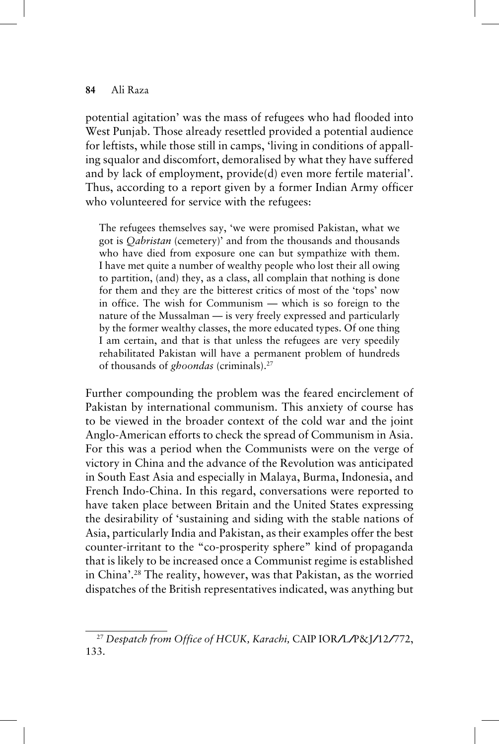potential agitation' was the mass of refugees who had flooded into West Punjab. Those already resettled provided a potential audience for leftists, while those still in camps, 'living in conditions of appalling squalor and discomfort, demoralised by what they have suffered and by lack of employment, provide(d) even more fertile material'. Thus, according to a report given by a former Indian Army officer who volunteered for service with the refugees:

> The refugees themselves say, 'we were promised Pakistan, what we got is *Qabristan* (cemetery)' and from the thousands and thousands who have died from exposure one can but sympathize with them. I have met quite a number of wealthy people who lost their all owing to partition, (and) they, as a class, all complain that nothing is done for them and they are the bitterest critics of most of the 'tops' now in office. The wish for Communism — which is so foreign to the nature of the Mussalman — is very freely expressed and particularly by the former wealthy classes, the more educated types. Of one thing I am certain, and that is that unless the refugees are very speedily rehabilitated Pakistan will have a permanent problem of hundreds of thousands of *ghoondas* (criminals).[27]

Further compounding the problem was the feared encirclement of Pakistan by international communism. This anxiety of course has to be viewed in the broader context of the cold war and the joint Anglo-American efforts to check the spread of Communism in Asia. For this was a period when the Communists were on the verge of victory in China and the advance of the Revolution was anticipated in South East Asia and especially in Malaya, Burma, Indonesia, and French Indo-China. In this regard, conversations were reported to have taken place between Britain and the United States expressing the desirability of 'sustaining and siding with the stable nations of Asia, particularly India and Pakistan, as their examples offer the best counter-irritant to the "co-prosperity sphere" kind of propaganda that is likely to be increased once a Communist regime is established in China'.[28] The reality, however, was that Pakistan, as the worried dispatches of the British representatives indicated, was anything but

---

[27] *Despatch from Office of HCUK, Karachi,* CAIP IOR/L/P&J/12/772, 133.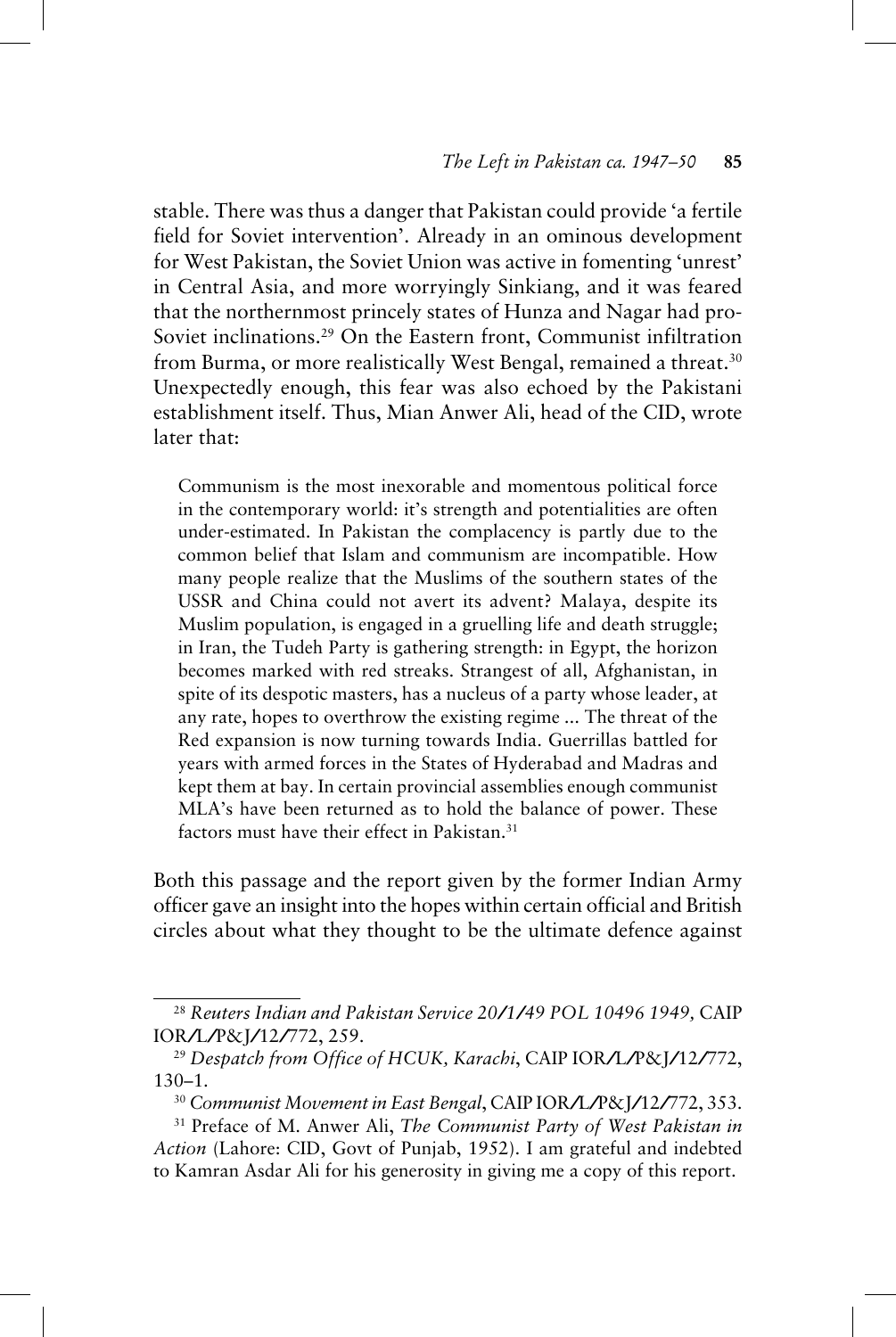stable. There was thus a danger that Pakistan could provide 'a fertile field for Soviet intervention'. Already in an ominous development for West Pakistan, the Soviet Union was active in fomenting 'unrest' in Central Asia, and more worryingly Sinkiang, and it was feared that the northernmost princely states of Hunza and Nagar had pro-Soviet inclinations.[29] On the Eastern front, Communist infiltration from Burma, or more realistically West Bengal, remained a threat.[30] Unexpectedly enough, this fear was also echoed by the Pakistani establishment itself. Thus, Mian Anwer Ali, head of the CID, wrote later that:

> Communism is the most inexorable and momentous political force in the contemporary world: it's strength and potentialities are often under-estimated. In Pakistan the complacency is partly due to the common belief that Islam and communism are incompatible. How many people realize that the Muslims of the southern states of the USSR and China could not avert its advent? Malaya, despite its Muslim population, is engaged in a gruelling life and death struggle; in Iran, the Tudeh Party is gathering strength: in Egypt, the horizon becomes marked with red streaks. Strangest of all, Afghanistan, in spite of its despotic masters, has a nucleus of a party whose leader, at any rate, hopes to overthrow the existing regime ... The threat of the Red expansion is now turning towards India. Guerrillas battled for years with armed forces in the States of Hyderabad and Madras and kept them at bay. In certain provincial assemblies enough communist MLA's have been returned as to hold the balance of power. These factors must have their effect in Pakistan.[31]

Both this passage and the report given by the former Indian Army officer gave an insight into the hopes within certain official and British circles about what they thought to be the ultimate defence against

---

[28] *Reuters Indian and Pakistan Service 20/1/49 POL 10496 1949,* CAIP IOR/L/P&J/12/772, 259.

[29] *Despatch from Office of HCUK, Karachi*, CAIP IOR/L/P&J/12/772, 130–1.

[30] *Communist Movement in East Bengal*, CAIP IOR/L/P&J/12/772, 353.

[31] Preface of M. Anwer Ali, *The Communist Party of West Pakistan in Action* (Lahore: CID, Govt of Punjab, 1952). I am grateful and indebted to Kamran Asdar Ali for his generosity in giving me a copy of this report.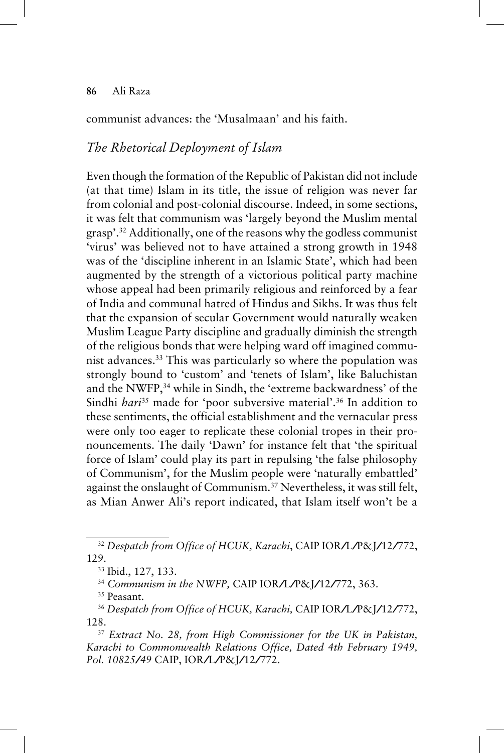communist advances: the 'Musalmaan' and his faith.

## *The Rhetorical Deployment of Islam*

Even though the formation of the Republic of Pakistan did not include (at that time) Islam in its title, the issue of religion was never far from colonial and post-colonial discourse. Indeed, in some sections, it was felt that communism was 'largely beyond the Muslim mental grasp'.[32] Additionally, one of the reasons why the godless communist 'virus' was believed not to have attained a strong growth in 1948 was of the 'discipline inherent in an Islamic State', which had been augmented by the strength of a victorious political party machine whose appeal had been primarily religious and reinforced by a fear of India and communal hatred of Hindus and Sikhs. It was thus felt that the expansion of secular Government would naturally weaken Muslim League Party discipline and gradually diminish the strength of the religious bonds that were helping ward off imagined communist advances.[33] This was particularly so where the population was strongly bound to 'custom' and 'tenets of Islam', like Baluchistan and the NWFP,[34] while in Sindh, the 'extreme backwardness' of the Sindhi *hari*[35] made for 'poor subversive material'.[36] In addition to these sentiments, the official establishment and the vernacular press were only too eager to replicate these colonial tropes in their pronouncements. The daily 'Dawn' for instance felt that 'the spiritual force of Islam' could play its part in repulsing 'the false philosophy of Communism', for the Muslim people were 'naturally embattled' against the onslaught of Communism.[37] Nevertheless, it was still felt, as Mian Anwer Ali's report indicated, that Islam itself won't be a

---

[32] *Despatch from Office of HCUK, Karachi*, CAIP IOR/L/P&J/12/772, 129.

[33] Ibid., 127, 133.

[34] *Communism in the NWFP,* CAIP IOR/L/P&J/12/772, 363.

[35] Peasant.

[36] *Despatch from Office of HCUK, Karachi,* CAIP IOR/L/P&J/12/772, 128.

[37] *Extract No. 28, from High Commissioner for the UK in Pakistan, Karachi to Commonwealth Relations Office, Dated 4th February 1949, Pol. 10825/49* CAIP, IOR/L/P&J/12/772.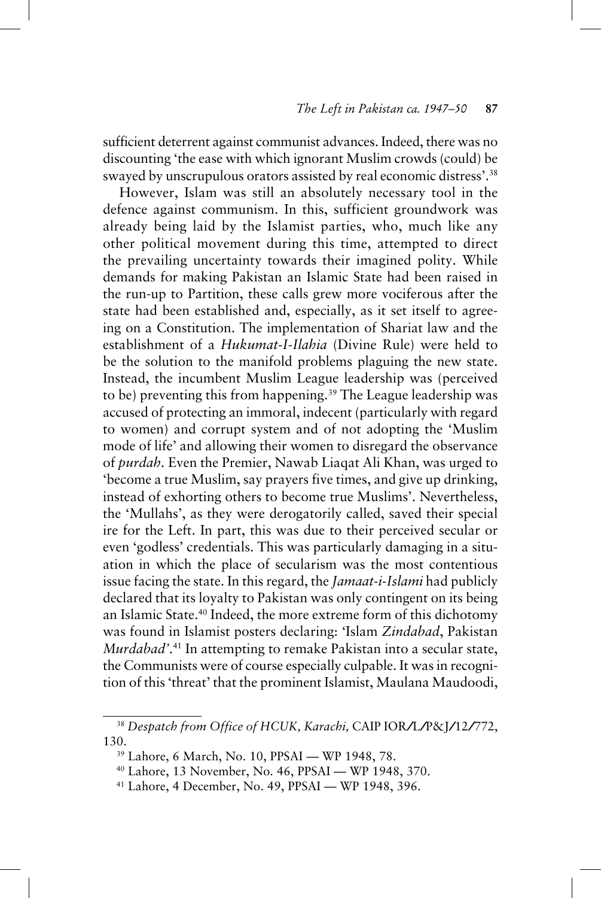sufficient deterrent against communist advances. Indeed, there was no discounting 'the ease with which ignorant Muslim crowds (could) be swayed by unscrupulous orators assisted by real economic distress'.[38]

However, Islam was still an absolutely necessary tool in the defence against communism. In this, sufficient groundwork was already being laid by the Islamist parties, who, much like any other political movement during this time, attempted to direct the prevailing uncertainty towards their imagined polity. While demands for making Pakistan an Islamic State had been raised in the run-up to Partition, these calls grew more vociferous after the state had been established and, especially, as it set itself to agreeing on a Constitution. The implementation of Shariat law and the establishment of a *Hukumat-I-Ilahia* (Divine Rule) were held to be the solution to the manifold problems plaguing the new state. Instead, the incumbent Muslim League leadership was (perceived to be) preventing this from happening.[39] The League leadership was accused of protecting an immoral, indecent (particularly with regard to women) and corrupt system and of not adopting the 'Muslim mode of life' and allowing their women to disregard the observance of *purdah*. Even the Premier, Nawab Liaqat Ali Khan, was urged to 'become a true Muslim, say prayers five times, and give up drinking, instead of exhorting others to become true Muslims'. Nevertheless, the 'Mullahs', as they were derogatorily called, saved their special ire for the Left. In part, this was due to their perceived secular or even 'godless' credentials. This was particularly damaging in a situation in which the place of secularism was the most contentious issue facing the state. In this regard, the *Jamaat-i-Islami* had publicly declared that its loyalty to Pakistan was only contingent on its being an Islamic State.[40] Indeed, the more extreme form of this dichotomy was found in Islamist posters declaring: 'Islam *Zindabad*, Pakistan *Murdabad*'.[41] In attempting to remake Pakistan into a secular state, the Communists were of course especially culpable. It was in recognition of this 'threat' that the prominent Islamist, Maulana Maudoodi,

---

[38] *Despatch from Office of HCUK, Karachi,* CAIP IOR/L/P&J/12/772, 130.

[39] Lahore, 6 March, No. 10, PPSAI — WP 1948, 78.

[40] Lahore, 13 November, No. 46, PPSAI — WP 1948, 370.

[41] Lahore, 4 December, No. 49, PPSAI — WP 1948, 396.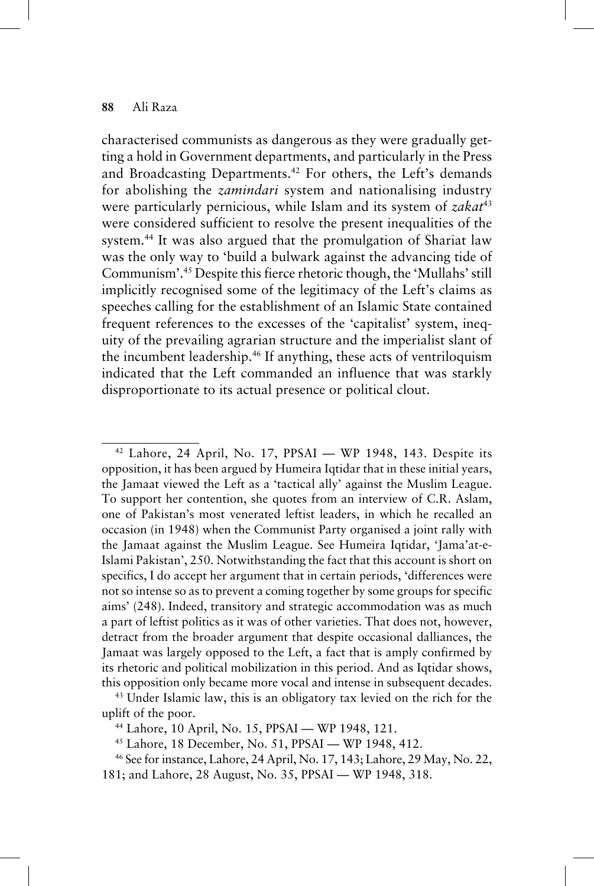characterised communists as dangerous as they were gradually getting a hold in Government departments, and particularly in the Press and Broadcasting Departments.[42] For others, the Left's demands for abolishing the *zamindari* system and nationalising industry were particularly pernicious, while Islam and its system of *zakat*[43] were considered sufficient to resolve the present inequalities of the system.[44] It was also argued that the promulgation of Shariat law was the only way to 'build a bulwark against the advancing tide of Communism'.[45] Despite this fierce rhetoric though, the 'Mullahs' still implicitly recognised some of the legitimacy of the Left's claims as speeches calling for the establishment of an Islamic State contained frequent references to the excesses of the 'capitalist' system, inequity of the prevailing agrarian structure and the imperialist slant of the incumbent leadership.[46] If anything, these acts of ventriloquism indicated that the Left commanded an influence that was starkly disproportionate to its actual presence or political clout.

---

[42] Lahore, 24 April, No. 17, PPSAI — WP 1948, 143. Despite its opposition, it has been argued by Humeira Iqtidar that in these initial years, the Jamaat viewed the Left as a 'tactical ally' against the Muslim League. To support her contention, she quotes from an interview of C.R. Aslam, one of Pakistan's most venerated leftist leaders, in which he recalled an occasion (in 1948) when the Communist Party organised a joint rally with the Jamaat against the Muslim League. See Humeira Iqtidar, 'Jama'at-e-Islami Pakistan', 250. Notwithstanding the fact that this account is short on specifics, I do accept her argument that in certain periods, 'differences were not so intense so as to prevent a coming together by some groups for specific aims' (248). Indeed, transitory and strategic accommodation was as much a part of leftist politics as it was of other varieties. That does not, however, detract from the broader argument that despite occasional dalliances, the Jamaat was largely opposed to the Left, a fact that is amply confirmed by its rhetoric and political mobilization in this period. And as Iqtidar shows, this opposition only became more vocal and intense in subsequent decades.

[43] Under Islamic law, this is an obligatory tax levied on the rich for the uplift of the poor.

[44] Lahore, 10 April, No. 15, PPSAI — WP 1948, 121.

[45] Lahore, 18 December, No. 51, PPSAI — WP 1948, 412.

[46] See for instance, Lahore, 24 April, No. 17, 143; Lahore, 29 May, No. 22, 181; and Lahore, 28 August, No. 35, PPSAI — WP 1948, 318.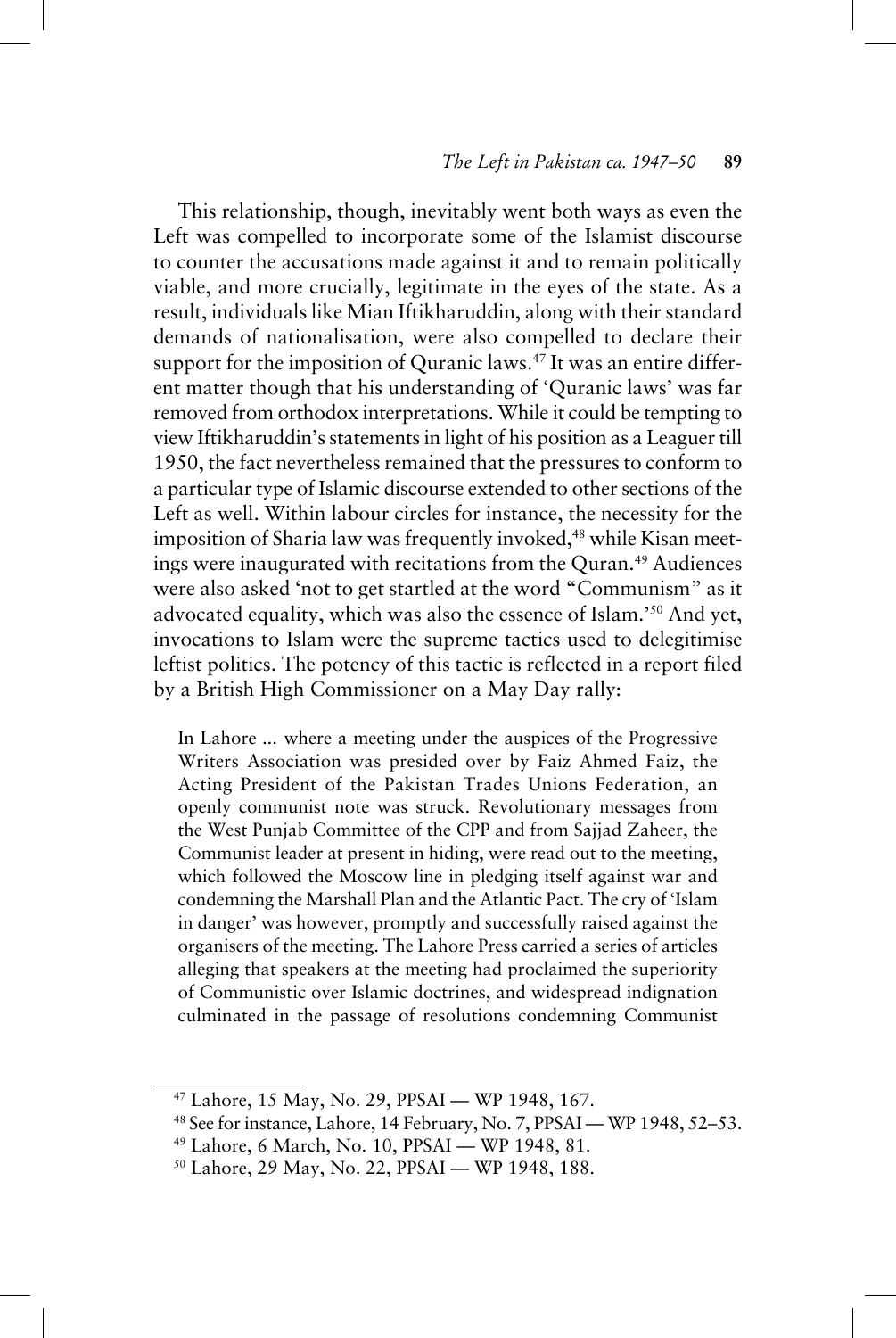This relationship, though, inevitably went both ways as even the Left was compelled to incorporate some of the Islamist discourse to counter the accusations made against it and to remain politically viable, and more crucially, legitimate in the eyes of the state. As a result, individuals like Mian Iftikharuddin, along with their standard demands of nationalisation, were also compelled to declare their support for the imposition of Quranic laws.[47] It was an entire different matter though that his understanding of 'Quranic laws' was far removed from orthodox interpretations. While it could be tempting to view Iftikharuddin's statements in light of his position as a Leaguer till 1950, the fact nevertheless remained that the pressures to conform to a particular type of Islamic discourse extended to other sections of the Left as well. Within labour circles for instance, the necessity for the imposition of Sharia law was frequently invoked,[48] while Kisan meetings were inaugurated with recitations from the Quran.[49] Audiences were also asked 'not to get startled at the word "Communism" as it advocated equality, which was also the essence of Islam.'[50] And yet, invocations to Islam were the supreme tactics used to delegitimise leftist politics. The potency of this tactic is reflected in a report filed by a British High Commissioner on a May Day rally:

> In Lahore ... where a meeting under the auspices of the Progressive Writers Association was presided over by Faiz Ahmed Faiz, the Acting President of the Pakistan Trades Unions Federation, an openly communist note was struck. Revolutionary messages from the West Punjab Committee of the CPP and from Sajjad Zaheer, the Communist leader at present in hiding, were read out to the meeting, which followed the Moscow line in pledging itself against war and condemning the Marshall Plan and the Atlantic Pact. The cry of 'Islam in danger' was however, promptly and successfully raised against the organisers of the meeting. The Lahore Press carried a series of articles alleging that speakers at the meeting had proclaimed the superiority of Communistic over Islamic doctrines, and widespread indignation culminated in the passage of resolutions condemning Communist

---

[47] Lahore, 15 May, No. 29, PPSAI — WP 1948, 167.

[48] See for instance, Lahore, 14 February, No. 7, PPSAI — WP 1948, 52–53.

[49] Lahore, 6 March, No. 10, PPSAI — WP 1948, 81.

[50] Lahore, 29 May, No. 22, PPSAI — WP 1948, 188.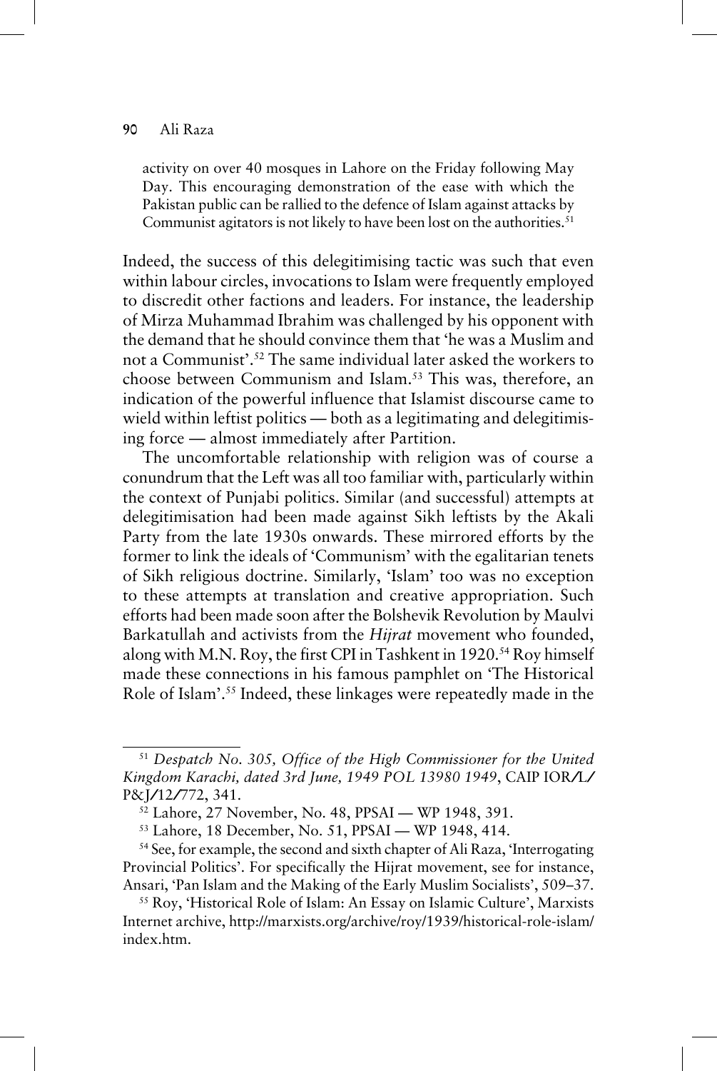activity on over 40 mosques in Lahore on the Friday following May Day. This encouraging demonstration of the ease with which the Pakistan public can be rallied to the defence of Islam against attacks by Communist agitators is not likely to have been lost on the authorities.[51]

Indeed, the success of this delegitimising tactic was such that even within labour circles, invocations to Islam were frequently employed to discredit other factions and leaders. For instance, the leadership of Mirza Muhammad Ibrahim was challenged by his opponent with the demand that he should convince them that 'he was a Muslim and not a Communist'.[52] The same individual later asked the workers to choose between Communism and Islam.[53] This was, therefore, an indication of the powerful influence that Islamist discourse came to wield within leftist politics — both as a legitimating and delegitimising force — almost immediately after Partition.

The uncomfortable relationship with religion was of course a conundrum that the Left was all too familiar with, particularly within the context of Punjabi politics. Similar (and successful) attempts at delegitimisation had been made against Sikh leftists by the Akali Party from the late 1930s onwards. These mirrored efforts by the former to link the ideals of 'Communism' with the egalitarian tenets of Sikh religious doctrine. Similarly, 'Islam' too was no exception to these attempts at translation and creative appropriation. Such efforts had been made soon after the Bolshevik Revolution by Maulvi Barkatullah and activists from the *Hijrat* movement who founded, along with M.N. Roy, the first CPI in Tashkent in 1920.[54] Roy himself made these connections in his famous pamphlet on 'The Historical Role of Islam'.[55] Indeed, these linkages were repeatedly made in the

---

[51] *Despatch No. 305, Office of the High Commissioner for the United Kingdom Karachi, dated 3rd June, 1949 POL 13980 1949*, CAIP IOR/L/P&J/12/772, 341.

[52] Lahore, 27 November, No. 48, PPSAI — WP 1948, 391.

[53] Lahore, 18 December, No. 51, PPSAI — WP 1948, 414.

[54] See, for example, the second and sixth chapter of Ali Raza, 'Interrogating Provincial Politics'. For specifically the Hijrat movement, see for instance, Ansari, 'Pan Islam and the Making of the Early Muslim Socialists', 509–37.

[55] Roy, 'Historical Role of Islam: An Essay on Islamic Culture', Marxists Internet archive, http://marxists.org/archive/roy/1939/historical-role-islam/index.htm.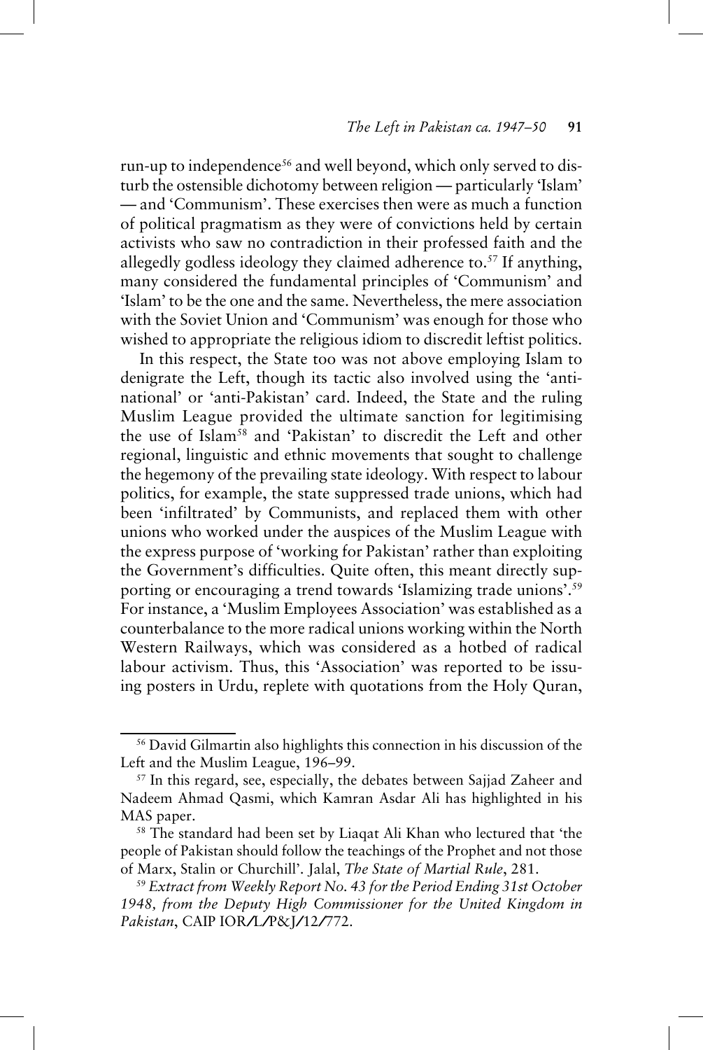run-up to independence[56] and well beyond, which only served to disturb the ostensible dichotomy between religion — particularly 'Islam' — and 'Communism'. These exercises then were as much a function of political pragmatism as they were of convictions held by certain activists who saw no contradiction in their professed faith and the allegedly godless ideology they claimed adherence to.[57] If anything, many considered the fundamental principles of 'Communism' and 'Islam' to be the one and the same. Nevertheless, the mere association with the Soviet Union and 'Communism' was enough for those who wished to appropriate the religious idiom to discredit leftist politics.

In this respect, the State too was not above employing Islam to denigrate the Left, though its tactic also involved using the 'anti-national' or 'anti-Pakistan' card. Indeed, the State and the ruling Muslim League provided the ultimate sanction for legitimising the use of Islam[58] and 'Pakistan' to discredit the Left and other regional, linguistic and ethnic movements that sought to challenge the hegemony of the prevailing state ideology. With respect to labour politics, for example, the state suppressed trade unions, which had been 'infiltrated' by Communists, and replaced them with other unions who worked under the auspices of the Muslim League with the express purpose of 'working for Pakistan' rather than exploiting the Government's difficulties. Quite often, this meant directly supporting or encouraging a trend towards 'Islamizing trade unions'.[59] For instance, a 'Muslim Employees Association' was established as a counterbalance to the more radical unions working within the North Western Railways, which was considered as a hotbed of radical labour activism. Thus, this 'Association' was reported to be issuing posters in Urdu, replete with quotations from the Holy Quran,

---

[56] David Gilmartin also highlights this connection in his discussion of the Left and the Muslim League, 196–99.

[57] In this regard, see, especially, the debates between Sajjad Zaheer and Nadeem Ahmad Qasmi, which Kamran Asdar Ali has highlighted in his MAS paper.

[58] The standard had been set by Liaqat Ali Khan who lectured that 'the people of Pakistan should follow the teachings of the Prophet and not those of Marx, Stalin or Churchill'. Jalal, *The State of Martial Rule*, 281.

[59] *Extract from Weekly Report No. 43 for the Period Ending 31st October 1948, from the Deputy High Commissioner for the United Kingdom in Pakistan*, CAIP IOR/L/P&J/12/772.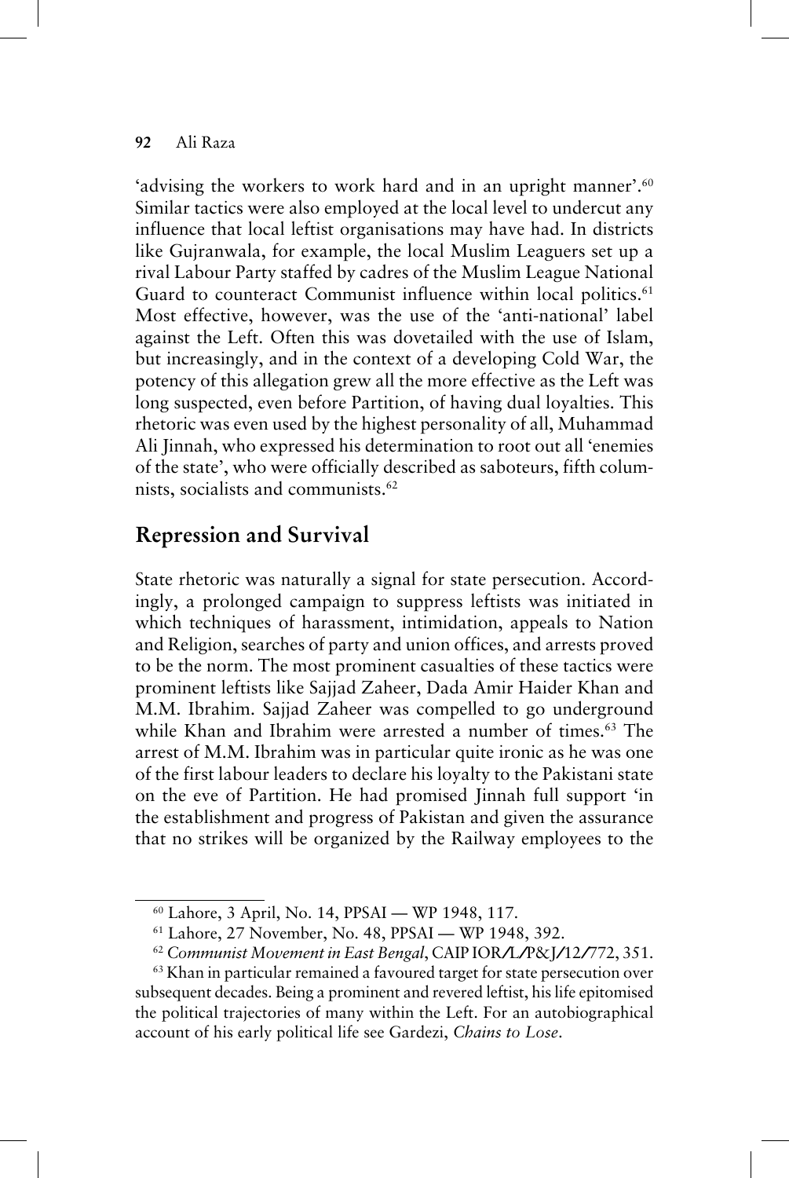'advising the workers to work hard and in an upright manner'.[60] Similar tactics were also employed at the local level to undercut any influence that local leftist organisations may have had. In districts like Gujranwala, for example, the local Muslim Leaguers set up a rival Labour Party staffed by cadres of the Muslim League National Guard to counteract Communist influence within local politics.[61] Most effective, however, was the use of the 'anti-national' label against the Left. Often this was dovetailed with the use of Islam, but increasingly, and in the context of a developing Cold War, the potency of this allegation grew all the more effective as the Left was long suspected, even before Partition, of having dual loyalties. This rhetoric was even used by the highest personality of all, Muhammad Ali Jinnah, who expressed his determination to root out all 'enemies of the state', who were officially described as saboteurs, fifth columnists, socialists and communists.[62]

## Repression and Survival

State rhetoric was naturally a signal for state persecution. Accordingly, a prolonged campaign to suppress leftists was initiated in which techniques of harassment, intimidation, appeals to Nation and Religion, searches of party and union offices, and arrests proved to be the norm. The most prominent casualties of these tactics were prominent leftists like Sajjad Zaheer, Dada Amir Haider Khan and M.M. Ibrahim. Sajjad Zaheer was compelled to go underground while Khan and Ibrahim were arrested a number of times.[63] The arrest of M.M. Ibrahim was in particular quite ironic as he was one of the first labour leaders to declare his loyalty to the Pakistani state on the eve of Partition. He had promised Jinnah full support 'in the establishment and progress of Pakistan and given the assurance that no strikes will be organized by the Railway employees to the

---

[60] Lahore, 3 April, No. 14, PPSAI — WP 1948, 117.

[61] Lahore, 27 November, No. 48, PPSAI — WP 1948, 392.

[62] *Communist Movement in East Bengal*, CAIP IOR/L/P&J/12/772, 351.

[63] Khan in particular remained a favoured target for state persecution over subsequent decades. Being a prominent and revered leftist, his life epitomised the political trajectories of many within the Left. For an autobiographical account of his early political life see Gardezi, *Chains to Lose*.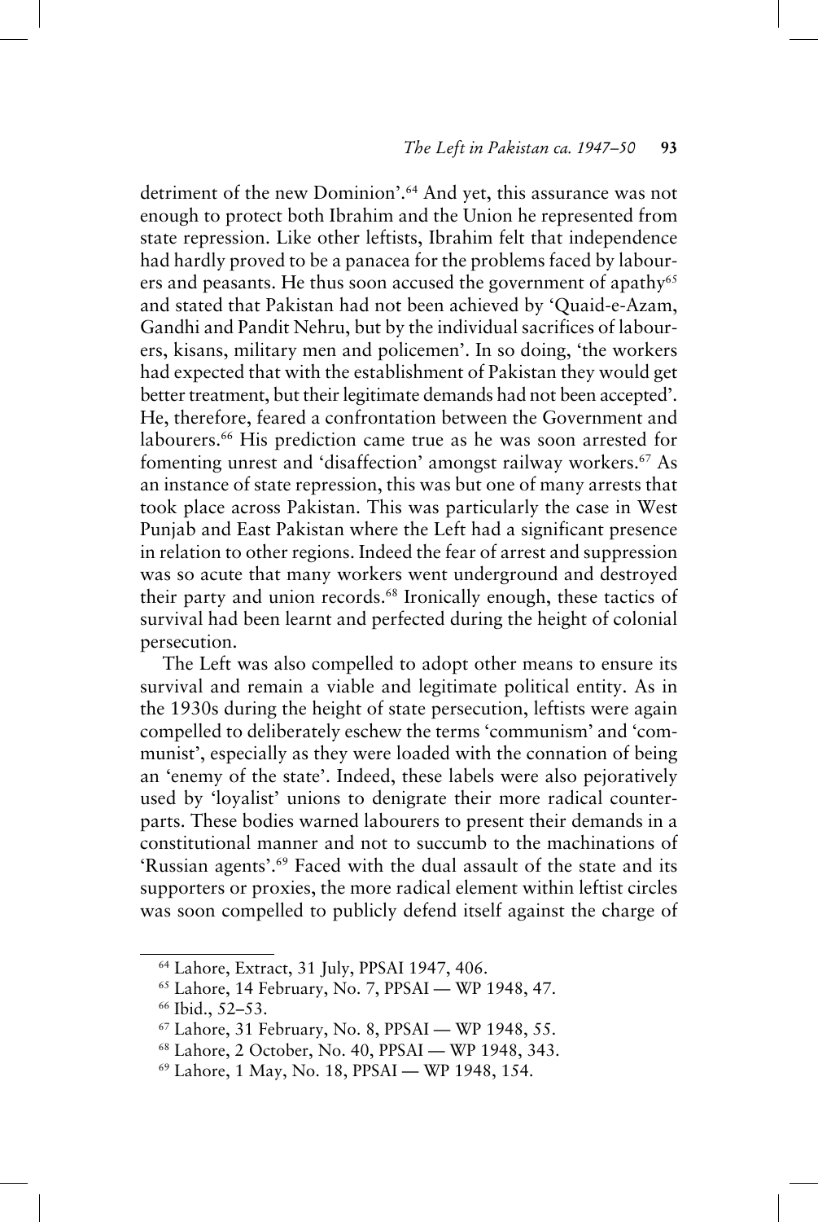detriment of the new Dominion'.[64] And yet, this assurance was not enough to protect both Ibrahim and the Union he represented from state repression. Like other leftists, Ibrahim felt that independence had hardly proved to be a panacea for the problems faced by labourers and peasants. He thus soon accused the government of apathy[65] and stated that Pakistan had not been achieved by 'Quaid-e-Azam, Gandhi and Pandit Nehru, but by the individual sacrifices of labourers, kisans, military men and policemen'. In so doing, 'the workers had expected that with the establishment of Pakistan they would get better treatment, but their legitimate demands had not been accepted'. He, therefore, feared a confrontation between the Government and labourers.[66] His prediction came true as he was soon arrested for fomenting unrest and 'disaffection' amongst railway workers.[67] As an instance of state repression, this was but one of many arrests that took place across Pakistan. This was particularly the case in West Punjab and East Pakistan where the Left had a significant presence in relation to other regions. Indeed the fear of arrest and suppression was so acute that many workers went underground and destroyed their party and union records.[68] Ironically enough, these tactics of survival had been learnt and perfected during the height of colonial persecution.

The Left was also compelled to adopt other means to ensure its survival and remain a viable and legitimate political entity. As in the 1930s during the height of state persecution, leftists were again compelled to deliberately eschew the terms 'communism' and 'communist', especially as they were loaded with the connation of being an 'enemy of the state'. Indeed, these labels were also pejoratively used by 'loyalist' unions to denigrate their more radical counterparts. These bodies warned labourers to present their demands in a constitutional manner and not to succumb to the machinations of 'Russian agents'.[69] Faced with the dual assault of the state and its supporters or proxies, the more radical element within leftist circles was soon compelled to publicly defend itself against the charge of

---

[64] Lahore, Extract, 31 July, PPSAI 1947, 406.

[65] Lahore, 14 February, No. 7, PPSAI — WP 1948, 47.

[66] Ibid., 52–53.

[67] Lahore, 31 February, No. 8, PPSAI — WP 1948, 55.

[68] Lahore, 2 October, No. 40, PPSAI — WP 1948, 343.

[69] Lahore, 1 May, No. 18, PPSAI — WP 1948, 154.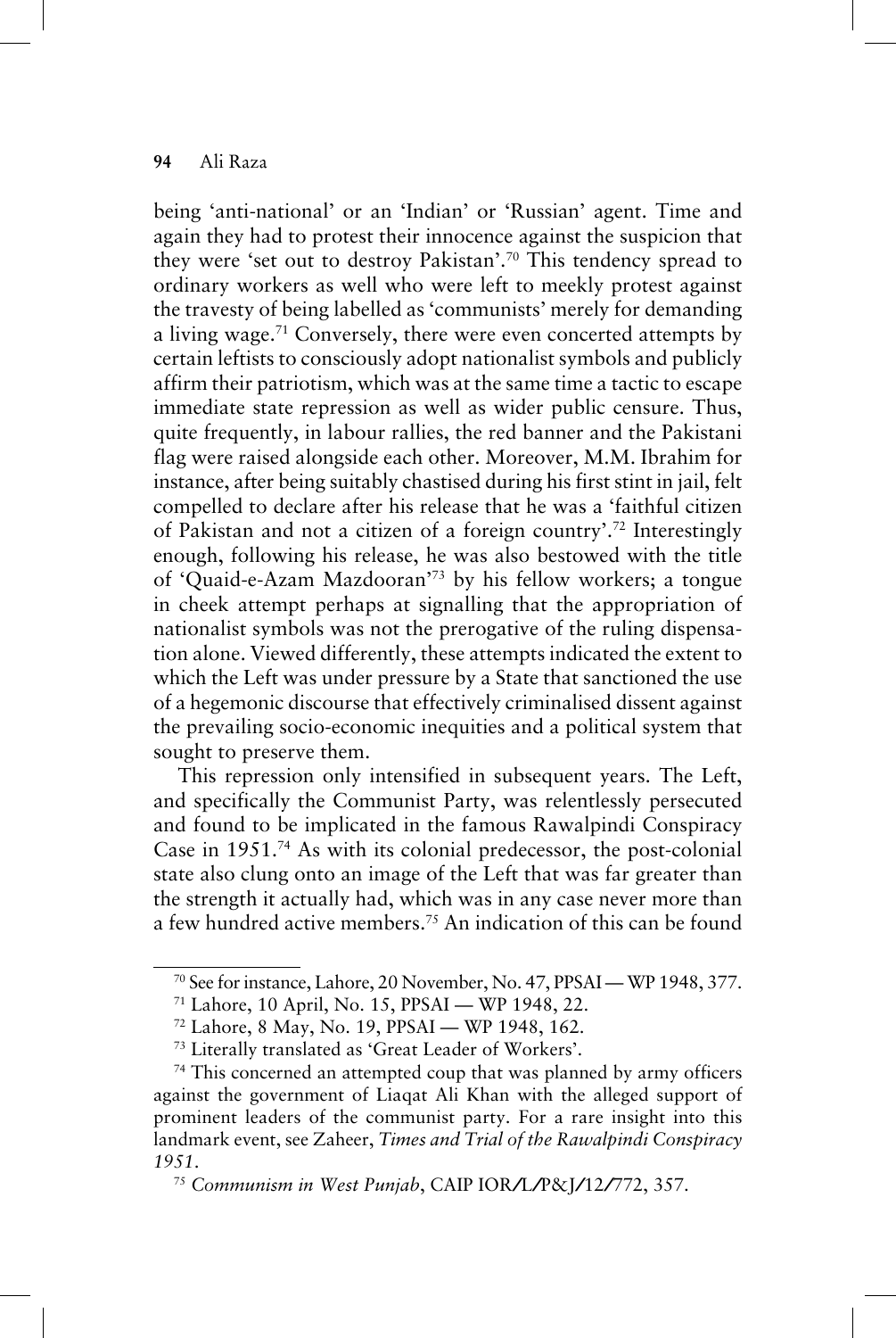being 'anti-national' or an 'Indian' or 'Russian' agent. Time and again they had to protest their innocence against the suspicion that they were 'set out to destroy Pakistan'.[70] This tendency spread to ordinary workers as well who were left to meekly protest against the travesty of being labelled as 'communists' merely for demanding a living wage.[71] Conversely, there were even concerted attempts by certain leftists to consciously adopt nationalist symbols and publicly affirm their patriotism, which was at the same time a tactic to escape immediate state repression as well as wider public censure. Thus, quite frequently, in labour rallies, the red banner and the Pakistani flag were raised alongside each other. Moreover, M.M. Ibrahim for instance, after being suitably chastised during his first stint in jail, felt compelled to declare after his release that he was a 'faithful citizen of Pakistan and not a citizen of a foreign country'.[72] Interestingly enough, following his release, he was also bestowed with the title of 'Quaid-e-Azam Mazdooran'[73] by his fellow workers; a tongue in cheek attempt perhaps at signalling that the appropriation of nationalist symbols was not the prerogative of the ruling dispensation alone. Viewed differently, these attempts indicated the extent to which the Left was under pressure by a State that sanctioned the use of a hegemonic discourse that effectively criminalised dissent against the prevailing socio-economic inequities and a political system that sought to preserve them.

This repression only intensified in subsequent years. The Left, and specifically the Communist Party, was relentlessly persecuted and found to be implicated in the famous Rawalpindi Conspiracy Case in 1951.[74] As with its colonial predecessor, the post-colonial state also clung onto an image of the Left that was far greater than the strength it actually had, which was in any case never more than a few hundred active members.[75] An indication of this can be found

---

[70] See for instance, Lahore, 20 November, No. 47, PPSAI — WP 1948, 377.

[71] Lahore, 10 April, No. 15, PPSAI — WP 1948, 22.

[72] Lahore, 8 May, No. 19, PPSAI — WP 1948, 162.

[73] Literally translated as 'Great Leader of Workers'.

[74] This concerned an attempted coup that was planned by army officers against the government of Liaqat Ali Khan with the alleged support of prominent leaders of the communist party. For a rare insight into this landmark event, see Zaheer, *Times and Trial of the Rawalpindi Conspiracy 1951*.

[75] *Communism in West Punjab*, CAIP IOR/L/P&J/12/772, 357.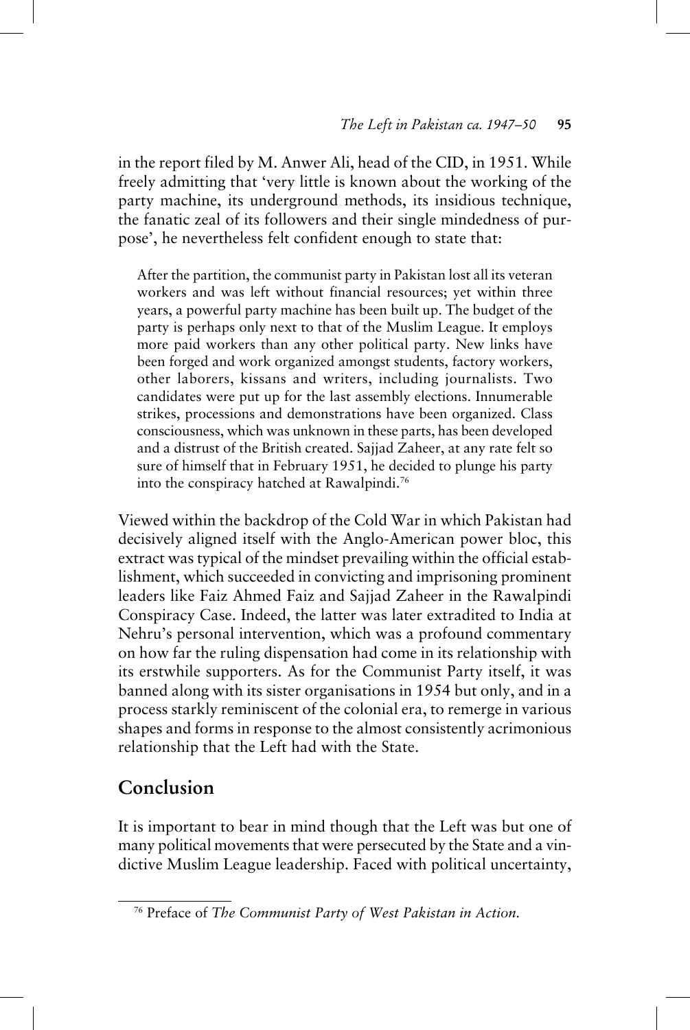in the report filed by M. Anwer Ali, head of the CID, in 1951. While freely admitting that 'very little is known about the working of the party machine, its underground methods, its insidious technique, the fanatic zeal of its followers and their single mindedness of purpose', he nevertheless felt confident enough to state that:

> After the partition, the communist party in Pakistan lost all its veteran workers and was left without financial resources; yet within three years, a powerful party machine has been built up. The budget of the party is perhaps only next to that of the Muslim League. It employs more paid workers than any other political party. New links have been forged and work organized amongst students, factory workers, other laborers, kissans and writers, including journalists. Two candidates were put up for the last assembly elections. Innumerable strikes, processions and demonstrations have been organized. Class consciousness, which was unknown in these parts, has been developed and a distrust of the British created. Sajjad Zaheer, at any rate felt so sure of himself that in February 1951, he decided to plunge his party into the conspiracy hatched at Rawalpindi.[76]

Viewed within the backdrop of the Cold War in which Pakistan had decisively aligned itself with the Anglo-American power bloc, this extract was typical of the mindset prevailing within the official establishment, which succeeded in convicting and imprisoning prominent leaders like Faiz Ahmed Faiz and Sajjad Zaheer in the Rawalpindi Conspiracy Case. Indeed, the latter was later extradited to India at Nehru's personal intervention, which was a profound commentary on how far the ruling dispensation had come in its relationship with its erstwhile supporters. As for the Communist Party itself, it was banned along with its sister organisations in 1954 but only, and in a process starkly reminiscent of the colonial era, to remerge in various shapes and forms in response to the almost consistently acrimonious relationship that the Left had with the State.

## Conclusion

It is important to bear in mind though that the Left was but one of many political movements that were persecuted by the State and a vindictive Muslim League leadership. Faced with political uncertainty,

[76] Preface of *The Communist Party of West Pakistan in Action.*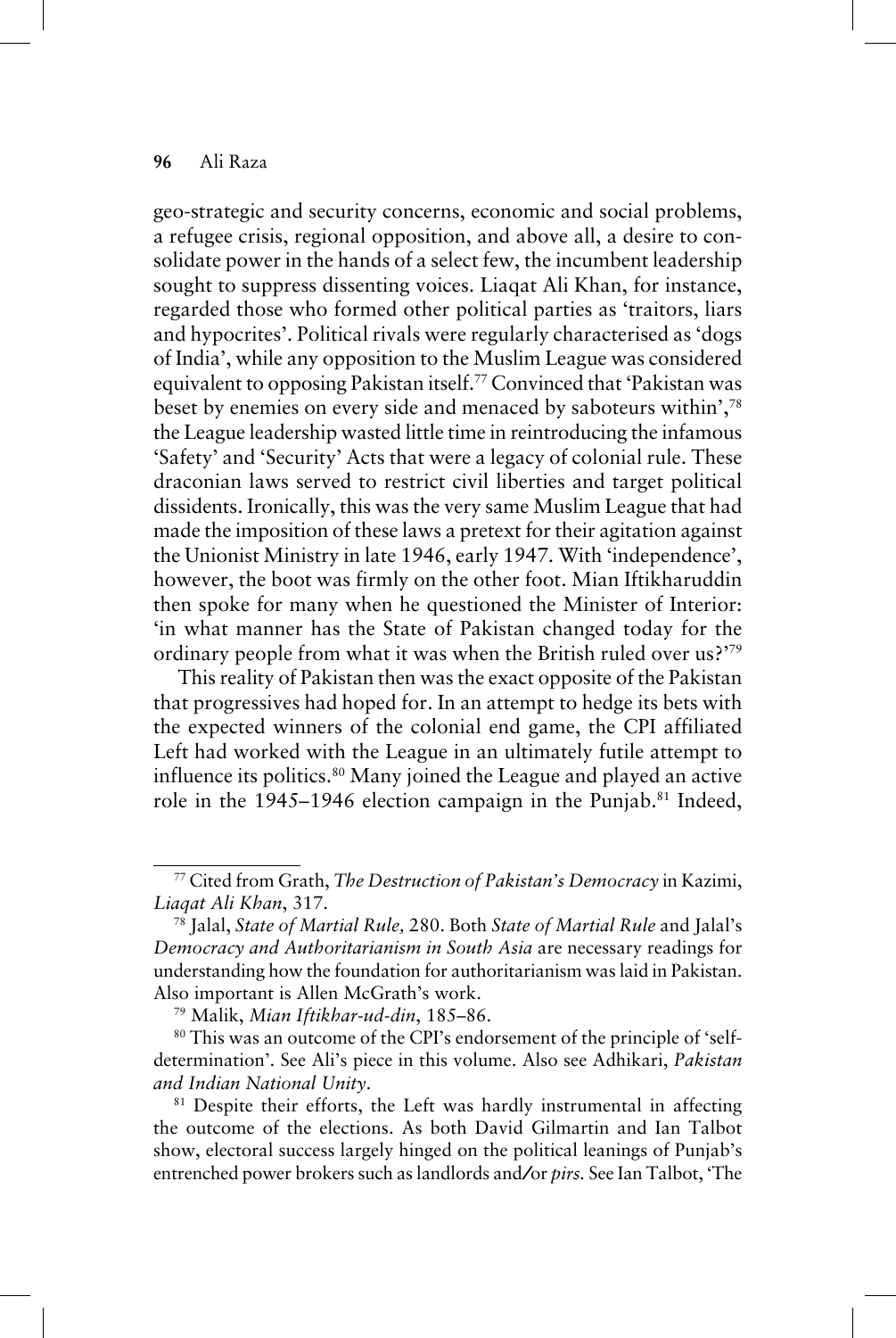geo-strategic and security concerns, economic and social problems, a refugee crisis, regional opposition, and above all, a desire to consolidate power in the hands of a select few, the incumbent leadership sought to suppress dissenting voices. Liaqat Ali Khan, for instance, regarded those who formed other political parties as 'traitors, liars and hypocrites'. Political rivals were regularly characterised as 'dogs of India', while any opposition to the Muslim League was considered equivalent to opposing Pakistan itself.[77] Convinced that 'Pakistan was beset by enemies on every side and menaced by saboteurs within',[78] the League leadership wasted little time in reintroducing the infamous 'Safety' and 'Security' Acts that were a legacy of colonial rule. These draconian laws served to restrict civil liberties and target political dissidents. Ironically, this was the very same Muslim League that had made the imposition of these laws a pretext for their agitation against the Unionist Ministry in late 1946, early 1947. With 'independence', however, the boot was firmly on the other foot. Mian Iftikharuddin then spoke for many when he questioned the Minister of Interior: 'in what manner has the State of Pakistan changed today for the ordinary people from what it was when the British ruled over us?'[79]

This reality of Pakistan then was the exact opposite of the Pakistan that progressives had hoped for. In an attempt to hedge its bets with the expected winners of the colonial end game, the CPI affiliated Left had worked with the League in an ultimately futile attempt to influence its politics.[80] Many joined the League and played an active role in the 1945–1946 election campaign in the Punjab.[81] Indeed,

---

[77] Cited from Grath, *The Destruction of Pakistan's Democracy* in Kazimi, *Liaqat Ali Khan*, 317.

[78] Jalal, *State of Martial Rule,* 280. Both *State of Martial Rule* and Jalal's *Democracy and Authoritarianism in South Asia* are necessary readings for understanding how the foundation for authoritarianism was laid in Pakistan. Also important is Allen McGrath's work.

[79] Malik, *Mian Iftikhar-ud-din*, 185–86.

[80] This was an outcome of the CPI's endorsement of the principle of 'self-determination'. See Ali's piece in this volume. Also see Adhikari, *Pakistan and Indian National Unity*.

[81] Despite their efforts, the Left was hardly instrumental in affecting the outcome of the elections. As both David Gilmartin and Ian Talbot show, electoral success largely hinged on the political leanings of Punjab's entrenched power brokers such as landlords and/or *pirs*. See Ian Talbot, 'The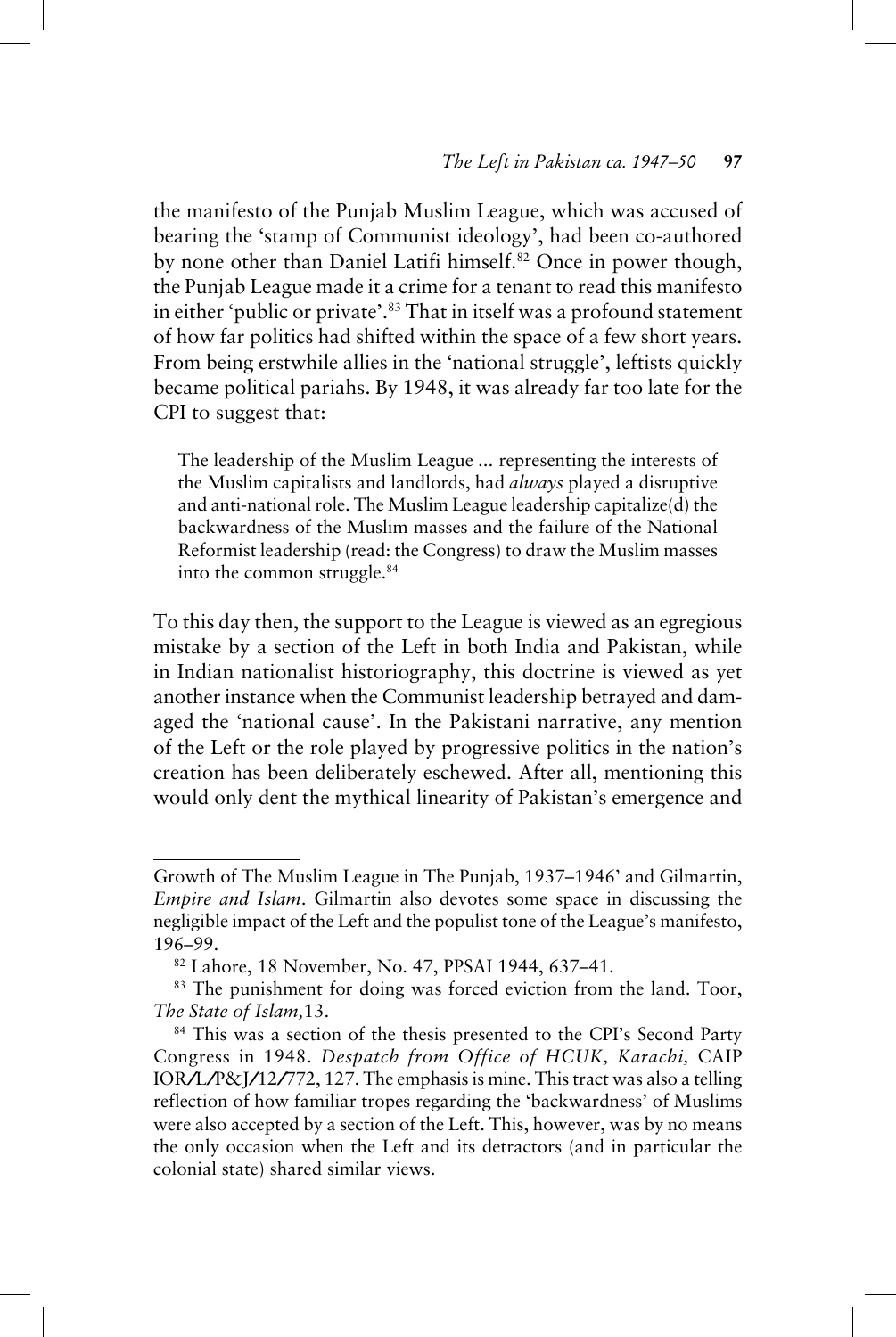the manifesto of the Punjab Muslim League, which was accused of bearing the 'stamp of Communist ideology', had been co-authored by none other than Daniel Latifi himself.[82] Once in power though, the Punjab League made it a crime for a tenant to read this manifesto in either 'public or private'.[83] That in itself was a profound statement of how far politics had shifted within the space of a few short years. From being erstwhile allies in the 'national struggle', leftists quickly became political pariahs. By 1948, it was already far too late for the CPI to suggest that:

> The leadership of the Muslim League ... representing the interests of the Muslim capitalists and landlords, had *always* played a disruptive and anti-national role. The Muslim League leadership capitalize(d) the backwardness of the Muslim masses and the failure of the National Reformist leadership (read: the Congress) to draw the Muslim masses into the common struggle.[84]

To this day then, the support to the League is viewed as an egregious mistake by a section of the Left in both India and Pakistan, while in Indian nationalist historiography, this doctrine is viewed as yet another instance when the Communist leadership betrayed and damaged the 'national cause'. In the Pakistani narrative, any mention of the Left or the role played by progressive politics in the nation's creation has been deliberately eschewed. After all, mentioning this would only dent the mythical linearity of Pakistan's emergence and

---

Growth of The Muslim League in The Punjab, 1937–1946' and Gilmartin, *Empire and Islam*. Gilmartin also devotes some space in discussing the negligible impact of the Left and the populist tone of the League's manifesto, 196–99.

[82] Lahore, 18 November, No. 47, PPSAI 1944, 637–41.

[83] The punishment for doing was forced eviction from the land. Toor, *The State of Islam,*13.

[84] This was a section of the thesis presented to the CPI's Second Party Congress in 1948. *Despatch from Office of HCUK, Karachi,* CAIP IOR/L/P&J/12/772, 127. The emphasis is mine. This tract was also a telling reflection of how familiar tropes regarding the 'backwardness' of Muslims were also accepted by a section of the Left. This, however, was by no means the only occasion when the Left and its detractors (and in particular the colonial state) shared similar views.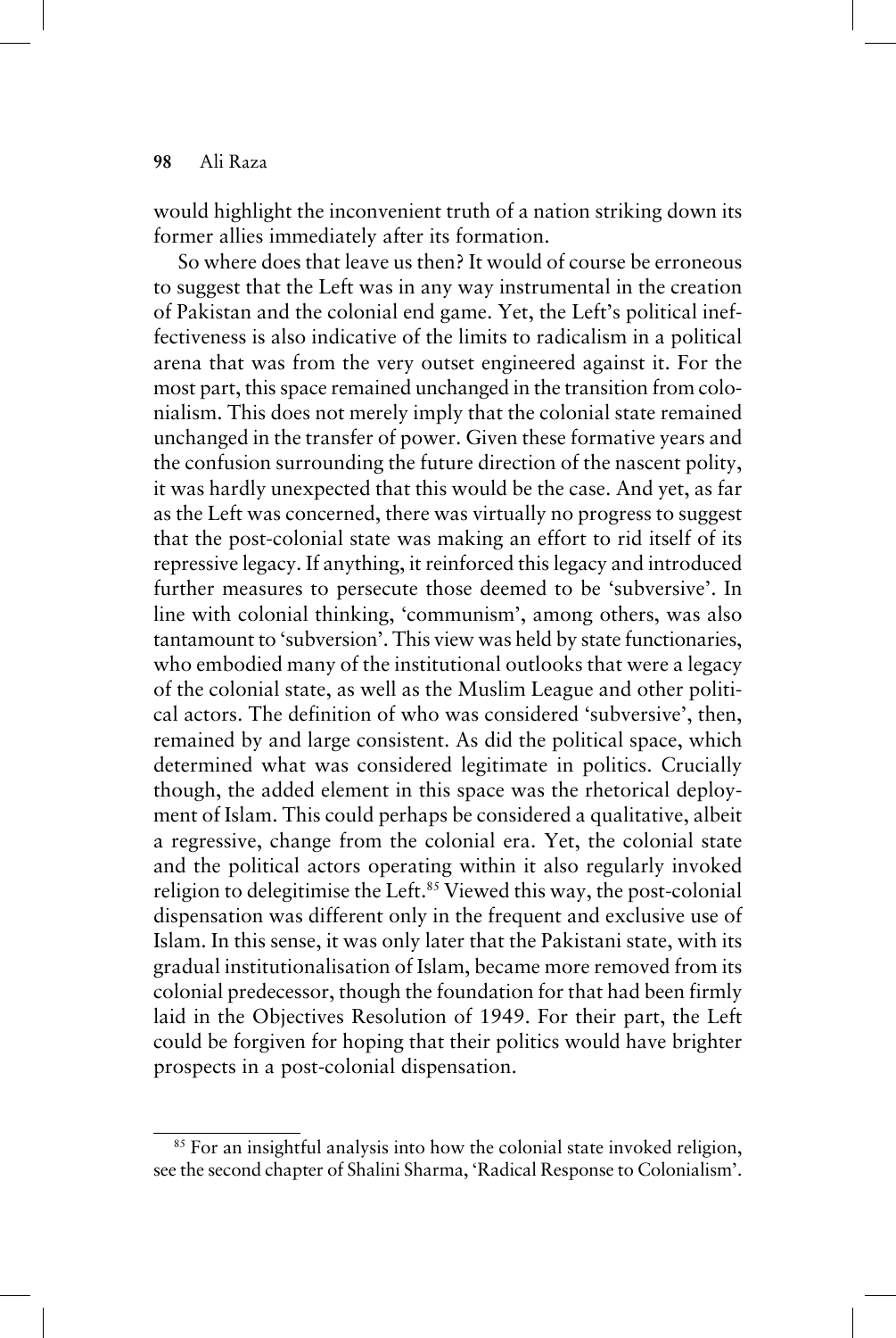would highlight the inconvenient truth of a nation striking down its former allies immediately after its formation.

So where does that leave us then? It would of course be erroneous to suggest that the Left was in any way instrumental in the creation of Pakistan and the colonial end game. Yet, the Left's political ineffectiveness is also indicative of the limits to radicalism in a political arena that was from the very outset engineered against it. For the most part, this space remained unchanged in the transition from colonialism. This does not merely imply that the colonial state remained unchanged in the transfer of power. Given these formative years and the confusion surrounding the future direction of the nascent polity, it was hardly unexpected that this would be the case. And yet, as far as the Left was concerned, there was virtually no progress to suggest that the post-colonial state was making an effort to rid itself of its repressive legacy. If anything, it reinforced this legacy and introduced further measures to persecute those deemed to be 'subversive'. In line with colonial thinking, 'communism', among others, was also tantamount to 'subversion'. This view was held by state functionaries, who embodied many of the institutional outlooks that were a legacy of the colonial state, as well as the Muslim League and other political actors. The definition of who was considered 'subversive', then, remained by and large consistent. As did the political space, which determined what was considered legitimate in politics. Crucially though, the added element in this space was the rhetorical deployment of Islam. This could perhaps be considered a qualitative, albeit a regressive, change from the colonial era. Yet, the colonial state and the political actors operating within it also regularly invoked religion to delegitimise the Left.[85] Viewed this way, the post-colonial dispensation was different only in the frequent and exclusive use of Islam. In this sense, it was only later that the Pakistani state, with its gradual institutionalisation of Islam, became more removed from its colonial predecessor, though the foundation for that had been firmly laid in the Objectives Resolution of 1949. For their part, the Left could be forgiven for hoping that their politics would have brighter prospects in a post-colonial dispensation.

[85] For an insightful analysis into how the colonial state invoked religion, see the second chapter of Shalini Sharma, 'Radical Response to Colonialism'.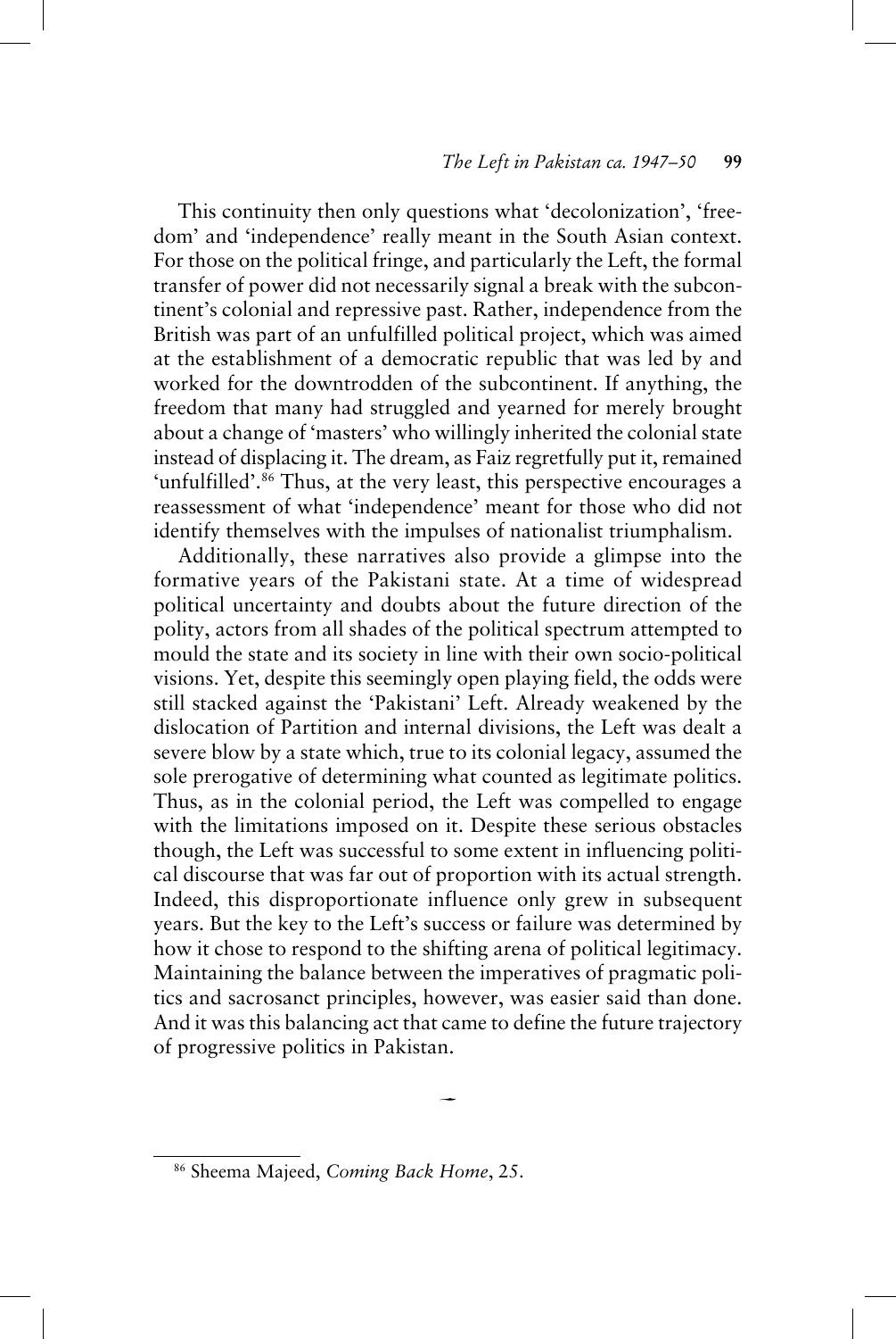This continuity then only questions what 'decolonization', 'freedom' and 'independence' really meant in the South Asian context. For those on the political fringe, and particularly the Left, the formal transfer of power did not necessarily signal a break with the subcontinent's colonial and repressive past. Rather, independence from the British was part of an unfulfilled political project, which was aimed at the establishment of a democratic republic that was led by and worked for the downtrodden of the subcontinent. If anything, the freedom that many had struggled and yearned for merely brought about a change of 'masters' who willingly inherited the colonial state instead of displacing it. The dream, as Faiz regretfully put it, remained 'unfulfilled'.[86] Thus, at the very least, this perspective encourages a reassessment of what 'independence' meant for those who did not identify themselves with the impulses of nationalist triumphalism.

Additionally, these narratives also provide a glimpse into the formative years of the Pakistani state. At a time of widespread political uncertainty and doubts about the future direction of the polity, actors from all shades of the political spectrum attempted to mould the state and its society in line with their own socio-political visions. Yet, despite this seemingly open playing field, the odds were still stacked against the 'Pakistani' Left. Already weakened by the dislocation of Partition and internal divisions, the Left was dealt a severe blow by a state which, true to its colonial legacy, assumed the sole prerogative of determining what counted as legitimate politics. Thus, as in the colonial period, the Left was compelled to engage with the limitations imposed on it. Despite these serious obstacles though, the Left was successful to some extent in influencing political discourse that was far out of proportion with its actual strength. Indeed, this disproportionate influence only grew in subsequent years. But the key to the Left's success or failure was determined by how it chose to respond to the shifting arena of political legitimacy. Maintaining the balance between the imperatives of pragmatic politics and sacrosanct principles, however, was easier said than done. And it was this balancing act that came to define the future trajectory of progressive politics in Pakistan.

[86] Sheema Majeed, *Coming Back Home*, 25.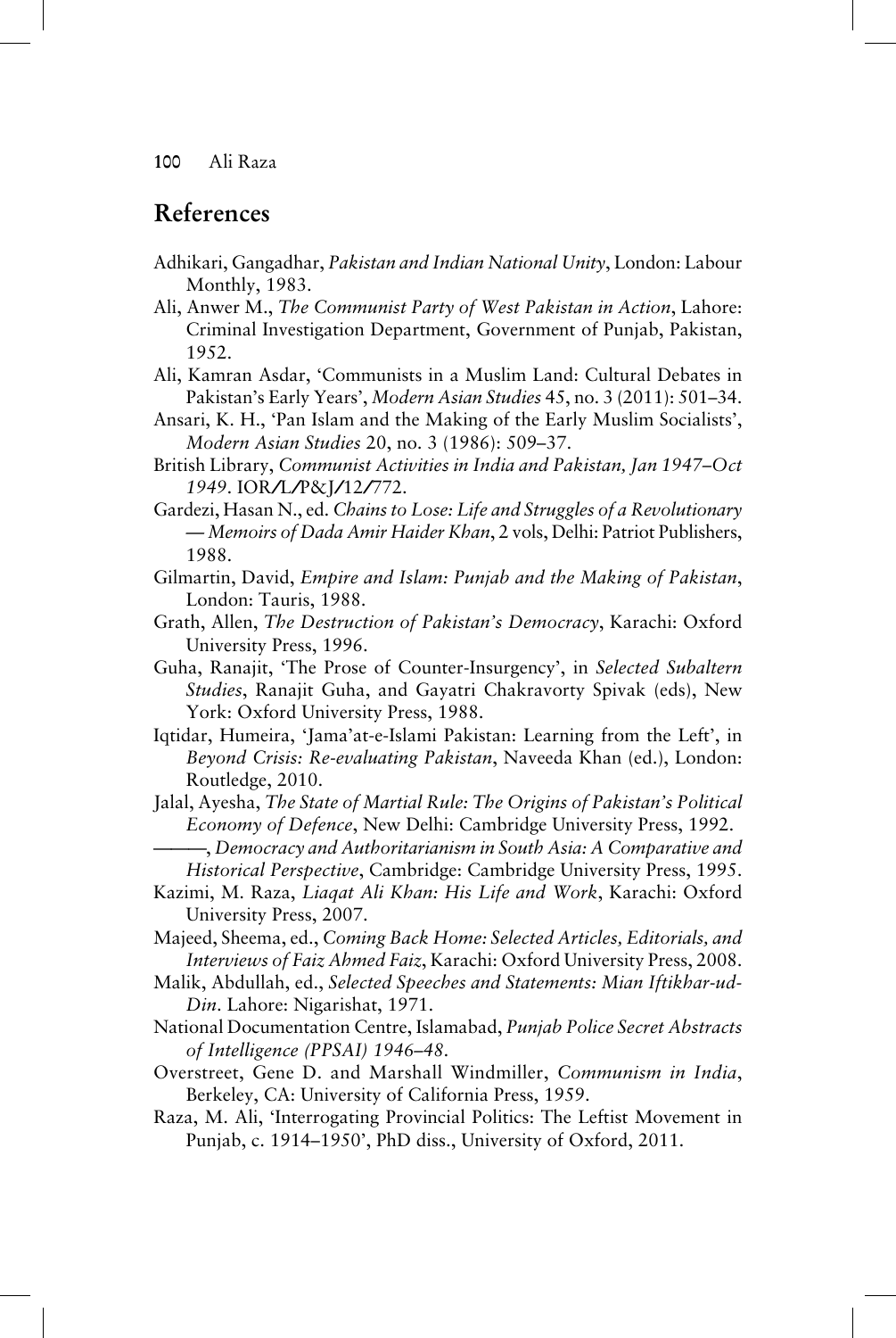## References

Adhikari, Gangadhar, *Pakistan and Indian National Unity*, London: Labour Monthly, 1983.

Ali, Anwer M., *The Communist Party of West Pakistan in Action*, Lahore: Criminal Investigation Department, Government of Punjab, Pakistan, 1952.

Ali, Kamran Asdar, 'Communists in a Muslim Land: Cultural Debates in Pakistan's Early Years', *Modern Asian Studies* 45, no. 3 (2011): 501–34.

Ansari, K. H., 'Pan Islam and the Making of the Early Muslim Socialists', *Modern Asian Studies* 20, no. 3 (1986): 509–37.

British Library, *Communist Activities in India and Pakistan, Jan 1947–Oct 1949*. IOR/L/P&J/12/772.

Gardezi, Hasan N., ed. *Chains to Lose: Life and Struggles of a Revolutionary — Memoirs of Dada Amir Haider Khan*, 2 vols, Delhi: Patriot Publishers, 1988.

Gilmartin, David, *Empire and Islam: Punjab and the Making of Pakistan*, London: Tauris, 1988.

Grath, Allen, *The Destruction of Pakistan's Democracy*, Karachi: Oxford University Press, 1996.

Guha, Ranajit, 'The Prose of Counter-Insurgency', in *Selected Subaltern Studies*, Ranajit Guha, and Gayatri Chakravorty Spivak (eds), New York: Oxford University Press, 1988.

Iqtidar, Humeira, 'Jama'at-e-Islami Pakistan: Learning from the Left', in *Beyond Crisis: Re-evaluating Pakistan*, Naveeda Khan (ed.), London: Routledge, 2010.

Jalal, Ayesha, *The State of Martial Rule: The Origins of Pakistan's Political Economy of Defence*, New Delhi: Cambridge University Press, 1992.

———, *Democracy and Authoritarianism in South Asia: A Comparative and Historical Perspective*, Cambridge: Cambridge University Press, 1995.

Kazimi, M. Raza, *Liaqat Ali Khan: His Life and Work*, Karachi: Oxford University Press, 2007.

Majeed, Sheema, ed., *Coming Back Home: Selected Articles, Editorials, and Interviews of Faiz Ahmed Faiz*, Karachi: Oxford University Press, 2008.

Malik, Abdullah, ed., *Selected Speeches and Statements: Mian Iftikhar-ud-Din*. Lahore: Nigarishat, 1971.

National Documentation Centre, Islamabad, *Punjab Police Secret Abstracts of Intelligence (PPSAI) 1946–48*.

Overstreet, Gene D. and Marshall Windmiller, *Communism in India*, Berkeley, CA: University of California Press, 1959.

Raza, M. Ali, 'Interrogating Provincial Politics: The Leftist Movement in Punjab, c. 1914–1950', PhD diss., University of Oxford, 2011.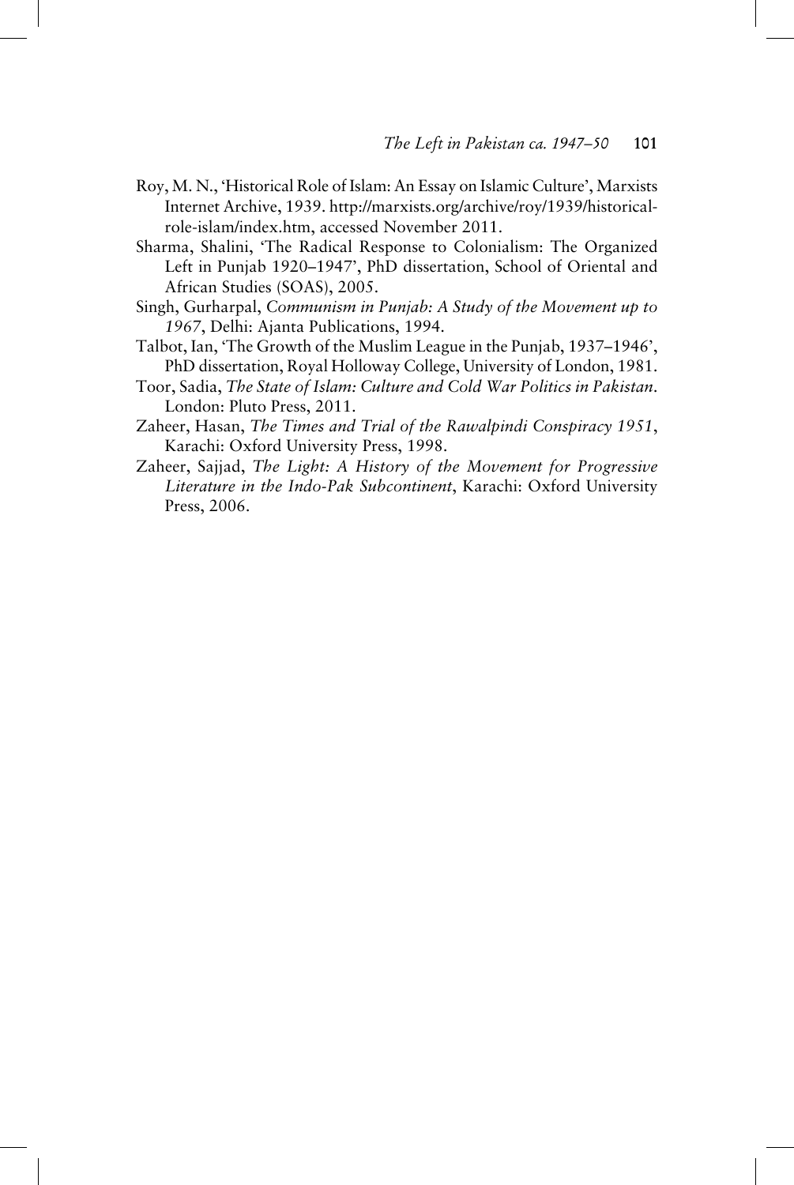Roy, M. N., 'Historical Role of Islam: An Essay on Islamic Culture', Marxists Internet Archive, 1939. http://marxists.org/archive/roy/1939/historical-role-islam/index.htm, accessed November 2011.

Sharma, Shalini, 'The Radical Response to Colonialism: The Organized Left in Punjab 1920–1947', PhD dissertation, School of Oriental and African Studies (SOAS), 2005.

Singh, Gurharpal, *Communism in Punjab: A Study of the Movement up to 1967*, Delhi: Ajanta Publications, 1994.

Talbot, Ian, 'The Growth of the Muslim League in the Punjab, 1937–1946', PhD dissertation, Royal Holloway College, University of London, 1981.

Toor, Sadia, *The State of Islam: Culture and Cold War Politics in Pakistan*. London: Pluto Press, 2011.

Zaheer, Hasan, *The Times and Trial of the Rawalpindi Conspiracy 1951*, Karachi: Oxford University Press, 1998.

Zaheer, Sajjad, *The Light: A History of the Movement for Progressive Literature in the Indo-Pak Subcontinent*, Karachi: Oxford University Press, 2006.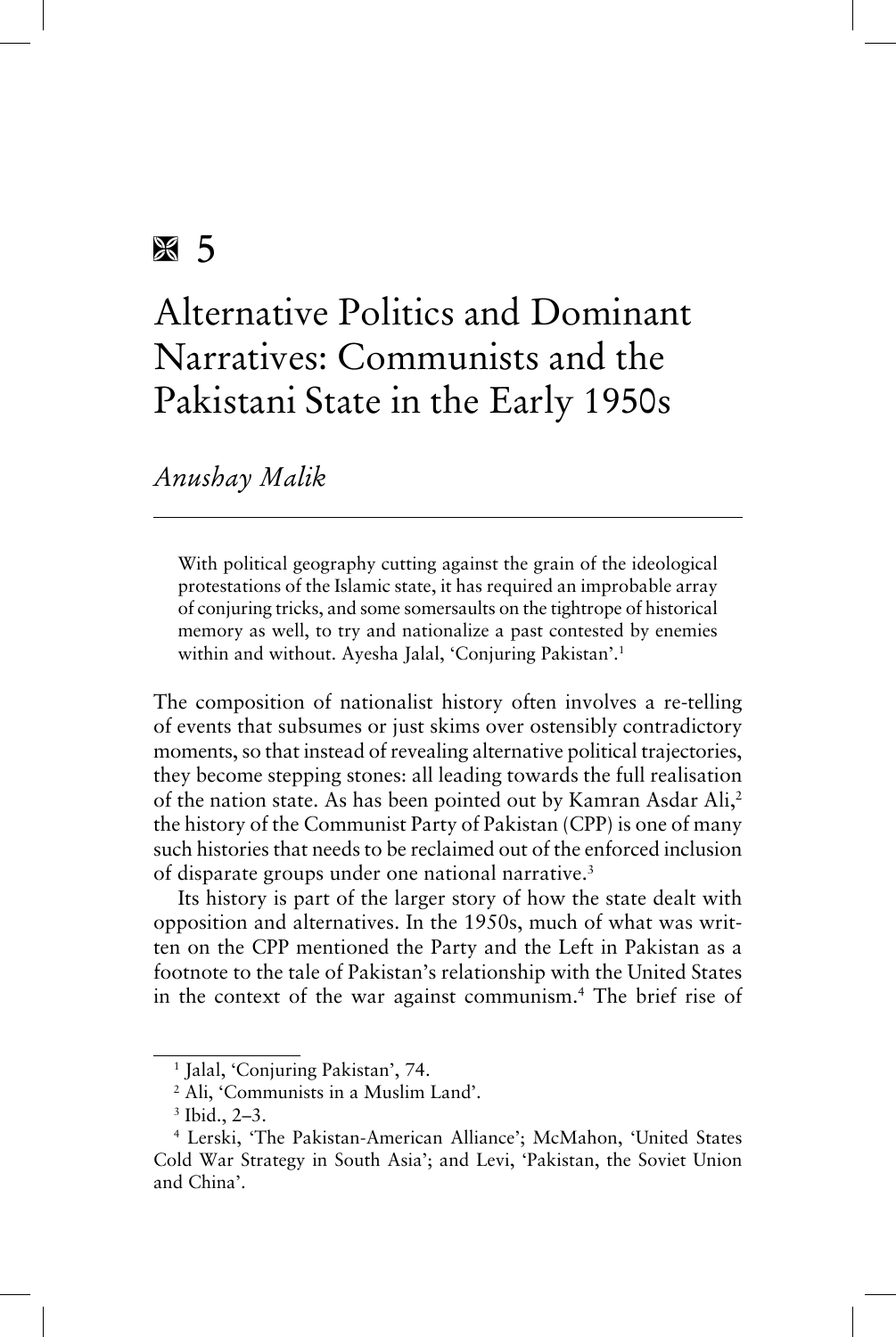# 5

# Alternative Politics and Dominant Narratives: Communists and the Pakistani State in the Early 1950s

*Anushay Malik*

> With political geography cutting against the grain of the ideological protestations of the Islamic state, it has required an improbable array of conjuring tricks, and some somersaults on the tightrope of historical memory as well, to try and nationalize a past contested by enemies within and without. Ayesha Jalal, 'Conjuring Pakistan'.[1]

The composition of nationalist history often involves a re-telling of events that subsumes or just skims over ostensibly contradictory moments, so that instead of revealing alternative political trajectories, they become stepping stones: all leading towards the full realisation of the nation state. As has been pointed out by Kamran Asdar Ali,[2] the history of the Communist Party of Pakistan (CPP) is one of many such histories that needs to be reclaimed out of the enforced inclusion of disparate groups under one national narrative.[3]

Its history is part of the larger story of how the state dealt with opposition and alternatives. In the 1950s, much of what was written on the CPP mentioned the Party and the Left in Pakistan as a footnote to the tale of Pakistan's relationship with the United States in the context of the war against communism.[4] The brief rise of

---

[1] Jalal, 'Conjuring Pakistan', 74.

[2] Ali, 'Communists in a Muslim Land'.

[3] Ibid., 2–3.

[4] Lerski, 'The Pakistan-American Alliance'; McMahon, 'United States Cold War Strategy in South Asia'; and Levi, 'Pakistan, the Soviet Union and China'.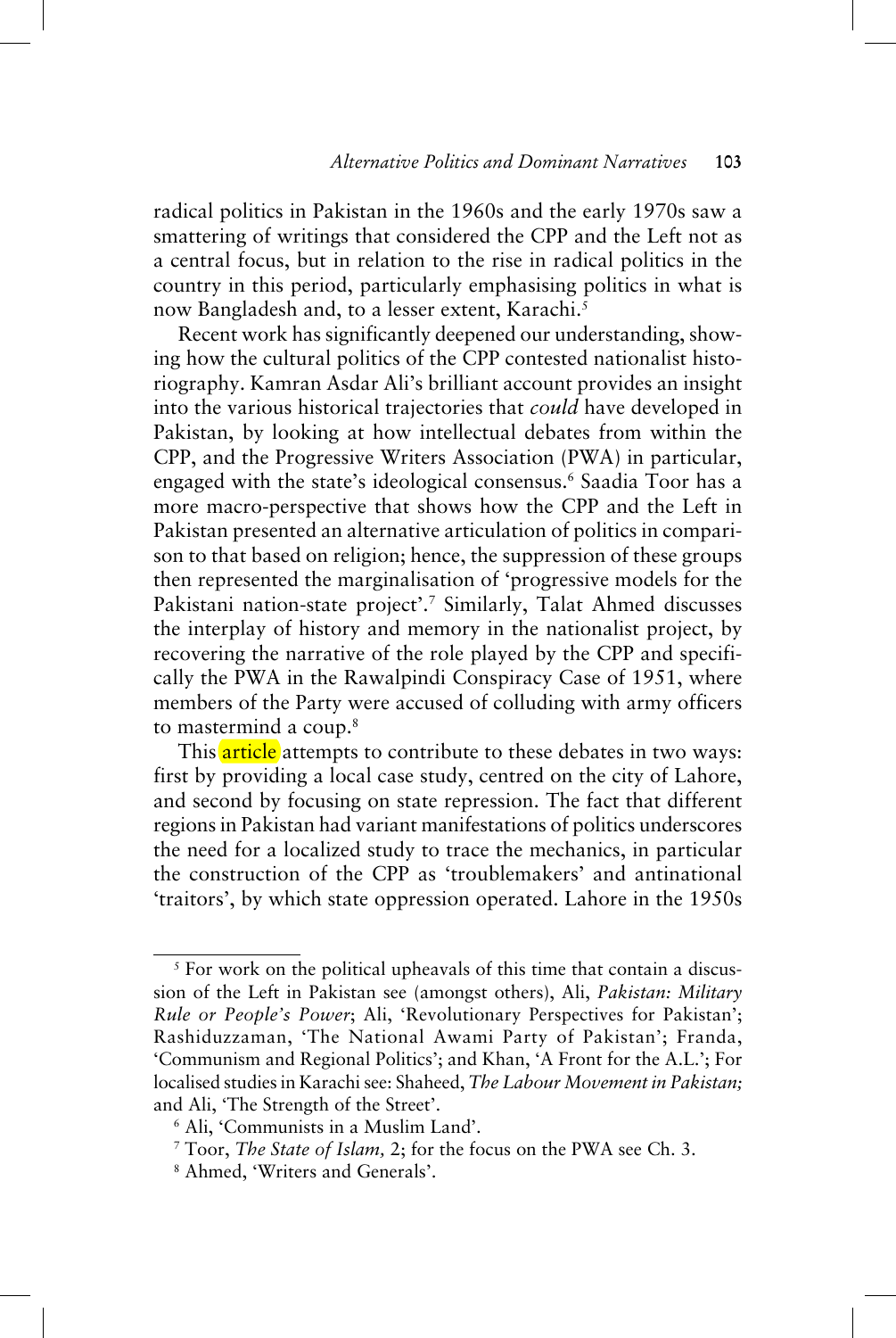radical politics in Pakistan in the 1960s and the early 1970s saw a smattering of writings that considered the CPP and the Left not as a central focus, but in relation to the rise in radical politics in the country in this period, particularly emphasising politics in what is now Bangladesh and, to a lesser extent, Karachi.[5]

Recent work has significantly deepened our understanding, showing how the cultural politics of the CPP contested nationalist historiography. Kamran Asdar Ali's brilliant account provides an insight into the various historical trajectories that *could* have developed in Pakistan, by looking at how intellectual debates from within the CPP, and the Progressive Writers Association (PWA) in particular, engaged with the state's ideological consensus.[6] Saadia Toor has a more macro-perspective that shows how the CPP and the Left in Pakistan presented an alternative articulation of politics in comparison to that based on religion; hence, the suppression of these groups then represented the marginalisation of 'progressive models for the Pakistani nation-state project'.[7] Similarly, Talat Ahmed discusses the interplay of history and memory in the nationalist project, by recovering the narrative of the role played by the CPP and specifically the PWA in the Rawalpindi Conspiracy Case of 1951, where members of the Party were accused of colluding with army officers to mastermind a coup.[8]

This article attempts to contribute to these debates in two ways: first by providing a local case study, centred on the city of Lahore, and second by focusing on state repression. The fact that different regions in Pakistan had variant manifestations of politics underscores the need for a localized study to trace the mechanics, in particular the construction of the CPP as 'troublemakers' and antinational 'traitors', by which state oppression operated. Lahore in the 1950s

---

[5] For work on the political upheavals of this time that contain a discussion of the Left in Pakistan see (amongst others), Ali, *Pakistan: Military Rule or People's Power*; Ali, 'Revolutionary Perspectives for Pakistan'; Rashiduzzaman, 'The National Awami Party of Pakistan'; Franda, 'Communism and Regional Politics'; and Khan, 'A Front for the A.L.'; For localised studies in Karachi see: Shaheed, *The Labour Movement in Pakistan;* and Ali, 'The Strength of the Street'.

[6] Ali, 'Communists in a Muslim Land'.

[7] Toor, *The State of Islam,* 2; for the focus on the PWA see Ch. 3.

[8] Ahmed, 'Writers and Generals'.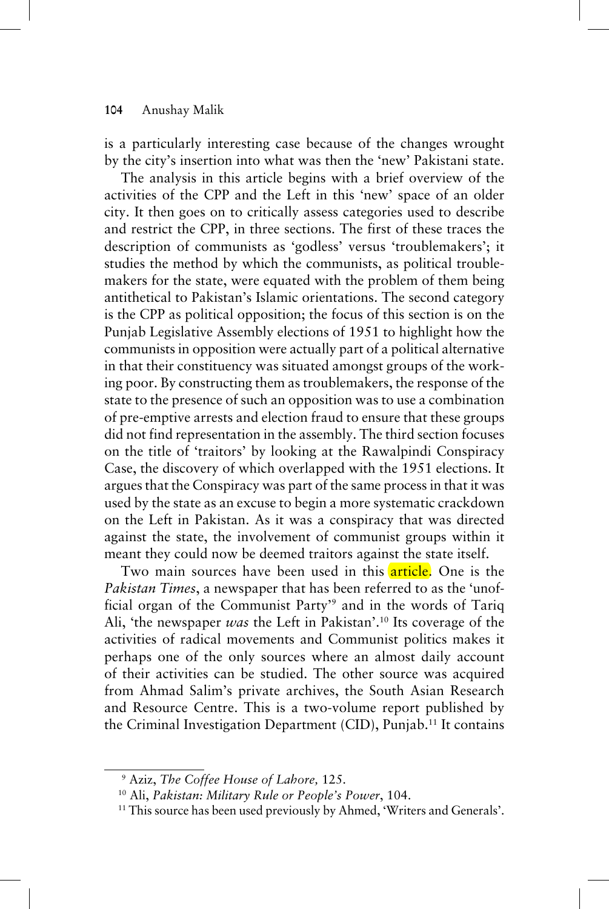is a particularly interesting case because of the changes wrought by the city's insertion into what was then the 'new' Pakistani state.

The analysis in this article begins with a brief overview of the activities of the CPP and the Left in this 'new' space of an older city. It then goes on to critically assess categories used to describe and restrict the CPP, in three sections. The first of these traces the description of communists as 'godless' versus 'troublemakers'; it studies the method by which the communists, as political troublemakers for the state, were equated with the problem of them being antithetical to Pakistan's Islamic orientations. The second category is the CPP as political opposition; the focus of this section is on the Punjab Legislative Assembly elections of 1951 to highlight how the communists in opposition were actually part of a political alternative in that their constituency was situated amongst groups of the working poor. By constructing them as troublemakers, the response of the state to the presence of such an opposition was to use a combination of pre-emptive arrests and election fraud to ensure that these groups did not find representation in the assembly. The third section focuses on the title of 'traitors' by looking at the Rawalpindi Conspiracy Case, the discovery of which overlapped with the 1951 elections. It argues that the Conspiracy was part of the same process in that it was used by the state as an excuse to begin a more systematic crackdown on the Left in Pakistan. As it was a conspiracy that was directed against the state, the involvement of communist groups within it meant they could now be deemed traitors against the state itself.

Two main sources have been used in this article. One is the *Pakistan Times*, a newspaper that has been referred to as the 'unofficial organ of the Communist Party'[9] and in the words of Tariq Ali, 'the newspaper *was* the Left in Pakistan'.[10] Its coverage of the activities of radical movements and Communist politics makes it perhaps one of the only sources where an almost daily account of their activities can be studied. The other source was acquired from Ahmad Salim's private archives, the South Asian Research and Resource Centre. This is a two-volume report published by the Criminal Investigation Department (CID), Punjab.[11] It contains

---

[9] Aziz, *The Coffee House of Lahore,* 125.

[10] Ali, *Pakistan: Military Rule or People's Power*, 104.

[11] This source has been used previously by Ahmed, 'Writers and Generals'.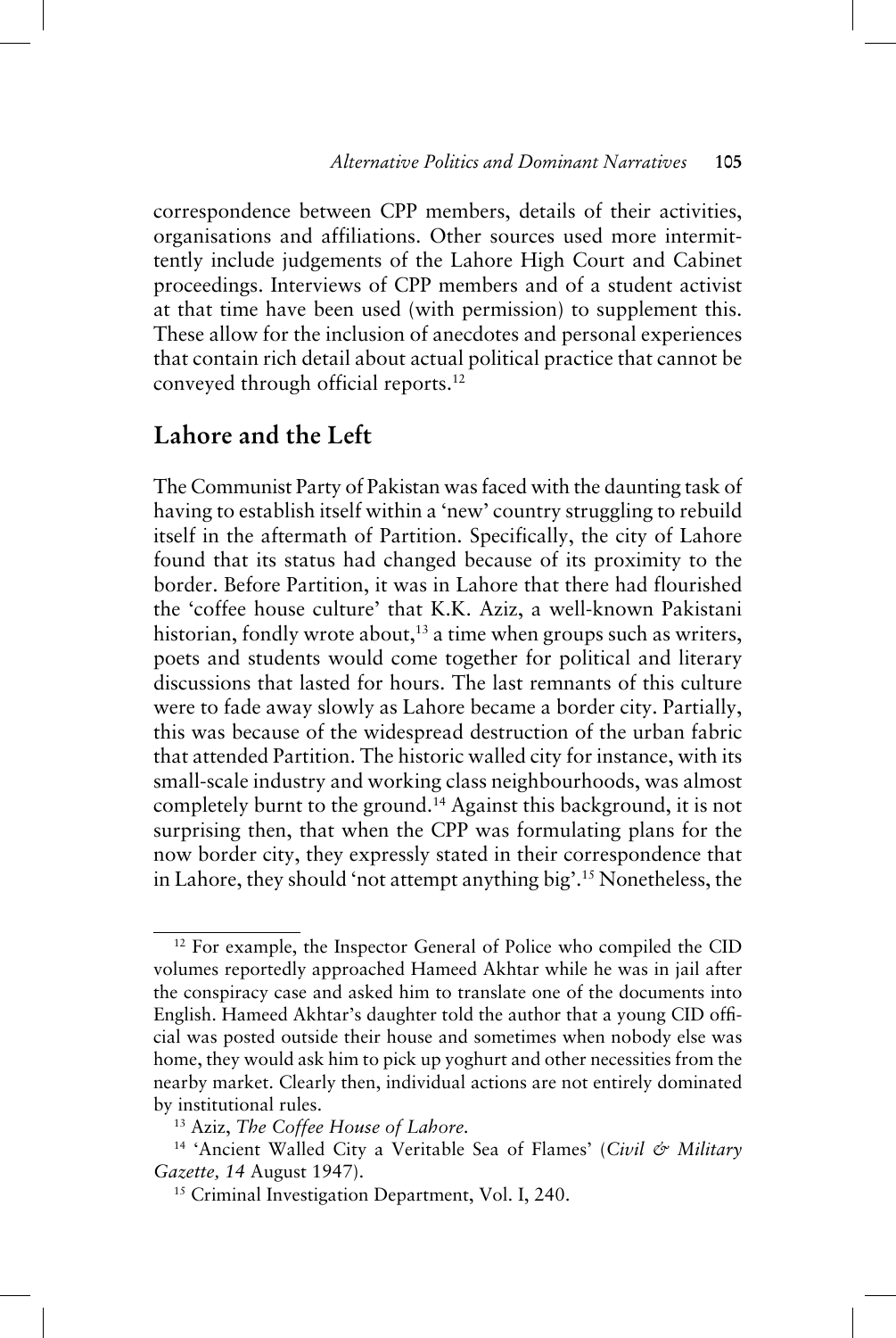correspondence between CPP members, details of their activities, organisations and affiliations. Other sources used more intermittently include judgements of the Lahore High Court and Cabinet proceedings. Interviews of CPP members and of a student activist at that time have been used (with permission) to supplement this. These allow for the inclusion of anecdotes and personal experiences that contain rich detail about actual political practice that cannot be conveyed through official reports.[12]

## Lahore and the Left

The Communist Party of Pakistan was faced with the daunting task of having to establish itself within a 'new' country struggling to rebuild itself in the aftermath of Partition. Specifically, the city of Lahore found that its status had changed because of its proximity to the border. Before Partition, it was in Lahore that there had flourished the 'coffee house culture' that K.K. Aziz, a well-known Pakistani historian, fondly wrote about,[13] a time when groups such as writers, poets and students would come together for political and literary discussions that lasted for hours. The last remnants of this culture were to fade away slowly as Lahore became a border city. Partially, this was because of the widespread destruction of the urban fabric that attended Partition. The historic walled city for instance, with its small-scale industry and working class neighbourhoods, was almost completely burnt to the ground.[14] Against this background, it is not surprising then, that when the CPP was formulating plans for the now border city, they expressly stated in their correspondence that in Lahore, they should 'not attempt anything big'.[15] Nonetheless, the

---

[12] For example, the Inspector General of Police who compiled the CID volumes reportedly approached Hameed Akhtar while he was in jail after the conspiracy case and asked him to translate one of the documents into English. Hameed Akhtar's daughter told the author that a young CID official was posted outside their house and sometimes when nobody else was home, they would ask him to pick up yoghurt and other necessities from the nearby market. Clearly then, individual actions are not entirely dominated by institutional rules.

[13] Aziz, *The Coffee House of Lahore*.

[14] 'Ancient Walled City a Veritable Sea of Flames' (*Civil & Military Gazette, 14* August 1947).

[15] Criminal Investigation Department, Vol. I, 240.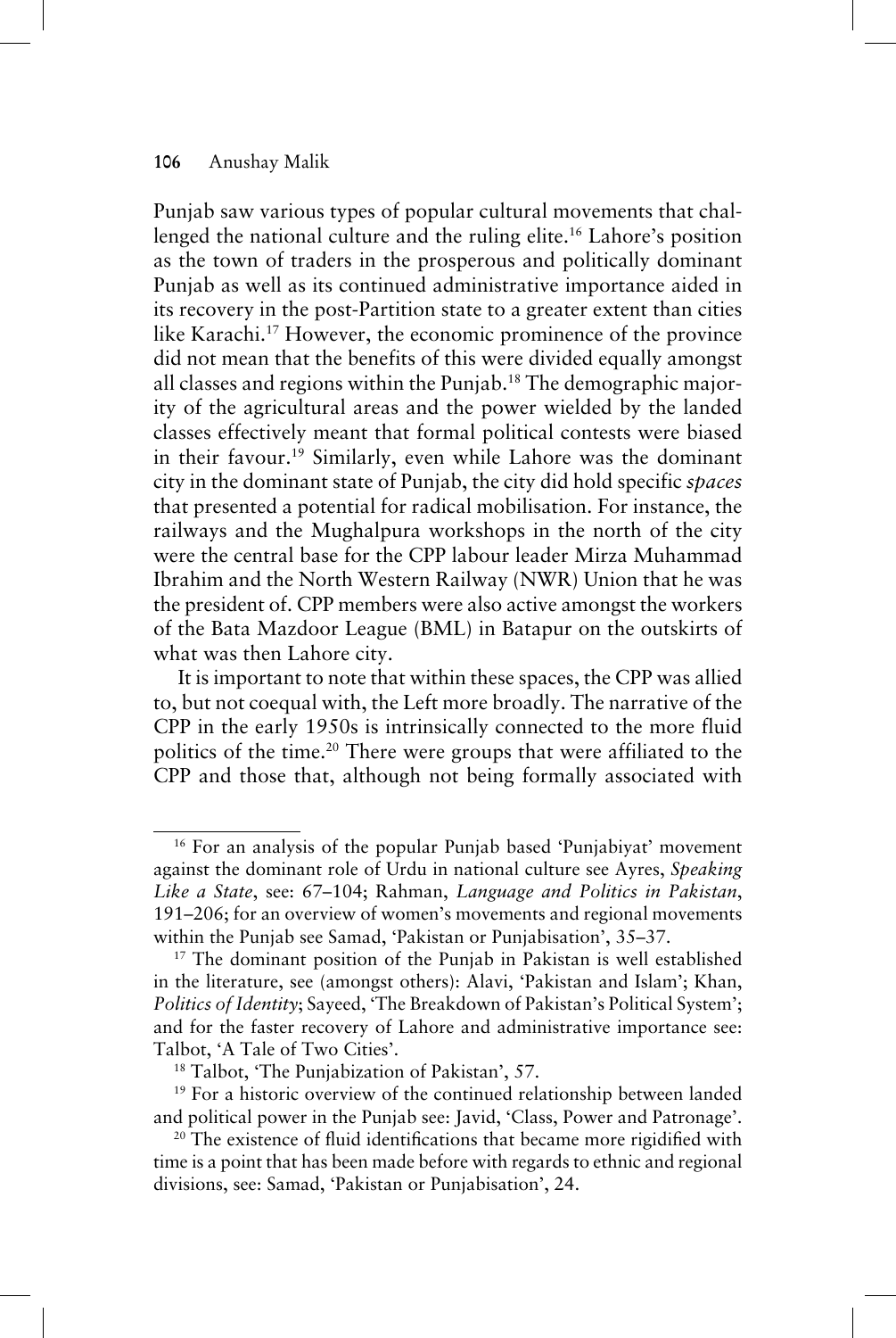Punjab saw various types of popular cultural movements that challenged the national culture and the ruling elite.[16] Lahore's position as the town of traders in the prosperous and politically dominant Punjab as well as its continued administrative importance aided in its recovery in the post-Partition state to a greater extent than cities like Karachi.[17] However, the economic prominence of the province did not mean that the benefits of this were divided equally amongst all classes and regions within the Punjab.[18] The demographic majority of the agricultural areas and the power wielded by the landed classes effectively meant that formal political contests were biased in their favour.[19] Similarly, even while Lahore was the dominant city in the dominant state of Punjab, the city did hold specific *spaces* that presented a potential for radical mobilisation. For instance, the railways and the Mughalpura workshops in the north of the city were the central base for the CPP labour leader Mirza Muhammad Ibrahim and the North Western Railway (NWR) Union that he was the president of. CPP members were also active amongst the workers of the Bata Mazdoor League (BML) in Batapur on the outskirts of what was then Lahore city.

It is important to note that within these spaces, the CPP was allied to, but not coequal with, the Left more broadly. The narrative of the CPP in the early 1950s is intrinsically connected to the more fluid politics of the time.[20] There were groups that were affiliated to the CPP and those that, although not being formally associated with

---

[16] For an analysis of the popular Punjab based 'Punjabiyat' movement against the dominant role of Urdu in national culture see Ayres, *Speaking Like a State*, see: 67–104; Rahman, *Language and Politics in Pakistan*, 191–206; for an overview of women's movements and regional movements within the Punjab see Samad, 'Pakistan or Punjabisation', 35–37.

[17] The dominant position of the Punjab in Pakistan is well established in the literature, see (amongst others): Alavi, 'Pakistan and Islam'; Khan, *Politics of Identity*; Sayeed, 'The Breakdown of Pakistan's Political System'; and for the faster recovery of Lahore and administrative importance see: Talbot, 'A Tale of Two Cities'.

[18] Talbot, 'The Punjabization of Pakistan', 57.

[19] For a historic overview of the continued relationship between landed and political power in the Punjab see: Javid, 'Class, Power and Patronage'.

[20] The existence of fluid identifications that became more rigidified with time is a point that has been made before with regards to ethnic and regional divisions, see: Samad, 'Pakistan or Punjabisation', 24.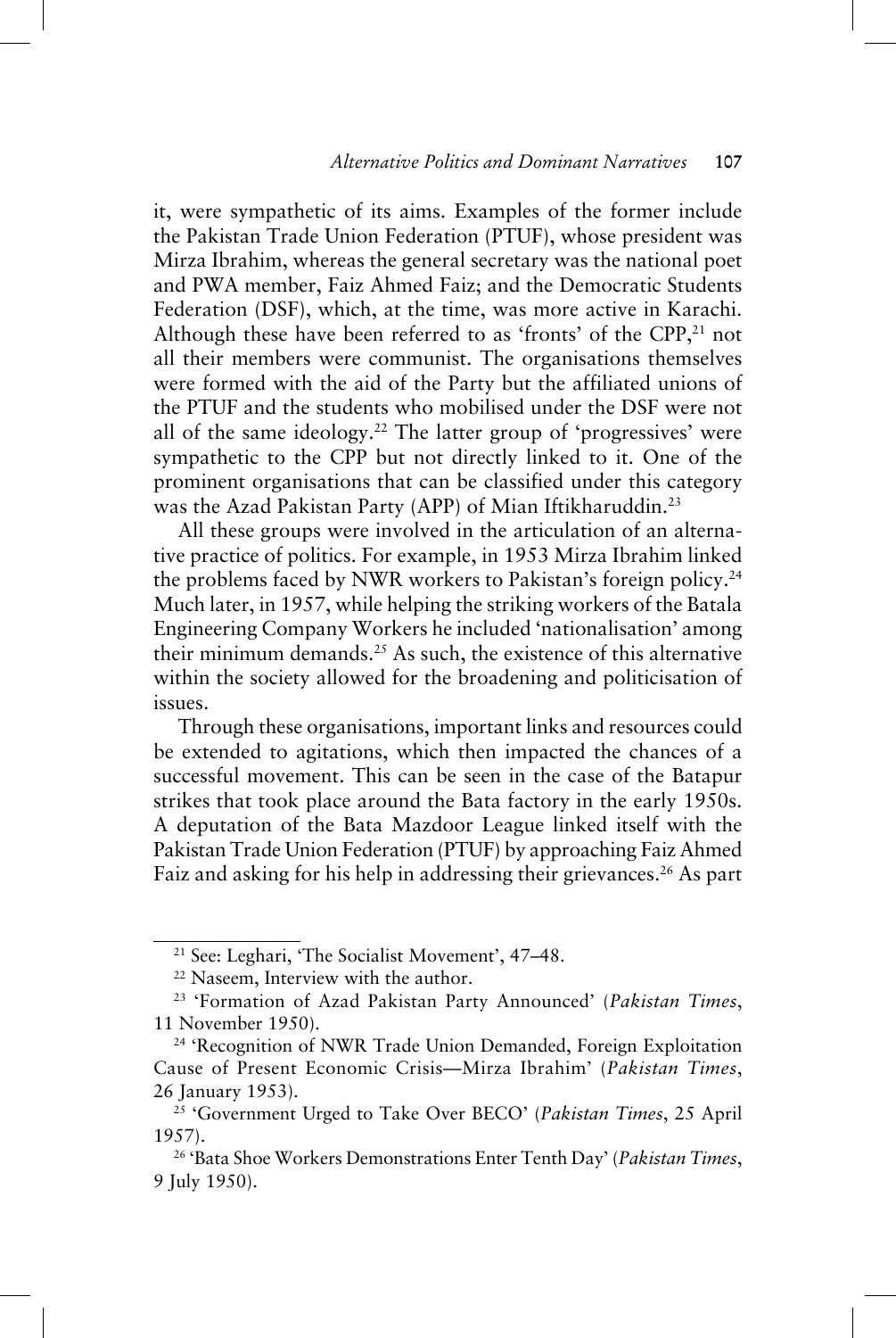it, were sympathetic of its aims. Examples of the former include the Pakistan Trade Union Federation (PTUF), whose president was Mirza Ibrahim, whereas the general secretary was the national poet and PWA member, Faiz Ahmed Faiz; and the Democratic Students Federation (DSF), which, at the time, was more active in Karachi. Although these have been referred to as 'fronts' of the CPP,[21] not all their members were communist. The organisations themselves were formed with the aid of the Party but the affiliated unions of the PTUF and the students who mobilised under the DSF were not all of the same ideology.[22] The latter group of 'progressives' were sympathetic to the CPP but not directly linked to it. One of the prominent organisations that can be classified under this category was the Azad Pakistan Party (APP) of Mian Iftikharuddin.[23]

All these groups were involved in the articulation of an alternative practice of politics. For example, in 1953 Mirza Ibrahim linked the problems faced by NWR workers to Pakistan's foreign policy.[24] Much later, in 1957, while helping the striking workers of the Batala Engineering Company Workers he included 'nationalisation' among their minimum demands.[25] As such, the existence of this alternative within the society allowed for the broadening and politicisation of issues.

Through these organisations, important links and resources could be extended to agitations, which then impacted the chances of a successful movement. This can be seen in the case of the Batapur strikes that took place around the Bata factory in the early 1950s. A deputation of the Bata Mazdoor League linked itself with the Pakistan Trade Union Federation (PTUF) by approaching Faiz Ahmed Faiz and asking for his help in addressing their grievances.[26] As part

---

[21] See: Leghari, 'The Socialist Movement', 47–48.

[22] Naseem, Interview with the author.

[23] 'Formation of Azad Pakistan Party Announced' (*Pakistan Times*, 11 November 1950).

[24] 'Recognition of NWR Trade Union Demanded, Foreign Exploitation Cause of Present Economic Crisis—Mirza Ibrahim' (*Pakistan Times*, 26 January 1953).

[25] 'Government Urged to Take Over BECO' (*Pakistan Times*, 25 April 1957).

[26] 'Bata Shoe Workers Demonstrations Enter Tenth Day' (*Pakistan Times*, 9 July 1950).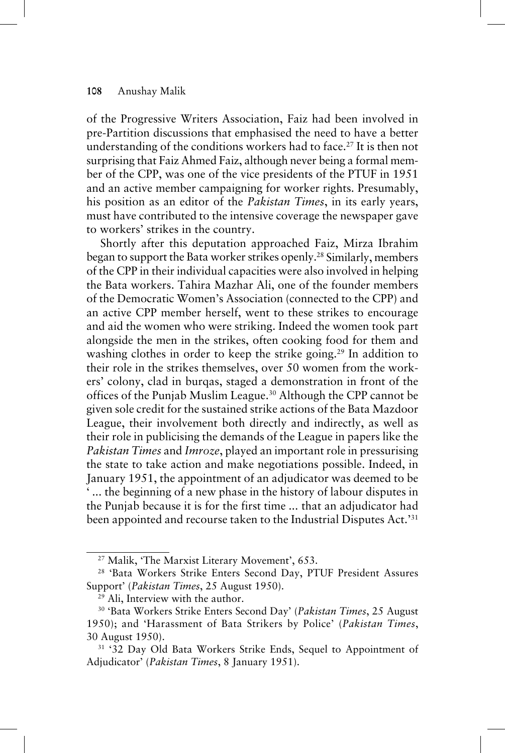of the Progressive Writers Association, Faiz had been involved in pre-Partition discussions that emphasised the need to have a better understanding of the conditions workers had to face.[27] It is then not surprising that Faiz Ahmed Faiz, although never being a formal member of the CPP, was one of the vice presidents of the PTUF in 1951 and an active member campaigning for worker rights. Presumably, his position as an editor of the *Pakistan Times*, in its early years, must have contributed to the intensive coverage the newspaper gave to workers' strikes in the country.

Shortly after this deputation approached Faiz, Mirza Ibrahim began to support the Bata worker strikes openly.[28] Similarly, members of the CPP in their individual capacities were also involved in helping the Bata workers. Tahira Mazhar Ali, one of the founder members of the Democratic Women's Association (connected to the CPP) and an active CPP member herself, went to these strikes to encourage and aid the women who were striking. Indeed the women took part alongside the men in the strikes, often cooking food for them and washing clothes in order to keep the strike going.[29] In addition to their role in the strikes themselves, over 50 women from the workers' colony, clad in burqas, staged a demonstration in front of the offices of the Punjab Muslim League.[30] Although the CPP cannot be given sole credit for the sustained strike actions of the Bata Mazdoor League, their involvement both directly and indirectly, as well as their role in publicising the demands of the League in papers like the *Pakistan Times* and *Imroze*, played an important role in pressurising the state to take action and make negotiations possible. Indeed, in January 1951, the appointment of an adjudicator was deemed to be '... the beginning of a new phase in the history of labour disputes in the Punjab because it is for the first time ... that an adjudicator had been appointed and recourse taken to the Industrial Disputes Act.'[31]

---

[27] Malik, 'The Marxist Literary Movement', 653.

[28] 'Bata Workers Strike Enters Second Day, PTUF President Assures Support' (*Pakistan Times*, 25 August 1950).

[29] Ali, Interview with the author.

[30] 'Bata Workers Strike Enters Second Day' (*Pakistan Times*, 25 August 1950); and 'Harassment of Bata Strikers by Police' (*Pakistan Times*, 30 August 1950).

[31] '32 Day Old Bata Workers Strike Ends, Sequel to Appointment of Adjudicator' (*Pakistan Times*, 8 January 1951).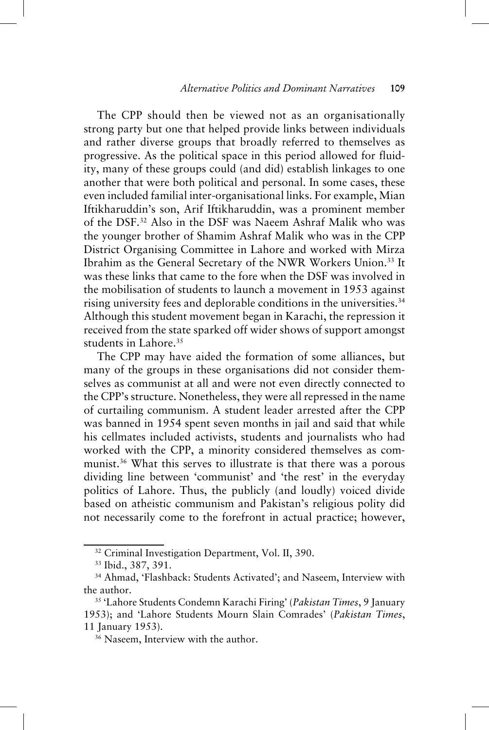The CPP should then be viewed not as an organisationally strong party but one that helped provide links between individuals and rather diverse groups that broadly referred to themselves as progressive. As the political space in this period allowed for fluidity, many of these groups could (and did) establish linkages to one another that were both political and personal. In some cases, these even included familial inter-organisational links. For example, Mian Iftikharuddin's son, Arif Iftikharuddin, was a prominent member of the DSF.[32] Also in the DSF was Naeem Ashraf Malik who was the younger brother of Shamim Ashraf Malik who was in the CPP District Organising Committee in Lahore and worked with Mirza Ibrahim as the General Secretary of the NWR Workers Union.[33] It was these links that came to the fore when the DSF was involved in the mobilisation of students to launch a movement in 1953 against rising university fees and deplorable conditions in the universities.[34] Although this student movement began in Karachi, the repression it received from the state sparked off wider shows of support amongst students in Lahore.[35]

The CPP may have aided the formation of some alliances, but many of the groups in these organisations did not consider themselves as communist at all and were not even directly connected to the CPP's structure. Nonetheless, they were all repressed in the name of curtailing communism. A student leader arrested after the CPP was banned in 1954 spent seven months in jail and said that while his cellmates included activists, students and journalists who had worked with the CPP, a minority considered themselves as communist.[36] What this serves to illustrate is that there was a porous dividing line between 'communist' and 'the rest' in the everyday politics of Lahore. Thus, the publicly (and loudly) voiced divide based on atheistic communism and Pakistan's religious polity did not necessarily come to the forefront in actual practice; however,

---

[32] Criminal Investigation Department, Vol. II, 390.

[33] Ibid., 387, 391.

[34] Ahmad, 'Flashback: Students Activated'; and Naseem, Interview with the author.

[35] 'Lahore Students Condemn Karachi Firing' (*Pakistan Times*, 9 January 1953); and 'Lahore Students Mourn Slain Comrades' (*Pakistan Times*, 11 January 1953).

[36] Naseem, Interview with the author.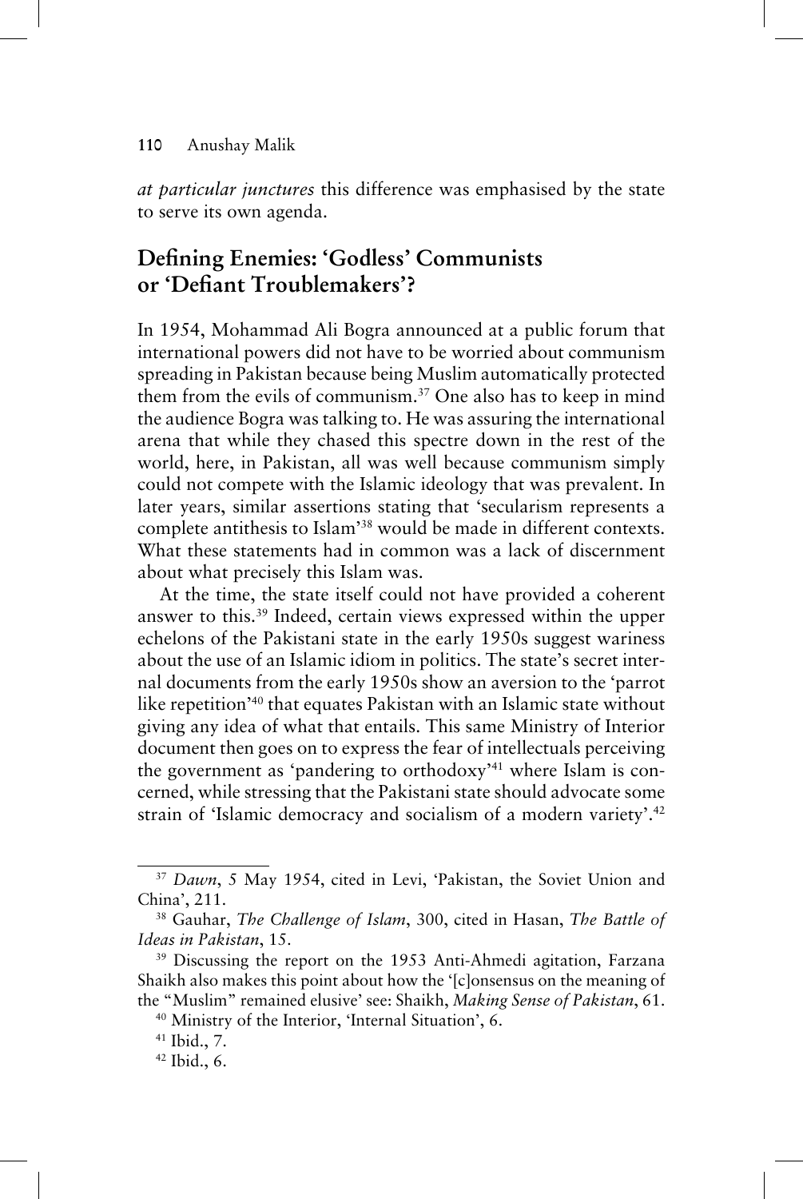*at particular junctures* this difference was emphasised by the state to serve its own agenda.

## Defining Enemies: 'Godless' Communists or 'Defiant Troublemakers'?

In 1954, Mohammad Ali Bogra announced at a public forum that international powers did not have to be worried about communism spreading in Pakistan because being Muslim automatically protected them from the evils of communism.[37] One also has to keep in mind the audience Bogra was talking to. He was assuring the international arena that while they chased this spectre down in the rest of the world, here, in Pakistan, all was well because communism simply could not compete with the Islamic ideology that was prevalent. In later years, similar assertions stating that 'secularism represents a complete antithesis to Islam'[38] would be made in different contexts. What these statements had in common was a lack of discernment about what precisely this Islam was.

At the time, the state itself could not have provided a coherent answer to this.[39] Indeed, certain views expressed within the upper echelons of the Pakistani state in the early 1950s suggest wariness about the use of an Islamic idiom in politics. The state's secret internal documents from the early 1950s show an aversion to the 'parrot like repetition'[40] that equates Pakistan with an Islamic state without giving any idea of what that entails. This same Ministry of Interior document then goes on to express the fear of intellectuals perceiving the government as 'pandering to orthodoxy'[41] where Islam is concerned, while stressing that the Pakistani state should advocate some strain of 'Islamic democracy and socialism of a modern variety'.[42]

---

[37] *Dawn*, 5 May 1954, cited in Levi, 'Pakistan, the Soviet Union and China', 211.

[38] Gauhar, *The Challenge of Islam*, 300, cited in Hasan, *The Battle of Ideas in Pakistan*, 15.

[39] Discussing the report on the 1953 Anti-Ahmedi agitation, Farzana Shaikh also makes this point about how the '[c]onsensus on the meaning of the "Muslim" remained elusive' see: Shaikh, *Making Sense of Pakistan*, 61.

[40] Ministry of the Interior, 'Internal Situation', 6.

[41] Ibid., 7.

[42] Ibid., 6.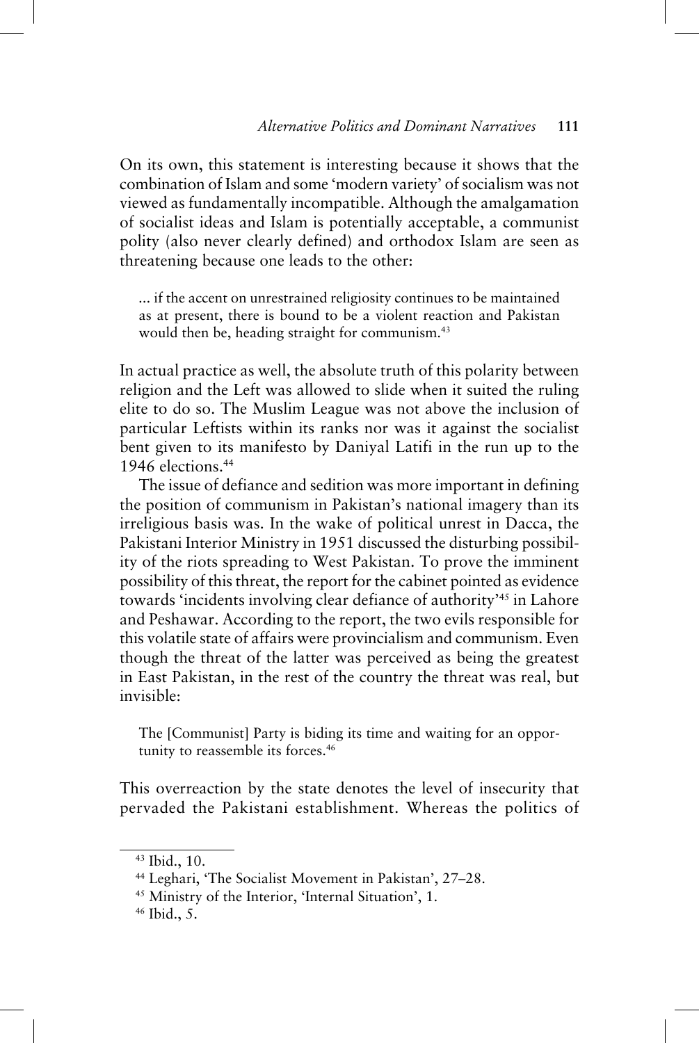On its own, this statement is interesting because it shows that the combination of Islam and some 'modern variety' of socialism was not viewed as fundamentally incompatible. Although the amalgamation of socialist ideas and Islam is potentially acceptable, a communist polity (also never clearly defined) and orthodox Islam are seen as threatening because one leads to the other:

> ... if the accent on unrestrained religiosity continues to be maintained as at present, there is bound to be a violent reaction and Pakistan would then be, heading straight for communism.[43]

In actual practice as well, the absolute truth of this polarity between religion and the Left was allowed to slide when it suited the ruling elite to do so. The Muslim League was not above the inclusion of particular Leftists within its ranks nor was it against the socialist bent given to its manifesto by Daniyal Latifi in the run up to the 1946 elections.[44]

The issue of defiance and sedition was more important in defining the position of communism in Pakistan's national imagery than its irreligious basis was. In the wake of political unrest in Dacca, the Pakistani Interior Ministry in 1951 discussed the disturbing possibility of the riots spreading to West Pakistan. To prove the imminent possibility of this threat, the report for the cabinet pointed as evidence towards 'incidents involving clear defiance of authority'[45] in Lahore and Peshawar. According to the report, the two evils responsible for this volatile state of affairs were provincialism and communism. Even though the threat of the latter was perceived as being the greatest in East Pakistan, in the rest of the country the threat was real, but invisible:

> The [Communist] Party is biding its time and waiting for an opportunity to reassemble its forces.[46]

This overreaction by the state denotes the level of insecurity that pervaded the Pakistani establishment. Whereas the politics of

---

[43] Ibid., 10.

[44] Leghari, 'The Socialist Movement in Pakistan', 27–28.

[45] Ministry of the Interior, 'Internal Situation', 1.

[46] Ibid., 5.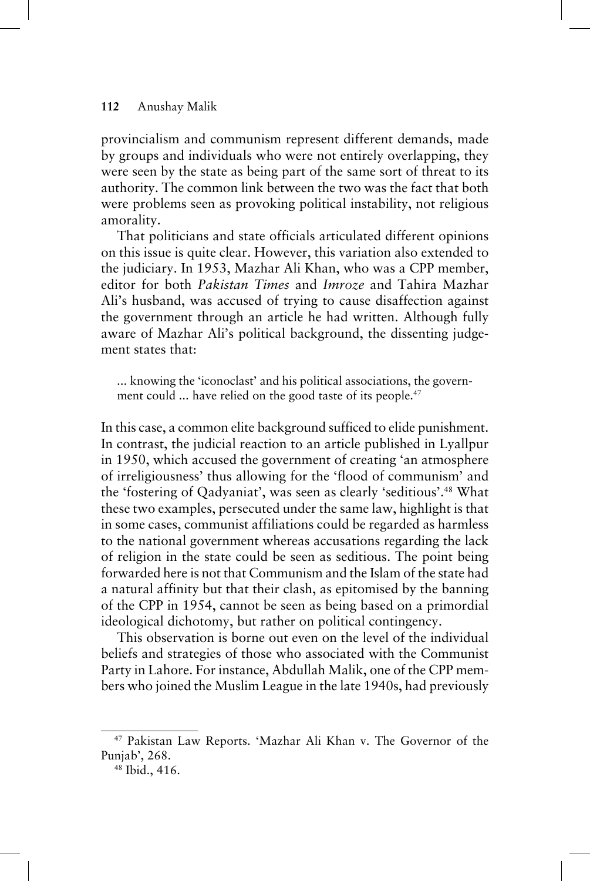provincialism and communism represent different demands, made by groups and individuals who were not entirely overlapping, they were seen by the state as being part of the same sort of threat to its authority. The common link between the two was the fact that both were problems seen as provoking political instability, not religious amorality.

That politicians and state officials articulated different opinions on this issue is quite clear. However, this variation also extended to the judiciary. In 1953, Mazhar Ali Khan, who was a CPP member, editor for both *Pakistan Times* and *Imroze* and Tahira Mazhar Ali's husband, was accused of trying to cause disaffection against the government through an article he had written. Although fully aware of Mazhar Ali's political background, the dissenting judgement states that:

> ... knowing the 'iconoclast' and his political associations, the government could ... have relied on the good taste of its people.[47]

In this case, a common elite background sufficed to elide punishment. In contrast, the judicial reaction to an article published in Lyallpur in 1950, which accused the government of creating 'an atmosphere of irreligiousness' thus allowing for the 'flood of communism' and the 'fostering of Qadyaniat', was seen as clearly 'seditious'.[48] What these two examples, persecuted under the same law, highlight is that in some cases, communist affiliations could be regarded as harmless to the national government whereas accusations regarding the lack of religion in the state could be seen as seditious. The point being forwarded here is not that Communism and the Islam of the state had a natural affinity but that their clash, as epitomised by the banning of the CPP in 1954, cannot be seen as being based on a primordial ideological dichotomy, but rather on political contingency.

This observation is borne out even on the level of the individual beliefs and strategies of those who associated with the Communist Party in Lahore. For instance, Abdullah Malik, one of the CPP members who joined the Muslim League in the late 1940s, had previously

---

[47] Pakistan Law Reports. 'Mazhar Ali Khan v. The Governor of the Punjab', 268.

[48] Ibid., 416.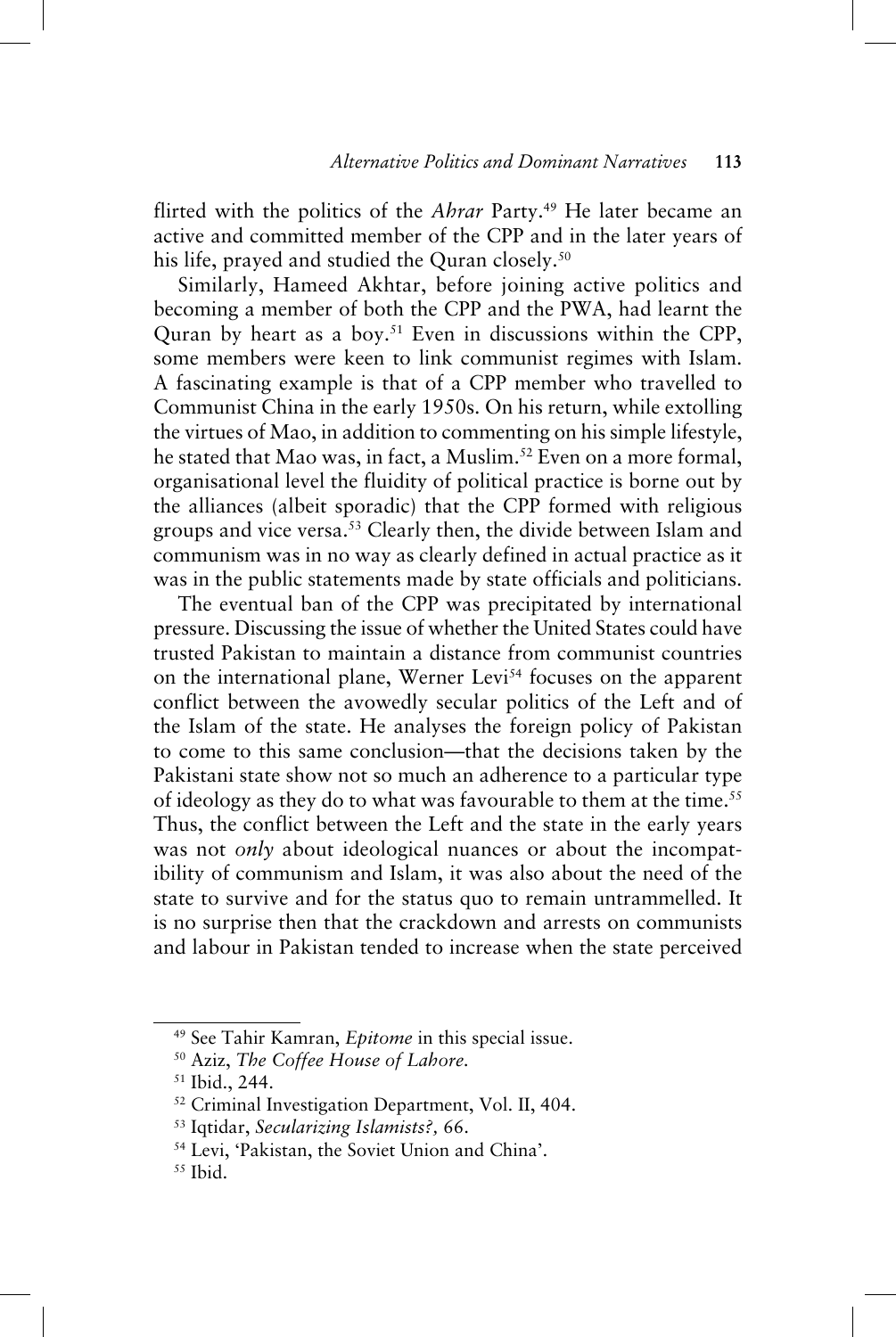flirted with the politics of the *Ahrar* Party.[49] He later became an active and committed member of the CPP and in the later years of his life, prayed and studied the Quran closely.[50]

Similarly, Hameed Akhtar, before joining active politics and becoming a member of both the CPP and the PWA, had learnt the Quran by heart as a boy.[51] Even in discussions within the CPP, some members were keen to link communist regimes with Islam. A fascinating example is that of a CPP member who travelled to Communist China in the early 1950s. On his return, while extolling the virtues of Mao, in addition to commenting on his simple lifestyle, he stated that Mao was, in fact, a Muslim.[52] Even on a more formal, organisational level the fluidity of political practice is borne out by the alliances (albeit sporadic) that the CPP formed with religious groups and vice versa.[53] Clearly then, the divide between Islam and communism was in no way as clearly defined in actual practice as it was in the public statements made by state officials and politicians.

The eventual ban of the CPP was precipitated by international pressure. Discussing the issue of whether the United States could have trusted Pakistan to maintain a distance from communist countries on the international plane, Werner Levi[54] focuses on the apparent conflict between the avowedly secular politics of the Left and of the Islam of the state. He analyses the foreign policy of Pakistan to come to this same conclusion—that the decisions taken by the Pakistani state show not so much an adherence to a particular type of ideology as they do to what was favourable to them at the time.[55] Thus, the conflict between the Left and the state in the early years was not *only* about ideological nuances or about the incompatibility of communism and Islam, it was also about the need of the state to survive and for the status quo to remain untrammelled. It is no surprise then that the crackdown and arrests on communists and labour in Pakistan tended to increase when the state perceived

---

[49] See Tahir Kamran, *Epitome* in this special issue.

[50] Aziz, *The Coffee House of Lahore*.

[51] Ibid., 244.

[52] Criminal Investigation Department, Vol. II, 404.

[53] Iqtidar, *Secularizing Islamists?*, 66.

[54] Levi, 'Pakistan, the Soviet Union and China'.

[55] Ibid.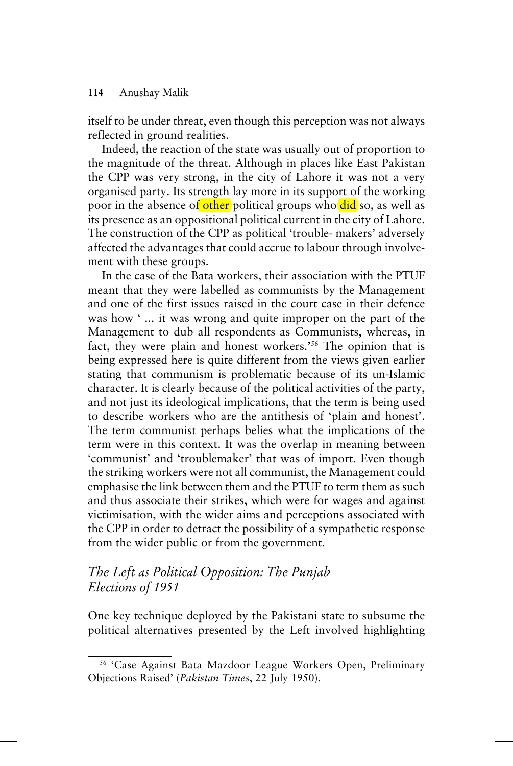itself to be under threat, even though this perception was not always reflected in ground realities.

Indeed, the reaction of the state was usually out of proportion to the magnitude of the threat. Although in places like East Pakistan the CPP was very strong, in the city of Lahore it was not a very organised party. Its strength lay more in its support of the working poor in the absence of other political groups who did so, as well as its presence as an oppositional political current in the city of Lahore. The construction of the CPP as political 'trouble- makers' adversely affected the advantages that could accrue to labour through involvement with these groups.

In the case of the Bata workers, their association with the PTUF meant that they were labelled as communists by the Management and one of the first issues raised in the court case in their defence was how ' ... it was wrong and quite improper on the part of the Management to dub all respondents as Communists, whereas, in fact, they were plain and honest workers.'[56] The opinion that is being expressed here is quite different from the views given earlier stating that communism is problematic because of its un-Islamic character. It is clearly because of the political activities of the party, and not just its ideological implications, that the term is being used to describe workers who are the antithesis of 'plain and honest'. The term communist perhaps belies what the implications of the term were in this context. It was the overlap in meaning between 'communist' and 'troublemaker' that was of import. Even though the striking workers were not all communist, the Management could emphasise the link between them and the PTUF to term them as such and thus associate their strikes, which were for wages and against victimisation, with the wider aims and perceptions associated with the CPP in order to detract the possibility of a sympathetic response from the wider public or from the government.

## *The Left as Political Opposition: The Punjab Elections of 1951*

One key technique deployed by the Pakistani state to subsume the political alternatives presented by the Left involved highlighting

[56] 'Case Against Bata Mazdoor League Workers Open, Preliminary Objections Raised' (*Pakistan Times*, 22 July 1950).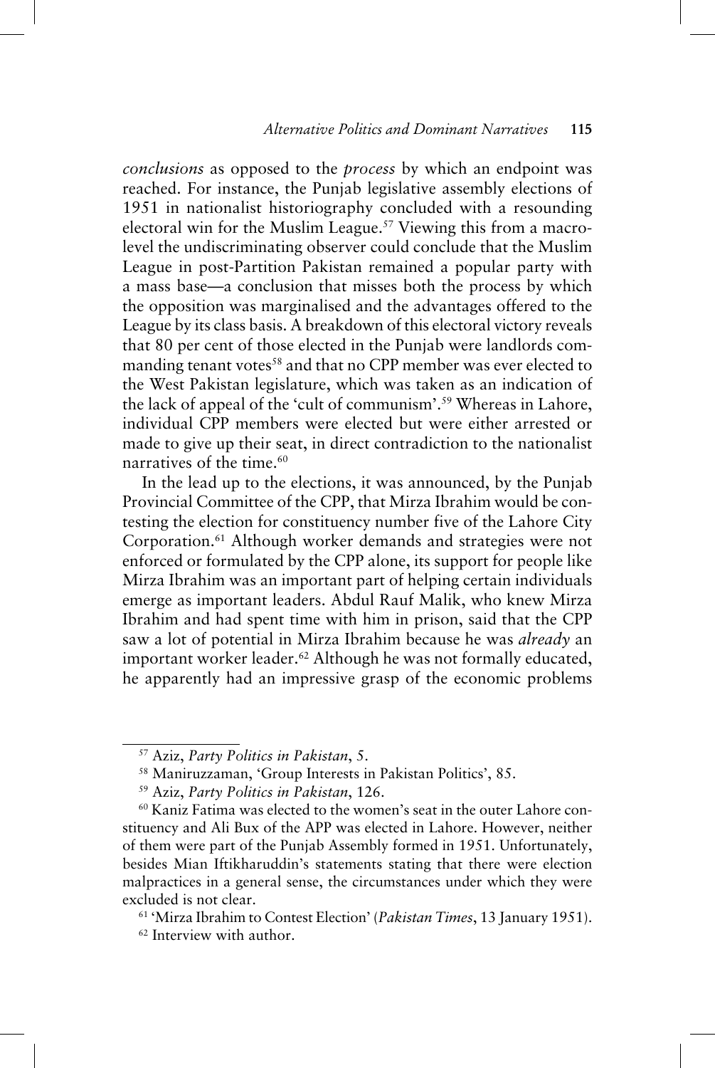*conclusions* as opposed to the *process* by which an endpoint was reached. For instance, the Punjab legislative assembly elections of 1951 in nationalist historiography concluded with a resounding electoral win for the Muslim League.[57] Viewing this from a macro-level the undiscriminating observer could conclude that the Muslim League in post-Partition Pakistan remained a popular party with a mass base—a conclusion that misses both the process by which the opposition was marginalised and the advantages offered to the League by its class basis. A breakdown of this electoral victory reveals that 80 per cent of those elected in the Punjab were landlords commanding tenant votes[58] and that no CPP member was ever elected to the West Pakistan legislature, which was taken as an indication of the lack of appeal of the 'cult of communism'.[59] Whereas in Lahore, individual CPP members were elected but were either arrested or made to give up their seat, in direct contradiction to the nationalist narratives of the time.[60]

In the lead up to the elections, it was announced, by the Punjab Provincial Committee of the CPP, that Mirza Ibrahim would be contesting the election for constituency number five of the Lahore City Corporation.[61] Although worker demands and strategies were not enforced or formulated by the CPP alone, its support for people like Mirza Ibrahim was an important part of helping certain individuals emerge as important leaders. Abdul Rauf Malik, who knew Mirza Ibrahim and had spent time with him in prison, said that the CPP saw a lot of potential in Mirza Ibrahim because he was *already* an important worker leader.[62] Although he was not formally educated, he apparently had an impressive grasp of the economic problems

---

[57] Aziz, *Party Politics in Pakistan*, 5.

[58] Maniruzzaman, 'Group Interests in Pakistan Politics', 85.

[59] Aziz, *Party Politics in Pakistan*, 126.

[60] Kaniz Fatima was elected to the women's seat in the outer Lahore constituency and Ali Bux of the APP was elected in Lahore. However, neither of them were part of the Punjab Assembly formed in 1951. Unfortunately, besides Mian Iftikharuddin's statements stating that there were election malpractices in a general sense, the circumstances under which they were excluded is not clear.

[61] 'Mirza Ibrahim to Contest Election' (*Pakistan Times*, 13 January 1951).

[62] Interview with author.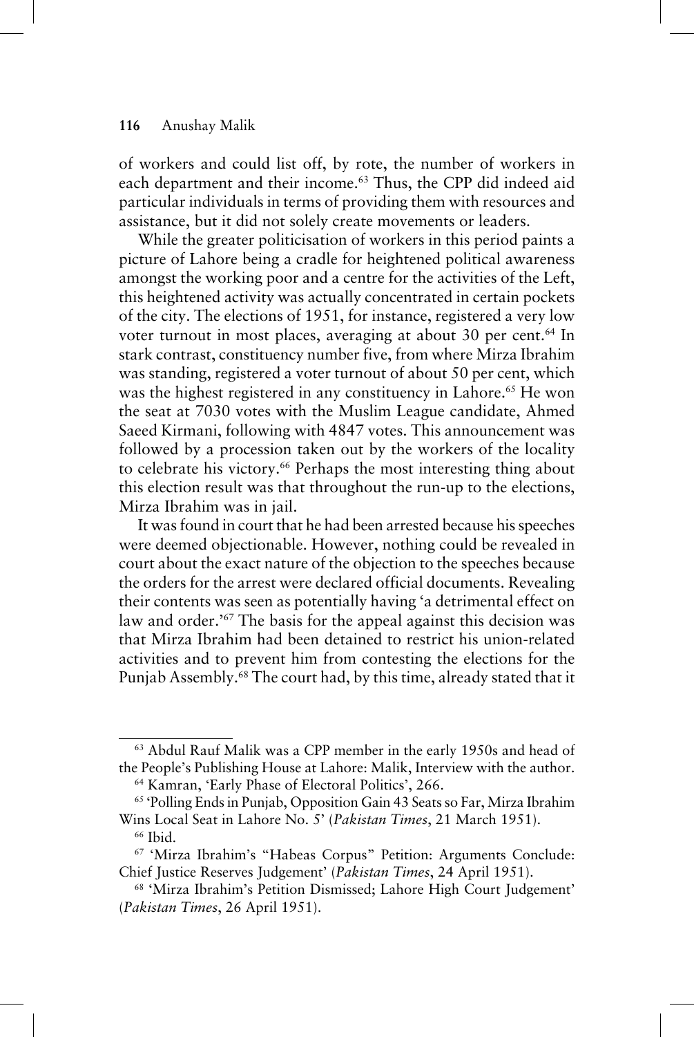of workers and could list off, by rote, the number of workers in each department and their income.[63] Thus, the CPP did indeed aid particular individuals in terms of providing them with resources and assistance, but it did not solely create movements or leaders.

While the greater politicisation of workers in this period paints a picture of Lahore being a cradle for heightened political awareness amongst the working poor and a centre for the activities of the Left, this heightened activity was actually concentrated in certain pockets of the city. The elections of 1951, for instance, registered a very low voter turnout in most places, averaging at about 30 per cent.[64] In stark contrast, constituency number five, from where Mirza Ibrahim was standing, registered a voter turnout of about 50 per cent, which was the highest registered in any constituency in Lahore.[65] He won the seat at 7030 votes with the Muslim League candidate, Ahmed Saeed Kirmani, following with 4847 votes. This announcement was followed by a procession taken out by the workers of the locality to celebrate his victory.[66] Perhaps the most interesting thing about this election result was that throughout the run-up to the elections, Mirza Ibrahim was in jail.

It was found in court that he had been arrested because his speeches were deemed objectionable. However, nothing could be revealed in court about the exact nature of the objection to the speeches because the orders for the arrest were declared official documents. Revealing their contents was seen as potentially having 'a detrimental effect on law and order.'[67] The basis for the appeal against this decision was that Mirza Ibrahim had been detained to restrict his union-related activities and to prevent him from contesting the elections for the Punjab Assembly.[68] The court had, by this time, already stated that it

---

[63] Abdul Rauf Malik was a CPP member in the early 1950s and head of the People's Publishing House at Lahore: Malik, Interview with the author.

[64] Kamran, 'Early Phase of Electoral Politics', 266.

[65] 'Polling Ends in Punjab, Opposition Gain 43 Seats so Far, Mirza Ibrahim Wins Local Seat in Lahore No. 5' (*Pakistan Times*, 21 March 1951).

[66] Ibid.

[67] 'Mirza Ibrahim's "Habeas Corpus" Petition: Arguments Conclude: Chief Justice Reserves Judgement' (*Pakistan Times*, 24 April 1951).

[68] 'Mirza Ibrahim's Petition Dismissed; Lahore High Court Judgement' (*Pakistan Times*, 26 April 1951).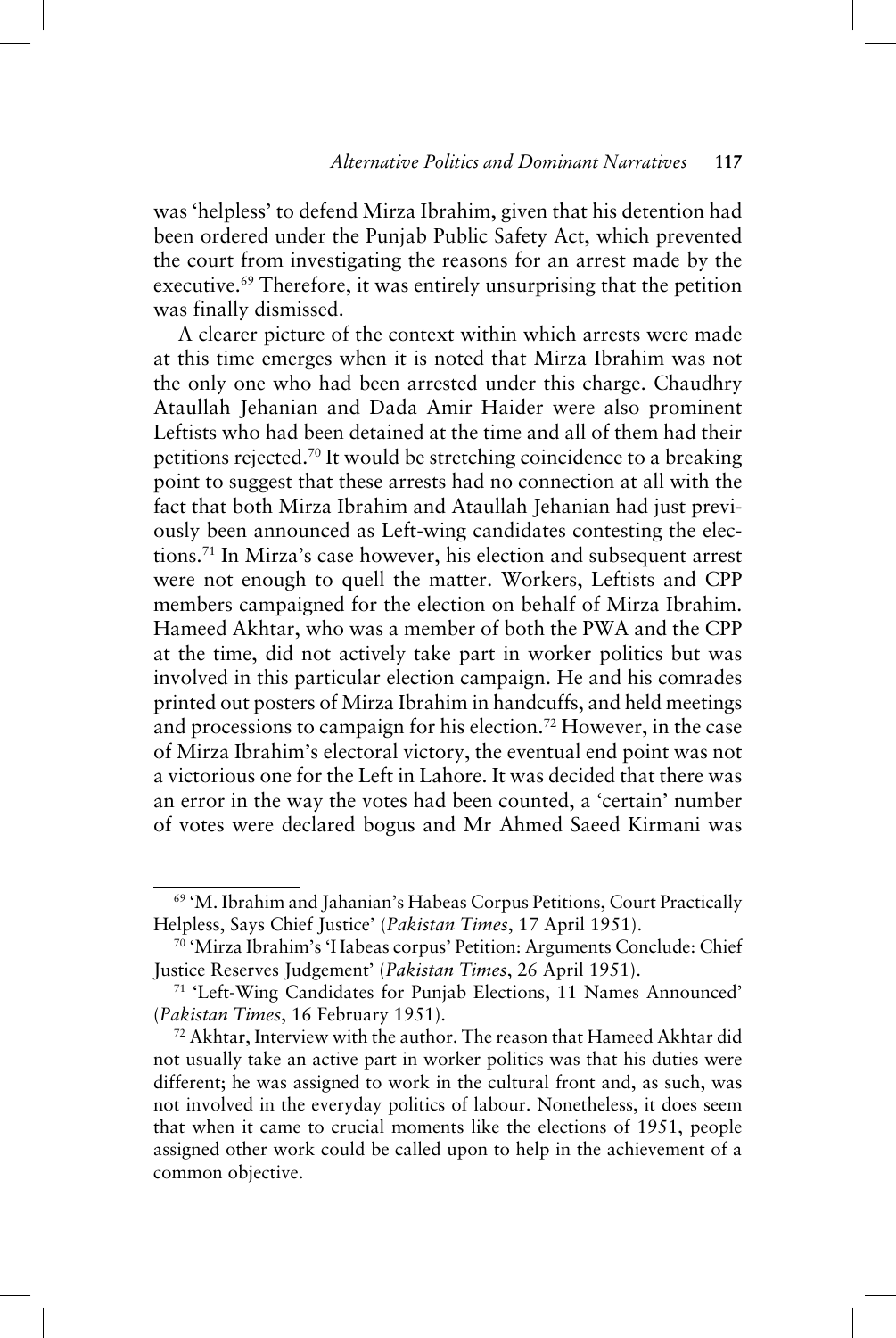was 'helpless' to defend Mirza Ibrahim, given that his detention had been ordered under the Punjab Public Safety Act, which prevented the court from investigating the reasons for an arrest made by the executive.[69] Therefore, it was entirely unsurprising that the petition was finally dismissed.

A clearer picture of the context within which arrests were made at this time emerges when it is noted that Mirza Ibrahim was not the only one who had been arrested under this charge. Chaudhry Ataullah Jehanian and Dada Amir Haider were also prominent Leftists who had been detained at the time and all of them had their petitions rejected.[70] It would be stretching coincidence to a breaking point to suggest that these arrests had no connection at all with the fact that both Mirza Ibrahim and Ataullah Jehanian had just previously been announced as Left-wing candidates contesting the elections.[71] In Mirza's case however, his election and subsequent arrest were not enough to quell the matter. Workers, Leftists and CPP members campaigned for the election on behalf of Mirza Ibrahim. Hameed Akhtar, who was a member of both the PWA and the CPP at the time, did not actively take part in worker politics but was involved in this particular election campaign. He and his comrades printed out posters of Mirza Ibrahim in handcuffs, and held meetings and processions to campaign for his election.[72] However, in the case of Mirza Ibrahim's electoral victory, the eventual end point was not a victorious one for the Left in Lahore. It was decided that there was an error in the way the votes had been counted, a 'certain' number of votes were declared bogus and Mr Ahmed Saeed Kirmani was

---

[69] 'M. Ibrahim and Jahanian's Habeas Corpus Petitions, Court Practically Helpless, Says Chief Justice' (*Pakistan Times*, 17 April 1951).

[70] 'Mirza Ibrahim's 'Habeas corpus' Petition: Arguments Conclude: Chief Justice Reserves Judgement' (*Pakistan Times*, 26 April 1951).

[71] 'Left-Wing Candidates for Punjab Elections, 11 Names Announced' (*Pakistan Times*, 16 February 1951).

[72] Akhtar, Interview with the author. The reason that Hameed Akhtar did not usually take an active part in worker politics was that his duties were different; he was assigned to work in the cultural front and, as such, was not involved in the everyday politics of labour. Nonetheless, it does seem that when it came to crucial moments like the elections of 1951, people assigned other work could be called upon to help in the achievement of a common objective.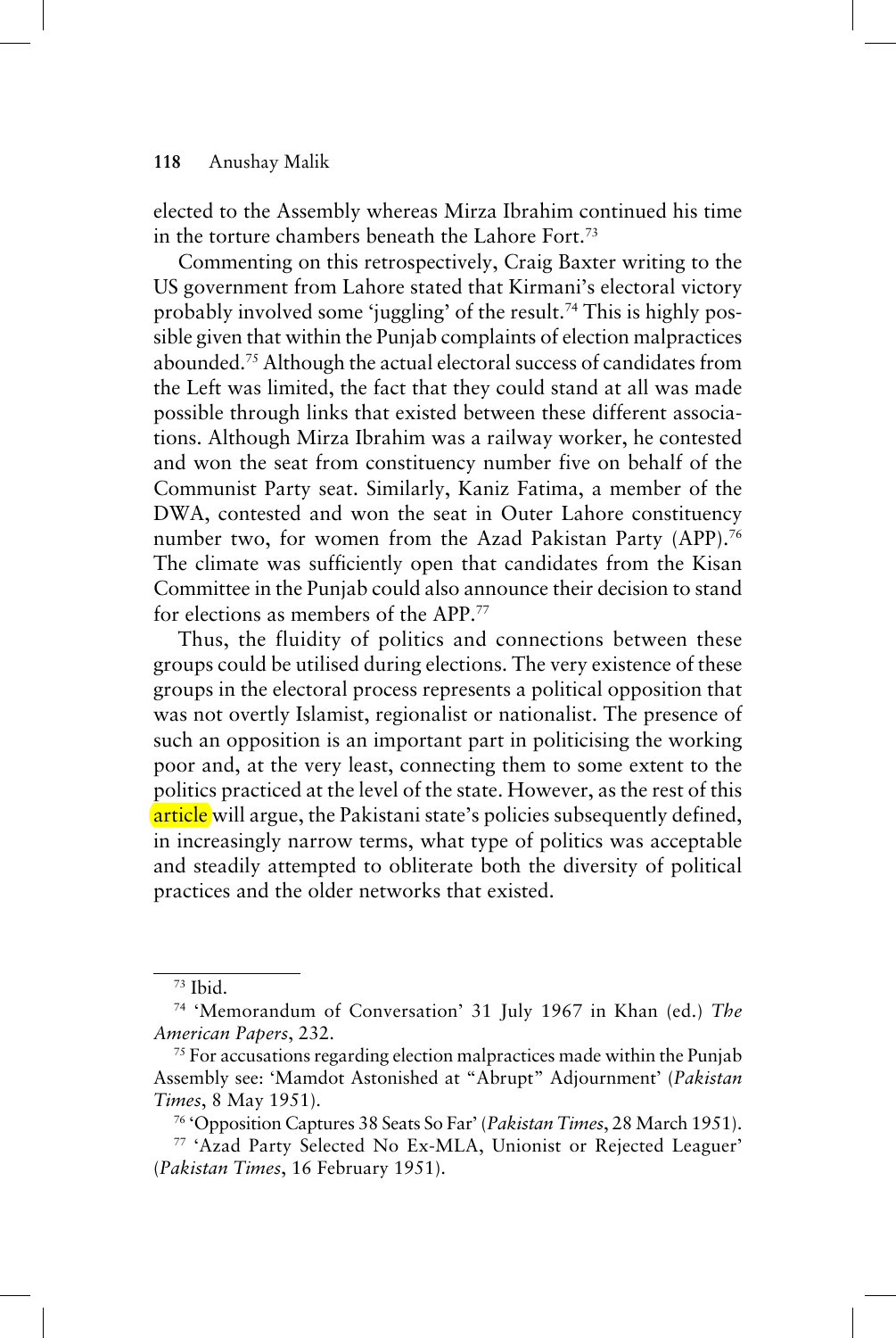elected to the Assembly whereas Mirza Ibrahim continued his time in the torture chambers beneath the Lahore Fort.[73]

Commenting on this retrospectively, Craig Baxter writing to the US government from Lahore stated that Kirmani's electoral victory probably involved some 'juggling' of the result.[74] This is highly possible given that within the Punjab complaints of election malpractices abounded.[75] Although the actual electoral success of candidates from the Left was limited, the fact that they could stand at all was made possible through links that existed between these different associations. Although Mirza Ibrahim was a railway worker, he contested and won the seat from constituency number five on behalf of the Communist Party seat. Similarly, Kaniz Fatima, a member of the DWA, contested and won the seat in Outer Lahore constituency number two, for women from the Azad Pakistan Party (APP).[76] The climate was sufficiently open that candidates from the Kisan Committee in the Punjab could also announce their decision to stand for elections as members of the APP.[77]

Thus, the fluidity of politics and connections between these groups could be utilised during elections. The very existence of these groups in the electoral process represents a political opposition that was not overtly Islamist, regionalist or nationalist. The presence of such an opposition is an important part in politicising the working poor and, at the very least, connecting them to some extent to the politics practiced at the level of the state. However, as the rest of this article will argue, the Pakistani state's policies subsequently defined, in increasingly narrow terms, what type of politics was acceptable and steadily attempted to obliterate both the diversity of political practices and the older networks that existed.

---

[73] Ibid.

[74] 'Memorandum of Conversation' 31 July 1967 in Khan (ed.) *The American Papers*, 232.

[75] For accusations regarding election malpractices made within the Punjab Assembly see: 'Mamdot Astonished at "Abrupt" Adjournment' (*Pakistan Times*, 8 May 1951).

[76] 'Opposition Captures 38 Seats So Far' (*Pakistan Times*, 28 March 1951).

[77] 'Azad Party Selected No Ex-MLA, Unionist or Rejected Leaguer' (*Pakistan Times*, 16 February 1951).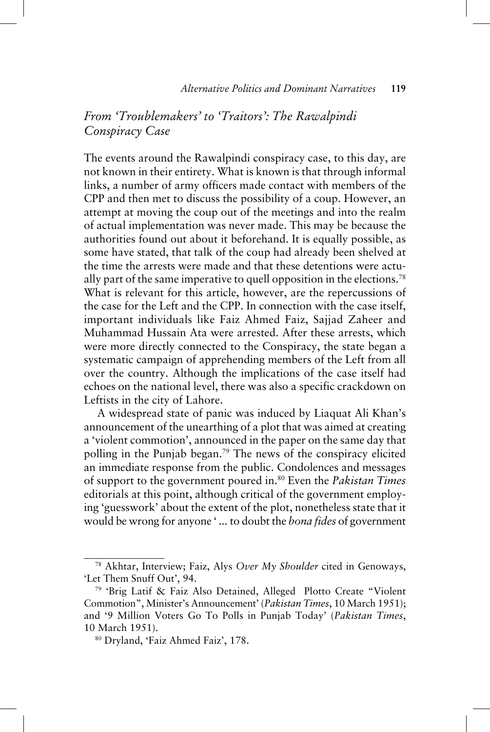## *From 'Troublemakers' to 'Traitors': The Rawalpindi Conspiracy Case*

The events around the Rawalpindi conspiracy case, to this day, are not known in their entirety. What is known is that through informal links, a number of army officers made contact with members of the CPP and then met to discuss the possibility of a coup. However, an attempt at moving the coup out of the meetings and into the realm of actual implementation was never made. This may be because the authorities found out about it beforehand. It is equally possible, as some have stated, that talk of the coup had already been shelved at the time the arrests were made and that these detentions were actually part of the same imperative to quell opposition in the elections.[78] What is relevant for this article, however, are the repercussions of the case for the Left and the CPP. In connection with the case itself, important individuals like Faiz Ahmed Faiz, Sajjad Zaheer and Muhammad Hussain Ata were arrested. After these arrests, which were more directly connected to the Conspiracy, the state began a systematic campaign of apprehending members of the Left from all over the country. Although the implications of the case itself had echoes on the national level, there was also a specific crackdown on Leftists in the city of Lahore.

A widespread state of panic was induced by Liaquat Ali Khan's announcement of the unearthing of a plot that was aimed at creating a 'violent commotion', announced in the paper on the same day that polling in the Punjab began.[79] The news of the conspiracy elicited an immediate response from the public. Condolences and messages of support to the government poured in.[80] Even the *Pakistan Times* editorials at this point, although critical of the government employing 'guesswork' about the extent of the plot, nonetheless state that it would be wrong for anyone '... to doubt the *bona fides* of government

---

[78] Akhtar, Interview; Faiz, Alys *Over My Shoulder* cited in Genoways, 'Let Them Snuff Out', 94.

[79] 'Brig Latif & Faiz Also Detained, Alleged Plotto Create "Violent Commotion", Minister's Announcement' (*Pakistan Times*, 10 March 1951); and '9 Million Voters Go To Polls in Punjab Today' (*Pakistan Times*, 10 March 1951).

[80] Dryland, 'Faiz Ahmed Faiz', 178.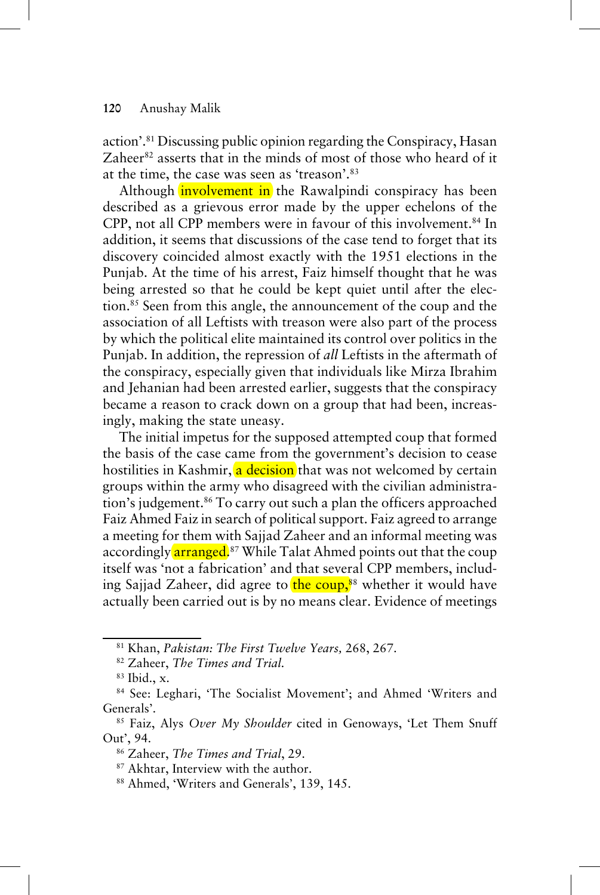action'.[81] Discussing public opinion regarding the Conspiracy, Hasan Zaheer[82] asserts that in the minds of most of those who heard of it at the time, the case was seen as 'treason'.[83]

Although involvement in the Rawalpindi conspiracy has been described as a grievous error made by the upper echelons of the CPP, not all CPP members were in favour of this involvement.[84] In addition, it seems that discussions of the case tend to forget that its discovery coincided almost exactly with the 1951 elections in the Punjab. At the time of his arrest, Faiz himself thought that he was being arrested so that he could be kept quiet until after the election.[85] Seen from this angle, the announcement of the coup and the association of all Leftists with treason were also part of the process by which the political elite maintained its control over politics in the Punjab. In addition, the repression of *all* Leftists in the aftermath of the conspiracy, especially given that individuals like Mirza Ibrahim and Jehanian had been arrested earlier, suggests that the conspiracy became a reason to crack down on a group that had been, increasingly, making the state uneasy.

The initial impetus for the supposed attempted coup that formed the basis of the case came from the government's decision to cease hostilities in Kashmir, a decision that was not welcomed by certain groups within the army who disagreed with the civilian administration's judgement.[86] To carry out such a plan the officers approached Faiz Ahmed Faiz in search of political support. Faiz agreed to arrange a meeting for them with Sajjad Zaheer and an informal meeting was accordingly arranged.[87] While Talat Ahmed points out that the coup itself was 'not a fabrication' and that several CPP members, including Sajjad Zaheer, did agree to the coup,[88] whether it would have actually been carried out is by no means clear. Evidence of meetings

---

[81] Khan, *Pakistan: The First Twelve Years,* 268, 267.

[82] Zaheer, *The Times and Trial.*

[83] Ibid., x.

[84] See: Leghari, 'The Socialist Movement'; and Ahmed 'Writers and Generals'.

[85] Faiz, Alys *Over My Shoulder* cited in Genoways, 'Let Them Snuff Out', 94.

[86] Zaheer, *The Times and Trial*, 29.

[87] Akhtar, Interview with the author.

[88] Ahmed, 'Writers and Generals', 139, 145.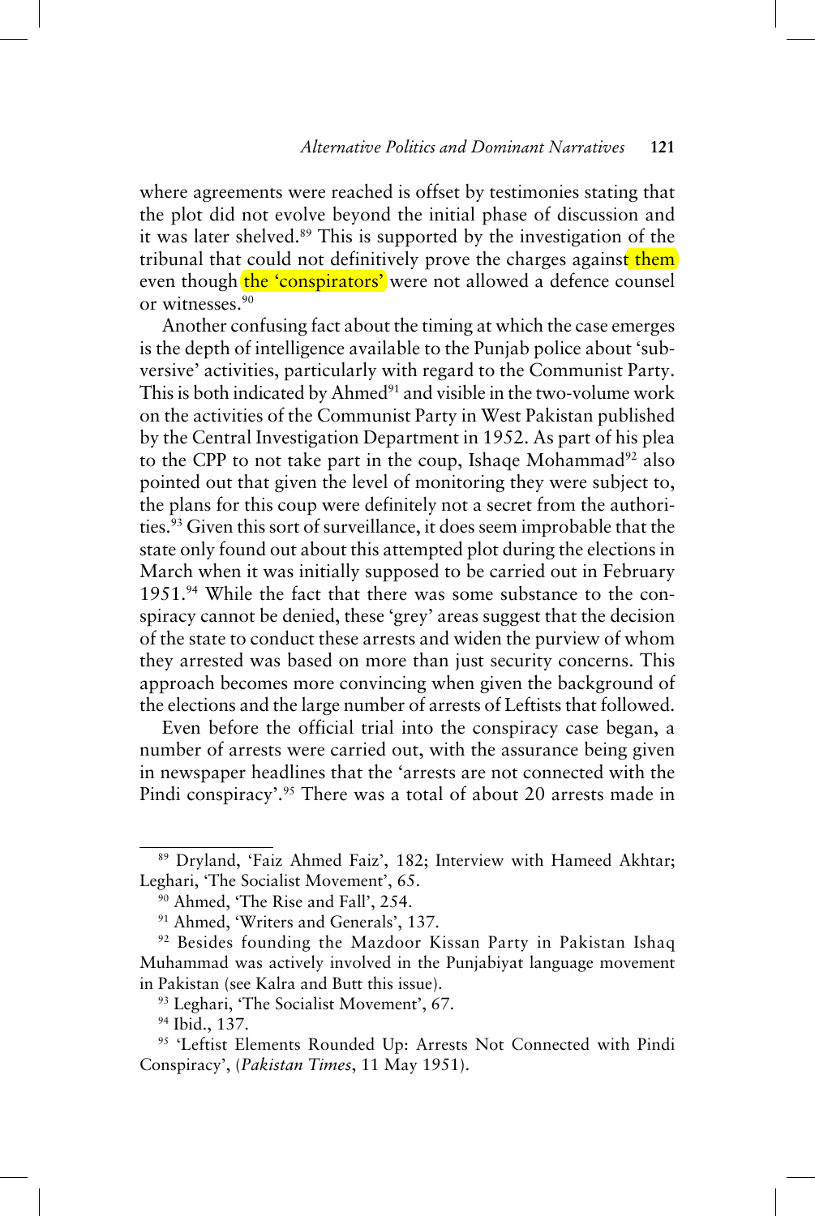where agreements were reached is offset by testimonies stating that the plot did not evolve beyond the initial phase of discussion and it was later shelved.[89] This is supported by the investigation of the tribunal that could not definitively prove the charges against them even though the 'conspirators' were not allowed a defence counsel or witnesses.[90]

Another confusing fact about the timing at which the case emerges is the depth of intelligence available to the Punjab police about 'subversive' activities, particularly with regard to the Communist Party. This is both indicated by Ahmed[91] and visible in the two-volume work on the activities of the Communist Party in West Pakistan published by the Central Investigation Department in 1952. As part of his plea to the CPP to not take part in the coup, Ishaqe Mohammad[92] also pointed out that given the level of monitoring they were subject to, the plans for this coup were definitely not a secret from the authorities.[93] Given this sort of surveillance, it does seem improbable that the state only found out about this attempted plot during the elections in March when it was initially supposed to be carried out in February 1951.[94] While the fact that there was some substance to the conspiracy cannot be denied, these 'grey' areas suggest that the decision of the state to conduct these arrests and widen the purview of whom they arrested was based on more than just security concerns. This approach becomes more convincing when given the background of the elections and the large number of arrests of Leftists that followed.

Even before the official trial into the conspiracy case began, a number of arrests were carried out, with the assurance being given in newspaper headlines that the 'arrests are not connected with the Pindi conspiracy'.[95] There was a total of about 20 arrests made in

---

[89] Dryland, 'Faiz Ahmed Faiz', 182; Interview with Hameed Akhtar; Leghari, 'The Socialist Movement', 65.

[90] Ahmed, 'The Rise and Fall', 254.

[91] Ahmed, 'Writers and Generals', 137.

[92] Besides founding the Mazdoor Kissan Party in Pakistan Ishaq Muhammad was actively involved in the Punjabiyat language movement in Pakistan (see Kalra and Butt this issue).

[93] Leghari, 'The Socialist Movement', 67.

[94] Ibid., 137.

[95] 'Leftist Elements Rounded Up: Arrests Not Connected with Pindi Conspiracy', (*Pakistan Times*, 11 May 1951).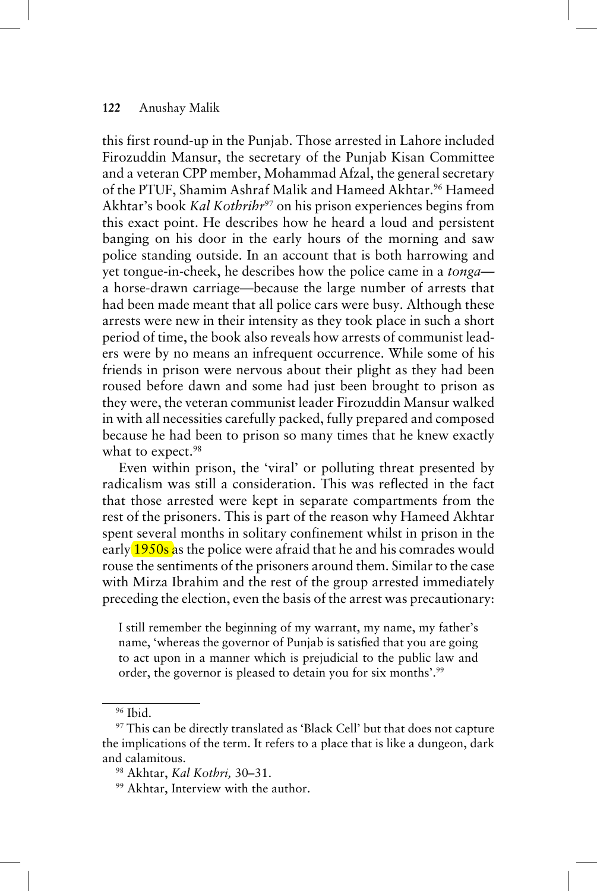this first round-up in the Punjab. Those arrested in Lahore included Firozuddin Mansur, the secretary of the Punjab Kisan Committee and a veteran CPP member, Mohammad Afzal, the general secretary of the PTUF, Shamim Ashraf Malik and Hameed Akhtar.[96] Hameed Akhtar's book *Kal Kothrihr*[97] on his prison experiences begins from this exact point. He describes how he heard a loud and persistent banging on his door in the early hours of the morning and saw police standing outside. In an account that is both harrowing and yet tongue-in-cheek, he describes how the police came in a *tonga*—a horse-drawn carriage—because the large number of arrests that had been made meant that all police cars were busy. Although these arrests were new in their intensity as they took place in such a short period of time, the book also reveals how arrests of communist leaders were by no means an infrequent occurrence. While some of his friends in prison were nervous about their plight as they had been roused before dawn and some had just been brought to prison as they were, the veteran communist leader Firozuddin Mansur walked in with all necessities carefully packed, fully prepared and composed because he had been to prison so many times that he knew exactly what to expect.[98]

Even within prison, the 'viral' or polluting threat presented by radicalism was still a consideration. This was reflected in the fact that those arrested were kept in separate compartments from the rest of the prisoners. This is part of the reason why Hameed Akhtar spent several months in solitary confinement whilst in prison in the early 1950s as the police were afraid that he and his comrades would rouse the sentiments of the prisoners around them. Similar to the case with Mirza Ibrahim and the rest of the group arrested immediately preceding the election, even the basis of the arrest was precautionary:

> I still remember the beginning of my warrant, my name, my father's name, 'whereas the governor of Punjab is satisfied that you are going to act upon in a manner which is prejudicial to the public law and order, the governor is pleased to detain you for six months'.[99]

---

[96] Ibid.

[97] This can be directly translated as 'Black Cell' but that does not capture the implications of the term. It refers to a place that is like a dungeon, dark and calamitous.

[98] Akhtar, *Kal Kothri,* 30–31.

[99] Akhtar, Interview with the author.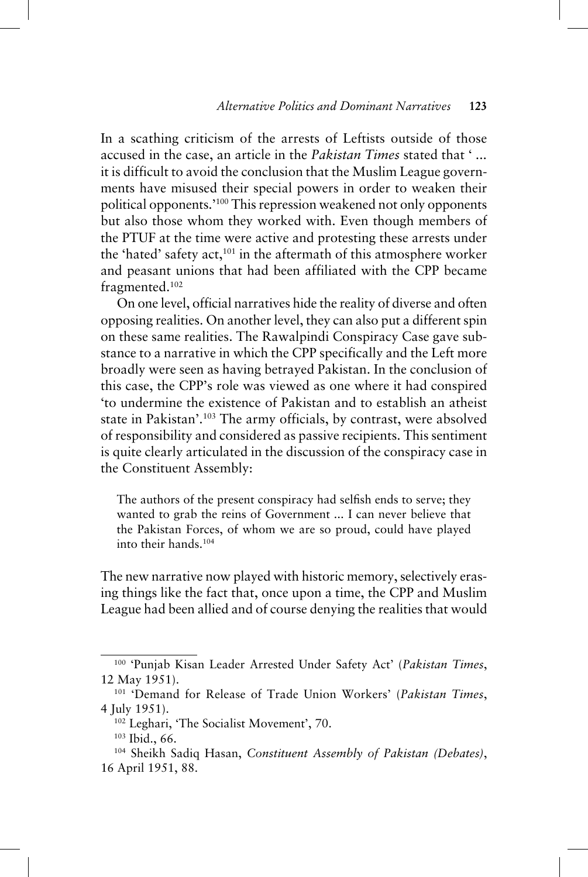In a scathing criticism of the arrests of Leftists outside of those accused in the case, an article in the *Pakistan Times* stated that ' ... it is difficult to avoid the conclusion that the Muslim League governments have misused their special powers in order to weaken their political opponents.'[100] This repression weakened not only opponents but also those whom they worked with. Even though members of the PTUF at the time were active and protesting these arrests under the 'hated' safety act,[101] in the aftermath of this atmosphere worker and peasant unions that had been affiliated with the CPP became fragmented.[102]

On one level, official narratives hide the reality of diverse and often opposing realities. On another level, they can also put a different spin on these same realities. The Rawalpindi Conspiracy Case gave substance to a narrative in which the CPP specifically and the Left more broadly were seen as having betrayed Pakistan. In the conclusion of this case, the CPP's role was viewed as one where it had conspired 'to undermine the existence of Pakistan and to establish an atheist state in Pakistan'.[103] The army officials, by contrast, were absolved of responsibility and considered as passive recipients. This sentiment is quite clearly articulated in the discussion of the conspiracy case in the Constituent Assembly:

> The authors of the present conspiracy had selfish ends to serve; they wanted to grab the reins of Government ... I can never believe that the Pakistan Forces, of whom we are so proud, could have played into their hands.[104]

The new narrative now played with historic memory, selectively erasing things like the fact that, once upon a time, the CPP and Muslim League had been allied and of course denying the realities that would

---

[100] 'Punjab Kisan Leader Arrested Under Safety Act' (*Pakistan Times*, 12 May 1951).

[101] 'Demand for Release of Trade Union Workers' (*Pakistan Times*, 4 July 1951).

[102] Leghari, 'The Socialist Movement', 70.

[103] Ibid., 66.

[104] Sheikh Sadiq Hasan, *Constituent Assembly of Pakistan (Debates)*, 16 April 1951, 88.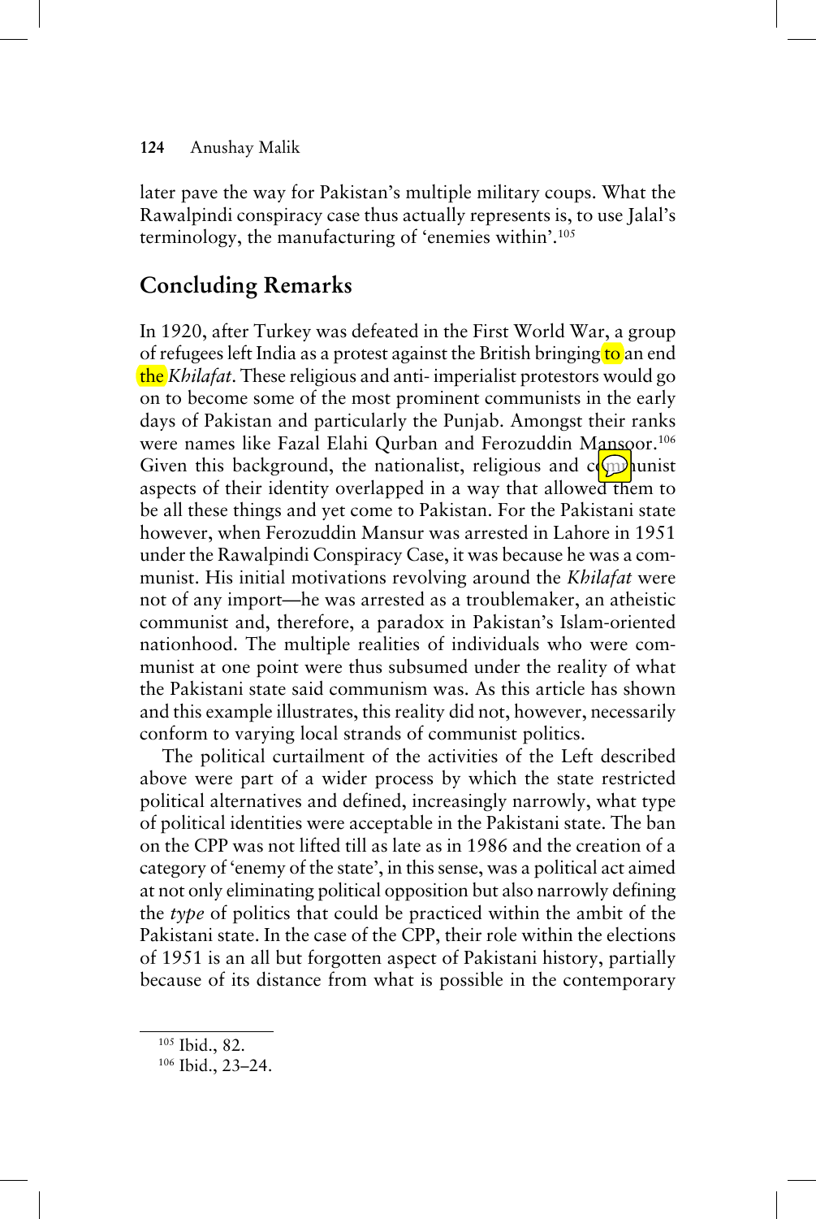later pave the way for Pakistan's multiple military coups. What the Rawalpindi conspiracy case thus actually represents is, to use Jalal's terminology, the manufacturing of 'enemies within'.[105]

## Concluding Remarks

In 1920, after Turkey was defeated in the First World War, a group of refugees left India as a protest against the British bringing to an end the *Khilafat*. These religious and anti- imperialist protestors would go on to become some of the most prominent communists in the early days of Pakistan and particularly the Punjab. Amongst their ranks were names like Fazal Elahi Qurban and Ferozuddin Mansoor.[106] Given this background, the nationalist, religious and communist aspects of their identity overlapped in a way that allowed them to be all these things and yet come to Pakistan. For the Pakistani state however, when Ferozuddin Mansur was arrested in Lahore in 1951 under the Rawalpindi Conspiracy Case, it was because he was a communist. His initial motivations revolving around the *Khilafat* were not of any import—he was arrested as a troublemaker, an atheistic communist and, therefore, a paradox in Pakistan's Islam-oriented nationhood. The multiple realities of individuals who were communist at one point were thus subsumed under the reality of what the Pakistani state said communism was. As this article has shown and this example illustrates, this reality did not, however, necessarily conform to varying local strands of communist politics.

The political curtailment of the activities of the Left described above were part of a wider process by which the state restricted political alternatives and defined, increasingly narrowly, what type of political identities were acceptable in the Pakistani state. The ban on the CPP was not lifted till as late as in 1986 and the creation of a category of 'enemy of the state', in this sense, was a political act aimed at not only eliminating political opposition but also narrowly defining the *type* of politics that could be practiced within the ambit of the Pakistani state. In the case of the CPP, their role within the elections of 1951 is an all but forgotten aspect of Pakistani history, partially because of its distance from what is possible in the contemporary

---

[105] Ibid., 82.

[106] Ibid., 23–24.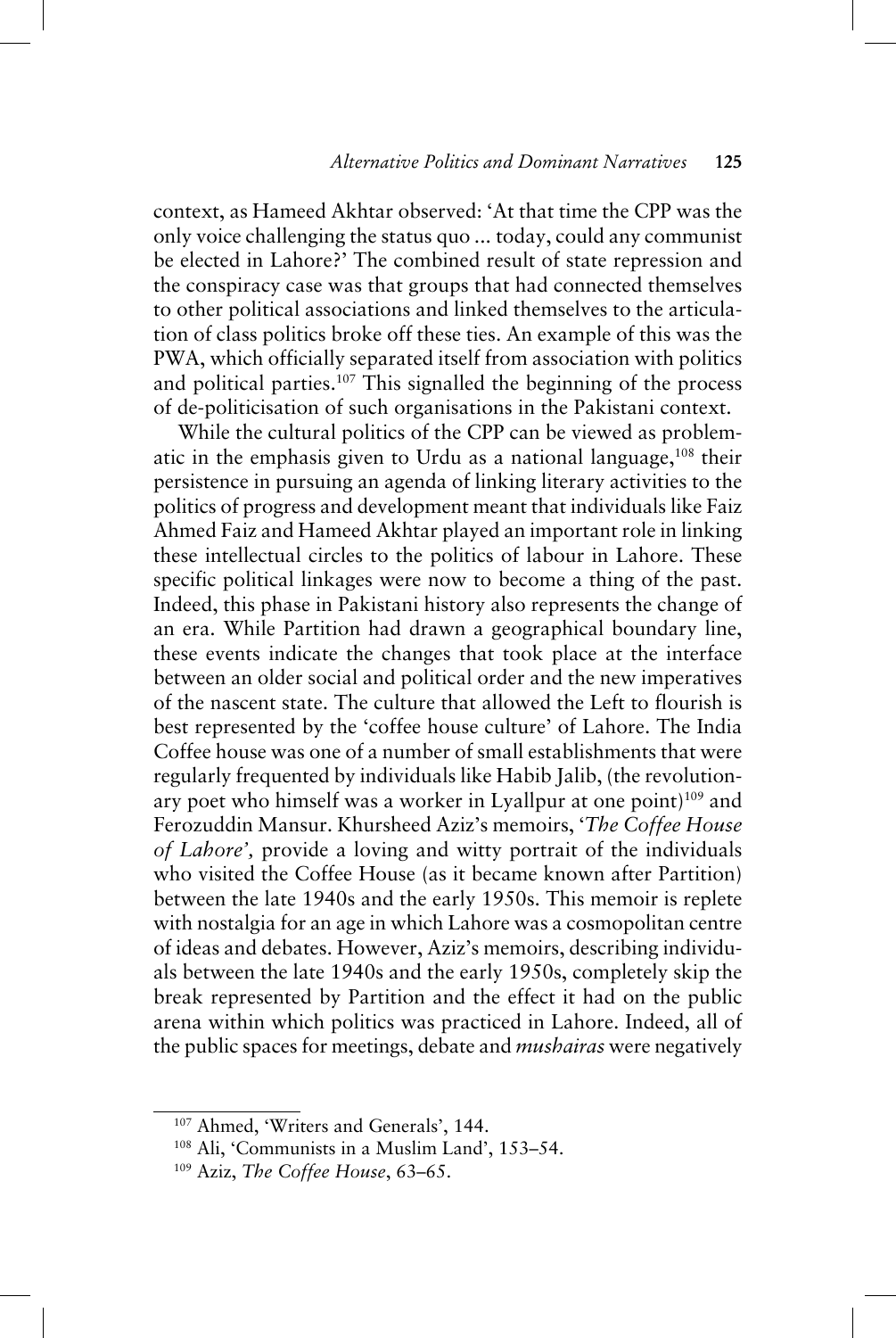context, as Hameed Akhtar observed: 'At that time the CPP was the only voice challenging the status quo ... today, could any communist be elected in Lahore?' The combined result of state repression and the conspiracy case was that groups that had connected themselves to other political associations and linked themselves to the articulation of class politics broke off these ties. An example of this was the PWA, which officially separated itself from association with politics and political parties.[107] This signalled the beginning of the process of de-politicisation of such organisations in the Pakistani context.

While the cultural politics of the CPP can be viewed as problematic in the emphasis given to Urdu as a national language,[108] their persistence in pursuing an agenda of linking literary activities to the politics of progress and development meant that individuals like Faiz Ahmed Faiz and Hameed Akhtar played an important role in linking these intellectual circles to the politics of labour in Lahore. These specific political linkages were now to become a thing of the past. Indeed, this phase in Pakistani history also represents the change of an era. While Partition had drawn a geographical boundary line, these events indicate the changes that took place at the interface between an older social and political order and the new imperatives of the nascent state. The culture that allowed the Left to flourish is best represented by the 'coffee house culture' of Lahore. The India Coffee house was one of a number of small establishments that were regularly frequented by individuals like Habib Jalib, (the revolutionary poet who himself was a worker in Lyallpur at one point)[109] and Ferozuddin Mansur. Khursheed Aziz's memoirs, '*The Coffee House of Lahore*', provide a loving and witty portrait of the individuals who visited the Coffee House (as it became known after Partition) between the late 1940s and the early 1950s. This memoir is replete with nostalgia for an age in which Lahore was a cosmopolitan centre of ideas and debates. However, Aziz's memoirs, describing individuals between the late 1940s and the early 1950s, completely skip the break represented by Partition and the effect it had on the public arena within which politics was practiced in Lahore. Indeed, all of the public spaces for meetings, debate and *mushairas* were negatively

---

[107] Ahmed, 'Writers and Generals', 144.

[108] Ali, 'Communists in a Muslim Land', 153–54.

[109] Aziz, *The Coffee House*, 63–65.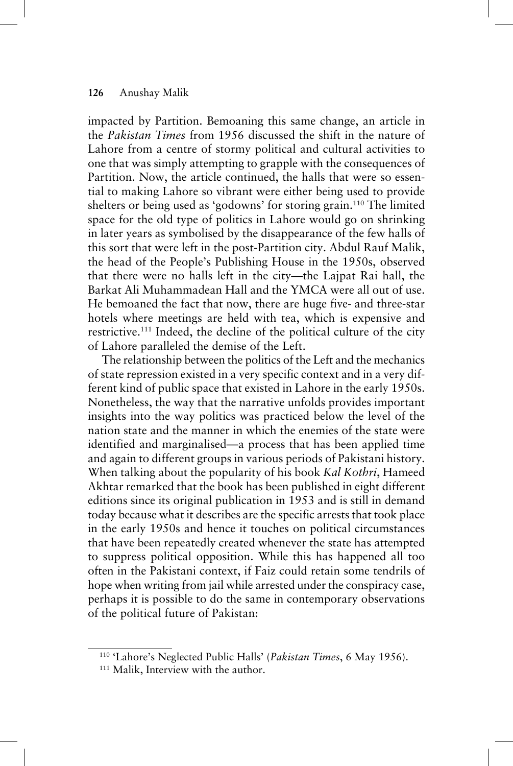impacted by Partition. Bemoaning this same change, an article in the *Pakistan Times* from 1956 discussed the shift in the nature of Lahore from a centre of stormy political and cultural activities to one that was simply attempting to grapple with the consequences of Partition. Now, the article continued, the halls that were so essential to making Lahore so vibrant were either being used to provide shelters or being used as 'godowns' for storing grain.[110] The limited space for the old type of politics in Lahore would go on shrinking in later years as symbolised by the disappearance of the few halls of this sort that were left in the post-Partition city. Abdul Rauf Malik, the head of the People's Publishing House in the 1950s, observed that there were no halls left in the city—the Lajpat Rai hall, the Barkat Ali Muhammadean Hall and the YMCA were all out of use. He bemoaned the fact that now, there are huge five- and three-star hotels where meetings are held with tea, which is expensive and restrictive.[111] Indeed, the decline of the political culture of the city of Lahore paralleled the demise of the Left.

The relationship between the politics of the Left and the mechanics of state repression existed in a very specific context and in a very different kind of public space that existed in Lahore in the early 1950s. Nonetheless, the way that the narrative unfolds provides important insights into the way politics was practiced below the level of the nation state and the manner in which the enemies of the state were identified and marginalised—a process that has been applied time and again to different groups in various periods of Pakistani history. When talking about the popularity of his book *Kal Kothri*, Hameed Akhtar remarked that the book has been published in eight different editions since its original publication in 1953 and is still in demand today because what it describes are the specific arrests that took place in the early 1950s and hence it touches on political circumstances that have been repeatedly created whenever the state has attempted to suppress political opposition. While this has happened all too often in the Pakistani context, if Faiz could retain some tendrils of hope when writing from jail while arrested under the conspiracy case, perhaps it is possible to do the same in contemporary observations of the political future of Pakistan:

---

[110] 'Lahore's Neglected Public Halls' (*Pakistan Times*, 6 May 1956).

[111] Malik, Interview with the author.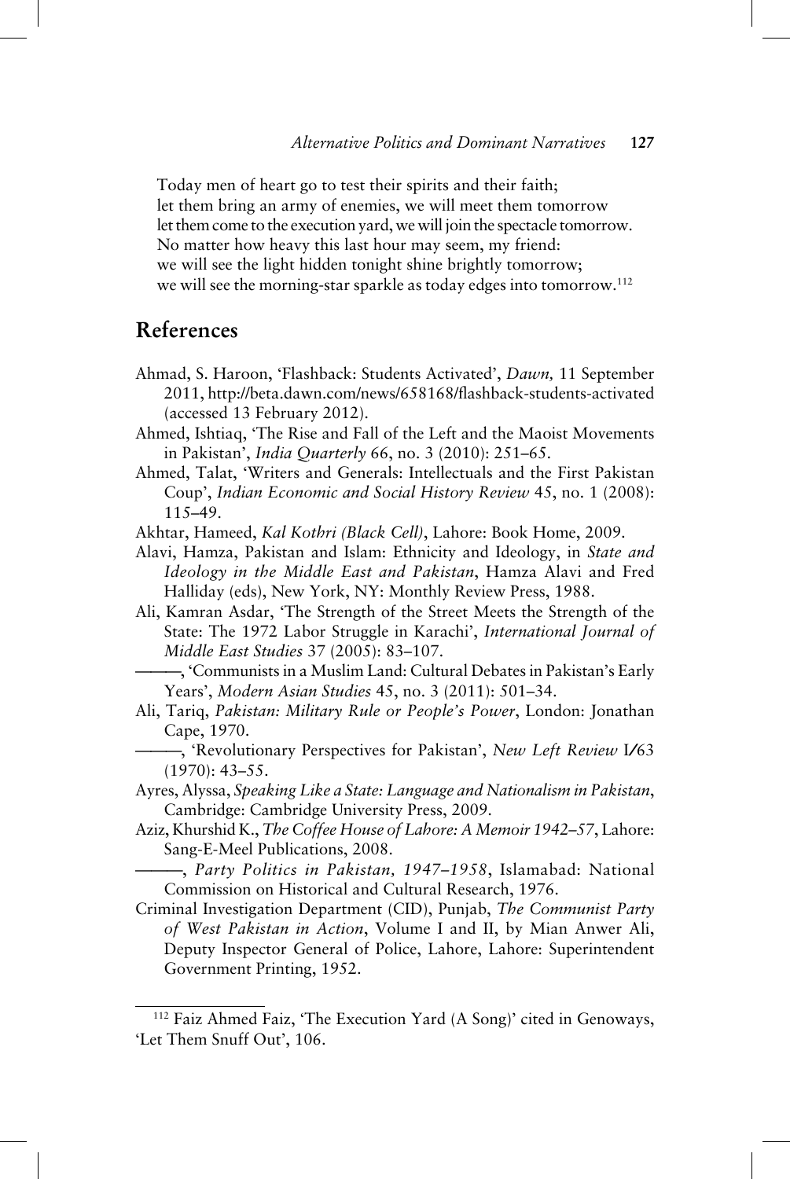Today men of heart go to test their spirits and their faith;
let them bring an army of enemies, we will meet them tomorrow
let them come to the execution yard, we will join the spectacle tomorrow.
No matter how heavy this last hour may seem, my friend:
we will see the light hidden tonight shine brightly tomorrow;
we will see the morning-star sparkle as today edges into tomorrow.[112]

## References

Ahmad, S. Haroon, 'Flashback: Students Activated', *Dawn,* 11 September 2011, http://beta.dawn.com/news/658168/flashback-students-activated (accessed 13 February 2012).

Ahmed, Ishtiaq, 'The Rise and Fall of the Left and the Maoist Movements in Pakistan', *India Quarterly* 66, no. 3 (2010): 251–65.

Ahmed, Talat, 'Writers and Generals: Intellectuals and the First Pakistan Coup', *Indian Economic and Social History Review* 45, no. 1 (2008): 115–49.

Akhtar, Hameed, *Kal Kothri (Black Cell)*, Lahore: Book Home, 2009.

Alavi, Hamza, Pakistan and Islam: Ethnicity and Ideology, in *State and Ideology in the Middle East and Pakistan*, Hamza Alavi and Fred Halliday (eds), New York, NY: Monthly Review Press, 1988.

Ali, Kamran Asdar, 'The Strength of the Street Meets the Strength of the State: The 1972 Labor Struggle in Karachi', *International Journal of Middle East Studies* 37 (2005): 83–107.

———, 'Communists in a Muslim Land: Cultural Debates in Pakistan's Early Years', *Modern Asian Studies* 45, no. 3 (2011): 501–34.

Ali, Tariq, *Pakistan: Military Rule or People's Power*, London: Jonathan Cape, 1970.

———, 'Revolutionary Perspectives for Pakistan', *New Left Review* I/63 (1970): 43–55.

Ayres, Alyssa, *Speaking Like a State: Language and Nationalism in Pakistan*, Cambridge: Cambridge University Press, 2009.

Aziz, Khurshid K., *The Coffee House of Lahore: A Memoir 1942–57*, Lahore: Sang-E-Meel Publications, 2008.

———, *Party Politics in Pakistan, 1947–1958*, Islamabad: National Commission on Historical and Cultural Research, 1976.

Criminal Investigation Department (CID), Punjab, *The Communist Party of West Pakistan in Action*, Volume I and II, by Mian Anwer Ali, Deputy Inspector General of Police, Lahore, Lahore: Superintendent Government Printing, 1952.

---

[112] Faiz Ahmed Faiz, 'The Execution Yard (A Song)' cited in Genoways, 'Let Them Snuff Out', 106.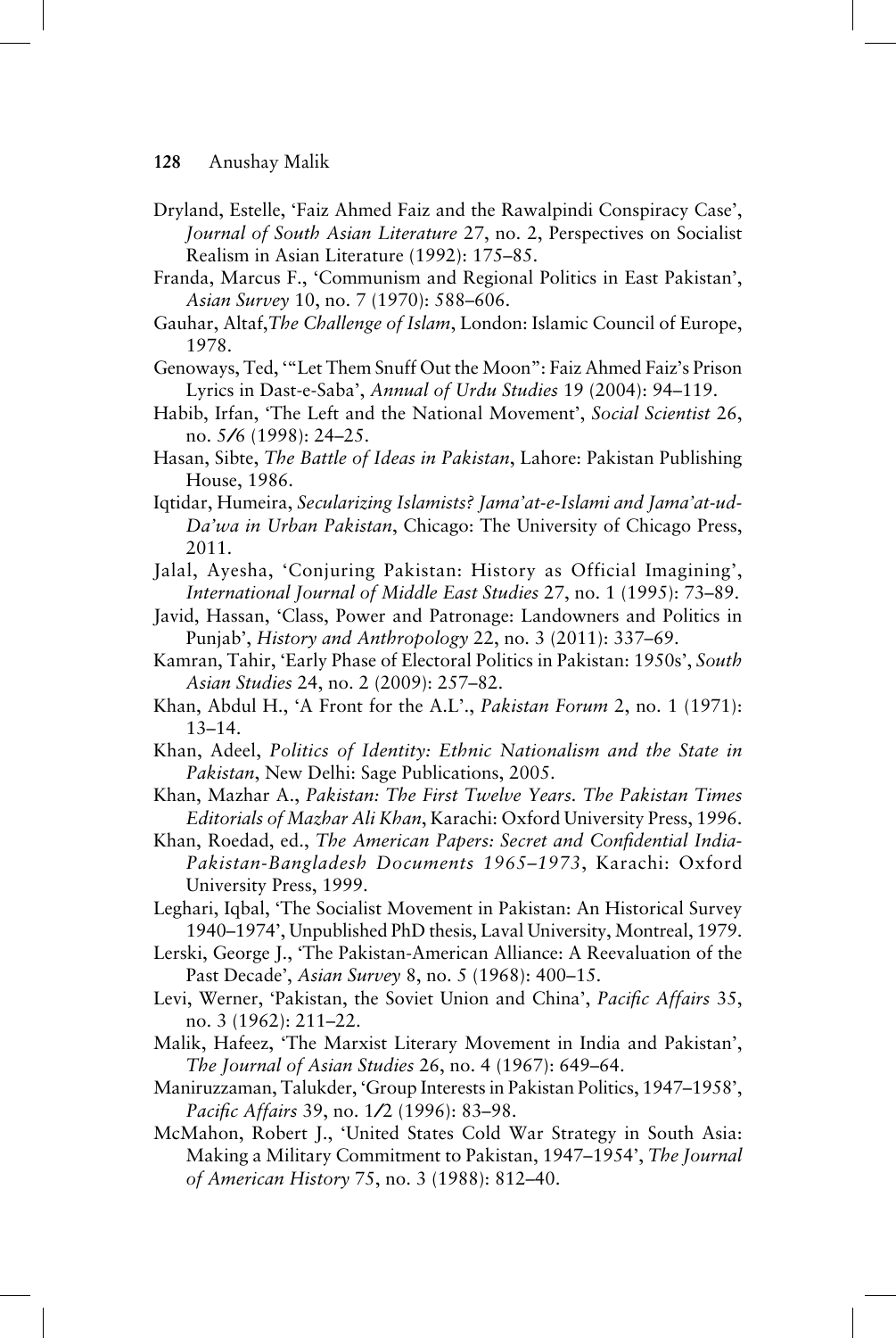Dryland, Estelle, 'Faiz Ahmed Faiz and the Rawalpindi Conspiracy Case', *Journal of South Asian Literature* 27, no. 2, Perspectives on Socialist Realism in Asian Literature (1992): 175–85.

Franda, Marcus F., 'Communism and Regional Politics in East Pakistan', *Asian Survey* 10, no. 7 (1970): 588–606.

Gauhar, Altaf,*The Challenge of Islam*, London: Islamic Council of Europe, 1978.

Genoways, Ted, '"Let Them Snuff Out the Moon": Faiz Ahmed Faiz's Prison Lyrics in Dast-e-Saba', *Annual of Urdu Studies* 19 (2004): 94–119.

Habib, Irfan, 'The Left and the National Movement', *Social Scientist* 26, no. 5/6 (1998): 24–25.

Hasan, Sibte, *The Battle of Ideas in Pakistan*, Lahore: Pakistan Publishing House, 1986.

Iqtidar, Humeira, *Secularizing Islamists? Jama'at-e-Islami and Jama'at-ud-Da'wa in Urban Pakistan*, Chicago: The University of Chicago Press, 2011.

Jalal, Ayesha, 'Conjuring Pakistan: History as Official Imagining', *International Journal of Middle East Studies* 27, no. 1 (1995): 73–89.

Javid, Hassan, 'Class, Power and Patronage: Landowners and Politics in Punjab', *History and Anthropology* 22, no. 3 (2011): 337–69.

Kamran, Tahir, 'Early Phase of Electoral Politics in Pakistan: 1950s', *South Asian Studies* 24, no. 2 (2009): 257–82.

Khan, Abdul H., 'A Front for the A.L'., *Pakistan Forum* 2, no. 1 (1971): 13–14.

Khan, Adeel, *Politics of Identity: Ethnic Nationalism and the State in Pakistan*, New Delhi: Sage Publications, 2005.

Khan, Mazhar A., *Pakistan: The First Twelve Years. The Pakistan Times Editorials of Mazhar Ali Khan*, Karachi: Oxford University Press, 1996.

Khan, Roedad, ed., *The American Papers: Secret and Confidential India-Pakistan-Bangladesh Documents 1965–1973*, Karachi: Oxford University Press, 1999.

Leghari, Iqbal, 'The Socialist Movement in Pakistan: An Historical Survey 1940–1974', Unpublished PhD thesis, Laval University, Montreal, 1979.

Lerski, George J., 'The Pakistan-American Alliance: A Reevaluation of the Past Decade', *Asian Survey* 8, no. 5 (1968): 400–15.

Levi, Werner, 'Pakistan, the Soviet Union and China', *Pacific Affairs* 35, no. 3 (1962): 211–22.

Malik, Hafeez, 'The Marxist Literary Movement in India and Pakistan', *The Journal of Asian Studies* 26, no. 4 (1967): 649–64.

Maniruzzaman, Talukder, 'Group Interests in Pakistan Politics, 1947–1958', *Pacific Affairs* 39, no. 1/2 (1996): 83–98.

McMahon, Robert J., 'United States Cold War Strategy in South Asia: Making a Military Commitment to Pakistan, 1947–1954', *The Journal of American History* 75, no. 3 (1988): 812–40.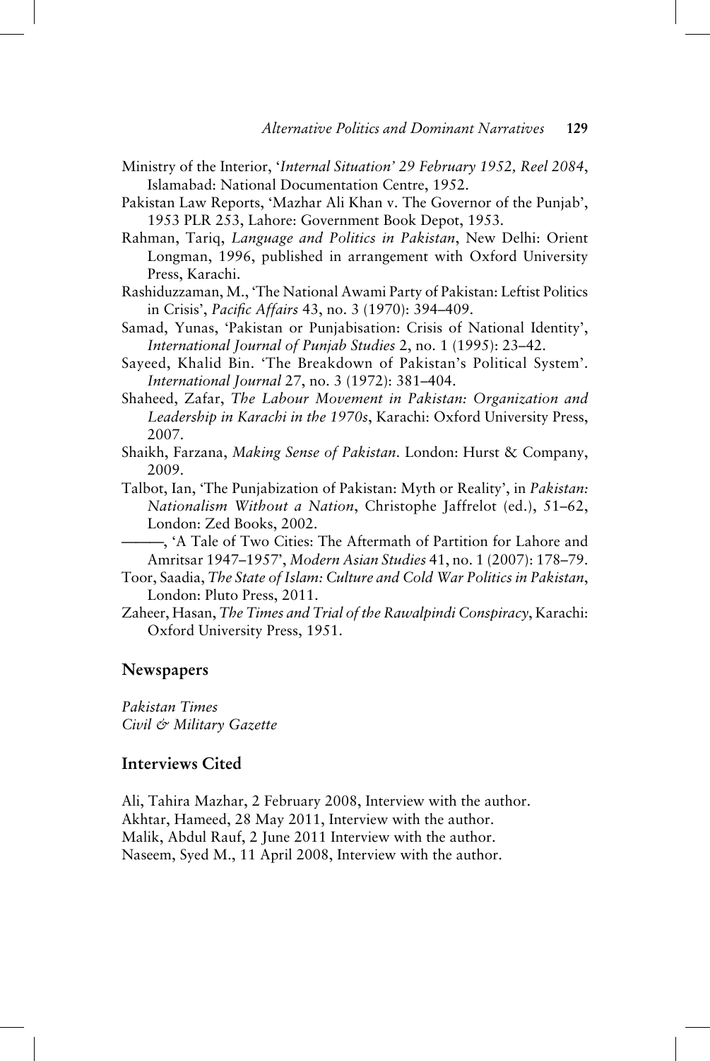Ministry of the Interior, '*Internal Situation' 29 February 1952, Reel 2084*, Islamabad: National Documentation Centre, 1952.

Pakistan Law Reports, 'Mazhar Ali Khan v. The Governor of the Punjab', 1953 PLR 253, Lahore: Government Book Depot, 1953.

Rahman, Tariq, *Language and Politics in Pakistan*, New Delhi: Orient Longman, 1996, published in arrangement with Oxford University Press, Karachi.

Rashiduzzaman, M., 'The National Awami Party of Pakistan: Leftist Politics in Crisis', *Pacific Affairs* 43, no. 3 (1970): 394–409.

Samad, Yunas, 'Pakistan or Punjabisation: Crisis of National Identity', *International Journal of Punjab Studies* 2, no. 1 (1995): 23–42.

Sayeed, Khalid Bin. 'The Breakdown of Pakistan's Political System'. *International Journal* 27, no. 3 (1972): 381–404.

Shaheed, Zafar, *The Labour Movement in Pakistan: Organization and Leadership in Karachi in the 1970s*, Karachi: Oxford University Press, 2007.

Shaikh, Farzana, *Making Sense of Pakistan*. London: Hurst & Company, 2009.

Talbot, Ian, 'The Punjabization of Pakistan: Myth or Reality', in *Pakistan: Nationalism Without a Nation*, Christophe Jaffrelot (ed.), 51–62, London: Zed Books, 2002.

———, 'A Tale of Two Cities: The Aftermath of Partition for Lahore and Amritsar 1947–1957', *Modern Asian Studies* 41, no. 1 (2007): 178–79.

Toor, Saadia, *The State of Islam: Culture and Cold War Politics in Pakistan*, London: Pluto Press, 2011.

Zaheer, Hasan, *The Times and Trial of the Rawalpindi Conspiracy*, Karachi: Oxford University Press, 1951.

## Newspapers

*Pakistan Times*
*Civil & Military Gazette*

## Interviews Cited

Ali, Tahira Mazhar, 2 February 2008, Interview with the author.
Akhtar, Hameed, 28 May 2011, Interview with the author.
Malik, Abdul Rauf, 2 June 2011 Interview with the author.
Naseem, Syed M., 11 April 2008, Interview with the author.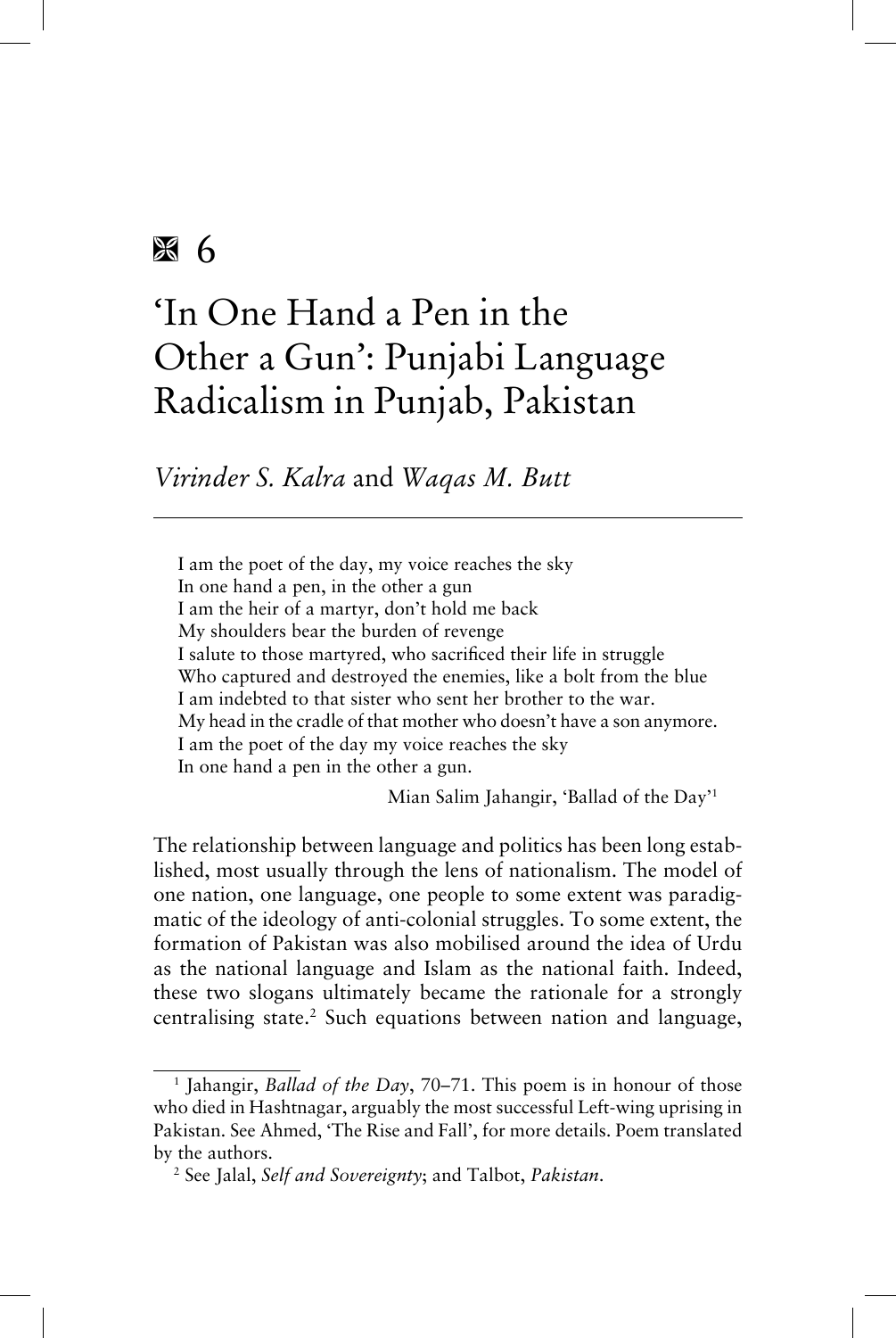# 6

# 'In One Hand a Pen in the Other a Gun': Punjabi Language Radicalism in Punjab, Pakistan

*Virinder S. Kalra* and *Waqas M. Butt*

> I am the poet of the day, my voice reaches the sky
> In one hand a pen, in the other a gun
> I am the heir of a martyr, don't hold me back
> My shoulders bear the burden of revenge
> I salute to those martyred, who sacrificed their life in struggle
> Who captured and destroyed the enemies, like a bolt from the blue
> I am indebted to that sister who sent her brother to the war.
> My head in the cradle of that mother who doesn't have a son anymore.
> I am the poet of the day my voice reaches the sky
> In one hand a pen in the other a gun.
>
> Mian Salim Jahangir, 'Ballad of the Day'[1]

The relationship between language and politics has been long established, most usually through the lens of nationalism. The model of one nation, one language, one people to some extent was paradigmatic of the ideology of anti-colonial struggles. To some extent, the formation of Pakistan was also mobilised around the idea of Urdu as the national language and Islam as the national faith. Indeed, these two slogans ultimately became the rationale for a strongly centralising state.[2] Such equations between nation and language,

---

[1] Jahangir, *Ballad of the Day*, 70–71. This poem is in honour of those who died in Hashtnagar, arguably the most successful Left-wing uprising in Pakistan. See Ahmed, 'The Rise and Fall', for more details. Poem translated by the authors.

[2] See Jalal, *Self and Sovereignty*; and Talbot, *Pakistan*.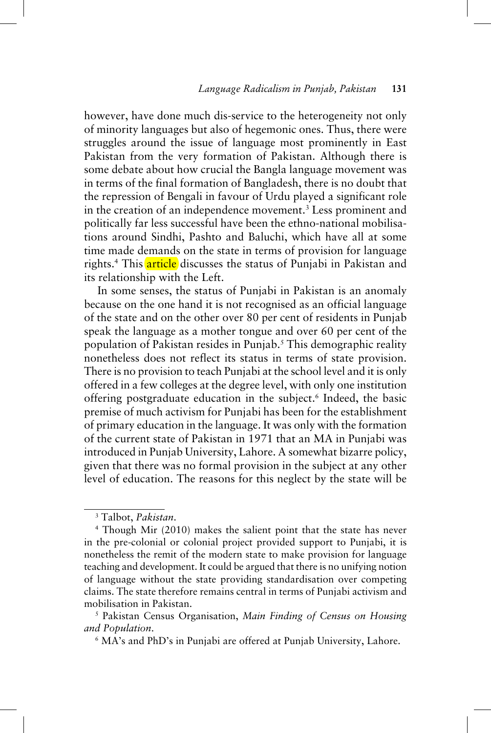however, have done much dis-service to the heterogeneity not only of minority languages but also of hegemonic ones. Thus, there were struggles around the issue of language most prominently in East Pakistan from the very formation of Pakistan. Although there is some debate about how crucial the Bangla language movement was in terms of the final formation of Bangladesh, there is no doubt that the repression of Bengali in favour of Urdu played a significant role in the creation of an independence movement.[3] Less prominent and politically far less successful have been the ethno-national mobilisations around Sindhi, Pashto and Baluchi, which have all at some time made demands on the state in terms of provision for language rights.[4] This article discusses the status of Punjabi in Pakistan and its relationship with the Left.

In some senses, the status of Punjabi in Pakistan is an anomaly because on the one hand it is not recognised as an official language of the state and on the other over 80 per cent of residents in Punjab speak the language as a mother tongue and over 60 per cent of the population of Pakistan resides in Punjab.[5] This demographic reality nonetheless does not reflect its status in terms of state provision. There is no provision to teach Punjabi at the school level and it is only offered in a few colleges at the degree level, with only one institution offering postgraduate education in the subject.[6] Indeed, the basic premise of much activism for Punjabi has been for the establishment of primary education in the language. It was only with the formation of the current state of Pakistan in 1971 that an MA in Punjabi was introduced in Punjab University, Lahore. A somewhat bizarre policy, given that there was no formal provision in the subject at any other level of education. The reasons for this neglect by the state will be

---

[3] Talbot, *Pakistan*.

[4] Though Mir (2010) makes the salient point that the state has never in the pre-colonial or colonial project provided support to Punjabi, it is nonetheless the remit of the modern state to make provision for language teaching and development. It could be argued that there is no unifying notion of language without the state providing standardisation over competing claims. The state therefore remains central in terms of Punjabi activism and mobilisation in Pakistan.

[5] Pakistan Census Organisation, *Main Finding of Census on Housing and Population*.

[6] MA's and PhD's in Punjabi are offered at Punjab University, Lahore.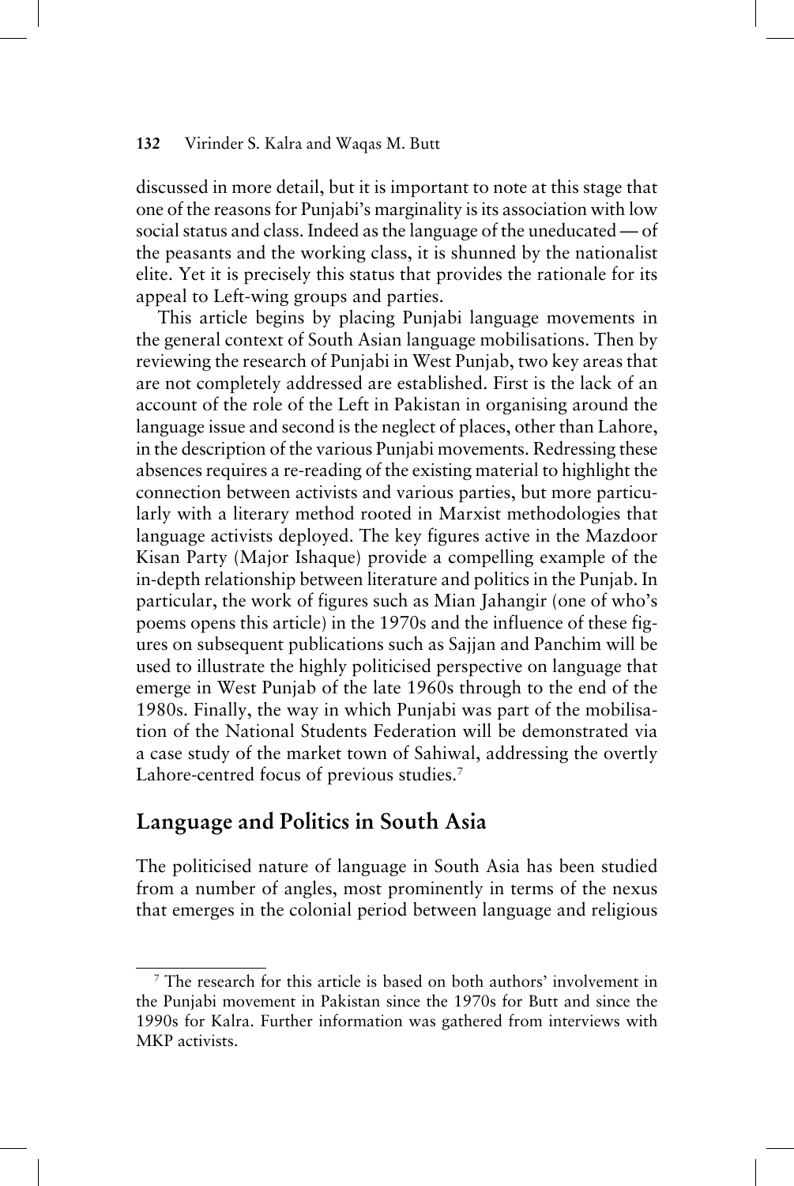discussed in more detail, but it is important to note at this stage that one of the reasons for Punjabi's marginality is its association with low social status and class. Indeed as the language of the uneducated — of the peasants and the working class, it is shunned by the nationalist elite. Yet it is precisely this status that provides the rationale for its appeal to Left-wing groups and parties.

This article begins by placing Punjabi language movements in the general context of South Asian language mobilisations. Then by reviewing the research of Punjabi in West Punjab, two key areas that are not completely addressed are established. First is the lack of an account of the role of the Left in Pakistan in organising around the language issue and second is the neglect of places, other than Lahore, in the description of the various Punjabi movements. Redressing these absences requires a re-reading of the existing material to highlight the connection between activists and various parties, but more particularly with a literary method rooted in Marxist methodologies that language activists deployed. The key figures active in the Mazdoor Kisan Party (Major Ishaque) provide a compelling example of the in-depth relationship between literature and politics in the Punjab. In particular, the work of figures such as Mian Jahangir (one of who's poems opens this article) in the 1970s and the influence of these figures on subsequent publications such as Sajjan and Panchim will be used to illustrate the highly politicised perspective on language that emerge in West Punjab of the late 1960s through to the end of the 1980s. Finally, the way in which Punjabi was part of the mobilisation of the National Students Federation will be demonstrated via a case study of the market town of Sahiwal, addressing the overtly Lahore-centred focus of previous studies.[7]

## Language and Politics in South Asia

The politicised nature of language in South Asia has been studied from a number of angles, most prominently in terms of the nexus that emerges in the colonial period between language and religious

---

[7] The research for this article is based on both authors' involvement in the Punjabi movement in Pakistan since the 1970s for Butt and since the 1990s for Kalra. Further information was gathered from interviews with MKP activists.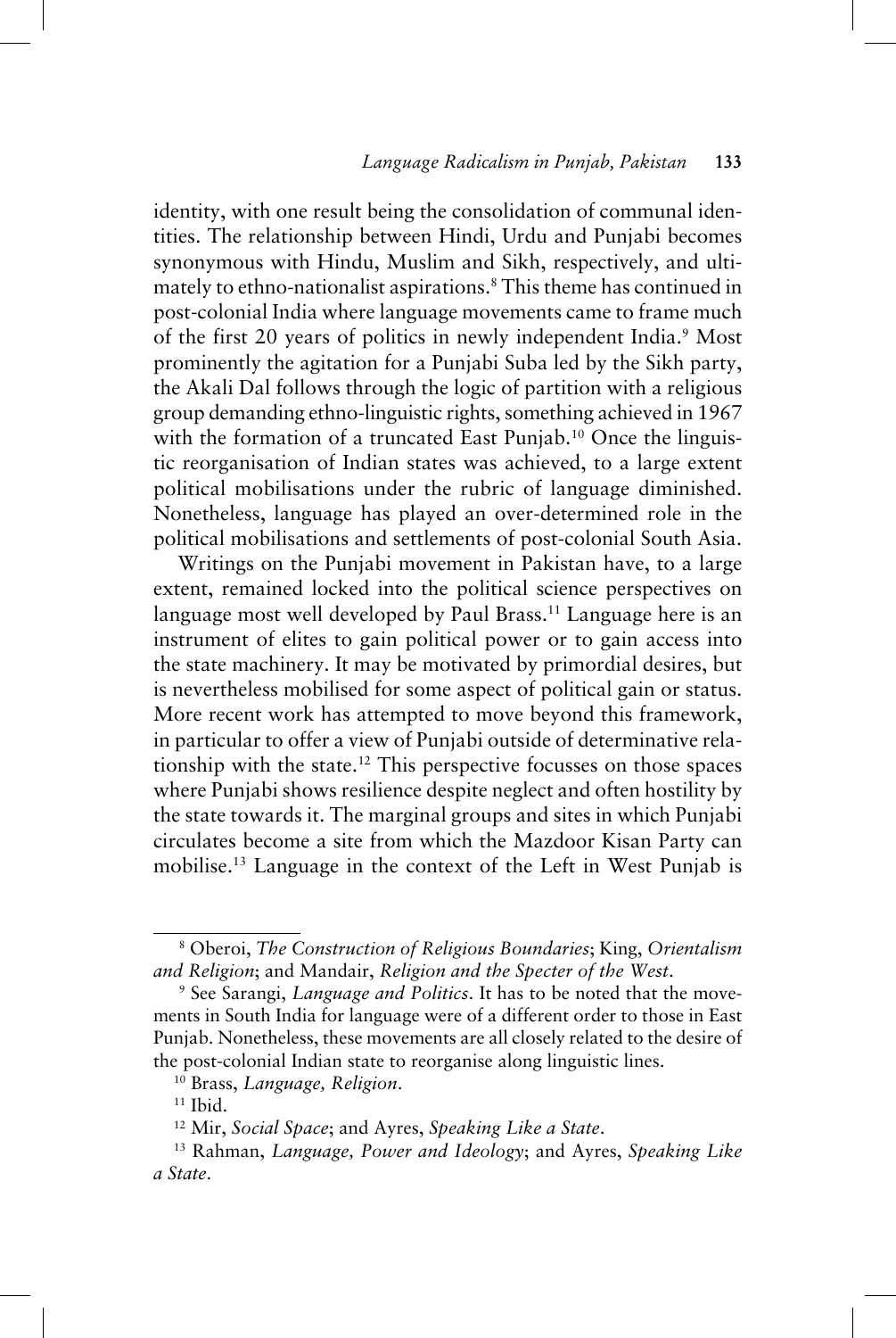identity, with one result being the consolidation of communal identities. The relationship between Hindi, Urdu and Punjabi becomes synonymous with Hindu, Muslim and Sikh, respectively, and ultimately to ethno-nationalist aspirations.[8] This theme has continued in post-colonial India where language movements came to frame much of the first 20 years of politics in newly independent India.[9] Most prominently the agitation for a Punjabi Suba led by the Sikh party, the Akali Dal follows through the logic of partition with a religious group demanding ethno-linguistic rights, something achieved in 1967 with the formation of a truncated East Punjab.[10] Once the linguistic reorganisation of Indian states was achieved, to a large extent political mobilisations under the rubric of language diminished. Nonetheless, language has played an over-determined role in the political mobilisations and settlements of post-colonial South Asia.

Writings on the Punjabi movement in Pakistan have, to a large extent, remained locked into the political science perspectives on language most well developed by Paul Brass.[11] Language here is an instrument of elites to gain political power or to gain access into the state machinery. It may be motivated by primordial desires, but is nevertheless mobilised for some aspect of political gain or status. More recent work has attempted to move beyond this framework, in particular to offer a view of Punjabi outside of determinative relationship with the state.[12] This perspective focusses on those spaces where Punjabi shows resilience despite neglect and often hostility by the state towards it. The marginal groups and sites in which Punjabi circulates become a site from which the Mazdoor Kisan Party can mobilise.[13] Language in the context of the Left in West Punjab is

---

[8] Oberoi, *The Construction of Religious Boundaries*; King, *Orientalism and Religion*; and Mandair, *Religion and the Specter of the West*.

[9] See Sarangi, *Language and Politics*. It has to be noted that the movements in South India for language were of a different order to those in East Punjab. Nonetheless, these movements are all closely related to the desire of the post-colonial Indian state to reorganise along linguistic lines.

[10] Brass, *Language, Religion*.

[11] Ibid.

[12] Mir, *Social Space*; and Ayres, *Speaking Like a State*.

[13] Rahman, *Language, Power and Ideology*; and Ayres, *Speaking Like a State*.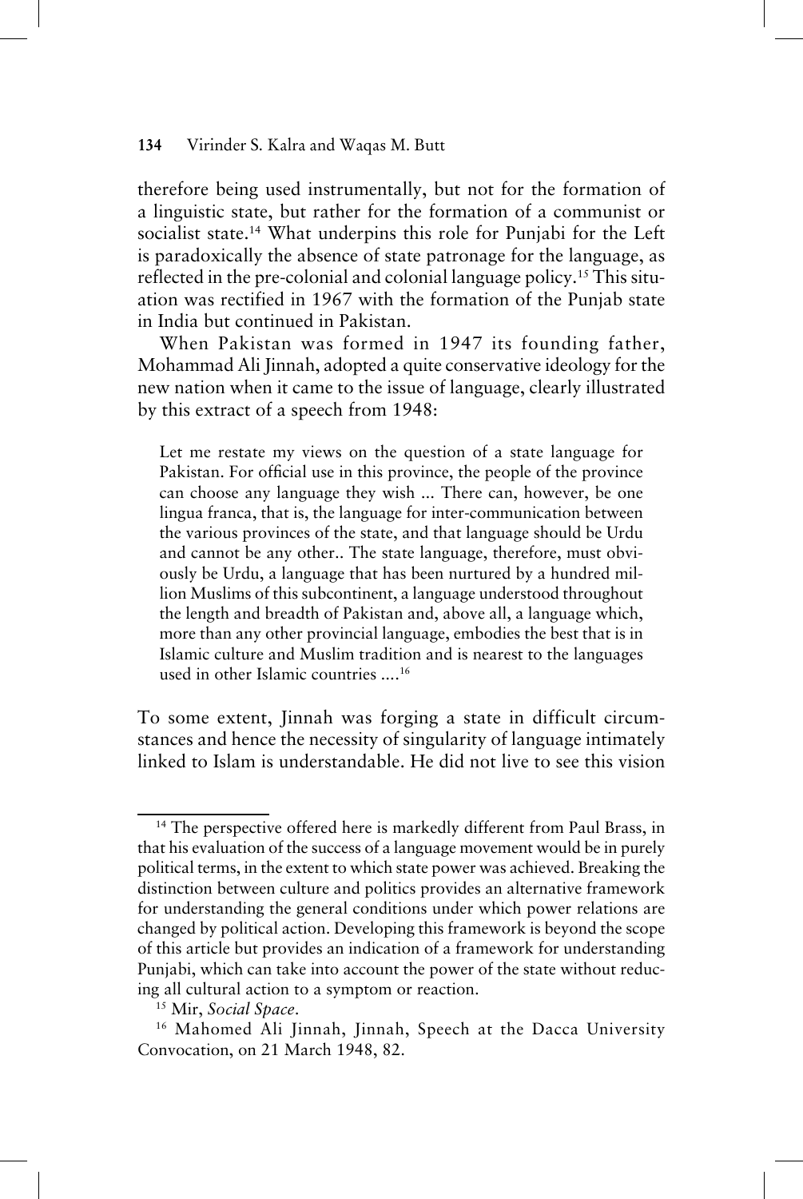therefore being used instrumentally, but not for the formation of a linguistic state, but rather for the formation of a communist or socialist state.[14] What underpins this role for Punjabi for the Left is paradoxically the absence of state patronage for the language, as reflected in the pre-colonial and colonial language policy.[15] This situation was rectified in 1967 with the formation of the Punjab state in India but continued in Pakistan.

When Pakistan was formed in 1947 its founding father, Mohammad Ali Jinnah, adopted a quite conservative ideology for the new nation when it came to the issue of language, clearly illustrated by this extract of a speech from 1948:

> Let me restate my views on the question of a state language for Pakistan. For official use in this province, the people of the province can choose any language they wish ... There can, however, be one lingua franca, that is, the language for inter-communication between the various provinces of the state, and that language should be Urdu and cannot be any other.. The state language, therefore, must obviously be Urdu, a language that has been nurtured by a hundred million Muslims of this subcontinent, a language understood throughout the length and breadth of Pakistan and, above all, a language which, more than any other provincial language, embodies the best that is in Islamic culture and Muslim tradition and is nearest to the languages used in other Islamic countries ....[16]

To some extent, Jinnah was forging a state in difficult circumstances and hence the necessity of singularity of language intimately linked to Islam is understandable. He did not live to see this vision

---

[14] The perspective offered here is markedly different from Paul Brass, in that his evaluation of the success of a language movement would be in purely political terms, in the extent to which state power was achieved. Breaking the distinction between culture and politics provides an alternative framework for understanding the general conditions under which power relations are changed by political action. Developing this framework is beyond the scope of this article but provides an indication of a framework for understanding Punjabi, which can take into account the power of the state without reducing all cultural action to a symptom or reaction.

[15] Mir, *Social Space*.

[16] Mahomed Ali Jinnah, Jinnah, Speech at the Dacca University Convocation, on 21 March 1948, 82.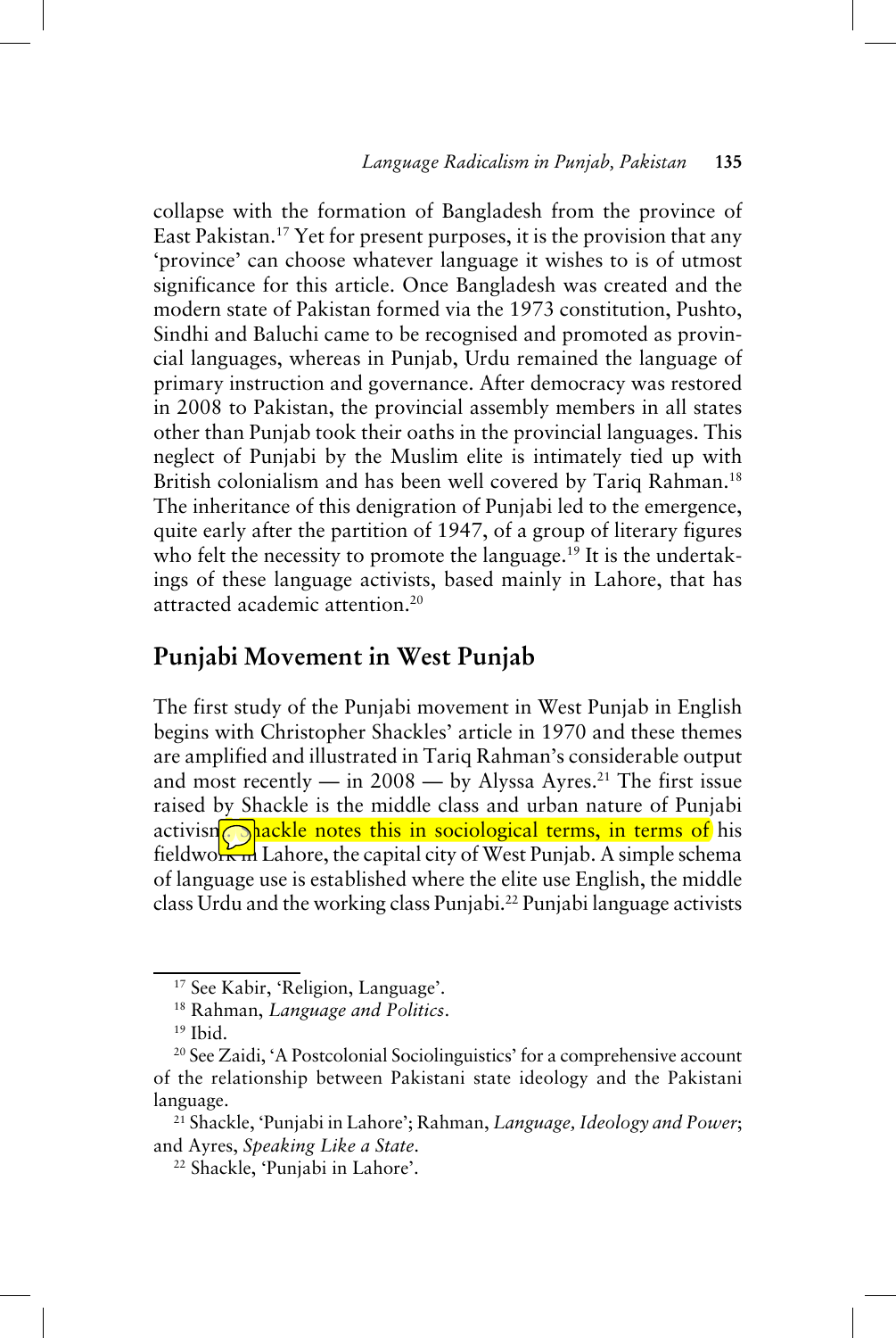collapse with the formation of Bangladesh from the province of East Pakistan.[17] Yet for present purposes, it is the provision that any 'province' can choose whatever language it wishes to is of utmost significance for this article. Once Bangladesh was created and the modern state of Pakistan formed via the 1973 constitution, Pushto, Sindhi and Baluchi came to be recognised and promoted as provincial languages, whereas in Punjab, Urdu remained the language of primary instruction and governance. After democracy was restored in 2008 to Pakistan, the provincial assembly members in all states other than Punjab took their oaths in the provincial languages. This neglect of Punjabi by the Muslim elite is intimately tied up with British colonialism and has been well covered by Tariq Rahman.[18] The inheritance of this denigration of Punjabi led to the emergence, quite early after the partition of 1947, of a group of literary figures who felt the necessity to promote the language.[19] It is the undertakings of these language activists, based mainly in Lahore, that has attracted academic attention.[20]

## Punjabi Movement in West Punjab

The first study of the Punjabi movement in West Punjab in English begins with Christopher Shackles' article in 1970 and these themes are amplified and illustrated in Tariq Rahman's considerable output and most recently — in 2008 — by Alyssa Ayres.[21] The first issue raised by Shackle is the middle class and urban nature of Punjabi activism. Shackle notes this in sociological terms, in terms of his fieldwork in Lahore, the capital city of West Punjab. A simple schema of language use is established where the elite use English, the middle class Urdu and the working class Punjabi.[22] Punjabi language activists

---

[17] See Kabir, 'Religion, Language'.

[18] Rahman, *Language and Politics*.

[19] Ibid.

[20] See Zaidi, 'A Postcolonial Sociolinguistics' for a comprehensive account of the relationship between Pakistani state ideology and the Pakistani language.

[21] Shackle, 'Punjabi in Lahore'; Rahman, *Language, Ideology and Power*; and Ayres, *Speaking Like a State*.

[22] Shackle, 'Punjabi in Lahore'.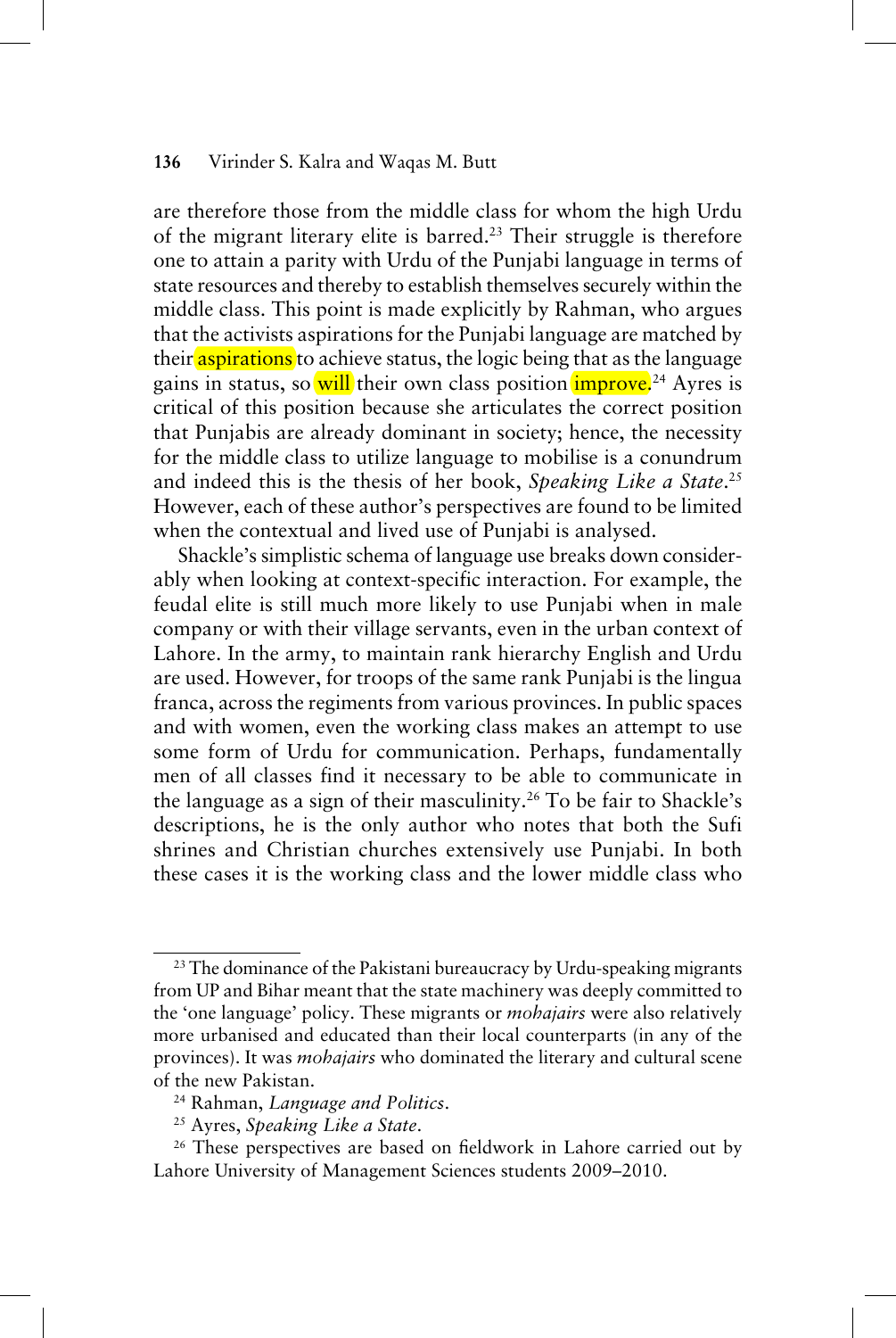are therefore those from the middle class for whom the high Urdu of the migrant literary elite is barred.[23] Their struggle is therefore one to attain a parity with Urdu of the Punjabi language in terms of state resources and thereby to establish themselves securely within the middle class. This point is made explicitly by Rahman, who argues that the activists aspirations for the Punjabi language are matched by their aspirations to achieve status, the logic being that as the language gains in status, so will their own class position improve.[24] Ayres is critical of this position because she articulates the correct position that Punjabis are already dominant in society; hence, the necessity for the middle class to utilize language to mobilise is a conundrum and indeed this is the thesis of her book, *Speaking Like a State*.[25] However, each of these author's perspectives are found to be limited when the contextual and lived use of Punjabi is analysed.

Shackle's simplistic schema of language use breaks down considerably when looking at context-specific interaction. For example, the feudal elite is still much more likely to use Punjabi when in male company or with their village servants, even in the urban context of Lahore. In the army, to maintain rank hierarchy English and Urdu are used. However, for troops of the same rank Punjabi is the lingua franca, across the regiments from various provinces. In public spaces and with women, even the working class makes an attempt to use some form of Urdu for communication. Perhaps, fundamentally men of all classes find it necessary to be able to communicate in the language as a sign of their masculinity.[26] To be fair to Shackle's descriptions, he is the only author who notes that both the Sufi shrines and Christian churches extensively use Punjabi. In both these cases it is the working class and the lower middle class who

---

[23] The dominance of the Pakistani bureaucracy by Urdu-speaking migrants from UP and Bihar meant that the state machinery was deeply committed to the 'one language' policy. These migrants or *mohajairs* were also relatively more urbanised and educated than their local counterparts (in any of the provinces). It was *mohajairs* who dominated the literary and cultural scene of the new Pakistan.

[24] Rahman, *Language and Politics*.

[25] Ayres, *Speaking Like a State*.

[26] These perspectives are based on fieldwork in Lahore carried out by Lahore University of Management Sciences students 2009–2010.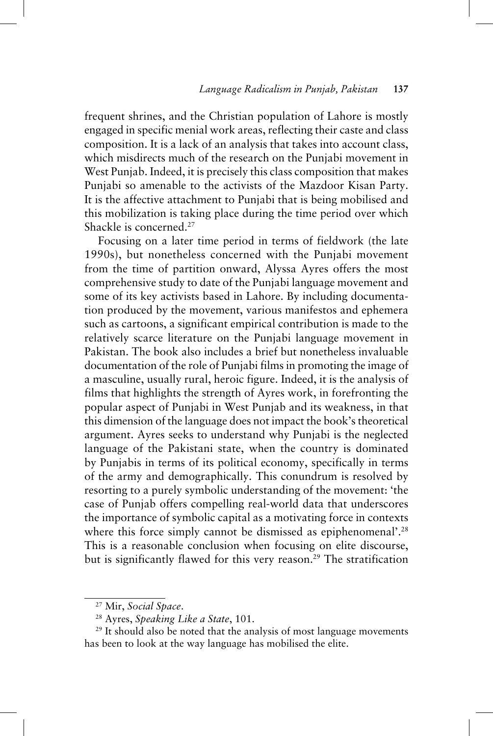frequent shrines, and the Christian population of Lahore is mostly engaged in specific menial work areas, reflecting their caste and class composition. It is a lack of an analysis that takes into account class, which misdirects much of the research on the Punjabi movement in West Punjab. Indeed, it is precisely this class composition that makes Punjabi so amenable to the activists of the Mazdoor Kisan Party. It is the affective attachment to Punjabi that is being mobilised and this mobilization is taking place during the time period over which Shackle is concerned.[27]

Focusing on a later time period in terms of fieldwork (the late 1990s), but nonetheless concerned with the Punjabi movement from the time of partition onward, Alyssa Ayres offers the most comprehensive study to date of the Punjabi language movement and some of its key activists based in Lahore. By including documentation produced by the movement, various manifestos and ephemera such as cartoons, a significant empirical contribution is made to the relatively scarce literature on the Punjabi language movement in Pakistan. The book also includes a brief but nonetheless invaluable documentation of the role of Punjabi films in promoting the image of a masculine, usually rural, heroic figure. Indeed, it is the analysis of films that highlights the strength of Ayres work, in forefronting the popular aspect of Punjabi in West Punjab and its weakness, in that this dimension of the language does not impact the book's theoretical argument. Ayres seeks to understand why Punjabi is the neglected language of the Pakistani state, when the country is dominated by Punjabis in terms of its political economy, specifically in terms of the army and demographically. This conundrum is resolved by resorting to a purely symbolic understanding of the movement: 'the case of Punjab offers compelling real-world data that underscores the importance of symbolic capital as a motivating force in contexts where this force simply cannot be dismissed as epiphenomenal'.[28] This is a reasonable conclusion when focusing on elite discourse, but is significantly flawed for this very reason.[29] The stratification

---

[27] Mir, *Social Space*.

[28] Ayres, *Speaking Like a State*, 101.

[29] It should also be noted that the analysis of most language movements has been to look at the way language has mobilised the elite.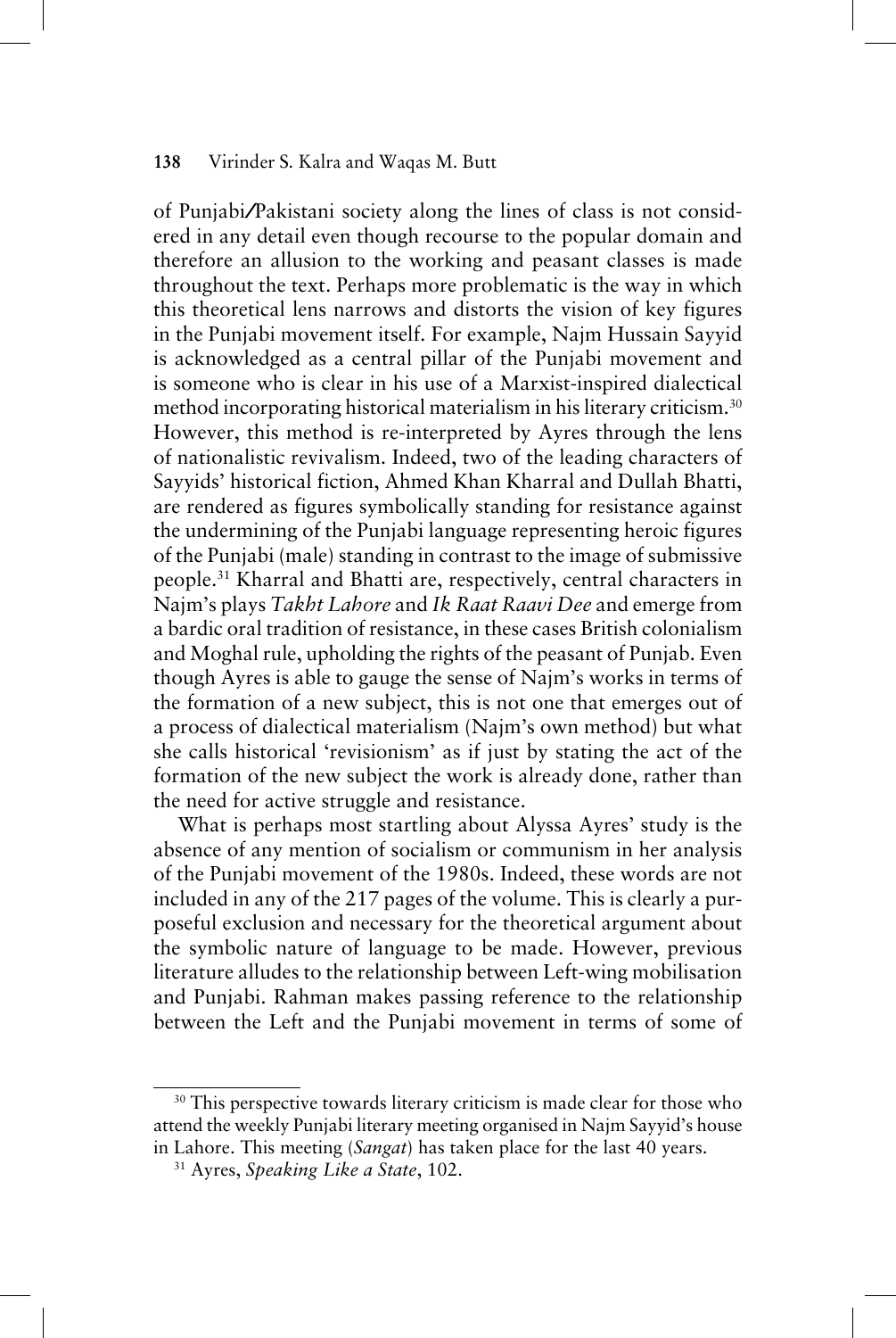of Punjabi/Pakistani society along the lines of class is not considered in any detail even though recourse to the popular domain and therefore an allusion to the working and peasant classes is made throughout the text. Perhaps more problematic is the way in which this theoretical lens narrows and distorts the vision of key figures in the Punjabi movement itself. For example, Najm Hussain Sayyid is acknowledged as a central pillar of the Punjabi movement and is someone who is clear in his use of a Marxist-inspired dialectical method incorporating historical materialism in his literary criticism.[30] However, this method is re-interpreted by Ayres through the lens of nationalistic revivalism. Indeed, two of the leading characters of Sayyids' historical fiction, Ahmed Khan Kharral and Dullah Bhatti, are rendered as figures symbolically standing for resistance against the undermining of the Punjabi language representing heroic figures of the Punjabi (male) standing in contrast to the image of submissive people.[31] Kharral and Bhatti are, respectively, central characters in Najm's plays *Takht Lahore* and *Ik Raat Raavi Dee* and emerge from a bardic oral tradition of resistance, in these cases British colonialism and Moghal rule, upholding the rights of the peasant of Punjab. Even though Ayres is able to gauge the sense of Najm's works in terms of the formation of a new subject, this is not one that emerges out of a process of dialectical materialism (Najm's own method) but what she calls historical 'revisionism' as if just by stating the act of the formation of the new subject the work is already done, rather than the need for active struggle and resistance.

What is perhaps most startling about Alyssa Ayres' study is the absence of any mention of socialism or communism in her analysis of the Punjabi movement of the 1980s. Indeed, these words are not included in any of the 217 pages of the volume. This is clearly a purposeful exclusion and necessary for the theoretical argument about the symbolic nature of language to be made. However, previous literature alludes to the relationship between Left-wing mobilisation and Punjabi. Rahman makes passing reference to the relationship between the Left and the Punjabi movement in terms of some of

[30] This perspective towards literary criticism is made clear for those who attend the weekly Punjabi literary meeting organised in Najm Sayyid's house in Lahore. This meeting (*Sangat*) has taken place for the last 40 years.

[31] Ayres, *Speaking Like a State*, 102.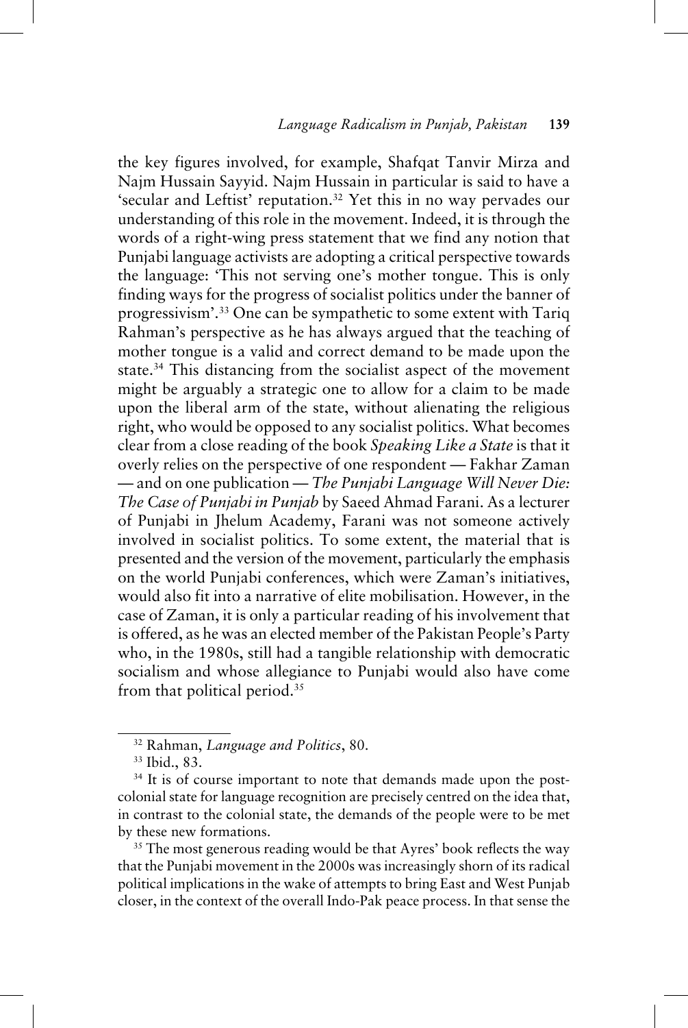the key figures involved, for example, Shafqat Tanvir Mirza and Najm Hussain Sayyid. Najm Hussain in particular is said to have a 'secular and Leftist' reputation.[32] Yet this in no way pervades our understanding of this role in the movement. Indeed, it is through the words of a right-wing press statement that we find any notion that Punjabi language activists are adopting a critical perspective towards the language: 'This not serving one's mother tongue. This is only finding ways for the progress of socialist politics under the banner of progressivism'.[33] One can be sympathetic to some extent with Tariq Rahman's perspective as he has always argued that the teaching of mother tongue is a valid and correct demand to be made upon the state.[34] This distancing from the socialist aspect of the movement might be arguably a strategic one to allow for a claim to be made upon the liberal arm of the state, without alienating the religious right, who would be opposed to any socialist politics. What becomes clear from a close reading of the book *Speaking Like a State* is that it overly relies on the perspective of one respondent — Fakhar Zaman — and on one publication — *The Punjabi Language Will Never Die: The Case of Punjabi in Punjab* by Saeed Ahmad Farani. As a lecturer of Punjabi in Jhelum Academy, Farani was not someone actively involved in socialist politics. To some extent, the material that is presented and the version of the movement, particularly the emphasis on the world Punjabi conferences, which were Zaman's initiatives, would also fit into a narrative of elite mobilisation. However, in the case of Zaman, it is only a particular reading of his involvement that is offered, as he was an elected member of the Pakistan People's Party who, in the 1980s, still had a tangible relationship with democratic socialism and whose allegiance to Punjabi would also have come from that political period.[35]

---

[32] Rahman, *Language and Politics*, 80.

[33] Ibid., 83.

[34] It is of course important to note that demands made upon the post-colonial state for language recognition are precisely centred on the idea that, in contrast to the colonial state, the demands of the people were to be met by these new formations.

[35] The most generous reading would be that Ayres' book reflects the way that the Punjabi movement in the 2000s was increasingly shorn of its radical political implications in the wake of attempts to bring East and West Punjab closer, in the context of the overall Indo-Pak peace process. In that sense the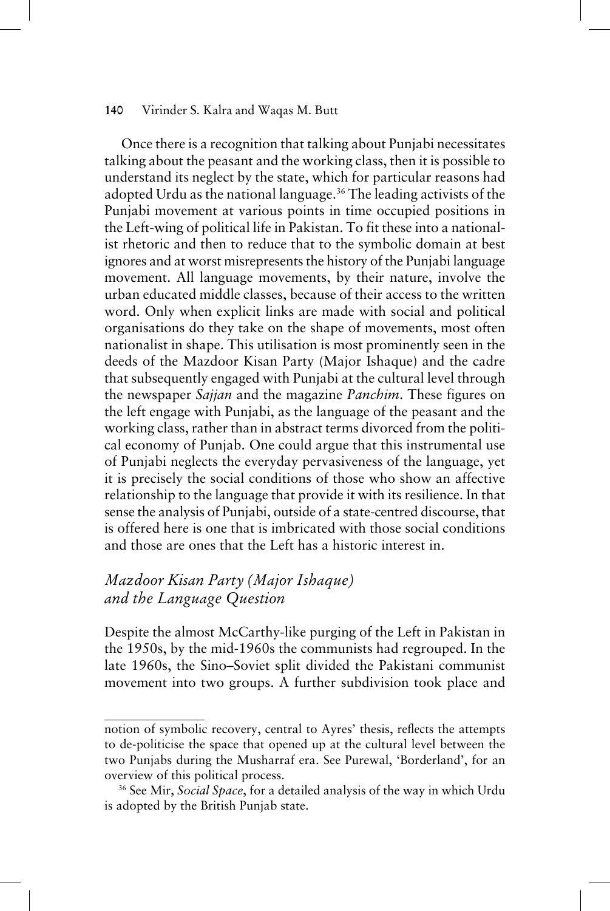Once there is a recognition that talking about Punjabi necessitates talking about the peasant and the working class, then it is possible to understand its neglect by the state, which for particular reasons had adopted Urdu as the national language.[36] The leading activists of the Punjabi movement at various points in time occupied positions in the Left-wing of political life in Pakistan. To fit these into a nationalist rhetoric and then to reduce that to the symbolic domain at best ignores and at worst misrepresents the history of the Punjabi language movement. All language movements, by their nature, involve the urban educated middle classes, because of their access to the written word. Only when explicit links are made with social and political organisations do they take on the shape of movements, most often nationalist in shape. This utilisation is most prominently seen in the deeds of the Mazdoor Kisan Party (Major Ishaque) and the cadre that subsequently engaged with Punjabi at the cultural level through the newspaper *Sajjan* and the magazine *Panchim*. These figures on the left engage with Punjabi, as the language of the peasant and the working class, rather than in abstract terms divorced from the political economy of Punjab. One could argue that this instrumental use of Punjabi neglects the everyday pervasiveness of the language, yet it is precisely the social conditions of those who show an affective relationship to the language that provide it with its resilience. In that sense the analysis of Punjabi, outside of a state-centred discourse, that is offered here is one that is imbricated with those social conditions and those are ones that the Left has a historic interest in.

### *Mazdoor Kisan Party (Major Ishaque) and the Language Question*

Despite the almost McCarthy-like purging of the Left in Pakistan in the 1950s, by the mid-1960s the communists had regrouped. In the late 1960s, the Sino–Soviet split divided the Pakistani communist movement into two groups. A further subdivision took place and

---

notion of symbolic recovery, central to Ayres' thesis, reflects the attempts to de-politicise the space that opened up at the cultural level between the two Punjabs during the Musharraf era. See Purewal, 'Borderland', for an overview of this political process.

[36] See Mir, *Social Space*, for a detailed analysis of the way in which Urdu is adopted by the British Punjab state.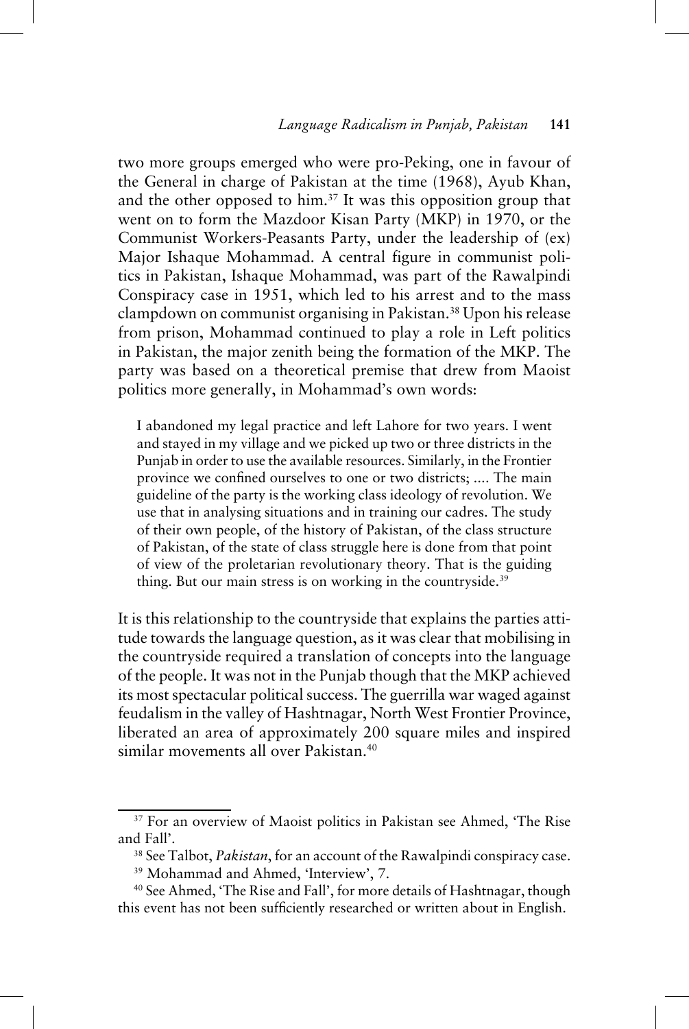two more groups emerged who were pro-Peking, one in favour of the General in charge of Pakistan at the time (1968), Ayub Khan, and the other opposed to him.[37] It was this opposition group that went on to form the Mazdoor Kisan Party (MKP) in 1970, or the Communist Workers-Peasants Party, under the leadership of (ex) Major Ishaque Mohammad. A central figure in communist politics in Pakistan, Ishaque Mohammad, was part of the Rawalpindi Conspiracy case in 1951, which led to his arrest and to the mass clampdown on communist organising in Pakistan.[38] Upon his release from prison, Mohammad continued to play a role in Left politics in Pakistan, the major zenith being the formation of the MKP. The party was based on a theoretical premise that drew from Maoist politics more generally, in Mohammad's own words:

> I abandoned my legal practice and left Lahore for two years. I went and stayed in my village and we picked up two or three districts in the Punjab in order to use the available resources. Similarly, in the Frontier province we confined ourselves to one or two districts; .... The main guideline of the party is the working class ideology of revolution. We use that in analysing situations and in training our cadres. The study of their own people, of the history of Pakistan, of the class structure of Pakistan, of the state of class struggle here is done from that point of view of the proletarian revolutionary theory. That is the guiding thing. But our main stress is on working in the countryside.[39]

It is this relationship to the countryside that explains the parties attitude towards the language question, as it was clear that mobilising in the countryside required a translation of concepts into the language of the people. It was not in the Punjab though that the MKP achieved its most spectacular political success. The guerrilla war waged against feudalism in the valley of Hashtnagar, North West Frontier Province, liberated an area of approximately 200 square miles and inspired similar movements all over Pakistan.[40]

---

[37] For an overview of Maoist politics in Pakistan see Ahmed, 'The Rise and Fall'.

[38] See Talbot, *Pakistan*, for an account of the Rawalpindi conspiracy case.

[39] Mohammad and Ahmed, 'Interview', 7.

[40] See Ahmed, 'The Rise and Fall', for more details of Hashtnagar, though this event has not been sufficiently researched or written about in English.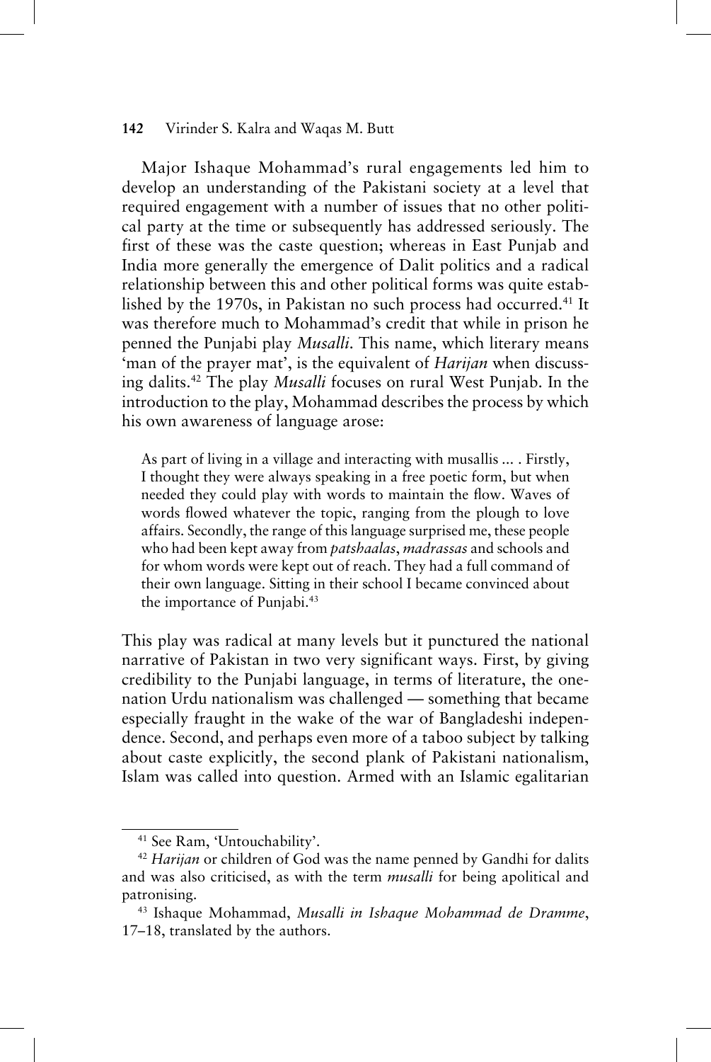Major Ishaque Mohammad's rural engagements led him to develop an understanding of the Pakistani society at a level that required engagement with a number of issues that no other political party at the time or subsequently has addressed seriously. The first of these was the caste question; whereas in East Punjab and India more generally the emergence of Dalit politics and a radical relationship between this and other political forms was quite established by the 1970s, in Pakistan no such process had occurred.[41] It was therefore much to Mohammad's credit that while in prison he penned the Punjabi play *Musalli*. This name, which literary means 'man of the prayer mat', is the equivalent of *Harijan* when discussing dalits.[42] The play *Musalli* focuses on rural West Punjab. In the introduction to the play, Mohammad describes the process by which his own awareness of language arose:

> As part of living in a village and interacting with musallis ... . Firstly, I thought they were always speaking in a free poetic form, but when needed they could play with words to maintain the flow. Waves of words flowed whatever the topic, ranging from the plough to love affairs. Secondly, the range of this language surprised me, these people who had been kept away from *patshaalas*, *madrassas* and schools and for whom words were kept out of reach. They had a full command of their own language. Sitting in their school I became convinced about the importance of Punjabi.[43]

This play was radical at many levels but it punctured the national narrative of Pakistan in two very significant ways. First, by giving credibility to the Punjabi language, in terms of literature, the one-nation Urdu nationalism was challenged — something that became especially fraught in the wake of the war of Bangladeshi independence. Second, and perhaps even more of a taboo subject by talking about caste explicitly, the second plank of Pakistani nationalism, Islam was called into question. Armed with an Islamic egalitarian

---

[41] See Ram, 'Untouchability'.

[42] *Harijan* or children of God was the name penned by Gandhi for dalits and was also criticised, as with the term *musalli* for being apolitical and patronising.

[43] Ishaque Mohammad, *Musalli in Ishaque Mohammad de Dramme*, 17–18, translated by the authors.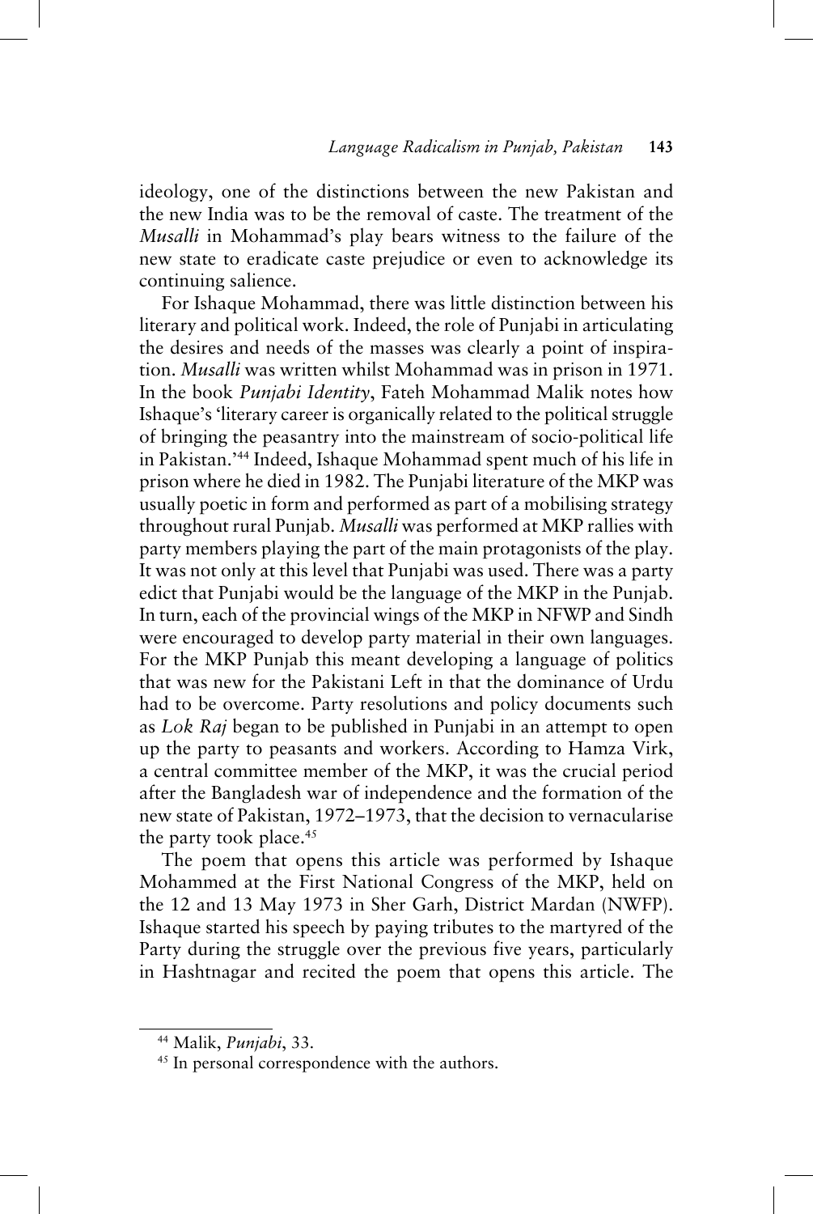ideology, one of the distinctions between the new Pakistan and the new India was to be the removal of caste. The treatment of the *Musalli* in Mohammad's play bears witness to the failure of the new state to eradicate caste prejudice or even to acknowledge its continuing salience.

For Ishaque Mohammad, there was little distinction between his literary and political work. Indeed, the role of Punjabi in articulating the desires and needs of the masses was clearly a point of inspiration. *Musalli* was written whilst Mohammad was in prison in 1971. In the book *Punjabi Identity*, Fateh Mohammad Malik notes how Ishaque's 'literary career is organically related to the political struggle of bringing the peasantry into the mainstream of socio-political life in Pakistan.'[44] Indeed, Ishaque Mohammad spent much of his life in prison where he died in 1982. The Punjabi literature of the MKP was usually poetic in form and performed as part of a mobilising strategy throughout rural Punjab. *Musalli* was performed at MKP rallies with party members playing the part of the main protagonists of the play. It was not only at this level that Punjabi was used. There was a party edict that Punjabi would be the language of the MKP in the Punjab. In turn, each of the provincial wings of the MKP in NFWP and Sindh were encouraged to develop party material in their own languages. For the MKP Punjab this meant developing a language of politics that was new for the Pakistani Left in that the dominance of Urdu had to be overcome. Party resolutions and policy documents such as *Lok Raj* began to be published in Punjabi in an attempt to open up the party to peasants and workers. According to Hamza Virk, a central committee member of the MKP, it was the crucial period after the Bangladesh war of independence and the formation of the new state of Pakistan, 1972–1973, that the decision to vernacularise the party took place.[45]

The poem that opens this article was performed by Ishaque Mohammed at the First National Congress of the MKP, held on the 12 and 13 May 1973 in Sher Garh, District Mardan (NWFP). Ishaque started his speech by paying tributes to the martyred of the Party during the struggle over the previous five years, particularly in Hashtnagar and recited the poem that opens this article. The

[44] Malik, *Punjabi*, 33.

[45] In personal correspondence with the authors.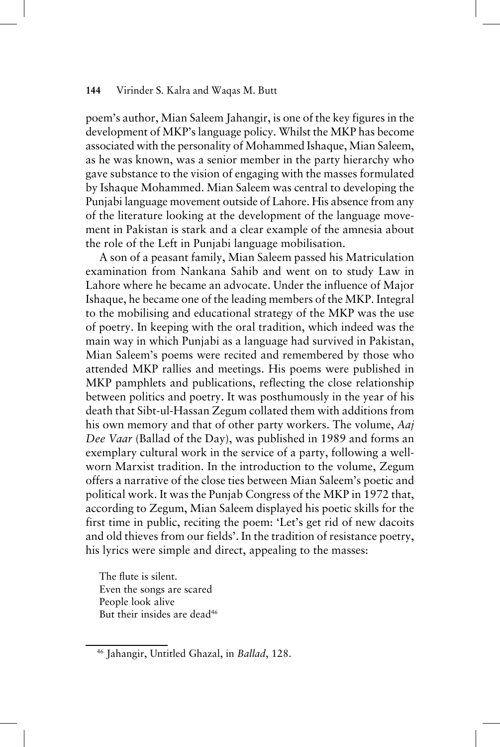poem's author, Mian Saleem Jahangir, is one of the key figures in the development of MKP's language policy. Whilst the MKP has become associated with the personality of Mohammed Ishaque, Mian Saleem, as he was known, was a senior member in the party hierarchy who gave substance to the vision of engaging with the masses formulated by Ishaque Mohammed. Mian Saleem was central to developing the Punjabi language movement outside of Lahore. His absence from any of the literature looking at the development of the language movement in Pakistan is stark and a clear example of the amnesia about the role of the Left in Punjabi language mobilisation.

A son of a peasant family, Mian Saleem passed his Matriculation examination from Nankana Sahib and went on to study Law in Lahore where he became an advocate. Under the influence of Major Ishaque, he became one of the leading members of the MKP. Integral to the mobilising and educational strategy of the MKP was the use of poetry. In keeping with the oral tradition, which indeed was the main way in which Punjabi as a language had survived in Pakistan, Mian Saleem's poems were recited and remembered by those who attended MKP rallies and meetings. His poems were published in MKP pamphlets and publications, reflecting the close relationship between politics and poetry. It was posthumously in the year of his death that Sibt-ul-Hassan Zegum collated them with additions from his own memory and that of other party workers. The volume, *Aaj Dee Vaar* (Ballad of the Day), was published in 1989 and forms an exemplary cultural work in the service of a party, following a well-worn Marxist tradition. In the introduction to the volume, Zegum offers a narrative of the close ties between Mian Saleem's poetic and political work. It was the Punjab Congress of the MKP in 1972 that, according to Zegum, Mian Saleem displayed his poetic skills for the first time in public, reciting the poem: 'Let's get rid of new dacoits and old thieves from our fields'. In the tradition of resistance poetry, his lyrics were simple and direct, appealing to the masses:

> The flute is silent.
> Even the songs are scared
> People look alive
> But their insides are dead[46]

---

[46] Jahangir, Untitled Ghazal, in *Ballad*, 128.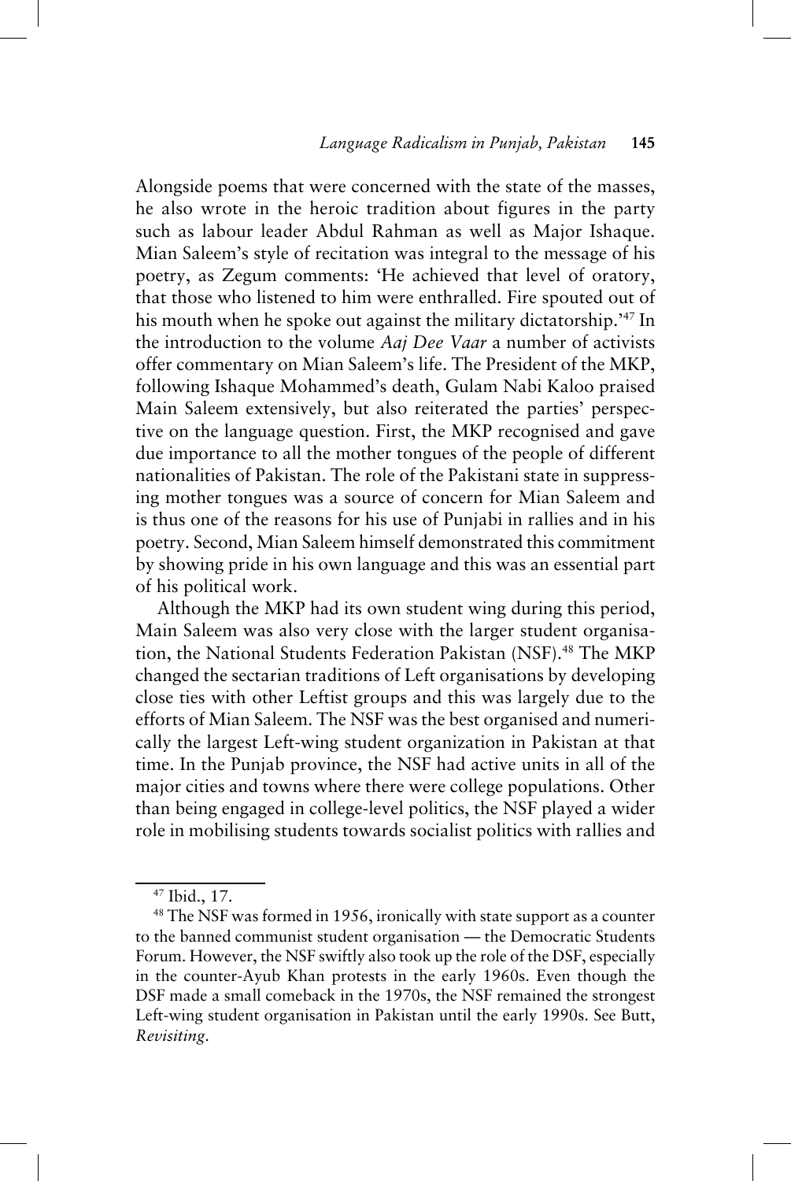Alongside poems that were concerned with the state of the masses, he also wrote in the heroic tradition about figures in the party such as labour leader Abdul Rahman as well as Major Ishaque. Mian Saleem's style of recitation was integral to the message of his poetry, as Zegum comments: 'He achieved that level of oratory, that those who listened to him were enthralled. Fire spouted out of his mouth when he spoke out against the military dictatorship.'[47] In the introduction to the volume *Aaj Dee Vaar* a number of activists offer commentary on Mian Saleem's life. The President of the MKP, following Ishaque Mohammed's death, Gulam Nabi Kaloo praised Main Saleem extensively, but also reiterated the parties' perspective on the language question. First, the MKP recognised and gave due importance to all the mother tongues of the people of different nationalities of Pakistan. The role of the Pakistani state in suppressing mother tongues was a source of concern for Mian Saleem and is thus one of the reasons for his use of Punjabi in rallies and in his poetry. Second, Mian Saleem himself demonstrated this commitment by showing pride in his own language and this was an essential part of his political work.

Although the MKP had its own student wing during this period, Main Saleem was also very close with the larger student organisation, the National Students Federation Pakistan (NSF).[48] The MKP changed the sectarian traditions of Left organisations by developing close ties with other Leftist groups and this was largely due to the efforts of Mian Saleem. The NSF was the best organised and numerically the largest Left-wing student organization in Pakistan at that time. In the Punjab province, the NSF had active units in all of the major cities and towns where there were college populations. Other than being engaged in college-level politics, the NSF played a wider role in mobilising students towards socialist politics with rallies and

---

[47] Ibid., 17.

[48] The NSF was formed in 1956, ironically with state support as a counter to the banned communist student organisation — the Democratic Students Forum. However, the NSF swiftly also took up the role of the DSF, especially in the counter-Ayub Khan protests in the early 1960s. Even though the DSF made a small comeback in the 1970s, the NSF remained the strongest Left-wing student organisation in Pakistan until the early 1990s. See Butt, *Revisiting*.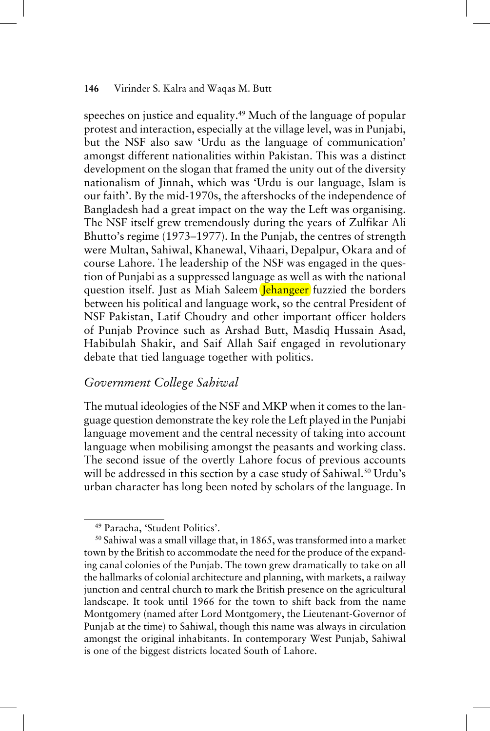speeches on justice and equality.[49] Much of the language of popular protest and interaction, especially at the village level, was in Punjabi, but the NSF also saw 'Urdu as the language of communication' amongst different nationalities within Pakistan. This was a distinct development on the slogan that framed the unity out of the diversity nationalism of Jinnah, which was 'Urdu is our language, Islam is our faith'. By the mid-1970s, the aftershocks of the independence of Bangladesh had a great impact on the way the Left was organising. The NSF itself grew tremendously during the years of Zulfikar Ali Bhutto's regime (1973–1977). In the Punjab, the centres of strength were Multan, Sahiwal, Khanewal, Vihaari, Depalpur, Okara and of course Lahore. The leadership of the NSF was engaged in the question of Punjabi as a suppressed language as well as with the national question itself. Just as Miah Saleem Jehangeer fuzzied the borders between his political and language work, so the central President of NSF Pakistan, Latif Choudry and other important officer holders of Punjab Province such as Arshad Butt, Masdiq Hussain Asad, Habibulah Shakir, and Saif Allah Saif engaged in revolutionary debate that tied language together with politics.

## *Government College Sahiwal*

The mutual ideologies of the NSF and MKP when it comes to the language question demonstrate the key role the Left played in the Punjabi language movement and the central necessity of taking into account language when mobilising amongst the peasants and working class. The second issue of the overtly Lahore focus of previous accounts will be addressed in this section by a case study of Sahiwal.[50] Urdu's urban character has long been noted by scholars of the language. In

---

[49] Paracha, 'Student Politics'.

[50] Sahiwal was a small village that, in 1865, was transformed into a market town by the British to accommodate the need for the produce of the expanding canal colonies of the Punjab. The town grew dramatically to take on all the hallmarks of colonial architecture and planning, with markets, a railway junction and central church to mark the British presence on the agricultural landscape. It took until 1966 for the town to shift back from the name Montgomery (named after Lord Montgomery, the Lieutenant-Governor of Punjab at the time) to Sahiwal, though this name was always in circulation amongst the original inhabitants. In contemporary West Punjab, Sahiwal is one of the biggest districts located South of Lahore.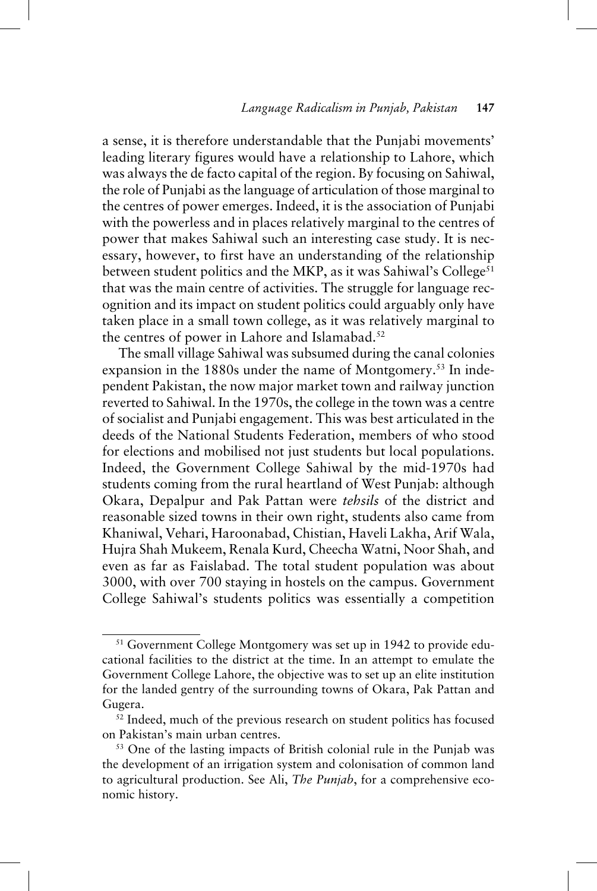a sense, it is therefore understandable that the Punjabi movements' leading literary figures would have a relationship to Lahore, which was always the de facto capital of the region. By focusing on Sahiwal, the role of Punjabi as the language of articulation of those marginal to the centres of power emerges. Indeed, it is the association of Punjabi with the powerless and in places relatively marginal to the centres of power that makes Sahiwal such an interesting case study. It is necessary, however, to first have an understanding of the relationship between student politics and the MKP, as it was Sahiwal's College[51] that was the main centre of activities. The struggle for language recognition and its impact on student politics could arguably only have taken place in a small town college, as it was relatively marginal to the centres of power in Lahore and Islamabad.[52]

The small village Sahiwal was subsumed during the canal colonies expansion in the 1880s under the name of Montgomery.[53] In independent Pakistan, the now major market town and railway junction reverted to Sahiwal. In the 1970s, the college in the town was a centre of socialist and Punjabi engagement. This was best articulated in the deeds of the National Students Federation, members of who stood for elections and mobilised not just students but local populations. Indeed, the Government College Sahiwal by the mid-1970s had students coming from the rural heartland of West Punjab: although Okara, Depalpur and Pak Pattan were *tehsils* of the district and reasonable sized towns in their own right, students also came from Khaniwal, Vehari, Haroonabad, Chistian, Haveli Lakha, Arif Wala, Hujra Shah Mukeem, Renala Kurd, Cheecha Watni, Noor Shah, and even as far as Faislabad. The total student population was about 3000, with over 700 staying in hostels on the campus. Government College Sahiwal's students politics was essentially a competition

---

[51] Government College Montgomery was set up in 1942 to provide educational facilities to the district at the time. In an attempt to emulate the Government College Lahore, the objective was to set up an elite institution for the landed gentry of the surrounding towns of Okara, Pak Pattan and Gugera.

[52] Indeed, much of the previous research on student politics has focused on Pakistan's main urban centres.

[53] One of the lasting impacts of British colonial rule in the Punjab was the development of an irrigation system and colonisation of common land to agricultural production. See Ali, *The Punjab*, for a comprehensive economic history.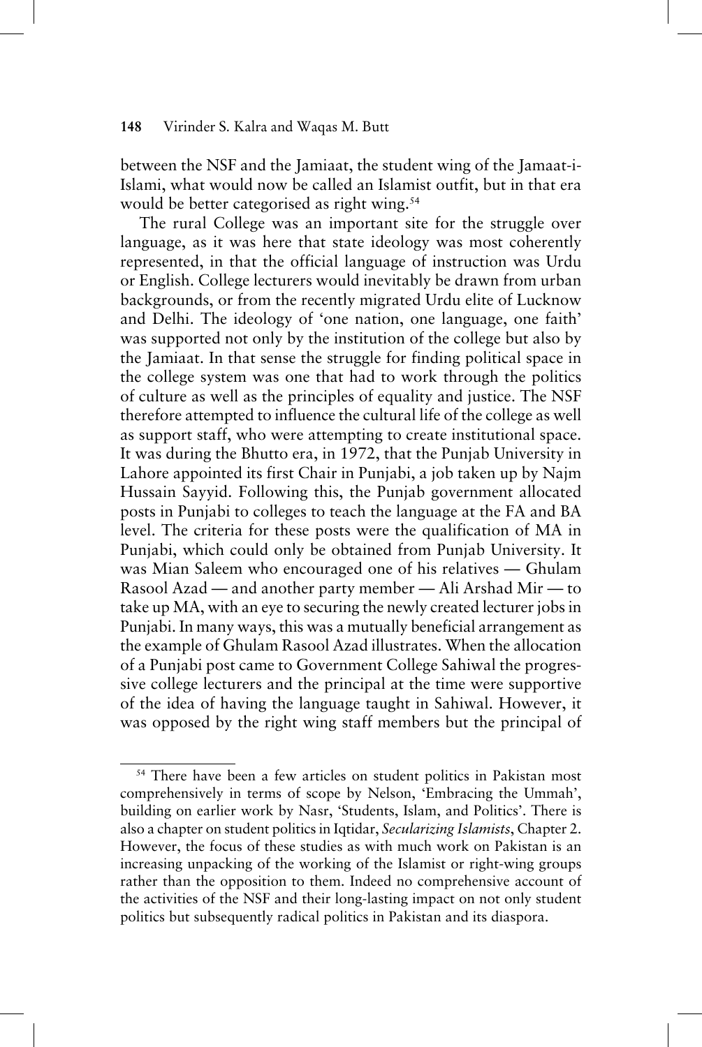between the NSF and the Jamiaat, the student wing of the Jamaat-i-Islami, what would now be called an Islamist outfit, but in that era would be better categorised as right wing.[54]

The rural College was an important site for the struggle over language, as it was here that state ideology was most coherently represented, in that the official language of instruction was Urdu or English. College lecturers would inevitably be drawn from urban backgrounds, or from the recently migrated Urdu elite of Lucknow and Delhi. The ideology of 'one nation, one language, one faith' was supported not only by the institution of the college but also by the Jamiaat. In that sense the struggle for finding political space in the college system was one that had to work through the politics of culture as well as the principles of equality and justice. The NSF therefore attempted to influence the cultural life of the college as well as support staff, who were attempting to create institutional space. It was during the Bhutto era, in 1972, that the Punjab University in Lahore appointed its first Chair in Punjabi, a job taken up by Najm Hussain Sayyid. Following this, the Punjab government allocated posts in Punjabi to colleges to teach the language at the FA and BA level. The criteria for these posts were the qualification of MA in Punjabi, which could only be obtained from Punjab University. It was Mian Saleem who encouraged one of his relatives — Ghulam Rasool Azad — and another party member — Ali Arshad Mir — to take up MA, with an eye to securing the newly created lecturer jobs in Punjabi. In many ways, this was a mutually beneficial arrangement as the example of Ghulam Rasool Azad illustrates. When the allocation of a Punjabi post came to Government College Sahiwal the progressive college lecturers and the principal at the time were supportive of the idea of having the language taught in Sahiwal. However, it was opposed by the right wing staff members but the principal of

[54] There have been a few articles on student politics in Pakistan most comprehensively in terms of scope by Nelson, 'Embracing the Ummah', building on earlier work by Nasr, 'Students, Islam, and Politics'. There is also a chapter on student politics in Iqtidar, *Secularizing Islamists*, Chapter 2. However, the focus of these studies as with much work on Pakistan is an increasing unpacking of the working of the Islamist or right-wing groups rather than the opposition to them. Indeed no comprehensive account of the activities of the NSF and their long-lasting impact on not only student politics but subsequently radical politics in Pakistan and its diaspora.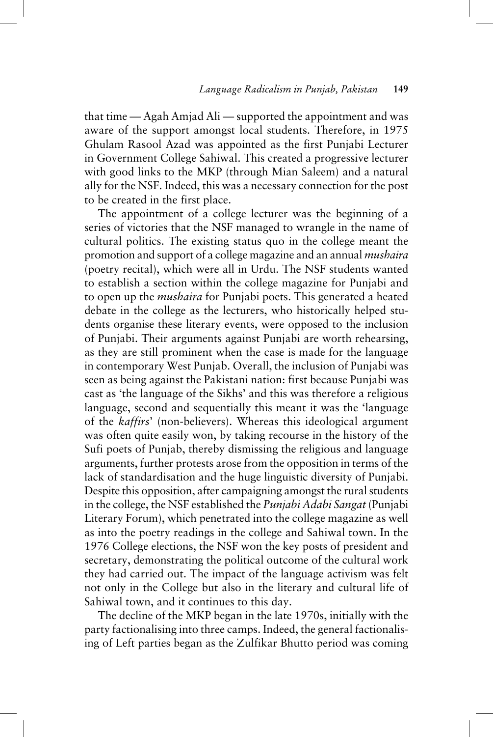that time — Agah Amjad Ali — supported the appointment and was aware of the support amongst local students. Therefore, in 1975 Ghulam Rasool Azad was appointed as the first Punjabi Lecturer in Government College Sahiwal. This created a progressive lecturer with good links to the MKP (through Mian Saleem) and a natural ally for the NSF. Indeed, this was a necessary connection for the post to be created in the first place.

The appointment of a college lecturer was the beginning of a series of victories that the NSF managed to wrangle in the name of cultural politics. The existing status quo in the college meant the promotion and support of a college magazine and an annual *mushaira* (poetry recital), which were all in Urdu. The NSF students wanted to establish a section within the college magazine for Punjabi and to open up the *mushaira* for Punjabi poets. This generated a heated debate in the college as the lecturers, who historically helped students organise these literary events, were opposed to the inclusion of Punjabi. Their arguments against Punjabi are worth rehearsing, as they are still prominent when the case is made for the language in contemporary West Punjab. Overall, the inclusion of Punjabi was seen as being against the Pakistani nation: first because Punjabi was cast as 'the language of the Sikhs' and this was therefore a religious language, second and sequentially this meant it was the 'language of the *kaffirs*' (non-believers). Whereas this ideological argument was often quite easily won, by taking recourse in the history of the Sufi poets of Punjab, thereby dismissing the religious and language arguments, further protests arose from the opposition in terms of the lack of standardisation and the huge linguistic diversity of Punjabi. Despite this opposition, after campaigning amongst the rural students in the college, the NSF established the *Punjabi Adabi Sangat* (Punjabi Literary Forum), which penetrated into the college magazine as well as into the poetry readings in the college and Sahiwal town. In the 1976 College elections, the NSF won the key posts of president and secretary, demonstrating the political outcome of the cultural work they had carried out. The impact of the language activism was felt not only in the College but also in the literary and cultural life of Sahiwal town, and it continues to this day.

The decline of the MKP began in the late 1970s, initially with the party factionalising into three camps. Indeed, the general factionalising of Left parties began as the Zulfikar Bhutto period was coming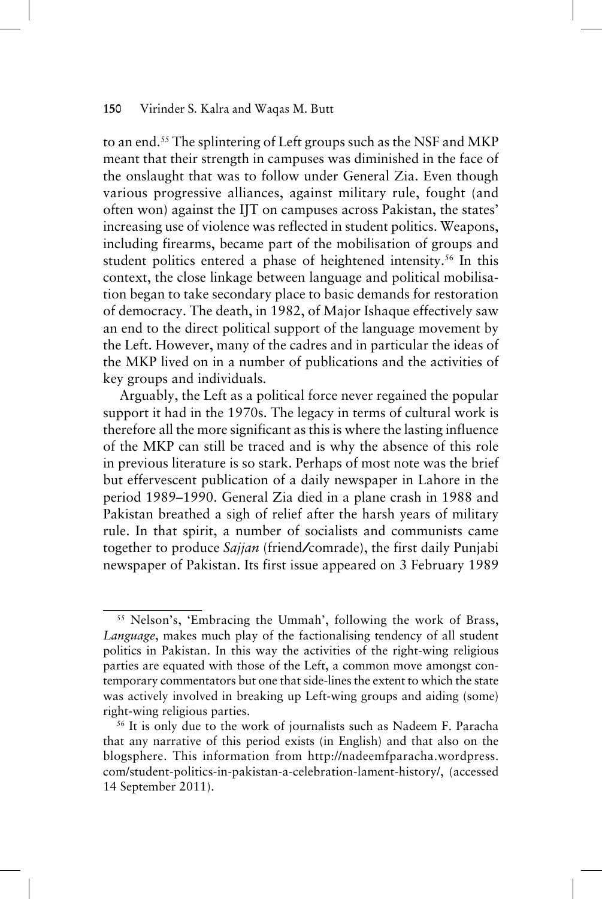to an end.[55] The splintering of Left groups such as the NSF and MKP meant that their strength in campuses was diminished in the face of the onslaught that was to follow under General Zia. Even though various progressive alliances, against military rule, fought (and often won) against the IJT on campuses across Pakistan, the states' increasing use of violence was reflected in student politics. Weapons, including firearms, became part of the mobilisation of groups and student politics entered a phase of heightened intensity.[56] In this context, the close linkage between language and political mobilisation began to take secondary place to basic demands for restoration of democracy. The death, in 1982, of Major Ishaque effectively saw an end to the direct political support of the language movement by the Left. However, many of the cadres and in particular the ideas of the MKP lived on in a number of publications and the activities of key groups and individuals.

Arguably, the Left as a political force never regained the popular support it had in the 1970s. The legacy in terms of cultural work is therefore all the more significant as this is where the lasting influence of the MKP can still be traced and is why the absence of this role in previous literature is so stark. Perhaps of most note was the brief but effervescent publication of a daily newspaper in Lahore in the period 1989–1990. General Zia died in a plane crash in 1988 and Pakistan breathed a sigh of relief after the harsh years of military rule. In that spirit, a number of socialists and communists came together to produce *Sajjan* (friend/comrade), the first daily Punjabi newspaper of Pakistan. Its first issue appeared on 3 February 1989

---

[55] Nelson's, 'Embracing the Ummah', following the work of Brass, *Language*, makes much play of the factionalising tendency of all student politics in Pakistan. In this way the activities of the right-wing religious parties are equated with those of the Left, a common move amongst contemporary commentators but one that side-lines the extent to which the state was actively involved in breaking up Left-wing groups and aiding (some) right-wing religious parties.

[56] It is only due to the work of journalists such as Nadeem F. Paracha that any narrative of this period exists (in English) and that also on the blogsphere. This information from http://nadeemfparacha.wordpress.com/student-politics-in-pakistan-a-celebration-lament-history/, (accessed 14 September 2011).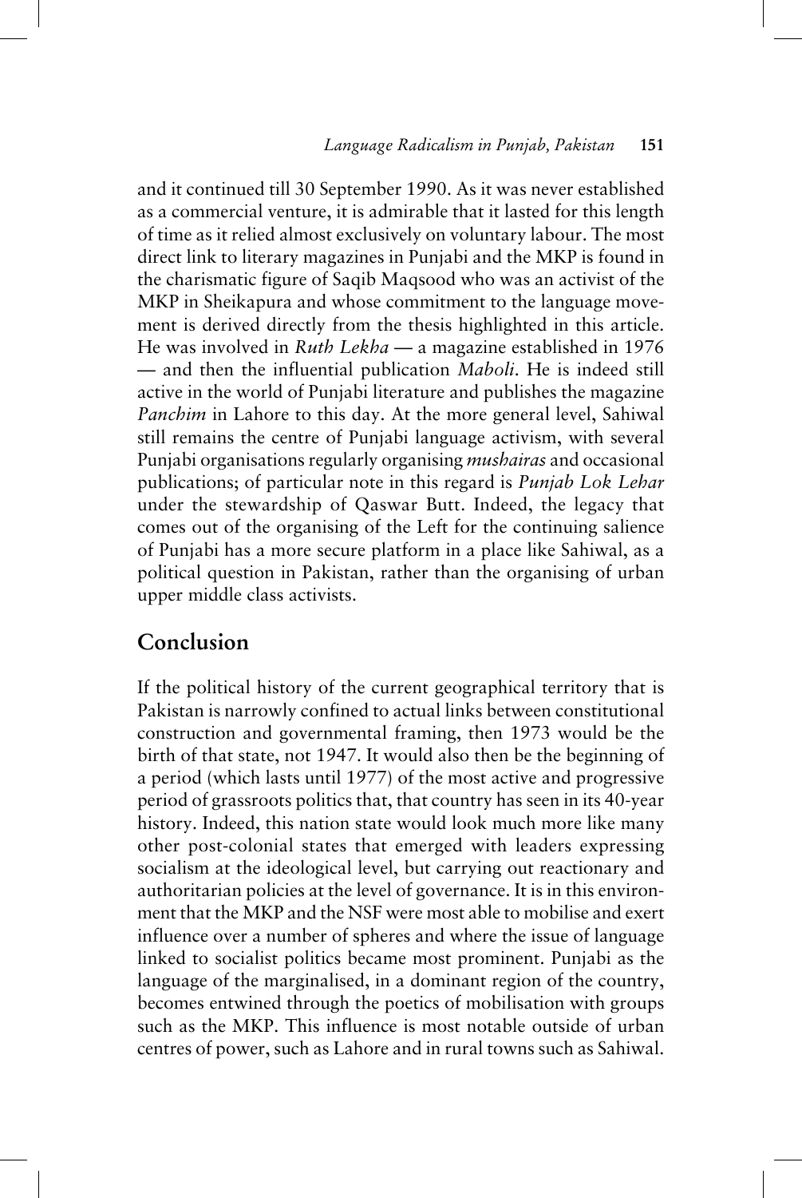and it continued till 30 September 1990. As it was never established as a commercial venture, it is admirable that it lasted for this length of time as it relied almost exclusively on voluntary labour. The most direct link to literary magazines in Punjabi and the MKP is found in the charismatic figure of Saqib Maqsood who was an activist of the MKP in Sheikapura and whose commitment to the language movement is derived directly from the thesis highlighted in this article. He was involved in *Ruth Lekha* — a magazine established in 1976 — and then the influential publication *Maboli*. He is indeed still active in the world of Punjabi literature and publishes the magazine *Panchim* in Lahore to this day. At the more general level, Sahiwal still remains the centre of Punjabi language activism, with several Punjabi organisations regularly organising *mushairas* and occasional publications; of particular note in this regard is *Punjab Lok Lehar* under the stewardship of Qaswar Butt. Indeed, the legacy that comes out of the organising of the Left for the continuing salience of Punjabi has a more secure platform in a place like Sahiwal, as a political question in Pakistan, rather than the organising of urban upper middle class activists.

## Conclusion

If the political history of the current geographical territory that is Pakistan is narrowly confined to actual links between constitutional construction and governmental framing, then 1973 would be the birth of that state, not 1947. It would also then be the beginning of a period (which lasts until 1977) of the most active and progressive period of grassroots politics that, that country has seen in its 40-year history. Indeed, this nation state would look much more like many other post-colonial states that emerged with leaders expressing socialism at the ideological level, but carrying out reactionary and authoritarian policies at the level of governance. It is in this environment that the MKP and the NSF were most able to mobilise and exert influence over a number of spheres and where the issue of language linked to socialist politics became most prominent. Punjabi as the language of the marginalised, in a dominant region of the country, becomes entwined through the poetics of mobilisation with groups such as the MKP. This influence is most notable outside of urban centres of power, such as Lahore and in rural towns such as Sahiwal.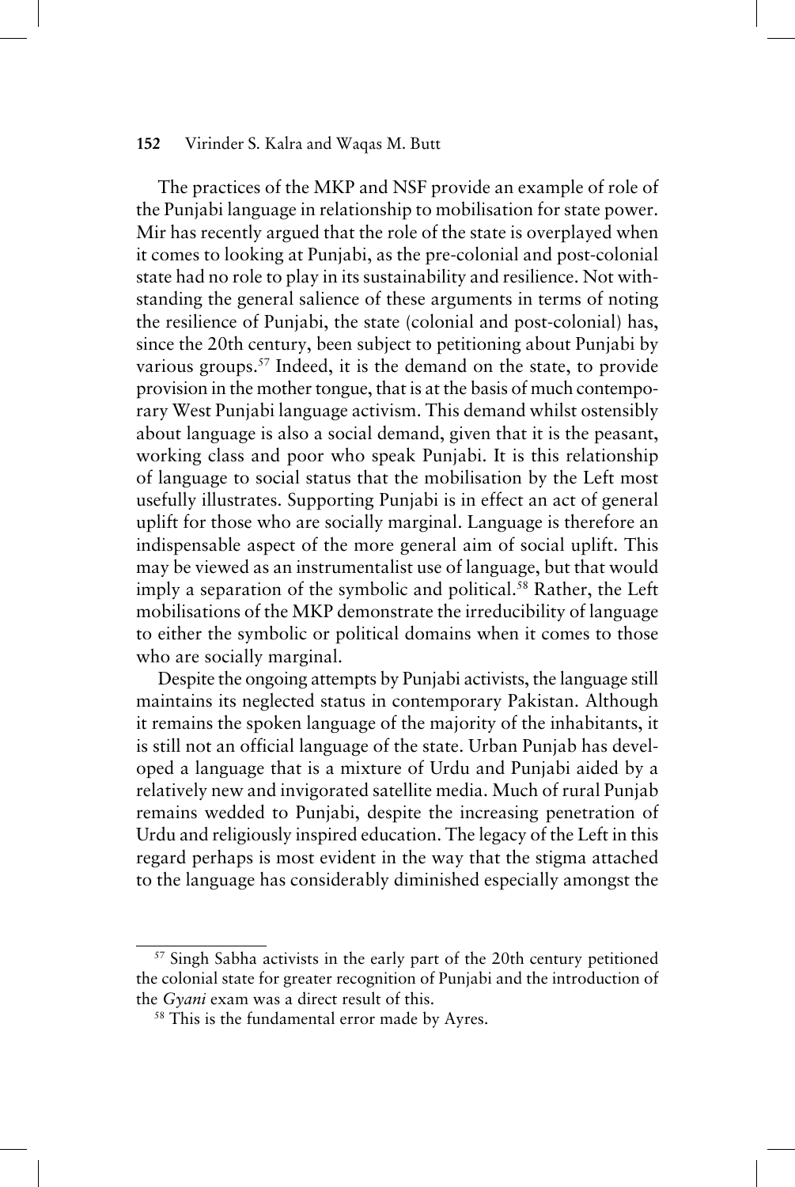The practices of the MKP and NSF provide an example of role of the Punjabi language in relationship to mobilisation for state power. Mir has recently argued that the role of the state is overplayed when it comes to looking at Punjabi, as the pre-colonial and post-colonial state had no role to play in its sustainability and resilience. Not withstanding the general salience of these arguments in terms of noting the resilience of Punjabi, the state (colonial and post-colonial) has, since the 20th century, been subject to petitioning about Punjabi by various groups.[57] Indeed, it is the demand on the state, to provide provision in the mother tongue, that is at the basis of much contemporary West Punjabi language activism. This demand whilst ostensibly about language is also a social demand, given that it is the peasant, working class and poor who speak Punjabi. It is this relationship of language to social status that the mobilisation by the Left most usefully illustrates. Supporting Punjabi is in effect an act of general uplift for those who are socially marginal. Language is therefore an indispensable aspect of the more general aim of social uplift. This may be viewed as an instrumentalist use of language, but that would imply a separation of the symbolic and political.[58] Rather, the Left mobilisations of the MKP demonstrate the irreducibility of language to either the symbolic or political domains when it comes to those who are socially marginal.

Despite the ongoing attempts by Punjabi activists, the language still maintains its neglected status in contemporary Pakistan. Although it remains the spoken language of the majority of the inhabitants, it is still not an official language of the state. Urban Punjab has developed a language that is a mixture of Urdu and Punjabi aided by a relatively new and invigorated satellite media. Much of rural Punjab remains wedded to Punjabi, despite the increasing penetration of Urdu and religiously inspired education. The legacy of the Left in this regard perhaps is most evident in the way that the stigma attached to the language has considerably diminished especially amongst the

---

[57] Singh Sabha activists in the early part of the 20th century petitioned the colonial state for greater recognition of Punjabi and the introduction of the *Gyani* exam was a direct result of this.

[58] This is the fundamental error made by Ayres.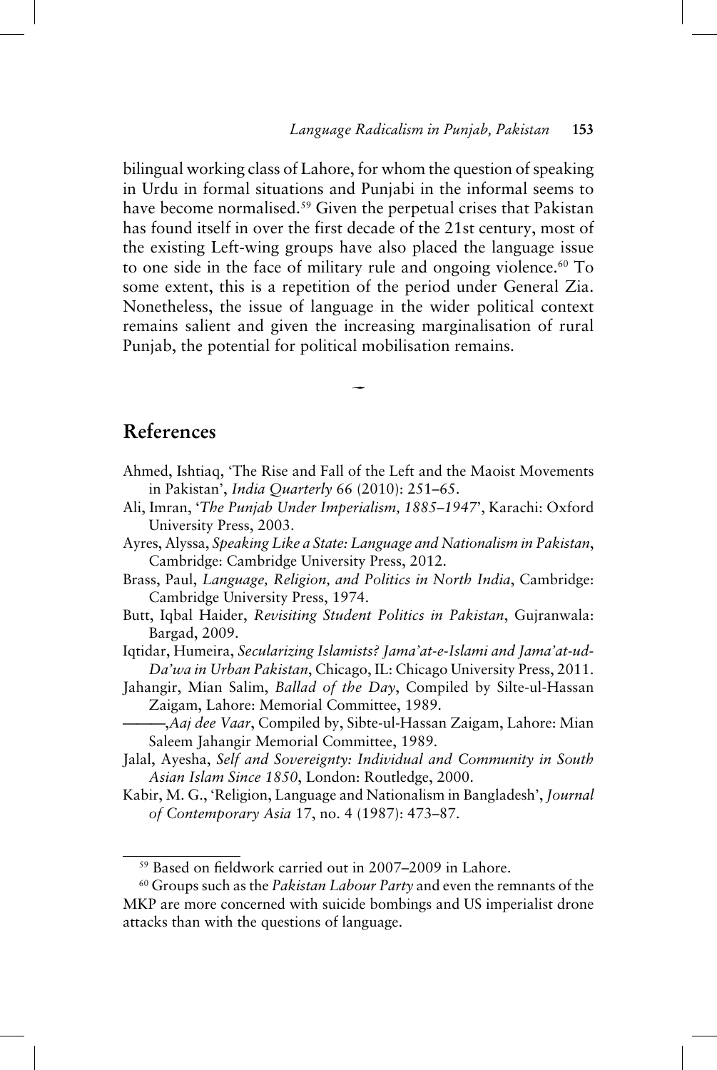bilingual working class of Lahore, for whom the question of speaking in Urdu in formal situations and Punjabi in the informal seems to have become normalised.[59] Given the perpetual crises that Pakistan has found itself in over the first decade of the 21st century, most of the existing Left-wing groups have also placed the language issue to one side in the face of military rule and ongoing violence.[60] To some extent, this is a repetition of the period under General Zia. Nonetheless, the issue of language in the wider political context remains salient and given the increasing marginalisation of rural Punjab, the potential for political mobilisation remains.

## References

Ahmed, Ishtiaq, 'The Rise and Fall of the Left and the Maoist Movements in Pakistan', *India Quarterly* 66 (2010): 251–65.

Ali, Imran, '*The Punjab Under Imperialism, 1885–1947*', Karachi: Oxford University Press, 2003.

Ayres, Alyssa, *Speaking Like a State: Language and Nationalism in Pakistan*, Cambridge: Cambridge University Press, 2012.

Brass, Paul, *Language, Religion, and Politics in North India*, Cambridge: Cambridge University Press, 1974.

Butt, Iqbal Haider, *Revisiting Student Politics in Pakistan*, Gujranwala: Bargad, 2009.

Iqtidar, Humeira, *Secularizing Islamists? Jama'at-e-Islami and Jama'at-ud-Da'wa in Urban Pakistan*, Chicago, IL: Chicago University Press, 2011.

Jahangir, Mian Salim, *Ballad of the Day*, Compiled by Silte-ul-Hassan Zaigam, Lahore: Memorial Committee, 1989.

———,*Aaj dee Vaar*, Compiled by, Sibte-ul-Hassan Zaigam, Lahore: Mian Saleem Jahangir Memorial Committee, 1989.

Jalal, Ayesha, *Self and Sovereignty: Individual and Community in South Asian Islam Since 1850*, London: Routledge, 2000.

Kabir, M. G., 'Religion, Language and Nationalism in Bangladesh', *Journal of Contemporary Asia* 17, no. 4 (1987): 473–87.

---

[59] Based on fieldwork carried out in 2007–2009 in Lahore.

[60] Groups such as the *Pakistan Labour Party* and even the remnants of the MKP are more concerned with suicide bombings and US imperialist drone attacks than with the questions of language.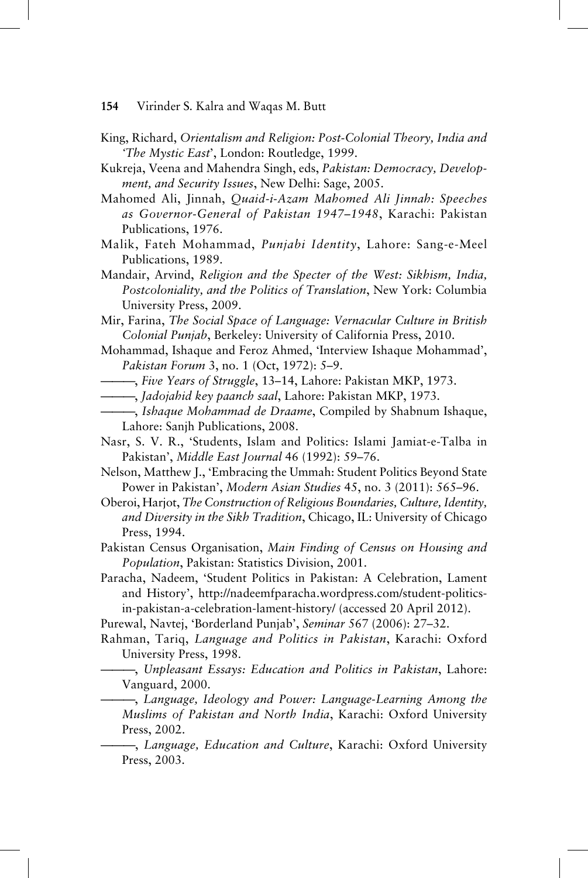King, Richard, *Orientalism and Religion: Post-Colonial Theory, India and 'The Mystic East'*, London: Routledge, 1999.

Kukreja, Veena and Mahendra Singh, eds, *Pakistan: Democracy, Development, and Security Issues*, New Delhi: Sage, 2005.

Mahomed Ali, Jinnah, *Quaid-i-Azam Mahomed Ali Jinnah: Speeches as Governor-General of Pakistan 1947–1948*, Karachi: Pakistan Publications, 1976.

Malik, Fateh Mohammad, *Punjabi Identity*, Lahore: Sang-e-Meel Publications, 1989.

Mandair, Arvind, *Religion and the Specter of the West: Sikhism, India, Postcoloniality, and the Politics of Translation*, New York: Columbia University Press, 2009.

Mir, Farina, *The Social Space of Language: Vernacular Culture in British Colonial Punjab*, Berkeley: University of California Press, 2010.

Mohammad, Ishaque and Feroz Ahmed, 'Interview Ishaque Mohammad', *Pakistan Forum* 3, no. 1 (Oct, 1972): 5–9.

———, *Five Years of Struggle*, 13–14, Lahore: Pakistan MKP, 1973.

———, *Jadojahid key paanch saal*, Lahore: Pakistan MKP, 1973.

———, *Ishaque Mohammad de Draame*, Compiled by Shabnum Ishaque, Lahore: Sanjh Publications, 2008.

Nasr, S. V. R., 'Students, Islam and Politics: Islami Jamiat-e-Talba in Pakistan', *Middle East Journal* 46 (1992): 59–76.

Nelson, Matthew J., 'Embracing the Ummah: Student Politics Beyond State Power in Pakistan', *Modern Asian Studies* 45, no. 3 (2011): 565–96.

Oberoi, Harjot, *The Construction of Religious Boundaries, Culture, Identity, and Diversity in the Sikh Tradition*, Chicago, IL: University of Chicago Press, 1994.

Pakistan Census Organisation, *Main Finding of Census on Housing and Population*, Pakistan: Statistics Division, 2001.

Paracha, Nadeem, 'Student Politics in Pakistan: A Celebration, Lament and History', http://nadeemfparacha.wordpress.com/student-politics-in-pakistan-a-celebration-lament-history/ (accessed 20 April 2012).

Purewal, Navtej, 'Borderland Punjab', *Seminar* 567 (2006): 27–32.

Rahman, Tariq, *Language and Politics in Pakistan*, Karachi: Oxford University Press, 1998.

———, *Unpleasant Essays: Education and Politics in Pakistan*, Lahore: Vanguard, 2000.

———, *Language, Ideology and Power: Language-Learning Among the Muslims of Pakistan and North India*, Karachi: Oxford University Press, 2002.

———, *Language, Education and Culture*, Karachi: Oxford University Press, 2003.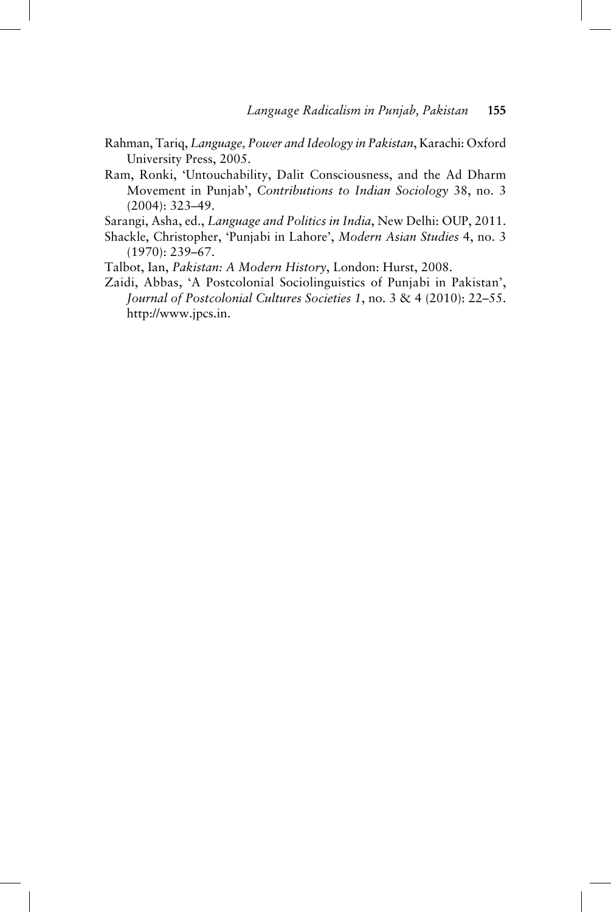Rahman, Tariq, *Language, Power and Ideology in Pakistan*, Karachi: Oxford University Press, 2005.

Ram, Ronki, 'Untouchability, Dalit Consciousness, and the Ad Dharm Movement in Punjab', *Contributions to Indian Sociology* 38, no. 3 (2004): 323–49.

Sarangi, Asha, ed., *Language and Politics in India*, New Delhi: OUP, 2011.

Shackle, Christopher, 'Punjabi in Lahore', *Modern Asian Studies* 4, no. 3 (1970): 239–67.

Talbot, Ian, *Pakistan: A Modern History*, London: Hurst, 2008.

Zaidi, Abbas, 'A Postcolonial Sociolinguistics of Punjabi in Pakistan', *Journal of Postcolonial Cultures Societies 1*, no. 3 & 4 (2010): 22–55. http://www.jpcs.in.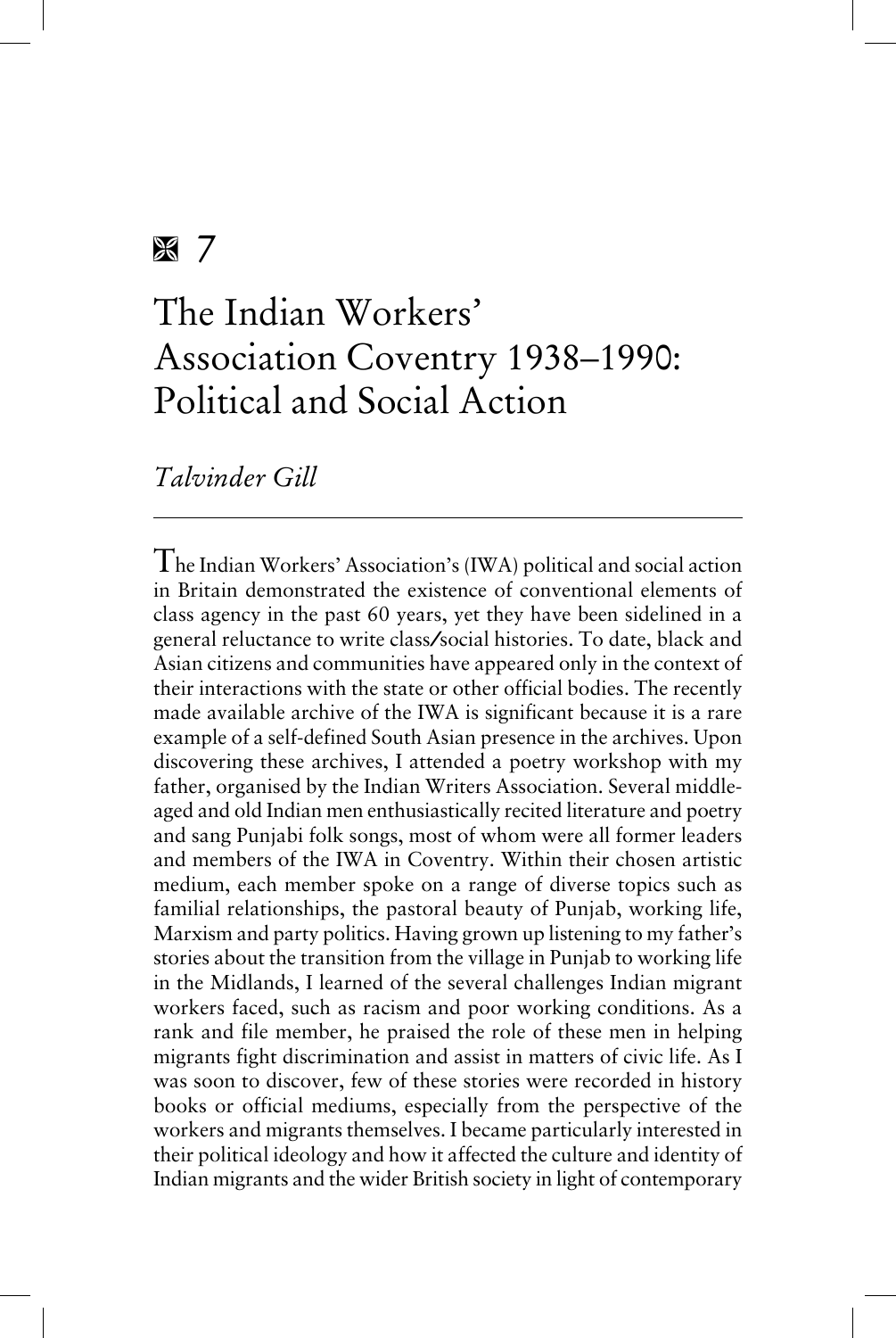# 7

# The Indian Workers' Association Coventry 1938–1990: Political and Social Action

*Talvinder Gill*

The Indian Workers' Association's (IWA) political and social action in Britain demonstrated the existence of conventional elements of class agency in the past 60 years, yet they have been sidelined in a general reluctance to write class/social histories. To date, black and Asian citizens and communities have appeared only in the context of their interactions with the state or other official bodies. The recently made available archive of the IWA is significant because it is a rare example of a self-defined South Asian presence in the archives. Upon discovering these archives, I attended a poetry workshop with my father, organised by the Indian Writers Association. Several middle-aged and old Indian men enthusiastically recited literature and poetry and sang Punjabi folk songs, most of whom were all former leaders and members of the IWA in Coventry. Within their chosen artistic medium, each member spoke on a range of diverse topics such as familial relationships, the pastoral beauty of Punjab, working life, Marxism and party politics. Having grown up listening to my father's stories about the transition from the village in Punjab to working life in the Midlands, I learned of the several challenges Indian migrant workers faced, such as racism and poor working conditions. As a rank and file member, he praised the role of these men in helping migrants fight discrimination and assist in matters of civic life. As I was soon to discover, few of these stories were recorded in history books or official mediums, especially from the perspective of the workers and migrants themselves. I became particularly interested in their political ideology and how it affected the culture and identity of Indian migrants and the wider British society in light of contemporary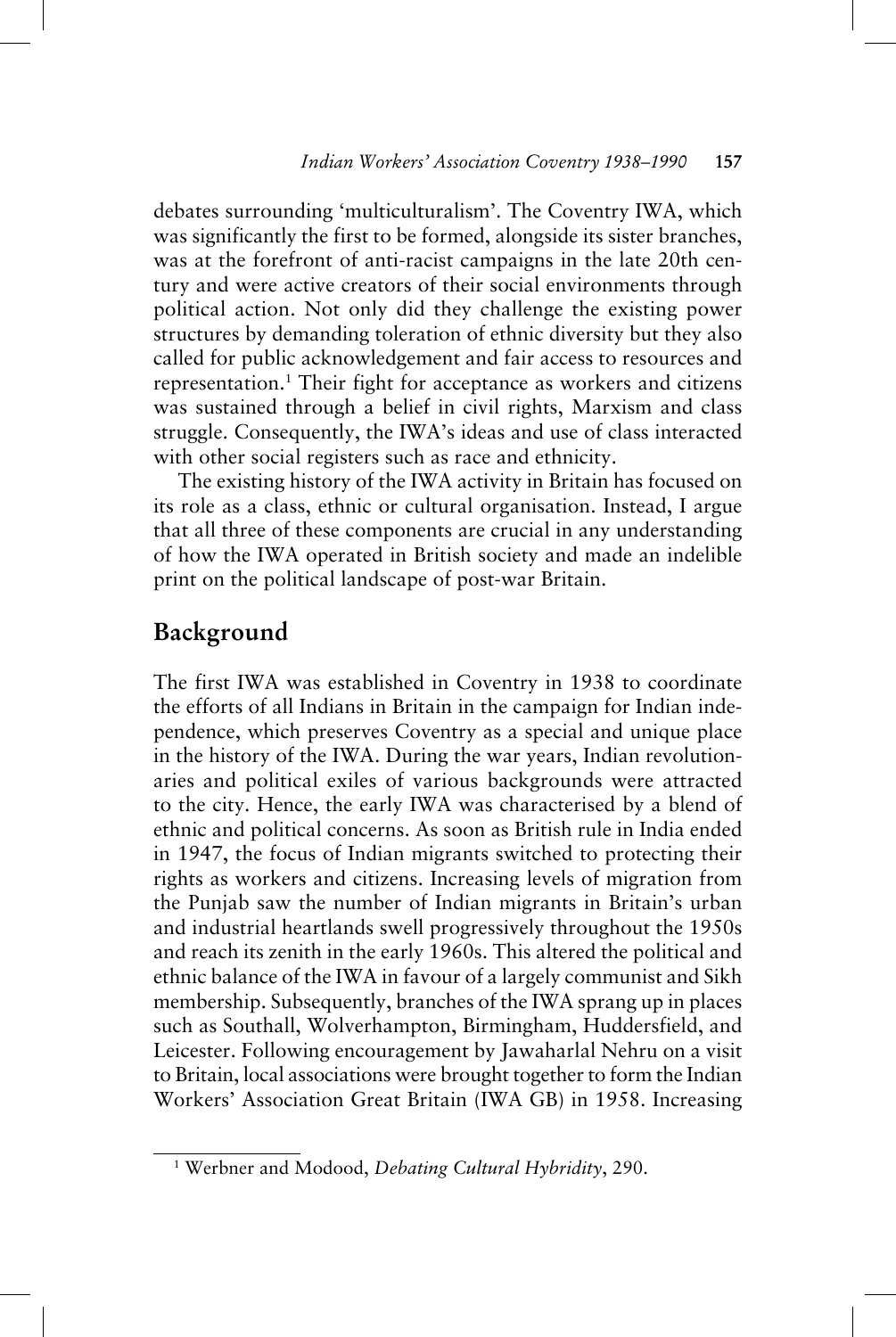debates surrounding 'multiculturalism'. The Coventry IWA, which was significantly the first to be formed, alongside its sister branches, was at the forefront of anti-racist campaigns in the late 20th century and were active creators of their social environments through political action. Not only did they challenge the existing power structures by demanding toleration of ethnic diversity but they also called for public acknowledgement and fair access to resources and representation.[1] Their fight for acceptance as workers and citizens was sustained through a belief in civil rights, Marxism and class struggle. Consequently, the IWA's ideas and use of class interacted with other social registers such as race and ethnicity.

The existing history of the IWA activity in Britain has focused on its role as a class, ethnic or cultural organisation. Instead, I argue that all three of these components are crucial in any understanding of how the IWA operated in British society and made an indelible print on the political landscape of post-war Britain.

## Background

The first IWA was established in Coventry in 1938 to coordinate the efforts of all Indians in Britain in the campaign for Indian independence, which preserves Coventry as a special and unique place in the history of the IWA. During the war years, Indian revolutionaries and political exiles of various backgrounds were attracted to the city. Hence, the early IWA was characterised by a blend of ethnic and political concerns. As soon as British rule in India ended in 1947, the focus of Indian migrants switched to protecting their rights as workers and citizens. Increasing levels of migration from the Punjab saw the number of Indian migrants in Britain's urban and industrial heartlands swell progressively throughout the 1950s and reach its zenith in the early 1960s. This altered the political and ethnic balance of the IWA in favour of a largely communist and Sikh membership. Subsequently, branches of the IWA sprang up in places such as Southall, Wolverhampton, Birmingham, Huddersfield, and Leicester. Following encouragement by Jawaharlal Nehru on a visit to Britain, local associations were brought together to form the Indian Workers' Association Great Britain (IWA GB) in 1958. Increasing

[1] Werbner and Modood, *Debating Cultural Hybridity*, 290.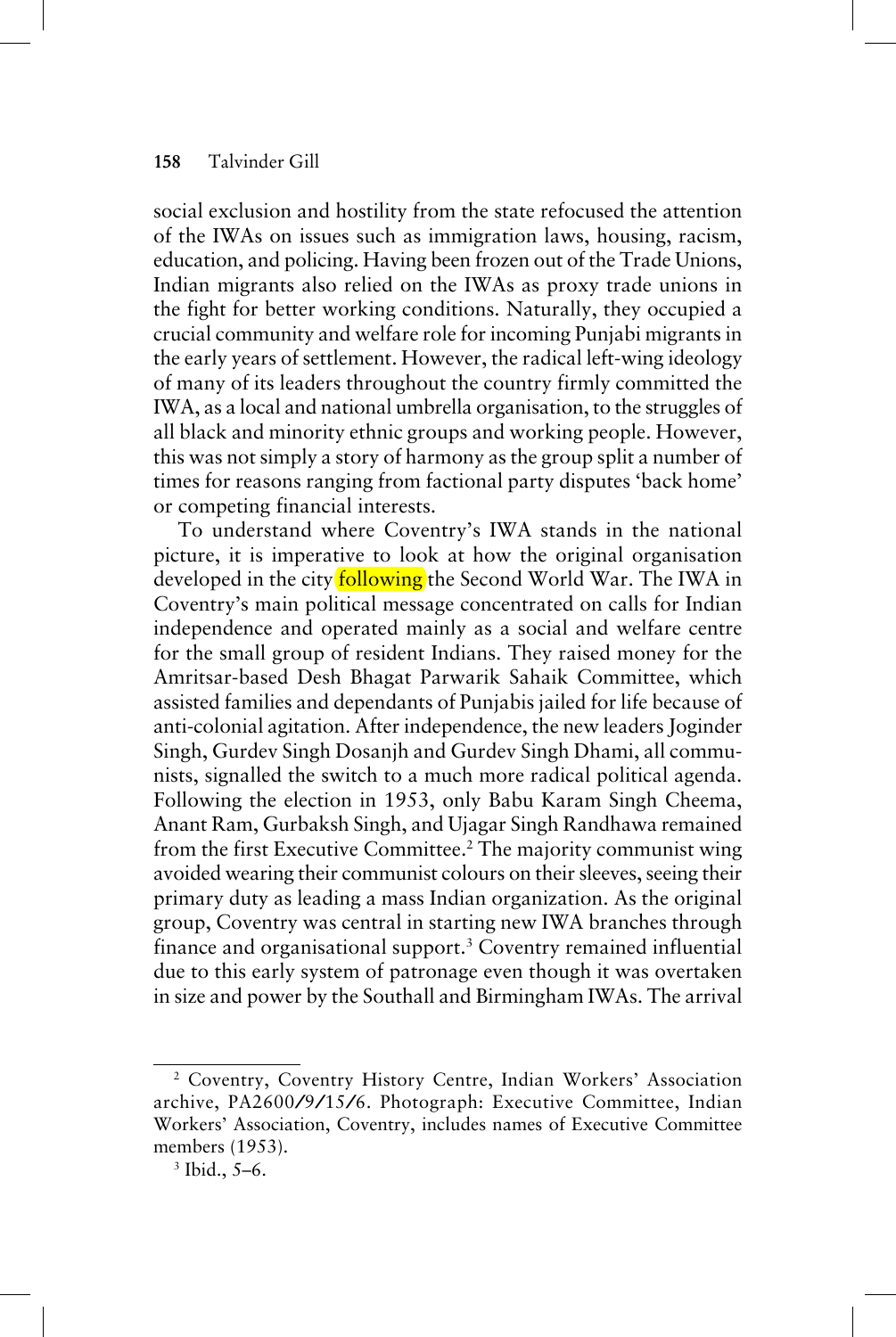social exclusion and hostility from the state refocused the attention of the IWAs on issues such as immigration laws, housing, racism, education, and policing. Having been frozen out of the Trade Unions, Indian migrants also relied on the IWAs as proxy trade unions in the fight for better working conditions. Naturally, they occupied a crucial community and welfare role for incoming Punjabi migrants in the early years of settlement. However, the radical left-wing ideology of many of its leaders throughout the country firmly committed the IWA, as a local and national umbrella organisation, to the struggles of all black and minority ethnic groups and working people. However, this was not simply a story of harmony as the group split a number of times for reasons ranging from factional party disputes 'back home' or competing financial interests.

To understand where Coventry's IWA stands in the national picture, it is imperative to look at how the original organisation developed in the city following the Second World War. The IWA in Coventry's main political message concentrated on calls for Indian independence and operated mainly as a social and welfare centre for the small group of resident Indians. They raised money for the Amritsar-based Desh Bhagat Parwarik Sahaik Committee, which assisted families and dependants of Punjabis jailed for life because of anti-colonial agitation. After independence, the new leaders Joginder Singh, Gurdev Singh Dosanjh and Gurdev Singh Dhami, all communists, signalled the switch to a much more radical political agenda. Following the election in 1953, only Babu Karam Singh Cheema, Anant Ram, Gurbaksh Singh, and Ujagar Singh Randhawa remained from the first Executive Committee.[2] The majority communist wing avoided wearing their communist colours on their sleeves, seeing their primary duty as leading a mass Indian organization. As the original group, Coventry was central in starting new IWA branches through finance and organisational support.[3] Coventry remained influential due to this early system of patronage even though it was overtaken in size and power by the Southall and Birmingham IWAs. The arrival

[2] Coventry, Coventry History Centre, Indian Workers' Association archive, PA2600/9/15/6. Photograph: Executive Committee, Indian Workers' Association, Coventry, includes names of Executive Committee members (1953).

[3] Ibid., 5–6.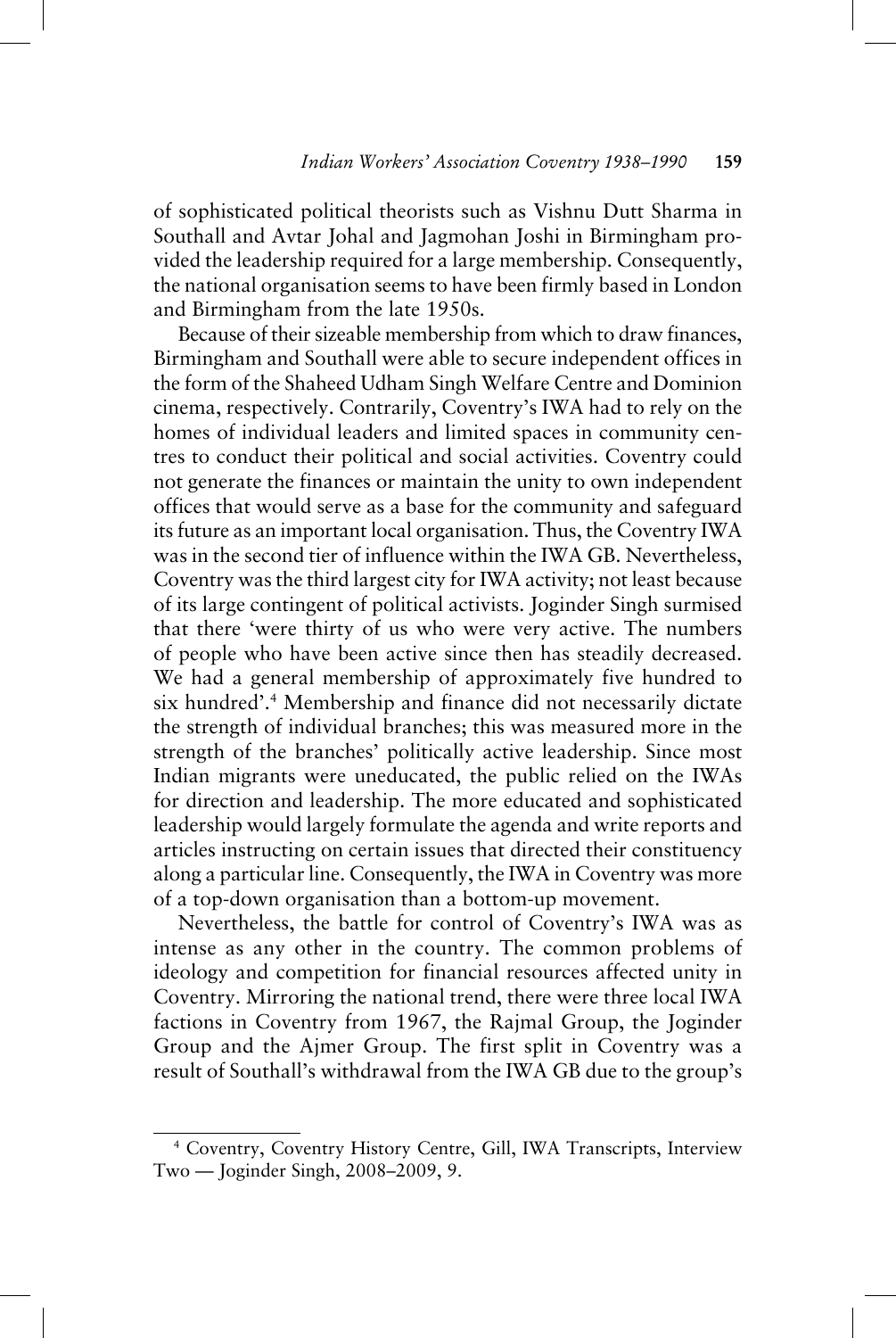of sophisticated political theorists such as Vishnu Dutt Sharma in Southall and Avtar Johal and Jagmohan Joshi in Birmingham provided the leadership required for a large membership. Consequently, the national organisation seems to have been firmly based in London and Birmingham from the late 1950s.

Because of their sizeable membership from which to draw finances, Birmingham and Southall were able to secure independent offices in the form of the Shaheed Udham Singh Welfare Centre and Dominion cinema, respectively. Contrarily, Coventry's IWA had to rely on the homes of individual leaders and limited spaces in community centres to conduct their political and social activities. Coventry could not generate the finances or maintain the unity to own independent offices that would serve as a base for the community and safeguard its future as an important local organisation. Thus, the Coventry IWA was in the second tier of influence within the IWA GB. Nevertheless, Coventry was the third largest city for IWA activity; not least because of its large contingent of political activists. Joginder Singh surmised that there 'were thirty of us who were very active. The numbers of people who have been active since then has steadily decreased. We had a general membership of approximately five hundred to six hundred'.[4] Membership and finance did not necessarily dictate the strength of individual branches; this was measured more in the strength of the branches' politically active leadership. Since most Indian migrants were uneducated, the public relied on the IWAs for direction and leadership. The more educated and sophisticated leadership would largely formulate the agenda and write reports and articles instructing on certain issues that directed their constituency along a particular line. Consequently, the IWA in Coventry was more of a top-down organisation than a bottom-up movement.

Nevertheless, the battle for control of Coventry's IWA was as intense as any other in the country. The common problems of ideology and competition for financial resources affected unity in Coventry. Mirroring the national trend, there were three local IWA factions in Coventry from 1967, the Rajmal Group, the Joginder Group and the Ajmer Group. The first split in Coventry was a result of Southall's withdrawal from the IWA GB due to the group's

[4] Coventry, Coventry History Centre, Gill, IWA Transcripts, Interview Two — Joginder Singh, 2008–2009, 9.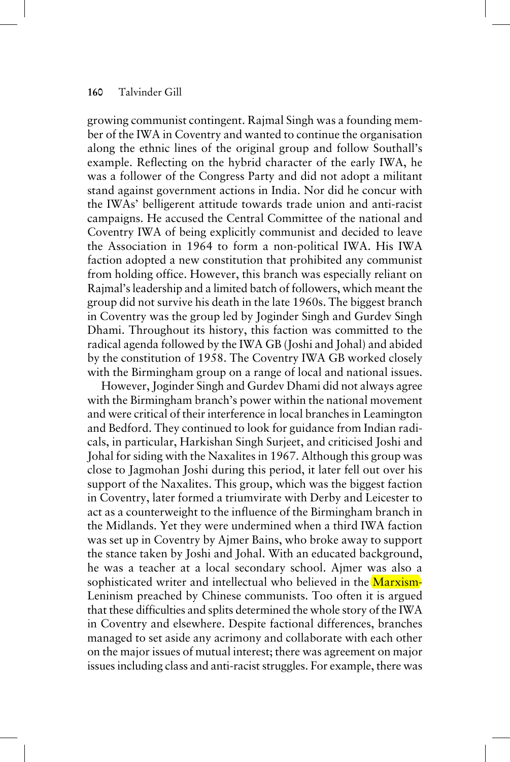growing communist contingent. Rajmal Singh was a founding member of the IWA in Coventry and wanted to continue the organisation along the ethnic lines of the original group and follow Southall's example. Reflecting on the hybrid character of the early IWA, he was a follower of the Congress Party and did not adopt a militant stand against government actions in India. Nor did he concur with the IWAs' belligerent attitude towards trade union and anti-racist campaigns. He accused the Central Committee of the national and Coventry IWA of being explicitly communist and decided to leave the Association in 1964 to form a non-political IWA. His IWA faction adopted a new constitution that prohibited any communist from holding office. However, this branch was especially reliant on Rajmal's leadership and a limited batch of followers, which meant the group did not survive his death in the late 1960s. The biggest branch in Coventry was the group led by Joginder Singh and Gurdev Singh Dhami. Throughout its history, this faction was committed to the radical agenda followed by the IWA GB (Joshi and Johal) and abided by the constitution of 1958. The Coventry IWA GB worked closely with the Birmingham group on a range of local and national issues.

However, Joginder Singh and Gurdev Dhami did not always agree with the Birmingham branch's power within the national movement and were critical of their interference in local branches in Leamington and Bedford. They continued to look for guidance from Indian radicals, in particular, Harkishan Singh Surjeet, and criticised Joshi and Johal for siding with the Naxalites in 1967. Although this group was close to Jagmohan Joshi during this period, it later fell out over his support of the Naxalites. This group, which was the biggest faction in Coventry, later formed a triumvirate with Derby and Leicester to act as a counterweight to the influence of the Birmingham branch in the Midlands. Yet they were undermined when a third IWA faction was set up in Coventry by Ajmer Bains, who broke away to support the stance taken by Joshi and Johal. With an educated background, he was a teacher at a local secondary school. Ajmer was also a sophisticated writer and intellectual who believed in the Marxism-Leninism preached by Chinese communists. Too often it is argued that these difficulties and splits determined the whole story of the IWA in Coventry and elsewhere. Despite factional differences, branches managed to set aside any acrimony and collaborate with each other on the major issues of mutual interest; there was agreement on major issues including class and anti-racist struggles. For example, there was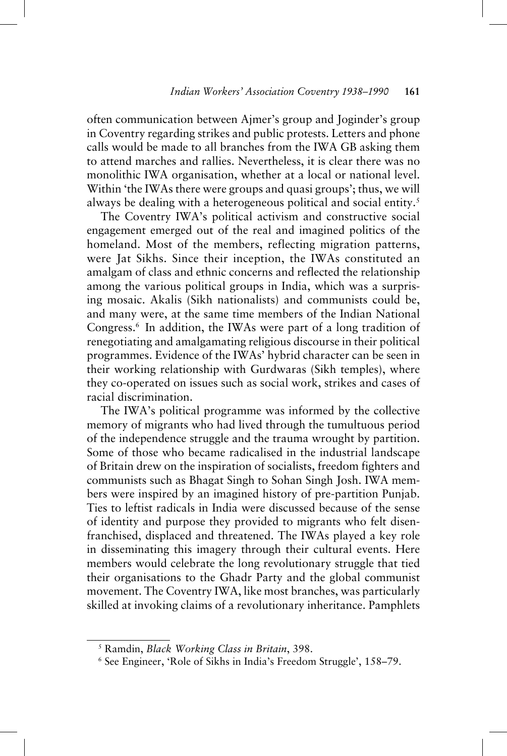often communication between Ajmer's group and Joginder's group in Coventry regarding strikes and public protests. Letters and phone calls would be made to all branches from the IWA GB asking them to attend marches and rallies. Nevertheless, it is clear there was no monolithic IWA organisation, whether at a local or national level. Within 'the IWAs there were groups and quasi groups'; thus, we will always be dealing with a heterogeneous political and social entity.[5]

The Coventry IWA's political activism and constructive social engagement emerged out of the real and imagined politics of the homeland. Most of the members, reflecting migration patterns, were Jat Sikhs. Since their inception, the IWAs constituted an amalgam of class and ethnic concerns and reflected the relationship among the various political groups in India, which was a surprising mosaic. Akalis (Sikh nationalists) and communists could be, and many were, at the same time members of the Indian National Congress.[6] In addition, the IWAs were part of a long tradition of renegotiating and amalgamating religious discourse in their political programmes. Evidence of the IWAs' hybrid character can be seen in their working relationship with Gurdwaras (Sikh temples), where they co-operated on issues such as social work, strikes and cases of racial discrimination.

The IWA's political programme was informed by the collective memory of migrants who had lived through the tumultuous period of the independence struggle and the trauma wrought by partition. Some of those who became radicalised in the industrial landscape of Britain drew on the inspiration of socialists, freedom fighters and communists such as Bhagat Singh to Sohan Singh Josh. IWA members were inspired by an imagined history of pre-partition Punjab. Ties to leftist radicals in India were discussed because of the sense of identity and purpose they provided to migrants who felt disenfranchised, displaced and threatened. The IWAs played a key role in disseminating this imagery through their cultural events. Here members would celebrate the long revolutionary struggle that tied their organisations to the Ghadr Party and the global communist movement. The Coventry IWA, like most branches, was particularly skilled at invoking claims of a revolutionary inheritance. Pamphlets

---

[5] Ramdin, *Black Working Class in Britain*, 398.

[6] See Engineer, 'Role of Sikhs in India's Freedom Struggle', 158–79.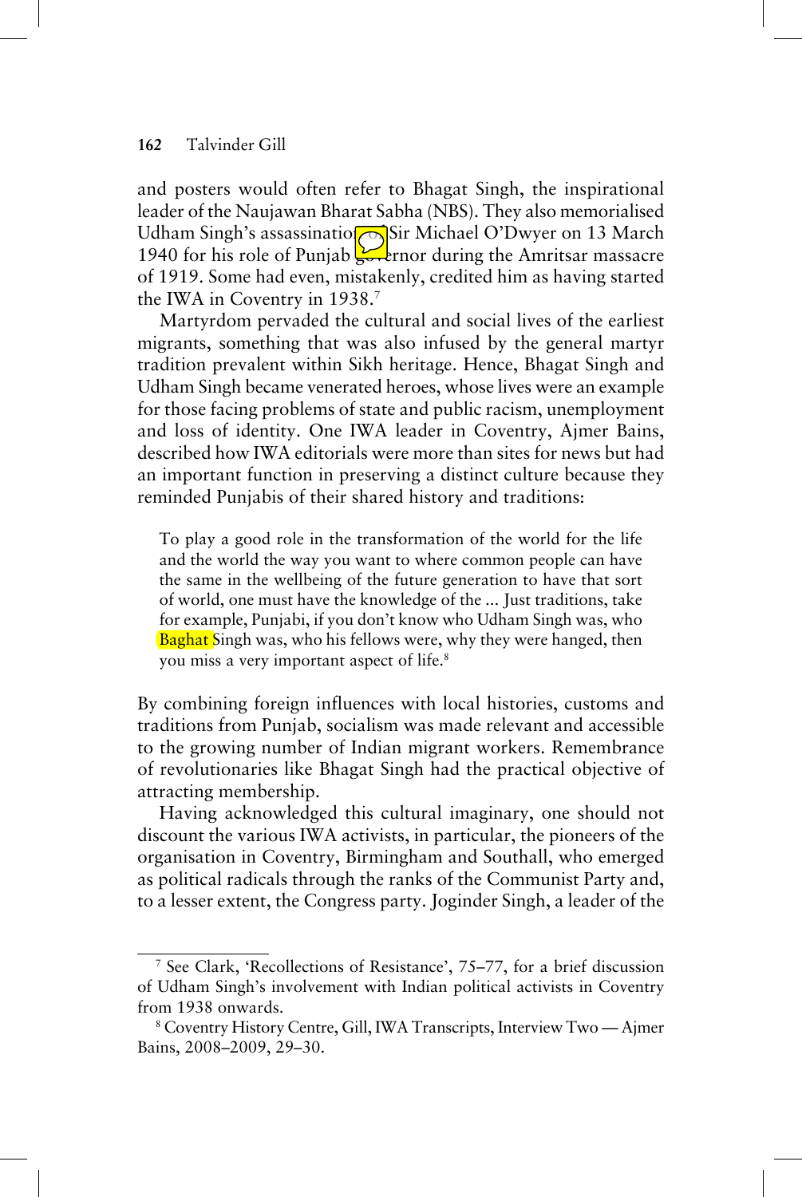and posters would often refer to Bhagat Singh, the inspirational leader of the Naujawan Bharat Sabha (NBS). They also memorialised Udham Singh's assassination of Sir Michael O'Dwyer on 13 March 1940 for his role of Punjab governor during the Amritsar massacre of 1919. Some had even, mistakenly, credited him as having started the IWA in Coventry in 1938.[7]

Martyrdom pervaded the cultural and social lives of the earliest migrants, something that was also infused by the general martyr tradition prevalent within Sikh heritage. Hence, Bhagat Singh and Udham Singh became venerated heroes, whose lives were an example for those facing problems of state and public racism, unemployment and loss of identity. One IWA leader in Coventry, Ajmer Bains, described how IWA editorials were more than sites for news but had an important function in preserving a distinct culture because they reminded Punjabis of their shared history and traditions:

> To play a good role in the transformation of the world for the life and the world the way you want to where common people can have the same in the wellbeing of the future generation to have that sort of world, one must have the knowledge of the ... Just traditions, take for example, Punjabi, if you don't know who Udham Singh was, who Baghat Singh was, who his fellows were, why they were hanged, then you miss a very important aspect of life.[8]

By combining foreign influences with local histories, customs and traditions from Punjab, socialism was made relevant and accessible to the growing number of Indian migrant workers. Remembrance of revolutionaries like Bhagat Singh had the practical objective of attracting membership.

Having acknowledged this cultural imaginary, one should not discount the various IWA activists, in particular, the pioneers of the organisation in Coventry, Birmingham and Southall, who emerged as political radicals through the ranks of the Communist Party and, to a lesser extent, the Congress party. Joginder Singh, a leader of the

---

[7] See Clark, 'Recollections of Resistance', 75–77, for a brief discussion of Udham Singh's involvement with Indian political activists in Coventry from 1938 onwards.

[8] Coventry History Centre, Gill, IWA Transcripts, Interview Two — Ajmer Bains, 2008–2009, 29–30.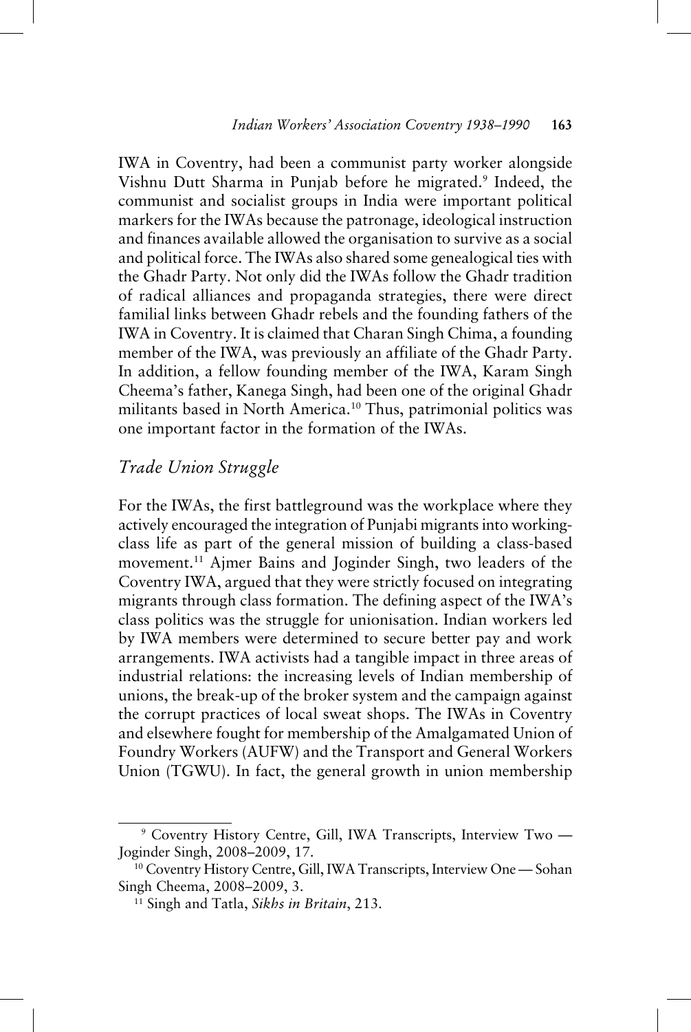IWA in Coventry, had been a communist party worker alongside Vishnu Dutt Sharma in Punjab before he migrated.[9] Indeed, the communist and socialist groups in India were important political markers for the IWAs because the patronage, ideological instruction and finances available allowed the organisation to survive as a social and political force. The IWAs also shared some genealogical ties with the Ghadr Party. Not only did the IWAs follow the Ghadr tradition of radical alliances and propaganda strategies, there were direct familial links between Ghadr rebels and the founding fathers of the IWA in Coventry. It is claimed that Charan Singh Chima, a founding member of the IWA, was previously an affiliate of the Ghadr Party. In addition, a fellow founding member of the IWA, Karam Singh Cheema's father, Kanega Singh, had been one of the original Ghadr militants based in North America.[10] Thus, patrimonial politics was one important factor in the formation of the IWAs.

## *Trade Union Struggle*

For the IWAs, the first battleground was the workplace where they actively encouraged the integration of Punjabi migrants into working-class life as part of the general mission of building a class-based movement.[11] Ajmer Bains and Joginder Singh, two leaders of the Coventry IWA, argued that they were strictly focused on integrating migrants through class formation. The defining aspect of the IWA's class politics was the struggle for unionisation. Indian workers led by IWA members were determined to secure better pay and work arrangements. IWA activists had a tangible impact in three areas of industrial relations: the increasing levels of Indian membership of unions, the break-up of the broker system and the campaign against the corrupt practices of local sweat shops. The IWAs in Coventry and elsewhere fought for membership of the Amalgamated Union of Foundry Workers (AUFW) and the Transport and General Workers Union (TGWU). In fact, the general growth in union membership

[9] Coventry History Centre, Gill, IWA Transcripts, Interview Two — Joginder Singh, 2008–2009, 17.

[10] Coventry History Centre, Gill, IWA Transcripts, Interview One — Sohan Singh Cheema, 2008–2009, 3.

[11] Singh and Tatla, *Sikhs in Britain*, 213.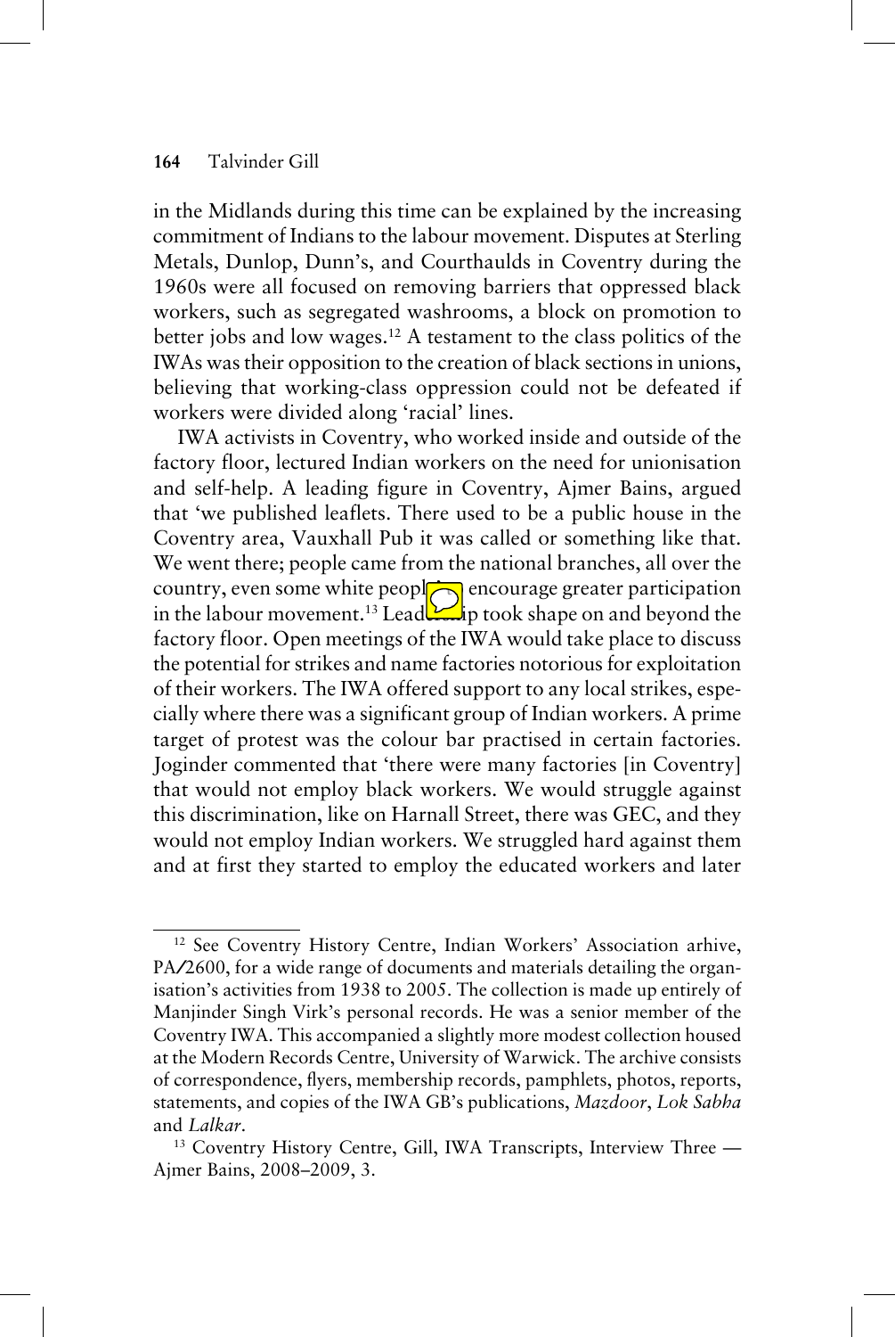in the Midlands during this time can be explained by the increasing commitment of Indians to the labour movement. Disputes at Sterling Metals, Dunlop, Dunn's, and Courthaulds in Coventry during the 1960s were all focused on removing barriers that oppressed black workers, such as segregated washrooms, a block on promotion to better jobs and low wages.[12] A testament to the class politics of the IWAs was their opposition to the creation of black sections in unions, believing that working-class oppression could not be defeated if workers were divided along 'racial' lines.

IWA activists in Coventry, who worked inside and outside of the factory floor, lectured Indian workers on the need for unionisation and self-help. A leading figure in Coventry, Ajmer Bains, argued that 'we published leaflets. There used to be a public house in the Coventry area, Vauxhall Pub it was called or something like that. We went there; people came from the national branches, all over the country, even some white people to encourage greater participation in the labour movement.[13] Leadership took shape on and beyond the factory floor. Open meetings of the IWA would take place to discuss the potential for strikes and name factories notorious for exploitation of their workers. The IWA offered support to any local strikes, especially where there was a significant group of Indian workers. A prime target of protest was the colour bar practised in certain factories. Joginder commented that 'there were many factories [in Coventry] that would not employ black workers. We would struggle against this discrimination, like on Harnall Street, there was GEC, and they would not employ Indian workers. We struggled hard against them and at first they started to employ the educated workers and later

---

[12] See Coventry History Centre, Indian Workers' Association arhive, PA/2600, for a wide range of documents and materials detailing the organisation's activities from 1938 to 2005. The collection is made up entirely of Manjinder Singh Virk's personal records. He was a senior member of the Coventry IWA. This accompanied a slightly more modest collection housed at the Modern Records Centre, University of Warwick. The archive consists of correspondence, flyers, membership records, pamphlets, photos, reports, statements, and copies of the IWA GB's publications, *Mazdoor*, *Lok Sabha* and *Lalkar*.

[13] Coventry History Centre, Gill, IWA Transcripts, Interview Three — Ajmer Bains, 2008–2009, 3.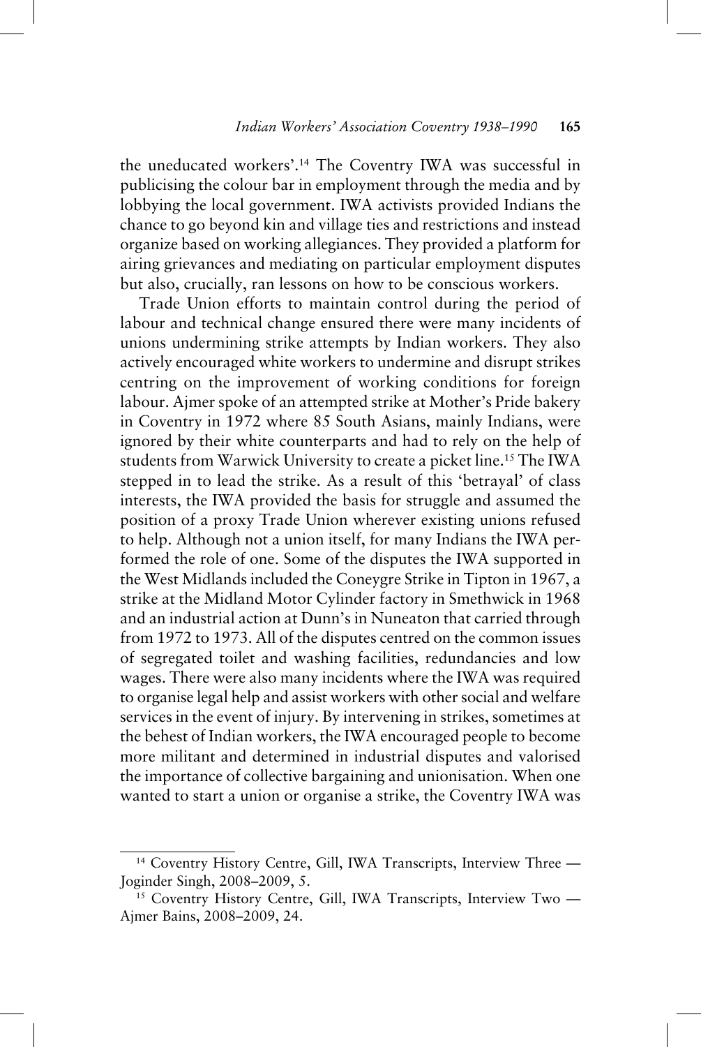the uneducated workers'.[14] The Coventry IWA was successful in publicising the colour bar in employment through the media and by lobbying the local government. IWA activists provided Indians the chance to go beyond kin and village ties and restrictions and instead organize based on working allegiances. They provided a platform for airing grievances and mediating on particular employment disputes but also, crucially, ran lessons on how to be conscious workers.

Trade Union efforts to maintain control during the period of labour and technical change ensured there were many incidents of unions undermining strike attempts by Indian workers. They also actively encouraged white workers to undermine and disrupt strikes centring on the improvement of working conditions for foreign labour. Ajmer spoke of an attempted strike at Mother's Pride bakery in Coventry in 1972 where 85 South Asians, mainly Indians, were ignored by their white counterparts and had to rely on the help of students from Warwick University to create a picket line.[15] The IWA stepped in to lead the strike. As a result of this 'betrayal' of class interests, the IWA provided the basis for struggle and assumed the position of a proxy Trade Union wherever existing unions refused to help. Although not a union itself, for many Indians the IWA performed the role of one. Some of the disputes the IWA supported in the West Midlands included the Coneygre Strike in Tipton in 1967, a strike at the Midland Motor Cylinder factory in Smethwick in 1968 and an industrial action at Dunn's in Nuneaton that carried through from 1972 to 1973. All of the disputes centred on the common issues of segregated toilet and washing facilities, redundancies and low wages. There were also many incidents where the IWA was required to organise legal help and assist workers with other social and welfare services in the event of injury. By intervening in strikes, sometimes at the behest of Indian workers, the IWA encouraged people to become more militant and determined in industrial disputes and valorised the importance of collective bargaining and unionisation. When one wanted to start a union or organise a strike, the Coventry IWA was

---

[14] Coventry History Centre, Gill, IWA Transcripts, Interview Three — Joginder Singh, 2008–2009, 5.

[15] Coventry History Centre, Gill, IWA Transcripts, Interview Two — Ajmer Bains, 2008–2009, 24.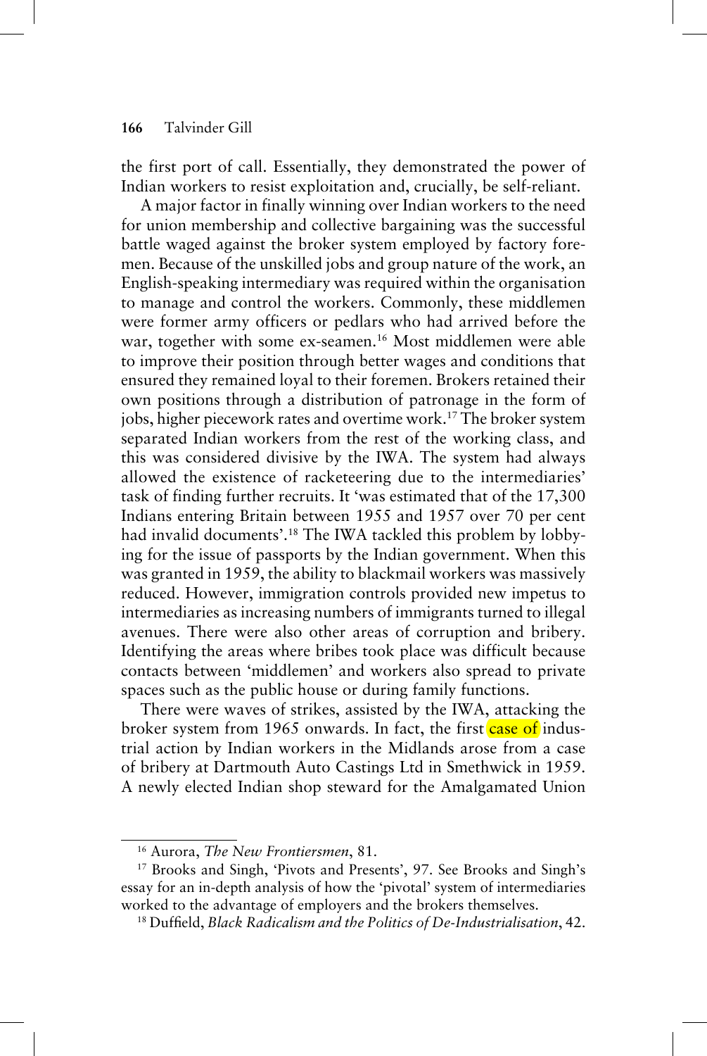the first port of call. Essentially, they demonstrated the power of Indian workers to resist exploitation and, crucially, be self-reliant.

A major factor in finally winning over Indian workers to the need for union membership and collective bargaining was the successful battle waged against the broker system employed by factory foremen. Because of the unskilled jobs and group nature of the work, an English-speaking intermediary was required within the organisation to manage and control the workers. Commonly, these middlemen were former army officers or pedlars who had arrived before the war, together with some ex-seamen.[16] Most middlemen were able to improve their position through better wages and conditions that ensured they remained loyal to their foremen. Brokers retained their own positions through a distribution of patronage in the form of jobs, higher piecework rates and overtime work.[17] The broker system separated Indian workers from the rest of the working class, and this was considered divisive by the IWA. The system had always allowed the existence of racketeering due to the intermediaries' task of finding further recruits. It 'was estimated that of the 17,300 Indians entering Britain between 1955 and 1957 over 70 per cent had invalid documents'.[18] The IWA tackled this problem by lobbying for the issue of passports by the Indian government. When this was granted in 1959, the ability to blackmail workers was massively reduced. However, immigration controls provided new impetus to intermediaries as increasing numbers of immigrants turned to illegal avenues. There were also other areas of corruption and bribery. Identifying the areas where bribes took place was difficult because contacts between 'middlemen' and workers also spread to private spaces such as the public house or during family functions.

There were waves of strikes, assisted by the IWA, attacking the broker system from 1965 onwards. In fact, the first case of industrial action by Indian workers in the Midlands arose from a case of bribery at Dartmouth Auto Castings Ltd in Smethwick in 1959. A newly elected Indian shop steward for the Amalgamated Union

[16] Aurora, *The New Frontiersmen*, 81.

[17] Brooks and Singh, 'Pivots and Presents', 97. See Brooks and Singh's essay for an in-depth analysis of how the 'pivotal' system of intermediaries worked to the advantage of employers and the brokers themselves.

[18] Duffield, *Black Radicalism and the Politics of De-Industrialisation*, 42.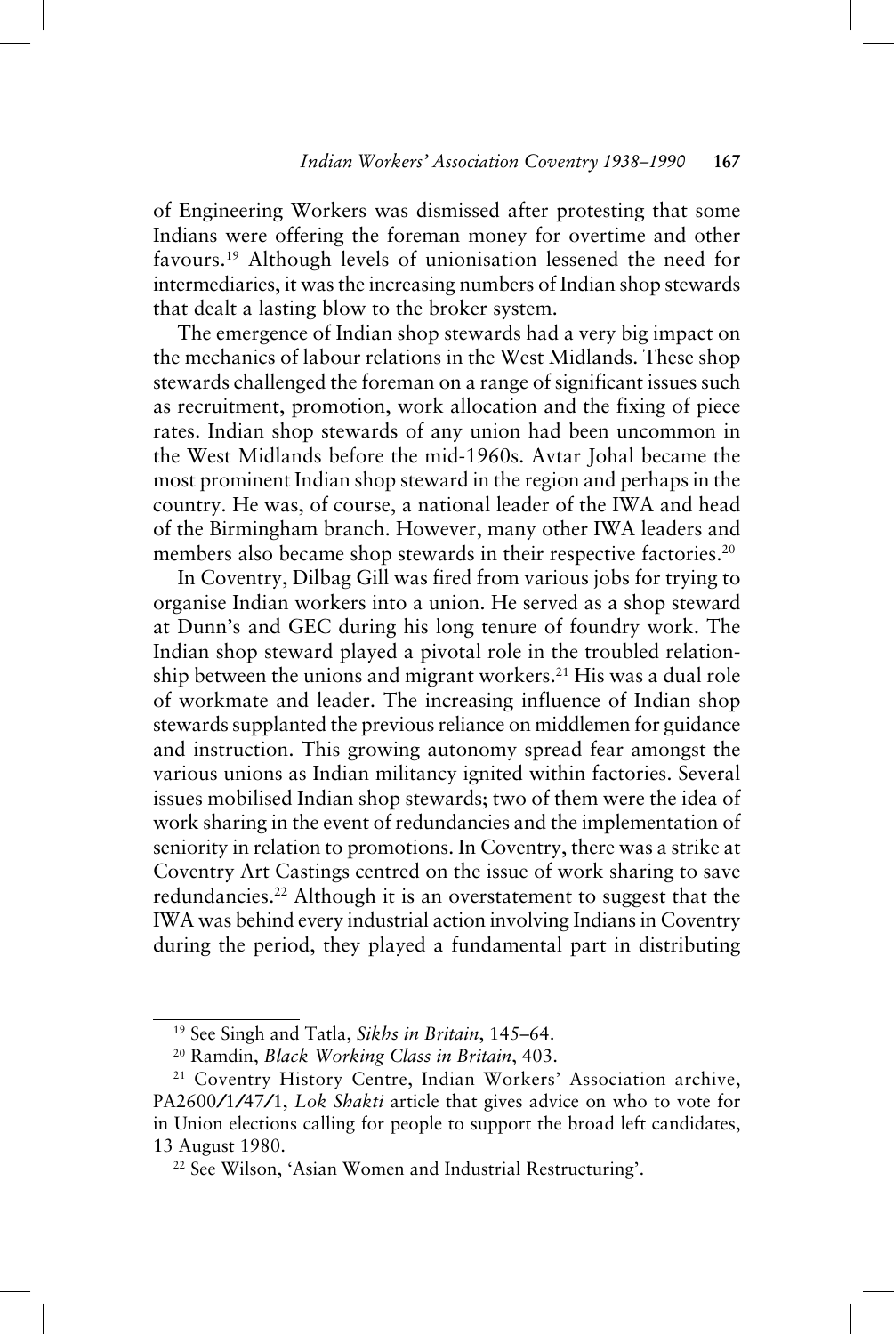of Engineering Workers was dismissed after protesting that some Indians were offering the foreman money for overtime and other favours.[19] Although levels of unionisation lessened the need for intermediaries, it was the increasing numbers of Indian shop stewards that dealt a lasting blow to the broker system.

The emergence of Indian shop stewards had a very big impact on the mechanics of labour relations in the West Midlands. These shop stewards challenged the foreman on a range of significant issues such as recruitment, promotion, work allocation and the fixing of piece rates. Indian shop stewards of any union had been uncommon in the West Midlands before the mid-1960s. Avtar Johal became the most prominent Indian shop steward in the region and perhaps in the country. He was, of course, a national leader of the IWA and head of the Birmingham branch. However, many other IWA leaders and members also became shop stewards in their respective factories.[20]

In Coventry, Dilbag Gill was fired from various jobs for trying to organise Indian workers into a union. He served as a shop steward at Dunn's and GEC during his long tenure of foundry work. The Indian shop steward played a pivotal role in the troubled relationship between the unions and migrant workers.[21] His was a dual role of workmate and leader. The increasing influence of Indian shop stewards supplanted the previous reliance on middlemen for guidance and instruction. This growing autonomy spread fear amongst the various unions as Indian militancy ignited within factories. Several issues mobilised Indian shop stewards; two of them were the idea of work sharing in the event of redundancies and the implementation of seniority in relation to promotions. In Coventry, there was a strike at Coventry Art Castings centred on the issue of work sharing to save redundancies.[22] Although it is an overstatement to suggest that the IWA was behind every industrial action involving Indians in Coventry during the period, they played a fundamental part in distributing

---

[19] See Singh and Tatla, *Sikhs in Britain*, 145–64.

[20] Ramdin, *Black Working Class in Britain*, 403.

[21] Coventry History Centre, Indian Workers' Association archive, PA2600/1/47/1, *Lok Shakti* article that gives advice on who to vote for in Union elections calling for people to support the broad left candidates, 13 August 1980.

[22] See Wilson, 'Asian Women and Industrial Restructuring'.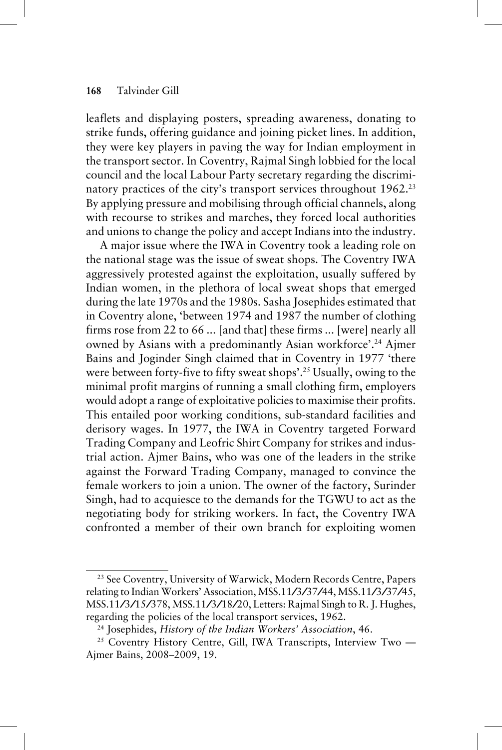leaflets and displaying posters, spreading awareness, donating to strike funds, offering guidance and joining picket lines. In addition, they were key players in paving the way for Indian employment in the transport sector. In Coventry, Rajmal Singh lobbied for the local council and the local Labour Party secretary regarding the discriminatory practices of the city's transport services throughout 1962.[23] By applying pressure and mobilising through official channels, along with recourse to strikes and marches, they forced local authorities and unions to change the policy and accept Indians into the industry.

A major issue where the IWA in Coventry took a leading role on the national stage was the issue of sweat shops. The Coventry IWA aggressively protested against the exploitation, usually suffered by Indian women, in the plethora of local sweat shops that emerged during the late 1970s and the 1980s. Sasha Josephides estimated that in Coventry alone, 'between 1974 and 1987 the number of clothing firms rose from 22 to 66 ... [and that] these firms ... [were] nearly all owned by Asians with a predominantly Asian workforce'.[24] Ajmer Bains and Joginder Singh claimed that in Coventry in 1977 'there were between forty-five to fifty sweat shops'.[25] Usually, owing to the minimal profit margins of running a small clothing firm, employers would adopt a range of exploitative policies to maximise their profits. This entailed poor working conditions, sub-standard facilities and derisory wages. In 1977, the IWA in Coventry targeted Forward Trading Company and Leofric Shirt Company for strikes and industrial action. Ajmer Bains, who was one of the leaders in the strike against the Forward Trading Company, managed to convince the female workers to join a union. The owner of the factory, Surinder Singh, had to acquiesce to the demands for the TGWU to act as the negotiating body for striking workers. In fact, the Coventry IWA confronted a member of their own branch for exploiting women

---

[23] See Coventry, University of Warwick, Modern Records Centre, Papers relating to Indian Workers' Association, MSS.11/3/37/44, MSS.11/3/37/45, MSS.11/3/15/378, MSS.11/3/18/20, Letters: Rajmal Singh to R. J. Hughes, regarding the policies of the local transport services, 1962.

[24] Josephides, *History of the Indian Workers' Association*, 46.

[25] Coventry History Centre, Gill, IWA Transcripts, Interview Two — Ajmer Bains, 2008–2009, 19.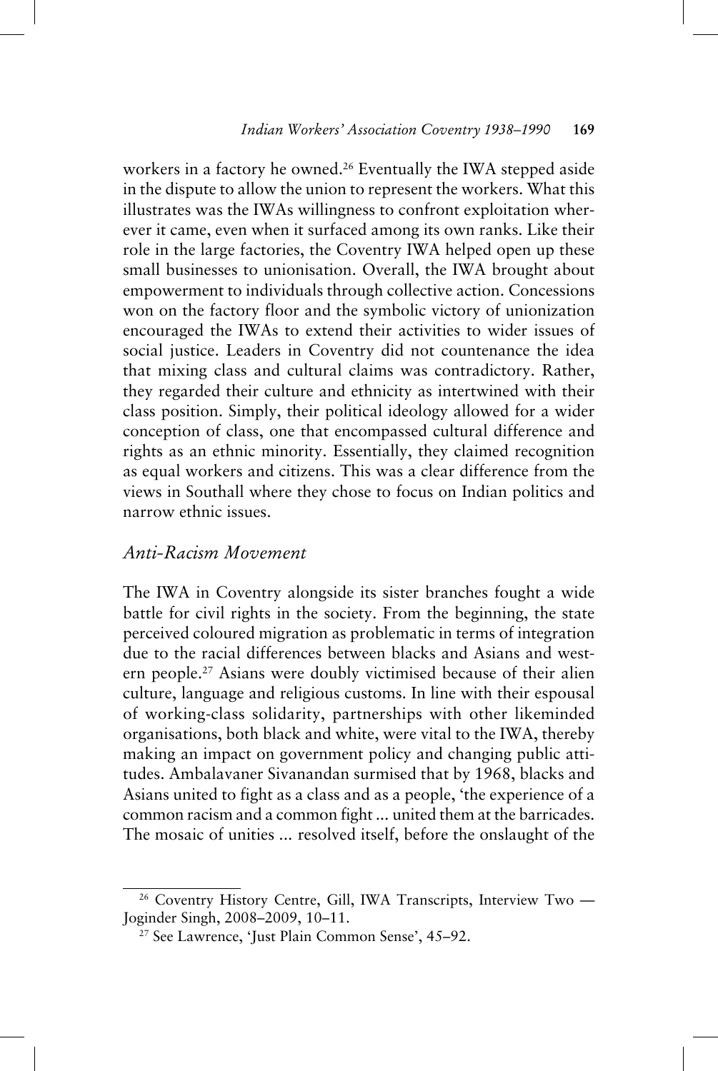workers in a factory he owned.[26] Eventually the IWA stepped aside in the dispute to allow the union to represent the workers. What this illustrates was the IWAs willingness to confront exploitation wherever it came, even when it surfaced among its own ranks. Like their role in the large factories, the Coventry IWA helped open up these small businesses to unionisation. Overall, the IWA brought about empowerment to individuals through collective action. Concessions won on the factory floor and the symbolic victory of unionization encouraged the IWAs to extend their activities to wider issues of social justice. Leaders in Coventry did not countenance the idea that mixing class and cultural claims was contradictory. Rather, they regarded their culture and ethnicity as intertwined with their class position. Simply, their political ideology allowed for a wider conception of class, one that encompassed cultural difference and rights as an ethnic minority. Essentially, they claimed recognition as equal workers and citizens. This was a clear difference from the views in Southall where they chose to focus on Indian politics and narrow ethnic issues.

### *Anti-Racism Movement*

The IWA in Coventry alongside its sister branches fought a wide battle for civil rights in the society. From the beginning, the state perceived coloured migration as problematic in terms of integration due to the racial differences between blacks and Asians and western people.[27] Asians were doubly victimised because of their alien culture, language and religious customs. In line with their espousal of working-class solidarity, partnerships with other likeminded organisations, both black and white, were vital to the IWA, thereby making an impact on government policy and changing public attitudes. Ambalavaner Sivanandan surmised that by 1968, blacks and Asians united to fight as a class and as a people, 'the experience of a common racism and a common fight ... united them at the barricades. The mosaic of unities ... resolved itself, before the onslaught of the

---

[26] Coventry History Centre, Gill, IWA Transcripts, Interview Two — Joginder Singh, 2008–2009, 10–11.

[27] See Lawrence, 'Just Plain Common Sense', 45–92.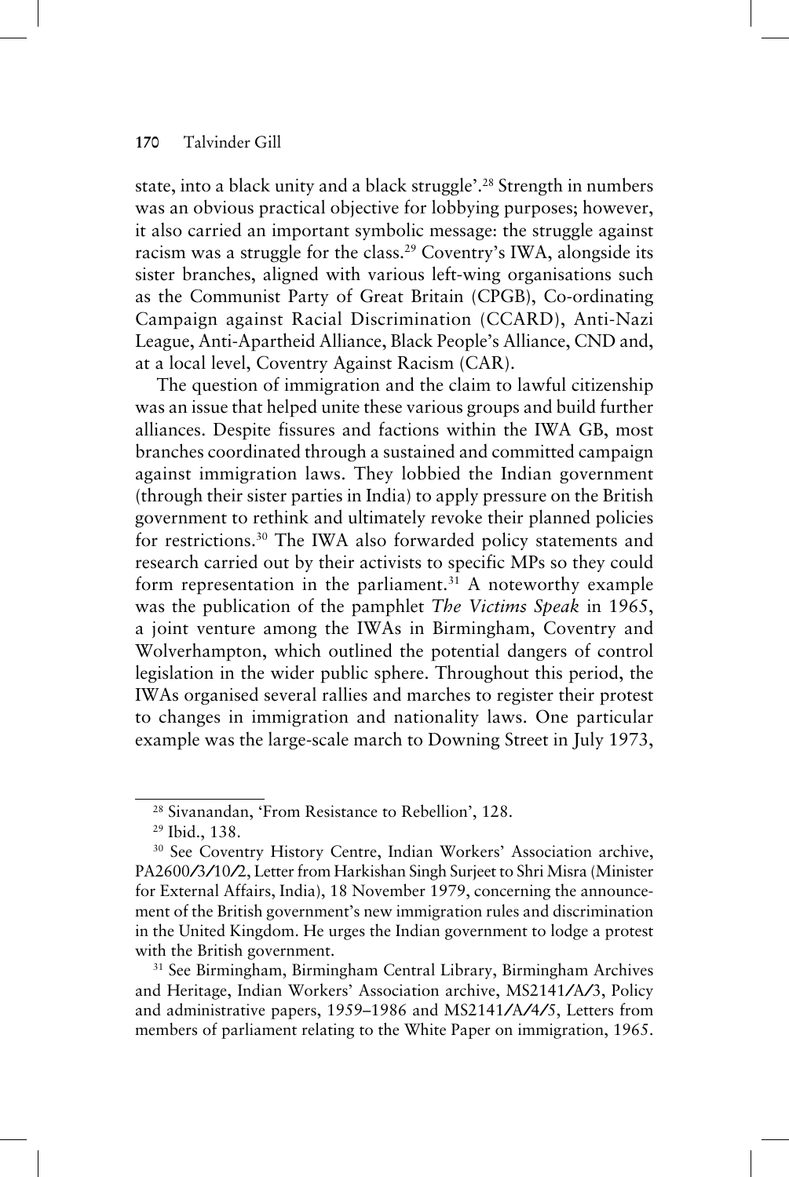state, into a black unity and a black struggle'.[28] Strength in numbers was an obvious practical objective for lobbying purposes; however, it also carried an important symbolic message: the struggle against racism was a struggle for the class.[29] Coventry's IWA, alongside its sister branches, aligned with various left-wing organisations such as the Communist Party of Great Britain (CPGB), Co-ordinating Campaign against Racial Discrimination (CCARD), Anti-Nazi League, Anti-Apartheid Alliance, Black People's Alliance, CND and, at a local level, Coventry Against Racism (CAR).

The question of immigration and the claim to lawful citizenship was an issue that helped unite these various groups and build further alliances. Despite fissures and factions within the IWA GB, most branches coordinated through a sustained and committed campaign against immigration laws. They lobbied the Indian government (through their sister parties in India) to apply pressure on the British government to rethink and ultimately revoke their planned policies for restrictions.[30] The IWA also forwarded policy statements and research carried out by their activists to specific MPs so they could form representation in the parliament.[31] A noteworthy example was the publication of the pamphlet *The Victims Speak* in 1965, a joint venture among the IWAs in Birmingham, Coventry and Wolverhampton, which outlined the potential dangers of control legislation in the wider public sphere. Throughout this period, the IWAs organised several rallies and marches to register their protest to changes in immigration and nationality laws. One particular example was the large-scale march to Downing Street in July 1973,

---

[28] Sivanandan, 'From Resistance to Rebellion', 128.

[29] Ibid., 138.

[30] See Coventry History Centre, Indian Workers' Association archive, PA2600/3/10/2, Letter from Harkishan Singh Surjeet to Shri Misra (Minister for External Affairs, India), 18 November 1979, concerning the announcement of the British government's new immigration rules and discrimination in the United Kingdom. He urges the Indian government to lodge a protest with the British government.

[31] See Birmingham, Birmingham Central Library, Birmingham Archives and Heritage, Indian Workers' Association archive, MS2141/A/3, Policy and administrative papers, 1959–1986 and MS2141/A/4/5, Letters from members of parliament relating to the White Paper on immigration, 1965.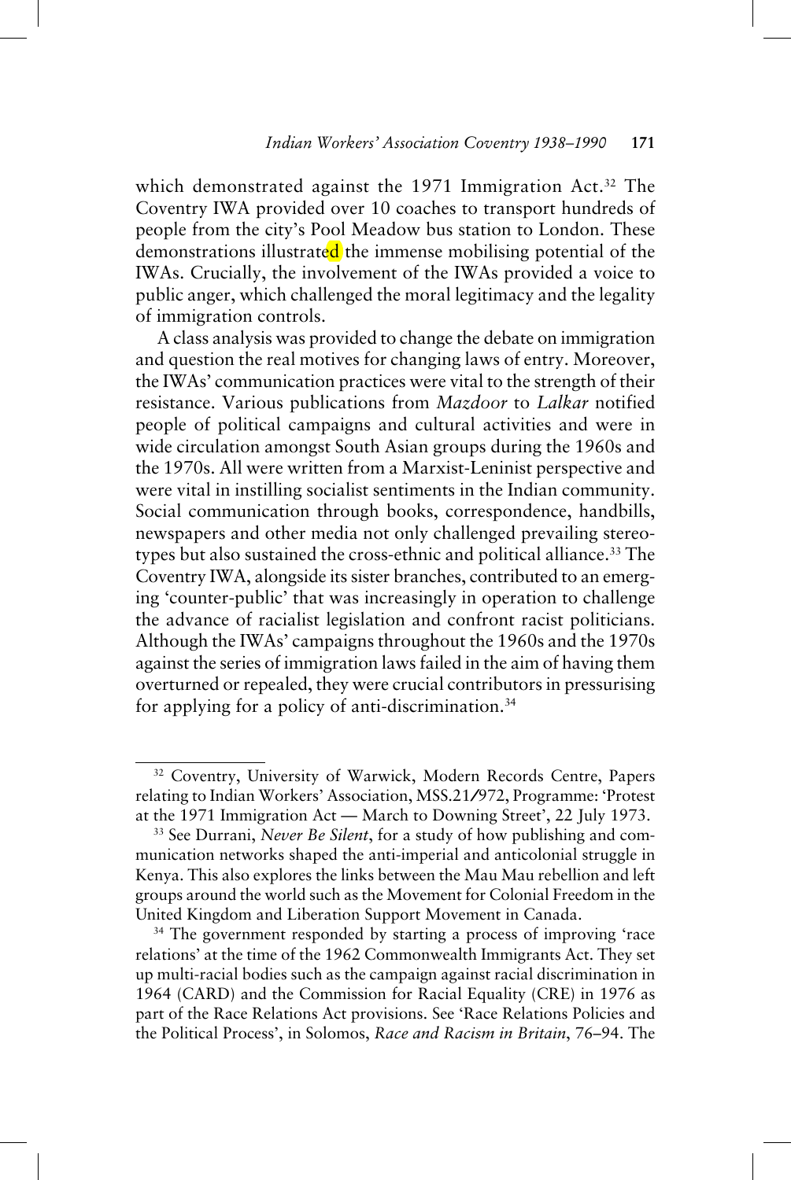which demonstrated against the 1971 Immigration Act.[32] The Coventry IWA provided over 10 coaches to transport hundreds of people from the city's Pool Meadow bus station to London. These demonstrations illustrated the immense mobilising potential of the IWAs. Crucially, the involvement of the IWAs provided a voice to public anger, which challenged the moral legitimacy and the legality of immigration controls.

A class analysis was provided to change the debate on immigration and question the real motives for changing laws of entry. Moreover, the IWAs' communication practices were vital to the strength of their resistance. Various publications from *Mazdoor* to *Lalkar* notified people of political campaigns and cultural activities and were in wide circulation amongst South Asian groups during the 1960s and the 1970s. All were written from a Marxist-Leninist perspective and were vital in instilling socialist sentiments in the Indian community. Social communication through books, correspondence, handbills, newspapers and other media not only challenged prevailing stereotypes but also sustained the cross-ethnic and political alliance.[33] The Coventry IWA, alongside its sister branches, contributed to an emerging 'counter-public' that was increasingly in operation to challenge the advance of racialist legislation and confront racist politicians. Although the IWAs' campaigns throughout the 1960s and the 1970s against the series of immigration laws failed in the aim of having them overturned or repealed, they were crucial contributors in pressurising for applying for a policy of anti-discrimination.[34]

---

[32] Coventry, University of Warwick, Modern Records Centre, Papers relating to Indian Workers' Association, MSS.21/972, Programme: 'Protest at the 1971 Immigration Act — March to Downing Street', 22 July 1973.

[33] See Durrani, *Never Be Silent*, for a study of how publishing and communication networks shaped the anti-imperial and anticolonial struggle in Kenya. This also explores the links between the Mau Mau rebellion and left groups around the world such as the Movement for Colonial Freedom in the United Kingdom and Liberation Support Movement in Canada.

[34] The government responded by starting a process of improving 'race relations' at the time of the 1962 Commonwealth Immigrants Act. They set up multi-racial bodies such as the campaign against racial discrimination in 1964 (CARD) and the Commission for Racial Equality (CRE) in 1976 as part of the Race Relations Act provisions. See 'Race Relations Policies and the Political Process', in Solomos, *Race and Racism in Britain*, 76–94. The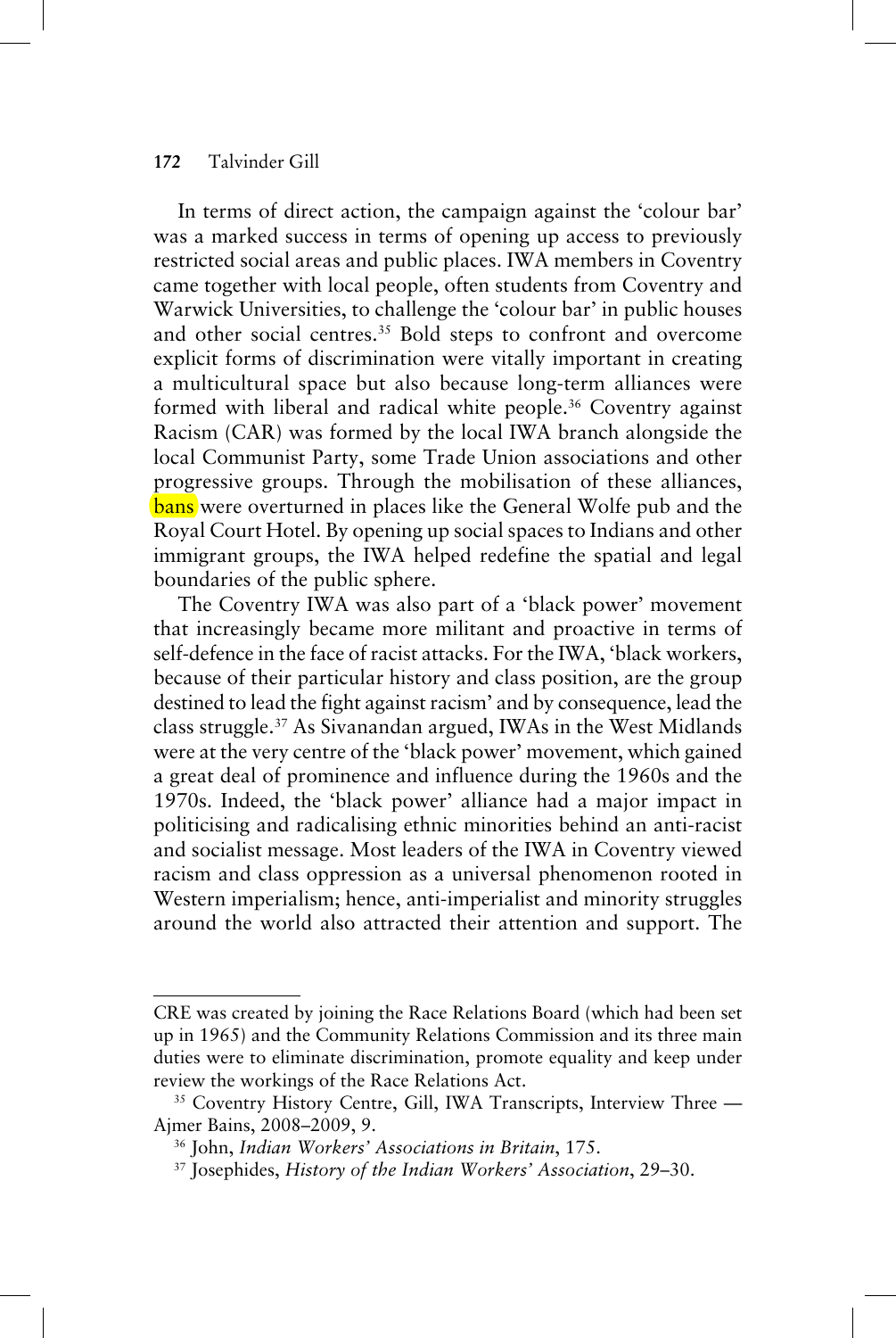In terms of direct action, the campaign against the 'colour bar' was a marked success in terms of opening up access to previously restricted social areas and public places. IWA members in Coventry came together with local people, often students from Coventry and Warwick Universities, to challenge the 'colour bar' in public houses and other social centres.[35] Bold steps to confront and overcome explicit forms of discrimination were vitally important in creating a multicultural space but also because long-term alliances were formed with liberal and radical white people.[36] Coventry against Racism (CAR) was formed by the local IWA branch alongside the local Communist Party, some Trade Union associations and other progressive groups. Through the mobilisation of these alliances, bans were overturned in places like the General Wolfe pub and the Royal Court Hotel. By opening up social spaces to Indians and other immigrant groups, the IWA helped redefine the spatial and legal boundaries of the public sphere.

The Coventry IWA was also part of a 'black power' movement that increasingly became more militant and proactive in terms of self-defence in the face of racist attacks. For the IWA, 'black workers, because of their particular history and class position, are the group destined to lead the fight against racism' and by consequence, lead the class struggle.[37] As Sivanandan argued, IWAs in the West Midlands were at the very centre of the 'black power' movement, which gained a great deal of prominence and influence during the 1960s and the 1970s. Indeed, the 'black power' alliance had a major impact in politicising and radicalising ethnic minorities behind an anti-racist and socialist message. Most leaders of the IWA in Coventry viewed racism and class oppression as a universal phenomenon rooted in Western imperialism; hence, anti-imperialist and minority struggles around the world also attracted their attention and support. The

---

CRE was created by joining the Race Relations Board (which had been set up in 1965) and the Community Relations Commission and its three main duties were to eliminate discrimination, promote equality and keep under review the workings of the Race Relations Act.

[35] Coventry History Centre, Gill, IWA Transcripts, Interview Three — Ajmer Bains, 2008–2009, 9.

[36] John, *Indian Workers' Associations in Britain*, 175.

[37] Josephides, *History of the Indian Workers' Association*, 29–30.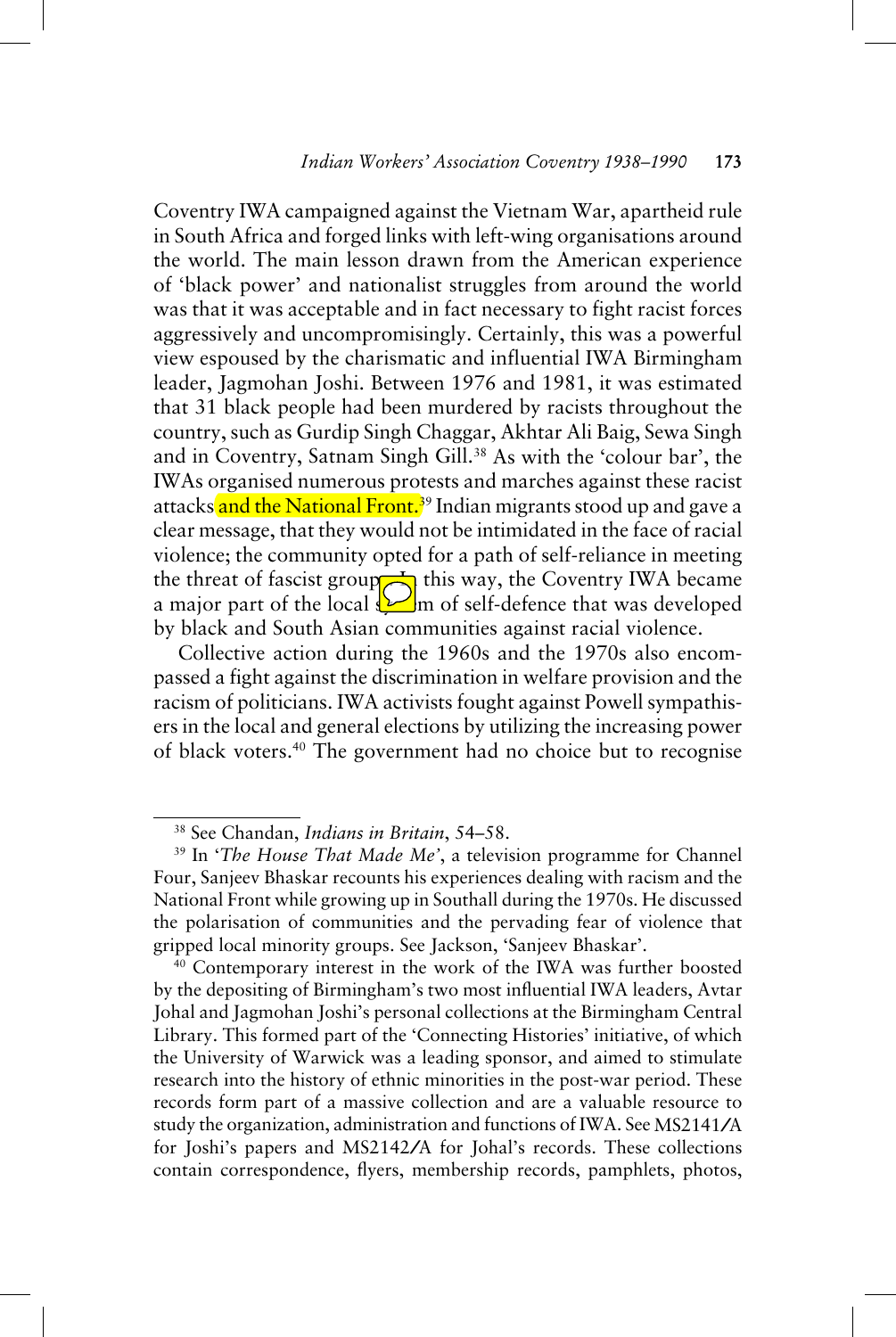Coventry IWA campaigned against the Vietnam War, apartheid rule in South Africa and forged links with left-wing organisations around the world. The main lesson drawn from the American experience of 'black power' and nationalist struggles from around the world was that it was acceptable and in fact necessary to fight racist forces aggressively and uncompromisingly. Certainly, this was a powerful view espoused by the charismatic and influential IWA Birmingham leader, Jagmohan Joshi. Between 1976 and 1981, it was estimated that 31 black people had been murdered by racists throughout the country, such as Gurdip Singh Chaggar, Akhtar Ali Baig, Sewa Singh and in Coventry, Satnam Singh Gill.[38] As with the 'colour bar', the IWAs organised numerous protests and marches against these racist attacks and the National Front.[39] Indian migrants stood up and gave a clear message, that they would not be intimidated in the face of racial violence; the community opted for a path of self-reliance in meeting the threat of fascist groups. In this way, the Coventry IWA became a major part of the local system of self-defence that was developed by black and South Asian communities against racial violence.

Collective action during the 1960s and the 1970s also encompassed a fight against the discrimination in welfare provision and the racism of politicians. IWA activists fought against Powell sympathisers in the local and general elections by utilizing the increasing power of black voters.[40] The government had no choice but to recognise

---

[38] See Chandan, *Indians in Britain*, 54–58.

[39] In '*The House That Made Me*', a television programme for Channel Four, Sanjeev Bhaskar recounts his experiences dealing with racism and the National Front while growing up in Southall during the 1970s. He discussed the polarisation of communities and the pervading fear of violence that gripped local minority groups. See Jackson, 'Sanjeev Bhaskar'.

[40] Contemporary interest in the work of the IWA was further boosted by the depositing of Birmingham's two most influential IWA leaders, Avtar Johal and Jagmohan Joshi's personal collections at the Birmingham Central Library. This formed part of the 'Connecting Histories' initiative, of which the University of Warwick was a leading sponsor, and aimed to stimulate research into the history of ethnic minorities in the post-war period. These records form part of a massive collection and are a valuable resource to study the organization, administration and functions of IWA. See MS2141/A for Joshi's papers and MS2142/A for Johal's records. These collections contain correspondence, flyers, membership records, pamphlets, photos,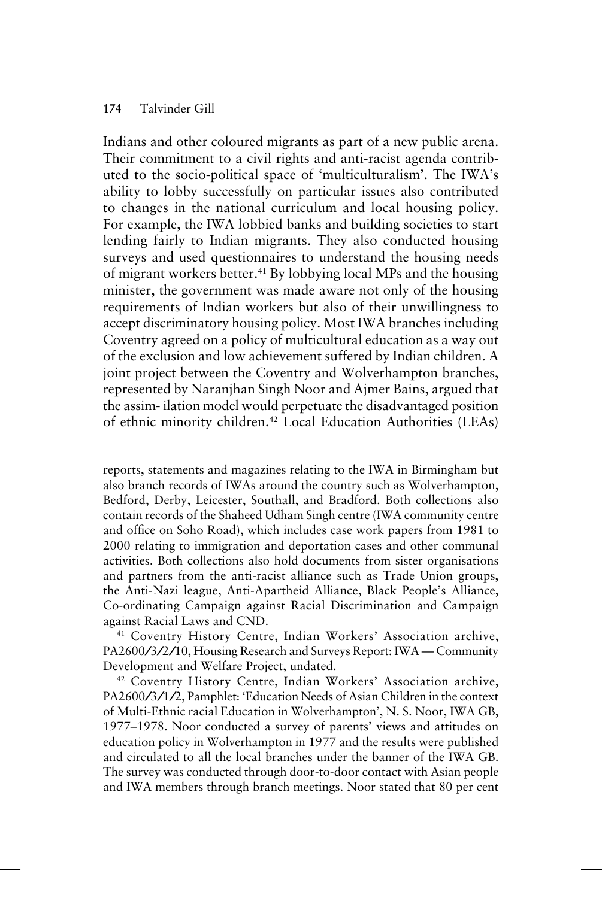Indians and other coloured migrants as part of a new public arena. Their commitment to a civil rights and anti-racist agenda contributed to the socio-political space of 'multiculturalism'. The IWA's ability to lobby successfully on particular issues also contributed to changes in the national curriculum and local housing policy. For example, the IWA lobbied banks and building societies to start lending fairly to Indian migrants. They also conducted housing surveys and used questionnaires to understand the housing needs of migrant workers better.[41] By lobbying local MPs and the housing minister, the government was made aware not only of the housing requirements of Indian workers but also of their unwillingness to accept discriminatory housing policy. Most IWA branches including Coventry agreed on a policy of multicultural education as a way out of the exclusion and low achievement suffered by Indian children. A joint project between the Coventry and Wolverhampton branches, represented by Naranjhan Singh Noor and Ajmer Bains, argued that the assim- ilation model would perpetuate the disadvantaged position of ethnic minority children.[42] Local Education Authorities (LEAs)

---

reports, statements and magazines relating to the IWA in Birmingham but also branch records of IWAs around the country such as Wolverhampton, Bedford, Derby, Leicester, Southall, and Bradford. Both collections also contain records of the Shaheed Udham Singh centre (IWA community centre and office on Soho Road), which includes case work papers from 1981 to 2000 relating to immigration and deportation cases and other communal activities. Both collections also hold documents from sister organisations and partners from the anti-racist alliance such as Trade Union groups, the Anti-Nazi league, Anti-Apartheid Alliance, Black People's Alliance, Co-ordinating Campaign against Racial Discrimination and Campaign against Racial Laws and CND.

[41] Coventry History Centre, Indian Workers' Association archive, PA2600/3/2/10, Housing Research and Surveys Report: IWA — Community Development and Welfare Project, undated.

[42] Coventry History Centre, Indian Workers' Association archive, PA2600/3/1/2, Pamphlet: 'Education Needs of Asian Children in the context of Multi-Ethnic racial Education in Wolverhampton', N. S. Noor, IWA GB, 1977–1978. Noor conducted a survey of parents' views and attitudes on education policy in Wolverhampton in 1977 and the results were published and circulated to all the local branches under the banner of the IWA GB. The survey was conducted through door-to-door contact with Asian people and IWA members through branch meetings. Noor stated that 80 per cent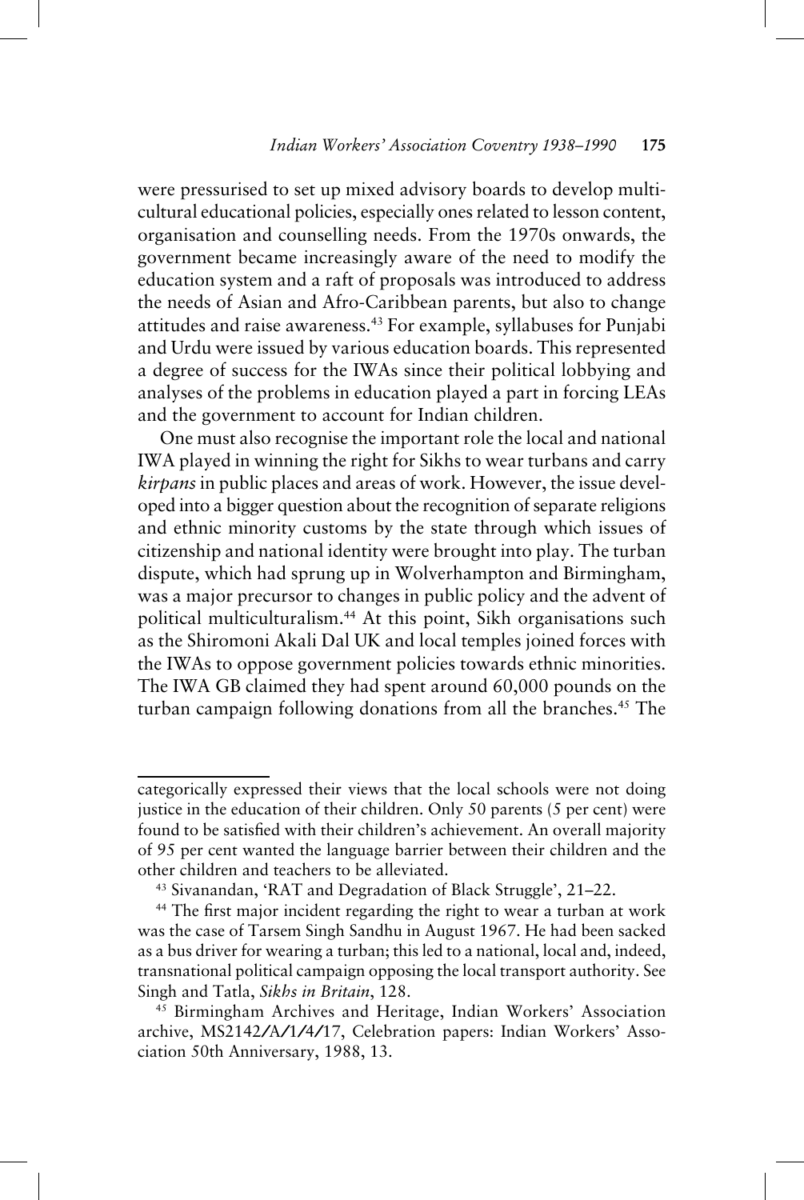were pressurised to set up mixed advisory boards to develop multicultural educational policies, especially ones related to lesson content, organisation and counselling needs. From the 1970s onwards, the government became increasingly aware of the need to modify the education system and a raft of proposals was introduced to address the needs of Asian and Afro-Caribbean parents, but also to change attitudes and raise awareness.[43] For example, syllabuses for Punjabi and Urdu were issued by various education boards. This represented a degree of success for the IWAs since their political lobbying and analyses of the problems in education played a part in forcing LEAs and the government to account for Indian children.

One must also recognise the important role the local and national IWA played in winning the right for Sikhs to wear turbans and carry *kirpans* in public places and areas of work. However, the issue developed into a bigger question about the recognition of separate religions and ethnic minority customs by the state through which issues of citizenship and national identity were brought into play. The turban dispute, which had sprung up in Wolverhampton and Birmingham, was a major precursor to changes in public policy and the advent of political multiculturalism.[44] At this point, Sikh organisations such as the Shiromoni Akali Dal UK and local temples joined forces with the IWAs to oppose government policies towards ethnic minorities. The IWA GB claimed they had spent around 60,000 pounds on the turban campaign following donations from all the branches.[45] The

---

categorically expressed their views that the local schools were not doing justice in the education of their children. Only 50 parents (5 per cent) were found to be satisfied with their children's achievement. An overall majority of 95 per cent wanted the language barrier between their children and the other children and teachers to be alleviated.

[43] Sivanandan, 'RAT and Degradation of Black Struggle', 21–22.

[44] The first major incident regarding the right to wear a turban at work was the case of Tarsem Singh Sandhu in August 1967. He had been sacked as a bus driver for wearing a turban; this led to a national, local and, indeed, transnational political campaign opposing the local transport authority. See Singh and Tatla, *Sikhs in Britain*, 128.

[45] Birmingham Archives and Heritage, Indian Workers' Association archive, MS2142/A/1/4/17, Celebration papers: Indian Workers' Association 50th Anniversary, 1988, 13.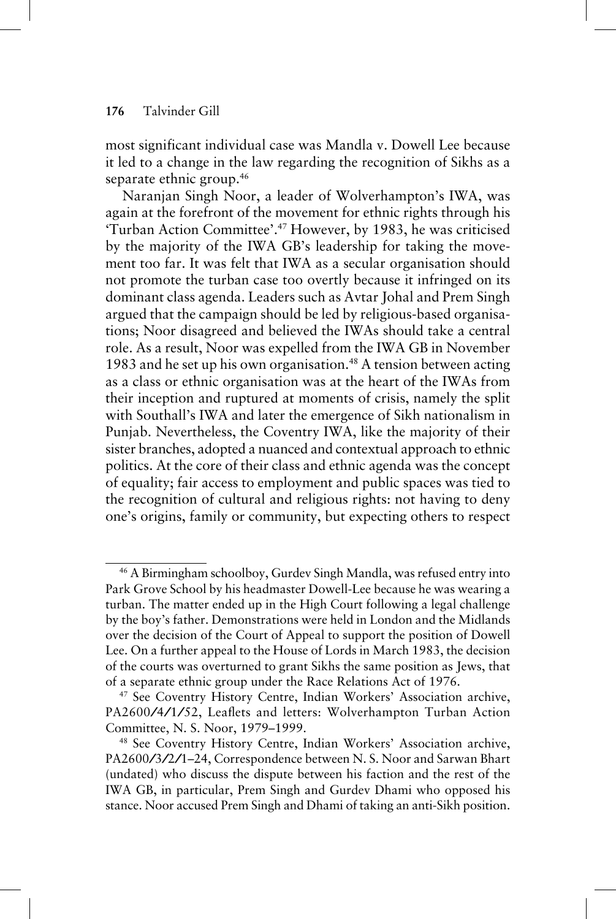most significant individual case was Mandla v. Dowell Lee because it led to a change in the law regarding the recognition of Sikhs as a separate ethnic group.[46]

Naranjan Singh Noor, a leader of Wolverhampton's IWA, was again at the forefront of the movement for ethnic rights through his 'Turban Action Committee'.[47] However, by 1983, he was criticised by the majority of the IWA GB's leadership for taking the movement too far. It was felt that IWA as a secular organisation should not promote the turban case too overtly because it infringed on its dominant class agenda. Leaders such as Avtar Johal and Prem Singh argued that the campaign should be led by religious-based organisations; Noor disagreed and believed the IWAs should take a central role. As a result, Noor was expelled from the IWA GB in November 1983 and he set up his own organisation.[48] A tension between acting as a class or ethnic organisation was at the heart of the IWAs from their inception and ruptured at moments of crisis, namely the split with Southall's IWA and later the emergence of Sikh nationalism in Punjab. Nevertheless, the Coventry IWA, like the majority of their sister branches, adopted a nuanced and contextual approach to ethnic politics. At the core of their class and ethnic agenda was the concept of equality; fair access to employment and public spaces was tied to the recognition of cultural and religious rights: not having to deny one's origins, family or community, but expecting others to respect

---

[46] A Birmingham schoolboy, Gurdev Singh Mandla, was refused entry into Park Grove School by his headmaster Dowell-Lee because he was wearing a turban. The matter ended up in the High Court following a legal challenge by the boy's father. Demonstrations were held in London and the Midlands over the decision of the Court of Appeal to support the position of Dowell Lee. On a further appeal to the House of Lords in March 1983, the decision of the courts was overturned to grant Sikhs the same position as Jews, that of a separate ethnic group under the Race Relations Act of 1976.

[47] See Coventry History Centre, Indian Workers' Association archive, PA2600/4/1/52, Leaflets and letters: Wolverhampton Turban Action Committee, N. S. Noor, 1979–1999.

[48] See Coventry History Centre, Indian Workers' Association archive, PA2600/3/2/1–24, Correspondence between N. S. Noor and Sarwan Bhart (undated) who discuss the dispute between his faction and the rest of the IWA GB, in particular, Prem Singh and Gurdev Dhami who opposed his stance. Noor accused Prem Singh and Dhami of taking an anti-Sikh position.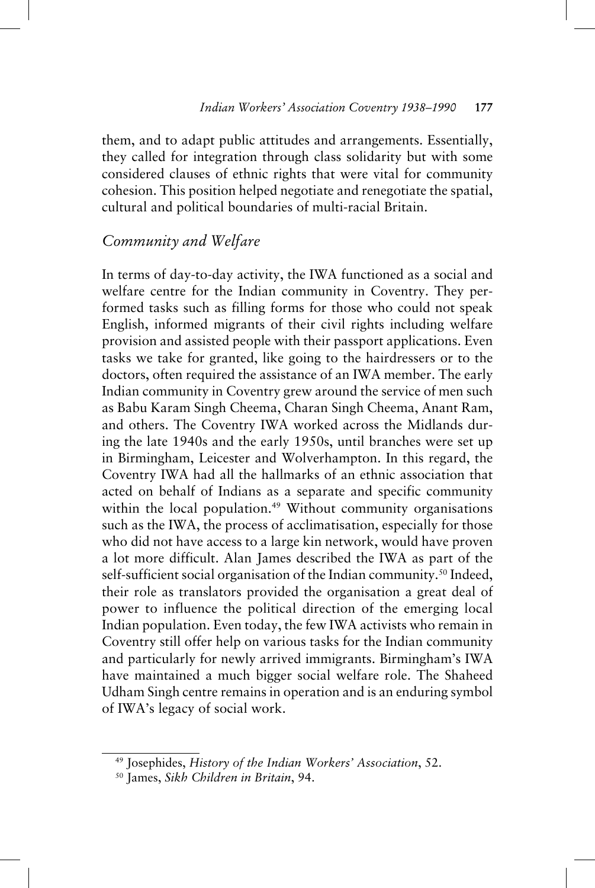them, and to adapt public attitudes and arrangements. Essentially, they called for integration through class solidarity but with some considered clauses of ethnic rights that were vital for community cohesion. This position helped negotiate and renegotiate the spatial, cultural and political boundaries of multi-racial Britain.

## *Community and Welfare*

In terms of day-to-day activity, the IWA functioned as a social and welfare centre for the Indian community in Coventry. They performed tasks such as filling forms for those who could not speak English, informed migrants of their civil rights including welfare provision and assisted people with their passport applications. Even tasks we take for granted, like going to the hairdressers or to the doctors, often required the assistance of an IWA member. The early Indian community in Coventry grew around the service of men such as Babu Karam Singh Cheema, Charan Singh Cheema, Anant Ram, and others. The Coventry IWA worked across the Midlands during the late 1940s and the early 1950s, until branches were set up in Birmingham, Leicester and Wolverhampton. In this regard, the Coventry IWA had all the hallmarks of an ethnic association that acted on behalf of Indians as a separate and specific community within the local population.[49] Without community organisations such as the IWA, the process of acclimatisation, especially for those who did not have access to a large kin network, would have proven a lot more difficult. Alan James described the IWA as part of the self-sufficient social organisation of the Indian community.[50] Indeed, their role as translators provided the organisation a great deal of power to influence the political direction of the emerging local Indian population. Even today, the few IWA activists who remain in Coventry still offer help on various tasks for the Indian community and particularly for newly arrived immigrants. Birmingham's IWA have maintained a much bigger social welfare role. The Shaheed Udham Singh centre remains in operation and is an enduring symbol of IWA's legacy of social work.

---

[49] Josephides, *History of the Indian Workers' Association*, 52.

[50] James, *Sikh Children in Britain*, 94.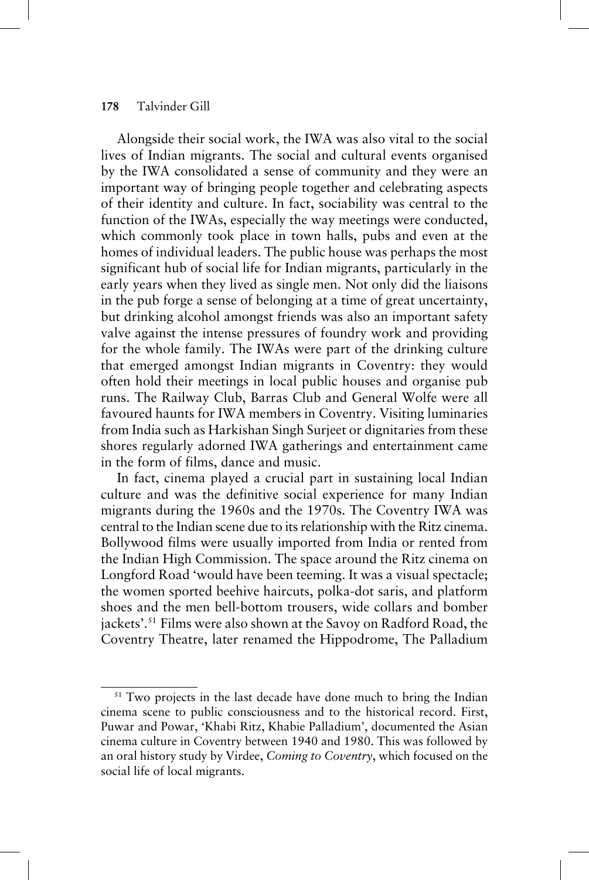Alongside their social work, the IWA was also vital to the social lives of Indian migrants. The social and cultural events organised by the IWA consolidated a sense of community and they were an important way of bringing people together and celebrating aspects of their identity and culture. In fact, sociability was central to the function of the IWAs, especially the way meetings were conducted, which commonly took place in town halls, pubs and even at the homes of individual leaders. The public house was perhaps the most significant hub of social life for Indian migrants, particularly in the early years when they lived as single men. Not only did the liaisons in the pub forge a sense of belonging at a time of great uncertainty, but drinking alcohol amongst friends was also an important safety valve against the intense pressures of foundry work and providing for the whole family. The IWAs were part of the drinking culture that emerged amongst Indian migrants in Coventry: they would often hold their meetings in local public houses and organise pub runs. The Railway Club, Barras Club and General Wolfe were all favoured haunts for IWA members in Coventry. Visiting luminaries from India such as Harkishan Singh Surjeet or dignitaries from these shores regularly adorned IWA gatherings and entertainment came in the form of films, dance and music.

In fact, cinema played a crucial part in sustaining local Indian culture and was the definitive social experience for many Indian migrants during the 1960s and the 1970s. The Coventry IWA was central to the Indian scene due to its relationship with the Ritz cinema. Bollywood films were usually imported from India or rented from the Indian High Commission. The space around the Ritz cinema on Longford Road 'would have been teeming. It was a visual spectacle; the women sported beehive haircuts, polka-dot saris, and platform shoes and the men bell-bottom trousers, wide collars and bomber jackets'.[51] Films were also shown at the Savoy on Radford Road, the Coventry Theatre, later renamed the Hippodrome, The Palladium

---

[51] Two projects in the last decade have done much to bring the Indian cinema scene to public consciousness and to the historical record. First, Puwar and Powar, 'Khabi Ritz, Khabie Palladium', documented the Asian cinema culture in Coventry between 1940 and 1980. This was followed by an oral history study by Virdee, *Coming to Coventry*, which focused on the social life of local migrants.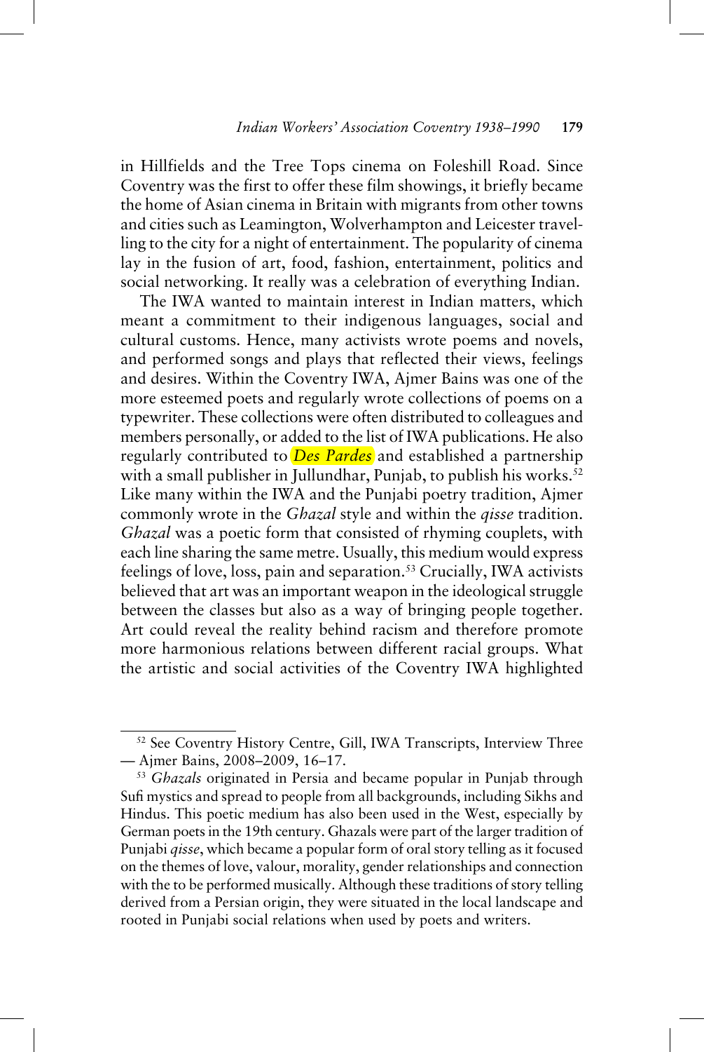in Hillfields and the Tree Tops cinema on Foleshill Road. Since Coventry was the first to offer these film showings, it briefly became the home of Asian cinema in Britain with migrants from other towns and cities such as Leamington, Wolverhampton and Leicester travelling to the city for a night of entertainment. The popularity of cinema lay in the fusion of art, food, fashion, entertainment, politics and social networking. It really was a celebration of everything Indian.

The IWA wanted to maintain interest in Indian matters, which meant a commitment to their indigenous languages, social and cultural customs. Hence, many activists wrote poems and novels, and performed songs and plays that reflected their views, feelings and desires. Within the Coventry IWA, Ajmer Bains was one of the more esteemed poets and regularly wrote collections of poems on a typewriter. These collections were often distributed to colleagues and members personally, or added to the list of IWA publications. He also regularly contributed to *Des Pardes* and established a partnership with a small publisher in Jullundhar, Punjab, to publish his works.[52] Like many within the IWA and the Punjabi poetry tradition, Ajmer commonly wrote in the *Ghazal* style and within the *qisse* tradition. *Ghazal* was a poetic form that consisted of rhyming couplets, with each line sharing the same metre. Usually, this medium would express feelings of love, loss, pain and separation.[53] Crucially, IWA activists believed that art was an important weapon in the ideological struggle between the classes but also as a way of bringing people together. Art could reveal the reality behind racism and therefore promote more harmonious relations between different racial groups. What the artistic and social activities of the Coventry IWA highlighted

---

[52] See Coventry History Centre, Gill, IWA Transcripts, Interview Three — Ajmer Bains, 2008–2009, 16–17.

[53] *Ghazals* originated in Persia and became popular in Punjab through Sufi mystics and spread to people from all backgrounds, including Sikhs and Hindus. This poetic medium has also been used in the West, especially by German poets in the 19th century. Ghazals were part of the larger tradition of Punjabi *qisse*, which became a popular form of oral story telling as it focused on the themes of love, valour, morality, gender relationships and connection with the to be performed musically. Although these traditions of story telling derived from a Persian origin, they were situated in the local landscape and rooted in Punjabi social relations when used by poets and writers.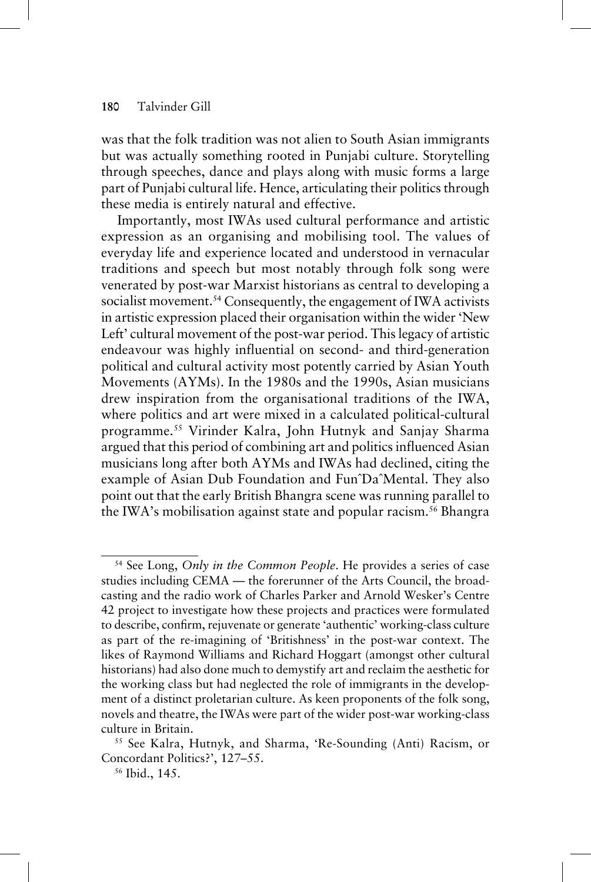was that the folk tradition was not alien to South Asian immigrants but was actually something rooted in Punjabi culture. Storytelling through speeches, dance and plays along with music forms a large part of Punjabi cultural life. Hence, articulating their politics through these media is entirely natural and effective.

Importantly, most IWAs used cultural performance and artistic expression as an organising and mobilising tool. The values of everyday life and experience located and understood in vernacular traditions and speech but most notably through folk song were venerated by post-war Marxist historians as central to developing a socialist movement.[54] Consequently, the engagement of IWA activists in artistic expression placed their organisation within the wider 'New Left' cultural movement of the post-war period. This legacy of artistic endeavour was highly influential on second- and third-generation political and cultural activity most potently carried by Asian Youth Movements (AYMs). In the 1980s and the 1990s, Asian musicians drew inspiration from the organisational traditions of the IWA, where politics and art were mixed in a calculated political-cultural programme.[55] Virinder Kalra, John Hutnyk and Sanjay Sharma argued that this period of combining art and politics influenced Asian musicians long after both AYMs and IWAs had declined, citing the example of Asian Dub Foundation and FunˆDaˆMental. They also point out that the early British Bhangra scene was running parallel to the IWA's mobilisation against state and popular racism.[56] Bhangra

[54] See Long, *Only in the Common People*. He provides a series of case studies including CEMA — the forerunner of the Arts Council, the broadcasting and the radio work of Charles Parker and Arnold Wesker's Centre 42 project to investigate how these projects and practices were formulated to describe, confirm, rejuvenate or generate 'authentic' working-class culture as part of the re-imagining of 'Britishness' in the post-war context. The likes of Raymond Williams and Richard Hoggart (amongst other cultural historians) had also done much to demystify art and reclaim the aesthetic for the working class but had neglected the role of immigrants in the development of a distinct proletarian culture. As keen proponents of the folk song, novels and theatre, the IWAs were part of the wider post-war working-class culture in Britain.

[55] See Kalra, Hutnyk, and Sharma, 'Re-Sounding (Anti) Racism, or Concordant Politics?', 127–55.

[56] Ibid., 145.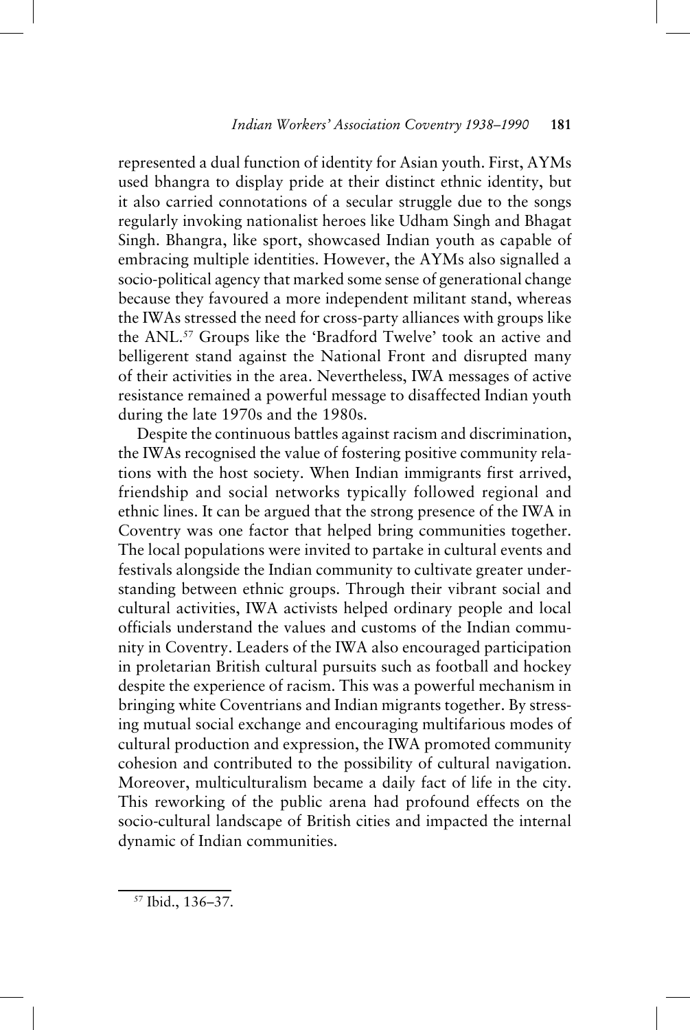represented a dual function of identity for Asian youth. First, AYMs used bhangra to display pride at their distinct ethnic identity, but it also carried connotations of a secular struggle due to the songs regularly invoking nationalist heroes like Udham Singh and Bhagat Singh. Bhangra, like sport, showcased Indian youth as capable of embracing multiple identities. However, the AYMs also signalled a socio-political agency that marked some sense of generational change because they favoured a more independent militant stand, whereas the IWAs stressed the need for cross-party alliances with groups like the ANL.[57] Groups like the 'Bradford Twelve' took an active and belligerent stand against the National Front and disrupted many of their activities in the area. Nevertheless, IWA messages of active resistance remained a powerful message to disaffected Indian youth during the late 1970s and the 1980s.

Despite the continuous battles against racism and discrimination, the IWAs recognised the value of fostering positive community relations with the host society. When Indian immigrants first arrived, friendship and social networks typically followed regional and ethnic lines. It can be argued that the strong presence of the IWA in Coventry was one factor that helped bring communities together. The local populations were invited to partake in cultural events and festivals alongside the Indian community to cultivate greater understanding between ethnic groups. Through their vibrant social and cultural activities, IWA activists helped ordinary people and local officials understand the values and customs of the Indian community in Coventry. Leaders of the IWA also encouraged participation in proletarian British cultural pursuits such as football and hockey despite the experience of racism. This was a powerful mechanism in bringing white Coventrians and Indian migrants together. By stressing mutual social exchange and encouraging multifarious modes of cultural production and expression, the IWA promoted community cohesion and contributed to the possibility of cultural navigation. Moreover, multiculturalism became a daily fact of life in the city. This reworking of the public arena had profound effects on the socio-cultural landscape of British cities and impacted the internal dynamic of Indian communities.

[57] Ibid., 136–37.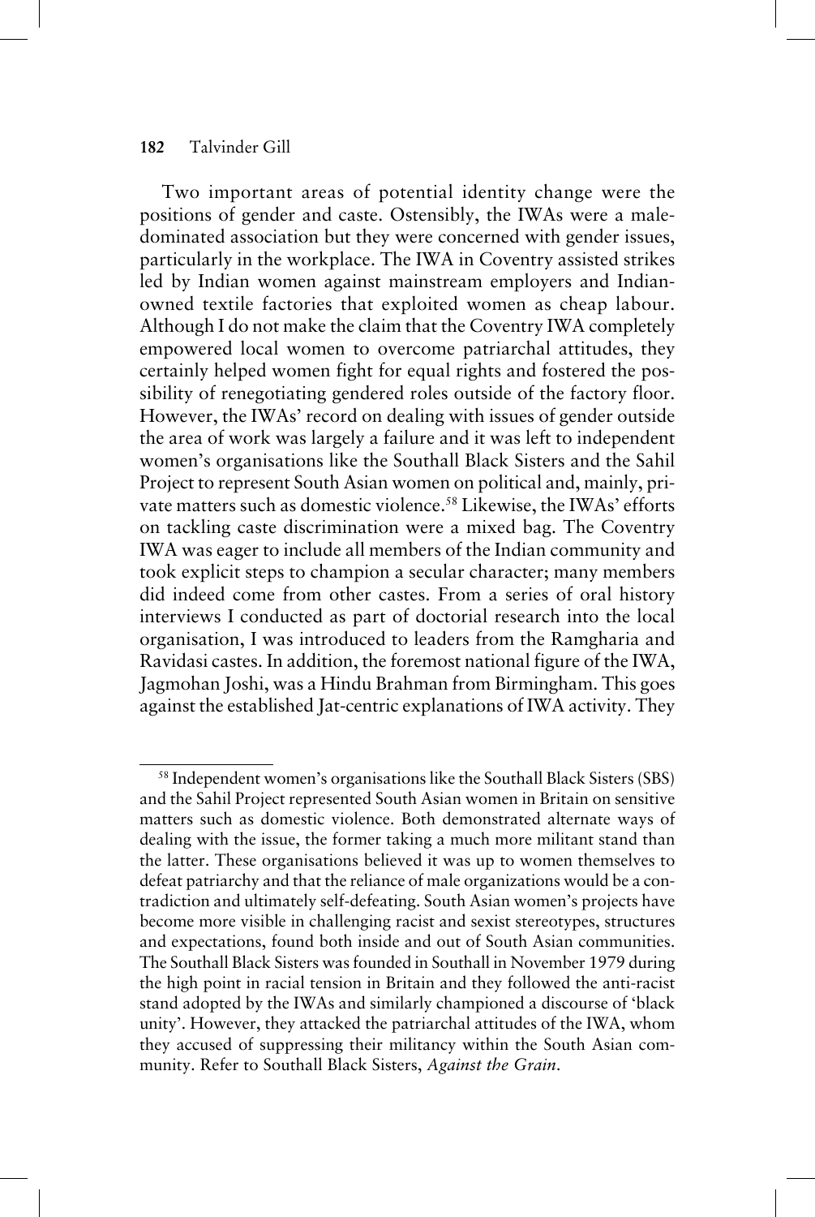Two important areas of potential identity change were the positions of gender and caste. Ostensibly, the IWAs were a male-dominated association but they were concerned with gender issues, particularly in the workplace. The IWA in Coventry assisted strikes led by Indian women against mainstream employers and Indian-owned textile factories that exploited women as cheap labour. Although I do not make the claim that the Coventry IWA completely empowered local women to overcome patriarchal attitudes, they certainly helped women fight for equal rights and fostered the possibility of renegotiating gendered roles outside of the factory floor. However, the IWAs' record on dealing with issues of gender outside the area of work was largely a failure and it was left to independent women's organisations like the Southall Black Sisters and the Sahil Project to represent South Asian women on political and, mainly, private matters such as domestic violence.[58] Likewise, the IWAs' efforts on tackling caste discrimination were a mixed bag. The Coventry IWA was eager to include all members of the Indian community and took explicit steps to champion a secular character; many members did indeed come from other castes. From a series of oral history interviews I conducted as part of doctorial research into the local organisation, I was introduced to leaders from the Ramgharia and Ravidasi castes. In addition, the foremost national figure of the IWA, Jagmohan Joshi, was a Hindu Brahman from Birmingham. This goes against the established Jat-centric explanations of IWA activity. They

---

[58] Independent women's organisations like the Southall Black Sisters (SBS) and the Sahil Project represented South Asian women in Britain on sensitive matters such as domestic violence. Both demonstrated alternate ways of dealing with the issue, the former taking a much more militant stand than the latter. These organisations believed it was up to women themselves to defeat patriarchy and that the reliance of male organizations would be a contradiction and ultimately self-defeating. South Asian women's projects have become more visible in challenging racist and sexist stereotypes, structures and expectations, found both inside and out of South Asian communities. The Southall Black Sisters was founded in Southall in November 1979 during the high point in racial tension in Britain and they followed the anti-racist stand adopted by the IWAs and similarly championed a discourse of 'black unity'. However, they attacked the patriarchal attitudes of the IWA, whom they accused of suppressing their militancy within the South Asian community. Refer to Southall Black Sisters, *Against the Grain*.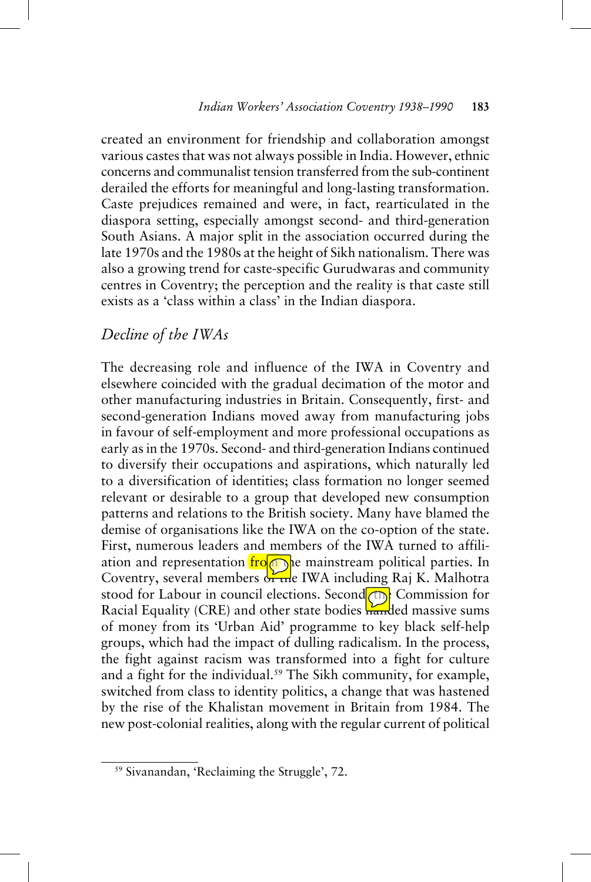created an environment for friendship and collaboration amongst various castes that was not always possible in India. However, ethnic concerns and communalist tension transferred from the sub-continent derailed the efforts for meaningful and long-lasting transformation. Caste prejudices remained and were, in fact, rearticulated in the diaspora setting, especially amongst second- and third-generation South Asians. A major split in the association occurred during the late 1970s and the 1980s at the height of Sikh nationalism. There was also a growing trend for caste-specific Gurudwaras and community centres in Coventry; the perception and the reality is that caste still exists as a 'class within a class' in the Indian diaspora.

## *Decline of the IWAs*

The decreasing role and influence of the IWA in Coventry and elsewhere coincided with the gradual decimation of the motor and other manufacturing industries in Britain. Consequently, first- and second-generation Indians moved away from manufacturing jobs in favour of self-employment and more professional occupations as early as in the 1970s. Second- and third-generation Indians continued to diversify their occupations and aspirations, which naturally led to a diversification of identities; class formation no longer seemed relevant or desirable to a group that developed new consumption patterns and relations to the British society. Many have blamed the demise of organisations like the IWA on the co-option of the state. First, numerous leaders and members of the IWA turned to affiliation and representation from the mainstream political parties. In Coventry, several members of the IWA including Raj K. Malhotra stood for Labour in council elections. Second, the Commission for Racial Equality (CRE) and other state bodies handed massive sums of money from its 'Urban Aid' programme to key black self-help groups, which had the impact of dulling radicalism. In the process, the fight against racism was transformed into a fight for culture and a fight for the individual.[59] The Sikh community, for example, switched from class to identity politics, a change that was hastened by the rise of the Khalistan movement in Britain from 1984. The new post-colonial realities, along with the regular current of political

[59] Sivanandan, 'Reclaiming the Struggle', 72.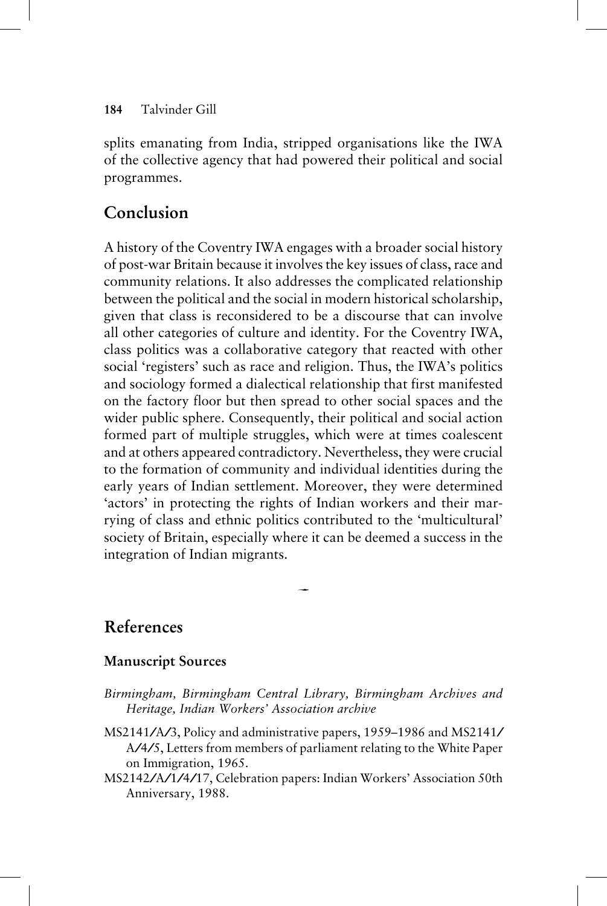splits emanating from India, stripped organisations like the IWA of the collective agency that had powered their political and social programmes.

## Conclusion

A history of the Coventry IWA engages with a broader social history of post-war Britain because it involves the key issues of class, race and community relations. It also addresses the complicated relationship between the political and the social in modern historical scholarship, given that class is reconsidered to be a discourse that can involve all other categories of culture and identity. For the Coventry IWA, class politics was a collaborative category that reacted with other social 'registers' such as race and religion. Thus, the IWA's politics and sociology formed a dialectical relationship that first manifested on the factory floor but then spread to other social spaces and the wider public sphere. Consequently, their political and social action formed part of multiple struggles, which were at times coalescent and at others appeared contradictory. Nevertheless, they were crucial to the formation of community and individual identities during the early years of Indian settlement. Moreover, they were determined 'actors' in protecting the rights of Indian workers and their marrying of class and ethnic politics contributed to the 'multicultural' society of Britain, especially where it can be deemed a success in the integration of Indian migrants.

## References

### Manuscript Sources

*Birmingham, Birmingham Central Library, Birmingham Archives and Heritage, Indian Workers' Association archive*

MS2141/A/3, Policy and administrative papers, 1959–1986 and MS2141/A/4/5, Letters from members of parliament relating to the White Paper on Immigration, 1965.

MS2142/A/1/4/17, Celebration papers: Indian Workers' Association 50th Anniversary, 1988.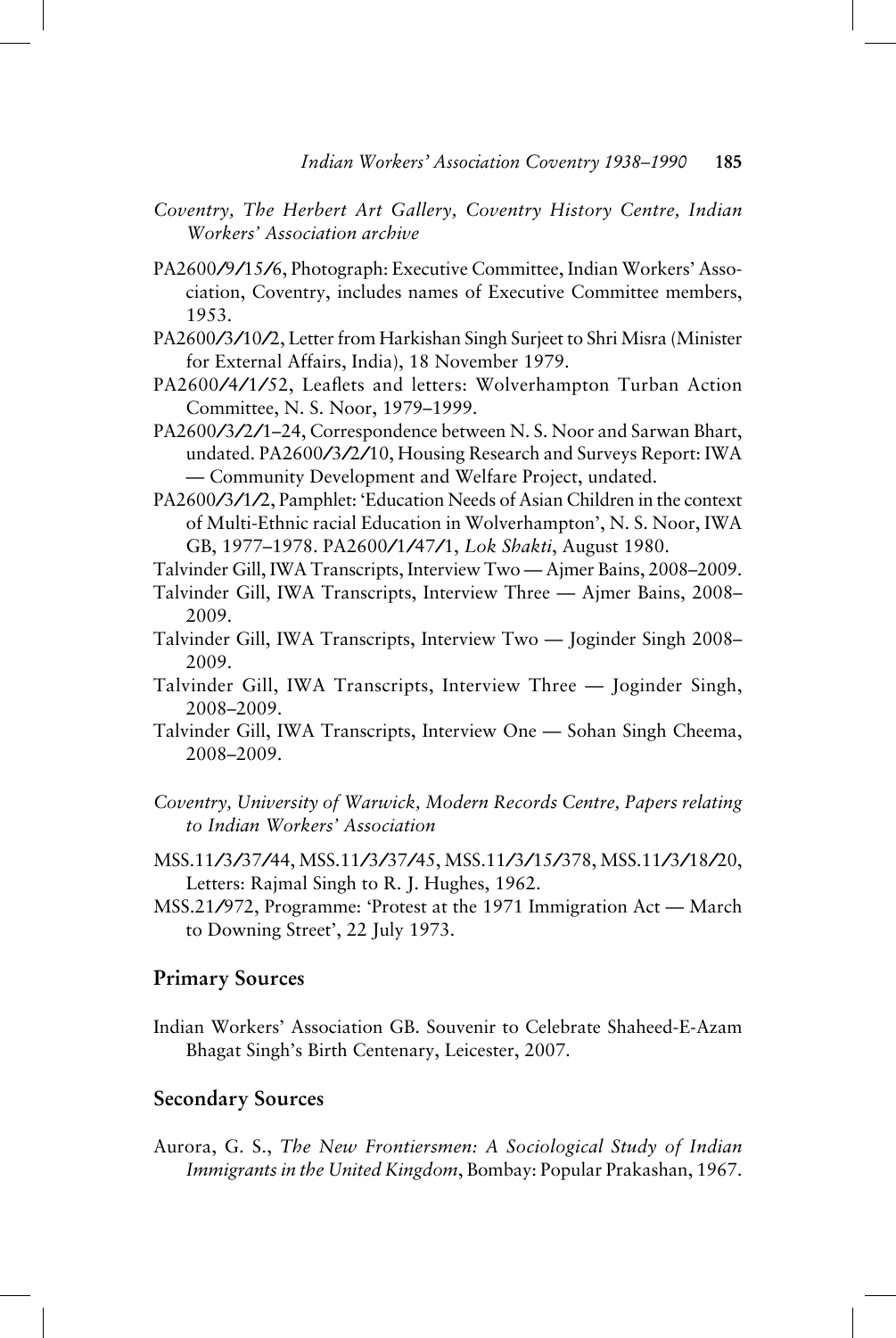*Coventry, The Herbert Art Gallery, Coventry History Centre, Indian Workers' Association archive*

PA2600/9/15/6, Photograph: Executive Committee, Indian Workers' Association, Coventry, includes names of Executive Committee members, 1953.

PA2600/3/10/2, Letter from Harkishan Singh Surjeet to Shri Misra (Minister for External Affairs, India), 18 November 1979.

PA2600/4/1/52, Leaflets and letters: Wolverhampton Turban Action Committee, N. S. Noor, 1979–1999.

PA2600/3/2/1–24, Correspondence between N. S. Noor and Sarwan Bhart, undated. PA2600/3/2/10, Housing Research and Surveys Report: IWA — Community Development and Welfare Project, undated.

PA2600/3/1/2, Pamphlet: 'Education Needs of Asian Children in the context of Multi-Ethnic racial Education in Wolverhampton', N. S. Noor, IWA GB, 1977–1978. PA2600/1/47/1, *Lok Shakti*, August 1980.

Talvinder Gill, IWA Transcripts, Interview Two — Ajmer Bains, 2008–2009.

Talvinder Gill, IWA Transcripts, Interview Three — Ajmer Bains, 2008–2009.

Talvinder Gill, IWA Transcripts, Interview Two — Joginder Singh 2008–2009.

Talvinder Gill, IWA Transcripts, Interview Three — Joginder Singh, 2008–2009.

Talvinder Gill, IWA Transcripts, Interview One — Sohan Singh Cheema, 2008–2009.

*Coventry, University of Warwick, Modern Records Centre, Papers relating to Indian Workers' Association*

MSS.11/3/37/44, MSS.11/3/37/45, MSS.11/3/15/378, MSS.11/3/18/20, Letters: Rajmal Singh to R. J. Hughes, 1962.

MSS.21/972, Programme: 'Protest at the 1971 Immigration Act — March to Downing Street', 22 July 1973.

## Primary Sources

Indian Workers' Association GB. Souvenir to Celebrate Shaheed-E-Azam Bhagat Singh's Birth Centenary, Leicester, 2007.

## Secondary Sources

Aurora, G. S., *The New Frontiersmen: A Sociological Study of Indian Immigrants in the United Kingdom*, Bombay: Popular Prakashan, 1967.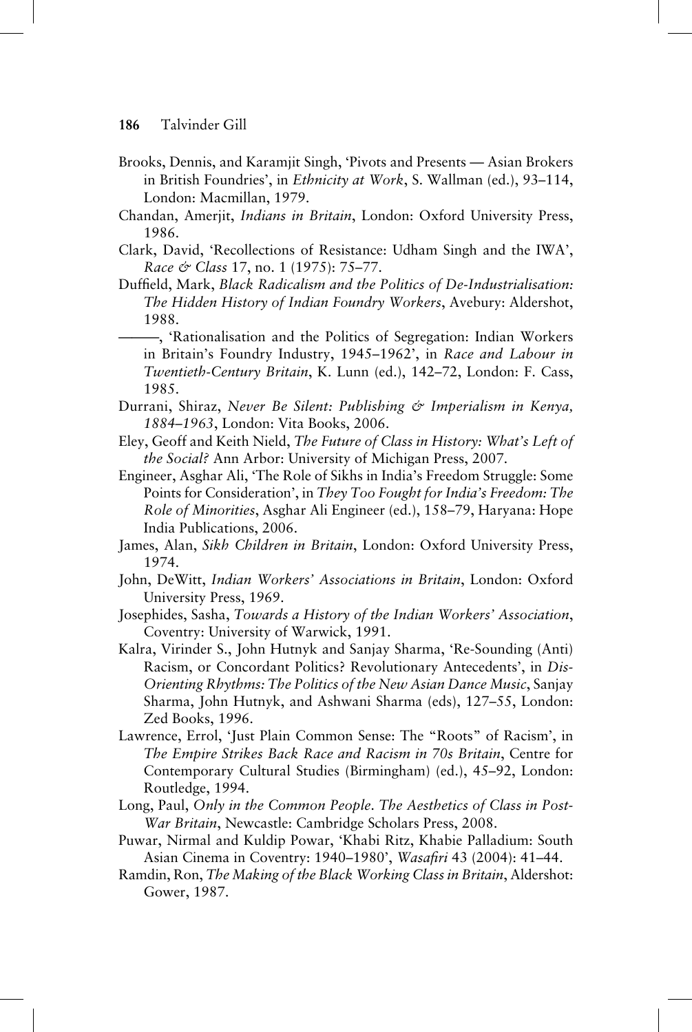Brooks, Dennis, and Karamjit Singh, 'Pivots and Presents — Asian Brokers in British Foundries', in *Ethnicity at Work*, S. Wallman (ed.), 93–114, London: Macmillan, 1979.

Chandan, Amerjit, *Indians in Britain*, London: Oxford University Press, 1986.

Clark, David, 'Recollections of Resistance: Udham Singh and the IWA', *Race & Class* 17, no. 1 (1975): 75–77.

Duffield, Mark, *Black Radicalism and the Politics of De-Industrialisation: The Hidden History of Indian Foundry Workers*, Avebury: Aldershot, 1988.

———, 'Rationalisation and the Politics of Segregation: Indian Workers in Britain's Foundry Industry, 1945–1962', in *Race and Labour in Twentieth-Century Britain*, K. Lunn (ed.), 142–72, London: F. Cass, 1985.

Durrani, Shiraz, *Never Be Silent: Publishing & Imperialism in Kenya, 1884–1963*, London: Vita Books, 2006.

Eley, Geoff and Keith Nield, *The Future of Class in History: What's Left of the Social?* Ann Arbor: University of Michigan Press, 2007.

Engineer, Asghar Ali, 'The Role of Sikhs in India's Freedom Struggle: Some Points for Consideration', in *They Too Fought for India's Freedom: The Role of Minorities*, Asghar Ali Engineer (ed.), 158–79, Haryana: Hope India Publications, 2006.

James, Alan, *Sikh Children in Britain*, London: Oxford University Press, 1974.

John, DeWitt, *Indian Workers' Associations in Britain*, London: Oxford University Press, 1969.

Josephides, Sasha, *Towards a History of the Indian Workers' Association*, Coventry: University of Warwick, 1991.

Kalra, Virinder S., John Hutnyk and Sanjay Sharma, 'Re-Sounding (Anti) Racism, or Concordant Politics? Revolutionary Antecedents', in *Dis-Orienting Rhythms: The Politics of the New Asian Dance Music*, Sanjay Sharma, John Hutnyk, and Ashwani Sharma (eds), 127–55, London: Zed Books, 1996.

Lawrence, Errol, 'Just Plain Common Sense: The "Roots" of Racism', in *The Empire Strikes Back Race and Racism in 70s Britain*, Centre for Contemporary Cultural Studies (Birmingham) (ed.), 45–92, London: Routledge, 1994.

Long, Paul, *Only in the Common People. The Aesthetics of Class in Post-War Britain*, Newcastle: Cambridge Scholars Press, 2008.

Puwar, Nirmal and Kuldip Powar, 'Khabi Ritz, Khabie Palladium: South Asian Cinema in Coventry: 1940–1980', *Wasafiri* 43 (2004): 41–44.

Ramdin, Ron, *The Making of the Black Working Class in Britain*, Aldershot: Gower, 1987.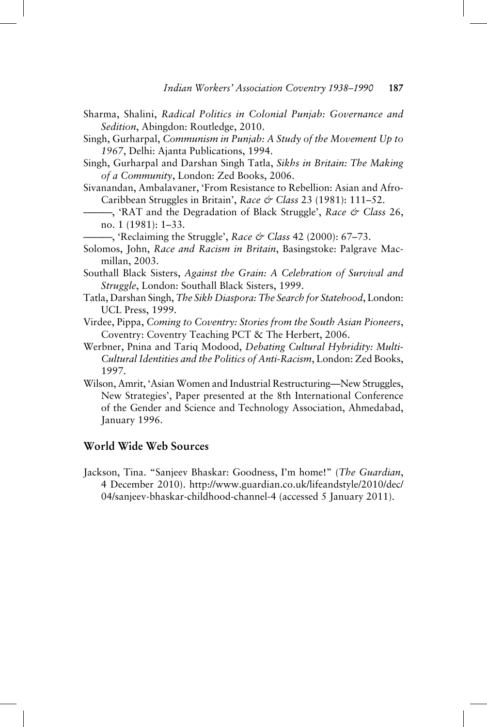Sharma, Shalini, *Radical Politics in Colonial Punjab: Governance and Sedition*, Abingdon: Routledge, 2010.

Singh, Gurharpal, *Communism in Punjab: A Study of the Movement Up to 1967*, Delhi: Ajanta Publications, 1994.

Singh, Gurharpal and Darshan Singh Tatla, *Sikhs in Britain: The Making of a Community*, London: Zed Books, 2006.

Sivanandan, Ambalavaner, 'From Resistance to Rebellion: Asian and Afro-Caribbean Struggles in Britain', *Race & Class* 23 (1981): 111–52.

———, 'RAT and the Degradation of Black Struggle', *Race & Class* 26, no. 1 (1981): 1–33.

———, 'Reclaiming the Struggle', *Race & Class* 42 (2000): 67–73.

Solomos, John, *Race and Racism in Britain*, Basingstoke: Palgrave Macmillan, 2003.

Southall Black Sisters, *Against the Grain: A Celebration of Survival and Struggle*, London: Southall Black Sisters, 1999.

Tatla, Darshan Singh, *The Sikh Diaspora: The Search for Statehood*, London: UCL Press, 1999.

Virdee, Pippa, *Coming to Coventry: Stories from the South Asian Pioneers*, Coventry: Coventry Teaching PCT & The Herbert, 2006.

Werbner, Pnina and Tariq Modood, *Debating Cultural Hybridity: Multi-Cultural Identities and the Politics of Anti-Racism*, London: Zed Books, 1997.

Wilson, Amrit, 'Asian Women and Industrial Restructuring—New Struggles, New Strategies', Paper presented at the 8th International Conference of the Gender and Science and Technology Association, Ahmedabad, January 1996.

## World Wide Web Sources

Jackson, Tina. "Sanjeev Bhaskar: Goodness, I'm home!" (*The Guardian*, 4 December 2010). http://www.guardian.co.uk/lifeandstyle/2010/dec/04/sanjeev-bhaskar-childhood-channel-4 (accessed 5 January 2011).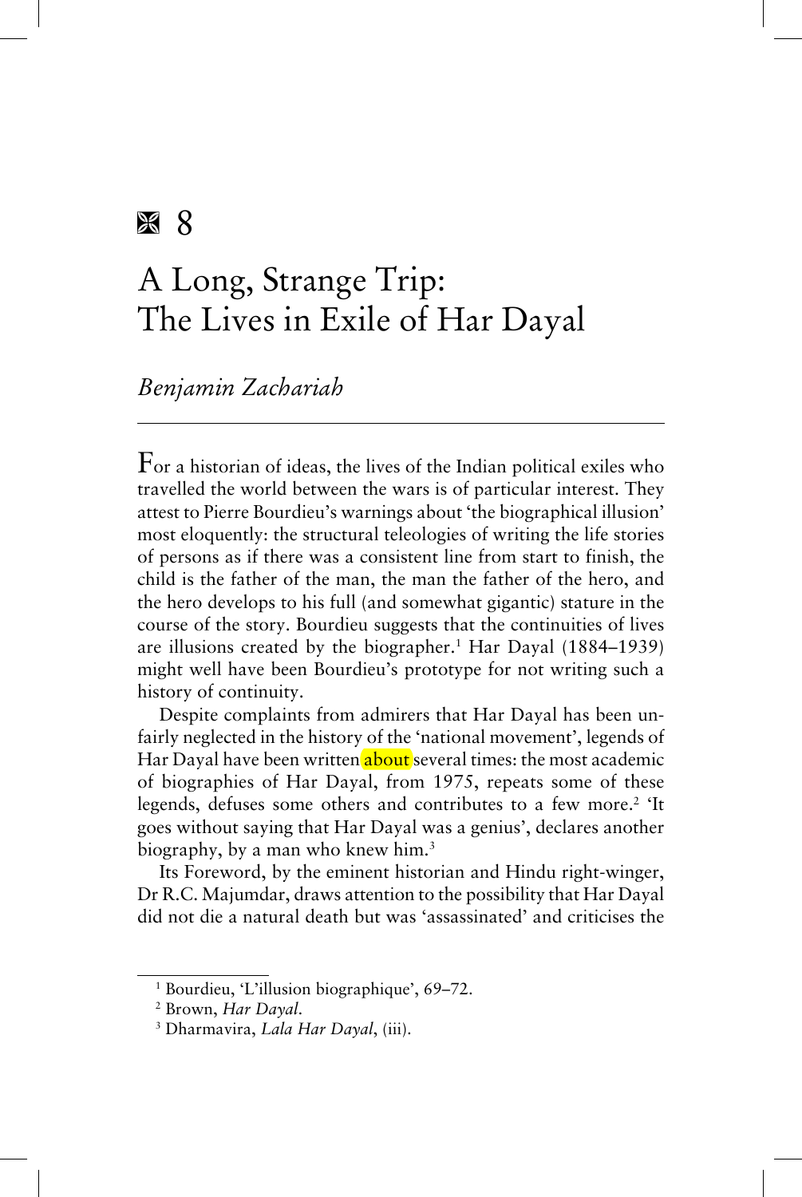# 8

# A Long, Strange Trip: The Lives in Exile of Har Dayal

*Benjamin Zachariah*

For a historian of ideas, the lives of the Indian political exiles who travelled the world between the wars is of particular interest. They attest to Pierre Bourdieu's warnings about 'the biographical illusion' most eloquently: the structural teleologies of writing the life stories of persons as if there was a consistent line from start to finish, the child is the father of the man, the man the father of the hero, and the hero develops to his full (and somewhat gigantic) stature in the course of the story. Bourdieu suggests that the continuities of lives are illusions created by the biographer.[1] Har Dayal (1884–1939) might well have been Bourdieu's prototype for not writing such a history of continuity.

Despite complaints from admirers that Har Dayal has been unfairly neglected in the history of the 'national movement', legends of Har Dayal have been written about several times: the most academic of biographies of Har Dayal, from 1975, repeats some of these legends, defuses some others and contributes to a few more.[2] 'It goes without saying that Har Dayal was a genius', declares another biography, by a man who knew him.[3]

Its Foreword, by the eminent historian and Hindu right-winger, Dr R.C. Majumdar, draws attention to the possibility that Har Dayal did not die a natural death but was 'assassinated' and criticises the

---

[1] Bourdieu, 'L'illusion biographique', 69–72.

[2] Brown, *Har Dayal*.

[3] Dharmavira, *Lala Har Dayal*, (iii).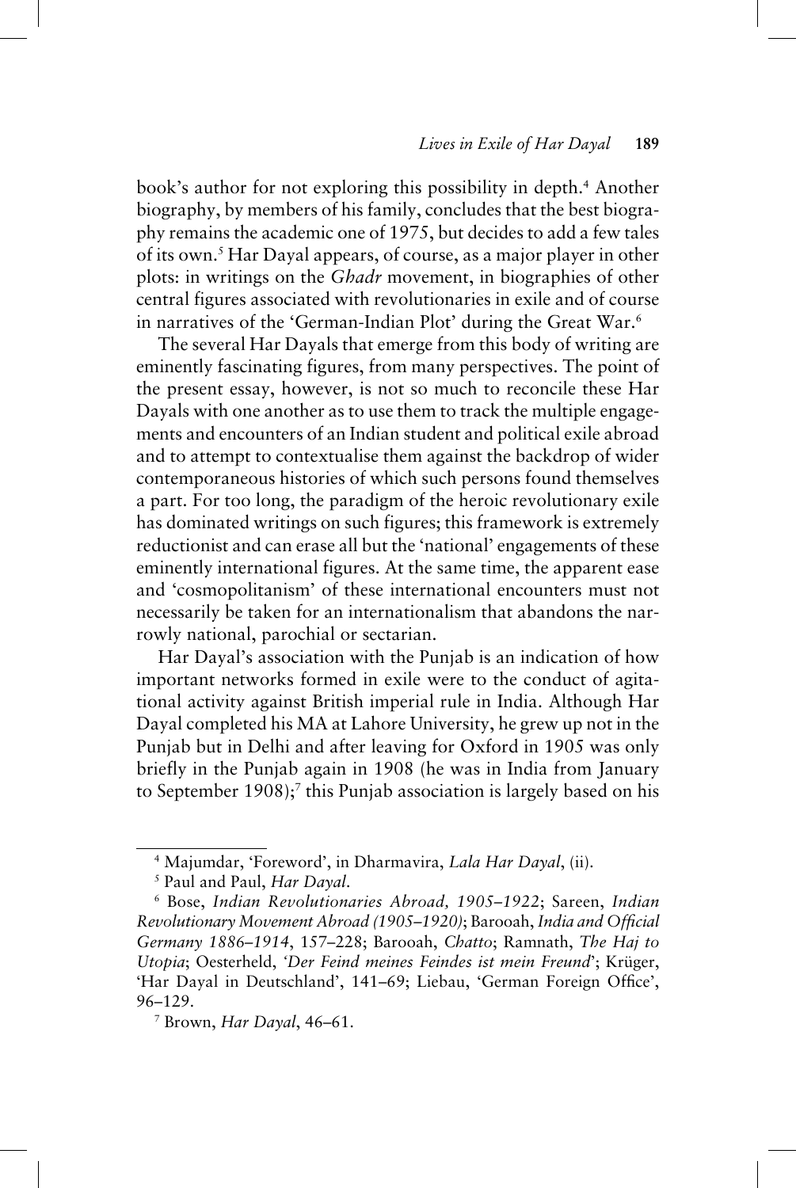book's author for not exploring this possibility in depth.[4] Another biography, by members of his family, concludes that the best biography remains the academic one of 1975, but decides to add a few tales of its own.[5] Har Dayal appears, of course, as a major player in other plots: in writings on the *Ghadr* movement, in biographies of other central figures associated with revolutionaries in exile and of course in narratives of the 'German-Indian Plot' during the Great War.[6]

The several Har Dayals that emerge from this body of writing are eminently fascinating figures, from many perspectives. The point of the present essay, however, is not so much to reconcile these Har Dayals with one another as to use them to track the multiple engagements and encounters of an Indian student and political exile abroad and to attempt to contextualise them against the backdrop of wider contemporaneous histories of which such persons found themselves a part. For too long, the paradigm of the heroic revolutionary exile has dominated writings on such figures; this framework is extremely reductionist and can erase all but the 'national' engagements of these eminently international figures. At the same time, the apparent ease and 'cosmopolitanism' of these international encounters must not necessarily be taken for an internationalism that abandons the narrowly national, parochial or sectarian.

Har Dayal's association with the Punjab is an indication of how important networks formed in exile were to the conduct of agitational activity against British imperial rule in India. Although Har Dayal completed his MA at Lahore University, he grew up not in the Punjab but in Delhi and after leaving for Oxford in 1905 was only briefly in the Punjab again in 1908 (he was in India from January to September 1908);[7] this Punjab association is largely based on his

---

[4] Majumdar, 'Foreword', in Dharmavira, *Lala Har Dayal*, (ii).

[5] Paul and Paul, *Har Dayal*.

[6] Bose, *Indian Revolutionaries Abroad, 1905–1922*; Sareen, *Indian Revolutionary Movement Abroad (1905–1920)*; Barooah, *India and Official Germany 1886–1914*, 157–228; Barooah, *Chatto*; Ramnath, *The Haj to Utopia*; Oesterheld, *'Der Feind meines Feindes ist mein Freund'*; Krüger, 'Har Dayal in Deutschland', 141–69; Liebau, 'German Foreign Office', 96–129.

[7] Brown, *Har Dayal*, 46–61.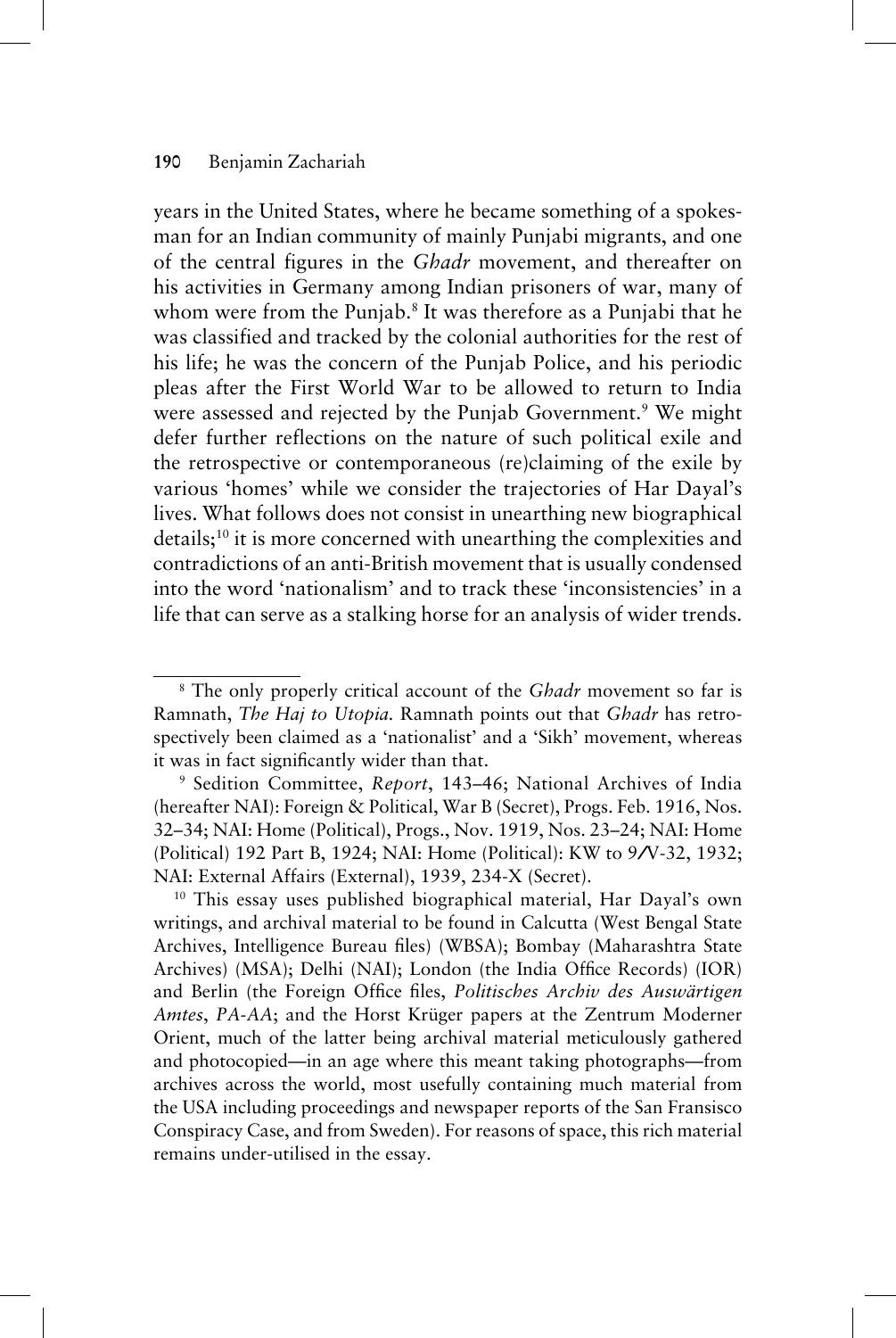years in the United States, where he became something of a spokesman for an Indian community of mainly Punjabi migrants, and one of the central figures in the *Ghadr* movement, and thereafter on his activities in Germany among Indian prisoners of war, many of whom were from the Punjab.[8] It was therefore as a Punjabi that he was classified and tracked by the colonial authorities for the rest of his life; he was the concern of the Punjab Police, and his periodic pleas after the First World War to be allowed to return to India were assessed and rejected by the Punjab Government.[9] We might defer further reflections on the nature of such political exile and the retrospective or contemporaneous (re)claiming of the exile by various 'homes' while we consider the trajectories of Har Dayal's lives. What follows does not consist in unearthing new biographical details;[10] it is more concerned with unearthing the complexities and contradictions of an anti-British movement that is usually condensed into the word 'nationalism' and to track these 'inconsistencies' in a life that can serve as a stalking horse for an analysis of wider trends.

---

[8] The only properly critical account of the *Ghadr* movement so far is Ramnath, *The Haj to Utopia.* Ramnath points out that *Ghadr* has retrospectively been claimed as a 'nationalist' and a 'Sikh' movement, whereas it was in fact significantly wider than that.

[9] Sedition Committee, *Report*, 143–46; National Archives of India (hereafter NAI): Foreign & Political, War B (Secret), Progs. Feb. 1916, Nos. 32–34; NAI: Home (Political), Progs., Nov. 1919, Nos. 23–24; NAI: Home (Political) 192 Part B, 1924; NAI: Home (Political): KW to 9/V-32, 1932; NAI: External Affairs (External), 1939, 234-X (Secret).

[10] This essay uses published biographical material, Har Dayal's own writings, and archival material to be found in Calcutta (West Bengal State Archives, Intelligence Bureau files) (WBSA); Bombay (Maharashtra State Archives) (MSA); Delhi (NAI); London (the India Office Records) (IOR) and Berlin (the Foreign Office files, *Politisches Archiv des Auswärtigen Amtes*, *PA-AA*; and the Horst Krüger papers at the Zentrum Moderner Orient, much of the latter being archival material meticulously gathered and photocopied—in an age where this meant taking photographs—from archives across the world, most usefully containing much material from the USA including proceedings and newspaper reports of the San Fransisco Conspiracy Case, and from Sweden). For reasons of space, this rich material remains under-utilised in the essay.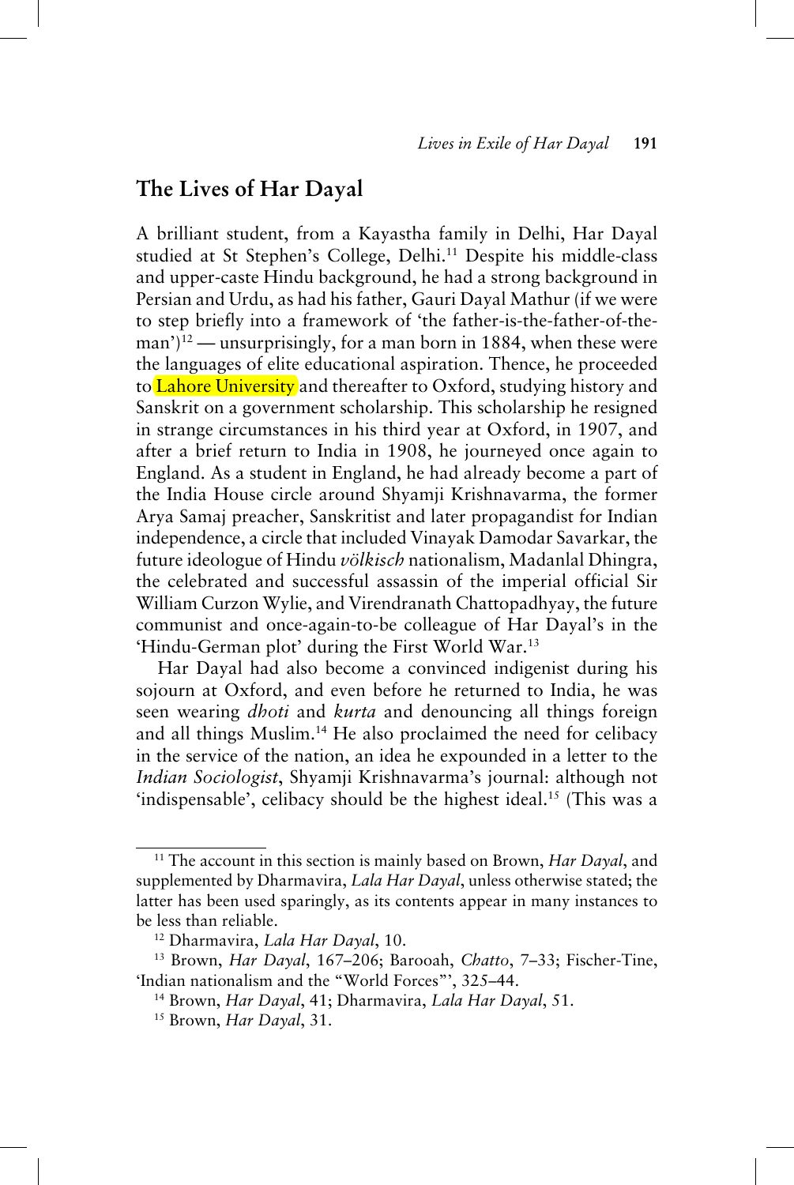## The Lives of Har Dayal

A brilliant student, from a Kayastha family in Delhi, Har Dayal studied at St Stephen's College, Delhi.[11] Despite his middle-class and upper-caste Hindu background, he had a strong background in Persian and Urdu, as had his father, Gauri Dayal Mathur (if we were to step briefly into a framework of 'the father-is-the-father-of-the-man')[12] — unsurprisingly, for a man born in 1884, when these were the languages of elite educational aspiration. Thence, he proceeded to Lahore University and thereafter to Oxford, studying history and Sanskrit on a government scholarship. This scholarship he resigned in strange circumstances in his third year at Oxford, in 1907, and after a brief return to India in 1908, he journeyed once again to England. As a student in England, he had already become a part of the India House circle around Shyamji Krishnavarma, the former Arya Samaj preacher, Sanskritist and later propagandist for Indian independence, a circle that included Vinayak Damodar Savarkar, the future ideologue of Hindu *völkisch* nationalism, Madanlal Dhingra, the celebrated and successful assassin of the imperial official Sir William Curzon Wylie, and Virendranath Chattopadhyay, the future communist and once-again-to-be colleague of Har Dayal's in the 'Hindu-German plot' during the First World War.[13]

Har Dayal had also become a convinced indigenist during his sojourn at Oxford, and even before he returned to India, he was seen wearing *dhoti* and *kurta* and denouncing all things foreign and all things Muslim.[14] He also proclaimed the need for celibacy in the service of the nation, an idea he expounded in a letter to the *Indian Sociologist*, Shyamji Krishnavarma's journal: although not 'indispensable', celibacy should be the highest ideal.[15] (This was a

---

[11] The account in this section is mainly based on Brown, *Har Dayal*, and supplemented by Dharmavira, *Lala Har Dayal*, unless otherwise stated; the latter has been used sparingly, as its contents appear in many instances to be less than reliable.

[12] Dharmavira, *Lala Har Dayal*, 10.

[13] Brown, *Har Dayal*, 167–206; Barooah, *Chatto*, 7–33; Fischer-Tine, 'Indian nationalism and the "World Forces"', 325–44.

[14] Brown, *Har Dayal*, 41; Dharmavira, *Lala Har Dayal*, 51.

[15] Brown, *Har Dayal*, 31.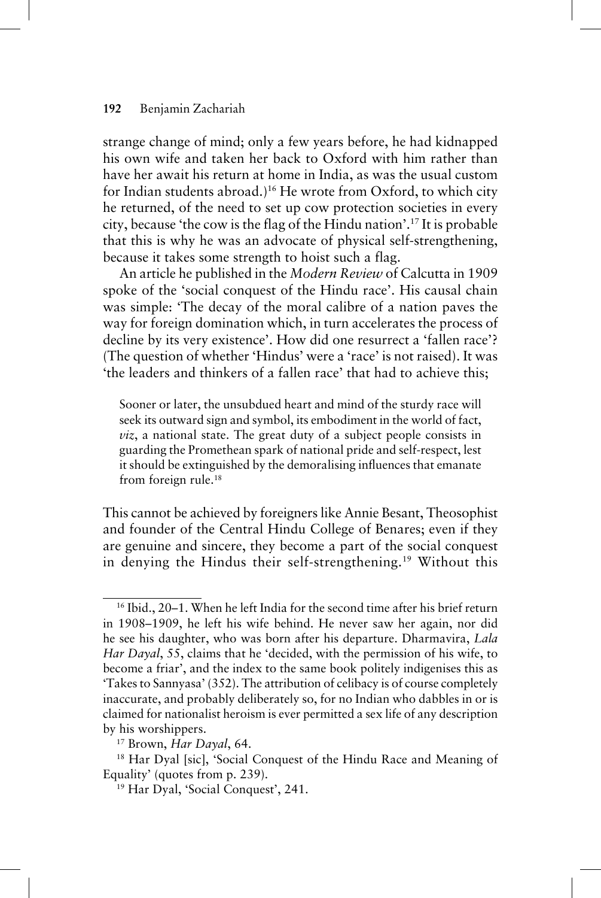strange change of mind; only a few years before, he had kidnapped his own wife and taken her back to Oxford with him rather than have her await his return at home in India, as was the usual custom for Indian students abroad.)[16] He wrote from Oxford, to which city he returned, of the need to set up cow protection societies in every city, because 'the cow is the flag of the Hindu nation'.[17] It is probable that this is why he was an advocate of physical self-strengthening, because it takes some strength to hoist such a flag.

An article he published in the *Modern Review* of Calcutta in 1909 spoke of the 'social conquest of the Hindu race'. His causal chain was simple: 'The decay of the moral calibre of a nation paves the way for foreign domination which, in turn accelerates the process of decline by its very existence'. How did one resurrect a 'fallen race'? (The question of whether 'Hindus' were a 'race' is not raised). It was 'the leaders and thinkers of a fallen race' that had to achieve this;

> Sooner or later, the unsubdued heart and mind of the sturdy race will seek its outward sign and symbol, its embodiment in the world of fact, *viz*, a national state. The great duty of a subject people consists in guarding the Promethean spark of national pride and self-respect, lest it should be extinguished by the demoralising influences that emanate from foreign rule.[18]

This cannot be achieved by foreigners like Annie Besant, Theosophist and founder of the Central Hindu College of Benares; even if they are genuine and sincere, they become a part of the social conquest in denying the Hindus their self-strengthening.[19] Without this

---

[16] Ibid., 20–1. When he left India for the second time after his brief return in 1908–1909, he left his wife behind. He never saw her again, nor did he see his daughter, who was born after his departure. Dharmavira, *Lala Har Dayal*, 55, claims that he 'decided, with the permission of his wife, to become a friar', and the index to the same book politely indigenises this as 'Takes to Sannyasa' (352). The attribution of celibacy is of course completely inaccurate, and probably deliberately so, for no Indian who dabbles in or is claimed for nationalist heroism is ever permitted a sex life of any description by his worshippers.

[17] Brown, *Har Dayal*, 64.

[18] Har Dyal [sic], 'Social Conquest of the Hindu Race and Meaning of Equality' (quotes from p. 239).

[19] Har Dyal, 'Social Conquest', 241.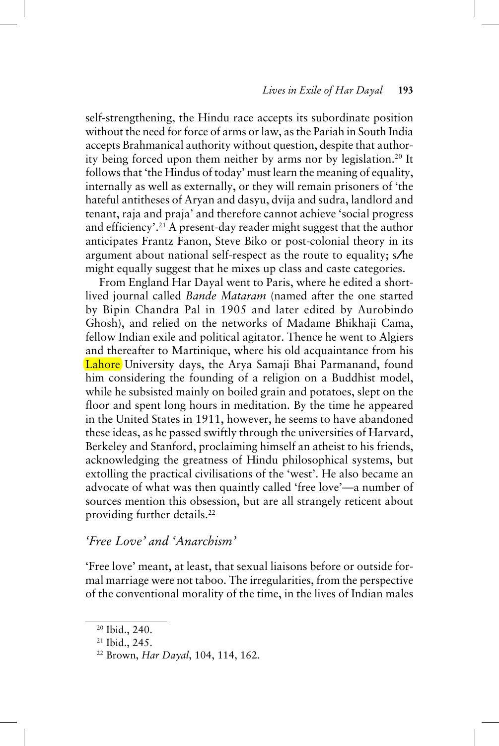self-strengthening, the Hindu race accepts its subordinate position without the need for force of arms or law, as the Pariah in South India accepts Brahmanical authority without question, despite that authority being forced upon them neither by arms nor by legislation.[20] It follows that 'the Hindus of today' must learn the meaning of equality, internally as well as externally, or they will remain prisoners of 'the hateful antitheses of Aryan and dasyu, dvija and sudra, landlord and tenant, raja and praja' and therefore cannot achieve 'social progress and efficiency'.[21] A present-day reader might suggest that the author anticipates Frantz Fanon, Steve Biko or post-colonial theory in its argument about national self-respect as the route to equality; s/he might equally suggest that he mixes up class and caste categories.

From England Har Dayal went to Paris, where he edited a short-lived journal called *Bande Mataram* (named after the one started by Bipin Chandra Pal in 1905 and later edited by Aurobindo Ghosh), and relied on the networks of Madame Bhikhaji Cama, fellow Indian exile and political agitator. Thence he went to Algiers and thereafter to Martinique, where his old acquaintance from his Lahore University days, the Arya Samaji Bhai Parmanand, found him considering the founding of a religion on a Buddhist model, while he subsisted mainly on boiled grain and potatoes, slept on the floor and spent long hours in meditation. By the time he appeared in the United States in 1911, however, he seems to have abandoned these ideas, as he passed swiftly through the universities of Harvard, Berkeley and Stanford, proclaiming himself an atheist to his friends, acknowledging the greatness of Hindu philosophical systems, but extolling the practical civilisations of the 'west'. He also became an advocate of what was then quaintly called 'free love'—a number of sources mention this obsession, but are all strangely reticent about providing further details.[22]

## *'Free Love' and 'Anarchism'*

'Free love' meant, at least, that sexual liaisons before or outside formal marriage were not taboo. The irregularities, from the perspective of the conventional morality of the time, in the lives of Indian males

---

[20] Ibid., 240.

[21] Ibid., 245.

[22] Brown, *Har Dayal*, 104, 114, 162.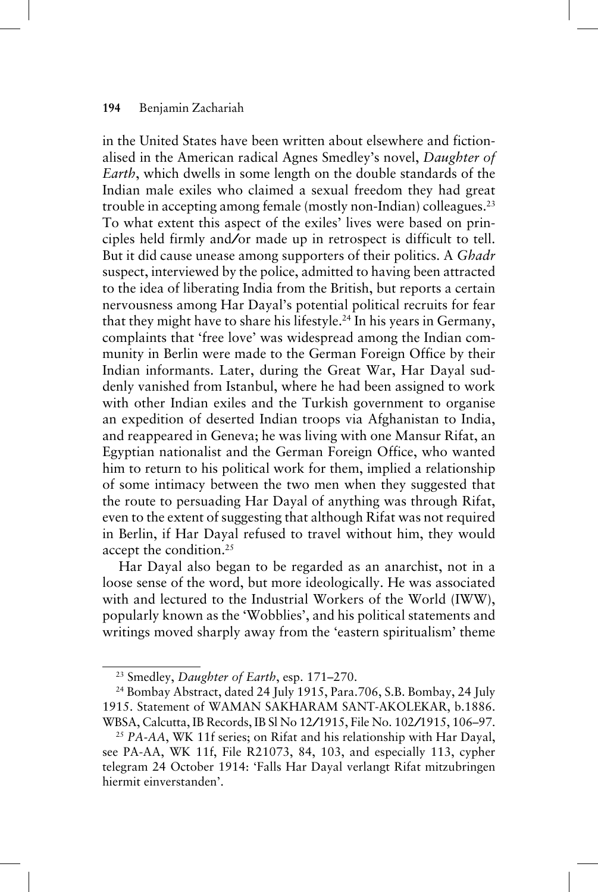in the United States have been written about elsewhere and fictionalised in the American radical Agnes Smedley's novel, *Daughter of Earth*, which dwells in some length on the double standards of the Indian male exiles who claimed a sexual freedom they had great trouble in accepting among female (mostly non-Indian) colleagues.[23] To what extent this aspect of the exiles' lives were based on principles held firmly and/or made up in retrospect is difficult to tell. But it did cause unease among supporters of their politics. A *Ghadr* suspect, interviewed by the police, admitted to having been attracted to the idea of liberating India from the British, but reports a certain nervousness among Har Dayal's potential political recruits for fear that they might have to share his lifestyle.[24] In his years in Germany, complaints that 'free love' was widespread among the Indian community in Berlin were made to the German Foreign Office by their Indian informants. Later, during the Great War, Har Dayal suddenly vanished from Istanbul, where he had been assigned to work with other Indian exiles and the Turkish government to organise an expedition of deserted Indian troops via Afghanistan to India, and reappeared in Geneva; he was living with one Mansur Rifat, an Egyptian nationalist and the German Foreign Office, who wanted him to return to his political work for them, implied a relationship of some intimacy between the two men when they suggested that the route to persuading Har Dayal of anything was through Rifat, even to the extent of suggesting that although Rifat was not required in Berlin, if Har Dayal refused to travel without him, they would accept the condition.[25]

Har Dayal also began to be regarded as an anarchist, not in a loose sense of the word, but more ideologically. He was associated with and lectured to the Industrial Workers of the World (IWW), popularly known as the 'Wobblies', and his political statements and writings moved sharply away from the 'eastern spiritualism' theme

---

[23] Smedley, *Daughter of Earth*, esp. 171–270.

[24] Bombay Abstract, dated 24 July 1915, Para.706, S.B. Bombay, 24 July 1915. Statement of WAMAN SAKHARAM SANT-AKOLEKAR, b.1886. WBSA, Calcutta, IB Records, IB Sl No 12/1915, File No. 102/1915, 106–97.

[25] *PA-AA*, WK 11f series; on Rifat and his relationship with Har Dayal, see PA-AA, WK 11f, File R21073, 84, 103, and especially 113, cypher telegram 24 October 1914: 'Falls Har Dayal verlangt Rifat mitzubringen hiermit einverstanden'.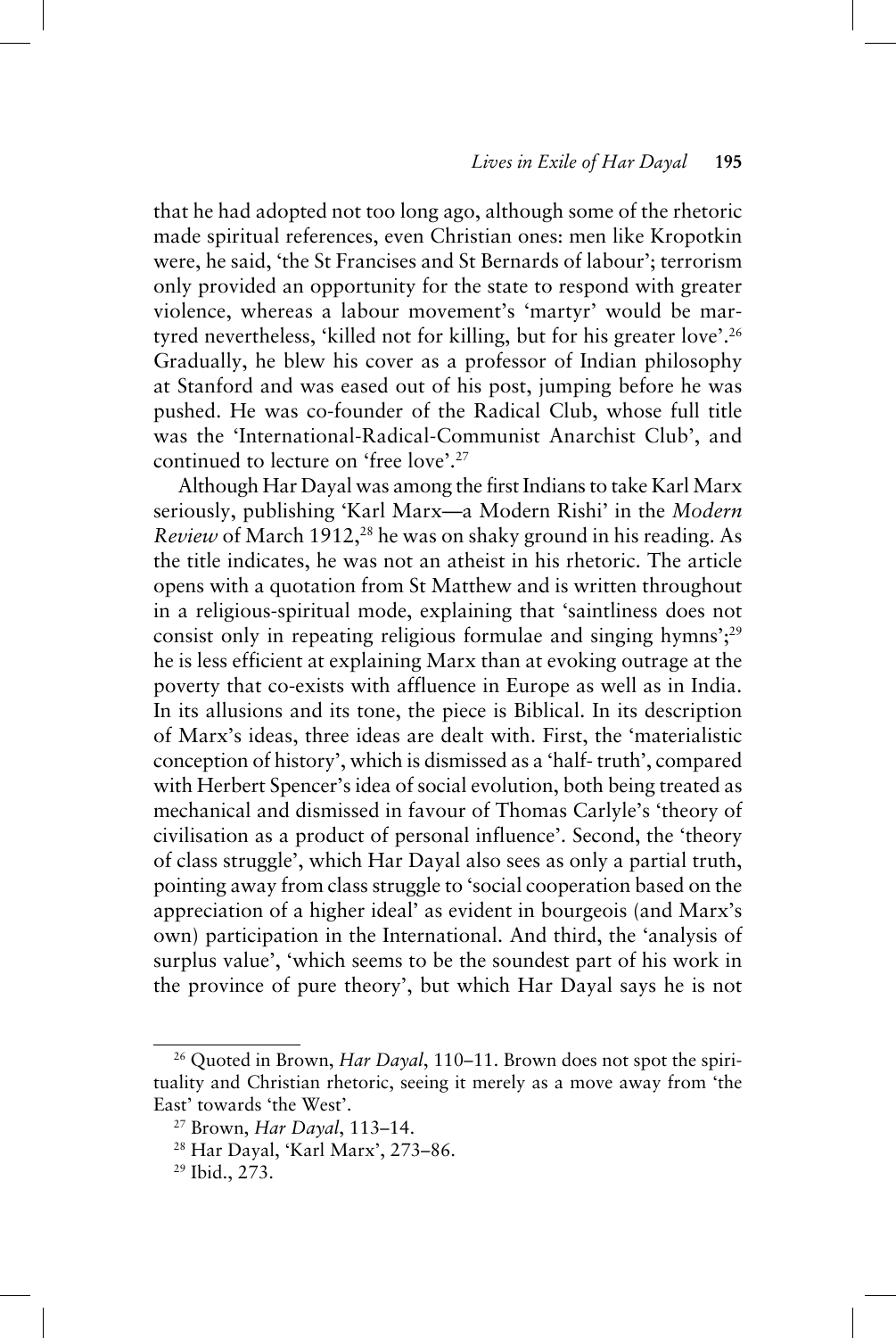that he had adopted not too long ago, although some of the rhetoric made spiritual references, even Christian ones: men like Kropotkin were, he said, 'the St Francises and St Bernards of labour'; terrorism only provided an opportunity for the state to respond with greater violence, whereas a labour movement's 'martyr' would be martyred nevertheless, 'killed not for killing, but for his greater love'.[26] Gradually, he blew his cover as a professor of Indian philosophy at Stanford and was eased out of his post, jumping before he was pushed. He was co-founder of the Radical Club, whose full title was the 'International-Radical-Communist Anarchist Club', and continued to lecture on 'free love'.[27]

Although Har Dayal was among the first Indians to take Karl Marx seriously, publishing 'Karl Marx—a Modern Rishi' in the *Modern Review* of March 1912,[28] he was on shaky ground in his reading. As the title indicates, he was not an atheist in his rhetoric. The article opens with a quotation from St Matthew and is written throughout in a religious-spiritual mode, explaining that 'saintliness does not consist only in repeating religious formulae and singing hymns';[29] he is less efficient at explaining Marx than at evoking outrage at the poverty that co-exists with affluence in Europe as well as in India. In its allusions and its tone, the piece is Biblical. In its description of Marx's ideas, three ideas are dealt with. First, the 'materialistic conception of history', which is dismissed as a 'half- truth', compared with Herbert Spencer's idea of social evolution, both being treated as mechanical and dismissed in favour of Thomas Carlyle's 'theory of civilisation as a product of personal influence'. Second, the 'theory of class struggle', which Har Dayal also sees as only a partial truth, pointing away from class struggle to 'social cooperation based on the appreciation of a higher ideal' as evident in bourgeois (and Marx's own) participation in the International. And third, the 'analysis of surplus value', 'which seems to be the soundest part of his work in the province of pure theory', but which Har Dayal says he is not

[26] Quoted in Brown, *Har Dayal*, 110–11. Brown does not spot the spirituality and Christian rhetoric, seeing it merely as a move away from 'the East' towards 'the West'.

[27] Brown, *Har Dayal*, 113–14.

[28] Har Dayal, 'Karl Marx', 273–86.

[29] Ibid., 273.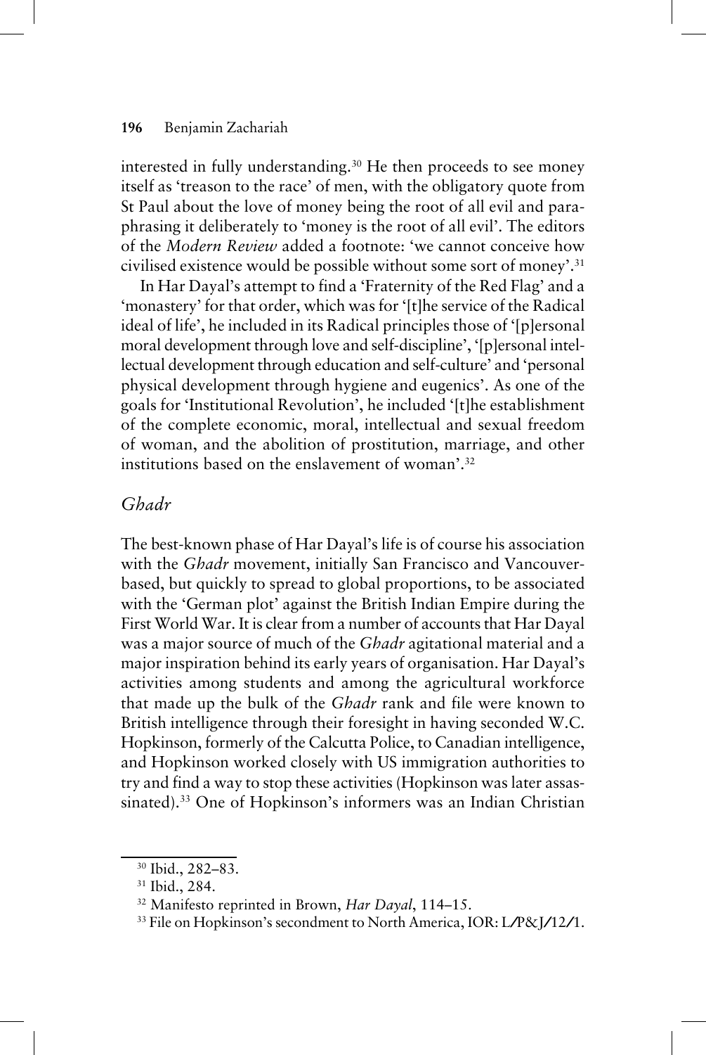interested in fully understanding.[30] He then proceeds to see money itself as 'treason to the race' of men, with the obligatory quote from St Paul about the love of money being the root of all evil and paraphrasing it deliberately to 'money is the root of all evil'. The editors of the *Modern Review* added a footnote: 'we cannot conceive how civilised existence would be possible without some sort of money'.[31]

In Har Dayal's attempt to find a 'Fraternity of the Red Flag' and a 'monastery' for that order, which was for '[t]he service of the Radical ideal of life', he included in its Radical principles those of '[p]ersonal moral development through love and self-discipline', '[p]ersonal intellectual development through education and self-culture' and 'personal physical development through hygiene and eugenics'. As one of the goals for 'Institutional Revolution', he included '[t]he establishment of the complete economic, moral, intellectual and sexual freedom of woman, and the abolition of prostitution, marriage, and other institutions based on the enslavement of woman'.[32]

## *Ghadr*

The best-known phase of Har Dayal's life is of course his association with the *Ghadr* movement, initially San Francisco and Vancouver-based, but quickly to spread to global proportions, to be associated with the 'German plot' against the British Indian Empire during the First World War. It is clear from a number of accounts that Har Dayal was a major source of much of the *Ghadr* agitational material and a major inspiration behind its early years of organisation. Har Dayal's activities among students and among the agricultural workforce that made up the bulk of the *Ghadr* rank and file were known to British intelligence through their foresight in having seconded W.C. Hopkinson, formerly of the Calcutta Police, to Canadian intelligence, and Hopkinson worked closely with US immigration authorities to try and find a way to stop these activities (Hopkinson was later assassinated).[33] One of Hopkinson's informers was an Indian Christian

---

[30] Ibid., 282–83.

[31] Ibid., 284.

[32] Manifesto reprinted in Brown, *Har Dayal*, 114–15.

[33] File on Hopkinson's secondment to North America, IOR: L/P&J/12/1.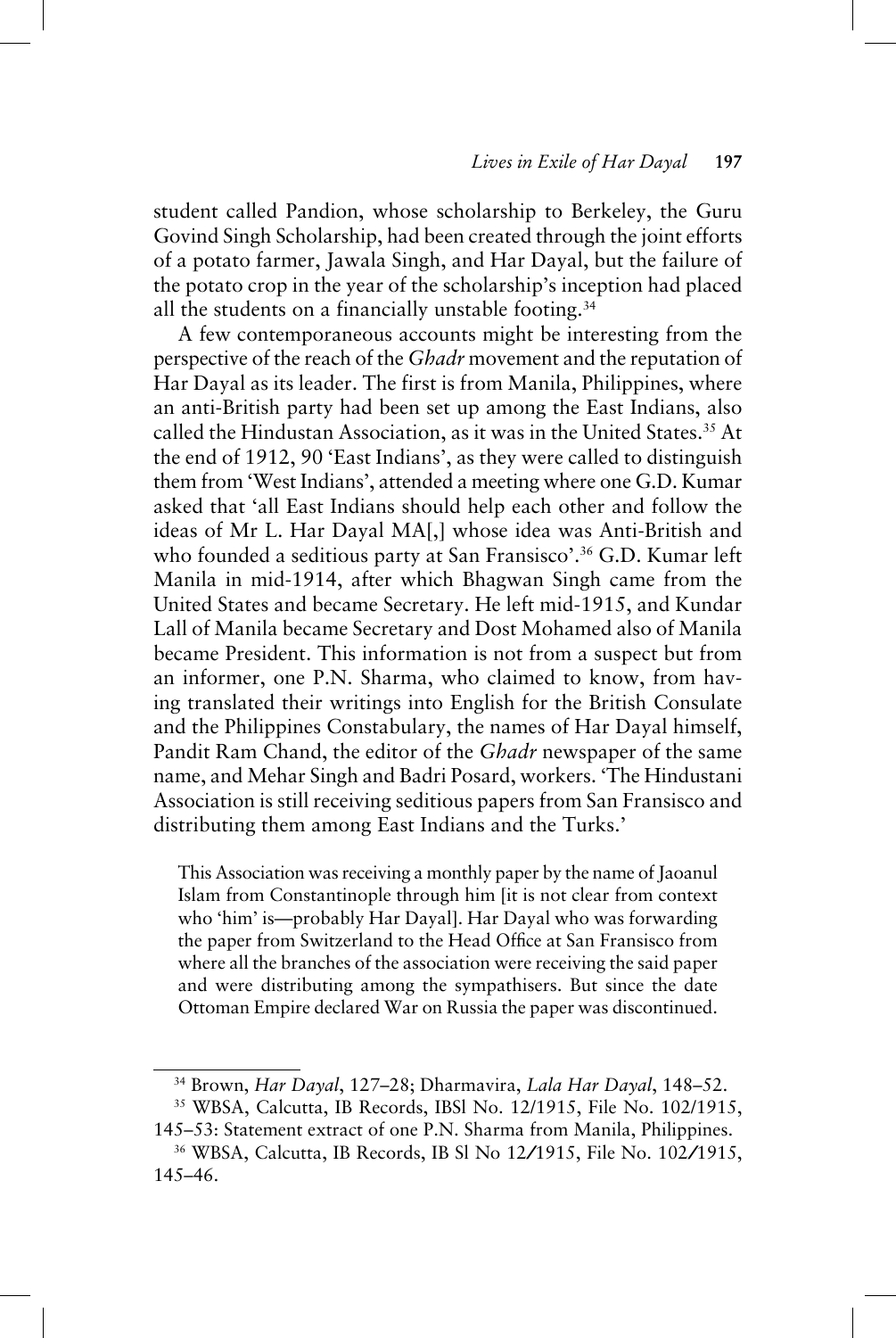student called Pandion, whose scholarship to Berkeley, the Guru Govind Singh Scholarship, had been created through the joint efforts of a potato farmer, Jawala Singh, and Har Dayal, but the failure of the potato crop in the year of the scholarship's inception had placed all the students on a financially unstable footing.[34]

A few contemporaneous accounts might be interesting from the perspective of the reach of the *Ghadr* movement and the reputation of Har Dayal as its leader. The first is from Manila, Philippines, where an anti-British party had been set up among the East Indians, also called the Hindustan Association, as it was in the United States.[35] At the end of 1912, 90 'East Indians', as they were called to distinguish them from 'West Indians', attended a meeting where one G.D. Kumar asked that 'all East Indians should help each other and follow the ideas of Mr L. Har Dayal MA[,] whose idea was Anti-British and who founded a seditious party at San Fransisco'.[36] G.D. Kumar left Manila in mid-1914, after which Bhagwan Singh came from the United States and became Secretary. He left mid-1915, and Kundar Lall of Manila became Secretary and Dost Mohamed also of Manila became President. This information is not from a suspect but from an informer, one P.N. Sharma, who claimed to know, from having translated their writings into English for the British Consulate and the Philippines Constabulary, the names of Har Dayal himself, Pandit Ram Chand, the editor of the *Ghadr* newspaper of the same name, and Mehar Singh and Badri Posard, workers. 'The Hindustani Association is still receiving seditious papers from San Fransisco and distributing them among East Indians and the Turks.'

> This Association was receiving a monthly paper by the name of Jaoanul Islam from Constantinople through him [it is not clear from context who 'him' is—probably Har Dayal]. Har Dayal who was forwarding the paper from Switzerland to the Head Office at San Fransisco from where all the branches of the association were receiving the said paper and were distributing among the sympathisers. But since the date Ottoman Empire declared War on Russia the paper was discontinued.

---

[34] Brown, *Har Dayal*, 127–28; Dharmavira, *Lala Har Dayal*, 148–52.

[35] WBSA, Calcutta, IB Records, IBSl No. 12/1915, File No. 102/1915, 145–53: Statement extract of one P.N. Sharma from Manila, Philippines.

[36] WBSA, Calcutta, IB Records, IB Sl No 12/1915, File No. 102/1915, 145–46.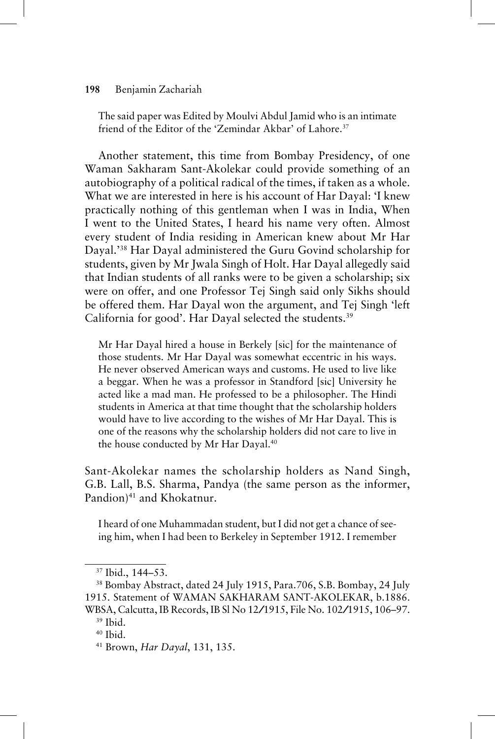> The said paper was Edited by Moulvi Abdul Jamid who is an intimate friend of the Editor of the 'Zemindar Akbar' of Lahore.[37]

Another statement, this time from Bombay Presidency, of one Waman Sakharam Sant-Akolekar could provide something of an autobiography of a political radical of the times, if taken as a whole. What we are interested in here is his account of Har Dayal: 'I knew practically nothing of this gentleman when I was in India, When I went to the United States, I heard his name very often. Almost every student of India residing in American knew about Mr Har Dayal.'[38] Har Dayal administered the Guru Govind scholarship for students, given by Mr Jwala Singh of Holt. Har Dayal allegedly said that Indian students of all ranks were to be given a scholarship; six were on offer, and one Professor Tej Singh said only Sikhs should be offered them. Har Dayal won the argument, and Tej Singh 'left California for good'. Har Dayal selected the students.[39]

> Mr Har Dayal hired a house in Berkely [sic] for the maintenance of those students. Mr Har Dayal was somewhat eccentric in his ways. He never observed American ways and customs. He used to live like a beggar. When he was a professor in Standford [sic] University he acted like a mad man. He professed to be a philosopher. The Hindi students in America at that time thought that the scholarship holders would have to live according to the wishes of Mr Har Dayal. This is one of the reasons why the scholarship holders did not care to live in the house conducted by Mr Har Dayal.[40]

Sant-Akolekar names the scholarship holders as Nand Singh, G.B. Lall, B.S. Sharma, Pandya (the same person as the informer, Pandion)[41] and Khokatnur.

> I heard of one Muhammadan student, but I did not get a chance of seeing him, when I had been to Berkeley in September 1912. I remember

---

[37] Ibid., 144–53.

[38] Bombay Abstract, dated 24 July 1915, Para.706, S.B. Bombay, 24 July 1915. Statement of WAMAN SAKHARAM SANT-AKOLEKAR, b.1886. WBSA, Calcutta, IB Records, IB Sl No 12/1915, File No. 102/1915, 106–97.

[39] Ibid.

[40] Ibid.

[41] Brown, *Har Dayal*, 131, 135.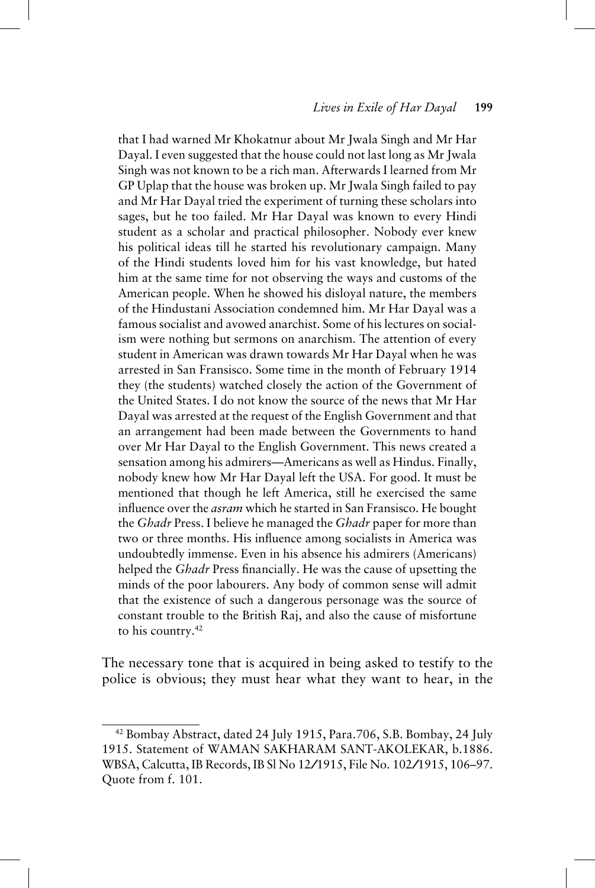> that I had warned Mr Khokatnur about Mr Jwala Singh and Mr Har Dayal. I even suggested that the house could not last long as Mr Jwala Singh was not known to be a rich man. Afterwards I learned from Mr GP Uplap that the house was broken up. Mr Jwala Singh failed to pay and Mr Har Dayal tried the experiment of turning these scholars into sages, but he too failed. Mr Har Dayal was known to every Hindi student as a scholar and practical philosopher. Nobody ever knew his political ideas till he started his revolutionary campaign. Many of the Hindi students loved him for his vast knowledge, but hated him at the same time for not observing the ways and customs of the American people. When he showed his disloyal nature, the members of the Hindustani Association condemned him. Mr Har Dayal was a famous socialist and avowed anarchist. Some of his lectures on socialism were nothing but sermons on anarchism. The attention of every student in American was drawn towards Mr Har Dayal when he was arrested in San Fransisco. Some time in the month of February 1914 they (the students) watched closely the action of the Government of the United States. I do not know the source of the news that Mr Har Dayal was arrested at the request of the English Government and that an arrangement had been made between the Governments to hand over Mr Har Dayal to the English Government. This news created a sensation among his admirers—Americans as well as Hindus. Finally, nobody knew how Mr Har Dayal left the USA. For good. It must be mentioned that though he left America, still he exercised the same influence over the *asram* which he started in San Fransisco. He bought the *Ghadr* Press. I believe he managed the *Ghadr* paper for more than two or three months. His influence among socialists in America was undoubtedly immense. Even in his absence his admirers (Americans) helped the *Ghadr* Press financially. He was the cause of upsetting the minds of the poor labourers. Any body of common sense will admit that the existence of such a dangerous personage was the source of constant trouble to the British Raj, and also the cause of misfortune to his country.[42]

The necessary tone that is acquired in being asked to testify to the police is obvious; they must hear what they want to hear, in the

---

[42] Bombay Abstract, dated 24 July 1915, Para.706, S.B. Bombay, 24 July 1915. Statement of WAMAN SAKHARAM SANT-AKOLEKAR, b.1886. WBSA, Calcutta, IB Records, IB Sl No 12/1915, File No. 102/1915, 106–97. Quote from f. 101.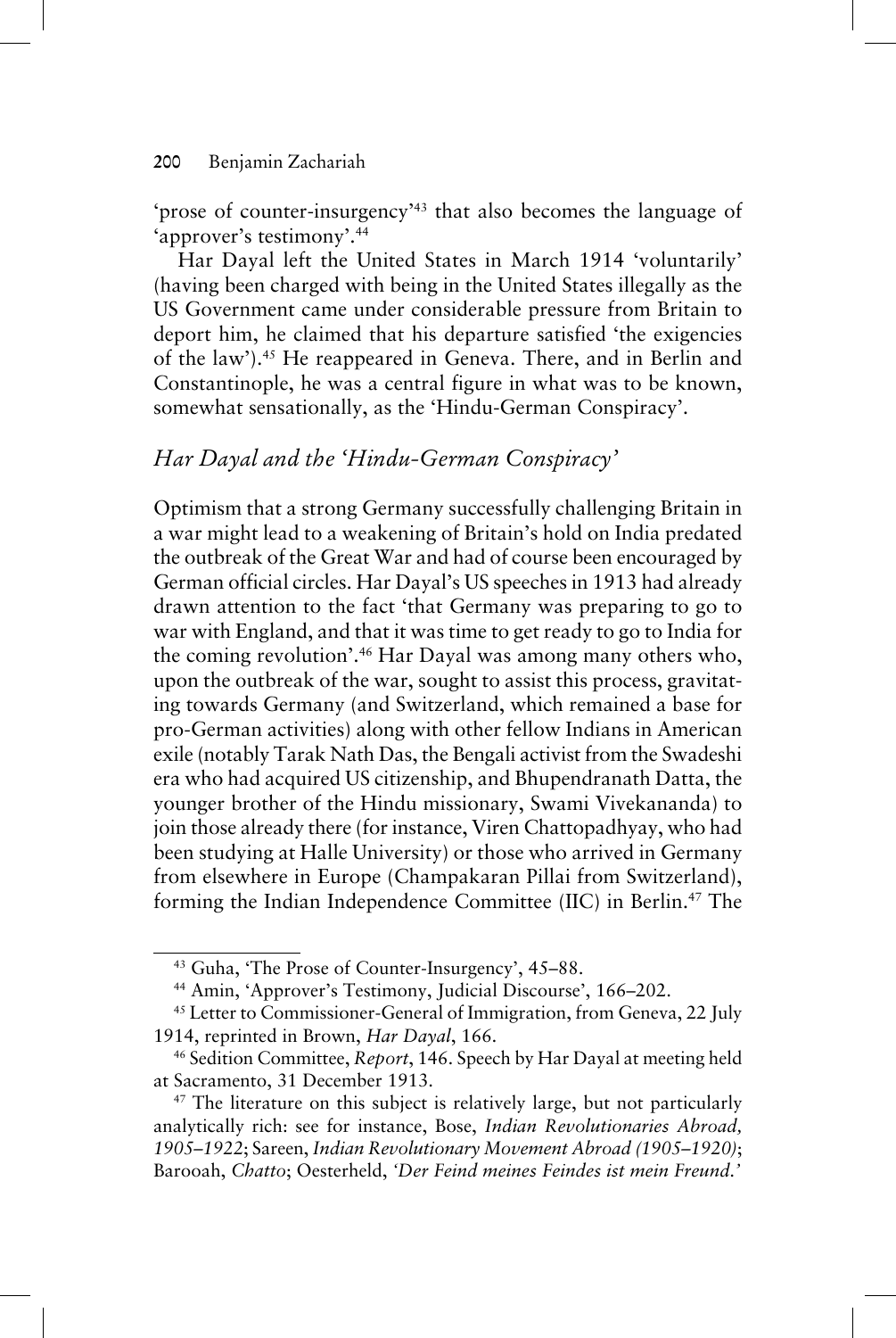'prose of counter-insurgency'[43] that also becomes the language of 'approver's testimony'.[44]

Har Dayal left the United States in March 1914 'voluntarily' (having been charged with being in the United States illegally as the US Government came under considerable pressure from Britain to deport him, he claimed that his departure satisfied 'the exigencies of the law').[45] He reappeared in Geneva. There, and in Berlin and Constantinople, he was a central figure in what was to be known, somewhat sensationally, as the 'Hindu-German Conspiracy'.

## *Har Dayal and the 'Hindu-German Conspiracy'*

Optimism that a strong Germany successfully challenging Britain in a war might lead to a weakening of Britain's hold on India predated the outbreak of the Great War and had of course been encouraged by German official circles. Har Dayal's US speeches in 1913 had already drawn attention to the fact 'that Germany was preparing to go to war with England, and that it was time to get ready to go to India for the coming revolution'.[46] Har Dayal was among many others who, upon the outbreak of the war, sought to assist this process, gravitating towards Germany (and Switzerland, which remained a base for pro-German activities) along with other fellow Indians in American exile (notably Tarak Nath Das, the Bengali activist from the Swadeshi era who had acquired US citizenship, and Bhupendranath Datta, the younger brother of the Hindu missionary, Swami Vivekananda) to join those already there (for instance, Viren Chattopadhyay, who had been studying at Halle University) or those who arrived in Germany from elsewhere in Europe (Champakaran Pillai from Switzerland), forming the Indian Independence Committee (IIC) in Berlin.[47] The

---

[43] Guha, 'The Prose of Counter-Insurgency', 45–88.

[44] Amin, 'Approver's Testimony, Judicial Discourse', 166–202.

[45] Letter to Commissioner-General of Immigration, from Geneva, 22 July 1914, reprinted in Brown, *Har Dayal*, 166.

[46] Sedition Committee, *Report*, 146. Speech by Har Dayal at meeting held at Sacramento, 31 December 1913.

[47] The literature on this subject is relatively large, but not particularly analytically rich: see for instance, Bose, *Indian Revolutionaries Abroad, 1905–1922*; Sareen, *Indian Revolutionary Movement Abroad (1905–1920)*; Barooah, *Chatto*; Oesterheld, *'Der Feind meines Feindes ist mein Freund.'*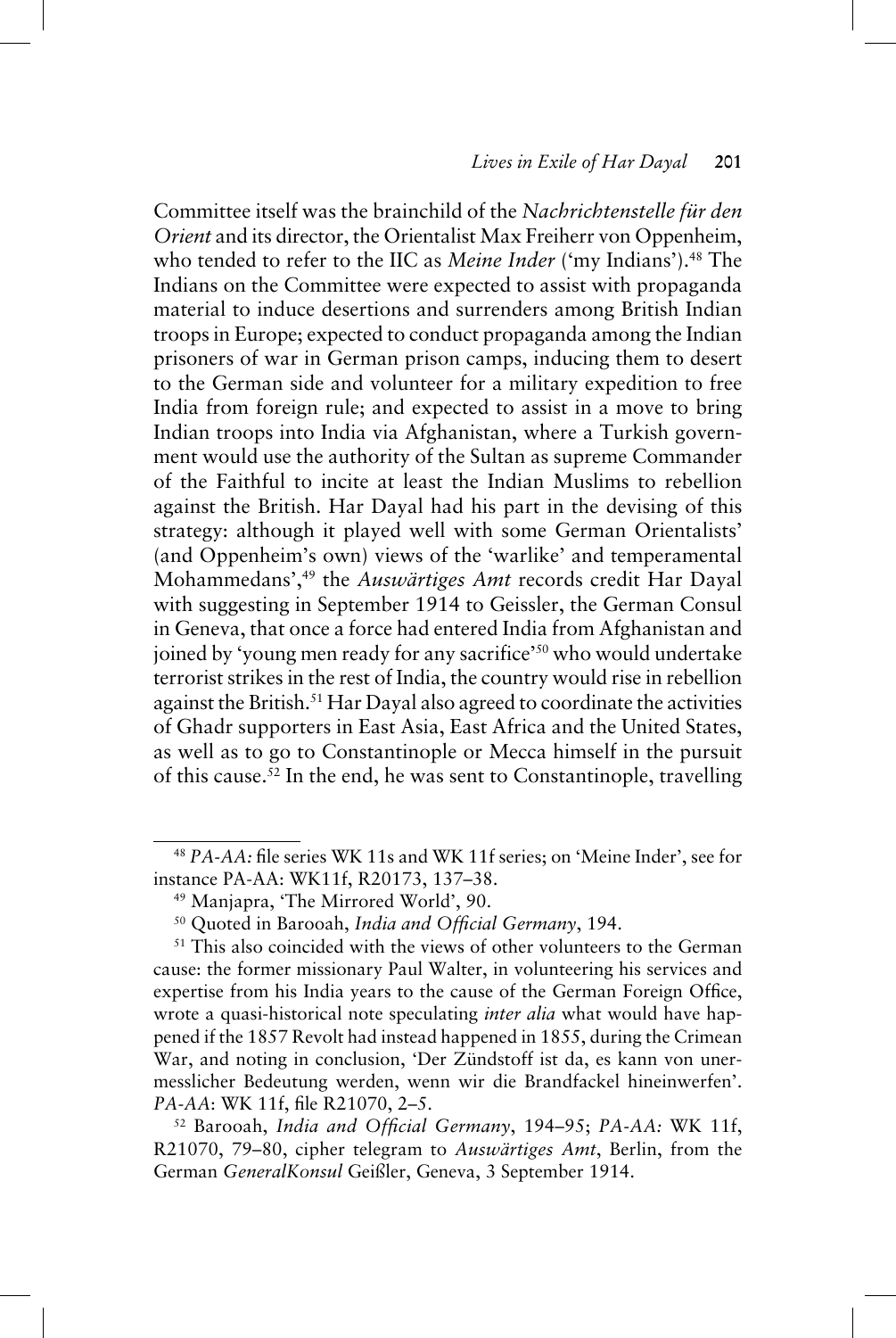Committee itself was the brainchild of the *Nachrichtenstelle für den Orient* and its director, the Orientalist Max Freiherr von Oppenheim, who tended to refer to the IIC as *Meine Inder* ('my Indians').[48] The Indians on the Committee were expected to assist with propaganda material to induce desertions and surrenders among British Indian troops in Europe; expected to conduct propaganda among the Indian prisoners of war in German prison camps, inducing them to desert to the German side and volunteer for a military expedition to free India from foreign rule; and expected to assist in a move to bring Indian troops into India via Afghanistan, where a Turkish government would use the authority of the Sultan as supreme Commander of the Faithful to incite at least the Indian Muslims to rebellion against the British. Har Dayal had his part in the devising of this strategy: although it played well with some German Orientalists' (and Oppenheim's own) views of the 'warlike' and temperamental Mohammedans',[49] the *Auswärtiges Amt* records credit Har Dayal with suggesting in September 1914 to Geissler, the German Consul in Geneva, that once a force had entered India from Afghanistan and joined by 'young men ready for any sacrifice'[50] who would undertake terrorist strikes in the rest of India, the country would rise in rebellion against the British.[51] Har Dayal also agreed to coordinate the activities of Ghadr supporters in East Asia, East Africa and the United States, as well as to go to Constantinople or Mecca himself in the pursuit of this cause.[52] In the end, he was sent to Constantinople, travelling

---

[48] *PA-AA:* file series WK 11s and WK 11f series; on 'Meine Inder', see for instance PA-AA: WK11f, R20173, 137–38.

[49] Manjapra, 'The Mirrored World', 90.

[50] Quoted in Barooah, *India and Official Germany*, 194.

[51] This also coincided with the views of other volunteers to the German cause: the former missionary Paul Walter, in volunteering his services and expertise from his India years to the cause of the German Foreign Office, wrote a quasi-historical note speculating *inter alia* what would have happened if the 1857 Revolt had instead happened in 1855, during the Crimean War, and noting in conclusion, 'Der Zündstoff ist da, es kann von unermesslicher Bedeutung werden, wenn wir die Brandfackel hineinwerfen'. *PA-AA*: WK 11f, file R21070, 2–5.

[52] Barooah, *India and Official Germany*, 194–95; *PA-AA:* WK 11f, R21070, 79–80, cipher telegram to *Auswärtiges Amt*, Berlin, from the German *GeneralKonsul* Geißler, Geneva, 3 September 1914.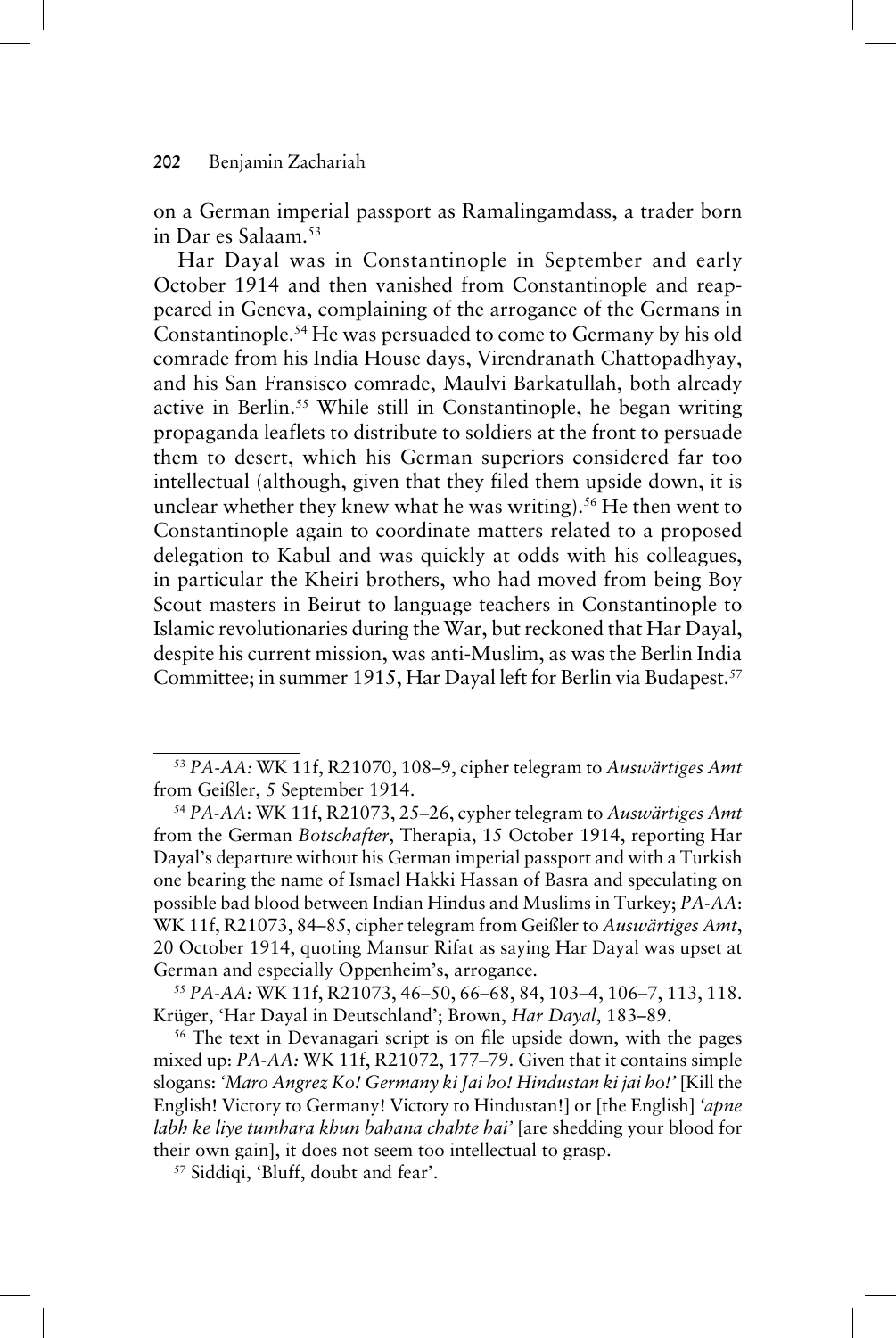on a German imperial passport as Ramalingamdass, a trader born in Dar es Salaam.[53]

Har Dayal was in Constantinople in September and early October 1914 and then vanished from Constantinople and reappeared in Geneva, complaining of the arrogance of the Germans in Constantinople.[54] He was persuaded to come to Germany by his old comrade from his India House days, Virendranath Chattopadhyay, and his San Fransisco comrade, Maulvi Barkatullah, both already active in Berlin.[55] While still in Constantinople, he began writing propaganda leaflets to distribute to soldiers at the front to persuade them to desert, which his German superiors considered far too intellectual (although, given that they filed them upside down, it is unclear whether they knew what he was writing).[56] He then went to Constantinople again to coordinate matters related to a proposed delegation to Kabul and was quickly at odds with his colleagues, in particular the Kheiri brothers, who had moved from being Boy Scout masters in Beirut to language teachers in Constantinople to Islamic revolutionaries during the War, but reckoned that Har Dayal, despite his current mission, was anti-Muslim, as was the Berlin India Committee; in summer 1915, Har Dayal left for Berlin via Budapest.[57]

---

[53] *PA-AA:* WK 11f, R21070, 108–9, cipher telegram to *Auswärtiges Amt* from Geißler, 5 September 1914.

[54] *PA-AA*: WK 11f, R21073, 25–26, cypher telegram to *Auswärtiges Amt* from the German *Botschafter*, Therapia, 15 October 1914, reporting Har Dayal's departure without his German imperial passport and with a Turkish one bearing the name of Ismael Hakki Hassan of Basra and speculating on possible bad blood between Indian Hindus and Muslims in Turkey; *PA-AA*: WK 11f, R21073, 84–85, cipher telegram from Geißler to *Auswärtiges Amt*, 20 October 1914, quoting Mansur Rifat as saying Har Dayal was upset at German and especially Oppenheim's, arrogance.

[55] *PA-AA:* WK 11f, R21073, 46–50, 66–68, 84, 103–4, 106–7, 113, 118. Krüger, 'Har Dayal in Deutschland'; Brown, *Har Dayal*, 183–89.

[56] The text in Devanagari script is on file upside down, with the pages mixed up: *PA-AA:* WK 11f, R21072, 177–79. Given that it contains simple slogans: *'Maro Angrez Ko! Germany ki Jai ho! Hindustan ki jai ho!'* [Kill the English! Victory to Germany! Victory to Hindustan!] or [the English] *'apne labh ke liye tumhara khun bahana chahte hai'* [are shedding your blood for their own gain], it does not seem too intellectual to grasp.

[57] Siddiqi, 'Bluff, doubt and fear'.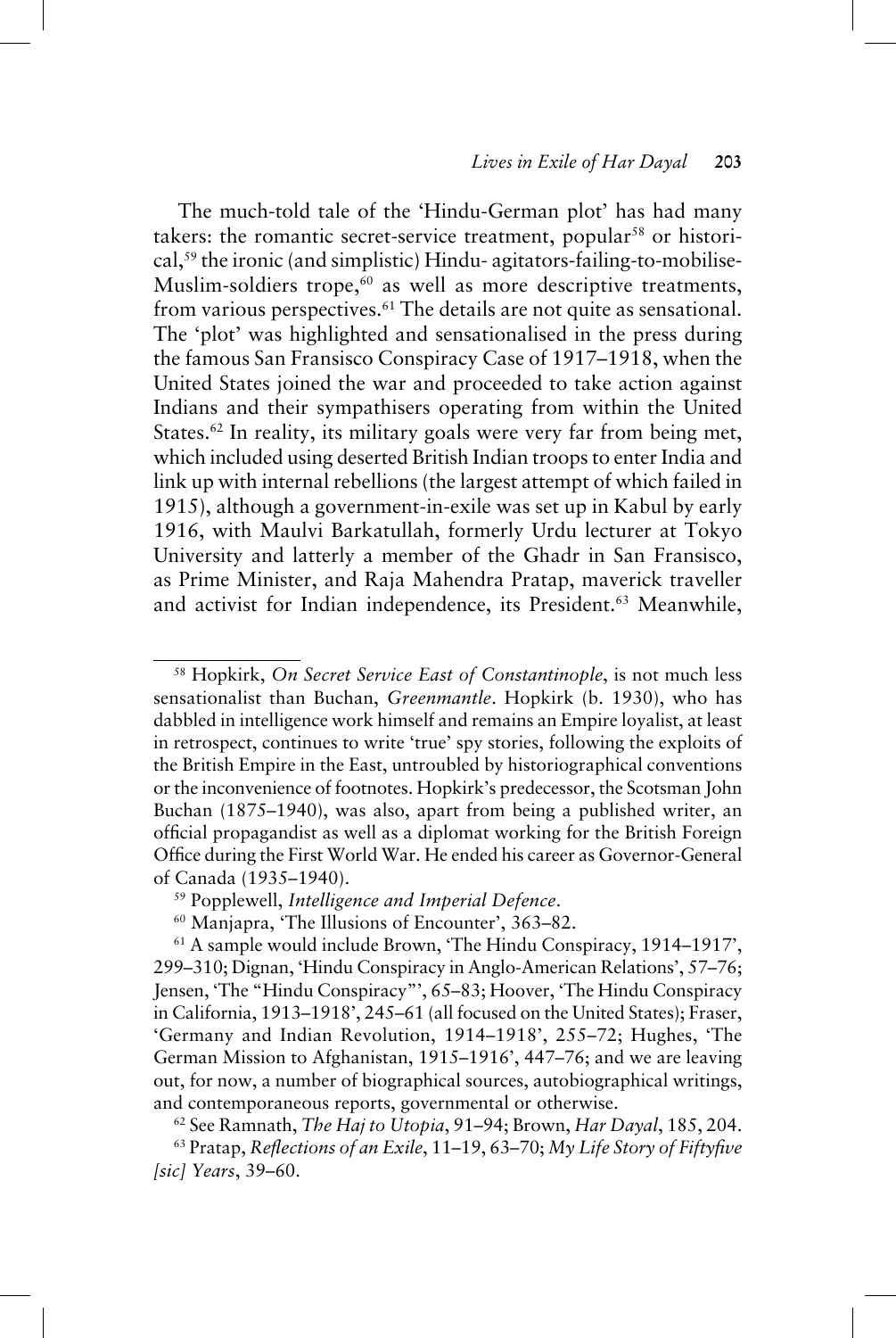The much-told tale of the 'Hindu-German plot' has had many takers: the romantic secret-service treatment, popular[58] or historical,[59] the ironic (and simplistic) Hindu- agitators-failing-to-mobilise-Muslim-soldiers trope,[60] as well as more descriptive treatments, from various perspectives.[61] The details are not quite as sensational. The 'plot' was highlighted and sensationalised in the press during the famous San Fransisco Conspiracy Case of 1917–1918, when the United States joined the war and proceeded to take action against Indians and their sympathisers operating from within the United States.[62] In reality, its military goals were very far from being met, which included using deserted British Indian troops to enter India and link up with internal rebellions (the largest attempt of which failed in 1915), although a government-in-exile was set up in Kabul by early 1916, with Maulvi Barkatullah, formerly Urdu lecturer at Tokyo University and latterly a member of the Ghadr in San Fransisco, as Prime Minister, and Raja Mahendra Pratap, maverick traveller and activist for Indian independence, its President.[63] Meanwhile,

---

[58] Hopkirk, *On Secret Service East of Constantinople*, is not much less sensationalist than Buchan, *Greenmantle*. Hopkirk (b. 1930), who has dabbled in intelligence work himself and remains an Empire loyalist, at least in retrospect, continues to write 'true' spy stories, following the exploits of the British Empire in the East, untroubled by historiographical conventions or the inconvenience of footnotes. Hopkirk's predecessor, the Scotsman John Buchan (1875–1940), was also, apart from being a published writer, an official propagandist as well as a diplomat working for the British Foreign Office during the First World War. He ended his career as Governor-General of Canada (1935–1940).

[59] Popplewell, *Intelligence and Imperial Defence*.

[60] Manjapra, 'The Illusions of Encounter', 363–82.

[61] A sample would include Brown, 'The Hindu Conspiracy, 1914–1917', 299–310; Dignan, 'Hindu Conspiracy in Anglo-American Relations', 57–76; Jensen, 'The "Hindu Conspiracy"', 65–83; Hoover, 'The Hindu Conspiracy in California, 1913–1918', 245–61 (all focused on the United States); Fraser, 'Germany and Indian Revolution, 1914–1918', 255–72; Hughes, 'The German Mission to Afghanistan, 1915–1916', 447–76; and we are leaving out, for now, a number of biographical sources, autobiographical writings, and contemporaneous reports, governmental or otherwise.

[62] See Ramnath, *The Haj to Utopia*, 91–94; Brown, *Har Dayal*, 185, 204.

[63] Pratap, *Reflections of an Exile*, 11–19, 63–70; *My Life Story of Fiftyfive [sic] Years*, 39–60.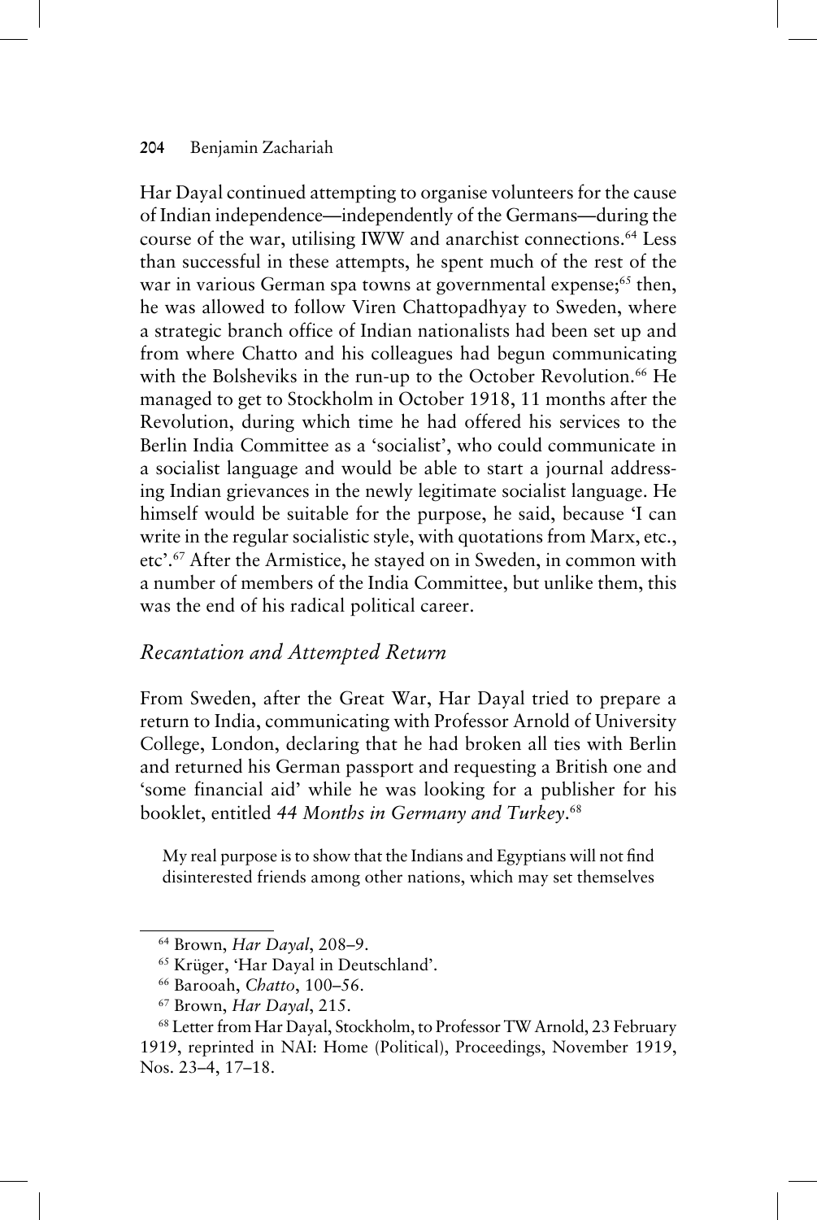Har Dayal continued attempting to organise volunteers for the cause of Indian independence—independently of the Germans—during the course of the war, utilising IWW and anarchist connections.[64] Less than successful in these attempts, he spent much of the rest of the war in various German spa towns at governmental expense;[65] then, he was allowed to follow Viren Chattopadhyay to Sweden, where a strategic branch office of Indian nationalists had been set up and from where Chatto and his colleagues had begun communicating with the Bolsheviks in the run-up to the October Revolution.[66] He managed to get to Stockholm in October 1918, 11 months after the Revolution, during which time he had offered his services to the Berlin India Committee as a 'socialist', who could communicate in a socialist language and would be able to start a journal addressing Indian grievances in the newly legitimate socialist language. He himself would be suitable for the purpose, he said, because 'I can write in the regular socialistic style, with quotations from Marx, etc., etc'.[67] After the Armistice, he stayed on in Sweden, in common with a number of members of the India Committee, but unlike them, this was the end of his radical political career.

### *Recantation and Attempted Return*

From Sweden, after the Great War, Har Dayal tried to prepare a return to India, communicating with Professor Arnold of University College, London, declaring that he had broken all ties with Berlin and returned his German passport and requesting a British one and 'some financial aid' while he was looking for a publisher for his booklet, entitled *44 Months in Germany and Turkey*.[68]

> My real purpose is to show that the Indians and Egyptians will not find disinterested friends among other nations, which may set themselves

---

[64] Brown, *Har Dayal*, 208–9.

[65] Krüger, 'Har Dayal in Deutschland'.

[66] Barooah, *Chatto*, 100–56.

[67] Brown, *Har Dayal*, 215.

[68] Letter from Har Dayal, Stockholm, to Professor TW Arnold, 23 February 1919, reprinted in NAI: Home (Political), Proceedings, November 1919, Nos. 23–4, 17–18.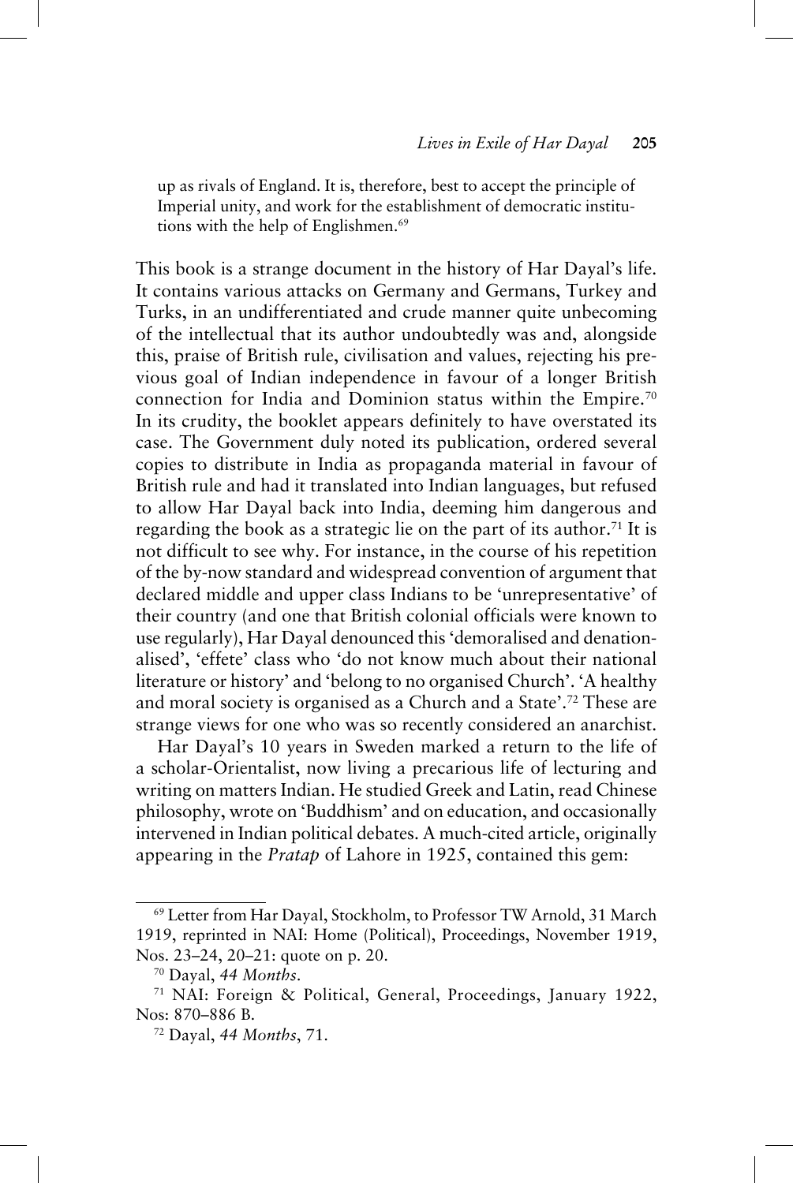> up as rivals of England. It is, therefore, best to accept the principle of Imperial unity, and work for the establishment of democratic institutions with the help of Englishmen.[69]

This book is a strange document in the history of Har Dayal's life. It contains various attacks on Germany and Germans, Turkey and Turks, in an undifferentiated and crude manner quite unbecoming of the intellectual that its author undoubtedly was and, alongside this, praise of British rule, civilisation and values, rejecting his previous goal of Indian independence in favour of a longer British connection for India and Dominion status within the Empire.[70] In its crudity, the booklet appears definitely to have overstated its case. The Government duly noted its publication, ordered several copies to distribute in India as propaganda material in favour of British rule and had it translated into Indian languages, but refused to allow Har Dayal back into India, deeming him dangerous and regarding the book as a strategic lie on the part of its author.[71] It is not difficult to see why. For instance, in the course of his repetition of the by-now standard and widespread convention of argument that declared middle and upper class Indians to be 'unrepresentative' of their country (and one that British colonial officials were known to use regularly), Har Dayal denounced this 'demoralised and denationalised', 'effete' class who 'do not know much about their national literature or history' and 'belong to no organised Church'. 'A healthy and moral society is organised as a Church and a State'.[72] These are strange views for one who was so recently considered an anarchist.

Har Dayal's 10 years in Sweden marked a return to the life of a scholar-Orientalist, now living a precarious life of lecturing and writing on matters Indian. He studied Greek and Latin, read Chinese philosophy, wrote on 'Buddhism' and on education, and occasionally intervened in Indian political debates. A much-cited article, originally appearing in the *Pratap* of Lahore in 1925, contained this gem:

---

[69] Letter from Har Dayal, Stockholm, to Professor TW Arnold, 31 March 1919, reprinted in NAI: Home (Political), Proceedings, November 1919, Nos. 23–24, 20–21: quote on p. 20.

[70] Dayal, *44 Months*.

[71] NAI: Foreign & Political, General, Proceedings, January 1922, Nos: 870–886 B.

[72] Dayal, *44 Months*, 71.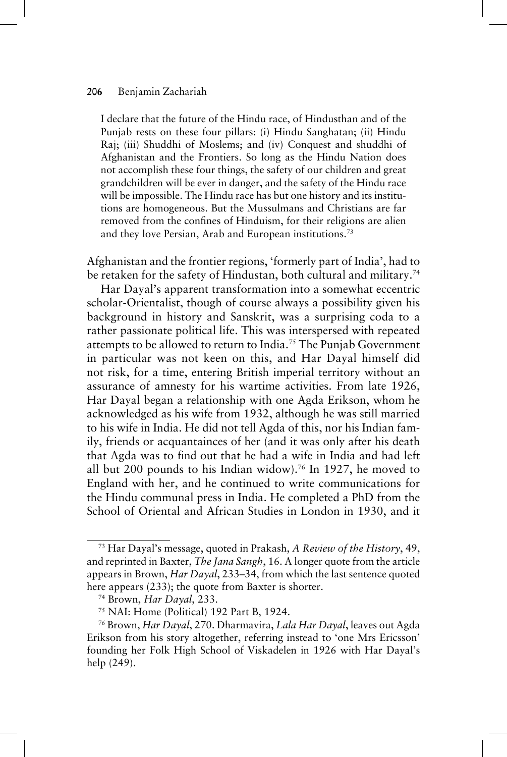> I declare that the future of the Hindu race, of Hindusthan and of the Punjab rests on these four pillars: (i) Hindu Sanghatan; (ii) Hindu Raj; (iii) Shuddhi of Moslems; and (iv) Conquest and shuddhi of Afghanistan and the Frontiers. So long as the Hindu Nation does not accomplish these four things, the safety of our children and great grandchildren will be ever in danger, and the safety of the Hindu race will be impossible. The Hindu race has but one history and its institutions are homogeneous. But the Mussulmans and Christians are far removed from the confines of Hinduism, for their religions are alien and they love Persian, Arab and European institutions.[73]

Afghanistan and the frontier regions, 'formerly part of India', had to be retaken for the safety of Hindustan, both cultural and military.[74]

Har Dayal's apparent transformation into a somewhat eccentric scholar-Orientalist, though of course always a possibility given his background in history and Sanskrit, was a surprising coda to a rather passionate political life. This was interspersed with repeated attempts to be allowed to return to India.[75] The Punjab Government in particular was not keen on this, and Har Dayal himself did not risk, for a time, entering British imperial territory without an assurance of amnesty for his wartime activities. From late 1926, Har Dayal began a relationship with one Agda Erikson, whom he acknowledged as his wife from 1932, although he was still married to his wife in India. He did not tell Agda of this, nor his Indian family, friends or acquantainces of her (and it was only after his death that Agda was to find out that he had a wife in India and had left all but 200 pounds to his Indian widow).[76] In 1927, he moved to England with her, and he continued to write communications for the Hindu communal press in India. He completed a PhD from the School of Oriental and African Studies in London in 1930, and it

---

[73] Har Dayal's message, quoted in Prakash, *A Review of the History*, 49, and reprinted in Baxter, *The Jana Sangh*, 16. A longer quote from the article appears in Brown, *Har Dayal*, 233–34, from which the last sentence quoted here appears (233); the quote from Baxter is shorter.

[74] Brown, *Har Dayal*, 233.

[75] NAI: Home (Political) 192 Part B, 1924.

[76] Brown, *Har Dayal*, 270. Dharmavira, *Lala Har Dayal*, leaves out Agda Erikson from his story altogether, referring instead to 'one Mrs Ericsson' founding her Folk High School of Viskadelen in 1926 with Har Dayal's help (249).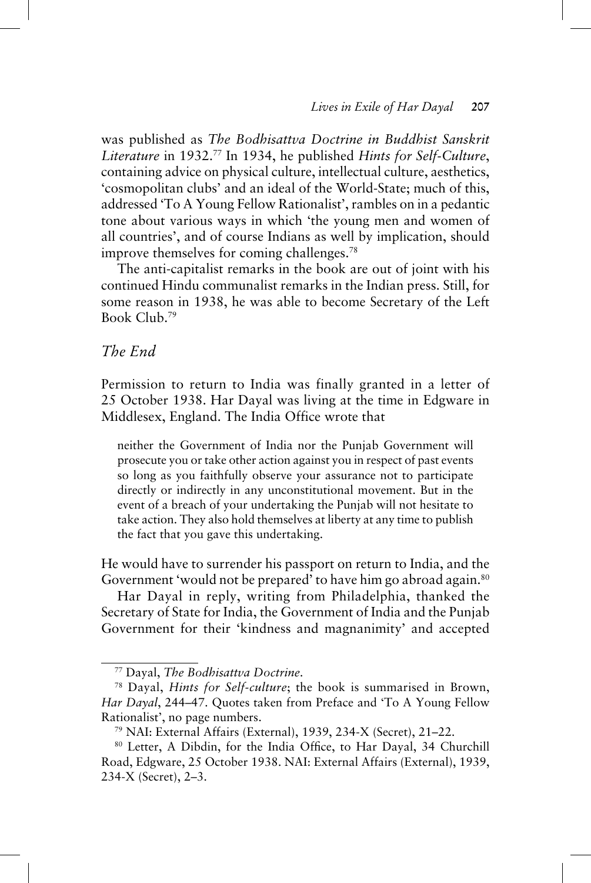was published as *The Bodhisattva Doctrine in Buddhist Sanskrit Literature* in 1932.[77] In 1934, he published *Hints for Self-Culture*, containing advice on physical culture, intellectual culture, aesthetics, 'cosmopolitan clubs' and an ideal of the World-State; much of this, addressed 'To A Young Fellow Rationalist', rambles on in a pedantic tone about various ways in which 'the young men and women of all countries', and of course Indians as well by implication, should improve themselves for coming challenges.[78]

The anti-capitalist remarks in the book are out of joint with his continued Hindu communalist remarks in the Indian press. Still, for some reason in 1938, he was able to become Secretary of the Left Book Club.[79]

## *The End*

Permission to return to India was finally granted in a letter of 25 October 1938. Har Dayal was living at the time in Edgware in Middlesex, England. The India Office wrote that

> neither the Government of India nor the Punjab Government will prosecute you or take other action against you in respect of past events so long as you faithfully observe your assurance not to participate directly or indirectly in any unconstitutional movement. But in the event of a breach of your undertaking the Punjab will not hesitate to take action. They also hold themselves at liberty at any time to publish the fact that you gave this undertaking.

He would have to surrender his passport on return to India, and the Government 'would not be prepared' to have him go abroad again.[80]

Har Dayal in reply, writing from Philadelphia, thanked the Secretary of State for India, the Government of India and the Punjab Government for their 'kindness and magnanimity' and accepted

---

[77] Dayal, *The Bodhisattva Doctrine*.

[78] Dayal, *Hints for Self-culture*; the book is summarised in Brown, *Har Dayal*, 244–47. Quotes taken from Preface and 'To A Young Fellow Rationalist', no page numbers.

[79] NAI: External Affairs (External), 1939, 234-X (Secret), 21–22.

[80] Letter, A Dibdin, for the India Office, to Har Dayal, 34 Churchill Road, Edgware, 25 October 1938. NAI: External Affairs (External), 1939, 234-X (Secret), 2–3.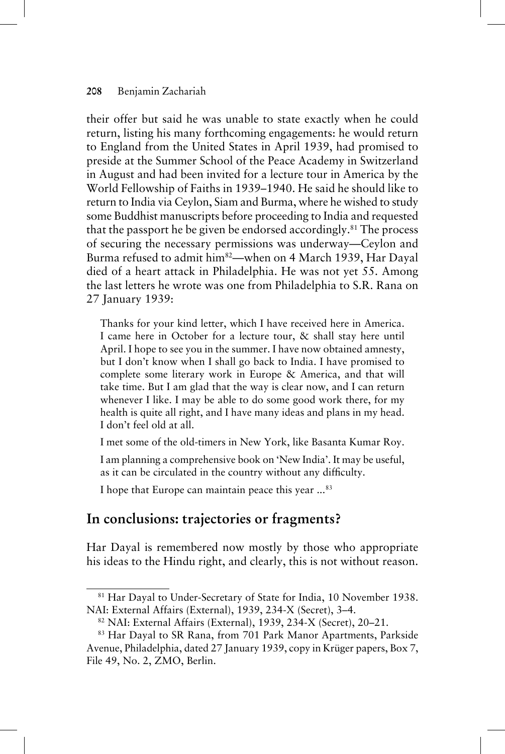their offer but said he was unable to state exactly when he could return, listing his many forthcoming engagements: he would return to England from the United States in April 1939, had promised to preside at the Summer School of the Peace Academy in Switzerland in August and had been invited for a lecture tour in America by the World Fellowship of Faiths in 1939–1940. He said he should like to return to India via Ceylon, Siam and Burma, where he wished to study some Buddhist manuscripts before proceeding to India and requested that the passport he be given be endorsed accordingly.[81] The process of securing the necessary permissions was underway—Ceylon and Burma refused to admit him[82]—when on 4 March 1939, Har Dayal died of a heart attack in Philadelphia. He was not yet 55. Among the last letters he wrote was one from Philadelphia to S.R. Rana on 27 January 1939:

> Thanks for your kind letter, which I have received here in America. I came here in October for a lecture tour, & shall stay here until April. I hope to see you in the summer. I have now obtained amnesty, but I don't know when I shall go back to India. I have promised to complete some literary work in Europe & America, and that will take time. But I am glad that the way is clear now, and I can return whenever I like. I may be able to do some good work there, for my health is quite all right, and I have many ideas and plans in my head. I don't feel old at all.
>
> I met some of the old-timers in New York, like Basanta Kumar Roy.
>
> I am planning a comprehensive book on 'New India'. It may be useful, as it can be circulated in the country without any difficulty.
>
> I hope that Europe can maintain peace this year ...[83]

## In conclusions: trajectories or fragments?

Har Dayal is remembered now mostly by those who appropriate his ideas to the Hindu right, and clearly, this is not without reason.

---

[81] Har Dayal to Under-Secretary of State for India, 10 November 1938. NAI: External Affairs (External), 1939, 234-X (Secret), 3–4.

[82] NAI: External Affairs (External), 1939, 234-X (Secret), 20–21.

[83] Har Dayal to SR Rana, from 701 Park Manor Apartments, Parkside Avenue, Philadelphia, dated 27 January 1939, copy in Krüger papers, Box 7, File 49, No. 2, ZMO, Berlin.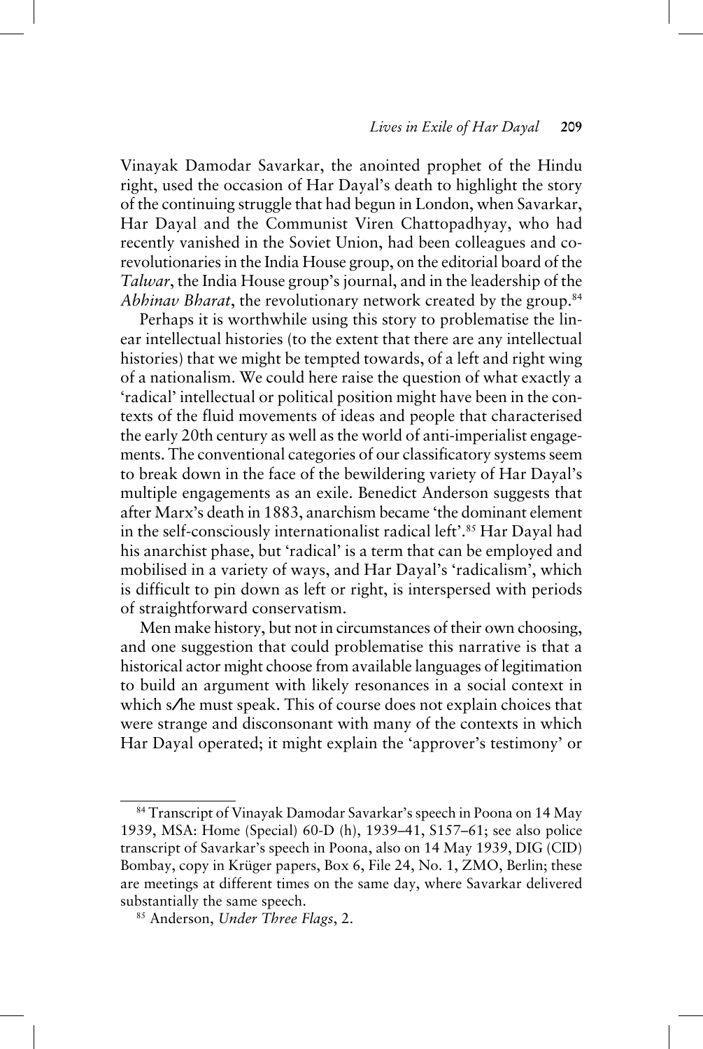Vinayak Damodar Savarkar, the anointed prophet of the Hindu right, used the occasion of Har Dayal's death to highlight the story of the continuing struggle that had begun in London, when Savarkar, Har Dayal and the Communist Viren Chattopadhyay, who had recently vanished in the Soviet Union, had been colleagues and co-revolutionaries in the India House group, on the editorial board of the *Talwar*, the India House group's journal, and in the leadership of the *Abhinav Bharat*, the revolutionary network created by the group.[84]

Perhaps it is worthwhile using this story to problematise the linear intellectual histories (to the extent that there are any intellectual histories) that we might be tempted towards, of a left and right wing of a nationalism. We could here raise the question of what exactly a 'radical' intellectual or political position might have been in the contexts of the fluid movements of ideas and people that characterised the early 20th century as well as the world of anti-imperialist engagements. The conventional categories of our classificatory systems seem to break down in the face of the bewildering variety of Har Dayal's multiple engagements as an exile. Benedict Anderson suggests that after Marx's death in 1883, anarchism became 'the dominant element in the self-consciously internationalist radical left'.[85] Har Dayal had his anarchist phase, but 'radical' is a term that can be employed and mobilised in a variety of ways, and Har Dayal's 'radicalism', which is difficult to pin down as left or right, is interspersed with periods of straightforward conservatism.

Men make history, but not in circumstances of their own choosing, and one suggestion that could problematise this narrative is that a historical actor might choose from available languages of legitimation to build an argument with likely resonances in a social context in which s/he must speak. This of course does not explain choices that were strange and disconsonant with many of the contexts in which Har Dayal operated; it might explain the 'approver's testimony' or

---

[84] Transcript of Vinayak Damodar Savarkar's speech in Poona on 14 May 1939, MSA: Home (Special) 60-D (h), 1939–41, S157–61; see also police transcript of Savarkar's speech in Poona, also on 14 May 1939, DIG (CID) Bombay, copy in Krüger papers, Box 6, File 24, No. 1, ZMO, Berlin; these are meetings at different times on the same day, where Savarkar delivered substantially the same speech.

[85] Anderson, *Under Three Flags*, 2.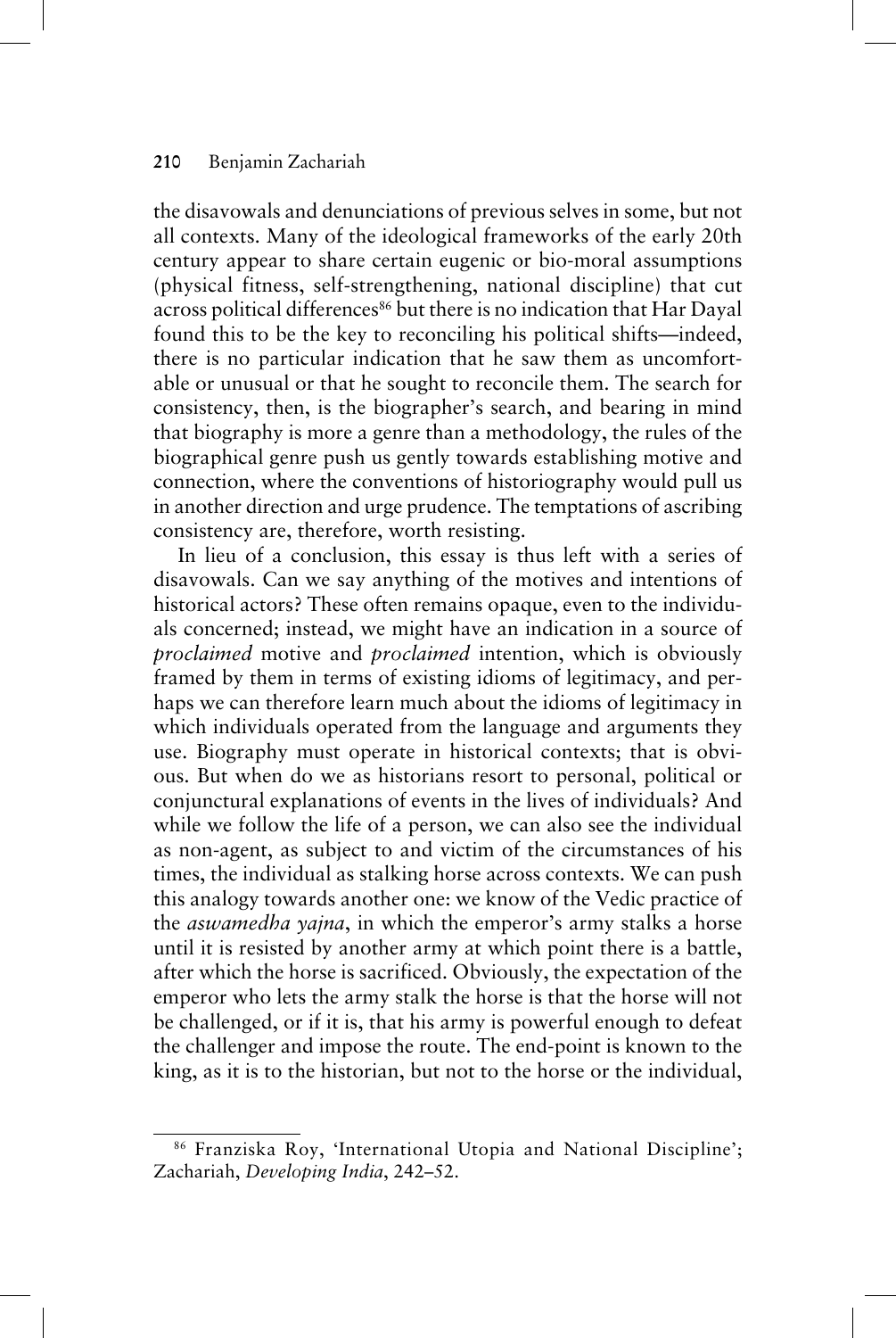the disavowals and denunciations of previous selves in some, but not all contexts. Many of the ideological frameworks of the early 20th century appear to share certain eugenic or bio-moral assumptions (physical fitness, self-strengthening, national discipline) that cut across political differences[86] but there is no indication that Har Dayal found this to be the key to reconciling his political shifts—indeed, there is no particular indication that he saw them as uncomfortable or unusual or that he sought to reconcile them. The search for consistency, then, is the biographer's search, and bearing in mind that biography is more a genre than a methodology, the rules of the biographical genre push us gently towards establishing motive and connection, where the conventions of historiography would pull us in another direction and urge prudence. The temptations of ascribing consistency are, therefore, worth resisting.

In lieu of a conclusion, this essay is thus left with a series of disavowals. Can we say anything of the motives and intentions of historical actors? These often remains opaque, even to the individuals concerned; instead, we might have an indication in a source of *proclaimed* motive and *proclaimed* intention, which is obviously framed by them in terms of existing idioms of legitimacy, and perhaps we can therefore learn much about the idioms of legitimacy in which individuals operated from the language and arguments they use. Biography must operate in historical contexts; that is obvious. But when do we as historians resort to personal, political or conjunctural explanations of events in the lives of individuals? And while we follow the life of a person, we can also see the individual as non-agent, as subject to and victim of the circumstances of his times, the individual as stalking horse across contexts. We can push this analogy towards another one: we know of the Vedic practice of the *aswamedha yajna*, in which the emperor's army stalks a horse until it is resisted by another army at which point there is a battle, after which the horse is sacrificed. Obviously, the expectation of the emperor who lets the army stalk the horse is that the horse will not be challenged, or if it is, that his army is powerful enough to defeat the challenger and impose the route. The end-point is known to the king, as it is to the historian, but not to the horse or the individual,

[86] Franziska Roy, 'International Utopia and National Discipline'; Zachariah, *Developing India*, 242–52.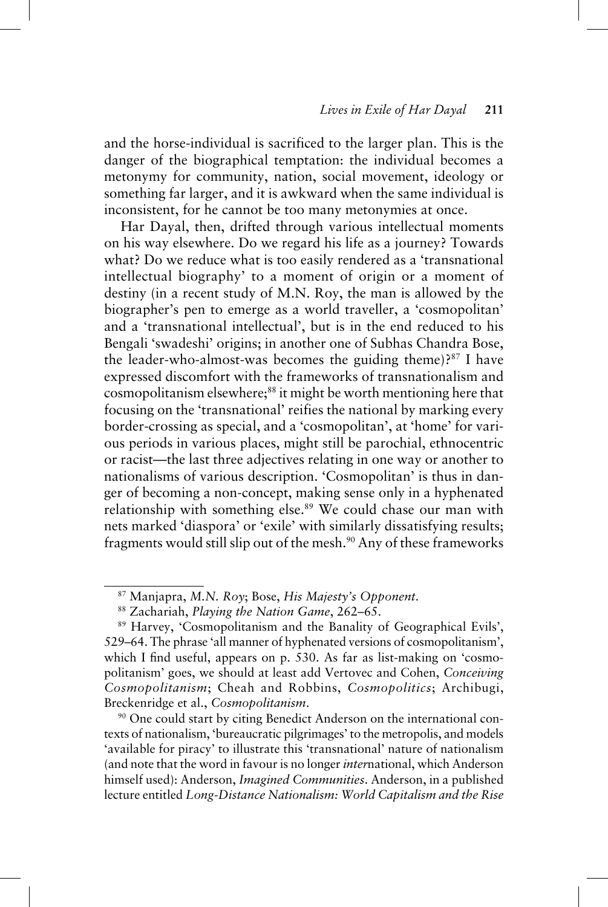and the horse-individual is sacrificed to the larger plan. This is the danger of the biographical temptation: the individual becomes a metonymy for community, nation, social movement, ideology or something far larger, and it is awkward when the same individual is inconsistent, for he cannot be too many metonymies at once.

Har Dayal, then, drifted through various intellectual moments on his way elsewhere. Do we regard his life as a journey? Towards what? Do we reduce what is too easily rendered as a 'transnational intellectual biography' to a moment of origin or a moment of destiny (in a recent study of M.N. Roy, the man is allowed by the biographer's pen to emerge as a world traveller, a 'cosmopolitan' and a 'transnational intellectual', but is in the end reduced to his Bengali 'swadeshi' origins; in another one of Subhas Chandra Bose, the leader-who-almost-was becomes the guiding theme)?[87] I have expressed discomfort with the frameworks of transnationalism and cosmopolitanism elsewhere;[88] it might be worth mentioning here that focusing on the 'transnational' reifies the national by marking every border-crossing as special, and a 'cosmopolitan', at 'home' for various periods in various places, might still be parochial, ethnocentric or racist—the last three adjectives relating in one way or another to nationalisms of various description. 'Cosmopolitan' is thus in danger of becoming a non-concept, making sense only in a hyphenated relationship with something else.[89] We could chase our man with nets marked 'diaspora' or 'exile' with similarly dissatisfying results; fragments would still slip out of the mesh.[90] Any of these frameworks

---

[87] Manjapra, *M.N. Roy*; Bose, *His Majesty's Opponent*.

[88] Zachariah, *Playing the Nation Game*, 262–65.

[89] Harvey, 'Cosmopolitanism and the Banality of Geographical Evils', 529–64. The phrase 'all manner of hyphenated versions of cosmopolitanism', which I find useful, appears on p. 530. As far as list-making on 'cosmopolitanism' goes, we should at least add Vertovec and Cohen, *Conceiving Cosmopolitanism*; Cheah and Robbins, *Cosmopolitics*; Archibugi, Breckenridge et al., *Cosmopolitanism*.

[90] One could start by citing Benedict Anderson on the international contexts of nationalism, 'bureaucratic pilgrimages' to the metropolis, and models 'available for piracy' to illustrate this 'transnational' nature of nationalism (and note that the word in favour is no longer *inter*national, which Anderson himself used): Anderson, *Imagined Communities*. Anderson, in a published lecture entitled *Long-Distance Nationalism: World Capitalism and the Rise*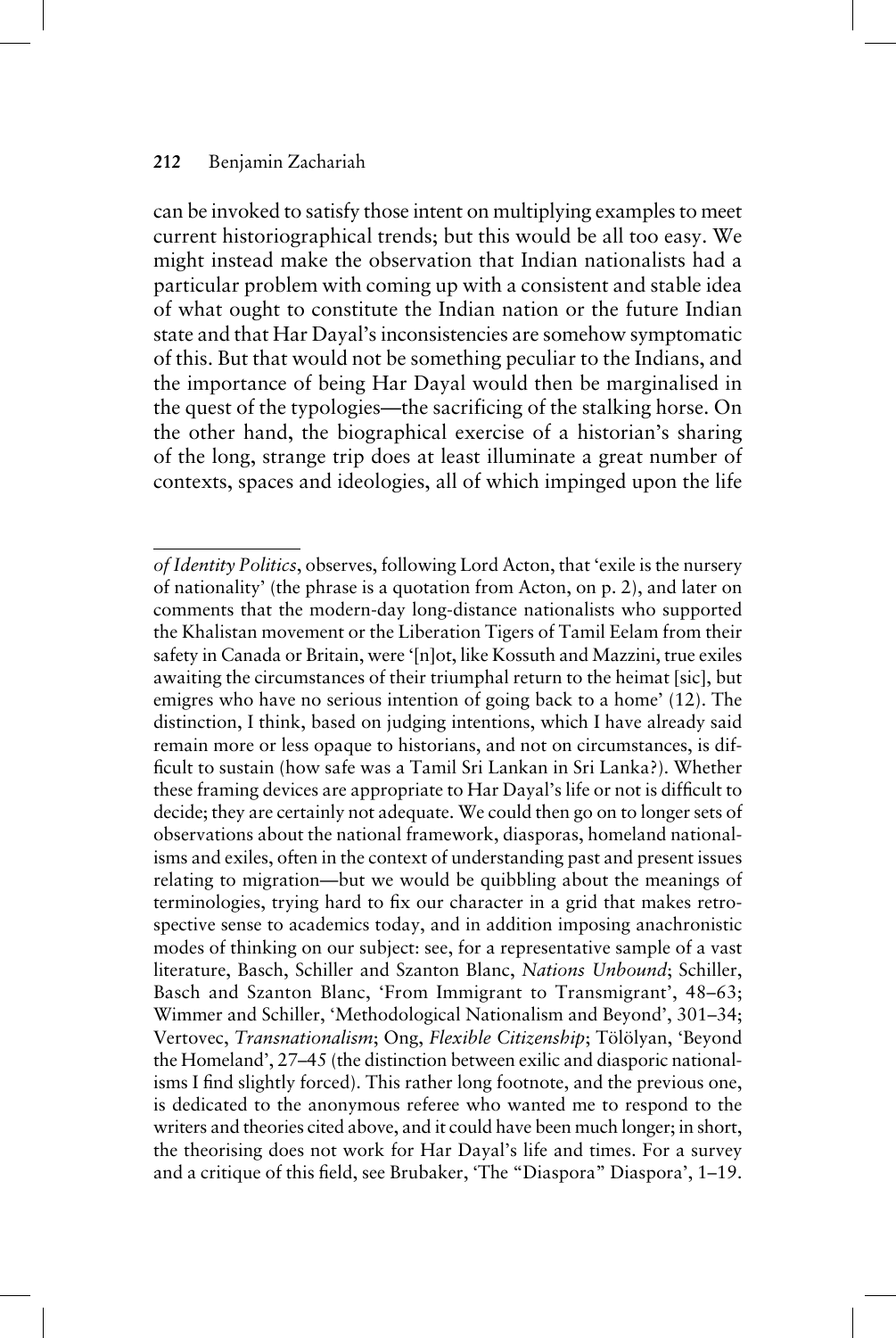can be invoked to satisfy those intent on multiplying examples to meet current historiographical trends; but this would be all too easy. We might instead make the observation that Indian nationalists had a particular problem with coming up with a consistent and stable idea of what ought to constitute the Indian nation or the future Indian state and that Har Dayal's inconsistencies are somehow symptomatic of this. But that would not be something peculiar to the Indians, and the importance of being Har Dayal would then be marginalised in the quest of the typologies—the sacrificing of the stalking horse. On the other hand, the biographical exercise of a historian's sharing of the long, strange trip does at least illuminate a great number of contexts, spaces and ideologies, all of which impinged upon the life

---

*of Identity Politics*, observes, following Lord Acton, that 'exile is the nursery of nationality' (the phrase is a quotation from Acton, on p. 2), and later on comments that the modern-day long-distance nationalists who supported the Khalistan movement or the Liberation Tigers of Tamil Eelam from their safety in Canada or Britain, were '[n]ot, like Kossuth and Mazzini, true exiles awaiting the circumstances of their triumphal return to the heimat [sic], but emigres who have no serious intention of going back to a home' (12). The distinction, I think, based on judging intentions, which I have already said remain more or less opaque to historians, and not on circumstances, is difficult to sustain (how safe was a Tamil Sri Lankan in Sri Lanka?). Whether these framing devices are appropriate to Har Dayal's life or not is difficult to decide; they are certainly not adequate. We could then go on to longer sets of observations about the national framework, diasporas, homeland nationalisms and exiles, often in the context of understanding past and present issues relating to migration—but we would be quibbling about the meanings of terminologies, trying hard to fix our character in a grid that makes retrospective sense to academics today, and in addition imposing anachronistic modes of thinking on our subject: see, for a representative sample of a vast literature, Basch, Schiller and Szanton Blanc, *Nations Unbound*; Schiller, Basch and Szanton Blanc, 'From Immigrant to Transmigrant', 48–63; Wimmer and Schiller, 'Methodological Nationalism and Beyond', 301–34; Vertovec, *Transnationalism*; Ong, *Flexible Citizenship*; Tölölyan, 'Beyond the Homeland', 27–45 (the distinction between exilic and diasporic nationalisms I find slightly forced). This rather long footnote, and the previous one, is dedicated to the anonymous referee who wanted me to respond to the writers and theories cited above, and it could have been much longer; in short, the theorising does not work for Har Dayal's life and times. For a survey and a critique of this field, see Brubaker, 'The "Diaspora" Diaspora', 1–19.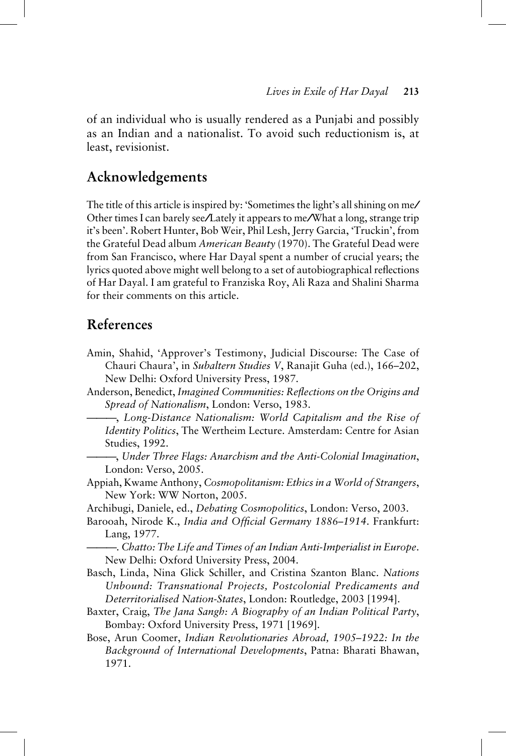of an individual who is usually rendered as a Punjabi and possibly as an Indian and a nationalist. To avoid such reductionism is, at least, revisionist.

## Acknowledgements

The title of this article is inspired by: 'Sometimes the light's all shining on me/Other times I can barely see/Lately it appears to me/What a long, strange trip it's been'. Robert Hunter, Bob Weir, Phil Lesh, Jerry Garcia, 'Truckin', from the Grateful Dead album *American Beauty* (1970). The Grateful Dead were from San Francisco, where Har Dayal spent a number of crucial years; the lyrics quoted above might well belong to a set of autobiographical reflections of Har Dayal. I am grateful to Franziska Roy, Ali Raza and Shalini Sharma for their comments on this article.

## References

Amin, Shahid, 'Approver's Testimony, Judicial Discourse: The Case of Chauri Chaura', in *Subaltern Studies V*, Ranajit Guha (ed.), 166–202, New Delhi: Oxford University Press, 1987.

Anderson, Benedict, *Imagined Communities: Reflections on the Origins and Spread of Nationalism*, London: Verso, 1983.

———, *Long-Distance Nationalism: World Capitalism and the Rise of Identity Politics*, The Wertheim Lecture. Amsterdam: Centre for Asian Studies, 1992.

———, *Under Three Flags: Anarchism and the Anti-Colonial Imagination*, London: Verso, 2005.

Appiah, Kwame Anthony, *Cosmopolitanism: Ethics in a World of Strangers*, New York: WW Norton, 2005.

Archibugi, Daniele, ed., *Debating Cosmopolitics*, London: Verso, 2003.

Barooah, Nirode K., *India and Official Germany 1886–1914*. Frankfurt: Lang, 1977.

———. *Chatto: The Life and Times of an Indian Anti-Imperialist in Europe*. New Delhi: Oxford University Press, 2004.

Basch, Linda, Nina Glick Schiller, and Cristina Szanton Blanc. *Nations Unbound: Transnational Projects, Postcolonial Predicaments and Deterritorialised Nation-States*, London: Routledge, 2003 [1994].

Baxter, Craig, *The Jana Sangh: A Biography of an Indian Political Party*, Bombay: Oxford University Press, 1971 [1969].

Bose, Arun Coomer, *Indian Revolutionaries Abroad, 1905–1922: In the Background of International Developments*, Patna: Bharati Bhawan, 1971.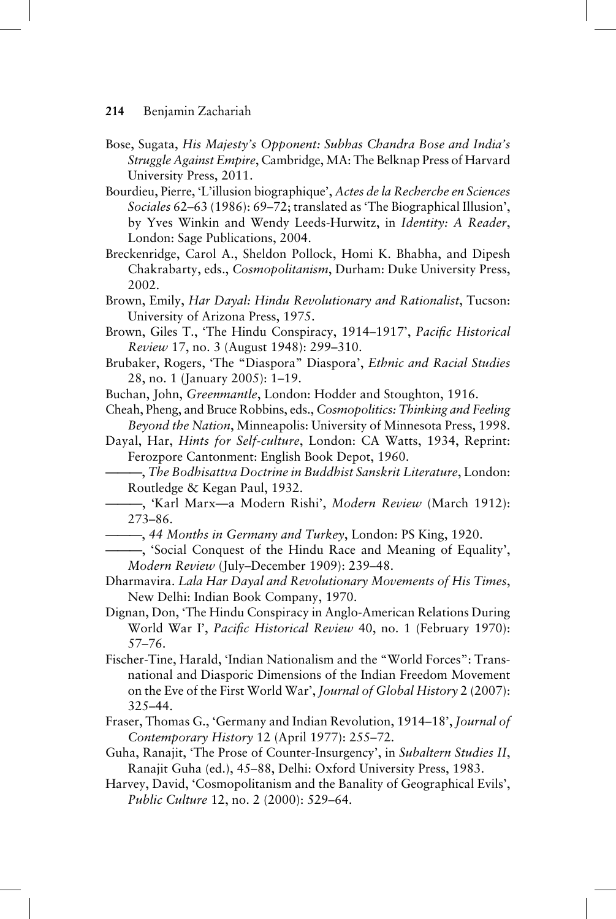Bose, Sugata, *His Majesty's Opponent: Subhas Chandra Bose and India's Struggle Against Empire*, Cambridge, MA: The Belknap Press of Harvard University Press, 2011.

Bourdieu, Pierre, 'L'illusion biographique', *Actes de la Recherche en Sciences Sociales* 62–63 (1986): 69–72; translated as 'The Biographical Illusion', by Yves Winkin and Wendy Leeds-Hurwitz, in *Identity: A Reader*, London: Sage Publications, 2004.

Breckenridge, Carol A., Sheldon Pollock, Homi K. Bhabha, and Dipesh Chakrabarty, eds., *Cosmopolitanism*, Durham: Duke University Press, 2002.

Brown, Emily, *Har Dayal: Hindu Revolutionary and Rationalist*, Tucson: University of Arizona Press, 1975.

Brown, Giles T., 'The Hindu Conspiracy, 1914–1917', *Pacific Historical Review* 17, no. 3 (August 1948): 299–310.

Brubaker, Rogers, 'The "Diaspora" Diaspora', *Ethnic and Racial Studies* 28, no. 1 (January 2005): 1–19.

Buchan, John, *Greenmantle*, London: Hodder and Stoughton, 1916.

Cheah, Pheng, and Bruce Robbins, eds., *Cosmopolitics: Thinking and Feeling Beyond the Nation*, Minneapolis: University of Minnesota Press, 1998.

Dayal, Har, *Hints for Self-culture*, London: CA Watts, 1934, Reprint: Ferozpore Cantonment: English Book Depot, 1960.

———, *The Bodhisattva Doctrine in Buddhist Sanskrit Literature*, London: Routledge & Kegan Paul, 1932.

———, 'Karl Marx—a Modern Rishi', *Modern Review* (March 1912): 273–86.

———, *44 Months in Germany and Turkey*, London: PS King, 1920.

———, 'Social Conquest of the Hindu Race and Meaning of Equality', *Modern Review* (July–December 1909): 239–48.

Dharmavira. *Lala Har Dayal and Revolutionary Movements of His Times*, New Delhi: Indian Book Company, 1970.

Dignan, Don, 'The Hindu Conspiracy in Anglo-American Relations During World War I', *Pacific Historical Review* 40, no. 1 (February 1970): 57–76.

Fischer-Tine, Harald, 'Indian Nationalism and the "World Forces": Transnational and Diasporic Dimensions of the Indian Freedom Movement on the Eve of the First World War', *Journal of Global History* 2 (2007): 325–44.

Fraser, Thomas G., 'Germany and Indian Revolution, 1914–18', *Journal of Contemporary History* 12 (April 1977): 255–72.

Guha, Ranajit, 'The Prose of Counter-Insurgency', in *Subaltern Studies II*, Ranajit Guha (ed.), 45–88, Delhi: Oxford University Press, 1983.

Harvey, David, 'Cosmopolitanism and the Banality of Geographical Evils', *Public Culture* 12, no. 2 (2000): 529–64.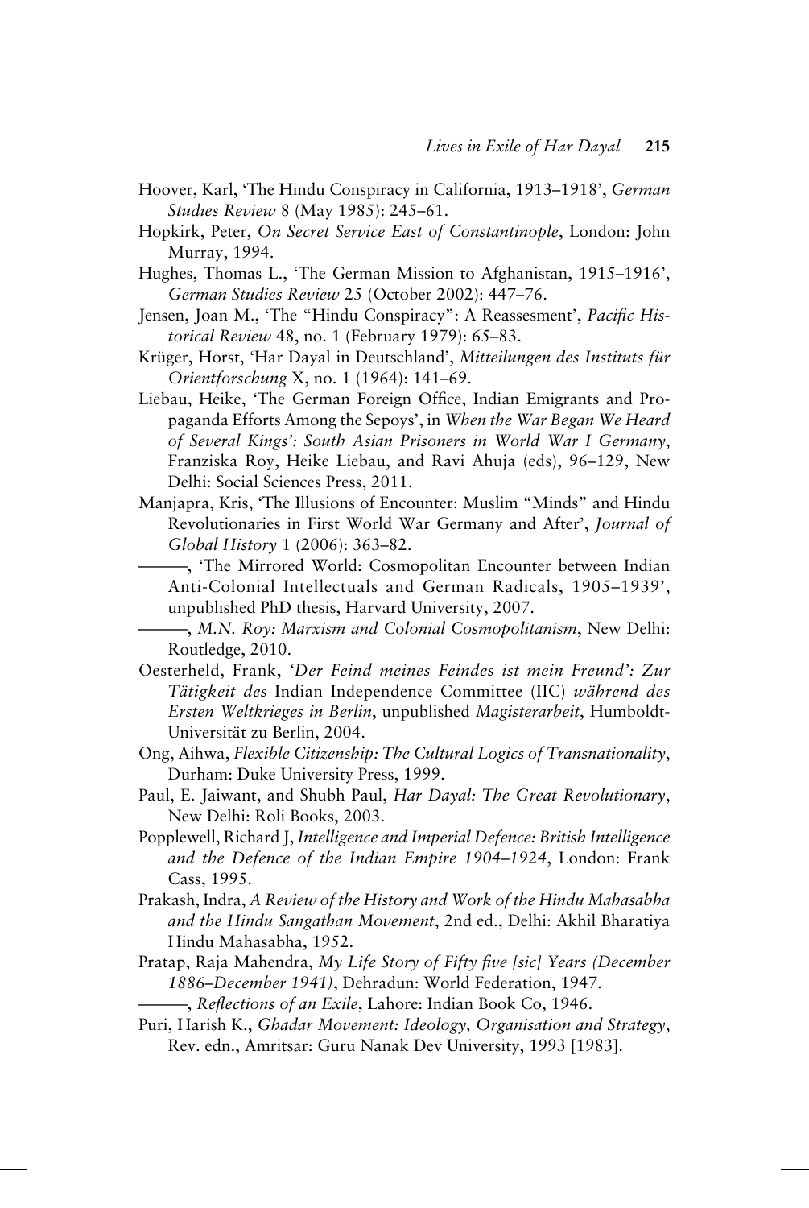Hoover, Karl, 'The Hindu Conspiracy in California, 1913–1918', *German Studies Review* 8 (May 1985): 245–61.

Hopkirk, Peter, *On Secret Service East of Constantinople*, London: John Murray, 1994.

Hughes, Thomas L., 'The German Mission to Afghanistan, 1915–1916', *German Studies Review* 25 (October 2002): 447–76.

Jensen, Joan M., 'The "Hindu Conspiracy": A Reassesment', *Pacific Historical Review* 48, no. 1 (February 1979): 65–83.

Krüger, Horst, 'Har Dayal in Deutschland', *Mitteilungen des Instituts für Orientforschung* X, no. 1 (1964): 141–69.

Liebau, Heike, 'The German Foreign Office, Indian Emigrants and Propaganda Efforts Among the Sepoys', in *When the War Began We Heard of Several Kings': South Asian Prisoners in World War I Germany*, Franziska Roy, Heike Liebau, and Ravi Ahuja (eds), 96–129, New Delhi: Social Sciences Press, 2011.

Manjapra, Kris, 'The Illusions of Encounter: Muslim "Minds" and Hindu Revolutionaries in First World War Germany and After', *Journal of Global History* 1 (2006): 363–82.

———, 'The Mirrored World: Cosmopolitan Encounter between Indian Anti-Colonial Intellectuals and German Radicals, 1905–1939', unpublished PhD thesis, Harvard University, 2007.

———, *M.N. Roy: Marxism and Colonial Cosmopolitanism*, New Delhi: Routledge, 2010.

Oesterheld, Frank, *'Der Feind meines Feindes ist mein Freund': Zur Tätigkeit des* Indian Independence Committee (IIC) *während des Ersten Weltkrieges in Berlin*, unpublished *Magisterarbeit*, Humboldt-Universität zu Berlin, 2004.

Ong, Aihwa, *Flexible Citizenship: The Cultural Logics of Transnationality*, Durham: Duke University Press, 1999.

Paul, E. Jaiwant, and Shubh Paul, *Har Dayal: The Great Revolutionary*, New Delhi: Roli Books, 2003.

Popplewell, Richard J, *Intelligence and Imperial Defence: British Intelligence and the Defence of the Indian Empire 1904–1924*, London: Frank Cass, 1995.

Prakash, Indra, *A Review of the History and Work of the Hindu Mahasabha and the Hindu Sangathan Movement*, 2nd ed., Delhi: Akhil Bharatiya Hindu Mahasabha, 1952.

Pratap, Raja Mahendra, *My Life Story of Fifty five [sic] Years (December 1886–December 1941)*, Dehradun: World Federation, 1947.

———, *Reflections of an Exile*, Lahore: Indian Book Co, 1946.

Puri, Harish K., *Ghadar Movement: Ideology, Organisation and Strategy*, Rev. edn., Amritsar: Guru Nanak Dev University, 1993 [1983].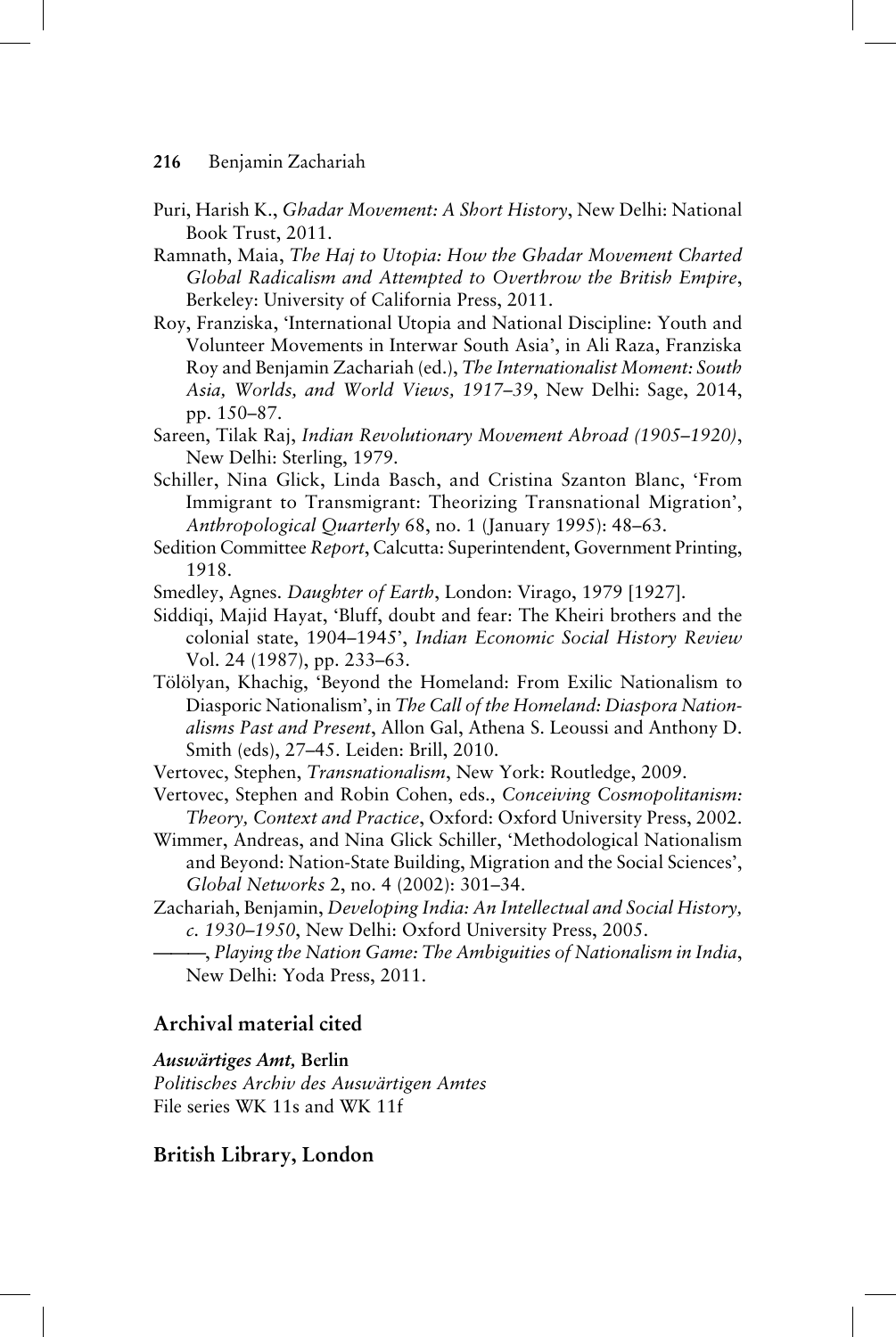Puri, Harish K., *Ghadar Movement: A Short History*, New Delhi: National Book Trust, 2011.

Ramnath, Maia, *The Haj to Utopia: How the Ghadar Movement Charted Global Radicalism and Attempted to Overthrow the British Empire*, Berkeley: University of California Press, 2011.

Roy, Franziska, 'International Utopia and National Discipline: Youth and Volunteer Movements in Interwar South Asia', in Ali Raza, Franziska Roy and Benjamin Zachariah (ed.), *The Internationalist Moment: South Asia, Worlds, and World Views, 1917–39*, New Delhi: Sage, 2014, pp. 150–87.

Sareen, Tilak Raj, *Indian Revolutionary Movement Abroad (1905–1920)*, New Delhi: Sterling, 1979.

Schiller, Nina Glick, Linda Basch, and Cristina Szanton Blanc, 'From Immigrant to Transmigrant: Theorizing Transnational Migration', *Anthropological Quarterly* 68, no. 1 (January 1995): 48–63.

Sedition Committee *Report*, Calcutta: Superintendent, Government Printing, 1918.

Smedley, Agnes. *Daughter of Earth*, London: Virago, 1979 [1927].

Siddiqi, Majid Hayat, 'Bluff, doubt and fear: The Kheiri brothers and the colonial state, 1904–1945', *Indian Economic Social History Review* Vol. 24 (1987), pp. 233–63.

Tölölyan, Khachig, 'Beyond the Homeland: From Exilic Nationalism to Diasporic Nationalism', in *The Call of the Homeland: Diaspora Nationalisms Past and Present*, Allon Gal, Athena S. Leoussi and Anthony D. Smith (eds), 27–45. Leiden: Brill, 2010.

Vertovec, Stephen, *Transnationalism*, New York: Routledge, 2009.

Vertovec, Stephen and Robin Cohen, eds., *Conceiving Cosmopolitanism: Theory, Context and Practice*, Oxford: Oxford University Press, 2002.

Wimmer, Andreas, and Nina Glick Schiller, 'Methodological Nationalism and Beyond: Nation-State Building, Migration and the Social Sciences', *Global Networks* 2, no. 4 (2002): 301–34.

Zachariah, Benjamin, *Developing India: An Intellectual and Social History, c. 1930–1950*, New Delhi: Oxford University Press, 2005.

———, *Playing the Nation Game: The Ambiguities of Nationalism in India*, New Delhi: Yoda Press, 2011.

## Archival material cited

***Auswärtiges Amt*, Berlin**
*Politisches Archiv des Auswärtigen Amtes*
File series WK 11s and WK 11f

**British Library, London**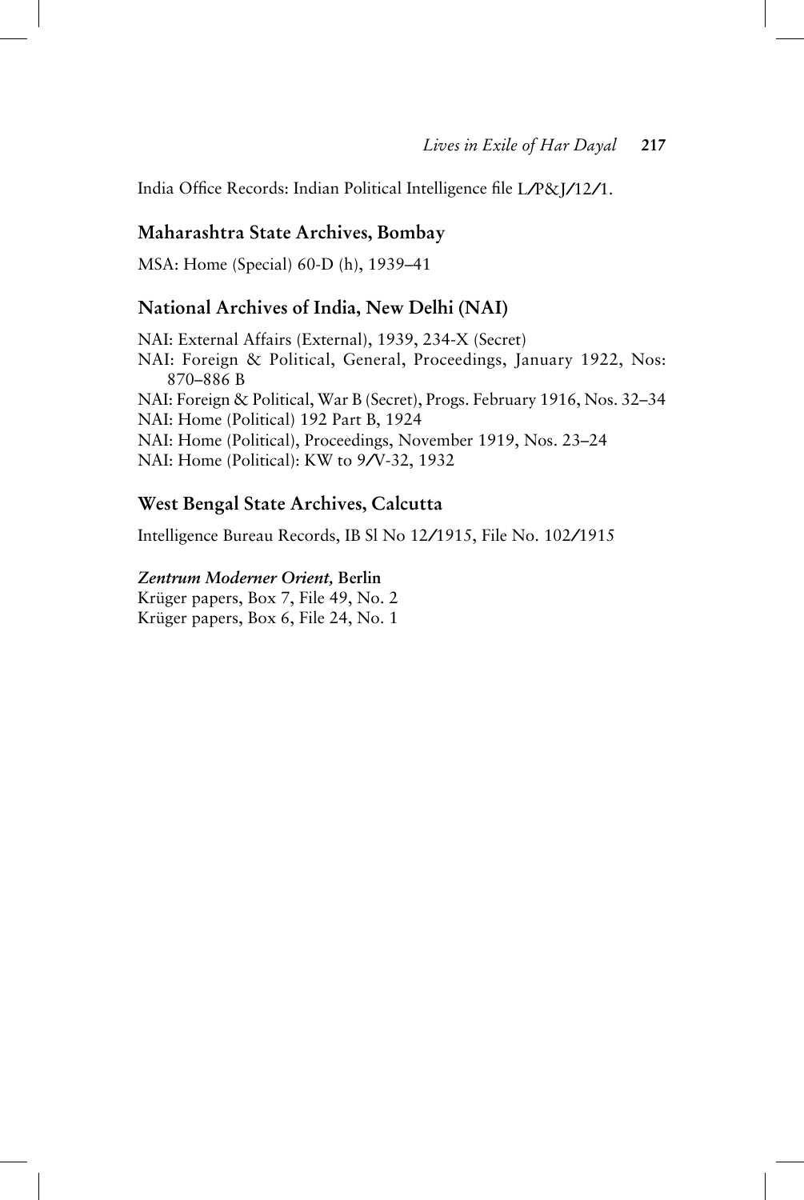India Office Records: Indian Political Intelligence file L/P&J/12/1.

### Maharashtra State Archives, Bombay

MSA: Home (Special) 60-D (h), 1939–41

### National Archives of India, New Delhi (NAI)

NAI: External Affairs (External), 1939, 234-X (Secret)
NAI: Foreign & Political, General, Proceedings, January 1922, Nos: 870–886 B
NAI: Foreign & Political, War B (Secret), Progs. February 1916, Nos. 32–34
NAI: Home (Political) 192 Part B, 1924
NAI: Home (Political), Proceedings, November 1919, Nos. 23–24
NAI: Home (Political): KW to 9/V-32, 1932

### West Bengal State Archives, Calcutta

Intelligence Bureau Records, IB Sl No 12/1915, File No. 102/1915

***Zentrum Moderner Orient,* Berlin**
Krüger papers, Box 7, File 49, No. 2
Krüger papers, Box 6, File 24, No. 1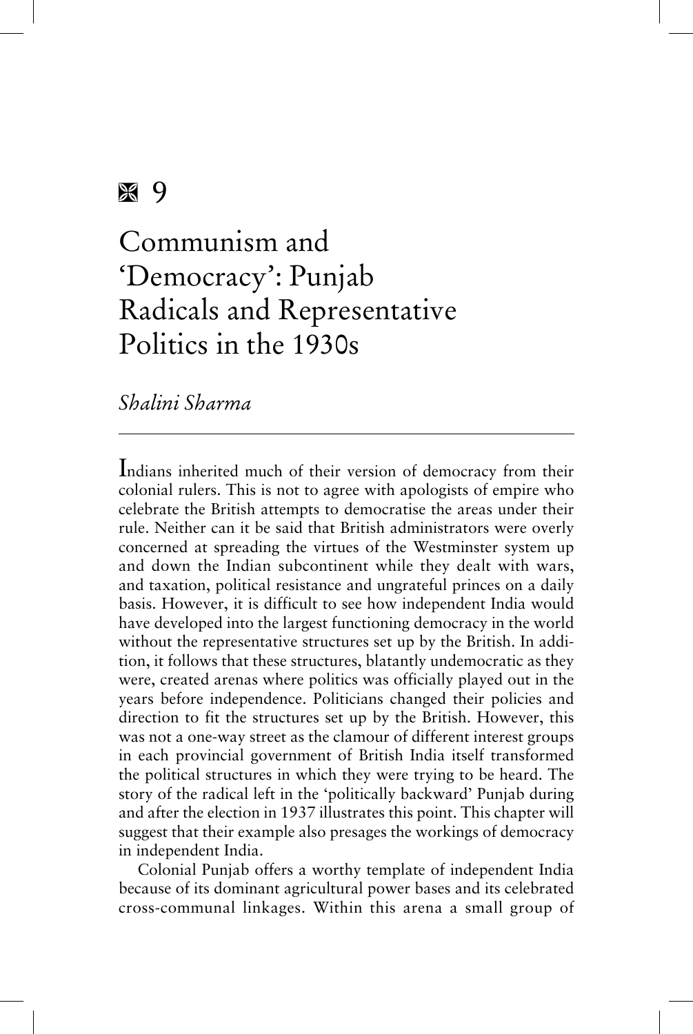# 9

# Communism and 'Democracy': Punjab Radicals and Representative Politics in the 1930s

*Shalini Sharma*

Indians inherited much of their version of democracy from their colonial rulers. This is not to agree with apologists of empire who celebrate the British attempts to democratise the areas under their rule. Neither can it be said that British administrators were overly concerned at spreading the virtues of the Westminster system up and down the Indian subcontinent while they dealt with wars, and taxation, political resistance and ungrateful princes on a daily basis. However, it is difficult to see how independent India would have developed into the largest functioning democracy in the world without the representative structures set up by the British. In addition, it follows that these structures, blatantly undemocratic as they were, created arenas where politics was officially played out in the years before independence. Politicians changed their policies and direction to fit the structures set up by the British. However, this was not a one-way street as the clamour of different interest groups in each provincial government of British India itself transformed the political structures in which they were trying to be heard. The story of the radical left in the 'politically backward' Punjab during and after the election in 1937 illustrates this point. This chapter will suggest that their example also presages the workings of democracy in independent India.

Colonial Punjab offers a worthy template of independent India because of its dominant agricultural power bases and its celebrated cross-communal linkages. Within this arena a small group of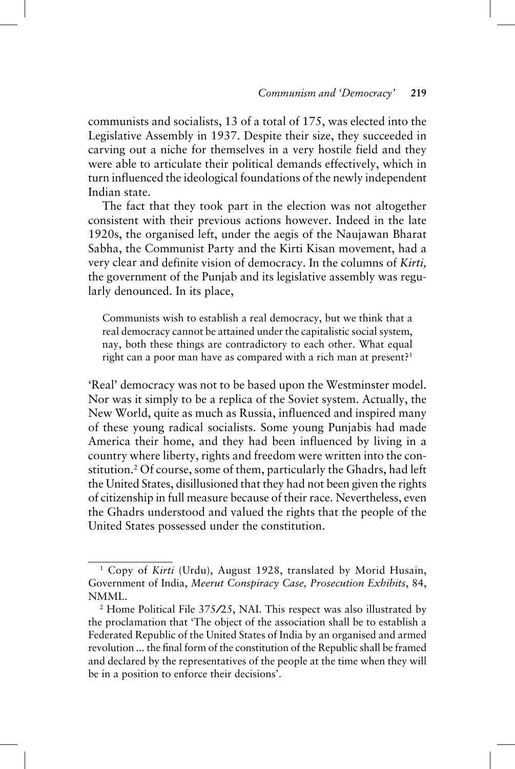communists and socialists, 13 of a total of 175, was elected into the Legislative Assembly in 1937. Despite their size, they succeeded in carving out a niche for themselves in a very hostile field and they were able to articulate their political demands effectively, which in turn influenced the ideological foundations of the newly independent Indian state.

The fact that they took part in the election was not altogether consistent with their previous actions however. Indeed in the late 1920s, the organised left, under the aegis of the Naujawan Bharat Sabha, the Communist Party and the Kirti Kisan movement, had a very clear and definite vision of democracy. In the columns of *Kirti,* the government of the Punjab and its legislative assembly was regularly denounced. In its place,

> Communists wish to establish a real democracy, but we think that a real democracy cannot be attained under the capitalistic social system, nay, both these things are contradictory to each other. What equal right can a poor man have as compared with a rich man at present?[1]

'Real' democracy was not to be based upon the Westminster model. Nor was it simply to be a replica of the Soviet system. Actually, the New World, quite as much as Russia, influenced and inspired many of these young radical socialists. Some young Punjabis had made America their home, and they had been influenced by living in a country where liberty, rights and freedom were written into the constitution.[2] Of course, some of them, particularly the Ghadrs, had left the United States, disillusioned that they had not been given the rights of citizenship in full measure because of their race. Nevertheless, even the Ghadrs understood and valued the rights that the people of the United States possessed under the constitution.

---

[1] Copy of *Kirti* (Urdu), August 1928, translated by Morid Husain, Government of India, *Meerut Conspiracy Case, Prosecution Exhibits*, 84, NMML.

[2] Home Political File 375/25, NAI. This respect was also illustrated by the proclamation that 'The object of the association shall be to establish a Federated Republic of the United States of India by an organised and armed revolution ... the final form of the constitution of the Republic shall be framed and declared by the representatives of the people at the time when they will be in a position to enforce their decisions'.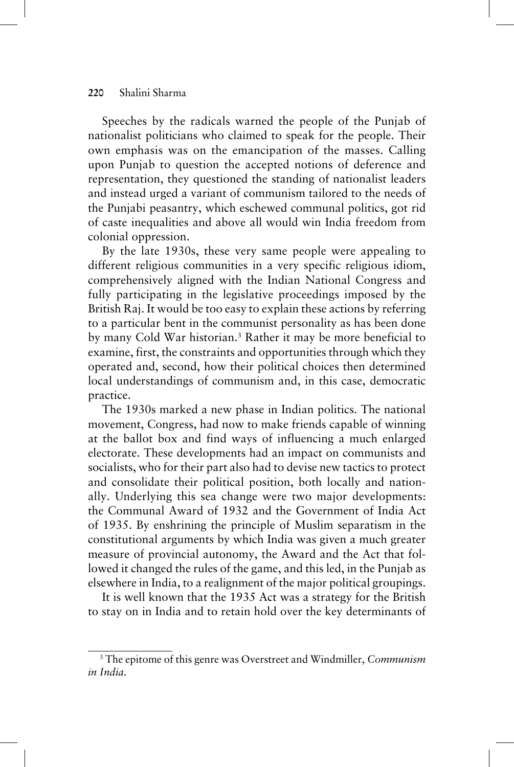Speeches by the radicals warned the people of the Punjab of nationalist politicians who claimed to speak for the people. Their own emphasis was on the emancipation of the masses. Calling upon Punjab to question the accepted notions of deference and representation, they questioned the standing of nationalist leaders and instead urged a variant of communism tailored to the needs of the Punjabi peasantry, which eschewed communal politics, got rid of caste inequalities and above all would win India freedom from colonial oppression.

By the late 1930s, these very same people were appealing to different religious communities in a very specific religious idiom, comprehensively aligned with the Indian National Congress and fully participating in the legislative proceedings imposed by the British Raj. It would be too easy to explain these actions by referring to a particular bent in the communist personality as has been done by many Cold War historian.[3] Rather it may be more beneficial to examine, first, the constraints and opportunities through which they operated and, second, how their political choices then determined local understandings of communism and, in this case, democratic practice.

The 1930s marked a new phase in Indian politics. The national movement, Congress, had now to make friends capable of winning at the ballot box and find ways of influencing a much enlarged electorate. These developments had an impact on communists and socialists, who for their part also had to devise new tactics to protect and consolidate their political position, both locally and nationally. Underlying this sea change were two major developments: the Communal Award of 1932 and the Government of India Act of 1935. By enshrining the principle of Muslim separatism in the constitutional arguments by which India was given a much greater measure of provincial autonomy, the Award and the Act that followed it changed the rules of the game, and this led, in the Punjab as elsewhere in India, to a realignment of the major political groupings.

It is well known that the 1935 Act was a strategy for the British to stay on in India and to retain hold over the key determinants of

[3] The epitome of this genre was Overstreet and Windmiller, *Communism in India*.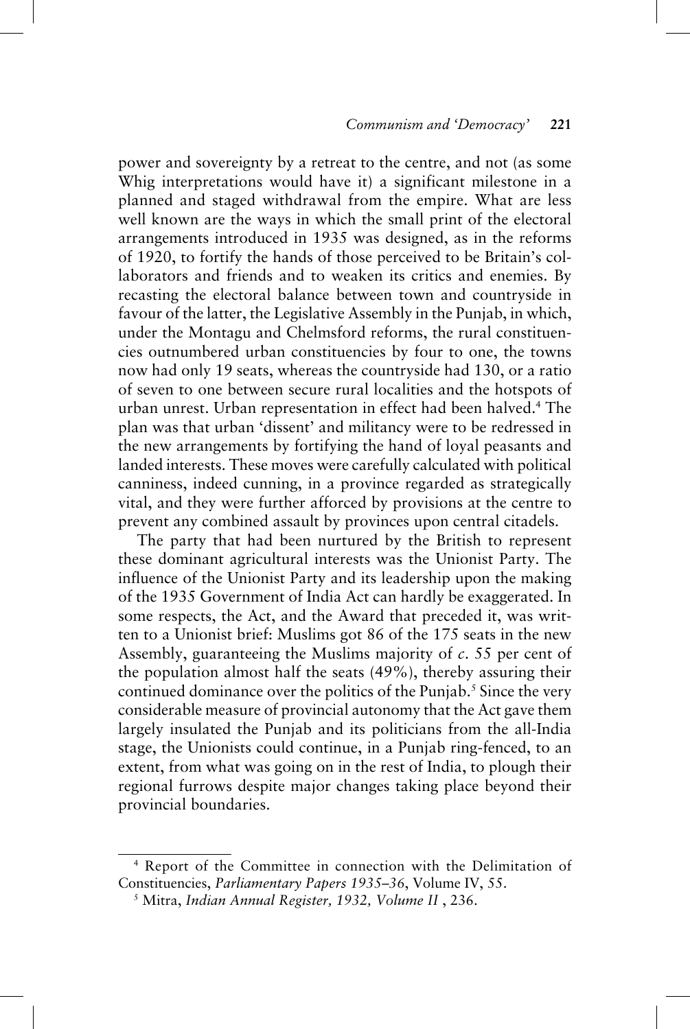power and sovereignty by a retreat to the centre, and not (as some Whig interpretations would have it) a significant milestone in a planned and staged withdrawal from the empire. What are less well known are the ways in which the small print of the electoral arrangements introduced in 1935 was designed, as in the reforms of 1920, to fortify the hands of those perceived to be Britain's collaborators and friends and to weaken its critics and enemies. By recasting the electoral balance between town and countryside in favour of the latter, the Legislative Assembly in the Punjab, in which, under the Montagu and Chelmsford reforms, the rural constituencies outnumbered urban constituencies by four to one, the towns now had only 19 seats, whereas the countryside had 130, or a ratio of seven to one between secure rural localities and the hotspots of urban unrest. Urban representation in effect had been halved.[4] The plan was that urban 'dissent' and militancy were to be redressed in the new arrangements by fortifying the hand of loyal peasants and landed interests. These moves were carefully calculated with political canniness, indeed cunning, in a province regarded as strategically vital, and they were further afforced by provisions at the centre to prevent any combined assault by provinces upon central citadels.

The party that had been nurtured by the British to represent these dominant agricultural interests was the Unionist Party. The influence of the Unionist Party and its leadership upon the making of the 1935 Government of India Act can hardly be exaggerated. In some respects, the Act, and the Award that preceded it, was written to a Unionist brief: Muslims got 86 of the 175 seats in the new Assembly, guaranteeing the Muslims majority of *c.* 55 per cent of the population almost half the seats (49%), thereby assuring their continued dominance over the politics of the Punjab.[5] Since the very considerable measure of provincial autonomy that the Act gave them largely insulated the Punjab and its politicians from the all-India stage, the Unionists could continue, in a Punjab ring-fenced, to an extent, from what was going on in the rest of India, to plough their regional furrows despite major changes taking place beyond their provincial boundaries.

---

[4] Report of the Committee in connection with the Delimitation of Constituencies, *Parliamentary Papers 1935–36*, Volume IV, 55.

[5] Mitra, *Indian Annual Register, 1932, Volume II* , 236.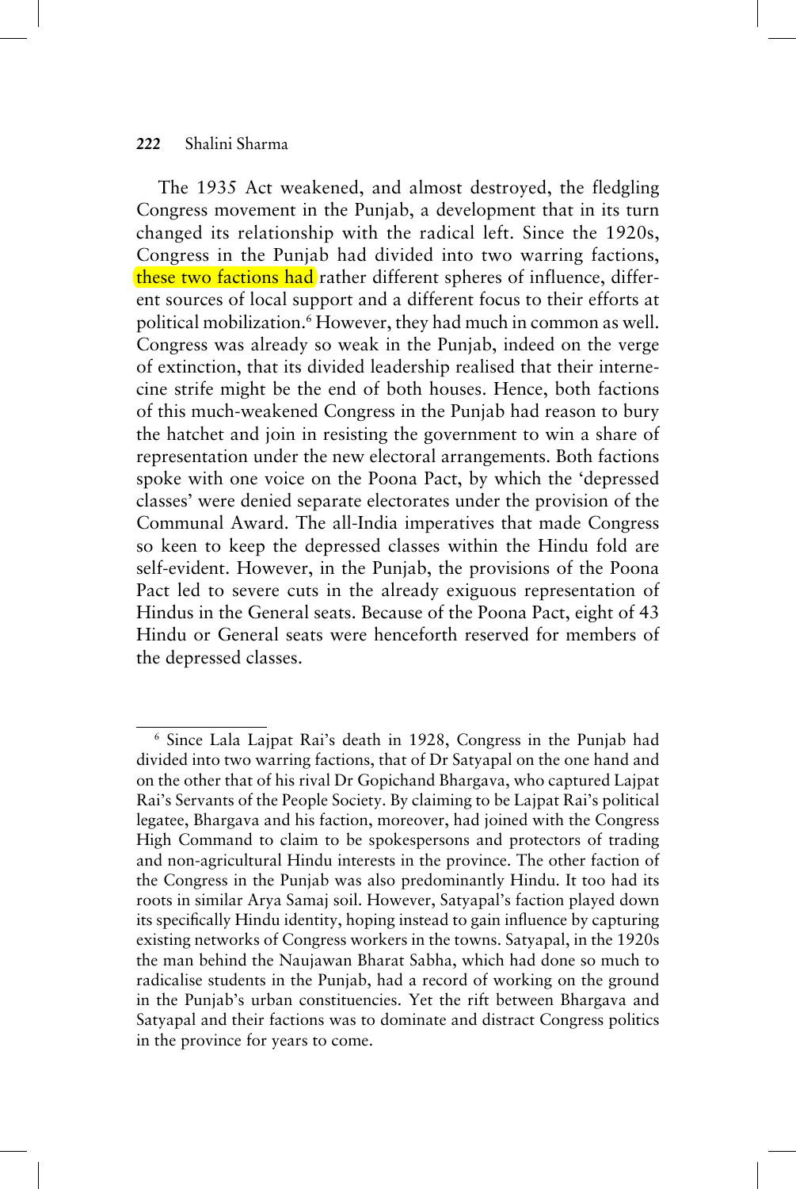The 1935 Act weakened, and almost destroyed, the fledgling Congress movement in the Punjab, a development that in its turn changed its relationship with the radical left. Since the 1920s, Congress in the Punjab had divided into two warring factions, these two factions had rather different spheres of influence, different sources of local support and a different focus to their efforts at political mobilization.[6] However, they had much in common as well. Congress was already so weak in the Punjab, indeed on the verge of extinction, that its divided leadership realised that their internecine strife might be the end of both houses. Hence, both factions of this much-weakened Congress in the Punjab had reason to bury the hatchet and join in resisting the government to win a share of representation under the new electoral arrangements. Both factions spoke with one voice on the Poona Pact, by which the 'depressed classes' were denied separate electorates under the provision of the Communal Award. The all-India imperatives that made Congress so keen to keep the depressed classes within the Hindu fold are self-evident. However, in the Punjab, the provisions of the Poona Pact led to severe cuts in the already exiguous representation of Hindus in the General seats. Because of the Poona Pact, eight of 43 Hindu or General seats were henceforth reserved for members of the depressed classes.

---

[6] Since Lala Lajpat Rai's death in 1928, Congress in the Punjab had divided into two warring factions, that of Dr Satyapal on the one hand and on the other that of his rival Dr Gopichand Bhargava, who captured Lajpat Rai's Servants of the People Society. By claiming to be Lajpat Rai's political legatee, Bhargava and his faction, moreover, had joined with the Congress High Command to claim to be spokespersons and protectors of trading and non-agricultural Hindu interests in the province. The other faction of the Congress in the Punjab was also predominantly Hindu. It too had its roots in similar Arya Samaj soil. However, Satyapal's faction played down its specifically Hindu identity, hoping instead to gain influence by capturing existing networks of Congress workers in the towns. Satyapal, in the 1920s the man behind the Naujawan Bharat Sabha, which had done so much to radicalise students in the Punjab, had a record of working on the ground in the Punjab's urban constituencies. Yet the rift between Bhargava and Satyapal and their factions was to dominate and distract Congress politics in the province for years to come.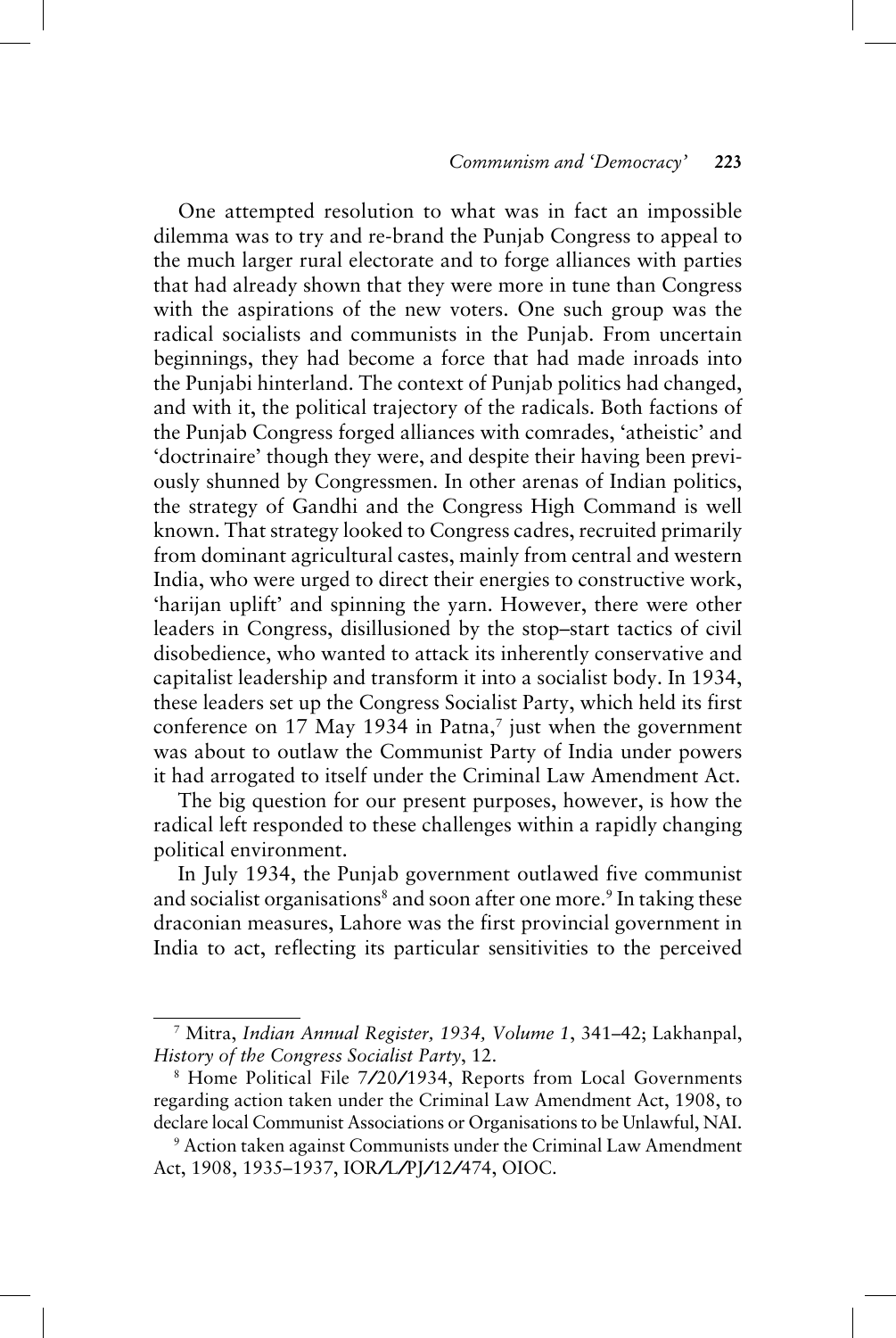One attempted resolution to what was in fact an impossible dilemma was to try and re-brand the Punjab Congress to appeal to the much larger rural electorate and to forge alliances with parties that had already shown that they were more in tune than Congress with the aspirations of the new voters. One such group was the radical socialists and communists in the Punjab. From uncertain beginnings, they had become a force that had made inroads into the Punjabi hinterland. The context of Punjab politics had changed, and with it, the political trajectory of the radicals. Both factions of the Punjab Congress forged alliances with comrades, 'atheistic' and 'doctrinaire' though they were, and despite their having been previously shunned by Congressmen. In other arenas of Indian politics, the strategy of Gandhi and the Congress High Command is well known. That strategy looked to Congress cadres, recruited primarily from dominant agricultural castes, mainly from central and western India, who were urged to direct their energies to constructive work, 'harijan uplift' and spinning the yarn. However, there were other leaders in Congress, disillusioned by the stop–start tactics of civil disobedience, who wanted to attack its inherently conservative and capitalist leadership and transform it into a socialist body. In 1934, these leaders set up the Congress Socialist Party, which held its first conference on 17 May 1934 in Patna,[7] just when the government was about to outlaw the Communist Party of India under powers it had arrogated to itself under the Criminal Law Amendment Act.

The big question for our present purposes, however, is how the radical left responded to these challenges within a rapidly changing political environment.

In July 1934, the Punjab government outlawed five communist and socialist organisations[8] and soon after one more.[9] In taking these draconian measures, Lahore was the first provincial government in India to act, reflecting its particular sensitivities to the perceived

---

[7] Mitra, *Indian Annual Register, 1934, Volume 1*, 341–42; Lakhanpal, *History of the Congress Socialist Party*, 12.

[8] Home Political File 7/20/1934, Reports from Local Governments regarding action taken under the Criminal Law Amendment Act, 1908, to declare local Communist Associations or Organisations to be Unlawful, NAI.

[9] Action taken against Communists under the Criminal Law Amendment Act, 1908, 1935–1937, IOR/L/PJ/12/474, OIOC.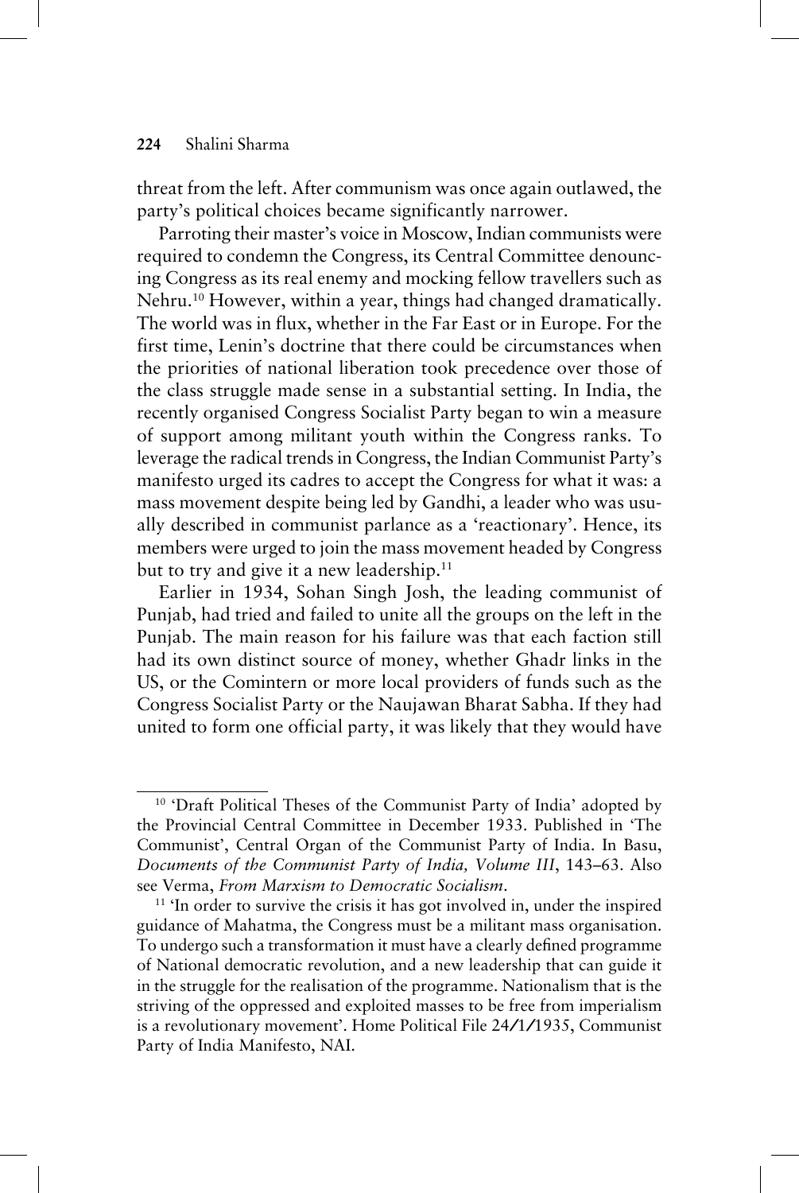threat from the left. After communism was once again outlawed, the party's political choices became significantly narrower.

Parroting their master's voice in Moscow, Indian communists were required to condemn the Congress, its Central Committee denouncing Congress as its real enemy and mocking fellow travellers such as Nehru.[10] However, within a year, things had changed dramatically. The world was in flux, whether in the Far East or in Europe. For the first time, Lenin's doctrine that there could be circumstances when the priorities of national liberation took precedence over those of the class struggle made sense in a substantial setting. In India, the recently organised Congress Socialist Party began to win a measure of support among militant youth within the Congress ranks. To leverage the radical trends in Congress, the Indian Communist Party's manifesto urged its cadres to accept the Congress for what it was: a mass movement despite being led by Gandhi, a leader who was usually described in communist parlance as a 'reactionary'. Hence, its members were urged to join the mass movement headed by Congress but to try and give it a new leadership.[11]

Earlier in 1934, Sohan Singh Josh, the leading communist of Punjab, had tried and failed to unite all the groups on the left in the Punjab. The main reason for his failure was that each faction still had its own distinct source of money, whether Ghadr links in the US, or the Comintern or more local providers of funds such as the Congress Socialist Party or the Naujawan Bharat Sabha. If they had united to form one official party, it was likely that they would have

---

[10] 'Draft Political Theses of the Communist Party of India' adopted by the Provincial Central Committee in December 1933. Published in 'The Communist', Central Organ of the Communist Party of India. In Basu, *Documents of the Communist Party of India, Volume III*, 143–63. Also see Verma, *From Marxism to Democratic Socialism*.

[11] 'In order to survive the crisis it has got involved in, under the inspired guidance of Mahatma, the Congress must be a militant mass organisation. To undergo such a transformation it must have a clearly defined programme of National democratic revolution, and a new leadership that can guide it in the struggle for the realisation of the programme. Nationalism that is the striving of the oppressed and exploited masses to be free from imperialism is a revolutionary movement'. Home Political File 24/1/1935, Communist Party of India Manifesto, NAI.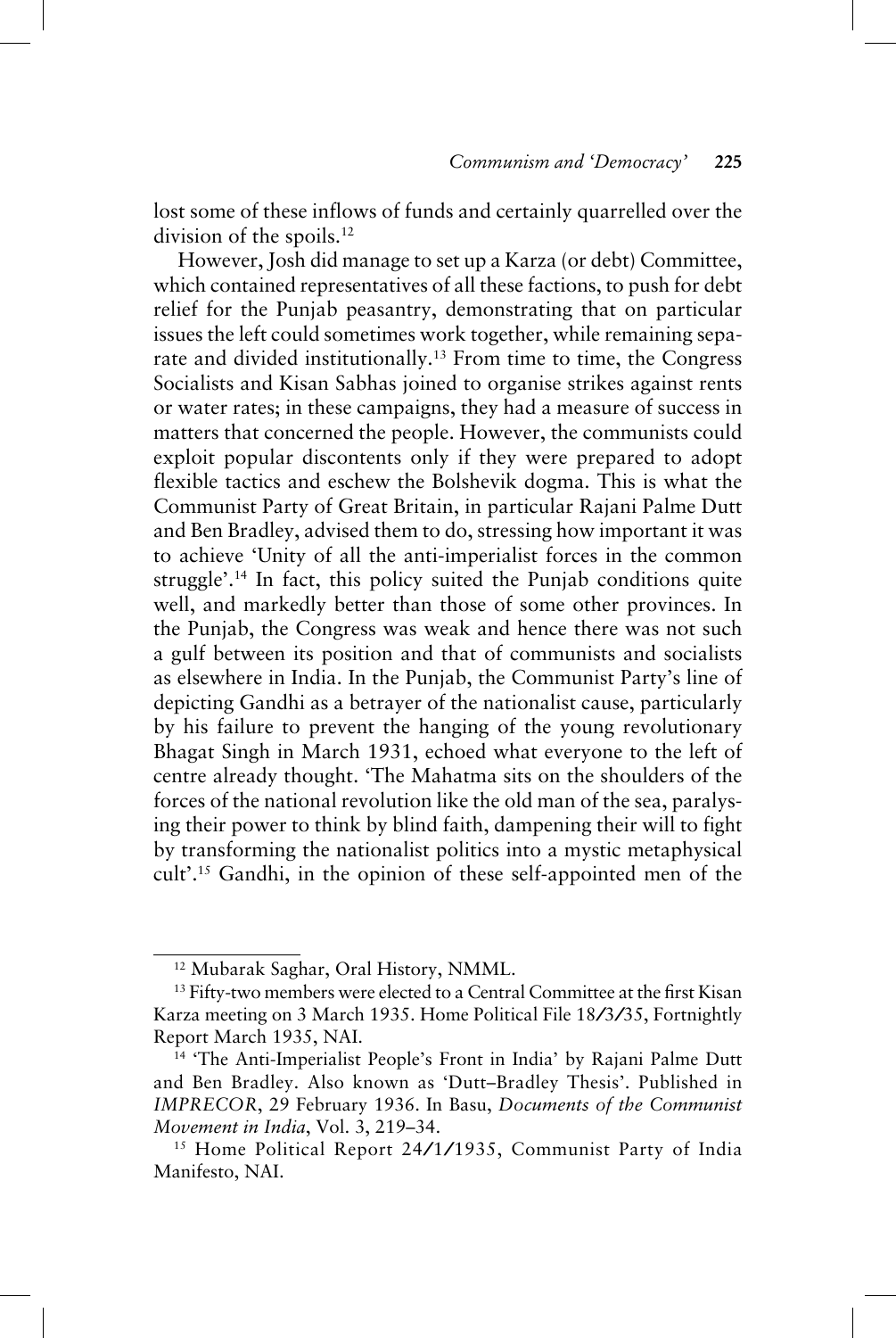lost some of these inflows of funds and certainly quarrelled over the division of the spoils.[12]

However, Josh did manage to set up a Karza (or debt) Committee, which contained representatives of all these factions, to push for debt relief for the Punjab peasantry, demonstrating that on particular issues the left could sometimes work together, while remaining separate and divided institutionally.[13] From time to time, the Congress Socialists and Kisan Sabhas joined to organise strikes against rents or water rates; in these campaigns, they had a measure of success in matters that concerned the people. However, the communists could exploit popular discontents only if they were prepared to adopt flexible tactics and eschew the Bolshevik dogma. This is what the Communist Party of Great Britain, in particular Rajani Palme Dutt and Ben Bradley, advised them to do, stressing how important it was to achieve 'Unity of all the anti-imperialist forces in the common struggle'.[14] In fact, this policy suited the Punjab conditions quite well, and markedly better than those of some other provinces. In the Punjab, the Congress was weak and hence there was not such a gulf between its position and that of communists and socialists as elsewhere in India. In the Punjab, the Communist Party's line of depicting Gandhi as a betrayer of the nationalist cause, particularly by his failure to prevent the hanging of the young revolutionary Bhagat Singh in March 1931, echoed what everyone to the left of centre already thought. 'The Mahatma sits on the shoulders of the forces of the national revolution like the old man of the sea, paralysing their power to think by blind faith, dampening their will to fight by transforming the nationalist politics into a mystic metaphysical cult'.[15] Gandhi, in the opinion of these self-appointed men of the

---

[12] Mubarak Saghar, Oral History, NMML.

[13] Fifty-two members were elected to a Central Committee at the first Kisan Karza meeting on 3 March 1935. Home Political File 18/3/35, Fortnightly Report March 1935, NAI.

[14] 'The Anti-Imperialist People's Front in India' by Rajani Palme Dutt and Ben Bradley. Also known as 'Dutt–Bradley Thesis'. Published in *IMPRECOR*, 29 February 1936. In Basu, *Documents of the Communist Movement in India*, Vol. 3, 219–34.

[15] Home Political Report 24/1/1935, Communist Party of India Manifesto, NAI.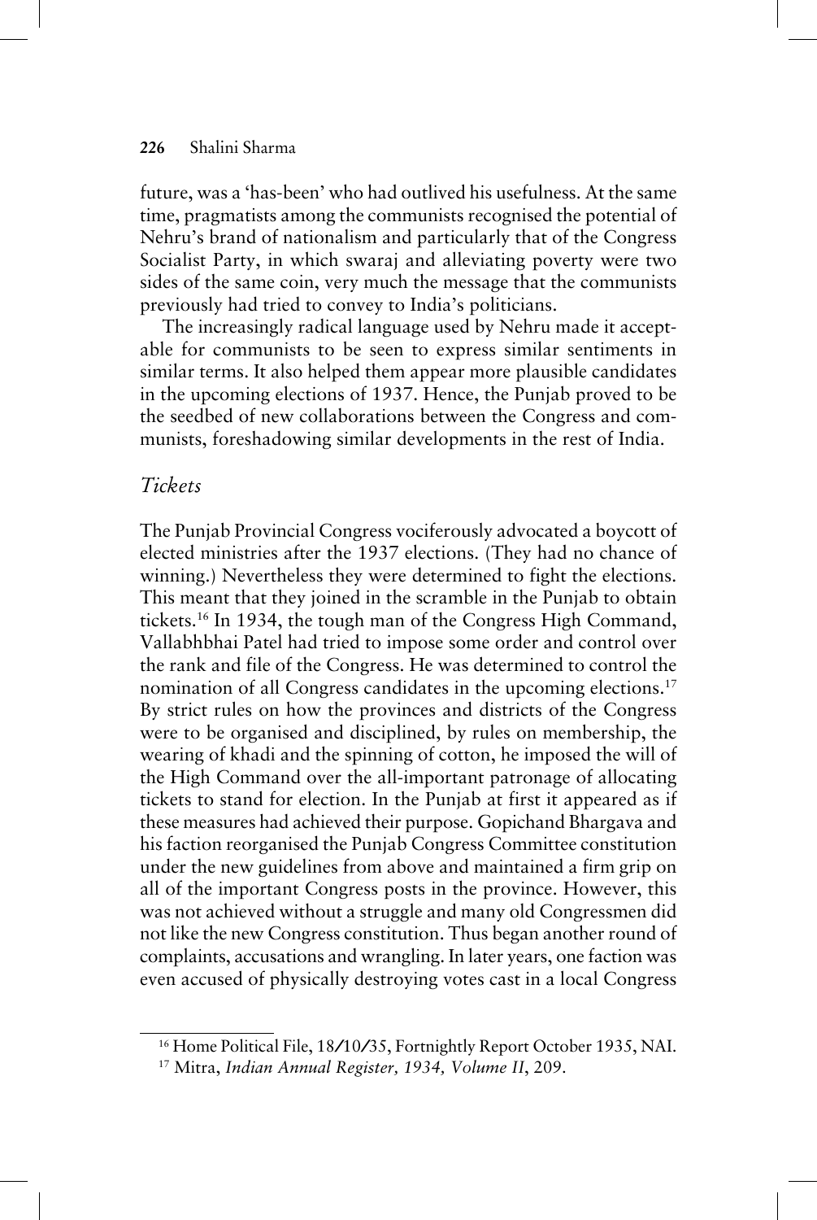future, was a 'has-been' who had outlived his usefulness. At the same time, pragmatists among the communists recognised the potential of Nehru's brand of nationalism and particularly that of the Congress Socialist Party, in which swaraj and alleviating poverty were two sides of the same coin, very much the message that the communists previously had tried to convey to India's politicians.

The increasingly radical language used by Nehru made it acceptable for communists to be seen to express similar sentiments in similar terms. It also helped them appear more plausible candidates in the upcoming elections of 1937. Hence, the Punjab proved to be the seedbed of new collaborations between the Congress and communists, foreshadowing similar developments in the rest of India.

### *Tickets*

The Punjab Provincial Congress vociferously advocated a boycott of elected ministries after the 1937 elections. (They had no chance of winning.) Nevertheless they were determined to fight the elections. This meant that they joined in the scramble in the Punjab to obtain tickets.[16] In 1934, the tough man of the Congress High Command, Vallabhbhai Patel had tried to impose some order and control over the rank and file of the Congress. He was determined to control the nomination of all Congress candidates in the upcoming elections.[17] By strict rules on how the provinces and districts of the Congress were to be organised and disciplined, by rules on membership, the wearing of khadi and the spinning of cotton, he imposed the will of the High Command over the all-important patronage of allocating tickets to stand for election. In the Punjab at first it appeared as if these measures had achieved their purpose. Gopichand Bhargava and his faction reorganised the Punjab Congress Committee constitution under the new guidelines from above and maintained a firm grip on all of the important Congress posts in the province. However, this was not achieved without a struggle and many old Congressmen did not like the new Congress constitution. Thus began another round of complaints, accusations and wrangling. In later years, one faction was even accused of physically destroying votes cast in a local Congress

---

[16] Home Political File, 18/10/35, Fortnightly Report October 1935, NAI.

[17] Mitra, *Indian Annual Register, 1934, Volume II*, 209.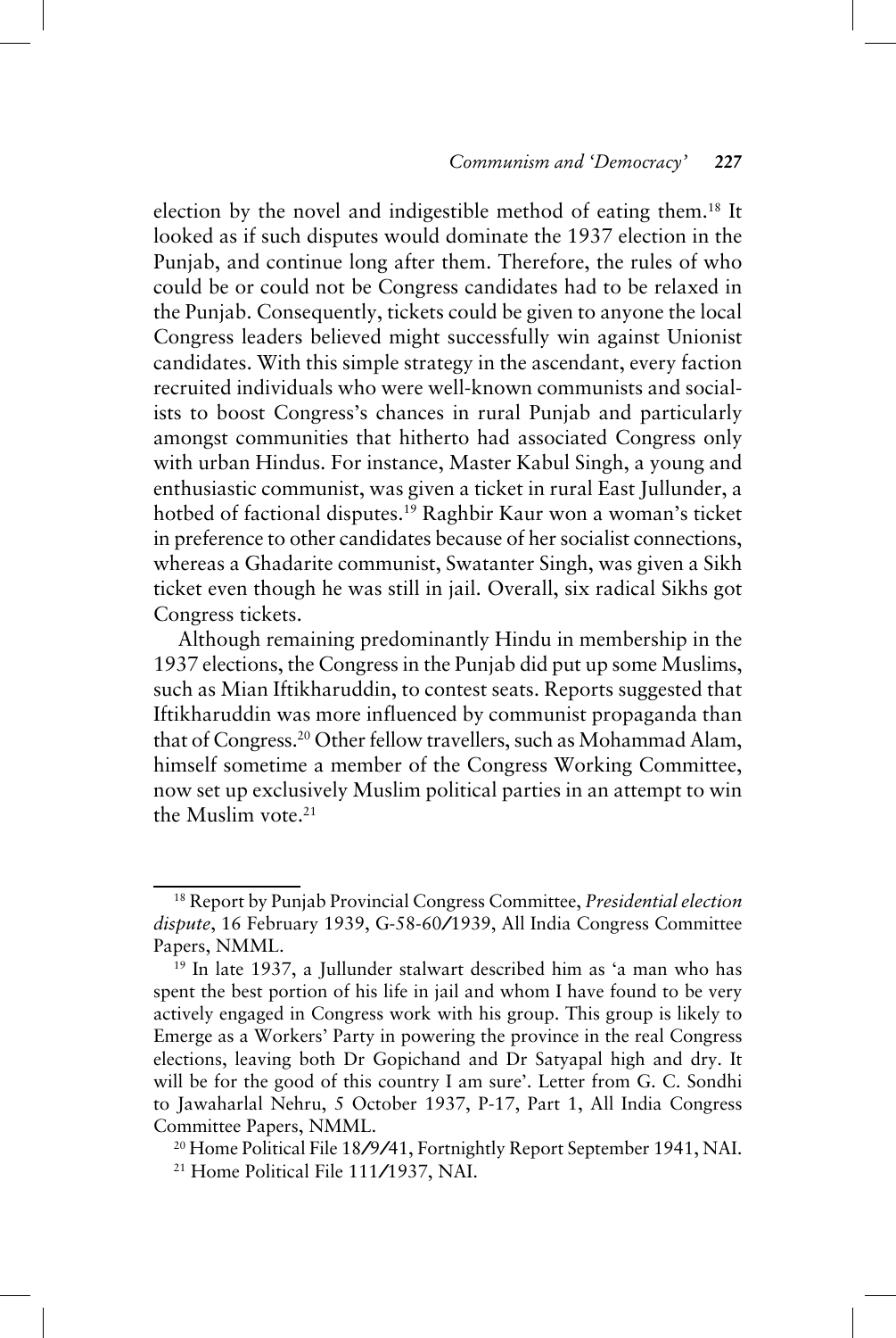election by the novel and indigestible method of eating them.[18] It looked as if such disputes would dominate the 1937 election in the Punjab, and continue long after them. Therefore, the rules of who could be or could not be Congress candidates had to be relaxed in the Punjab. Consequently, tickets could be given to anyone the local Congress leaders believed might successfully win against Unionist candidates. With this simple strategy in the ascendant, every faction recruited individuals who were well-known communists and socialists to boost Congress's chances in rural Punjab and particularly amongst communities that hitherto had associated Congress only with urban Hindus. For instance, Master Kabul Singh, a young and enthusiastic communist, was given a ticket in rural East Jullunder, a hotbed of factional disputes.[19] Raghbir Kaur won a woman's ticket in preference to other candidates because of her socialist connections, whereas a Ghadarite communist, Swatanter Singh, was given a Sikh ticket even though he was still in jail. Overall, six radical Sikhs got Congress tickets.

Although remaining predominantly Hindu in membership in the 1937 elections, the Congress in the Punjab did put up some Muslims, such as Mian Iftikharuddin, to contest seats. Reports suggested that Iftikharuddin was more influenced by communist propaganda than that of Congress.[20] Other fellow travellers, such as Mohammad Alam, himself sometime a member of the Congress Working Committee, now set up exclusively Muslim political parties in an attempt to win the Muslim vote.[21]

---

[18] Report by Punjab Provincial Congress Committee, *Presidential election dispute*, 16 February 1939, G-58-60/1939, All India Congress Committee Papers, NMML.

[19] In late 1937, a Jullunder stalwart described him as 'a man who has spent the best portion of his life in jail and whom I have found to be very actively engaged in Congress work with his group. This group is likely to Emerge as a Workers' Party in powering the province in the real Congress elections, leaving both Dr Gopichand and Dr Satyapal high and dry. It will be for the good of this country I am sure'. Letter from G. C. Sondhi to Jawaharlal Nehru, 5 October 1937, P-17, Part 1, All India Congress Committee Papers, NMML.

[20] Home Political File 18/9/41, Fortnightly Report September 1941, NAI.

[21] Home Political File 111/1937, NAI.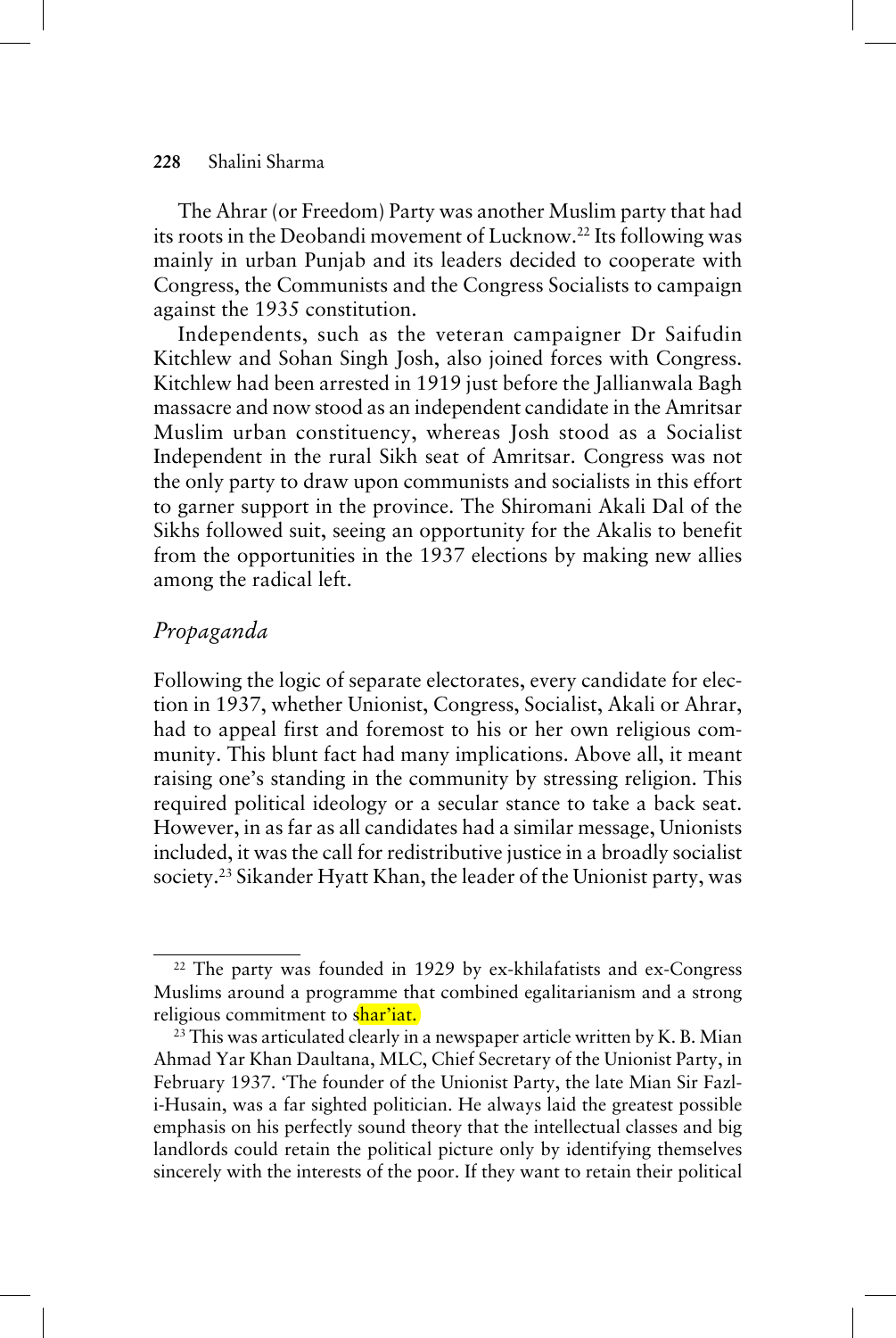The Ahrar (or Freedom) Party was another Muslim party that had its roots in the Deobandi movement of Lucknow.[22] Its following was mainly in urban Punjab and its leaders decided to cooperate with Congress, the Communists and the Congress Socialists to campaign against the 1935 constitution.

Independents, such as the veteran campaigner Dr Saifudin Kitchlew and Sohan Singh Josh, also joined forces with Congress. Kitchlew had been arrested in 1919 just before the Jallianwala Bagh massacre and now stood as an independent candidate in the Amritsar Muslim urban constituency, whereas Josh stood as a Socialist Independent in the rural Sikh seat of Amritsar. Congress was not the only party to draw upon communists and socialists in this effort to garner support in the province. The Shiromani Akali Dal of the Sikhs followed suit, seeing an opportunity for the Akalis to benefit from the opportunities in the 1937 elections by making new allies among the radical left.

## *Propaganda*

Following the logic of separate electorates, every candidate for election in 1937, whether Unionist, Congress, Socialist, Akali or Ahrar, had to appeal first and foremost to his or her own religious community. This blunt fact had many implications. Above all, it meant raising one's standing in the community by stressing religion. This required political ideology or a secular stance to take a back seat. However, in as far as all candidates had a similar message, Unionists included, it was the call for redistributive justice in a broadly socialist society.[23] Sikander Hyatt Khan, the leader of the Unionist party, was

---

[22] The party was founded in 1929 by ex-khilafatists and ex-Congress Muslims around a programme that combined egalitarianism and a strong religious commitment to shar'iat.

[23] This was articulated clearly in a newspaper article written by K. B. Mian Ahmad Yar Khan Daultana, MLC, Chief Secretary of the Unionist Party, in February 1937. 'The founder of the Unionist Party, the late Mian Sir Fazl-i-Husain, was a far sighted politician. He always laid the greatest possible emphasis on his perfectly sound theory that the intellectual classes and big landlords could retain the political picture only by identifying themselves sincerely with the interests of the poor. If they want to retain their political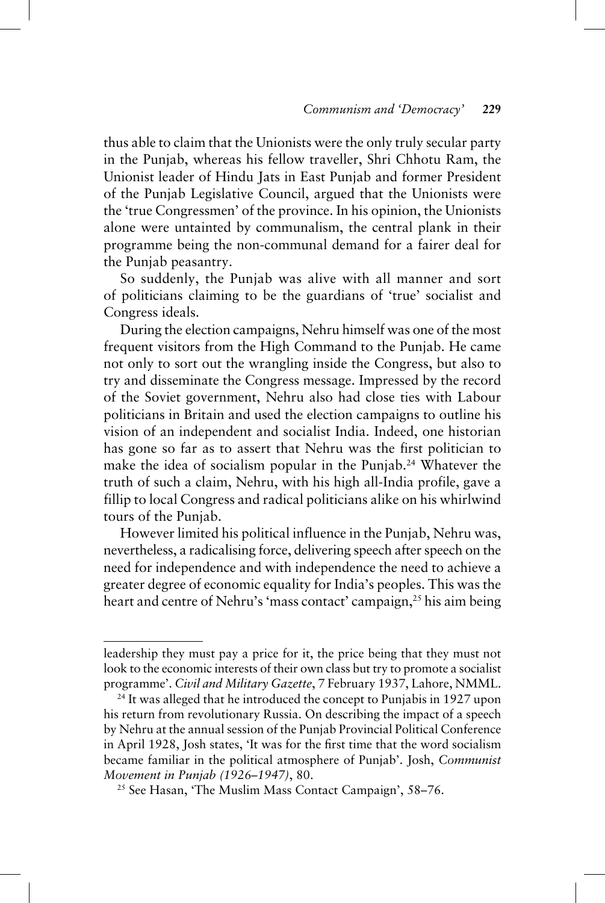thus able to claim that the Unionists were the only truly secular party in the Punjab, whereas his fellow traveller, Shri Chhotu Ram, the Unionist leader of Hindu Jats in East Punjab and former President of the Punjab Legislative Council, argued that the Unionists were the 'true Congressmen' of the province. In his opinion, the Unionists alone were untainted by communalism, the central plank in their programme being the non-communal demand for a fairer deal for the Punjab peasantry.

So suddenly, the Punjab was alive with all manner and sort of politicians claiming to be the guardians of 'true' socialist and Congress ideals.

During the election campaigns, Nehru himself was one of the most frequent visitors from the High Command to the Punjab. He came not only to sort out the wrangling inside the Congress, but also to try and disseminate the Congress message. Impressed by the record of the Soviet government, Nehru also had close ties with Labour politicians in Britain and used the election campaigns to outline his vision of an independent and socialist India. Indeed, one historian has gone so far as to assert that Nehru was the first politician to make the idea of socialism popular in the Punjab.[24] Whatever the truth of such a claim, Nehru, with his high all-India profile, gave a fillip to local Congress and radical politicians alike on his whirlwind tours of the Punjab.

However limited his political influence in the Punjab, Nehru was, nevertheless, a radicalising force, delivering speech after speech on the need for independence and with independence the need to achieve a greater degree of economic equality for India's peoples. This was the heart and centre of Nehru's 'mass contact' campaign,[25] his aim being

---

leadership they must pay a price for it, the price being that they must not look to the economic interests of their own class but try to promote a socialist programme'. *Civil and Military Gazette*, 7 February 1937, Lahore, NMML.

[24] It was alleged that he introduced the concept to Punjabis in 1927 upon his return from revolutionary Russia. On describing the impact of a speech by Nehru at the annual session of the Punjab Provincial Political Conference in April 1928, Josh states, 'It was for the first time that the word socialism became familiar in the political atmosphere of Punjab'. Josh, *Communist Movement in Punjab (1926–1947)*, 80.

[25] See Hasan, 'The Muslim Mass Contact Campaign', 58–76.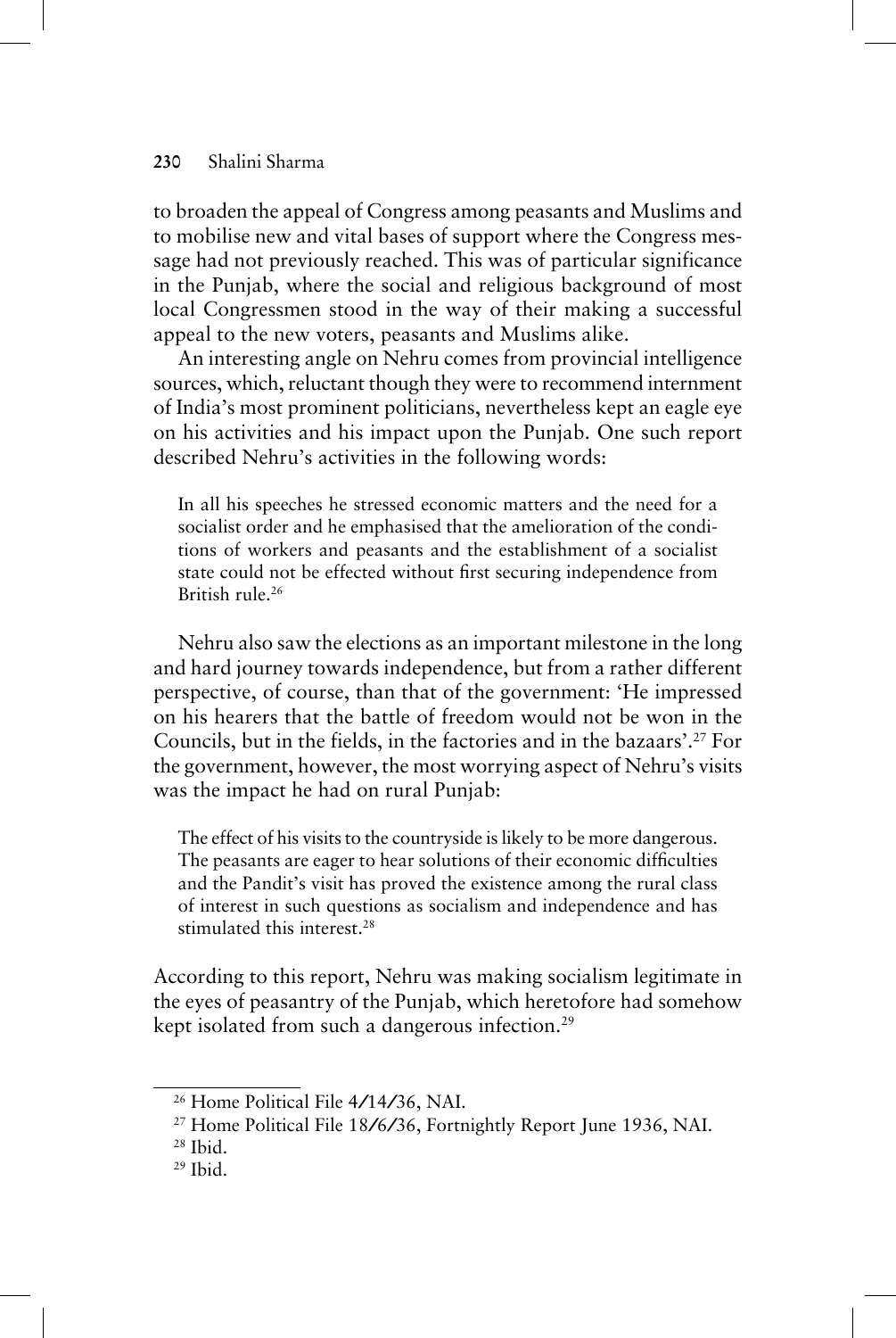to broaden the appeal of Congress among peasants and Muslims and to mobilise new and vital bases of support where the Congress message had not previously reached. This was of particular significance in the Punjab, where the social and religious background of most local Congressmen stood in the way of their making a successful appeal to the new voters, peasants and Muslims alike.

An interesting angle on Nehru comes from provincial intelligence sources, which, reluctant though they were to recommend internment of India's most prominent politicians, nevertheless kept an eagle eye on his activities and his impact upon the Punjab. One such report described Nehru's activities in the following words:

> In all his speeches he stressed economic matters and the need for a socialist order and he emphasised that the amelioration of the conditions of workers and peasants and the establishment of a socialist state could not be effected without first securing independence from British rule.[26]

Nehru also saw the elections as an important milestone in the long and hard journey towards independence, but from a rather different perspective, of course, than that of the government: 'He impressed on his hearers that the battle of freedom would not be won in the Councils, but in the fields, in the factories and in the bazaars'.[27] For the government, however, the most worrying aspect of Nehru's visits was the impact he had on rural Punjab:

> The effect of his visits to the countryside is likely to be more dangerous. The peasants are eager to hear solutions of their economic difficulties and the Pandit's visit has proved the existence among the rural class of interest in such questions as socialism and independence and has stimulated this interest.[28]

According to this report, Nehru was making socialism legitimate in the eyes of peasantry of the Punjab, which heretofore had somehow kept isolated from such a dangerous infection.[29]

---

[26] Home Political File 4/14/36, NAI.

[27] Home Political File 18/6/36, Fortnightly Report June 1936, NAI.

[28] Ibid.

[29] Ibid.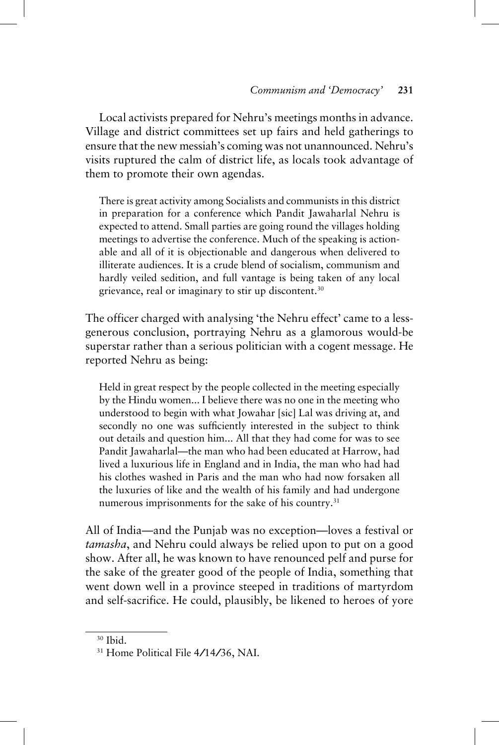Local activists prepared for Nehru's meetings months in advance. Village and district committees set up fairs and held gatherings to ensure that the new messiah's coming was not unannounced. Nehru's visits ruptured the calm of district life, as locals took advantage of them to promote their own agendas.

> There is great activity among Socialists and communists in this district in preparation for a conference which Pandit Jawaharlal Nehru is expected to attend. Small parties are going round the villages holding meetings to advertise the conference. Much of the speaking is actionable and all of it is objectionable and dangerous when delivered to illiterate audiences. It is a crude blend of socialism, communism and hardly veiled sedition, and full vantage is being taken of any local grievance, real or imaginary to stir up discontent.[30]

The officer charged with analysing 'the Nehru effect' came to a less-generous conclusion, portraying Nehru as a glamorous would-be superstar rather than a serious politician with a cogent message. He reported Nehru as being:

> Held in great respect by the people collected in the meeting especially by the Hindu women... I believe there was no one in the meeting who understood to begin with what Jowahar [sic] Lal was driving at, and secondly no one was sufficiently interested in the subject to think out details and question him... All that they had come for was to see Pandit Jawaharlal—the man who had been educated at Harrow, had lived a luxurious life in England and in India, the man who had had his clothes washed in Paris and the man who had now forsaken all the luxuries of like and the wealth of his family and had undergone numerous imprisonments for the sake of his country.[31]

All of India—and the Punjab was no exception—loves a festival or *tamasha*, and Nehru could always be relied upon to put on a good show. After all, he was known to have renounced pelf and purse for the sake of the greater good of the people of India, something that went down well in a province steeped in traditions of martyrdom and self-sacrifice. He could, plausibly, be likened to heroes of yore

---

[30] Ibid.

[31] Home Political File 4/14/36, NAI.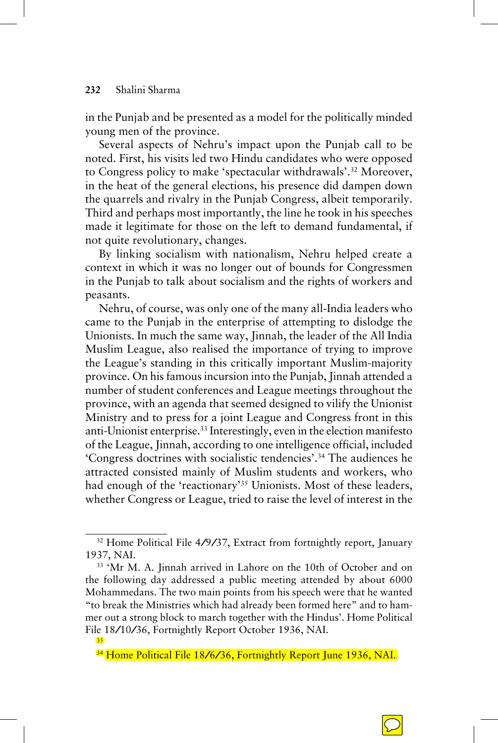in the Punjab and be presented as a model for the politically minded young men of the province.

Several aspects of Nehru's impact upon the Punjab call to be noted. First, his visits led two Hindu candidates who were opposed to Congress policy to make 'spectacular withdrawals'.[32] Moreover, in the heat of the general elections, his presence did dampen down the quarrels and rivalry in the Punjab Congress, albeit temporarily. Third and perhaps most importantly, the line he took in his speeches made it legitimate for those on the left to demand fundamental, if not quite revolutionary, changes.

By linking socialism with nationalism, Nehru helped create a context in which it was no longer out of bounds for Congressmen in the Punjab to talk about socialism and the rights of workers and peasants.

Nehru, of course, was only one of the many all-India leaders who came to the Punjab in the enterprise of attempting to dislodge the Unionists. In much the same way, Jinnah, the leader of the All India Muslim League, also realised the importance of trying to improve the League's standing in this critically important Muslim-majority province. On his famous incursion into the Punjab, Jinnah attended a number of student conferences and League meetings throughout the province, with an agenda that seemed designed to vilify the Unionist Ministry and to press for a joint League and Congress front in this anti-Unionist enterprise.[33] Interestingly, even in the election manifesto of the League, Jinnah, according to one intelligence official, included 'Congress doctrines with socialistic tendencies'.[34] The audiences he attracted consisted mainly of Muslim students and workers, who had enough of the 'reactionary'[35] Unionists. Most of these leaders, whether Congress or League, tried to raise the level of interest in the

---

[32] Home Political File 4/9/37, Extract from fortnightly report, January 1937, NAI.

[33] 'Mr M. A. Jinnah arrived in Lahore on the 10th of October and on the following day addressed a public meeting attended by about 6000 Mohammedans. The two main points from his speech were that he wanted "to break the Ministries which had already been formed here" and to hammer out a strong block to march together with the Hindus'. Home Political File 18/10/36, Fortnightly Report October 1936, NAI.

[35]

[34] Home Political File 18/6/36, Fortnightly Report June 1936, NAI.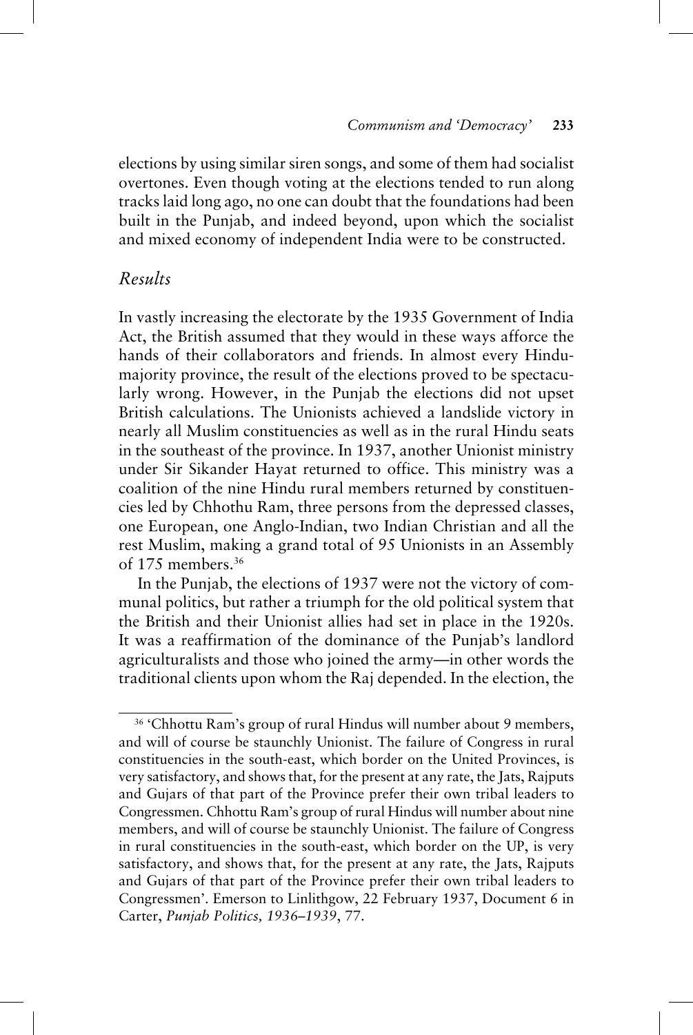elections by using similar siren songs, and some of them had socialist overtones. Even though voting at the elections tended to run along tracks laid long ago, no one can doubt that the foundations had been built in the Punjab, and indeed beyond, upon which the socialist and mixed economy of independent India were to be constructed.

## *Results*

In vastly increasing the electorate by the 1935 Government of India Act, the British assumed that they would in these ways afforce the hands of their collaborators and friends. In almost every Hindu-majority province, the result of the elections proved to be spectacularly wrong. However, in the Punjab the elections did not upset British calculations. The Unionists achieved a landslide victory in nearly all Muslim constituencies as well as in the rural Hindu seats in the southeast of the province. In 1937, another Unionist ministry under Sir Sikander Hayat returned to office. This ministry was a coalition of the nine Hindu rural members returned by constituencies led by Chhothu Ram, three persons from the depressed classes, one European, one Anglo-Indian, two Indian Christian and all the rest Muslim, making a grand total of 95 Unionists in an Assembly of 175 members.[36]

In the Punjab, the elections of 1937 were not the victory of communal politics, but rather a triumph for the old political system that the British and their Unionist allies had set in place in the 1920s. It was a reaffirmation of the dominance of the Punjab's landlord agriculturalists and those who joined the army—in other words the traditional clients upon whom the Raj depended. In the election, the

---

[36] 'Chhottu Ram's group of rural Hindus will number about 9 members, and will of course be staunchly Unionist. The failure of Congress in rural constituencies in the south-east, which border on the United Provinces, is very satisfactory, and shows that, for the present at any rate, the Jats, Rajputs and Gujars of that part of the Province prefer their own tribal leaders to Congressmen. Chhottu Ram's group of rural Hindus will number about nine members, and will of course be staunchly Unionist. The failure of Congress in rural constituencies in the south-east, which border on the UP, is very satisfactory, and shows that, for the present at any rate, the Jats, Rajputs and Gujars of that part of the Province prefer their own tribal leaders to Congressmen'. Emerson to Linlithgow, 22 February 1937, Document 6 in Carter, *Punjab Politics, 1936–1939*, 77.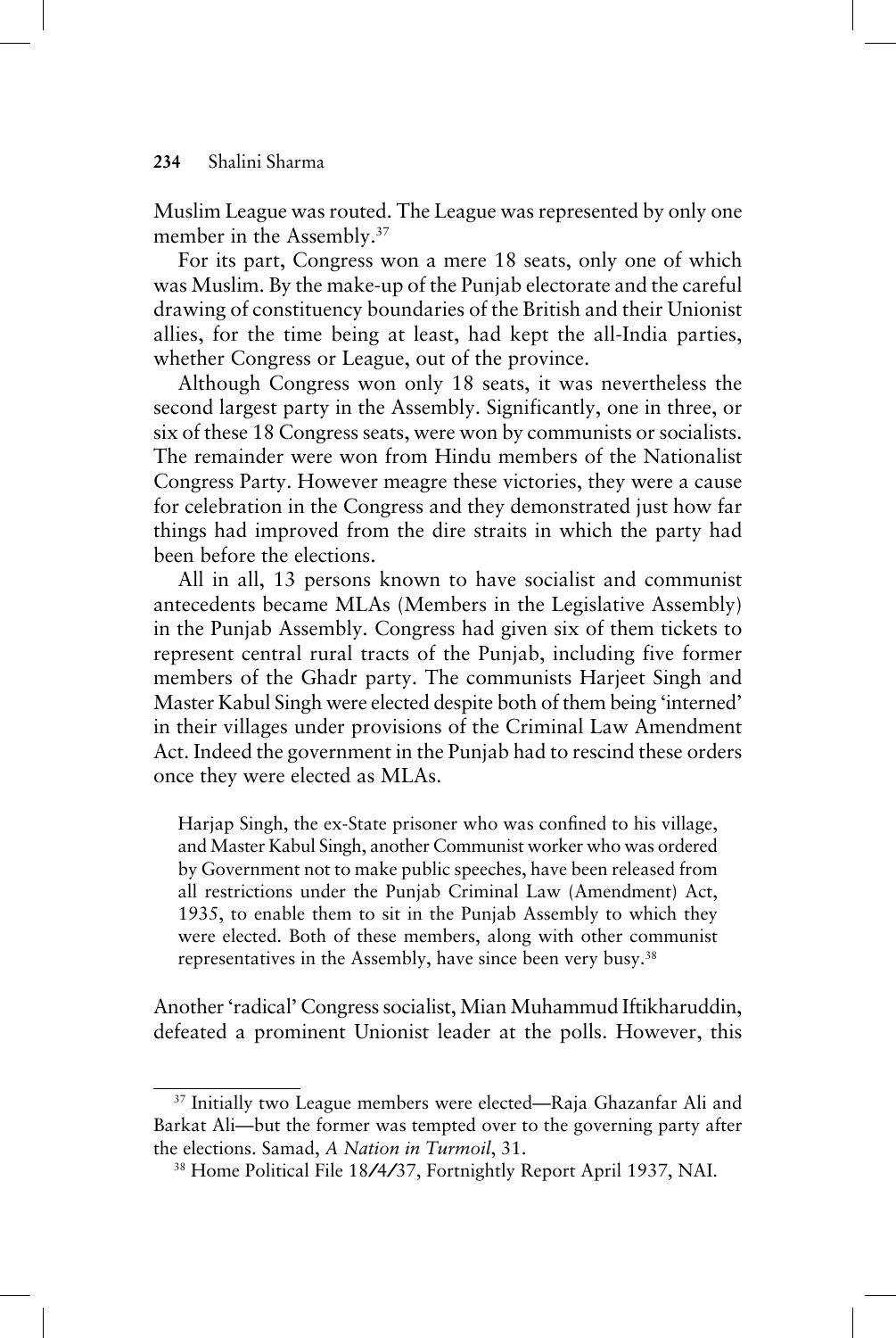Muslim League was routed. The League was represented by only one member in the Assembly.[37]

For its part, Congress won a mere 18 seats, only one of which was Muslim. By the make-up of the Punjab electorate and the careful drawing of constituency boundaries of the British and their Unionist allies, for the time being at least, had kept the all-India parties, whether Congress or League, out of the province.

Although Congress won only 18 seats, it was nevertheless the second largest party in the Assembly. Significantly, one in three, or six of these 18 Congress seats, were won by communists or socialists. The remainder were won from Hindu members of the Nationalist Congress Party. However meagre these victories, they were a cause for celebration in the Congress and they demonstrated just how far things had improved from the dire straits in which the party had been before the elections.

All in all, 13 persons known to have socialist and communist antecedents became MLAs (Members in the Legislative Assembly) in the Punjab Assembly. Congress had given six of them tickets to represent central rural tracts of the Punjab, including five former members of the Ghadr party. The communists Harjeet Singh and Master Kabul Singh were elected despite both of them being 'interned' in their villages under provisions of the Criminal Law Amendment Act. Indeed the government in the Punjab had to rescind these orders once they were elected as MLAs.

> Harjap Singh, the ex-State prisoner who was confined to his village, and Master Kabul Singh, another Communist worker who was ordered by Government not to make public speeches, have been released from all restrictions under the Punjab Criminal Law (Amendment) Act, 1935, to enable them to sit in the Punjab Assembly to which they were elected. Both of these members, along with other communist representatives in the Assembly, have since been very busy.[38]

Another 'radical' Congress socialist, Mian Muhammud Iftikharuddin, defeated a prominent Unionist leader at the polls. However, this

---

[37] Initially two League members were elected—Raja Ghazanfar Ali and Barkat Ali—but the former was tempted over to the governing party after the elections. Samad, *A Nation in Turmoil*, 31.

[38] Home Political File 18/4/37, Fortnightly Report April 1937, NAI.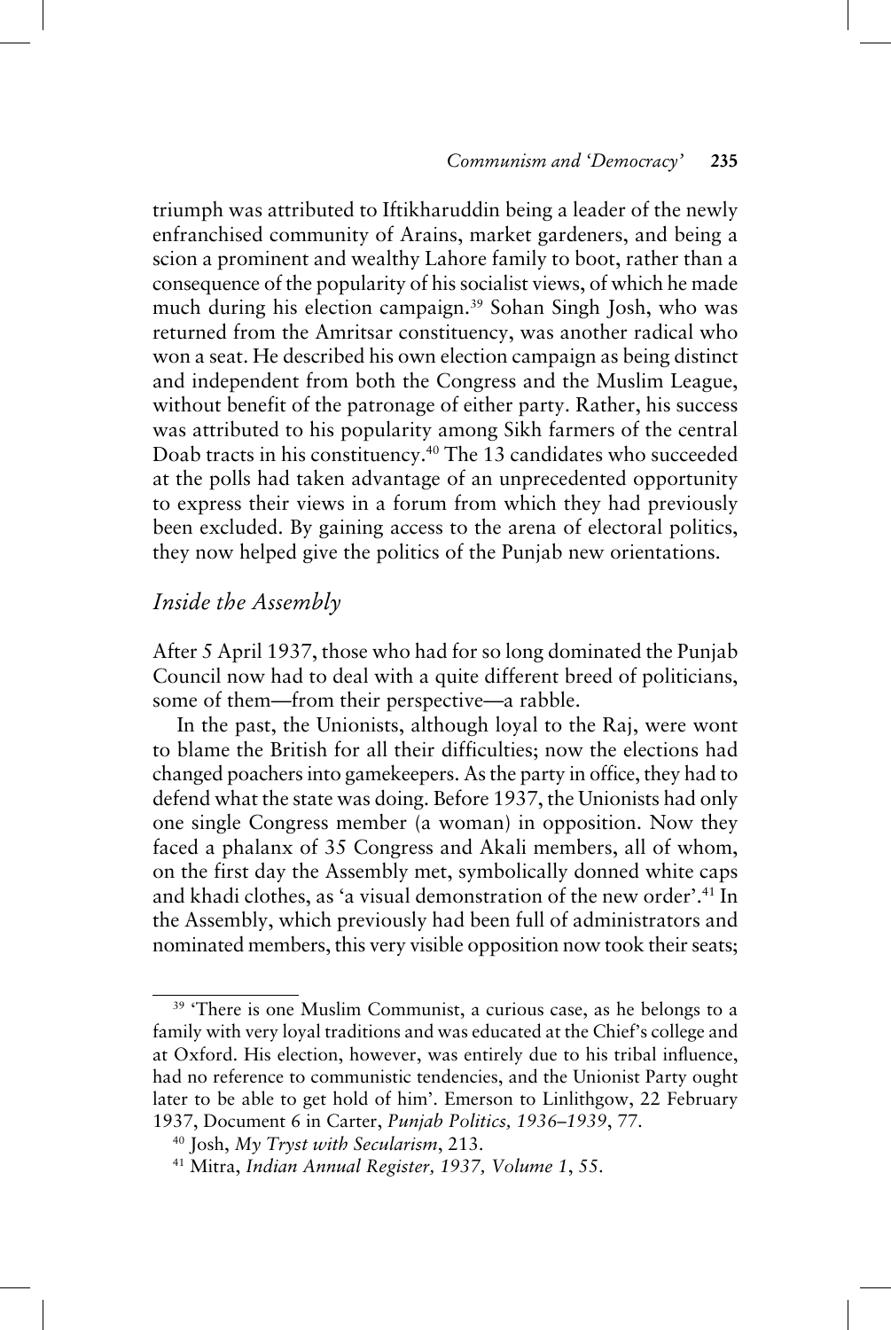triumph was attributed to Iftikharuddin being a leader of the newly enfranchised community of Arains, market gardeners, and being a scion a prominent and wealthy Lahore family to boot, rather than a consequence of the popularity of his socialist views, of which he made much during his election campaign.[39] Sohan Singh Josh, who was returned from the Amritsar constituency, was another radical who won a seat. He described his own election campaign as being distinct and independent from both the Congress and the Muslim League, without benefit of the patronage of either party. Rather, his success was attributed to his popularity among Sikh farmers of the central Doab tracts in his constituency.[40] The 13 candidates who succeeded at the polls had taken advantage of an unprecedented opportunity to express their views in a forum from which they had previously been excluded. By gaining access to the arena of electoral politics, they now helped give the politics of the Punjab new orientations.

## *Inside the Assembly*

After 5 April 1937, those who had for so long dominated the Punjab Council now had to deal with a quite different breed of politicians, some of them—from their perspective—a rabble.

In the past, the Unionists, although loyal to the Raj, were wont to blame the British for all their difficulties; now the elections had changed poachers into gamekeepers. As the party in office, they had to defend what the state was doing. Before 1937, the Unionists had only one single Congress member (a woman) in opposition. Now they faced a phalanx of 35 Congress and Akali members, all of whom, on the first day the Assembly met, symbolically donned white caps and khadi clothes, as 'a visual demonstration of the new order'.[41] In the Assembly, which previously had been full of administrators and nominated members, this very visible opposition now took their seats;

---

[39] 'There is one Muslim Communist, a curious case, as he belongs to a family with very loyal traditions and was educated at the Chief's college and at Oxford. His election, however, was entirely due to his tribal influence, had no reference to communistic tendencies, and the Unionist Party ought later to be able to get hold of him'. Emerson to Linlithgow, 22 February 1937, Document 6 in Carter, *Punjab Politics, 1936–1939*, 77.

[40] Josh, *My Tryst with Secularism*, 213.

[41] Mitra, *Indian Annual Register, 1937, Volume 1*, 55.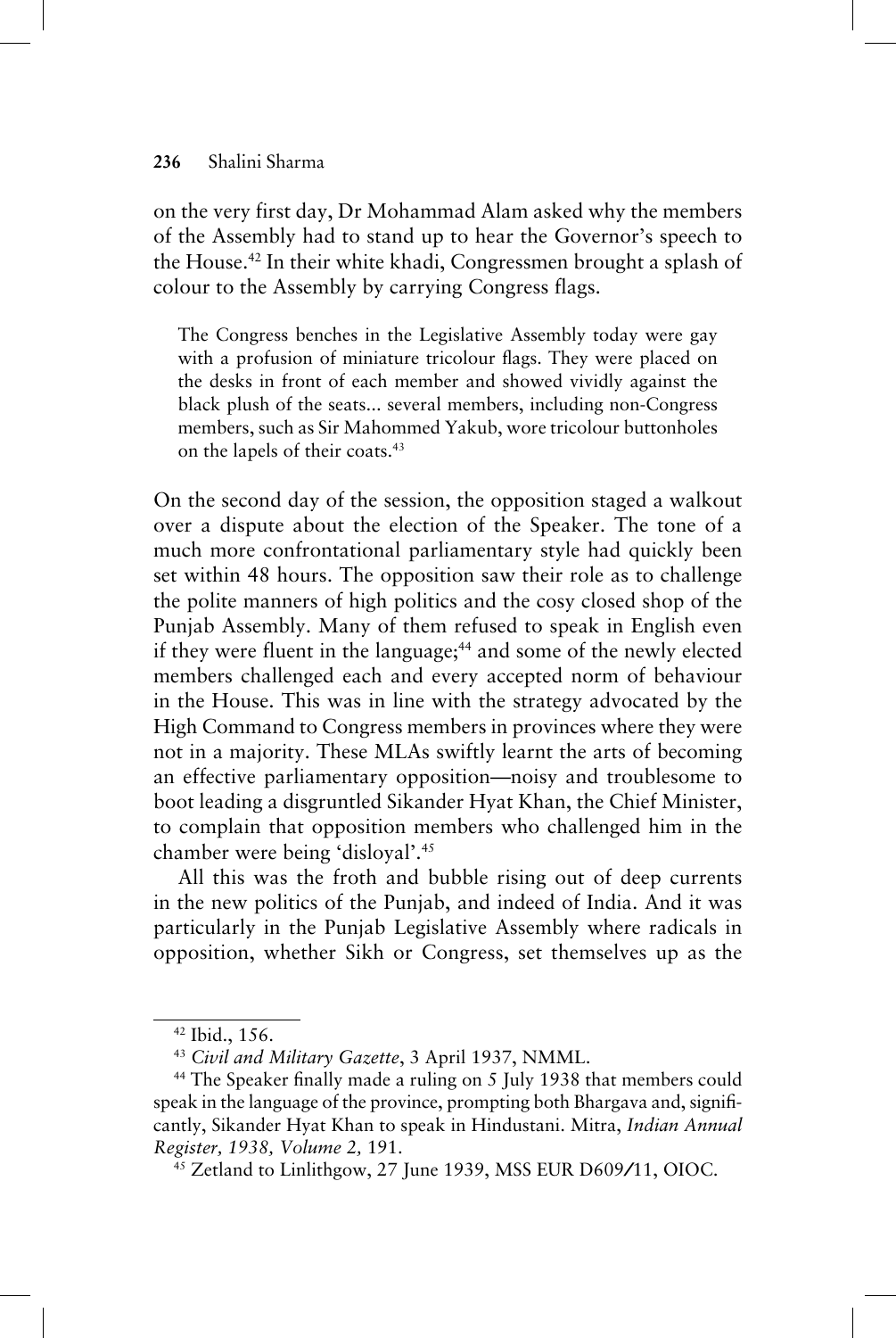on the very first day, Dr Mohammad Alam asked why the members of the Assembly had to stand up to hear the Governor's speech to the House.[42] In their white khadi, Congressmen brought a splash of colour to the Assembly by carrying Congress flags.

> The Congress benches in the Legislative Assembly today were gay with a profusion of miniature tricolour flags. They were placed on the desks in front of each member and showed vividly against the black plush of the seats... several members, including non-Congress members, such as Sir Mahommed Yakub, wore tricolour buttonholes on the lapels of their coats.[43]

On the second day of the session, the opposition staged a walkout over a dispute about the election of the Speaker. The tone of a much more confrontational parliamentary style had quickly been set within 48 hours. The opposition saw their role as to challenge the polite manners of high politics and the cosy closed shop of the Punjab Assembly. Many of them refused to speak in English even if they were fluent in the language;[44] and some of the newly elected members challenged each and every accepted norm of behaviour in the House. This was in line with the strategy advocated by the High Command to Congress members in provinces where they were not in a majority. These MLAs swiftly learnt the arts of becoming an effective parliamentary opposition—noisy and troublesome to boot leading a disgruntled Sikander Hyat Khan, the Chief Minister, to complain that opposition members who challenged him in the chamber were being 'disloyal'.[45]

All this was the froth and bubble rising out of deep currents in the new politics of the Punjab, and indeed of India. And it was particularly in the Punjab Legislative Assembly where radicals in opposition, whether Sikh or Congress, set themselves up as the

---

[42] Ibid., 156.

[43] *Civil and Military Gazette*, 3 April 1937, NMML.

[44] The Speaker finally made a ruling on 5 July 1938 that members could speak in the language of the province, prompting both Bhargava and, significantly, Sikander Hyat Khan to speak in Hindustani. Mitra, *Indian Annual Register, 1938, Volume 2,* 191.

[45] Zetland to Linlithgow, 27 June 1939, MSS EUR D609/11, OIOC.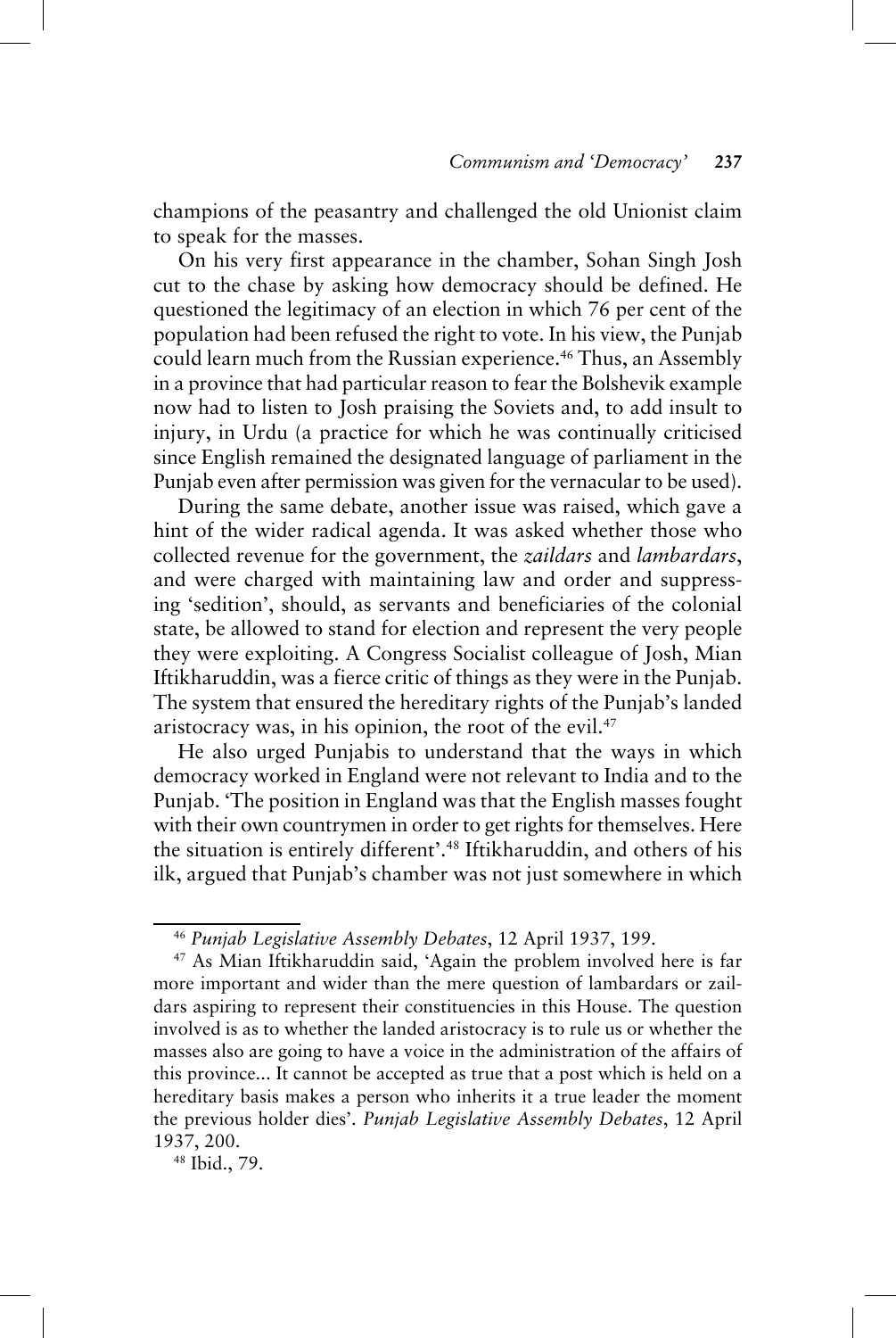champions of the peasantry and challenged the old Unionist claim to speak for the masses.

On his very first appearance in the chamber, Sohan Singh Josh cut to the chase by asking how democracy should be defined. He questioned the legitimacy of an election in which 76 per cent of the population had been refused the right to vote. In his view, the Punjab could learn much from the Russian experience.[46] Thus, an Assembly in a province that had particular reason to fear the Bolshevik example now had to listen to Josh praising the Soviets and, to add insult to injury, in Urdu (a practice for which he was continually criticised since English remained the designated language of parliament in the Punjab even after permission was given for the vernacular to be used).

During the same debate, another issue was raised, which gave a hint of the wider radical agenda. It was asked whether those who collected revenue for the government, the *zaildars* and *lambardars*, and were charged with maintaining law and order and suppressing 'sedition', should, as servants and beneficiaries of the colonial state, be allowed to stand for election and represent the very people they were exploiting. A Congress Socialist colleague of Josh, Mian Iftikharuddin, was a fierce critic of things as they were in the Punjab. The system that ensured the hereditary rights of the Punjab's landed aristocracy was, in his opinion, the root of the evil.[47]

He also urged Punjabis to understand that the ways in which democracy worked in England were not relevant to India and to the Punjab. 'The position in England was that the English masses fought with their own countrymen in order to get rights for themselves. Here the situation is entirely different'.[48] Iftikharuddin, and others of his ilk, argued that Punjab's chamber was not just somewhere in which

---

[46] *Punjab Legislative Assembly Debates*, 12 April 1937, 199.

[47] As Mian Iftikharuddin said, 'Again the problem involved here is far more important and wider than the mere question of lambardars or zaildars aspiring to represent their constituencies in this House. The question involved is as to whether the landed aristocracy is to rule us or whether the masses also are going to have a voice in the administration of the affairs of this province... It cannot be accepted as true that a post which is held on a hereditary basis makes a person who inherits it a true leader the moment the previous holder dies'. *Punjab Legislative Assembly Debates*, 12 April 1937, 200.

[48] Ibid., 79.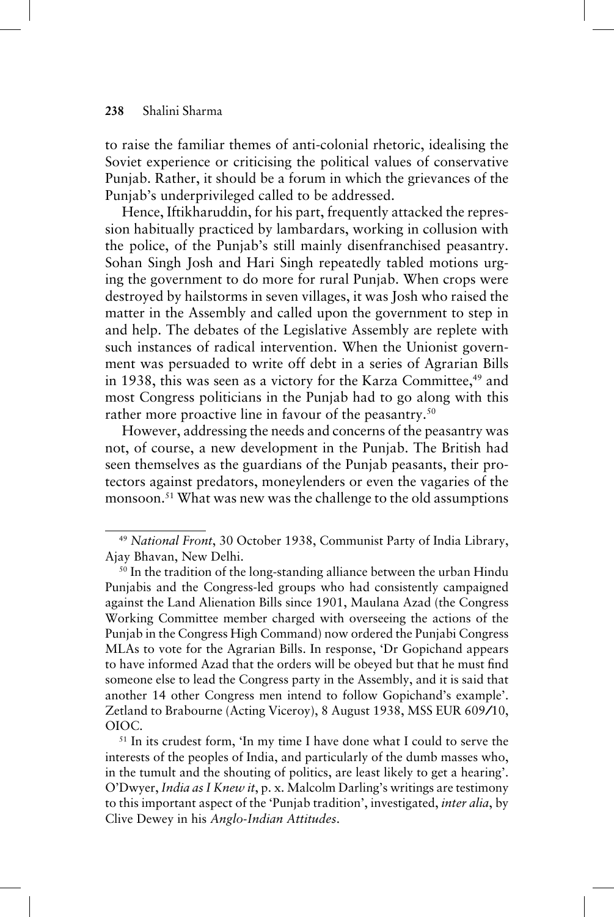to raise the familiar themes of anti-colonial rhetoric, idealising the Soviet experience or criticising the political values of conservative Punjab. Rather, it should be a forum in which the grievances of the Punjab's underprivileged called to be addressed.

Hence, Iftikharuddin, for his part, frequently attacked the repression habitually practiced by lambardars, working in collusion with the police, of the Punjab's still mainly disenfranchised peasantry. Sohan Singh Josh and Hari Singh repeatedly tabled motions urging the government to do more for rural Punjab. When crops were destroyed by hailstorms in seven villages, it was Josh who raised the matter in the Assembly and called upon the government to step in and help. The debates of the Legislative Assembly are replete with such instances of radical intervention. When the Unionist government was persuaded to write off debt in a series of Agrarian Bills in 1938, this was seen as a victory for the Karza Committee,[49] and most Congress politicians in the Punjab had to go along with this rather more proactive line in favour of the peasantry.[50]

However, addressing the needs and concerns of the peasantry was not, of course, a new development in the Punjab. The British had seen themselves as the guardians of the Punjab peasants, their protectors against predators, moneylenders or even the vagaries of the monsoon.[51] What was new was the challenge to the old assumptions

---

[49] *National Front*, 30 October 1938, Communist Party of India Library, Ajay Bhavan, New Delhi.

[50] In the tradition of the long-standing alliance between the urban Hindu Punjabis and the Congress-led groups who had consistently campaigned against the Land Alienation Bills since 1901, Maulana Azad (the Congress Working Committee member charged with overseeing the actions of the Punjab in the Congress High Command) now ordered the Punjabi Congress MLAs to vote for the Agrarian Bills. In response, 'Dr Gopichand appears to have informed Azad that the orders will be obeyed but that he must find someone else to lead the Congress party in the Assembly, and it is said that another 14 other Congress men intend to follow Gopichand's example'. Zetland to Brabourne (Acting Viceroy), 8 August 1938, MSS EUR 609/10, OIOC.

[51] In its crudest form, 'In my time I have done what I could to serve the interests of the peoples of India, and particularly of the dumb masses who, in the tumult and the shouting of politics, are least likely to get a hearing'. O'Dwyer, *India as I Knew it*, p. x. Malcolm Darling's writings are testimony to this important aspect of the 'Punjab tradition', investigated, *inter alia*, by Clive Dewey in his *Anglo-Indian Attitudes*.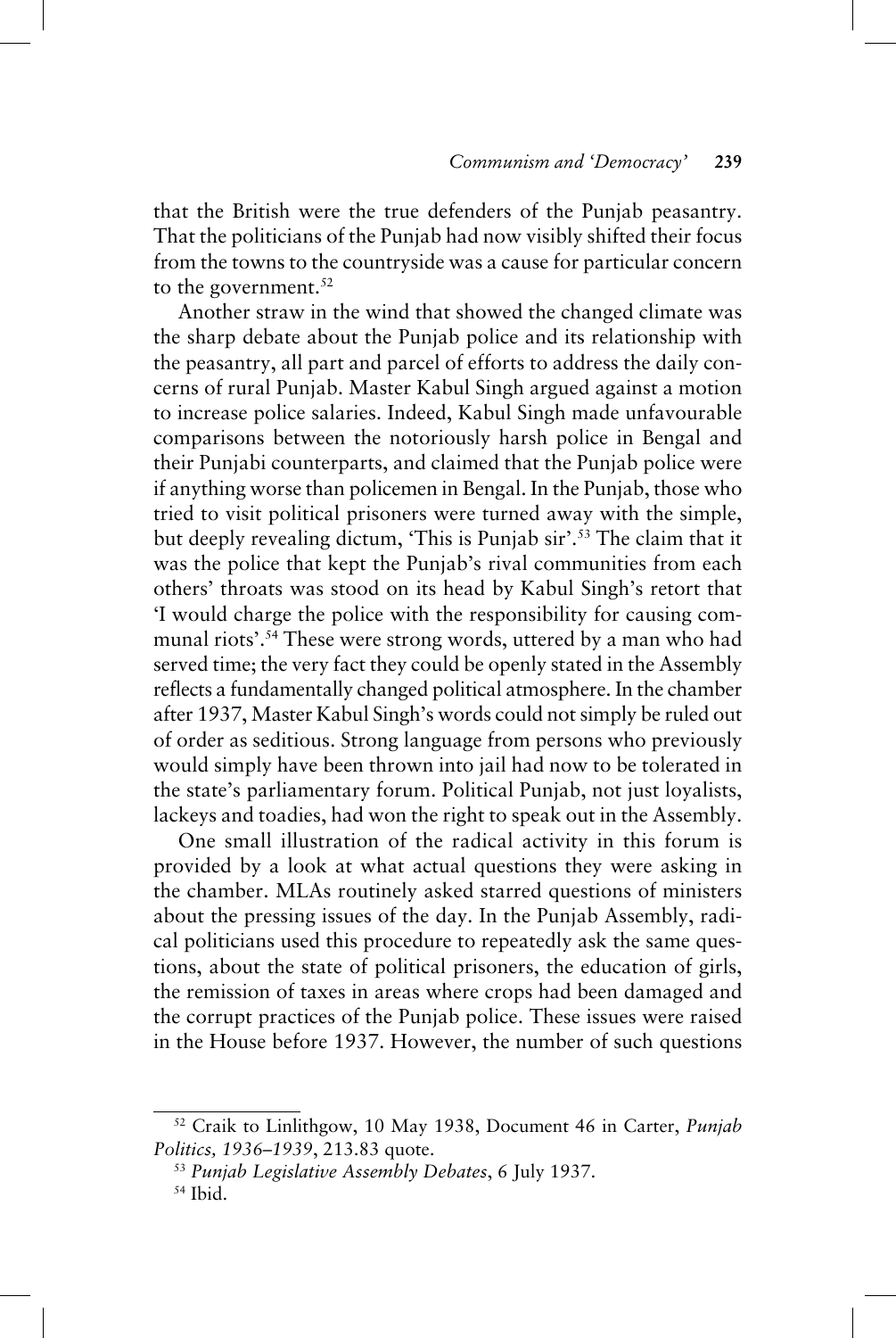that the British were the true defenders of the Punjab peasantry. That the politicians of the Punjab had now visibly shifted their focus from the towns to the countryside was a cause for particular concern to the government.[52]

Another straw in the wind that showed the changed climate was the sharp debate about the Punjab police and its relationship with the peasantry, all part and parcel of efforts to address the daily concerns of rural Punjab. Master Kabul Singh argued against a motion to increase police salaries. Indeed, Kabul Singh made unfavourable comparisons between the notoriously harsh police in Bengal and their Punjabi counterparts, and claimed that the Punjab police were if anything worse than policemen in Bengal. In the Punjab, those who tried to visit political prisoners were turned away with the simple, but deeply revealing dictum, 'This is Punjab sir'.[53] The claim that it was the police that kept the Punjab's rival communities from each others' throats was stood on its head by Kabul Singh's retort that 'I would charge the police with the responsibility for causing communal riots'.[54] These were strong words, uttered by a man who had served time; the very fact they could be openly stated in the Assembly reflects a fundamentally changed political atmosphere. In the chamber after 1937, Master Kabul Singh's words could not simply be ruled out of order as seditious. Strong language from persons who previously would simply have been thrown into jail had now to be tolerated in the state's parliamentary forum. Political Punjab, not just loyalists, lackeys and toadies, had won the right to speak out in the Assembly.

One small illustration of the radical activity in this forum is provided by a look at what actual questions they were asking in the chamber. MLAs routinely asked starred questions of ministers about the pressing issues of the day. In the Punjab Assembly, radical politicians used this procedure to repeatedly ask the same questions, about the state of political prisoners, the education of girls, the remission of taxes in areas where crops had been damaged and the corrupt practices of the Punjab police. These issues were raised in the House before 1937. However, the number of such questions

---

[52] Craik to Linlithgow, 10 May 1938, Document 46 in Carter, *Punjab Politics, 1936–1939*, 213.83 quote.

[53] *Punjab Legislative Assembly Debates*, 6 July 1937.

[54] Ibid.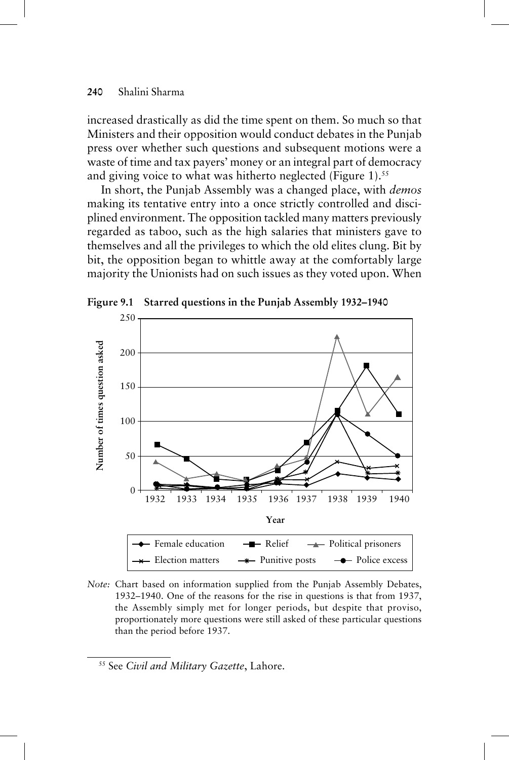increased drastically as did the time spent on them. So much so that Ministers and their opposition would conduct debates in the Punjab press over whether such questions and subsequent motions were a waste of time and tax payers' money or an integral part of democracy and giving voice to what was hitherto neglected (Figure 1).[55]

In short, the Punjab Assembly was a changed place, with *demos* making its tentative entry into a once strictly controlled and disciplined environment. The opposition tackled many matters previously regarded as taboo, such as the high salaries that ministers gave to themselves and all the privileges to which the old elites clung. Bit by bit, the opposition began to whittle away at the comfortably large majority the Unionists had on such issues as they voted upon. When

**Figure 9.1 Starred questions in the Punjab Assembly 1932–1940**

*Note:* Chart based on information supplied from the Punjab Assembly Debates, 1932–1940. One of the reasons for the rise in questions is that from 1937, the Assembly simply met for longer periods, but despite that proviso, proportionately more questions were still asked of these particular questions than the period before 1937.

[55] See *Civil and Military Gazette*, Lahore.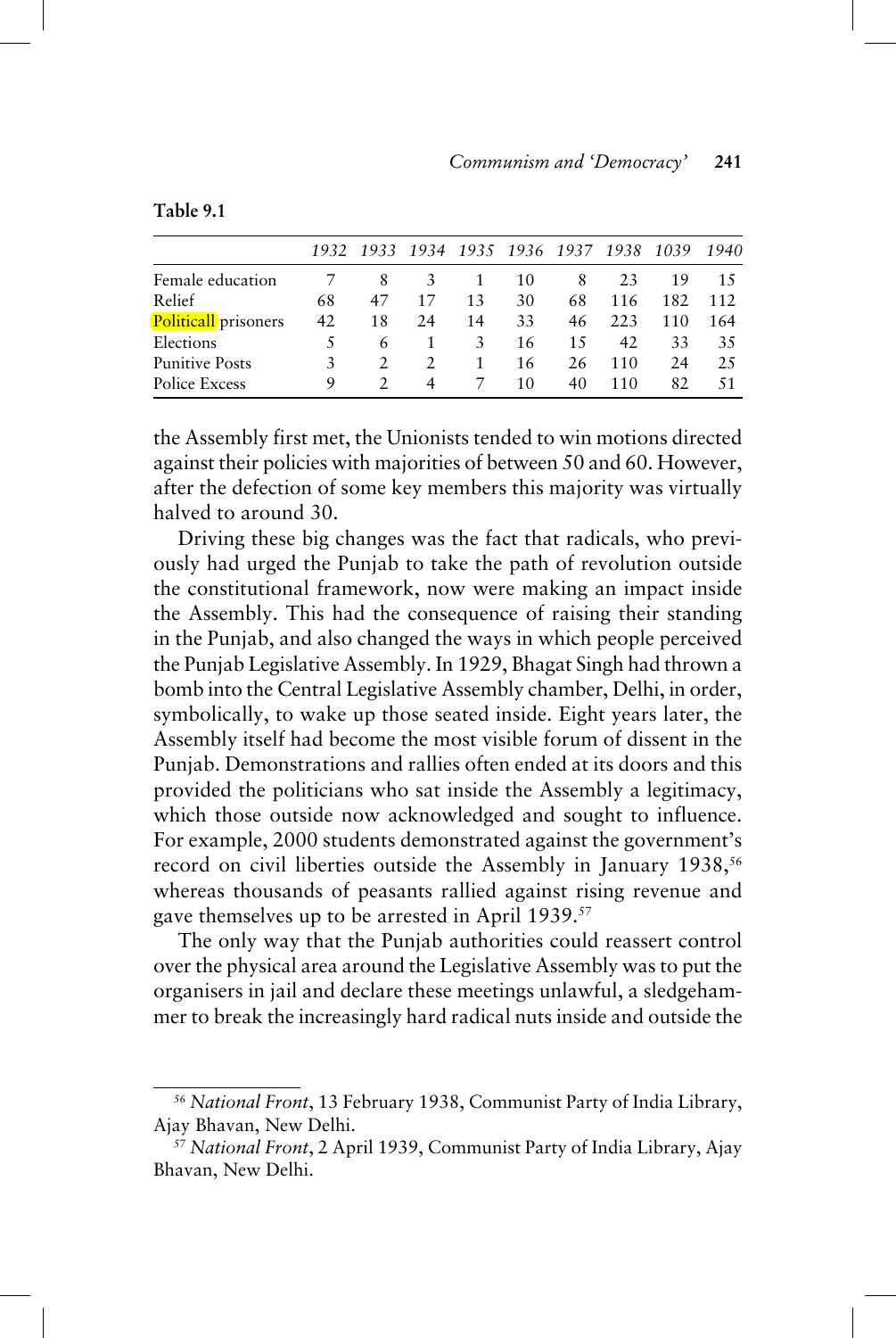**Table 9.1**

| | 1932 | 1933 | 1934 | 1935 | 1936 | 1937 | 1938 | 1039 | 1940 |
|---|---|---|---|---|---|---|---|---|---|
| Female education | 7 | 8 | 3 | 1 | 10 | 8 | 23 | 19 | 15 |
| Relief | 68 | 47 | 17 | 13 | 30 | 68 | 116 | 182 | 112 |
| Politicall prisoners | 42 | 18 | 24 | 14 | 33 | 46 | 223 | 110 | 164 |
| Elections | 5 | 6 | 1 | 3 | 16 | 15 | 42 | 33 | 35 |
| Punitive Posts | 3 | 2 | 2 | 1 | 16 | 26 | 110 | 24 | 25 |
| Police Excess | 9 | 2 | 4 | 7 | 10 | 40 | 110 | 82 | 51 |

the Assembly first met, the Unionists tended to win motions directed against their policies with majorities of between 50 and 60. However, after the defection of some key members this majority was virtually halved to around 30.

Driving these big changes was the fact that radicals, who previously had urged the Punjab to take the path of revolution outside the constitutional framework, now were making an impact inside the Assembly. This had the consequence of raising their standing in the Punjab, and also changed the ways in which people perceived the Punjab Legislative Assembly. In 1929, Bhagat Singh had thrown a bomb into the Central Legislative Assembly chamber, Delhi, in order, symbolically, to wake up those seated inside. Eight years later, the Assembly itself had become the most visible forum of dissent in the Punjab. Demonstrations and rallies often ended at its doors and this provided the politicians who sat inside the Assembly a legitimacy, which those outside now acknowledged and sought to influence. For example, 2000 students demonstrated against the government's record on civil liberties outside the Assembly in January 1938,[56] whereas thousands of peasants rallied against rising revenue and gave themselves up to be arrested in April 1939.[57]

The only way that the Punjab authorities could reassert control over the physical area around the Legislative Assembly was to put the organisers in jail and declare these meetings unlawful, a sledgehammer to break the increasingly hard radical nuts inside and outside the

---

[56] *National Front*, 13 February 1938, Communist Party of India Library, Ajay Bhavan, New Delhi.

[57] *National Front*, 2 April 1939, Communist Party of India Library, Ajay Bhavan, New Delhi.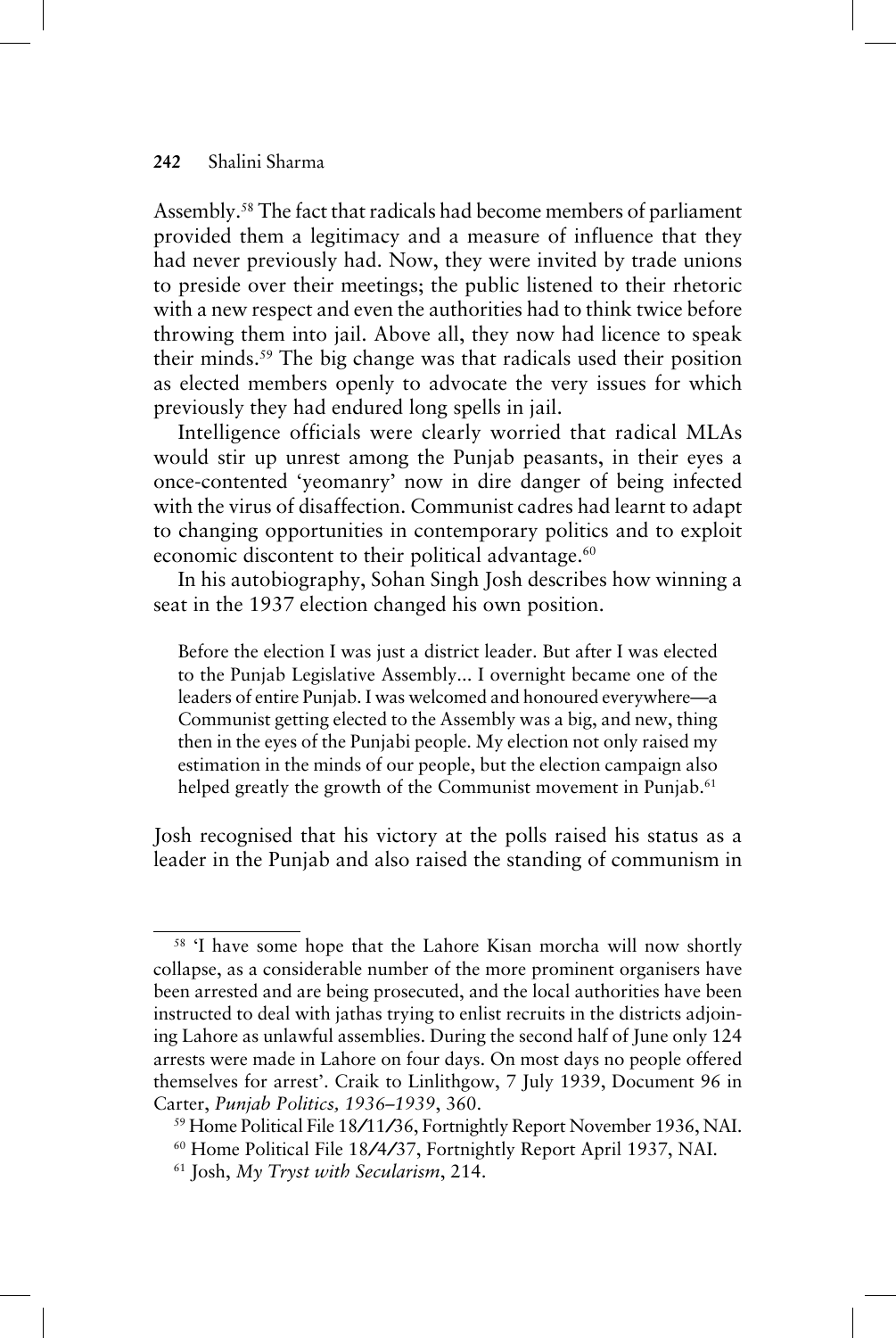Assembly.[58] The fact that radicals had become members of parliament provided them a legitimacy and a measure of influence that they had never previously had. Now, they were invited by trade unions to preside over their meetings; the public listened to their rhetoric with a new respect and even the authorities had to think twice before throwing them into jail. Above all, they now had licence to speak their minds.[59] The big change was that radicals used their position as elected members openly to advocate the very issues for which previously they had endured long spells in jail.

Intelligence officials were clearly worried that radical MLAs would stir up unrest among the Punjab peasants, in their eyes a once-contented 'yeomanry' now in dire danger of being infected with the virus of disaffection. Communist cadres had learnt to adapt to changing opportunities in contemporary politics and to exploit economic discontent to their political advantage.[60]

In his autobiography, Sohan Singh Josh describes how winning a seat in the 1937 election changed his own position.

> Before the election I was just a district leader. But after I was elected to the Punjab Legislative Assembly... I overnight became one of the leaders of entire Punjab. I was welcomed and honoured everywhere—a Communist getting elected to the Assembly was a big, and new, thing then in the eyes of the Punjabi people. My election not only raised my estimation in the minds of our people, but the election campaign also helped greatly the growth of the Communist movement in Punjab.[61]

Josh recognised that his victory at the polls raised his status as a leader in the Punjab and also raised the standing of communism in

---

[58] 'I have some hope that the Lahore Kisan morcha will now shortly collapse, as a considerable number of the more prominent organisers have been arrested and are being prosecuted, and the local authorities have been instructed to deal with jathas trying to enlist recruits in the districts adjoining Lahore as unlawful assemblies. During the second half of June only 124 arrests were made in Lahore on four days. On most days no people offered themselves for arrest'. Craik to Linlithgow, 7 July 1939, Document 96 in Carter, *Punjab Politics, 1936–1939*, 360.

[59] Home Political File 18/11/36, Fortnightly Report November 1936, NAI.

[60] Home Political File 18/4/37, Fortnightly Report April 1937, NAI.

[61] Josh, *My Tryst with Secularism*, 214.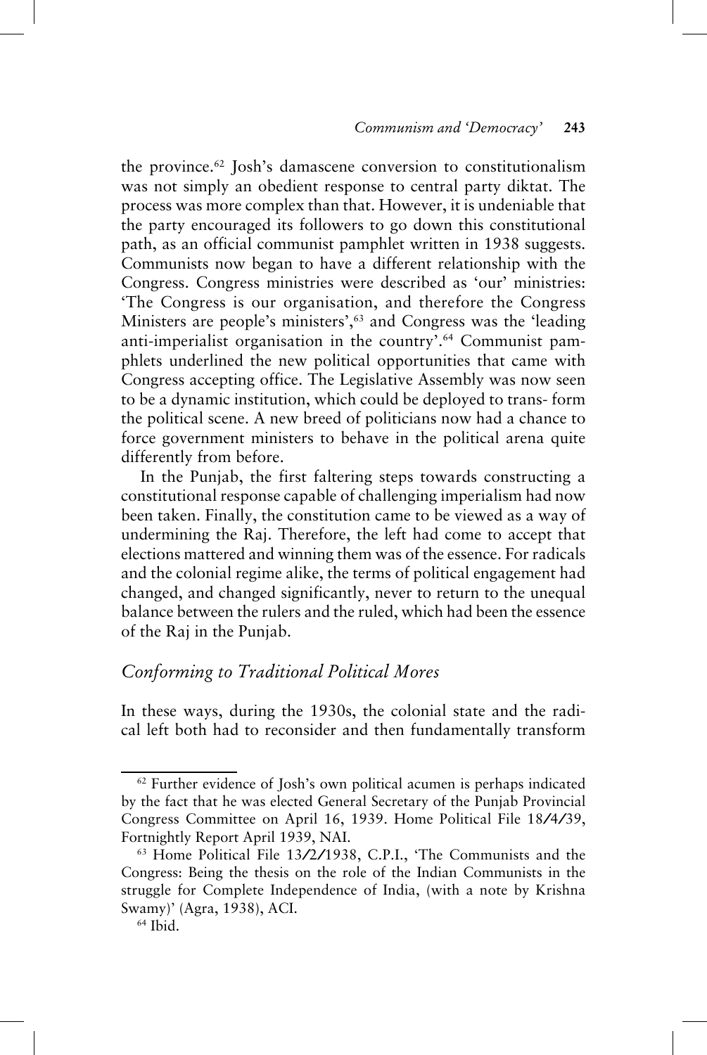the province.[62] Josh's damascene conversion to constitutionalism was not simply an obedient response to central party diktat. The process was more complex than that. However, it is undeniable that the party encouraged its followers to go down this constitutional path, as an official communist pamphlet written in 1938 suggests. Communists now began to have a different relationship with the Congress. Congress ministries were described as 'our' ministries: 'The Congress is our organisation, and therefore the Congress Ministers are people's ministers',[63] and Congress was the 'leading anti-imperialist organisation in the country'.[64] Communist pamphlets underlined the new political opportunities that came with Congress accepting office. The Legislative Assembly was now seen to be a dynamic institution, which could be deployed to trans- form the political scene. A new breed of politicians now had a chance to force government ministers to behave in the political arena quite differently from before.

In the Punjab, the first faltering steps towards constructing a constitutional response capable of challenging imperialism had now been taken. Finally, the constitution came to be viewed as a way of undermining the Raj. Therefore, the left had come to accept that elections mattered and winning them was of the essence. For radicals and the colonial regime alike, the terms of political engagement had changed, and changed significantly, never to return to the unequal balance between the rulers and the ruled, which had been the essence of the Raj in the Punjab.

## *Conforming to Traditional Political Mores*

In these ways, during the 1930s, the colonial state and the radical left both had to reconsider and then fundamentally transform

---

[62] Further evidence of Josh's own political acumen is perhaps indicated by the fact that he was elected General Secretary of the Punjab Provincial Congress Committee on April 16, 1939. Home Political File 18/4/39, Fortnightly Report April 1939, NAI.

[63] Home Political File 13/2/1938, C.P.I., 'The Communists and the Congress: Being the thesis on the role of the Indian Communists in the struggle for Complete Independence of India, (with a note by Krishna Swamy)' (Agra, 1938), ACI.

[64] Ibid.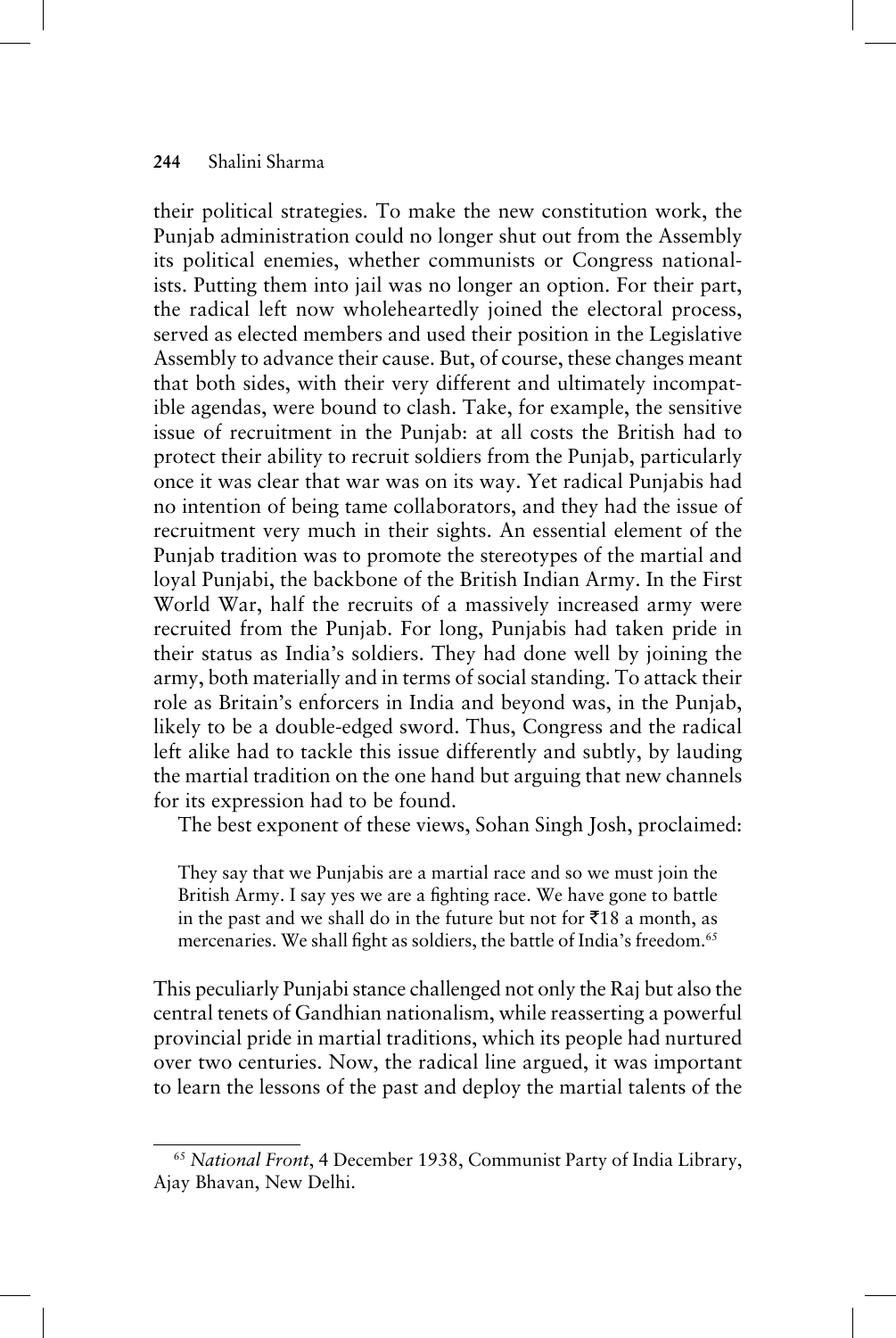their political strategies. To make the new constitution work, the Punjab administration could no longer shut out from the Assembly its political enemies, whether communists or Congress nationalists. Putting them into jail was no longer an option. For their part, the radical left now wholeheartedly joined the electoral process, served as elected members and used their position in the Legislative Assembly to advance their cause. But, of course, these changes meant that both sides, with their very different and ultimately incompatible agendas, were bound to clash. Take, for example, the sensitive issue of recruitment in the Punjab: at all costs the British had to protect their ability to recruit soldiers from the Punjab, particularly once it was clear that war was on its way. Yet radical Punjabis had no intention of being tame collaborators, and they had the issue of recruitment very much in their sights. An essential element of the Punjab tradition was to promote the stereotypes of the martial and loyal Punjabi, the backbone of the British Indian Army. In the First World War, half the recruits of a massively increased army were recruited from the Punjab. For long, Punjabis had taken pride in their status as India's soldiers. They had done well by joining the army, both materially and in terms of social standing. To attack their role as Britain's enforcers in India and beyond was, in the Punjab, likely to be a double-edged sword. Thus, Congress and the radical left alike had to tackle this issue differently and subtly, by lauding the martial tradition on the one hand but arguing that new channels for its expression had to be found.

The best exponent of these views, Sohan Singh Josh, proclaimed:

> They say that we Punjabis are a martial race and so we must join the British Army. I say yes we are a fighting race. We have gone to battle in the past and we shall do in the future but not for ₹18 a month, as mercenaries. We shall fight as soldiers, the battle of India's freedom.[65]

This peculiarly Punjabi stance challenged not only the Raj but also the central tenets of Gandhian nationalism, while reasserting a powerful provincial pride in martial traditions, which its people had nurtured over two centuries. Now, the radical line argued, it was important to learn the lessons of the past and deploy the martial talents of the

[65] *National Front*, 4 December 1938, Communist Party of India Library, Ajay Bhavan, New Delhi.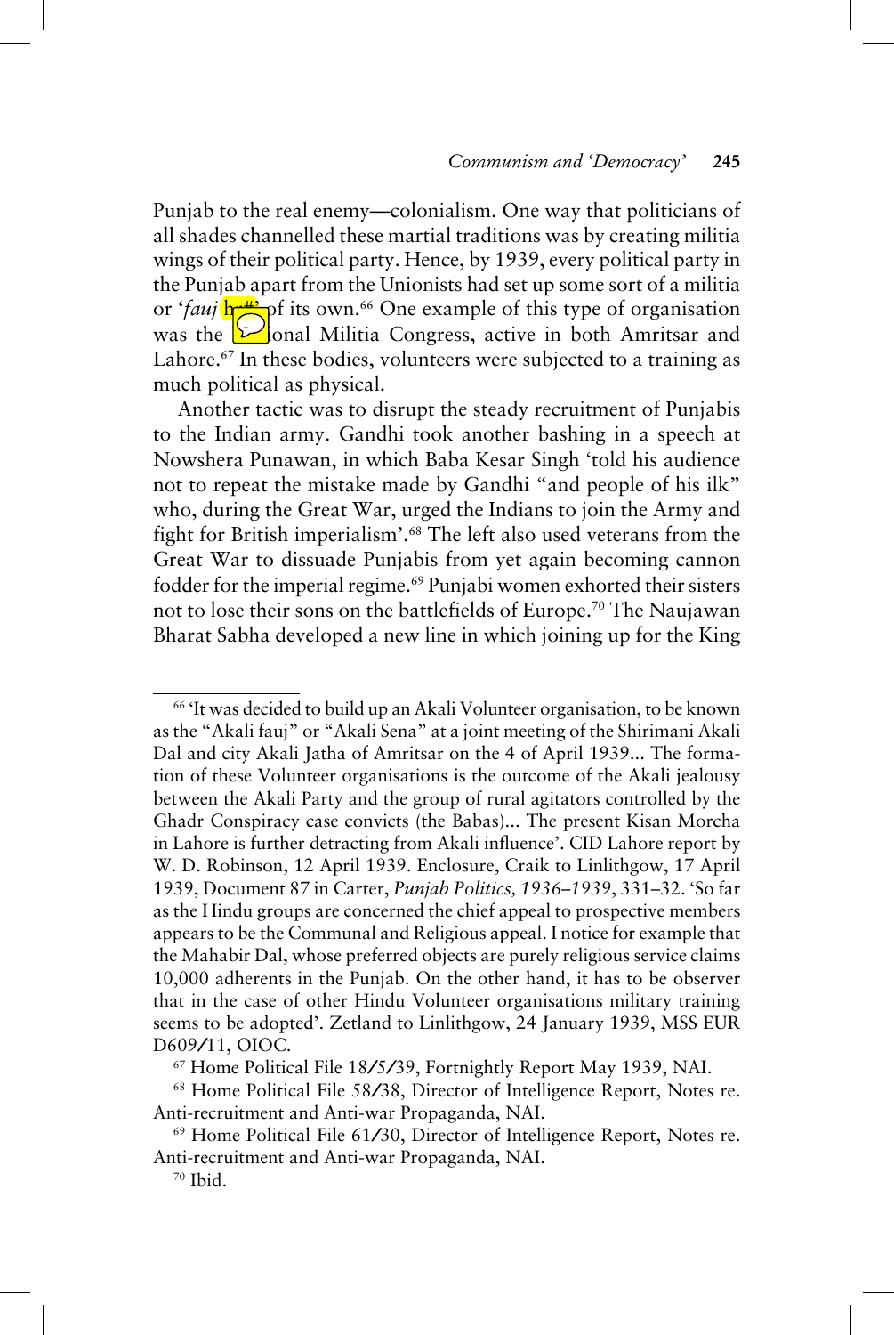Punjab to the real enemy—colonialism. One way that politicians of all shades channelled these martial traditions was by creating militia wings of their political party. Hence, by 1939, every political party in the Punjab apart from the Unionists had set up some sort of a militia or '*fauj* hutt' of its own.[66] One example of this type of organisation was the National Militia Congress, active in both Amritsar and Lahore.[67] In these bodies, volunteers were subjected to a training as much political as physical.

Another tactic was to disrupt the steady recruitment of Punjabis to the Indian army. Gandhi took another bashing in a speech at Nowshera Punawan, in which Baba Kesar Singh 'told his audience not to repeat the mistake made by Gandhi "and people of his ilk" who, during the Great War, urged the Indians to join the Army and fight for British imperialism'.[68] The left also used veterans from the Great War to dissuade Punjabis from yet again becoming cannon fodder for the imperial regime.[69] Punjabi women exhorted their sisters not to lose their sons on the battlefields of Europe.[70] The Naujawan Bharat Sabha developed a new line in which joining up for the King

---

[66] 'It was decided to build up an Akali Volunteer organisation, to be known as the "Akali fauj" or "Akali Sena" at a joint meeting of the Shirimani Akali Dal and city Akali Jatha of Amritsar on the 4 of April 1939... The formation of these Volunteer organisations is the outcome of the Akali jealousy between the Akali Party and the group of rural agitators controlled by the Ghadr Conspiracy case convicts (the Babas)... The present Kisan Morcha in Lahore is further detracting from Akali influence'. CID Lahore report by W. D. Robinson, 12 April 1939. Enclosure, Craik to Linlithgow, 17 April 1939, Document 87 in Carter, *Punjab Politics, 1936–1939*, 331–32. 'So far as the Hindu groups are concerned the chief appeal to prospective members appears to be the Communal and Religious appeal. I notice for example that the Mahabir Dal, whose preferred objects are purely religious service claims 10,000 adherents in the Punjab. On the other hand, it has to be observer that in the case of other Hindu Volunteer organisations military training seems to be adopted'. Zetland to Linlithgow, 24 January 1939, MSS EUR D609/11, OIOC.

[67] Home Political File 18/5/39, Fortnightly Report May 1939, NAI.

[68] Home Political File 58/38, Director of Intelligence Report, Notes re. Anti-recruitment and Anti-war Propaganda, NAI.

[69] Home Political File 61/30, Director of Intelligence Report, Notes re. Anti-recruitment and Anti-war Propaganda, NAI.

[70] Ibid.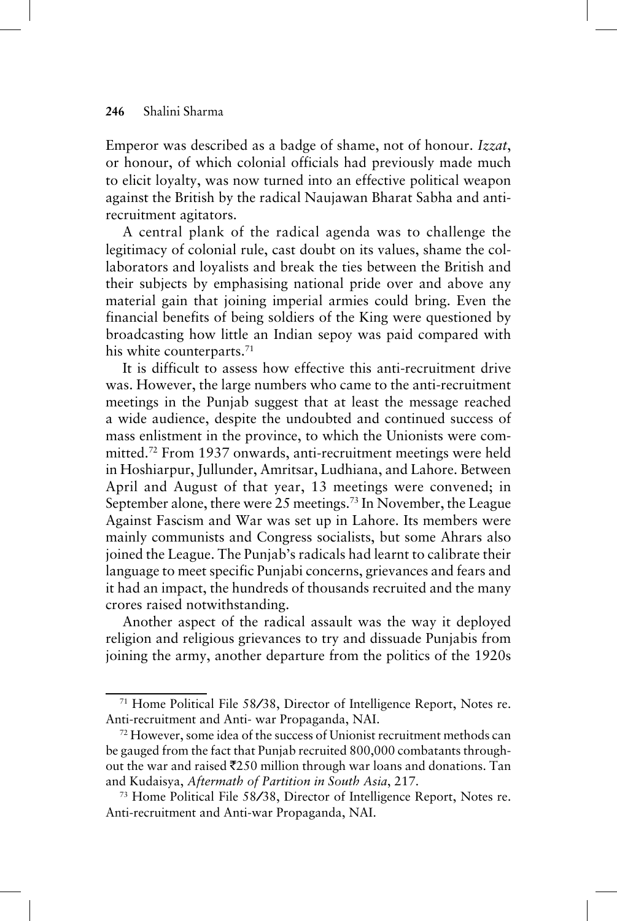Emperor was described as a badge of shame, not of honour. *Izzat*, or honour, of which colonial officials had previously made much to elicit loyalty, was now turned into an effective political weapon against the British by the radical Naujawan Bharat Sabha and anti-recruitment agitators.

A central plank of the radical agenda was to challenge the legitimacy of colonial rule, cast doubt on its values, shame the collaborators and loyalists and break the ties between the British and their subjects by emphasising national pride over and above any material gain that joining imperial armies could bring. Even the financial benefits of being soldiers of the King were questioned by broadcasting how little an Indian sepoy was paid compared with his white counterparts.[71]

It is difficult to assess how effective this anti-recruitment drive was. However, the large numbers who came to the anti-recruitment meetings in the Punjab suggest that at least the message reached a wide audience, despite the undoubted and continued success of mass enlistment in the province, to which the Unionists were committed.[72] From 1937 onwards, anti-recruitment meetings were held in Hoshiarpur, Jullunder, Amritsar, Ludhiana, and Lahore. Between April and August of that year, 13 meetings were convened; in September alone, there were 25 meetings.[73] In November, the League Against Fascism and War was set up in Lahore. Its members were mainly communists and Congress socialists, but some Ahrars also joined the League. The Punjab's radicals had learnt to calibrate their language to meet specific Punjabi concerns, grievances and fears and it had an impact, the hundreds of thousands recruited and the many crores raised notwithstanding.

Another aspect of the radical assault was the way it deployed religion and religious grievances to try and dissuade Punjabis from joining the army, another departure from the politics of the 1920s

---

[71] Home Political File 58/38, Director of Intelligence Report, Notes re. Anti-recruitment and Anti- war Propaganda, NAI.

[72] However, some idea of the success of Unionist recruitment methods can be gauged from the fact that Punjab recruited 800,000 combatants throughout the war and raised ₹250 million through war loans and donations. Tan and Kudaisya, *Aftermath of Partition in South Asia*, 217.

[73] Home Political File 58/38, Director of Intelligence Report, Notes re. Anti-recruitment and Anti-war Propaganda, NAI.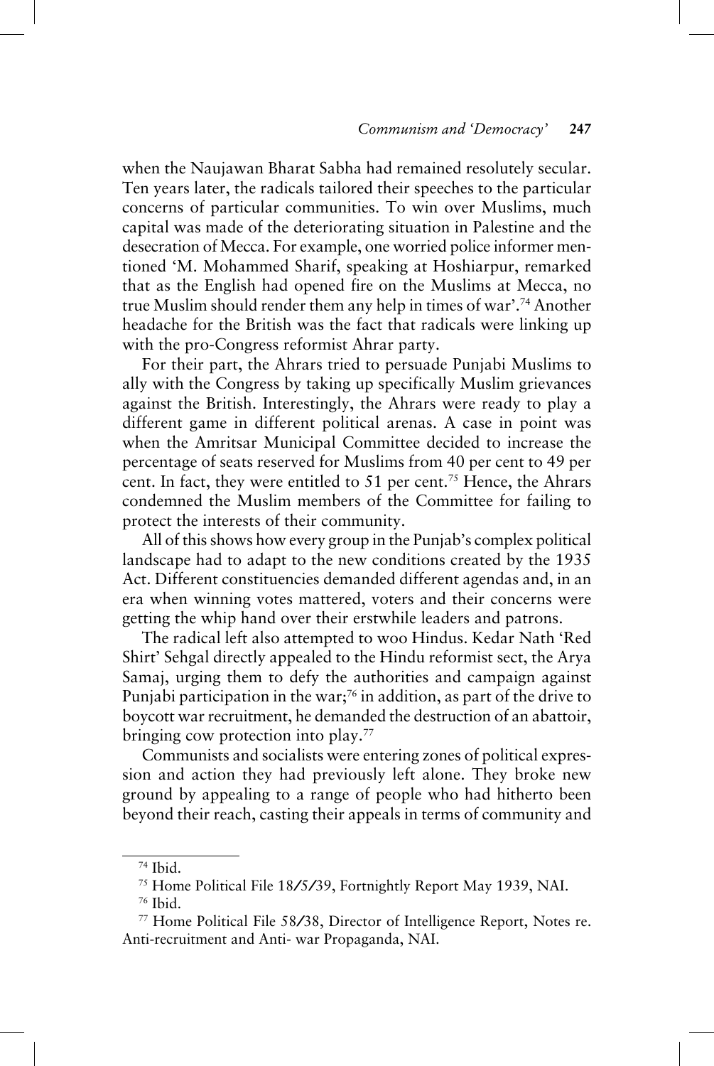when the Naujawan Bharat Sabha had remained resolutely secular. Ten years later, the radicals tailored their speeches to the particular concerns of particular communities. To win over Muslims, much capital was made of the deteriorating situation in Palestine and the desecration of Mecca. For example, one worried police informer mentioned 'M. Mohammed Sharif, speaking at Hoshiarpur, remarked that as the English had opened fire on the Muslims at Mecca, no true Muslim should render them any help in times of war'.[74] Another headache for the British was the fact that radicals were linking up with the pro-Congress reformist Ahrar party.

For their part, the Ahrars tried to persuade Punjabi Muslims to ally with the Congress by taking up specifically Muslim grievances against the British. Interestingly, the Ahrars were ready to play a different game in different political arenas. A case in point was when the Amritsar Municipal Committee decided to increase the percentage of seats reserved for Muslims from 40 per cent to 49 per cent. In fact, they were entitled to 51 per cent.[75] Hence, the Ahrars condemned the Muslim members of the Committee for failing to protect the interests of their community.

All of this shows how every group in the Punjab's complex political landscape had to adapt to the new conditions created by the 1935 Act. Different constituencies demanded different agendas and, in an era when winning votes mattered, voters and their concerns were getting the whip hand over their erstwhile leaders and patrons.

The radical left also attempted to woo Hindus. Kedar Nath 'Red Shirt' Sehgal directly appealed to the Hindu reformist sect, the Arya Samaj, urging them to defy the authorities and campaign against Punjabi participation in the war;[76] in addition, as part of the drive to boycott war recruitment, he demanded the destruction of an abattoir, bringing cow protection into play.[77]

Communists and socialists were entering zones of political expression and action they had previously left alone. They broke new ground by appealing to a range of people who had hitherto been beyond their reach, casting their appeals in terms of community and

---

[74] Ibid.

[75] Home Political File 18/5/39, Fortnightly Report May 1939, NAI.

[76] Ibid.

[77] Home Political File 58/38, Director of Intelligence Report, Notes re. Anti-recruitment and Anti- war Propaganda, NAI.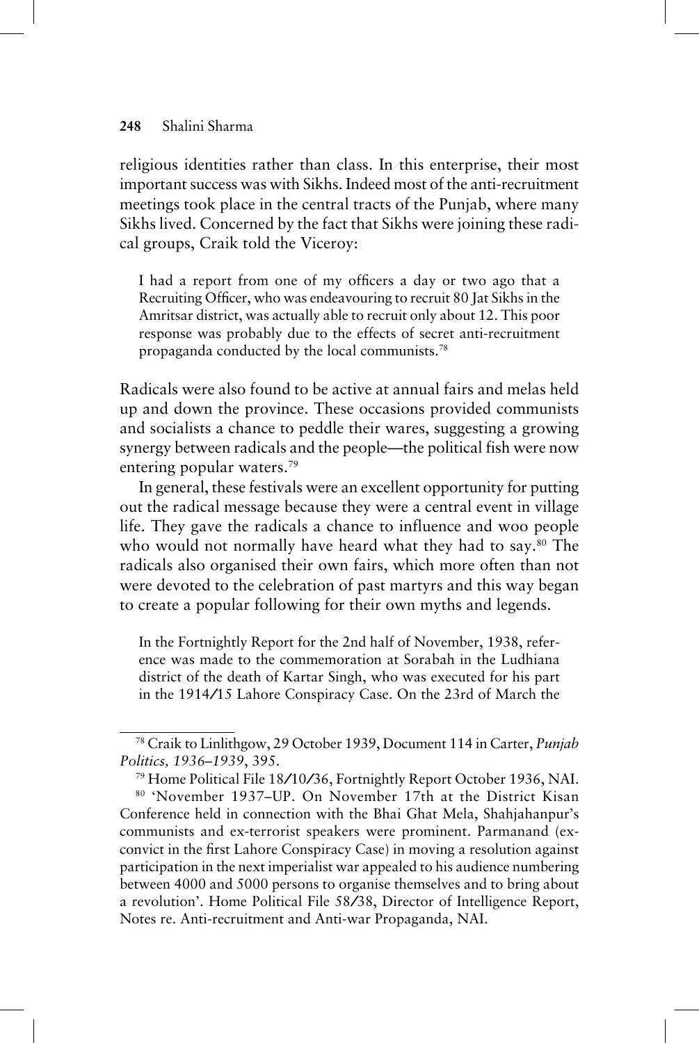religious identities rather than class. In this enterprise, their most important success was with Sikhs. Indeed most of the anti-recruitment meetings took place in the central tracts of the Punjab, where many Sikhs lived. Concerned by the fact that Sikhs were joining these radical groups, Craik told the Viceroy:

> I had a report from one of my officers a day or two ago that a Recruiting Officer, who was endeavouring to recruit 80 Jat Sikhs in the Amritsar district, was actually able to recruit only about 12. This poor response was probably due to the effects of secret anti-recruitment propaganda conducted by the local communists.[78]

Radicals were also found to be active at annual fairs and melas held up and down the province. These occasions provided communists and socialists a chance to peddle their wares, suggesting a growing synergy between radicals and the people—the political fish were now entering popular waters.[79]

In general, these festivals were an excellent opportunity for putting out the radical message because they were a central event in village life. They gave the radicals a chance to influence and woo people who would not normally have heard what they had to say.[80] The radicals also organised their own fairs, which more often than not were devoted to the celebration of past martyrs and this way began to create a popular following for their own myths and legends.

> In the Fortnightly Report for the 2nd half of November, 1938, reference was made to the commemoration at Sorabah in the Ludhiana district of the death of Kartar Singh, who was executed for his part in the 1914/15 Lahore Conspiracy Case. On the 23rd of March the

---

[78] Craik to Linlithgow, 29 October 1939, Document 114 in Carter, *Punjab Politics, 1936–1939*, 395.

[79] Home Political File 18/10/36, Fortnightly Report October 1936, NAI.

[80] 'November 1937–UP. On November 17th at the District Kisan Conference held in connection with the Bhai Ghat Mela, Shahjahanpur's communists and ex-terrorist speakers were prominent. Parmanand (ex-convict in the first Lahore Conspiracy Case) in moving a resolution against participation in the next imperialist war appealed to his audience numbering between 4000 and 5000 persons to organise themselves and to bring about a revolution'. Home Political File 58/38, Director of Intelligence Report, Notes re. Anti-recruitment and Anti-war Propaganda, NAI.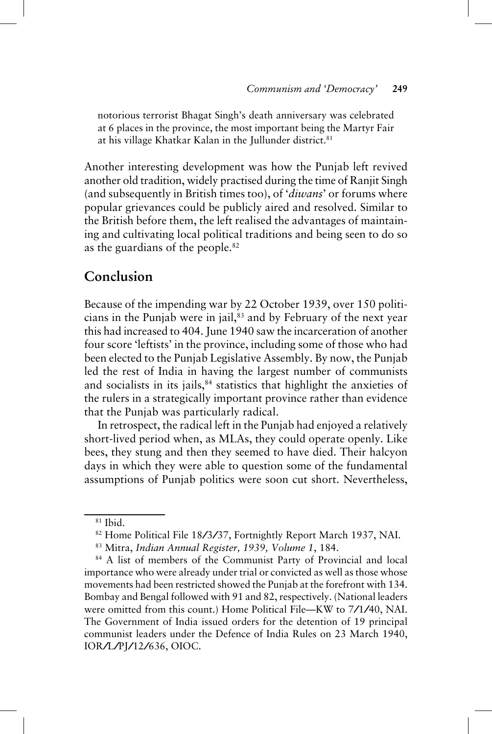notorious terrorist Bhagat Singh's death anniversary was celebrated at 6 places in the province, the most important being the Martyr Fair at his village Khatkar Kalan in the Jullunder district.[81]

Another interesting development was how the Punjab left revived another old tradition, widely practised during the time of Ranjit Singh (and subsequently in British times too), of '*diwans*' or forums where popular grievances could be publicly aired and resolved. Similar to the British before them, the left realised the advantages of maintaining and cultivating local political traditions and being seen to do so as the guardians of the people.[82]

## Conclusion

Because of the impending war by 22 October 1939, over 150 politicians in the Punjab were in jail,[83] and by February of the next year this had increased to 404. June 1940 saw the incarceration of another four score 'leftists' in the province, including some of those who had been elected to the Punjab Legislative Assembly. By now, the Punjab led the rest of India in having the largest number of communists and socialists in its jails,[84] statistics that highlight the anxieties of the rulers in a strategically important province rather than evidence that the Punjab was particularly radical.

In retrospect, the radical left in the Punjab had enjoyed a relatively short-lived period when, as MLAs, they could operate openly. Like bees, they stung and then they seemed to have died. Their halcyon days in which they were able to question some of the fundamental assumptions of Punjab politics were soon cut short. Nevertheless,

---

[81] Ibid.

[82] Home Political File 18/3/37, Fortnightly Report March 1937, NAI.

[83] Mitra, *Indian Annual Register, 1939, Volume 1*, 184.

[84] A list of members of the Communist Party of Provincial and local importance who were already under trial or convicted as well as those whose movements had been restricted showed the Punjab at the forefront with 134. Bombay and Bengal followed with 91 and 82, respectively. (National leaders were omitted from this count.) Home Political File—KW to 7/1/40, NAI. The Government of India issued orders for the detention of 19 principal communist leaders under the Defence of India Rules on 23 March 1940, IOR/L/PJ/12/636, OIOC.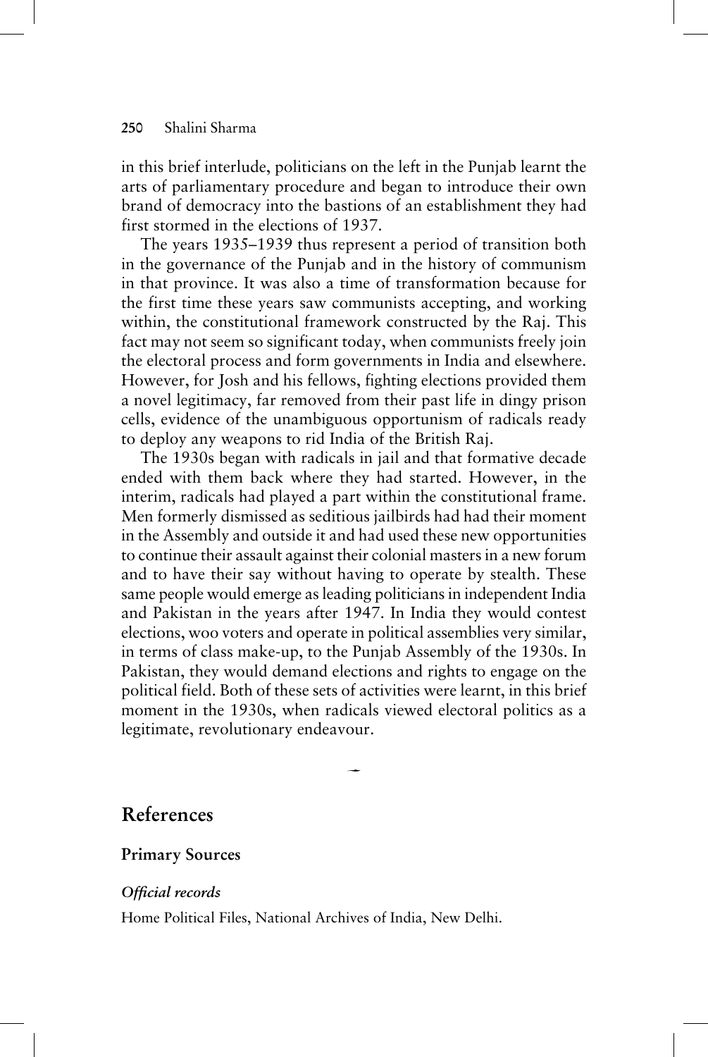in this brief interlude, politicians on the left in the Punjab learnt the arts of parliamentary procedure and began to introduce their own brand of democracy into the bastions of an establishment they had first stormed in the elections of 1937.

The years 1935–1939 thus represent a period of transition both in the governance of the Punjab and in the history of communism in that province. It was also a time of transformation because for the first time these years saw communists accepting, and working within, the constitutional framework constructed by the Raj. This fact may not seem so significant today, when communists freely join the electoral process and form governments in India and elsewhere. However, for Josh and his fellows, fighting elections provided them a novel legitimacy, far removed from their past life in dingy prison cells, evidence of the unambiguous opportunism of radicals ready to deploy any weapons to rid India of the British Raj.

The 1930s began with radicals in jail and that formative decade ended with them back where they had started. However, in the interim, radicals had played a part within the constitutional frame. Men formerly dismissed as seditious jailbirds had had their moment in the Assembly and outside it and had used these new opportunities to continue their assault against their colonial masters in a new forum and to have their say without having to operate by stealth. These same people would emerge as leading politicians in independent India and Pakistan in the years after 1947. In India they would contest elections, woo voters and operate in political assemblies very similar, in terms of class make-up, to the Punjab Assembly of the 1930s. In Pakistan, they would demand elections and rights to engage on the political field. Both of these sets of activities were learnt, in this brief moment in the 1930s, when radicals viewed electoral politics as a legitimate, revolutionary endeavour.

## References

### Primary Sources

#### *Official records*

Home Political Files, National Archives of India, New Delhi.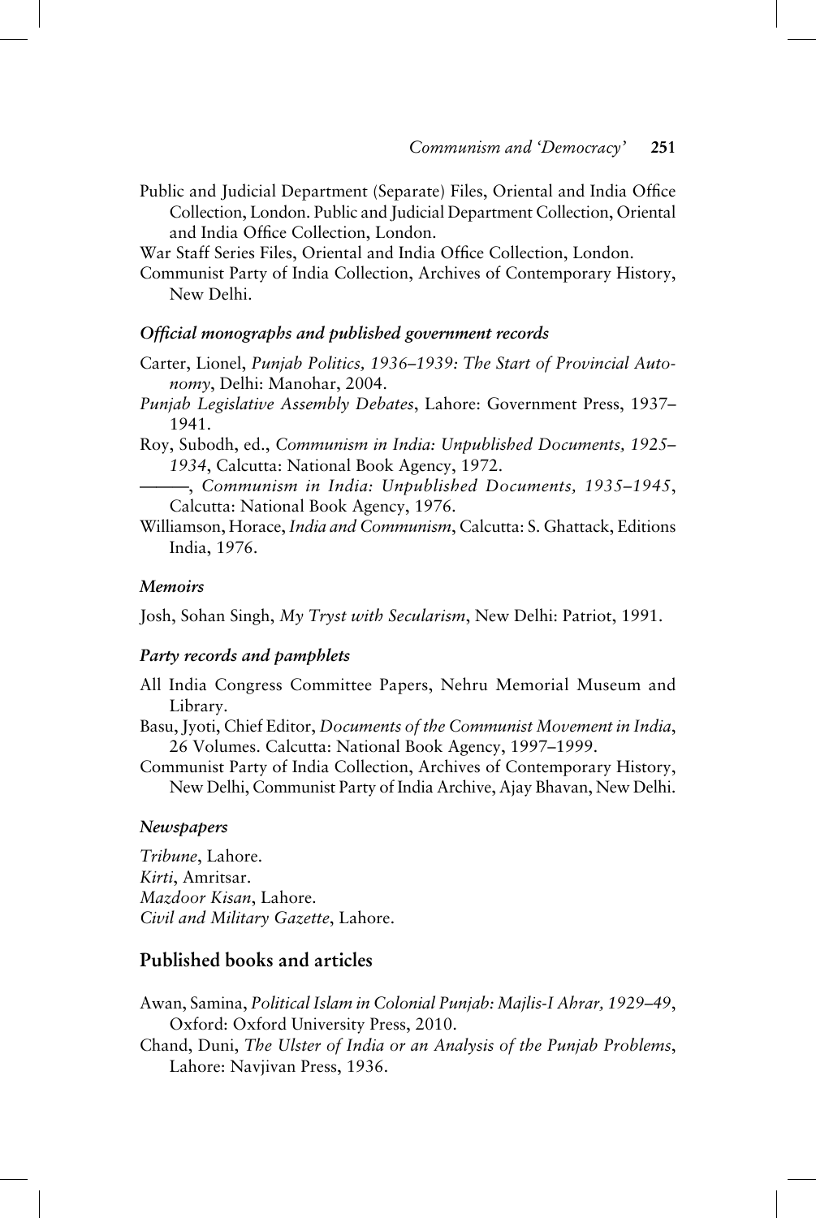Public and Judicial Department (Separate) Files, Oriental and India Office Collection, London. Public and Judicial Department Collection, Oriental and India Office Collection, London.

War Staff Series Files, Oriental and India Office Collection, London.

Communist Party of India Collection, Archives of Contemporary History, New Delhi.

### *Official monographs and published government records*

Carter, Lionel, *Punjab Politics, 1936–1939: The Start of Provincial Autonomy*, Delhi: Manohar, 2004.

*Punjab Legislative Assembly Debates*, Lahore: Government Press, 1937–1941.

Roy, Subodh, ed., *Communism in India: Unpublished Documents, 1925–1934*, Calcutta: National Book Agency, 1972.

———, *Communism in India: Unpublished Documents, 1935–1945*, Calcutta: National Book Agency, 1976.

Williamson, Horace, *India and Communism*, Calcutta: S. Ghattack, Editions India, 1976.

### *Memoirs*

Josh, Sohan Singh, *My Tryst with Secularism*, New Delhi: Patriot, 1991.

### *Party records and pamphlets*

All India Congress Committee Papers, Nehru Memorial Museum and Library.

Basu, Jyoti, Chief Editor, *Documents of the Communist Movement in India*, 26 Volumes. Calcutta: National Book Agency, 1997–1999.

Communist Party of India Collection, Archives of Contemporary History, New Delhi, Communist Party of India Archive, Ajay Bhavan, New Delhi.

### *Newspapers*

*Tribune*, Lahore.
*Kirti*, Amritsar.
*Mazdoor Kisan*, Lahore.
*Civil and Military Gazette*, Lahore.

## Published books and articles

Awan, Samina, *Political Islam in Colonial Punjab: Majlis-I Ahrar, 1929–49*, Oxford: Oxford University Press, 2010.

Chand, Duni, *The Ulster of India or an Analysis of the Punjab Problems*, Lahore: Navjivan Press, 1936.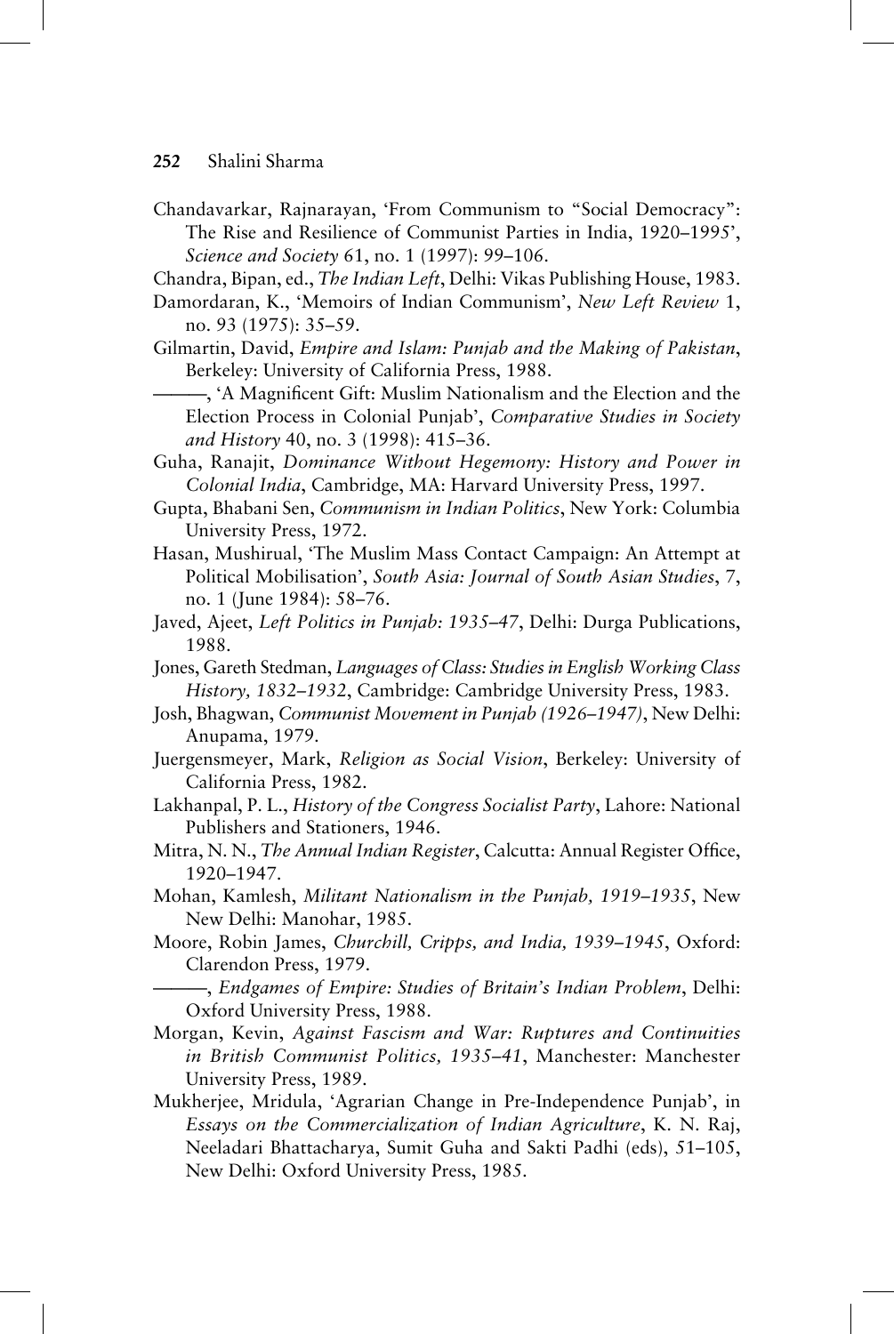Chandavarkar, Rajnarayan, 'From Communism to "Social Democracy": The Rise and Resilience of Communist Parties in India, 1920–1995', *Science and Society* 61, no. 1 (1997): 99–106.

Chandra, Bipan, ed., *The Indian Left*, Delhi: Vikas Publishing House, 1983.

Damordaran, K., 'Memoirs of Indian Communism', *New Left Review* 1, no. 93 (1975): 35–59.

Gilmartin, David, *Empire and Islam: Punjab and the Making of Pakistan*, Berkeley: University of California Press, 1988.

———, 'A Magnificent Gift: Muslim Nationalism and the Election and the Election Process in Colonial Punjab', *Comparative Studies in Society and History* 40, no. 3 (1998): 415–36.

Guha, Ranajit, *Dominance Without Hegemony: History and Power in Colonial India*, Cambridge, MA: Harvard University Press, 1997.

Gupta, Bhabani Sen, *Communism in Indian Politics*, New York: Columbia University Press, 1972.

Hasan, Mushirual, 'The Muslim Mass Contact Campaign: An Attempt at Political Mobilisation', *South Asia: Journal of South Asian Studies*, 7, no. 1 (June 1984): 58–76.

Javed, Ajeet, *Left Politics in Punjab: 1935–47*, Delhi: Durga Publications, 1988.

Jones, Gareth Stedman, *Languages of Class: Studies in English Working Class History, 1832–1932*, Cambridge: Cambridge University Press, 1983.

Josh, Bhagwan, *Communist Movement in Punjab (1926–1947)*, New Delhi: Anupama, 1979.

Juergensmeyer, Mark, *Religion as Social Vision*, Berkeley: University of California Press, 1982.

Lakhanpal, P. L., *History of the Congress Socialist Party*, Lahore: National Publishers and Stationers, 1946.

Mitra, N. N., *The Annual Indian Register*, Calcutta: Annual Register Office, 1920–1947.

Mohan, Kamlesh, *Militant Nationalism in the Punjab, 1919–1935*, New New Delhi: Manohar, 1985.

Moore, Robin James, *Churchill, Cripps, and India, 1939–1945*, Oxford: Clarendon Press, 1979.

———, *Endgames of Empire: Studies of Britain's Indian Problem*, Delhi: Oxford University Press, 1988.

Morgan, Kevin, *Against Fascism and War: Ruptures and Continuities in British Communist Politics, 1935–41*, Manchester: Manchester University Press, 1989.

Mukherjee, Mridula, 'Agrarian Change in Pre-Independence Punjab', in *Essays on the Commercialization of Indian Agriculture*, K. N. Raj, Neeladari Bhattacharya, Sumit Guha and Sakti Padhi (eds), 51–105, New Delhi: Oxford University Press, 1985.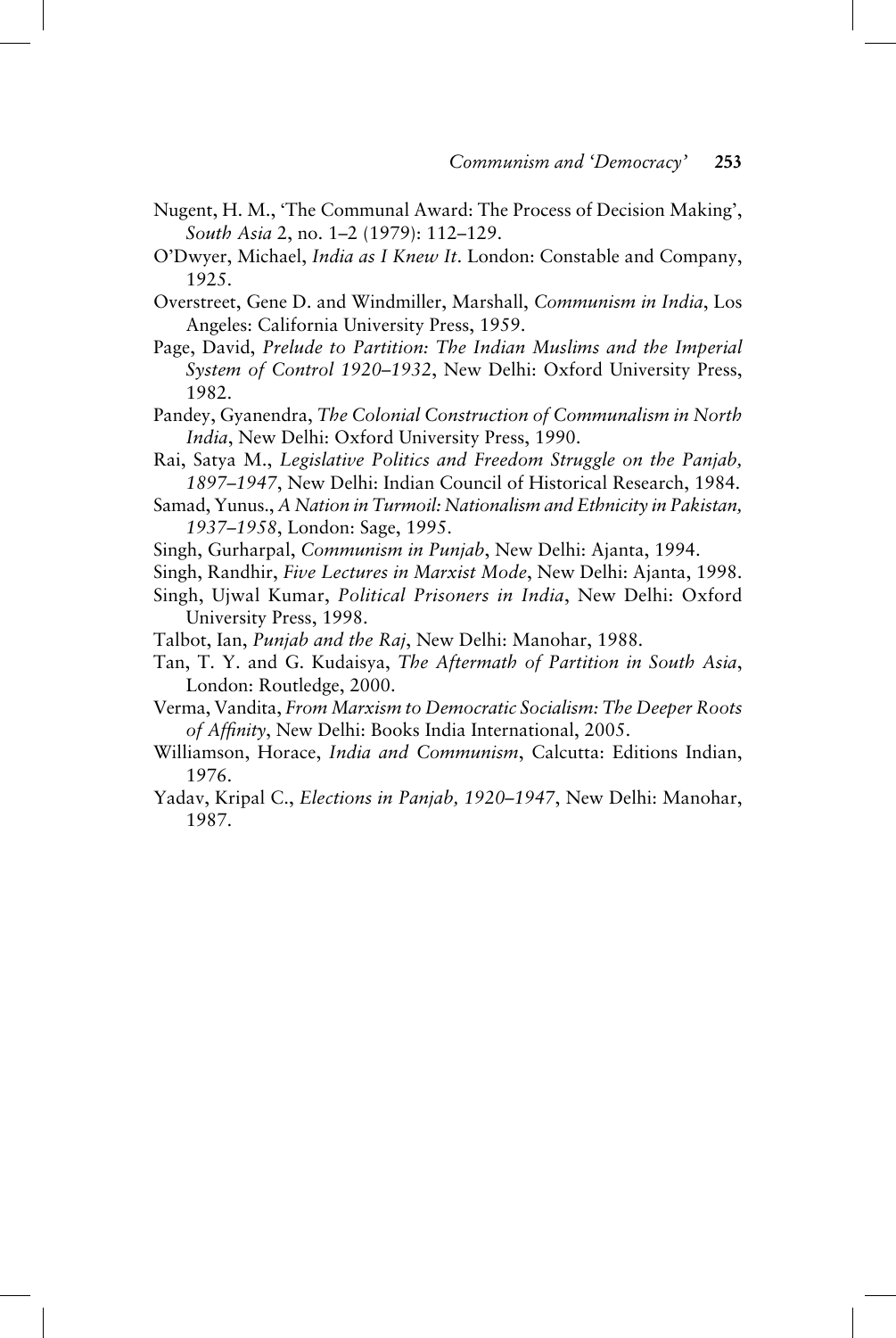Nugent, H. M., 'The Communal Award: The Process of Decision Making', *South Asia* 2, no. 1–2 (1979): 112–129.

O'Dwyer, Michael, *India as I Knew It*. London: Constable and Company, 1925.

Overstreet, Gene D. and Windmiller, Marshall, *Communism in India*, Los Angeles: California University Press, 1959.

Page, David, *Prelude to Partition: The Indian Muslims and the Imperial System of Control 1920–1932*, New Delhi: Oxford University Press, 1982.

Pandey, Gyanendra, *The Colonial Construction of Communalism in North India*, New Delhi: Oxford University Press, 1990.

Rai, Satya M., *Legislative Politics and Freedom Struggle on the Panjab, 1897–1947*, New Delhi: Indian Council of Historical Research, 1984.

Samad, Yunus., *A Nation in Turmoil: Nationalism and Ethnicity in Pakistan, 1937–1958*, London: Sage, 1995.

Singh, Gurharpal, *Communism in Punjab*, New Delhi: Ajanta, 1994.

Singh, Randhir, *Five Lectures in Marxist Mode*, New Delhi: Ajanta, 1998.

Singh, Ujwal Kumar, *Political Prisoners in India*, New Delhi: Oxford University Press, 1998.

Talbot, Ian, *Punjab and the Raj*, New Delhi: Manohar, 1988.

Tan, T. Y. and G. Kudaisya, *The Aftermath of Partition in South Asia*, London: Routledge, 2000.

Verma, Vandita, *From Marxism to Democratic Socialism: The Deeper Roots of Affinity*, New Delhi: Books India International, 2005.

Williamson, Horace, *India and Communism*, Calcutta: Editions Indian, 1976.

Yadav, Kripal C., *Elections in Panjab, 1920–1947*, New Delhi: Manohar, 1987.